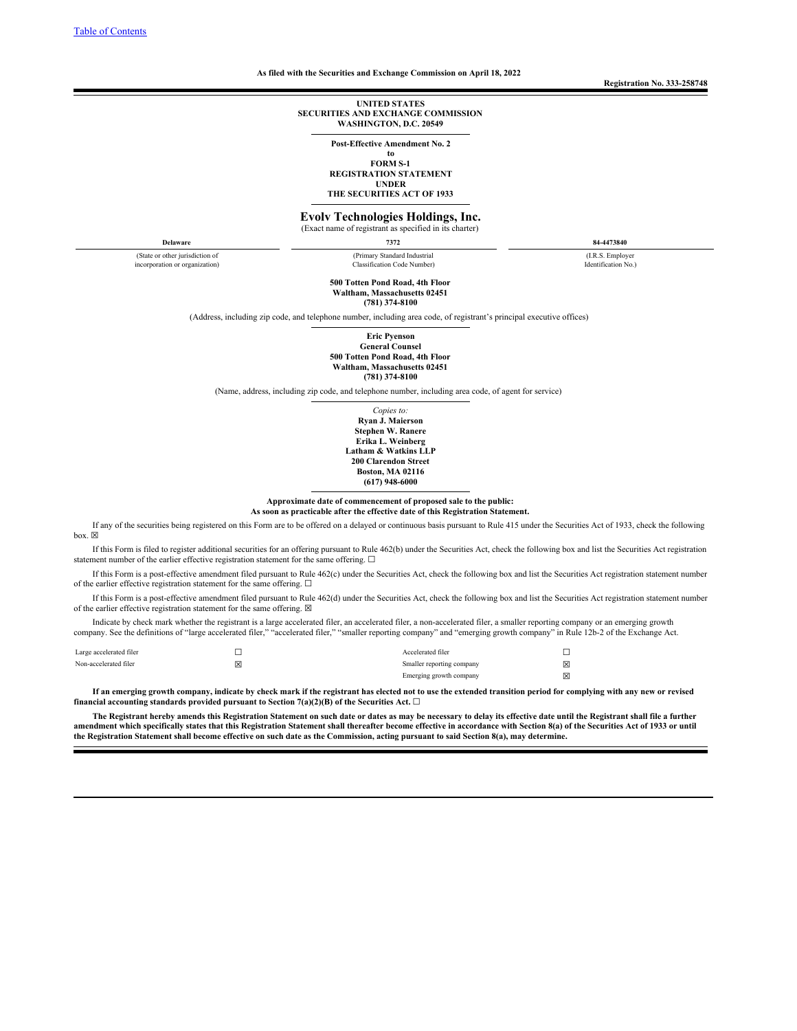[Table of Contents](#)

**As filed with the Securities and Exchange Commission on April 18, 2022**

**Registration No. 333-258748**

**UNITED STATES**
**SECURITIES AND EXCHANGE COMMISSION**
**WASHINGTON, D.C. 20549**

**Post-Effective Amendment No. 2**
**to**
**FORM S-1**
**REGISTRATION STATEMENT**
**UNDER**
**THE SECURITIES ACT OF 1933**

# Evolv Technologies Holdings, Inc.

(Exact name of registrant as specified in its charter)

| **Delaware** | **7372** | **84-4473840** |
|---|---|---|
| (State or other jurisdiction of incorporation or organization) | (Primary Standard Industrial Classification Code Number) | (I.R.S. Employer Identification No.) |

**500 Totten Pond Road, 4th Floor**
**Waltham, Massachusetts 02451**
**(781) 374-8100**

(Address, including zip code, and telephone number, including area code, of registrant's principal executive offices)

**Eric Pyenson**
**General Counsel**
**500 Totten Pond Road, 4th Floor**
**Waltham, Massachusetts 02451**
**(781) 374-8100**

(Name, address, including zip code, and telephone number, including area code, of agent for service)

*Copies to:*
**Ryan J. Maierson**
**Stephen W. Ranere**
**Erika L. Weinberg**
**Latham & Watkins LLP**
**200 Clarendon Street**
**Boston, MA 02116**
**(617) 948-6000**

**Approximate date of commencement of proposed sale to the public:**
**As soon as practicable after the effective date of this Registration Statement.**

If any of the securities being registered on this Form are to be offered on a delayed or continuous basis pursuant to Rule 415 under the Securities Act of 1933, check the following box. ☒

If this Form is filed to register additional securities for an offering pursuant to Rule 462(b) under the Securities Act, check the following box and list the Securities Act registration statement number of the earlier effective registration statement for the same offering. ☐

If this Form is a post-effective amendment filed pursuant to Rule 462(c) under the Securities Act, check the following box and list the Securities Act registration statement number of the earlier effective registration statement for the same offering. ☐

If this Form is a post-effective amendment filed pursuant to Rule 462(d) under the Securities Act, check the following box and list the Securities Act registration statement number of the earlier effective registration statement for the same offering. ☒

Indicate by check mark whether the registrant is a large accelerated filer, an accelerated filer, a non-accelerated filer, a smaller reporting company or an emerging growth company. See the definitions of "large accelerated filer," "accelerated filer," "smaller reporting company" and "emerging growth company" in Rule 12b-2 of the Exchange Act.

| | | | |
|---|---|---|---|
| Large accelerated filer | ☐ | Accelerated filer | ☐ |
| Non-accelerated filer | ☒ | Smaller reporting company | ☒ |
| | | Emerging growth company | ☒ |

**If an emerging growth company, indicate by check mark if the registrant has elected not to use the extended transition period for complying with any new or revised financial accounting standards provided pursuant to Section 7(a)(2)(B) of the Securities Act.** ☐

**The Registrant hereby amends this Registration Statement on such date or dates as may be necessary to delay its effective date until the Registrant shall file a further amendment which specifically states that this Registration Statement shall thereafter become effective in accordance with Section 8(a) of the Securities Act of 1933 or until the Registration Statement shall become effective on such date as the Commission, acting pursuant to said Section 8(a), may determine.**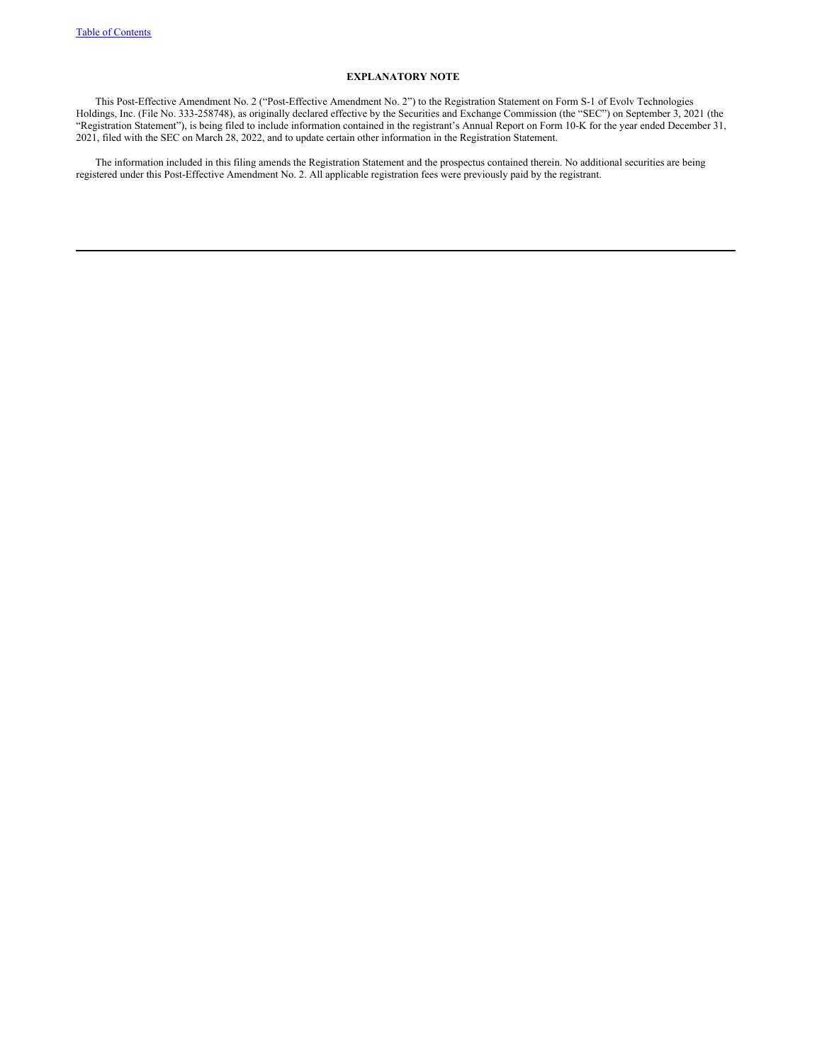## EXPLANATORY NOTE

This Post-Effective Amendment No. 2 ("Post-Effective Amendment No. 2") to the Registration Statement on Form S-1 of Evolv Technologies Holdings, Inc. (File No. 333-258748), as originally declared effective by the Securities and Exchange Commission (the "SEC") on September 3, 2021 (the "Registration Statement"), is being filed to include information contained in the registrant's Annual Report on Form 10-K for the year ended December 31, 2021, filed with the SEC on March 28, 2022, and to update certain other information in the Registration Statement.

The information included in this filing amends the Registration Statement and the prospectus contained therein. No additional securities are being registered under this Post-Effective Amendment No. 2. All applicable registration fees were previously paid by the registrant.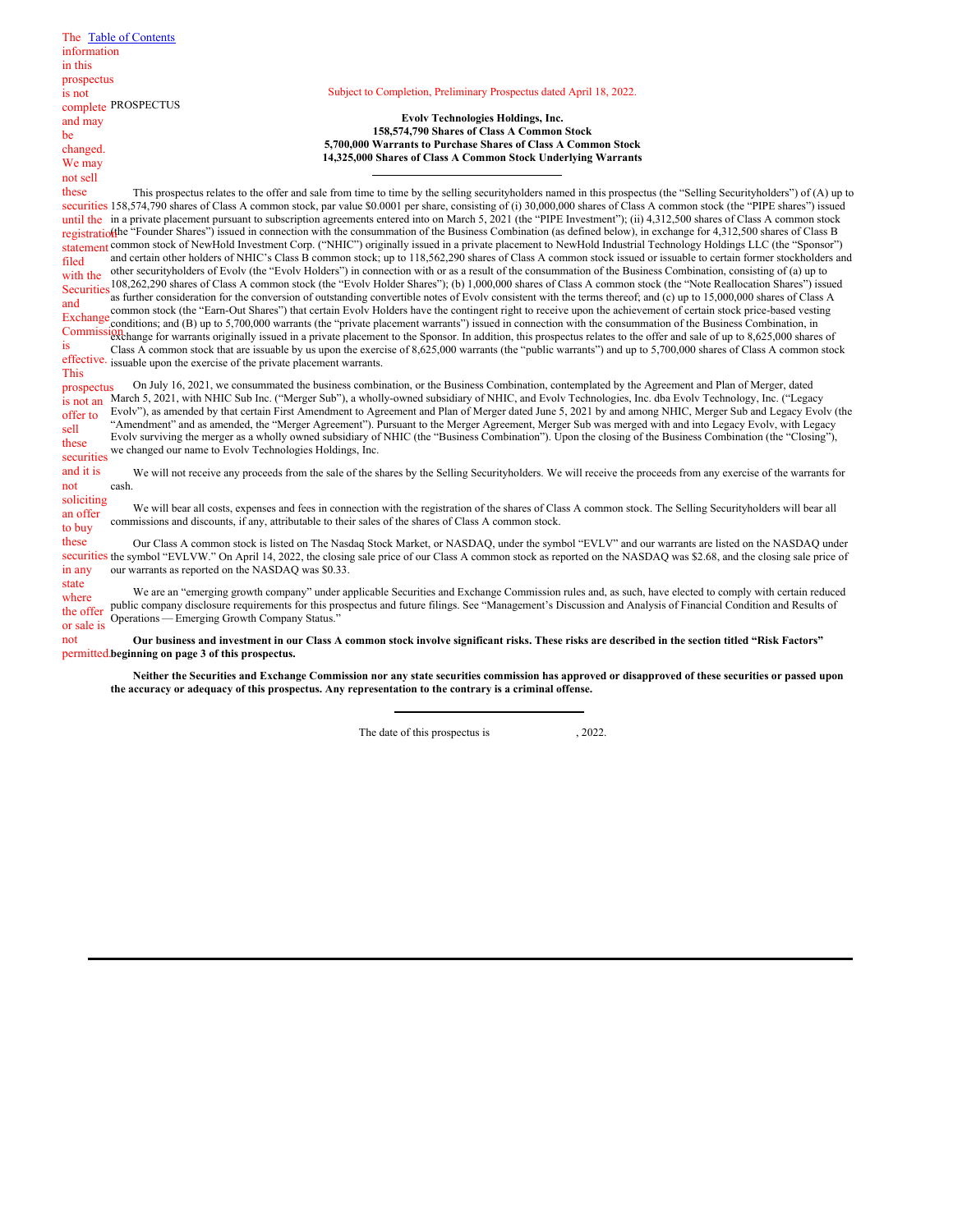The information in this prospectus is not complete and may be changed. We may not sell these securities until the registration statement filed with the Securities and Exchange Commission is effective. This prospectus is not an offer to sell these securities and it is not soliciting an offer to buy these securities in any state where the offer or sale is not permitted.

Subject to Completion, Preliminary Prospectus dated April 18, 2022.

PROSPECTUS

**Evolv Technologies Holdings, Inc.**
**158,574,790 Shares of Class A Common Stock**
**5,700,000 Warrants to Purchase Shares of Class A Common Stock**
**14,325,000 Shares of Class A Common Stock Underlying Warrants**

---

This prospectus relates to the offer and sale from time to time by the selling securityholders named in this prospectus (the "Selling Securityholders") of (A) up to 158,574,790 shares of Class A common stock, par value $0.0001 per share, consisting of (i) 30,000,000 shares of Class A common stock (the "PIPE shares") issued in a private placement pursuant to subscription agreements entered into on March 5, 2021 (the "PIPE Investment"); (ii) 4,312,500 shares of Class A common stock (the "Founder Shares") issued in connection with the consummation of the Business Combination (as defined below), in exchange for 4,312,500 shares of Class B common stock of NewHold Investment Corp. ("NHIC") originally issued in a private placement to NewHold Industrial Technology Holdings LLC (the "Sponsor") and certain other holders of NHIC's Class B common stock; up to 118,562,290 shares of Class A common stock issued or issuable to certain former stockholders and other securityholders of Evolv (the "Evolv Holders") in connection with or as a result of the consummation of the Business Combination, consisting of (a) up to 108,262,290 shares of Class A common stock (the "Evolv Holder Shares"); (b) 1,000,000 shares of Class A common stock (the "Note Reallocation Shares") issued as further consideration for the conversion of outstanding convertible notes of Evolv consistent with the terms thereof; and (c) up to 15,000,000 shares of Class A common stock (the "Earn-Out Shares") that certain Evolv Holders have the contingent right to receive upon the achievement of certain stock price-based vesting conditions; and (B) up to 5,700,000 warrants (the "private placement warrants") issued in connection with the consummation of the Business Combination, in exchange for warrants originally issued in a private placement to the Sponsor. In addition, this prospectus relates to the offer and sale of up to 8,625,000 shares of Class A common stock that are issuable by us upon the exercise of 8,625,000 warrants (the "public warrants") and up to 5,700,000 shares of Class A common stock issuable upon the exercise of the private placement warrants.

On July 16, 2021, we consummated the business combination, or the Business Combination, contemplated by the Agreement and Plan of Merger, dated March 5, 2021, with NHIC Sub Inc. ("Merger Sub"), a wholly-owned subsidiary of NHIC, and Evolv Technologies, Inc. dba Evolv Technology, Inc. ("Legacy Evolv"), as amended by that certain First Amendment to Agreement and Plan of Merger dated June 5, 2021 by and among NHIC, Merger Sub and Legacy Evolv (the "Amendment" and as amended, the "Merger Agreement"). Pursuant to the Merger Agreement, Merger Sub was merged with and into Legacy Evolv, with Legacy Evolv surviving the merger as a wholly owned subsidiary of NHIC (the "Business Combination"). Upon the closing of the Business Combination (the "Closing"), we changed our name to Evolv Technologies Holdings, Inc.

We will not receive any proceeds from the sale of the shares by the Selling Securityholders. We will receive the proceeds from any exercise of the warrants for cash.

We will bear all costs, expenses and fees in connection with the registration of the shares of Class A common stock. The Selling Securityholders will bear all commissions and discounts, if any, attributable to their sales of the shares of Class A common stock.

Our Class A common stock is listed on The Nasdaq Stock Market, or NASDAQ, under the symbol "EVLV" and our warrants are listed on the NASDAQ under the symbol "EVLVW." On April 14, 2022, the closing sale price of our Class A common stock as reported on the NASDAQ was $2.68, and the closing sale price of our warrants as reported on the NASDAQ was $0.33.

We are an "emerging growth company" under applicable Securities and Exchange Commission rules and, as such, have elected to comply with certain reduced public company disclosure requirements for this prospectus and future filings. See "Management's Discussion and Analysis of Financial Condition and Results of Operations — Emerging Growth Company Status."

**Our business and investment in our Class A common stock involve significant risks. These risks are described in the section titled "Risk Factors" beginning on page 3 of this prospectus.**

**Neither the Securities and Exchange Commission nor any state securities commission has approved or disapproved of these securities or passed upon the accuracy or adequacy of this prospectus. Any representation to the contrary is a criminal offense.**

---

The date of this prospectus is , 2022.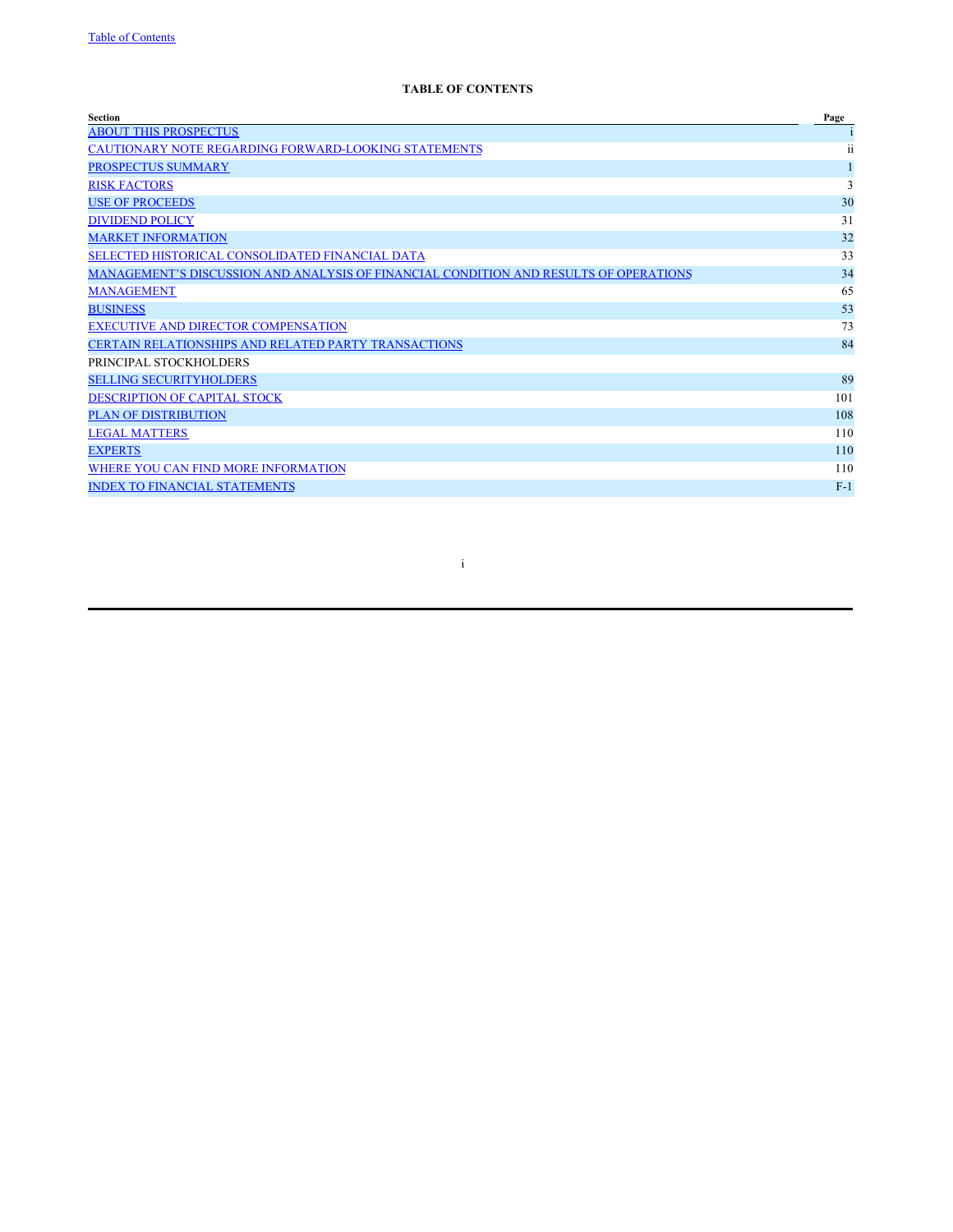## TABLE OF CONTENTS

| Section | Page |
| --- | --- |
| ABOUT THIS PROSPECTUS | i |
| CAUTIONARY NOTE REGARDING FORWARD-LOOKING STATEMENTS | ii |
| PROSPECTUS SUMMARY | 1 |
| RISK FACTORS | 3 |
| USE OF PROCEEDS | 30 |
| DIVIDEND POLICY | 31 |
| MARKET INFORMATION | 32 |
| SELECTED HISTORICAL CONSOLIDATED FINANCIAL DATA | 33 |
| MANAGEMENT'S DISCUSSION AND ANALYSIS OF FINANCIAL CONDITION AND RESULTS OF OPERATIONS | 34 |
| MANAGEMENT | 65 |
| BUSINESS | 53 |
| EXECUTIVE AND DIRECTOR COMPENSATION | 73 |
| CERTAIN RELATIONSHIPS AND RELATED PARTY TRANSACTIONS | 84 |
| PRINCIPAL STOCKHOLDERS | |
| SELLING SECURITYHOLDERS | 89 |
| DESCRIPTION OF CAPITAL STOCK | 101 |
| PLAN OF DISTRIBUTION | 108 |
| LEGAL MATTERS | 110 |
| EXPERTS | 110 |
| WHERE YOU CAN FIND MORE INFORMATION | 110 |
| INDEX TO FINANCIAL STATEMENTS | F-1 |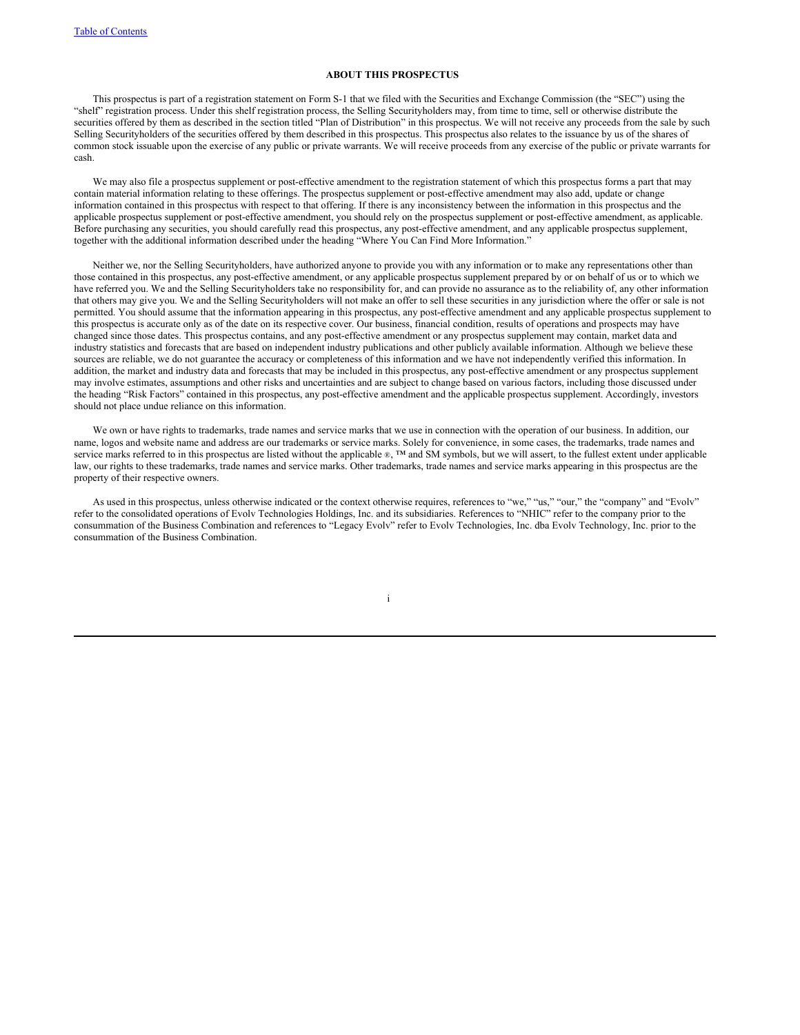## ABOUT THIS PROSPECTUS

This prospectus is part of a registration statement on Form S-1 that we filed with the Securities and Exchange Commission (the "SEC") using the "shelf" registration process. Under this shelf registration process, the Selling Securityholders may, from time to time, sell or otherwise distribute the securities offered by them as described in the section titled "Plan of Distribution" in this prospectus. We will not receive any proceeds from the sale by such Selling Securityholders of the securities offered by them described in this prospectus. This prospectus also relates to the issuance by us of the shares of common stock issuable upon the exercise of any public or private warrants. We will receive proceeds from any exercise of the public or private warrants for cash.

We may also file a prospectus supplement or post-effective amendment to the registration statement of which this prospectus forms a part that may contain material information relating to these offerings. The prospectus supplement or post-effective amendment may also add, update or change information contained in this prospectus with respect to that offering. If there is any inconsistency between the information in this prospectus and the applicable prospectus supplement or post-effective amendment, you should rely on the prospectus supplement or post-effective amendment, as applicable. Before purchasing any securities, you should carefully read this prospectus, any post-effective amendment, and any applicable prospectus supplement, together with the additional information described under the heading "Where You Can Find More Information."

Neither we, nor the Selling Securityholders, have authorized anyone to provide you with any information or to make any representations other than those contained in this prospectus, any post-effective amendment, or any applicable prospectus supplement prepared by or on behalf of us or to which we have referred you. We and the Selling Securityholders take no responsibility for, and can provide no assurance as to the reliability of, any other information that others may give you. We and the Selling Securityholders will not make an offer to sell these securities in any jurisdiction where the offer or sale is not permitted. You should assume that the information appearing in this prospectus, any post-effective amendment and any applicable prospectus supplement to this prospectus is accurate only as of the date on its respective cover. Our business, financial condition, results of operations and prospects may have changed since those dates. This prospectus contains, and any post-effective amendment or any prospectus supplement may contain, market data and industry statistics and forecasts that are based on independent industry publications and other publicly available information. Although we believe these sources are reliable, we do not guarantee the accuracy or completeness of this information and we have not independently verified this information. In addition, the market and industry data and forecasts that may be included in this prospectus, any post-effective amendment or any prospectus supplement may involve estimates, assumptions and other risks and uncertainties and are subject to change based on various factors, including those discussed under the heading "Risk Factors" contained in this prospectus, any post-effective amendment and the applicable prospectus supplement. Accordingly, investors should not place undue reliance on this information.

We own or have rights to trademarks, trade names and service marks that we use in connection with the operation of our business. In addition, our name, logos and website name and address are our trademarks or service marks. Solely for convenience, in some cases, the trademarks, trade names and service marks referred to in this prospectus are listed without the applicable ®, ™ and SM symbols, but we will assert, to the fullest extent under applicable law, our rights to these trademarks, trade names and service marks. Other trademarks, trade names and service marks appearing in this prospectus are the property of their respective owners.

As used in this prospectus, unless otherwise indicated or the context otherwise requires, references to "we," "us," "our," the "company" and "Evolv" refer to the consolidated operations of Evolv Technologies Holdings, Inc. and its subsidiaries. References to "NHIC" refer to the company prior to the consummation of the Business Combination and references to "Legacy Evolv" refer to Evolv Technologies, Inc. dba Evolv Technology, Inc. prior to the consummation of the Business Combination.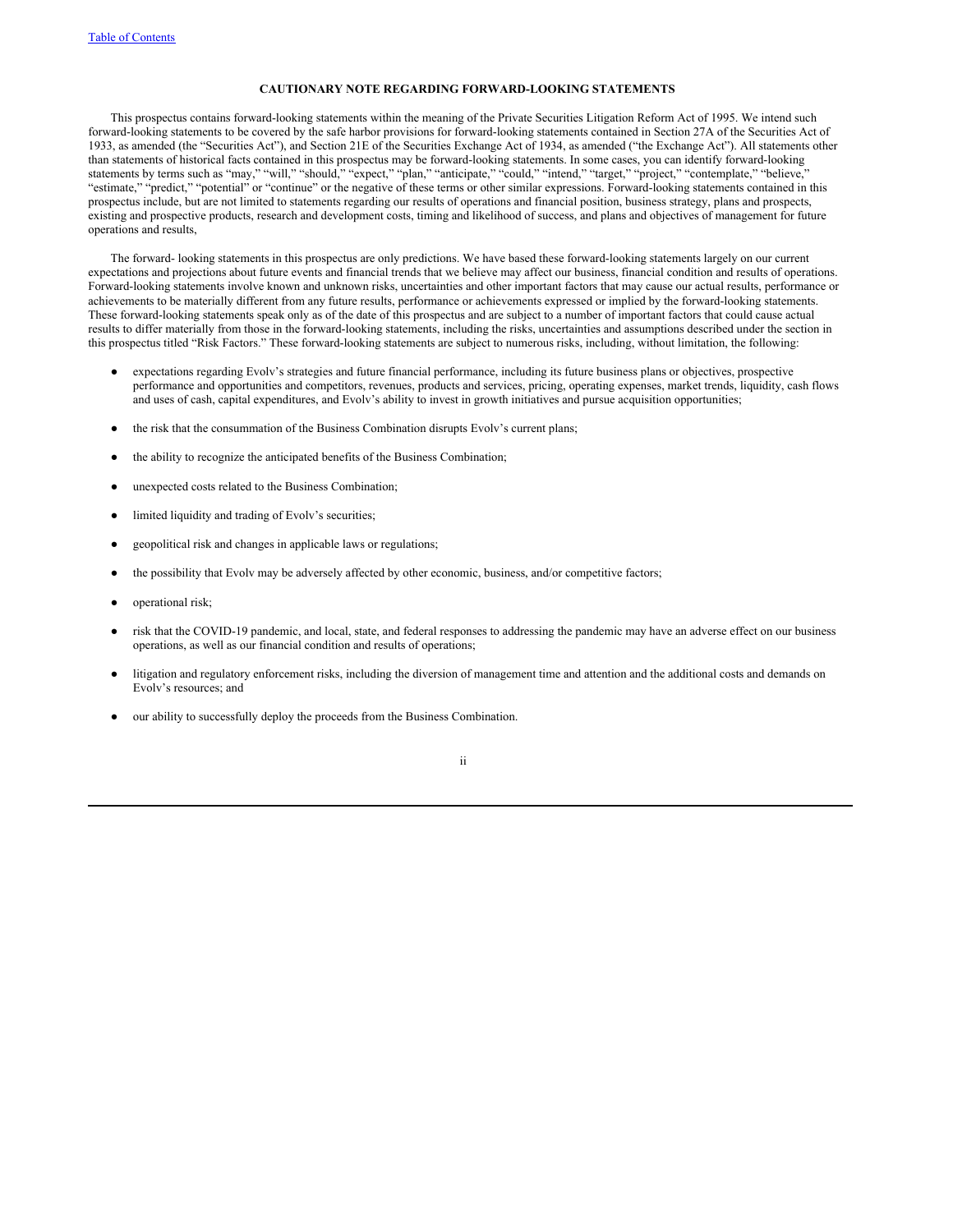## CAUTIONARY NOTE REGARDING FORWARD-LOOKING STATEMENTS

This prospectus contains forward-looking statements within the meaning of the Private Securities Litigation Reform Act of 1995. We intend such forward-looking statements to be covered by the safe harbor provisions for forward-looking statements contained in Section 27A of the Securities Act of 1933, as amended (the "Securities Act"), and Section 21E of the Securities Exchange Act of 1934, as amended ("the Exchange Act"). All statements other than statements of historical facts contained in this prospectus may be forward-looking statements. In some cases, you can identify forward-looking statements by terms such as "may," "will," "should," "expect," "plan," "anticipate," "could," "intend," "target," "project," "contemplate," "believe," "estimate," "predict," "potential" or "continue" or the negative of these terms or other similar expressions. Forward-looking statements contained in this prospectus include, but are not limited to statements regarding our results of operations and financial position, business strategy, plans and prospects, existing and prospective products, research and development costs, timing and likelihood of success, and plans and objectives of management for future operations and results,

The forward- looking statements in this prospectus are only predictions. We have based these forward-looking statements largely on our current expectations and projections about future events and financial trends that we believe may affect our business, financial condition and results of operations. Forward-looking statements involve known and unknown risks, uncertainties and other important factors that may cause our actual results, performance or achievements to be materially different from any future results, performance or achievements expressed or implied by the forward-looking statements. These forward-looking statements speak only as of the date of this prospectus and are subject to a number of important factors that could cause actual results to differ materially from those in the forward-looking statements, including the risks, uncertainties and assumptions described under the section in this prospectus titled "Risk Factors." These forward-looking statements are subject to numerous risks, including, without limitation, the following:

- expectations regarding Evolv's strategies and future financial performance, including its future business plans or objectives, prospective performance and opportunities and competitors, revenues, products and services, pricing, operating expenses, market trends, liquidity, cash flows and uses of cash, capital expenditures, and Evolv's ability to invest in growth initiatives and pursue acquisition opportunities;
- the risk that the consummation of the Business Combination disrupts Evolv's current plans;
- the ability to recognize the anticipated benefits of the Business Combination;
- unexpected costs related to the Business Combination;
- limited liquidity and trading of Evolv's securities;
- geopolitical risk and changes in applicable laws or regulations;
- the possibility that Evolv may be adversely affected by other economic, business, and/or competitive factors;
- operational risk;
- risk that the COVID-19 pandemic, and local, state, and federal responses to addressing the pandemic may have an adverse effect on our business operations, as well as our financial condition and results of operations;
- litigation and regulatory enforcement risks, including the diversion of management time and attention and the additional costs and demands on Evolv's resources; and
- our ability to successfully deploy the proceeds from the Business Combination.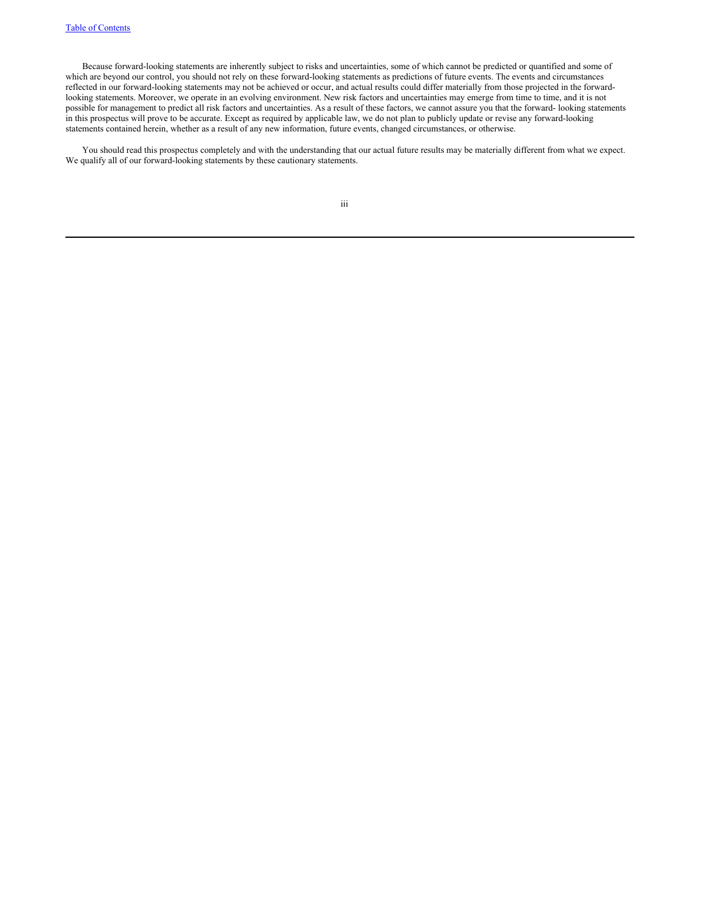Because forward-looking statements are inherently subject to risks and uncertainties, some of which cannot be predicted or quantified and some of which are beyond our control, you should not rely on these forward-looking statements as predictions of future events. The events and circumstances reflected in our forward-looking statements may not be achieved or occur, and actual results could differ materially from those projected in the forward-looking statements. Moreover, we operate in an evolving environment. New risk factors and uncertainties may emerge from time to time, and it is not possible for management to predict all risk factors and uncertainties. As a result of these factors, we cannot assure you that the forward- looking statements in this prospectus will prove to be accurate. Except as required by applicable law, we do not plan to publicly update or revise any forward-looking statements contained herein, whether as a result of any new information, future events, changed circumstances, or otherwise.

You should read this prospectus completely and with the understanding that our actual future results may be materially different from what we expect. We qualify all of our forward-looking statements by these cautionary statements.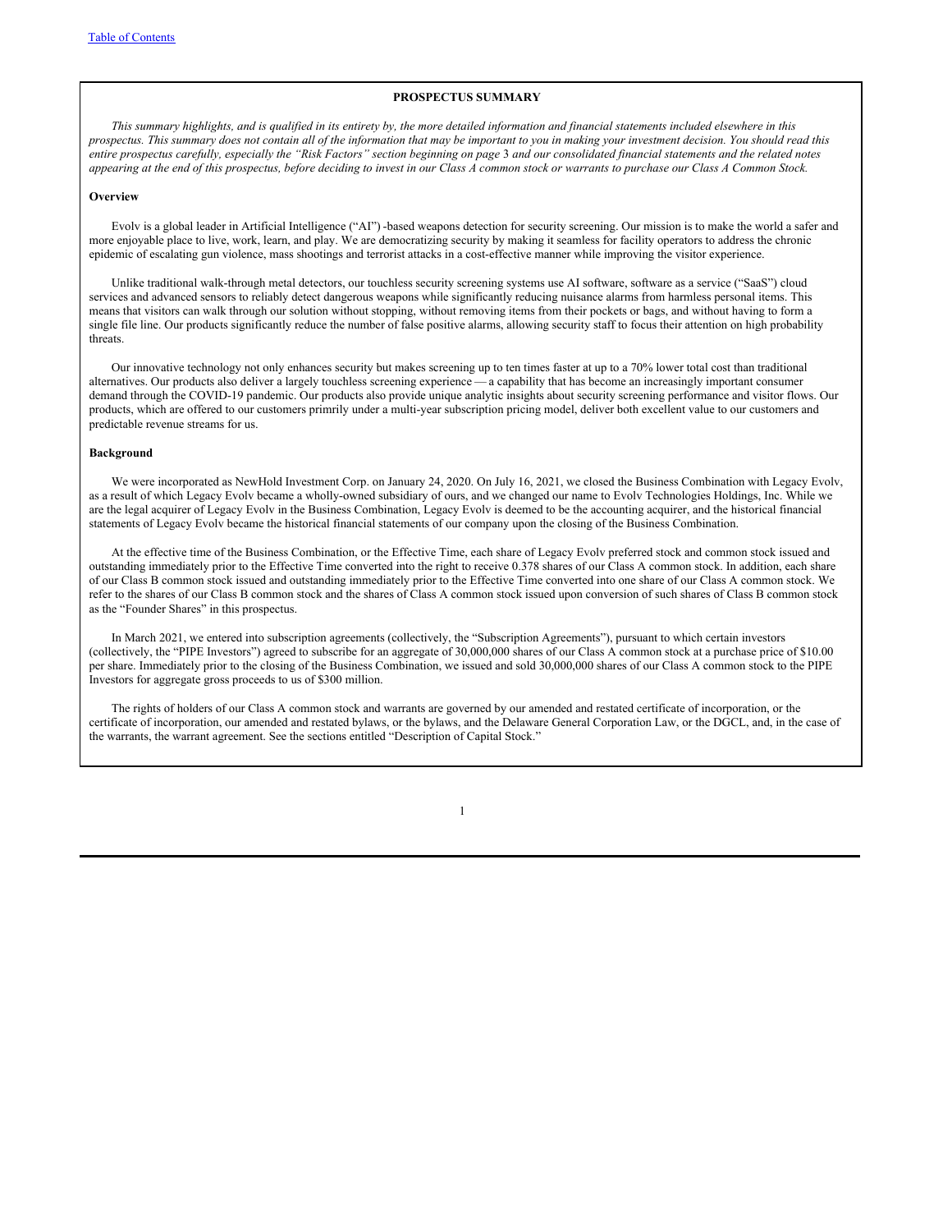**PROSPECTUS SUMMARY**

*This summary highlights, and is qualified in its entirety by, the more detailed information and financial statements included elsewhere in this prospectus. This summary does not contain all of the information that may be important to you in making your investment decision. You should read this entire prospectus carefully, especially the "Risk Factors" section beginning on page* 3 *and our consolidated financial statements and the related notes appearing at the end of this prospectus, before deciding to invest in our Class A common stock or warrants to purchase our Class A Common Stock.*

**Overview**

Evolv is a global leader in Artificial Intelligence ("AI") -based weapons detection for security screening. Our mission is to make the world a safer and more enjoyable place to live, work, learn, and play. We are democratizing security by making it seamless for facility operators to address the chronic epidemic of escalating gun violence, mass shootings and terrorist attacks in a cost-effective manner while improving the visitor experience.

Unlike traditional walk-through metal detectors, our touchless security screening systems use AI software, software as a service ("SaaS") cloud services and advanced sensors to reliably detect dangerous weapons while significantly reducing nuisance alarms from harmless personal items. This means that visitors can walk through our solution without stopping, without removing items from their pockets or bags, and without having to form a single file line. Our products significantly reduce the number of false positive alarms, allowing security staff to focus their attention on high probability threats.

Our innovative technology not only enhances security but makes screening up to ten times faster at up to a 70% lower total cost than traditional alternatives. Our products also deliver a largely touchless screening experience — a capability that has become an increasingly important consumer demand through the COVID-19 pandemic. Our products also provide unique analytic insights about security screening performance and visitor flows. Our products, which are offered to our customers primrily under a multi-year subscription pricing model, deliver both excellent value to our customers and predictable revenue streams for us.

**Background**

We were incorporated as NewHold Investment Corp. on January 24, 2020. On July 16, 2021, we closed the Business Combination with Legacy Evolv, as a result of which Legacy Evolv became a wholly-owned subsidiary of ours, and we changed our name to Evolv Technologies Holdings, Inc. While we are the legal acquirer of Legacy Evolv in the Business Combination, Legacy Evolv is deemed to be the accounting acquirer, and the historical financial statements of Legacy Evolv became the historical financial statements of our company upon the closing of the Business Combination.

At the effective time of the Business Combination, or the Effective Time, each share of Legacy Evolv preferred stock and common stock issued and outstanding immediately prior to the Effective Time converted into the right to receive 0.378 shares of our Class A common stock. In addition, each share of our Class B common stock issued and outstanding immediately prior to the Effective Time converted into one share of our Class A common stock. We refer to the shares of our Class B common stock and the shares of Class A common stock issued upon conversion of such shares of Class B common stock as the "Founder Shares" in this prospectus.

In March 2021, we entered into subscription agreements (collectively, the "Subscription Agreements"), pursuant to which certain investors (collectively, the "PIPE Investors") agreed to subscribe for an aggregate of 30,000,000 shares of our Class A common stock at a purchase price of $10.00 per share. Immediately prior to the closing of the Business Combination, we issued and sold 30,000,000 shares of our Class A common stock to the PIPE Investors for aggregate gross proceeds to us of $300 million.

The rights of holders of our Class A common stock and warrants are governed by our amended and restated certificate of incorporation, or the certificate of incorporation, our amended and restated bylaws, or the bylaws, and the Delaware General Corporation Law, or the DGCL, and, in the case of the warrants, the warrant agreement. See the sections entitled "Description of Capital Stock."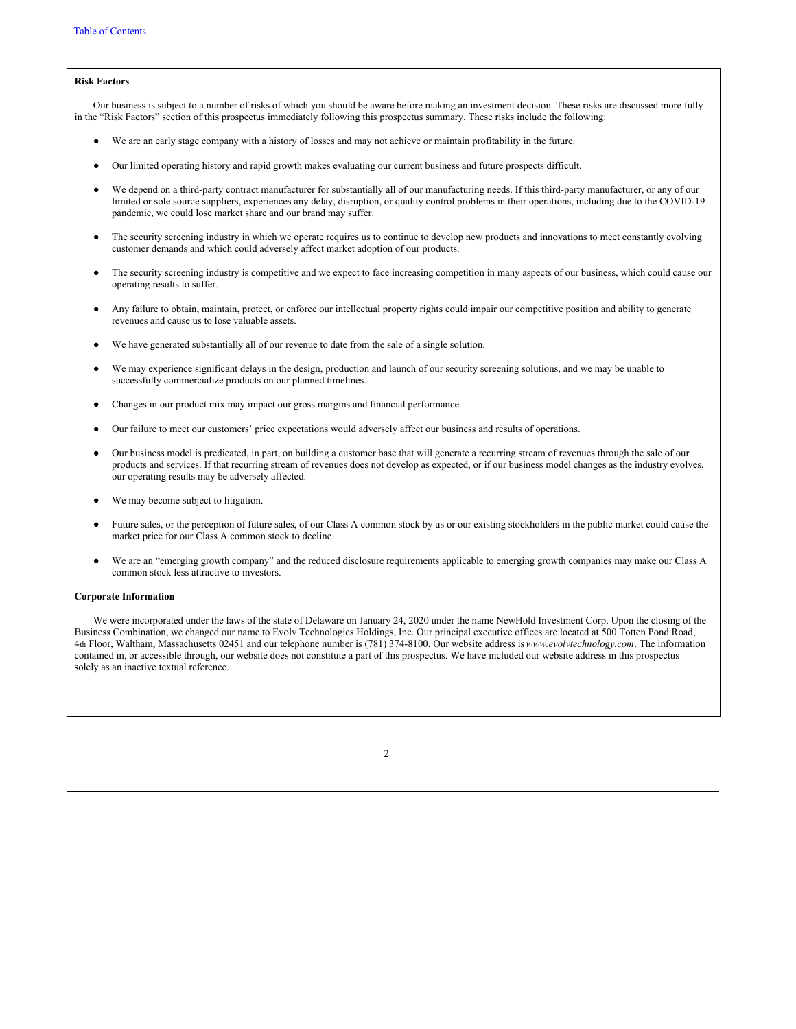**Risk Factors**

Our business is subject to a number of risks of which you should be aware before making an investment decision. These risks are discussed more fully in the "Risk Factors" section of this prospectus immediately following this prospectus summary. These risks include the following:

- We are an early stage company with a history of losses and may not achieve or maintain profitability in the future.
- Our limited operating history and rapid growth makes evaluating our current business and future prospects difficult.
- We depend on a third-party contract manufacturer for substantially all of our manufacturing needs. If this third-party manufacturer, or any of our limited or sole source suppliers, experiences any delay, disruption, or quality control problems in their operations, including due to the COVID-19 pandemic, we could lose market share and our brand may suffer.
- The security screening industry in which we operate requires us to continue to develop new products and innovations to meet constantly evolving customer demands and which could adversely affect market adoption of our products.
- The security screening industry is competitive and we expect to face increasing competition in many aspects of our business, which could cause our operating results to suffer.
- Any failure to obtain, maintain, protect, or enforce our intellectual property rights could impair our competitive position and ability to generate revenues and cause us to lose valuable assets.
- We have generated substantially all of our revenue to date from the sale of a single solution.
- We may experience significant delays in the design, production and launch of our security screening solutions, and we may be unable to successfully commercialize products on our planned timelines.
- Changes in our product mix may impact our gross margins and financial performance.
- Our failure to meet our customers' price expectations would adversely affect our business and results of operations.
- Our business model is predicated, in part, on building a customer base that will generate a recurring stream of revenues through the sale of our products and services. If that recurring stream of revenues does not develop as expected, or if our business model changes as the industry evolves, our operating results may be adversely affected.
- We may become subject to litigation.
- Future sales, or the perception of future sales, of our Class A common stock by us or our existing stockholders in the public market could cause the market price for our Class A common stock to decline.
- We are an "emerging growth company" and the reduced disclosure requirements applicable to emerging growth companies may make our Class A common stock less attractive to investors.

**Corporate Information**

We were incorporated under the laws of the state of Delaware on January 24, 2020 under the name NewHold Investment Corp. Upon the closing of the Business Combination, we changed our name to Evolv Technologies Holdings, Inc. Our principal executive offices are located at 500 Totten Pond Road, 4th Floor, Waltham, Massachusetts 02451 and our telephone number is (781) 374-8100. Our website address is *www.evolvtechnology.com*. The information contained in, or accessible through, our website does not constitute a part of this prospectus. We have included our website address in this prospectus solely as an inactive textual reference.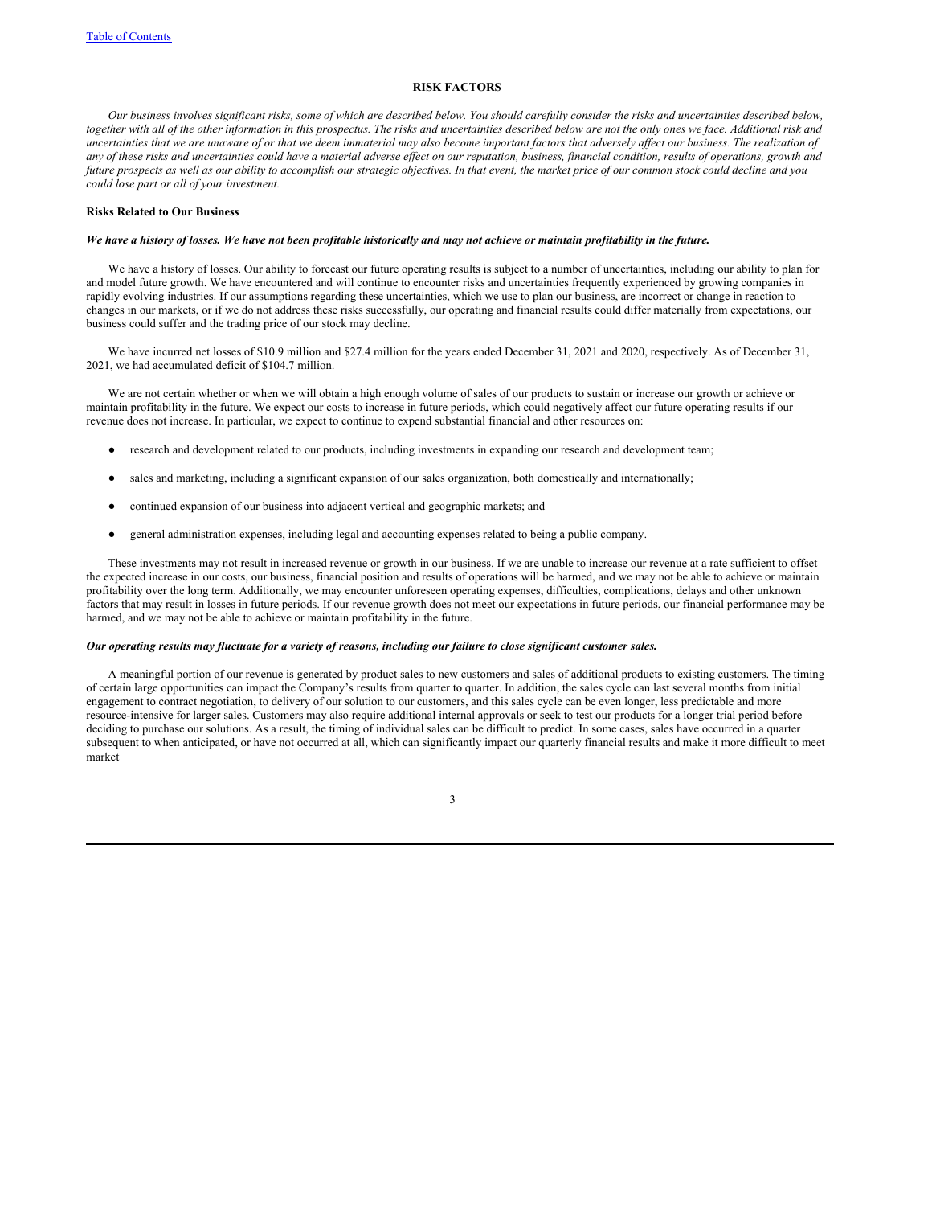## RISK FACTORS

*Our business involves significant risks, some of which are described below. You should carefully consider the risks and uncertainties described below, together with all of the other information in this prospectus. The risks and uncertainties described below are not the only ones we face. Additional risk and uncertainties that we are unaware of or that we deem immaterial may also become important factors that adversely affect our business. The realization of any of these risks and uncertainties could have a material adverse effect on our reputation, business, financial condition, results of operations, growth and future prospects as well as our ability to accomplish our strategic objectives. In that event, the market price of our common stock could decline and you could lose part or all of your investment.*

### Risks Related to Our Business

***We have a history of losses. We have not been profitable historically and may not achieve or maintain profitability in the future.***

We have a history of losses. Our ability to forecast our future operating results is subject to a number of uncertainties, including our ability to plan for and model future growth. We have encountered and will continue to encounter risks and uncertainties frequently experienced by growing companies in rapidly evolving industries. If our assumptions regarding these uncertainties, which we use to plan our business, are incorrect or change in reaction to changes in our markets, or if we do not address these risks successfully, our operating and financial results could differ materially from expectations, our business could suffer and the trading price of our stock may decline.

We have incurred net losses of $10.9 million and $27.4 million for the years ended December 31, 2021 and 2020, respectively. As of December 31, 2021, we had accumulated deficit of $104.7 million.

We are not certain whether or when we will obtain a high enough volume of sales of our products to sustain or increase our growth or achieve or maintain profitability in the future. We expect our costs to increase in future periods, which could negatively affect our future operating results if our revenue does not increase. In particular, we expect to continue to expend substantial financial and other resources on:

- research and development related to our products, including investments in expanding our research and development team;
- sales and marketing, including a significant expansion of our sales organization, both domestically and internationally;
- continued expansion of our business into adjacent vertical and geographic markets; and
- general administration expenses, including legal and accounting expenses related to being a public company.

These investments may not result in increased revenue or growth in our business. If we are unable to increase our revenue at a rate sufficient to offset the expected increase in our costs, our business, financial position and results of operations will be harmed, and we may not be able to achieve or maintain profitability over the long term. Additionally, we may encounter unforeseen operating expenses, difficulties, complications, delays and other unknown factors that may result in losses in future periods. If our revenue growth does not meet our expectations in future periods, our financial performance may be harmed, and we may not be able to achieve or maintain profitability in the future.

***Our operating results may fluctuate for a variety of reasons, including our failure to close significant customer sales.***

A meaningful portion of our revenue is generated by product sales to new customers and sales of additional products to existing customers. The timing of certain large opportunities can impact the Company's results from quarter to quarter. In addition, the sales cycle can last several months from initial engagement to contract negotiation, to delivery of our solution to our customers, and this sales cycle can be even longer, less predictable and more resource-intensive for larger sales. Customers may also require additional internal approvals or seek to test our products for a longer trial period before deciding to purchase our solutions. As a result, the timing of individual sales can be difficult to predict. In some cases, sales have occurred in a quarter subsequent to when anticipated, or have not occurred at all, which can significantly impact our quarterly financial results and make it more difficult to meet market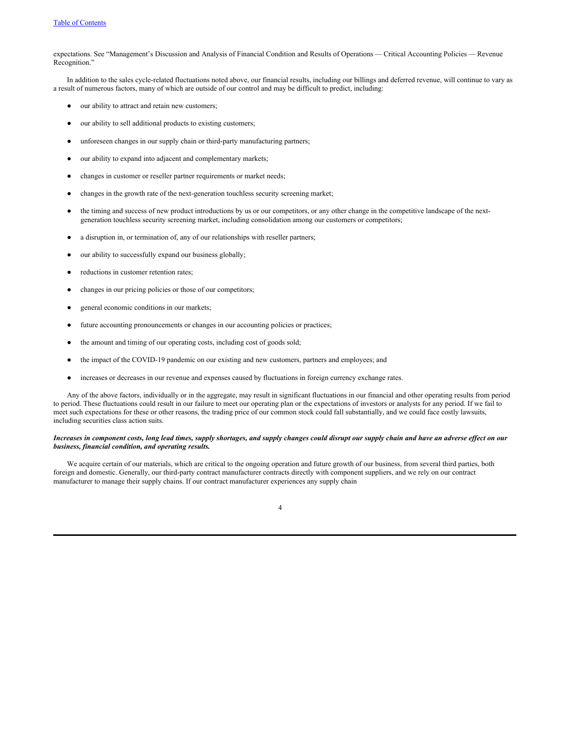expectations. See "Management's Discussion and Analysis of Financial Condition and Results of Operations — Critical Accounting Policies — Revenue Recognition."

In addition to the sales cycle-related fluctuations noted above, our financial results, including our billings and deferred revenue, will continue to vary as a result of numerous factors, many of which are outside of our control and may be difficult to predict, including:

- our ability to attract and retain new customers;
- our ability to sell additional products to existing customers;
- unforeseen changes in our supply chain or third-party manufacturing partners;
- our ability to expand into adjacent and complementary markets;
- changes in customer or reseller partner requirements or market needs;
- changes in the growth rate of the next-generation touchless security screening market;
- the timing and success of new product introductions by us or our competitors, or any other change in the competitive landscape of the next-generation touchless security screening market, including consolidation among our customers or competitors;
- a disruption in, or termination of, any of our relationships with reseller partners;
- our ability to successfully expand our business globally;
- reductions in customer retention rates;
- changes in our pricing policies or those of our competitors;
- general economic conditions in our markets;
- future accounting pronouncements or changes in our accounting policies or practices;
- the amount and timing of our operating costs, including cost of goods sold;
- the impact of the COVID-19 pandemic on our existing and new customers, partners and employees; and
- increases or decreases in our revenue and expenses caused by fluctuations in foreign currency exchange rates.

Any of the above factors, individually or in the aggregate, may result in significant fluctuations in our financial and other operating results from period to period. These fluctuations could result in our failure to meet our operating plan or the expectations of investors or analysts for any period. If we fail to meet such expectations for these or other reasons, the trading price of our common stock could fall substantially, and we could face costly lawsuits, including securities class action suits.

***Increases in component costs, long lead times, supply shortages, and supply changes could disrupt our supply chain and have an adverse effect on our business, financial condition, and operating results.***

We acquire certain of our materials, which are critical to the ongoing operation and future growth of our business, from several third parties, both foreign and domestic. Generally, our third-party contract manufacturer contracts directly with component suppliers, and we rely on our contract manufacturer to manage their supply chains. If our contract manufacturer experiences any supply chain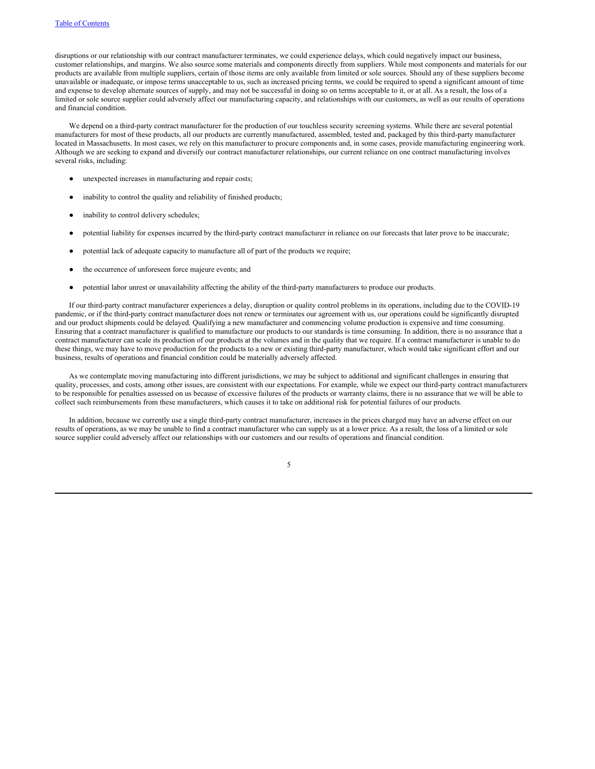disruptions or our relationship with our contract manufacturer terminates, we could experience delays, which could negatively impact our business, customer relationships, and margins. We also source some materials and components directly from suppliers. While most components and materials for our products are available from multiple suppliers, certain of those items are only available from limited or sole sources. Should any of these suppliers become unavailable or inadequate, or impose terms unacceptable to us, such as increased pricing terms, we could be required to spend a significant amount of time and expense to develop alternate sources of supply, and may not be successful in doing so on terms acceptable to it, or at all. As a result, the loss of a limited or sole source supplier could adversely affect our manufacturing capacity, and relationships with our customers, as well as our results of operations and financial condition.

We depend on a third-party contract manufacturer for the production of our touchless security screening systems. While there are several potential manufacturers for most of these products, all our products are currently manufactured, assembled, tested and, packaged by this third-party manufacturer located in Massachusetts. In most cases, we rely on this manufacturer to procure components and, in some cases, provide manufacturing engineering work. Although we are seeking to expand and diversify our contract manufacturer relationships, our current reliance on one contract manufacturing involves several risks, including:

- unexpected increases in manufacturing and repair costs;
- inability to control the quality and reliability of finished products;
- inability to control delivery schedules;
- potential liability for expenses incurred by the third-party contract manufacturer in reliance on our forecasts that later prove to be inaccurate;
- potential lack of adequate capacity to manufacture all of part of the products we require;
- the occurrence of unforeseen force majeure events; and
- potential labor unrest or unavailability affecting the ability of the third-party manufacturers to produce our products.

If our third-party contract manufacturer experiences a delay, disruption or quality control problems in its operations, including due to the COVID-19 pandemic, or if the third-party contract manufacturer does not renew or terminates our agreement with us, our operations could be significantly disrupted and our product shipments could be delayed. Qualifying a new manufacturer and commencing volume production is expensive and time consuming. Ensuring that a contract manufacturer is qualified to manufacture our products to our standards is time consuming. In addition, there is no assurance that a contract manufacturer can scale its production of our products at the volumes and in the quality that we require. If a contract manufacturer is unable to do these things, we may have to move production for the products to a new or existing third-party manufacturer, which would take significant effort and our business, results of operations and financial condition could be materially adversely affected.

As we contemplate moving manufacturing into different jurisdictions, we may be subject to additional and significant challenges in ensuring that quality, processes, and costs, among other issues, are consistent with our expectations. For example, while we expect our third-party contract manufacturers to be responsible for penalties assessed on us because of excessive failures of the products or warranty claims, there is no assurance that we will be able to collect such reimbursements from these manufacturers, which causes it to take on additional risk for potential failures of our products.

In addition, because we currently use a single third-party contract manufacturer, increases in the prices charged may have an adverse effect on our results of operations, as we may be unable to find a contract manufacturer who can supply us at a lower price. As a result, the loss of a limited or sole source supplier could adversely affect our relationships with our customers and our results of operations and financial condition.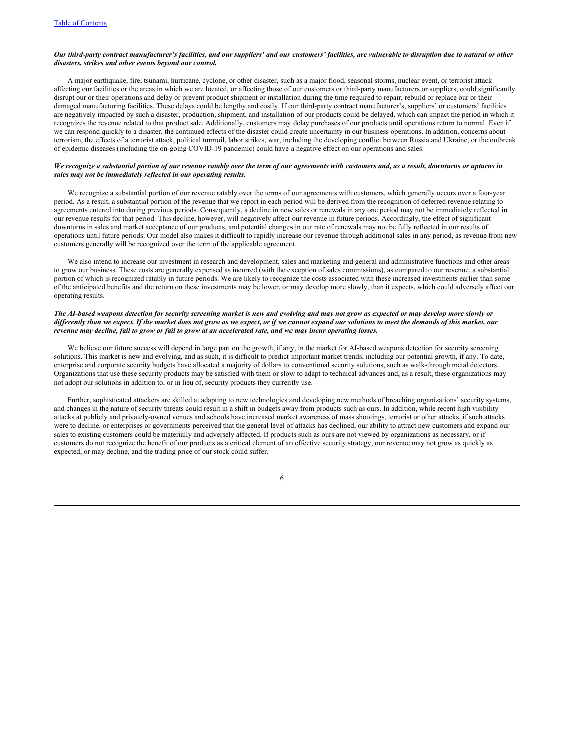***Our third-party contract manufacturer's facilities, and our suppliers' and our customers' facilities, are vulnerable to disruption due to natural or other disasters, strikes and other events beyond our control.***

A major earthquake, fire, tsunami, hurricane, cyclone, or other disaster, such as a major flood, seasonal storms, nuclear event, or terrorist attack affecting our facilities or the areas in which we are located, or affecting those of our customers or third-party manufacturers or suppliers, could significantly disrupt our or their operations and delay or prevent product shipment or installation during the time required to repair, rebuild or replace our or their damaged manufacturing facilities. These delays could be lengthy and costly. If our third-party contract manufacturer's, suppliers' or customers' facilities are negatively impacted by such a disaster, production, shipment, and installation of our products could be delayed, which can impact the period in which it recognizes the revenue related to that product sale. Additionally, customers may delay purchases of our products until operations return to normal. Even if we can respond quickly to a disaster, the continued effects of the disaster could create uncertainty in our business operations. In addition, concerns about terrorism, the effects of a terrorist attack, political turmoil, labor strikes, war, including the developing conflict between Russia and Ukraine, or the outbreak of epidemic diseases (including the on-going COVID-19 pandemic) could have a negative effect on our operations and sales.

***We recognize a substantial portion of our revenue ratably over the term of our agreements with customers and, as a result, downturns or upturns in sales may not be immediately reflected in our operating results.***

We recognize a substantial portion of our revenue ratably over the terms of our agreements with customers, which generally occurs over a four-year period. As a result, a substantial portion of the revenue that we report in each period will be derived from the recognition of deferred revenue relating to agreements entered into during previous periods. Consequently, a decline in new sales or renewals in any one period may not be immediately reflected in our revenue results for that period. This decline, however, will negatively affect our revenue in future periods. Accordingly, the effect of significant downturns in sales and market acceptance of our products, and potential changes in our rate of renewals may not be fully reflected in our results of operations until future periods. Our model also makes it difficult to rapidly increase our revenue through additional sales in any period, as revenue from new customers generally will be recognized over the term of the applicable agreement.

We also intend to increase our investment in research and development, sales and marketing and general and administrative functions and other areas to grow our business. These costs are generally expensed as incurred (with the exception of sales commissions), as compared to our revenue, a substantial portion of which is recognized ratably in future periods. We are likely to recognize the costs associated with these increased investments earlier than some of the anticipated benefits and the return on these investments may be lower, or may develop more slowly, than it expects, which could adversely affect our operating results.

***The AI-based weapons detection for security screening market is new and evolving and may not grow as expected or may develop more slowly or differently than we expect. If the market does not grow as we expect, or if we cannot expand our solutions to meet the demands of this market, our revenue may decline, fail to grow or fail to grow at an accelerated rate, and we may incur operating losses.***

We believe our future success will depend in large part on the growth, if any, in the market for AI-based weapons detection for security screening solutions. This market is new and evolving, and as such, it is difficult to predict important market trends, including our potential growth, if any. To date, enterprise and corporate security budgets have allocated a majority of dollars to conventional security solutions, such as walk-through metal detectors. Organizations that use these security products may be satisfied with them or slow to adapt to technical advances and, as a result, these organizations may not adopt our solutions in addition to, or in lieu of, security products they currently use.

Further, sophisticated attackers are skilled at adapting to new technologies and developing new methods of breaching organizations' security systems, and changes in the nature of security threats could result in a shift in budgets away from products such as ours. In addition, while recent high visibility attacks at publicly and privately-owned venues and schools have increased market awareness of mass shootings, terrorist or other attacks, if such attacks were to decline, or enterprises or governments perceived that the general level of attacks has declined, our ability to attract new customers and expand our sales to existing customers could be materially and adversely affected. If products such as ours are not viewed by organizations as necessary, or if customers do not recognize the benefit of our products as a critical element of an effective security strategy, our revenue may not grow as quickly as expected, or may decline, and the trading price of our stock could suffer.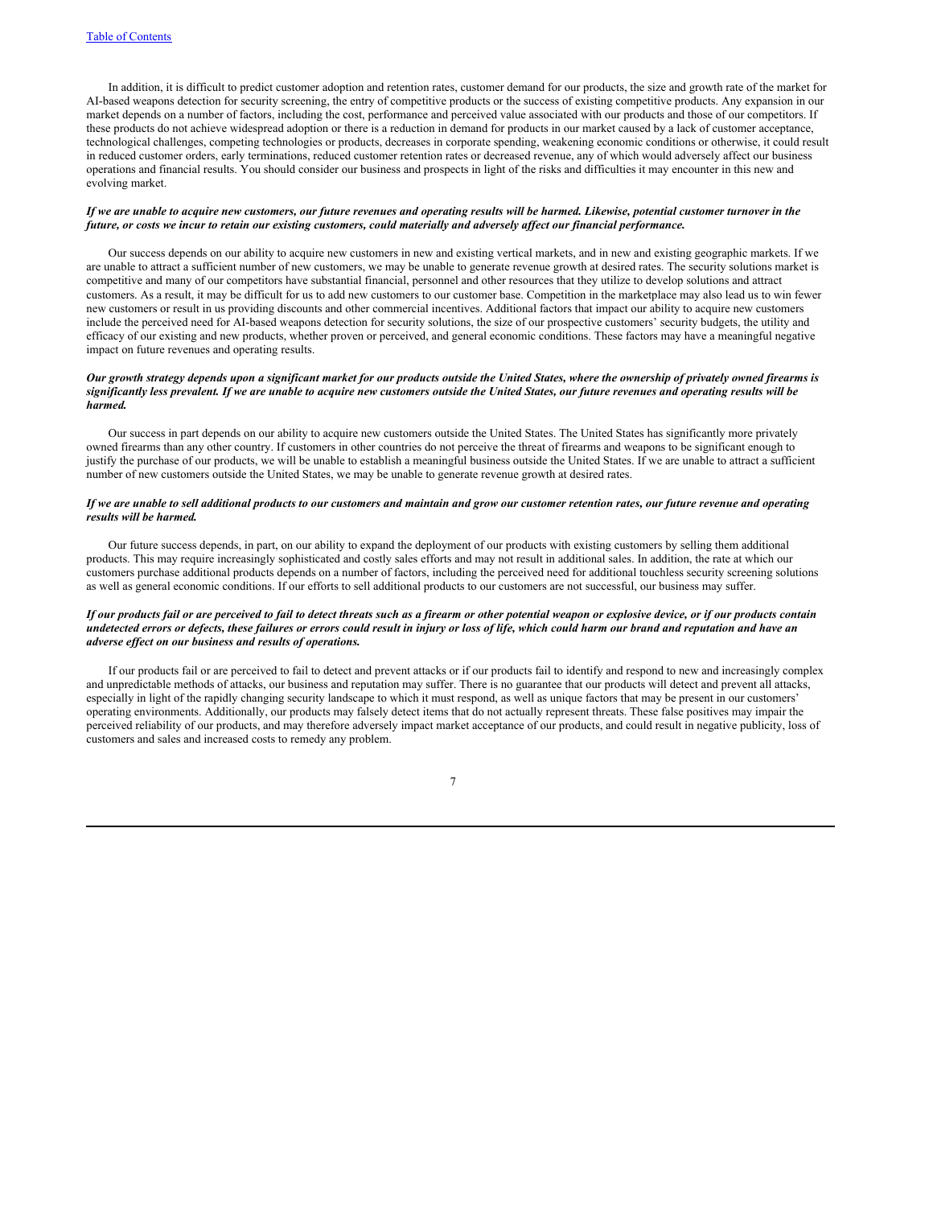In addition, it is difficult to predict customer adoption and retention rates, customer demand for our products, the size and growth rate of the market for AI-based weapons detection for security screening, the entry of competitive products or the success of existing competitive products. Any expansion in our market depends on a number of factors, including the cost, performance and perceived value associated with our products and those of our competitors. If these products do not achieve widespread adoption or there is a reduction in demand for products in our market caused by a lack of customer acceptance, technological challenges, competing technologies or products, decreases in corporate spending, weakening economic conditions or otherwise, it could result in reduced customer orders, early terminations, reduced customer retention rates or decreased revenue, any of which would adversely affect our business operations and financial results. You should consider our business and prospects in light of the risks and difficulties it may encounter in this new and evolving market.

***If we are unable to acquire new customers, our future revenues and operating results will be harmed. Likewise, potential customer turnover in the future, or costs we incur to retain our existing customers, could materially and adversely affect our financial performance.***

Our success depends on our ability to acquire new customers in new and existing vertical markets, and in new and existing geographic markets. If we are unable to attract a sufficient number of new customers, we may be unable to generate revenue growth at desired rates. The security solutions market is competitive and many of our competitors have substantial financial, personnel and other resources that they utilize to develop solutions and attract customers. As a result, it may be difficult for us to add new customers to our customer base. Competition in the marketplace may also lead us to win fewer new customers or result in us providing discounts and other commercial incentives. Additional factors that impact our ability to acquire new customers include the perceived need for AI-based weapons detection for security solutions, the size of our prospective customers' security budgets, the utility and efficacy of our existing and new products, whether proven or perceived, and general economic conditions. These factors may have a meaningful negative impact on future revenues and operating results.

***Our growth strategy depends upon a significant market for our products outside the United States, where the ownership of privately owned firearms is significantly less prevalent. If we are unable to acquire new customers outside the United States, our future revenues and operating results will be harmed.***

Our success in part depends on our ability to acquire new customers outside the United States. The United States has significantly more privately owned firearms than any other country. If customers in other countries do not perceive the threat of firearms and weapons to be significant enough to justify the purchase of our products, we will be unable to establish a meaningful business outside the United States. If we are unable to attract a sufficient number of new customers outside the United States, we may be unable to generate revenue growth at desired rates.

***If we are unable to sell additional products to our customers and maintain and grow our customer retention rates, our future revenue and operating results will be harmed.***

Our future success depends, in part, on our ability to expand the deployment of our products with existing customers by selling them additional products. This may require increasingly sophisticated and costly sales efforts and may not result in additional sales. In addition, the rate at which our customers purchase additional products depends on a number of factors, including the perceived need for additional touchless security screening solutions as well as general economic conditions. If our efforts to sell additional products to our customers are not successful, our business may suffer.

***If our products fail or are perceived to fail to detect threats such as a firearm or other potential weapon or explosive device, or if our products contain undetected errors or defects, these failures or errors could result in injury or loss of life, which could harm our brand and reputation and have an adverse effect on our business and results of operations.***

If our products fail or are perceived to fail to detect and prevent attacks or if our products fail to identify and respond to new and increasingly complex and unpredictable methods of attacks, our business and reputation may suffer. There is no guarantee that our products will detect and prevent all attacks, especially in light of the rapidly changing security landscape to which it must respond, as well as unique factors that may be present in our customers' operating environments. Additionally, our products may falsely detect items that do not actually represent threats. These false positives may impair the perceived reliability of our products, and may therefore adversely impact market acceptance of our products, and could result in negative publicity, loss of customers and sales and increased costs to remedy any problem.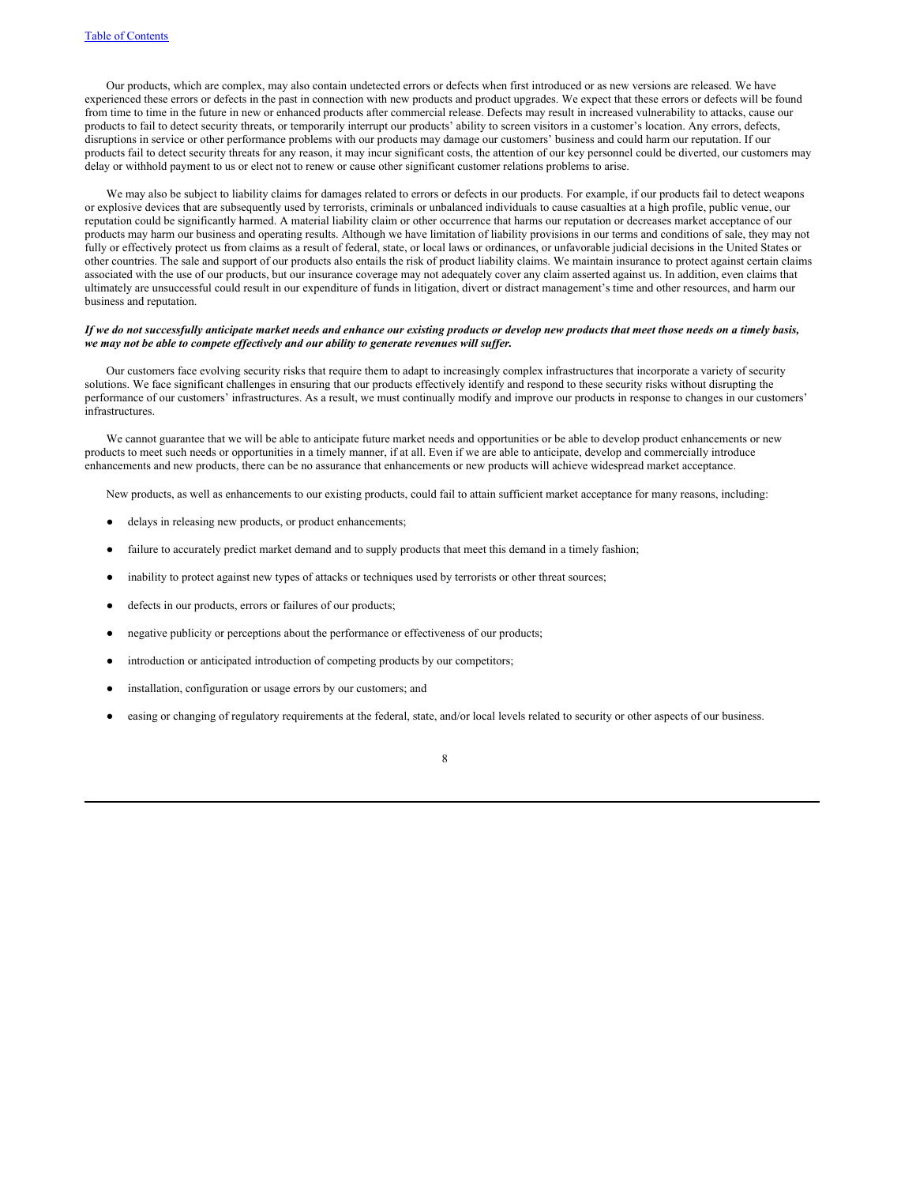Our products, which are complex, may also contain undetected errors or defects when first introduced or as new versions are released. We have experienced these errors or defects in the past in connection with new products and product upgrades. We expect that these errors or defects will be found from time to time in the future in new or enhanced products after commercial release. Defects may result in increased vulnerability to attacks, cause our products to fail to detect security threats, or temporarily interrupt our products' ability to screen visitors in a customer's location. Any errors, defects, disruptions in service or other performance problems with our products may damage our customers' business and could harm our reputation. If our products fail to detect security threats for any reason, it may incur significant costs, the attention of our key personnel could be diverted, our customers may delay or withhold payment to us or elect not to renew or cause other significant customer relations problems to arise.

We may also be subject to liability claims for damages related to errors or defects in our products. For example, if our products fail to detect weapons or explosive devices that are subsequently used by terrorists, criminals or unbalanced individuals to cause casualties at a high profile, public venue, our reputation could be significantly harmed. A material liability claim or other occurrence that harms our reputation or decreases market acceptance of our products may harm our business and operating results. Although we have limitation of liability provisions in our terms and conditions of sale, they may not fully or effectively protect us from claims as a result of federal, state, or local laws or ordinances, or unfavorable judicial decisions in the United States or other countries. The sale and support of our products also entails the risk of product liability claims. We maintain insurance to protect against certain claims associated with the use of our products, but our insurance coverage may not adequately cover any claim asserted against us. In addition, even claims that ultimately are unsuccessful could result in our expenditure of funds in litigation, divert or distract management's time and other resources, and harm our business and reputation.

***If we do not successfully anticipate market needs and enhance our existing products or develop new products that meet those needs on a timely basis, we may not be able to compete effectively and our ability to generate revenues will suffer.***

Our customers face evolving security risks that require them to adapt to increasingly complex infrastructures that incorporate a variety of security solutions. We face significant challenges in ensuring that our products effectively identify and respond to these security risks without disrupting the performance of our customers' infrastructures. As a result, we must continually modify and improve our products in response to changes in our customers' infrastructures.

We cannot guarantee that we will be able to anticipate future market needs and opportunities or be able to develop product enhancements or new products to meet such needs or opportunities in a timely manner, if at all. Even if we are able to anticipate, develop and commercially introduce enhancements and new products, there can be no assurance that enhancements or new products will achieve widespread market acceptance.

New products, as well as enhancements to our existing products, could fail to attain sufficient market acceptance for many reasons, including:

- delays in releasing new products, or product enhancements;
- failure to accurately predict market demand and to supply products that meet this demand in a timely fashion;
- inability to protect against new types of attacks or techniques used by terrorists or other threat sources;
- defects in our products, errors or failures of our products;
- negative publicity or perceptions about the performance or effectiveness of our products;
- introduction or anticipated introduction of competing products by our competitors;
- installation, configuration or usage errors by our customers; and
- easing or changing of regulatory requirements at the federal, state, and/or local levels related to security or other aspects of our business.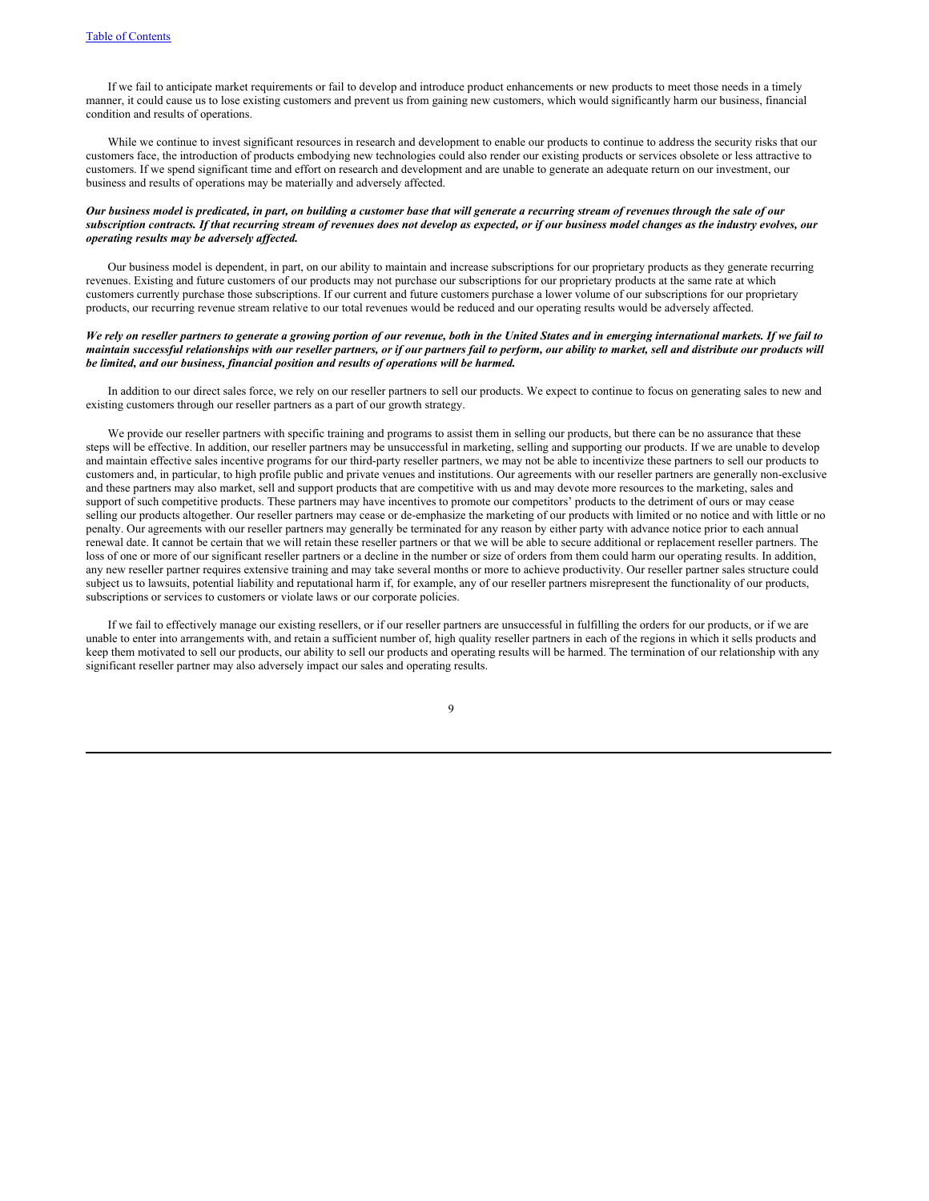If we fail to anticipate market requirements or fail to develop and introduce product enhancements or new products to meet those needs in a timely manner, it could cause us to lose existing customers and prevent us from gaining new customers, which would significantly harm our business, financial condition and results of operations.

While we continue to invest significant resources in research and development to enable our products to continue to address the security risks that our customers face, the introduction of products embodying new technologies could also render our existing products or services obsolete or less attractive to customers. If we spend significant time and effort on research and development and are unable to generate an adequate return on our investment, our business and results of operations may be materially and adversely affected.

***Our business model is predicated, in part, on building a customer base that will generate a recurring stream of revenues through the sale of our subscription contracts. If that recurring stream of revenues does not develop as expected, or if our business model changes as the industry evolves, our operating results may be adversely affected.***

Our business model is dependent, in part, on our ability to maintain and increase subscriptions for our proprietary products as they generate recurring revenues. Existing and future customers of our products may not purchase our subscriptions for our proprietary products at the same rate at which customers currently purchase those subscriptions. If our current and future customers purchase a lower volume of our subscriptions for our proprietary products, our recurring revenue stream relative to our total revenues would be reduced and our operating results would be adversely affected.

***We rely on reseller partners to generate a growing portion of our revenue, both in the United States and in emerging international markets. If we fail to maintain successful relationships with our reseller partners, or if our partners fail to perform, our ability to market, sell and distribute our products will be limited, and our business, financial position and results of operations will be harmed.***

In addition to our direct sales force, we rely on our reseller partners to sell our products. We expect to continue to focus on generating sales to new and existing customers through our reseller partners as a part of our growth strategy.

We provide our reseller partners with specific training and programs to assist them in selling our products, but there can be no assurance that these steps will be effective. In addition, our reseller partners may be unsuccessful in marketing, selling and supporting our products. If we are unable to develop and maintain effective sales incentive programs for our third-party reseller partners, we may not be able to incentivize these partners to sell our products to customers and, in particular, to high profile public and private venues and institutions. Our agreements with our reseller partners are generally non-exclusive and these partners may also market, sell and support products that are competitive with us and may devote more resources to the marketing, sales and support of such competitive products. These partners may have incentives to promote our competitors' products to the detriment of ours or may cease selling our products altogether. Our reseller partners may cease or de-emphasize the marketing of our products with limited or no notice and with little or no penalty. Our agreements with our reseller partners may generally be terminated for any reason by either party with advance notice prior to each annual renewal date. It cannot be certain that we will retain these reseller partners or that we will be able to secure additional or replacement reseller partners. The loss of one or more of our significant reseller partners or a decline in the number or size of orders from them could harm our operating results. In addition, any new reseller partner requires extensive training and may take several months or more to achieve productivity. Our reseller partner sales structure could subject us to lawsuits, potential liability and reputational harm if, for example, any of our reseller partners misrepresent the functionality of our products, subscriptions or services to customers or violate laws or our corporate policies.

If we fail to effectively manage our existing resellers, or if our reseller partners are unsuccessful in fulfilling the orders for our products, or if we are unable to enter into arrangements with, and retain a sufficient number of, high quality reseller partners in each of the regions in which it sells products and keep them motivated to sell our products, our ability to sell our products and operating results will be harmed. The termination of our relationship with any significant reseller partner may also adversely impact our sales and operating results.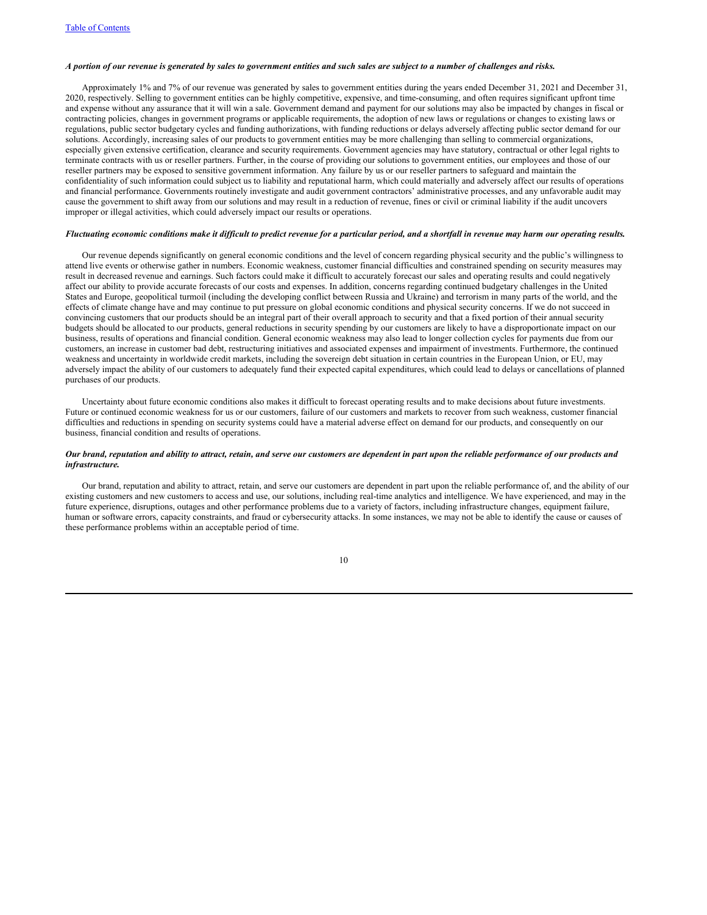*A portion of our revenue is generated by sales to government entities and such sales are subject to a number of challenges and risks.*

Approximately 1% and 7% of our revenue was generated by sales to government entities during the years ended December 31, 2021 and December 31, 2020, respectively. Selling to government entities can be highly competitive, expensive, and time-consuming, and often requires significant upfront time and expense without any assurance that it will win a sale. Government demand and payment for our solutions may also be impacted by changes in fiscal or contracting policies, changes in government programs or applicable requirements, the adoption of new laws or regulations or changes to existing laws or regulations, public sector budgetary cycles and funding authorizations, with funding reductions or delays adversely affecting public sector demand for our solutions. Accordingly, increasing sales of our products to government entities may be more challenging than selling to commercial organizations, especially given extensive certification, clearance and security requirements. Government agencies may have statutory, contractual or other legal rights to terminate contracts with us or reseller partners. Further, in the course of providing our solutions to government entities, our employees and those of our reseller partners may be exposed to sensitive government information. Any failure by us or our reseller partners to safeguard and maintain the confidentiality of such information could subject us to liability and reputational harm, which could materially and adversely affect our results of operations and financial performance. Governments routinely investigate and audit government contractors' administrative processes, and any unfavorable audit may cause the government to shift away from our solutions and may result in a reduction of revenue, fines or civil or criminal liability if the audit uncovers improper or illegal activities, which could adversely impact our results or operations.

*Fluctuating economic conditions make it difficult to predict revenue for a particular period, and a shortfall in revenue may harm our operating results.*

Our revenue depends significantly on general economic conditions and the level of concern regarding physical security and the public's willingness to attend live events or otherwise gather in numbers. Economic weakness, customer financial difficulties and constrained spending on security measures may result in decreased revenue and earnings. Such factors could make it difficult to accurately forecast our sales and operating results and could negatively affect our ability to provide accurate forecasts of our costs and expenses. In addition, concerns regarding continued budgetary challenges in the United States and Europe, geopolitical turmoil (including the developing conflict between Russia and Ukraine) and terrorism in many parts of the world, and the effects of climate change have and may continue to put pressure on global economic conditions and physical security concerns. If we do not succeed in convincing customers that our products should be an integral part of their overall approach to security and that a fixed portion of their annual security budgets should be allocated to our products, general reductions in security spending by our customers are likely to have a disproportionate impact on our business, results of operations and financial condition. General economic weakness may also lead to longer collection cycles for payments due from our customers, an increase in customer bad debt, restructuring initiatives and associated expenses and impairment of investments. Furthermore, the continued weakness and uncertainty in worldwide credit markets, including the sovereign debt situation in certain countries in the European Union, or EU, may adversely impact the ability of our customers to adequately fund their expected capital expenditures, which could lead to delays or cancellations of planned purchases of our products.

Uncertainty about future economic conditions also makes it difficult to forecast operating results and to make decisions about future investments. Future or continued economic weakness for us or our customers, failure of our customers and markets to recover from such weakness, customer financial difficulties and reductions in spending on security systems could have a material adverse effect on demand for our products, and consequently on our business, financial condition and results of operations.

*Our brand, reputation and ability to attract, retain, and serve our customers are dependent in part upon the reliable performance of our products and infrastructure.*

Our brand, reputation and ability to attract, retain, and serve our customers are dependent in part upon the reliable performance of, and the ability of our existing customers and new customers to access and use, our solutions, including real-time analytics and intelligence. We have experienced, and may in the future experience, disruptions, outages and other performance problems due to a variety of factors, including infrastructure changes, equipment failure, human or software errors, capacity constraints, and fraud or cybersecurity attacks. In some instances, we may not be able to identify the cause or causes of these performance problems within an acceptable period of time.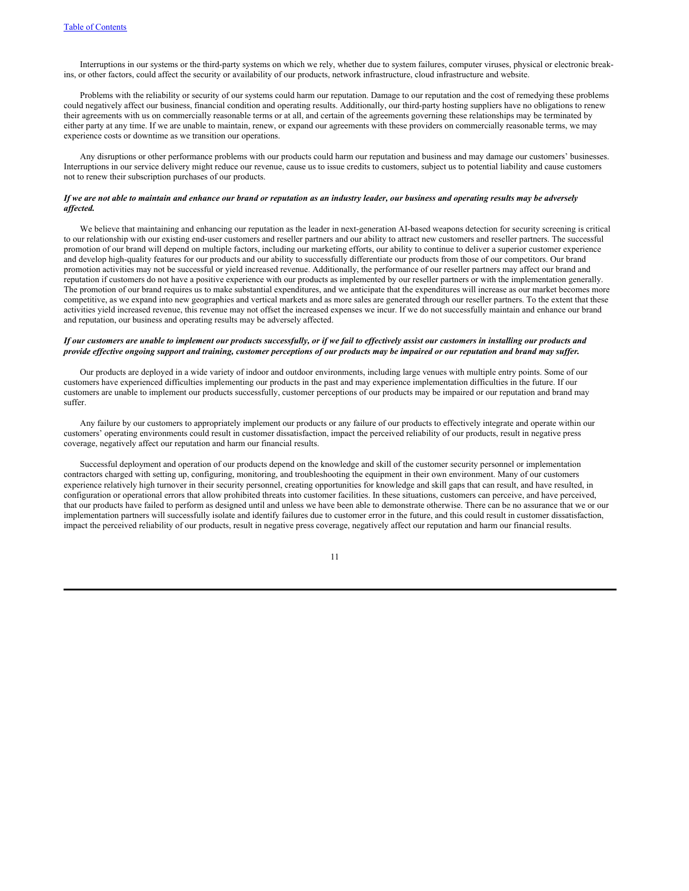Interruptions in our systems or the third-party systems on which we rely, whether due to system failures, computer viruses, physical or electronic break-ins, or other factors, could affect the security or availability of our products, network infrastructure, cloud infrastructure and website.

Problems with the reliability or security of our systems could harm our reputation. Damage to our reputation and the cost of remedying these problems could negatively affect our business, financial condition and operating results. Additionally, our third-party hosting suppliers have no obligations to renew their agreements with us on commercially reasonable terms or at all, and certain of the agreements governing these relationships may be terminated by either party at any time. If we are unable to maintain, renew, or expand our agreements with these providers on commercially reasonable terms, we may experience costs or downtime as we transition our operations.

Any disruptions or other performance problems with our products could harm our reputation and business and may damage our customers' businesses. Interruptions in our service delivery might reduce our revenue, cause us to issue credits to customers, subject us to potential liability and cause customers not to renew their subscription purchases of our products.

***If we are not able to maintain and enhance our brand or reputation as an industry leader, our business and operating results may be adversely affected.***

We believe that maintaining and enhancing our reputation as the leader in next-generation AI-based weapons detection for security screening is critical to our relationship with our existing end-user customers and reseller partners and our ability to attract new customers and reseller partners. The successful promotion of our brand will depend on multiple factors, including our marketing efforts, our ability to continue to deliver a superior customer experience and develop high-quality features for our products and our ability to successfully differentiate our products from those of our competitors. Our brand promotion activities may not be successful or yield increased revenue. Additionally, the performance of our reseller partners may affect our brand and reputation if customers do not have a positive experience with our products as implemented by our reseller partners or with the implementation generally. The promotion of our brand requires us to make substantial expenditures, and we anticipate that the expenditures will increase as our market becomes more competitive, as we expand into new geographies and vertical markets and as more sales are generated through our reseller partners. To the extent that these activities yield increased revenue, this revenue may not offset the increased expenses we incur. If we do not successfully maintain and enhance our brand and reputation, our business and operating results may be adversely affected.

***If our customers are unable to implement our products successfully, or if we fail to effectively assist our customers in installing our products and provide effective ongoing support and training, customer perceptions of our products may be impaired or our reputation and brand may suffer.***

Our products are deployed in a wide variety of indoor and outdoor environments, including large venues with multiple entry points. Some of our customers have experienced difficulties implementing our products in the past and may experience implementation difficulties in the future. If our customers are unable to implement our products successfully, customer perceptions of our products may be impaired or our reputation and brand may suffer.

Any failure by our customers to appropriately implement our products or any failure of our products to effectively integrate and operate within our customers' operating environments could result in customer dissatisfaction, impact the perceived reliability of our products, result in negative press coverage, negatively affect our reputation and harm our financial results.

Successful deployment and operation of our products depend on the knowledge and skill of the customer security personnel or implementation contractors charged with setting up, configuring, monitoring, and troubleshooting the equipment in their own environment. Many of our customers experience relatively high turnover in their security personnel, creating opportunities for knowledge and skill gaps that can result, and have resulted, in configuration or operational errors that allow prohibited threats into customer facilities. In these situations, customers can perceive, and have perceived, that our products have failed to perform as designed until and unless we have been able to demonstrate otherwise. There can be no assurance that we or our implementation partners will successfully isolate and identify failures due to customer error in the future, and this could result in customer dissatisfaction, impact the perceived reliability of our products, result in negative press coverage, negatively affect our reputation and harm our financial results.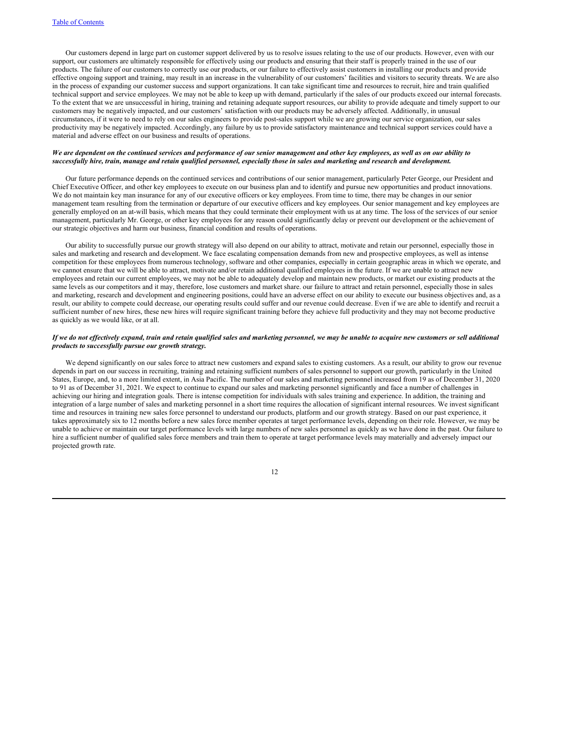Our customers depend in large part on customer support delivered by us to resolve issues relating to the use of our products. However, even with our support, our customers are ultimately responsible for effectively using our products and ensuring that their staff is properly trained in the use of our products. The failure of our customers to correctly use our products, or our failure to effectively assist customers in installing our products and provide effective ongoing support and training, may result in an increase in the vulnerability of our customers' facilities and visitors to security threats. We are also in the process of expanding our customer success and support organizations. It can take significant time and resources to recruit, hire and train qualified technical support and service employees. We may not be able to keep up with demand, particularly if the sales of our products exceed our internal forecasts. To the extent that we are unsuccessful in hiring, training and retaining adequate support resources, our ability to provide adequate and timely support to our customers may be negatively impacted, and our customers' satisfaction with our products may be adversely affected. Additionally, in unusual circumstances, if it were to need to rely on our sales engineers to provide post-sales support while we are growing our service organization, our sales productivity may be negatively impacted. Accordingly, any failure by us to provide satisfactory maintenance and technical support services could have a material and adverse effect on our business and results of operations.

***We are dependent on the continued services and performance of our senior management and other key employees, as well as on our ability to successfully hire, train, manage and retain qualified personnel, especially those in sales and marketing and research and development.***

Our future performance depends on the continued services and contributions of our senior management, particularly Peter George, our President and Chief Executive Officer, and other key employees to execute on our business plan and to identify and pursue new opportunities and product innovations. We do not maintain key man insurance for any of our executive officers or key employees. From time to time, there may be changes in our senior management team resulting from the termination or departure of our executive officers and key employees. Our senior management and key employees are generally employed on an at-will basis, which means that they could terminate their employment with us at any time. The loss of the services of our senior management, particularly Mr. George, or other key employees for any reason could significantly delay or prevent our development or the achievement of our strategic objectives and harm our business, financial condition and results of operations.

Our ability to successfully pursue our growth strategy will also depend on our ability to attract, motivate and retain our personnel, especially those in sales and marketing and research and development. We face escalating compensation demands from new and prospective employees, as well as intense competition for these employees from numerous technology, software and other companies, especially in certain geographic areas in which we operate, and we cannot ensure that we will be able to attract, motivate and/or retain additional qualified employees in the future. If we are unable to attract new employees and retain our current employees, we may not be able to adequately develop and maintain new products, or market our existing products at the same levels as our competitors and it may, therefore, lose customers and market share. our failure to attract and retain personnel, especially those in sales and marketing, research and development and engineering positions, could have an adverse effect on our ability to execute our business objectives and, as a result, our ability to compete could decrease, our operating results could suffer and our revenue could decrease. Even if we are able to identify and recruit a sufficient number of new hires, these new hires will require significant training before they achieve full productivity and they may not become productive as quickly as we would like, or at all.

***If we do not effectively expand, train and retain qualified sales and marketing personnel, we may be unable to acquire new customers or sell additional products to successfully pursue our growth strategy.***

We depend significantly on our sales force to attract new customers and expand sales to existing customers. As a result, our ability to grow our revenue depends in part on our success in recruiting, training and retaining sufficient numbers of sales personnel to support our growth, particularly in the United States, Europe, and, to a more limited extent, in Asia Pacific. The number of our sales and marketing personnel increased from 19 as of December 31, 2020 to 91 as of December 31, 2021. We expect to continue to expand our sales and marketing personnel significantly and face a number of challenges in achieving our hiring and integration goals. There is intense competition for individuals with sales training and experience. In addition, the training and integration of a large number of sales and marketing personnel in a short time requires the allocation of significant internal resources. We invest significant time and resources in training new sales force personnel to understand our products, platform and our growth strategy. Based on our past experience, it takes approximately six to 12 months before a new sales force member operates at target performance levels, depending on their role. However, we may be unable to achieve or maintain our target performance levels with large numbers of new sales personnel as quickly as we have done in the past. Our failure to hire a sufficient number of qualified sales force members and train them to operate at target performance levels may materially and adversely impact our projected growth rate.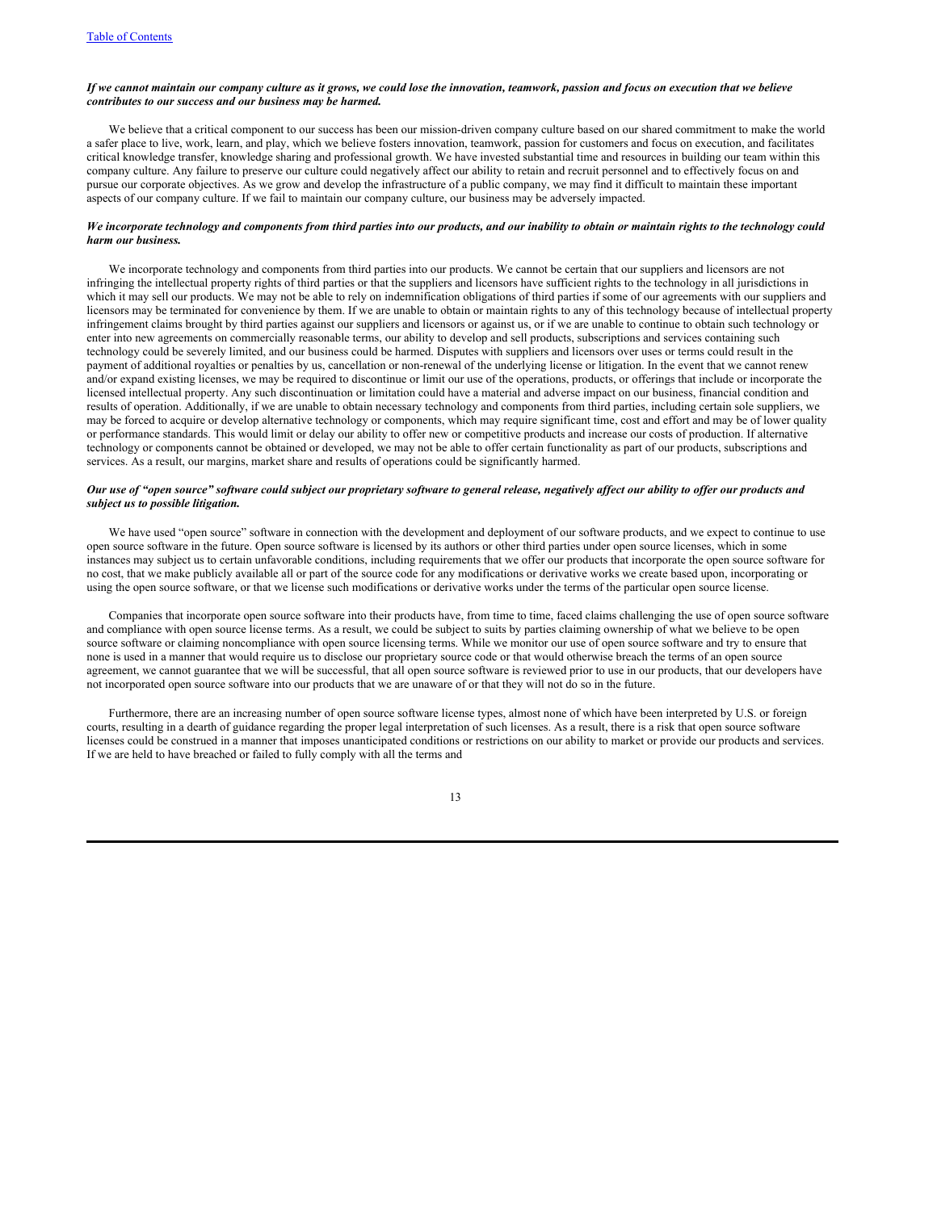***If we cannot maintain our company culture as it grows, we could lose the innovation, teamwork, passion and focus on execution that we believe contributes to our success and our business may be harmed.***

We believe that a critical component to our success has been our mission-driven company culture based on our shared commitment to make the world a safer place to live, work, learn, and play, which we believe fosters innovation, teamwork, passion for customers and focus on execution, and facilitates critical knowledge transfer, knowledge sharing and professional growth. We have invested substantial time and resources in building our team within this company culture. Any failure to preserve our culture could negatively affect our ability to retain and recruit personnel and to effectively focus on and pursue our corporate objectives. As we grow and develop the infrastructure of a public company, we may find it difficult to maintain these important aspects of our company culture. If we fail to maintain our company culture, our business may be adversely impacted.

***We incorporate technology and components from third parties into our products, and our inability to obtain or maintain rights to the technology could harm our business.***

We incorporate technology and components from third parties into our products. We cannot be certain that our suppliers and licensors are not infringing the intellectual property rights of third parties or that the suppliers and licensors have sufficient rights to the technology in all jurisdictions in which it may sell our products. We may not be able to rely on indemnification obligations of third parties if some of our agreements with our suppliers and licensors may be terminated for convenience by them. If we are unable to obtain or maintain rights to any of this technology because of intellectual property infringement claims brought by third parties against our suppliers and licensors or against us, or if we are unable to continue to obtain such technology or enter into new agreements on commercially reasonable terms, our ability to develop and sell products, subscriptions and services containing such technology could be severely limited, and our business could be harmed. Disputes with suppliers and licensors over uses or terms could result in the payment of additional royalties or penalties by us, cancellation or non-renewal of the underlying license or litigation. In the event that we cannot renew and/or expand existing licenses, we may be required to discontinue or limit our use of the operations, products, or offerings that include or incorporate the licensed intellectual property. Any such discontinuation or limitation could have a material and adverse impact on our business, financial condition and results of operation. Additionally, if we are unable to obtain necessary technology and components from third parties, including certain sole suppliers, we may be forced to acquire or develop alternative technology or components, which may require significant time, cost and effort and may be of lower quality or performance standards. This would limit or delay our ability to offer new or competitive products and increase our costs of production. If alternative technology or components cannot be obtained or developed, we may not be able to offer certain functionality as part of our products, subscriptions and services. As a result, our margins, market share and results of operations could be significantly harmed.

***Our use of "open source" software could subject our proprietary software to general release, negatively affect our ability to offer our products and subject us to possible litigation.***

We have used "open source" software in connection with the development and deployment of our software products, and we expect to continue to use open source software in the future. Open source software is licensed by its authors or other third parties under open source licenses, which in some instances may subject us to certain unfavorable conditions, including requirements that we offer our products that incorporate the open source software for no cost, that we make publicly available all or part of the source code for any modifications or derivative works we create based upon, incorporating or using the open source software, or that we license such modifications or derivative works under the terms of the particular open source license.

Companies that incorporate open source software into their products have, from time to time, faced claims challenging the use of open source software and compliance with open source license terms. As a result, we could be subject to suits by parties claiming ownership of what we believe to be open source software or claiming noncompliance with open source licensing terms. While we monitor our use of open source software and try to ensure that none is used in a manner that would require us to disclose our proprietary source code or that would otherwise breach the terms of an open source agreement, we cannot guarantee that we will be successful, that all open source software is reviewed prior to use in our products, that our developers have not incorporated open source software into our products that we are unaware of or that they will not do so in the future.

Furthermore, there are an increasing number of open source software license types, almost none of which have been interpreted by U.S. or foreign courts, resulting in a dearth of guidance regarding the proper legal interpretation of such licenses. As a result, there is a risk that open source software licenses could be construed in a manner that imposes unanticipated conditions or restrictions on our ability to market or provide our products and services. If we are held to have breached or failed to fully comply with all the terms and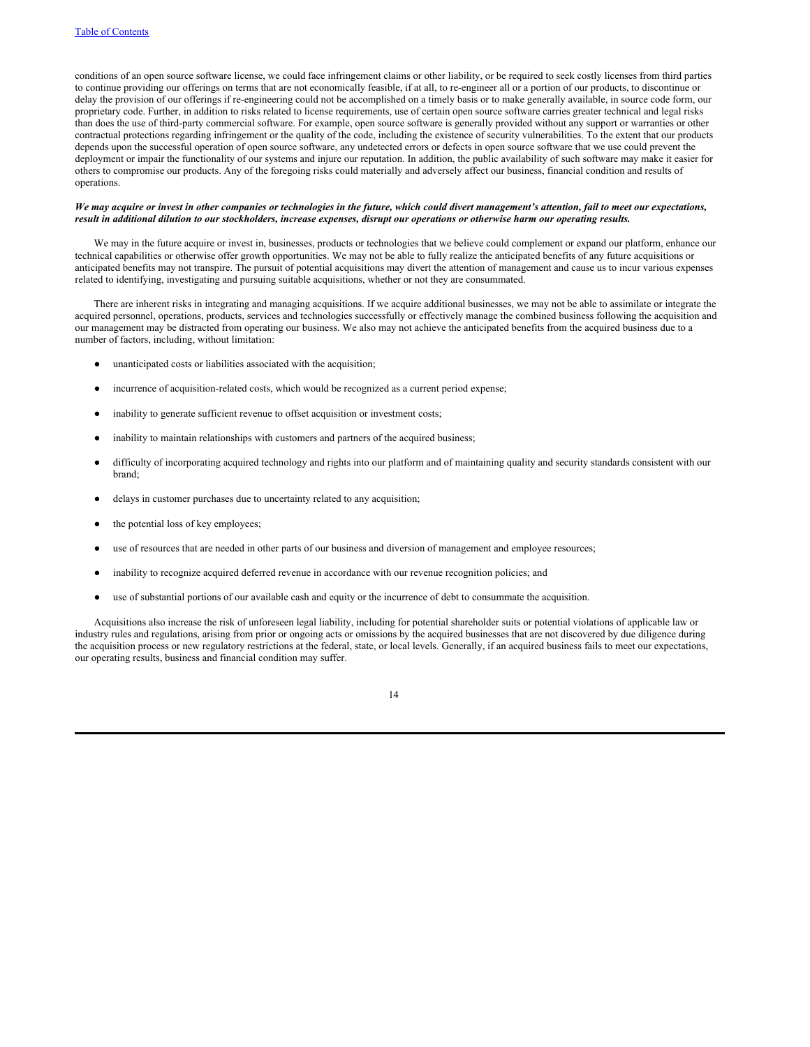conditions of an open source software license, we could face infringement claims or other liability, or be required to seek costly licenses from third parties to continue providing our offerings on terms that are not economically feasible, if at all, to re-engineer all or a portion of our products, to discontinue or delay the provision of our offerings if re-engineering could not be accomplished on a timely basis or to make generally available, in source code form, our proprietary code. Further, in addition to risks related to license requirements, use of certain open source software carries greater technical and legal risks than does the use of third-party commercial software. For example, open source software is generally provided without any support or warranties or other contractual protections regarding infringement or the quality of the code, including the existence of security vulnerabilities. To the extent that our products depends upon the successful operation of open source software, any undetected errors or defects in open source software that we use could prevent the deployment or impair the functionality of our systems and injure our reputation. In addition, the public availability of such software may make it easier for others to compromise our products. Any of the foregoing risks could materially and adversely affect our business, financial condition and results of operations.

***We may acquire or invest in other companies or technologies in the future, which could divert management's attention, fail to meet our expectations, result in additional dilution to our stockholders, increase expenses, disrupt our operations or otherwise harm our operating results.***

We may in the future acquire or invest in, businesses, products or technologies that we believe could complement or expand our platform, enhance our technical capabilities or otherwise offer growth opportunities. We may not be able to fully realize the anticipated benefits of any future acquisitions or anticipated benefits may not transpire. The pursuit of potential acquisitions may divert the attention of management and cause us to incur various expenses related to identifying, investigating and pursuing suitable acquisitions, whether or not they are consummated.

There are inherent risks in integrating and managing acquisitions. If we acquire additional businesses, we may not be able to assimilate or integrate the acquired personnel, operations, products, services and technologies successfully or effectively manage the combined business following the acquisition and our management may be distracted from operating our business. We also may not achieve the anticipated benefits from the acquired business due to a number of factors, including, without limitation:

- unanticipated costs or liabilities associated with the acquisition;
- incurrence of acquisition-related costs, which would be recognized as a current period expense;
- inability to generate sufficient revenue to offset acquisition or investment costs;
- inability to maintain relationships with customers and partners of the acquired business;
- difficulty of incorporating acquired technology and rights into our platform and of maintaining quality and security standards consistent with our brand;
- delays in customer purchases due to uncertainty related to any acquisition;
- the potential loss of key employees;
- use of resources that are needed in other parts of our business and diversion of management and employee resources;
- inability to recognize acquired deferred revenue in accordance with our revenue recognition policies; and
- use of substantial portions of our available cash and equity or the incurrence of debt to consummate the acquisition.

Acquisitions also increase the risk of unforeseen legal liability, including for potential shareholder suits or potential violations of applicable law or industry rules and regulations, arising from prior or ongoing acts or omissions by the acquired businesses that are not discovered by due diligence during the acquisition process or new regulatory restrictions at the federal, state, or local levels. Generally, if an acquired business fails to meet our expectations, our operating results, business and financial condition may suffer.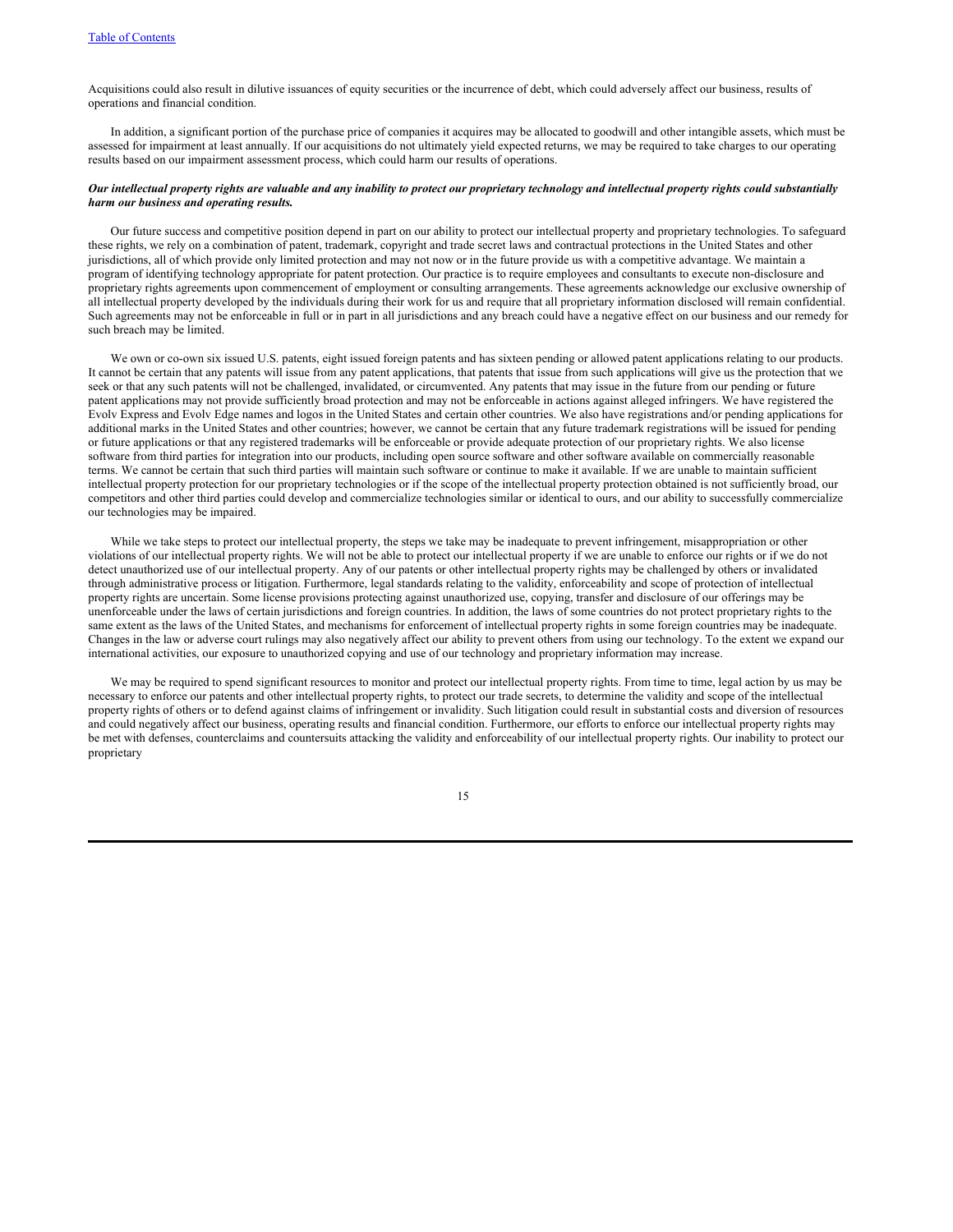Acquisitions could also result in dilutive issuances of equity securities or the incurrence of debt, which could adversely affect our business, results of operations and financial condition.

In addition, a significant portion of the purchase price of companies it acquires may be allocated to goodwill and other intangible assets, which must be assessed for impairment at least annually. If our acquisitions do not ultimately yield expected returns, we may be required to take charges to our operating results based on our impairment assessment process, which could harm our results of operations.

***Our intellectual property rights are valuable and any inability to protect our proprietary technology and intellectual property rights could substantially harm our business and operating results.***

Our future success and competitive position depend in part on our ability to protect our intellectual property and proprietary technologies. To safeguard these rights, we rely on a combination of patent, trademark, copyright and trade secret laws and contractual protections in the United States and other jurisdictions, all of which provide only limited protection and may not now or in the future provide us with a competitive advantage. We maintain a program of identifying technology appropriate for patent protection. Our practice is to require employees and consultants to execute non-disclosure and proprietary rights agreements upon commencement of employment or consulting arrangements. These agreements acknowledge our exclusive ownership of all intellectual property developed by the individuals during their work for us and require that all proprietary information disclosed will remain confidential. Such agreements may not be enforceable in full or in part in all jurisdictions and any breach could have a negative effect on our business and our remedy for such breach may be limited.

We own or co-own six issued U.S. patents, eight issued foreign patents and has sixteen pending or allowed patent applications relating to our products. It cannot be certain that any patents will issue from any patent applications, that patents that issue from such applications will give us the protection that we seek or that any such patents will not be challenged, invalidated, or circumvented. Any patents that may issue in the future from our pending or future patent applications may not provide sufficiently broad protection and may not be enforceable in actions against alleged infringers. We have registered the Evolv Express and Evolv Edge names and logos in the United States and certain other countries. We also have registrations and/or pending applications for additional marks in the United States and other countries; however, we cannot be certain that any future trademark registrations will be issued for pending or future applications or that any registered trademarks will be enforceable or provide adequate protection of our proprietary rights. We also license software from third parties for integration into our products, including open source software and other software available on commercially reasonable terms. We cannot be certain that such third parties will maintain such software or continue to make it available. If we are unable to maintain sufficient intellectual property protection for our proprietary technologies or if the scope of the intellectual property protection obtained is not sufficiently broad, our competitors and other third parties could develop and commercialize technologies similar or identical to ours, and our ability to successfully commercialize our technologies may be impaired.

While we take steps to protect our intellectual property, the steps we take may be inadequate to prevent infringement, misappropriation or other violations of our intellectual property rights. We will not be able to protect our intellectual property if we are unable to enforce our rights or if we do not detect unauthorized use of our intellectual property. Any of our patents or other intellectual property rights may be challenged by others or invalidated through administrative process or litigation. Furthermore, legal standards relating to the validity, enforceability and scope of protection of intellectual property rights are uncertain. Some license provisions protecting against unauthorized use, copying, transfer and disclosure of our offerings may be unenforceable under the laws of certain jurisdictions and foreign countries. In addition, the laws of some countries do not protect proprietary rights to the same extent as the laws of the United States, and mechanisms for enforcement of intellectual property rights in some foreign countries may be inadequate. Changes in the law or adverse court rulings may also negatively affect our ability to prevent others from using our technology. To the extent we expand our international activities, our exposure to unauthorized copying and use of our technology and proprietary information may increase.

We may be required to spend significant resources to monitor and protect our intellectual property rights. From time to time, legal action by us may be necessary to enforce our patents and other intellectual property rights, to protect our trade secrets, to determine the validity and scope of the intellectual property rights of others or to defend against claims of infringement or invalidity. Such litigation could result in substantial costs and diversion of resources and could negatively affect our business, operating results and financial condition. Furthermore, our efforts to enforce our intellectual property rights may be met with defenses, counterclaims and countersuits attacking the validity and enforceability of our intellectual property rights. Our inability to protect our proprietary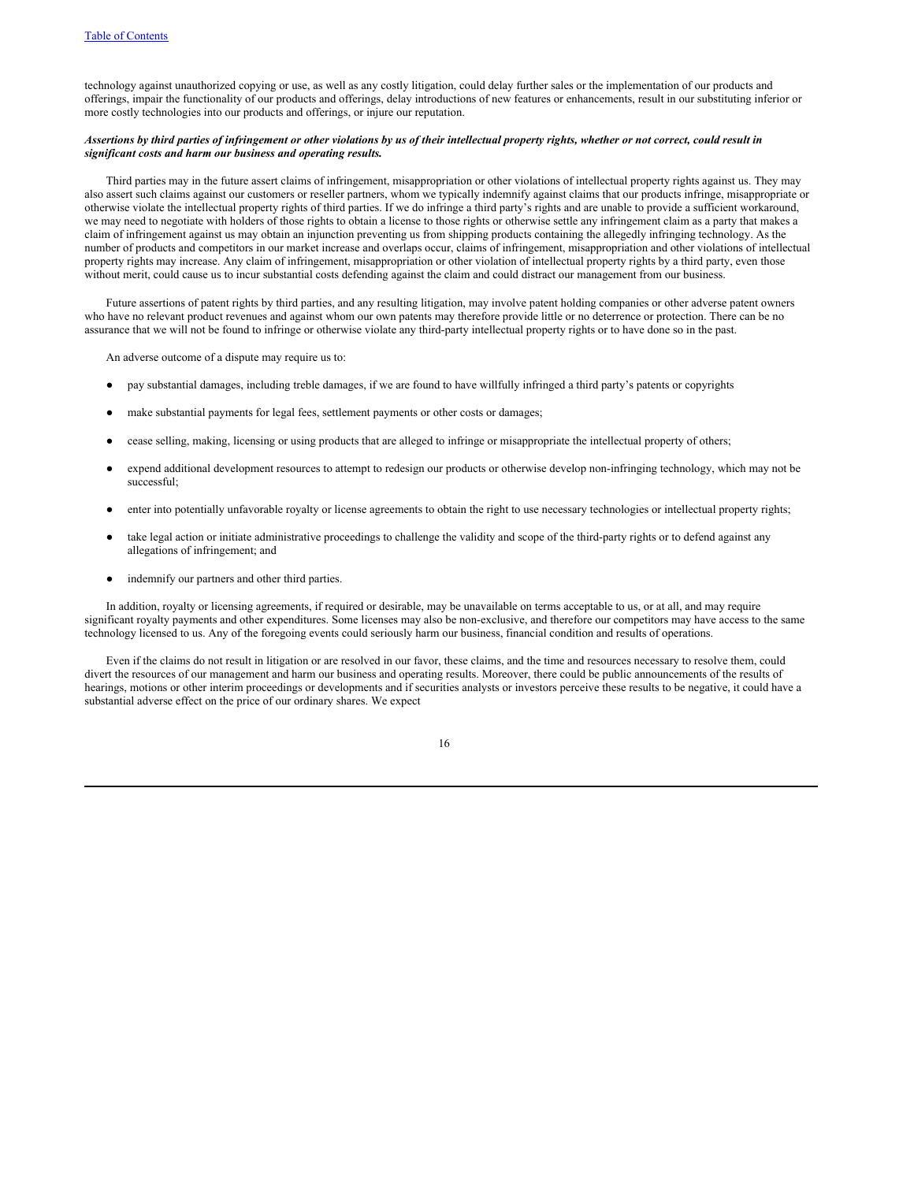technology against unauthorized copying or use, as well as any costly litigation, could delay further sales or the implementation of our products and offerings, impair the functionality of our products and offerings, delay introductions of new features or enhancements, result in our substituting inferior or more costly technologies into our products and offerings, or injure our reputation.

***Assertions by third parties of infringement or other violations by us of their intellectual property rights, whether or not correct, could result in significant costs and harm our business and operating results.***

Third parties may in the future assert claims of infringement, misappropriation or other violations of intellectual property rights against us. They may also assert such claims against our customers or reseller partners, whom we typically indemnify against claims that our products infringe, misappropriate or otherwise violate the intellectual property rights of third parties. If we do infringe a third party's rights and are unable to provide a sufficient workaround, we may need to negotiate with holders of those rights to obtain a license to those rights or otherwise settle any infringement claim as a party that makes a claim of infringement against us may obtain an injunction preventing us from shipping products containing the allegedly infringing technology. As the number of products and competitors in our market increase and overlaps occur, claims of infringement, misappropriation and other violations of intellectual property rights may increase. Any claim of infringement, misappropriation or other violation of intellectual property rights by a third party, even those without merit, could cause us to incur substantial costs defending against the claim and could distract our management from our business.

Future assertions of patent rights by third parties, and any resulting litigation, may involve patent holding companies or other adverse patent owners who have no relevant product revenues and against whom our own patents may therefore provide little or no deterrence or protection. There can be no assurance that we will not be found to infringe or otherwise violate any third-party intellectual property rights or to have done so in the past.

An adverse outcome of a dispute may require us to:

- pay substantial damages, including treble damages, if we are found to have willfully infringed a third party's patents or copyrights
- make substantial payments for legal fees, settlement payments or other costs or damages;
- cease selling, making, licensing or using products that are alleged to infringe or misappropriate the intellectual property of others;
- expend additional development resources to attempt to redesign our products or otherwise develop non-infringing technology, which may not be successful;
- enter into potentially unfavorable royalty or license agreements to obtain the right to use necessary technologies or intellectual property rights;
- take legal action or initiate administrative proceedings to challenge the validity and scope of the third-party rights or to defend against any allegations of infringement; and
- indemnify our partners and other third parties.

In addition, royalty or licensing agreements, if required or desirable, may be unavailable on terms acceptable to us, or at all, and may require significant royalty payments and other expenditures. Some licenses may also be non-exclusive, and therefore our competitors may have access to the same technology licensed to us. Any of the foregoing events could seriously harm our business, financial condition and results of operations.

Even if the claims do not result in litigation or are resolved in our favor, these claims, and the time and resources necessary to resolve them, could divert the resources of our management and harm our business and operating results. Moreover, there could be public announcements of the results of hearings, motions or other interim proceedings or developments and if securities analysts or investors perceive these results to be negative, it could have a substantial adverse effect on the price of our ordinary shares. We expect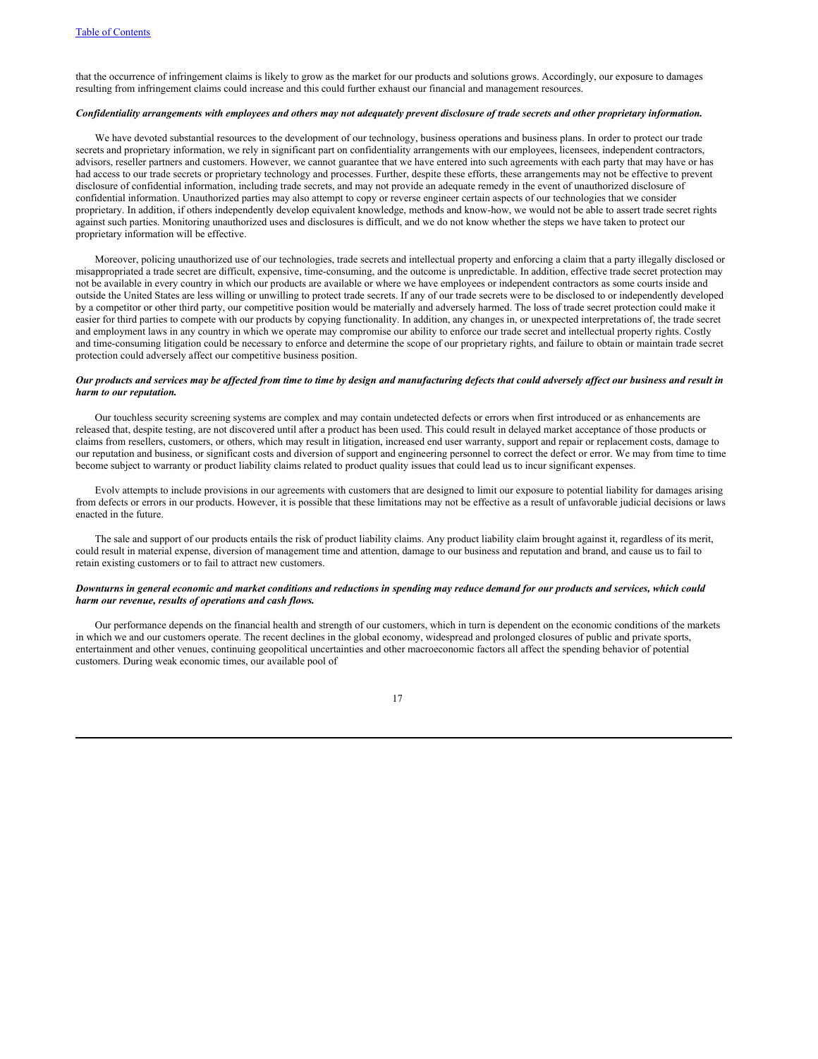that the occurrence of infringement claims is likely to grow as the market for our products and solutions grows. Accordingly, our exposure to damages resulting from infringement claims could increase and this could further exhaust our financial and management resources.

***Confidentiality arrangements with employees and others may not adequately prevent disclosure of trade secrets and other proprietary information.***

We have devoted substantial resources to the development of our technology, business operations and business plans. In order to protect our trade secrets and proprietary information, we rely in significant part on confidentiality arrangements with our employees, licensees, independent contractors, advisors, reseller partners and customers. However, we cannot guarantee that we have entered into such agreements with each party that may have or has had access to our trade secrets or proprietary technology and processes. Further, despite these efforts, these arrangements may not be effective to prevent disclosure of confidential information, including trade secrets, and may not provide an adequate remedy in the event of unauthorized disclosure of confidential information. Unauthorized parties may also attempt to copy or reverse engineer certain aspects of our technologies that we consider proprietary. In addition, if others independently develop equivalent knowledge, methods and know-how, we would not be able to assert trade secret rights against such parties. Monitoring unauthorized uses and disclosures is difficult, and we do not know whether the steps we have taken to protect our proprietary information will be effective.

Moreover, policing unauthorized use of our technologies, trade secrets and intellectual property and enforcing a claim that a party illegally disclosed or misappropriated a trade secret are difficult, expensive, time-consuming, and the outcome is unpredictable. In addition, effective trade secret protection may not be available in every country in which our products are available or where we have employees or independent contractors as some courts inside and outside the United States are less willing or unwilling to protect trade secrets. If any of our trade secrets were to be disclosed to or independently developed by a competitor or other third party, our competitive position would be materially and adversely harmed. The loss of trade secret protection could make it easier for third parties to compete with our products by copying functionality. In addition, any changes in, or unexpected interpretations of, the trade secret and employment laws in any country in which we operate may compromise our ability to enforce our trade secret and intellectual property rights. Costly and time-consuming litigation could be necessary to enforce and determine the scope of our proprietary rights, and failure to obtain or maintain trade secret protection could adversely affect our competitive business position.

***Our products and services may be affected from time to time by design and manufacturing defects that could adversely affect our business and result in harm to our reputation.***

Our touchless security screening systems are complex and may contain undetected defects or errors when first introduced or as enhancements are released that, despite testing, are not discovered until after a product has been used. This could result in delayed market acceptance of those products or claims from resellers, customers, or others, which may result in litigation, increased end user warranty, support and repair or replacement costs, damage to our reputation and business, or significant costs and diversion of support and engineering personnel to correct the defect or error. We may from time to time become subject to warranty or product liability claims related to product quality issues that could lead us to incur significant expenses.

Evolv attempts to include provisions in our agreements with customers that are designed to limit our exposure to potential liability for damages arising from defects or errors in our products. However, it is possible that these limitations may not be effective as a result of unfavorable judicial decisions or laws enacted in the future.

The sale and support of our products entails the risk of product liability claims. Any product liability claim brought against it, regardless of its merit, could result in material expense, diversion of management time and attention, damage to our business and reputation and brand, and cause us to fail to retain existing customers or to fail to attract new customers.

***Downturns in general economic and market conditions and reductions in spending may reduce demand for our products and services, which could harm our revenue, results of operations and cash flows.***

Our performance depends on the financial health and strength of our customers, which in turn is dependent on the economic conditions of the markets in which we and our customers operate. The recent declines in the global economy, widespread and prolonged closures of public and private sports, entertainment and other venues, continuing geopolitical uncertainties and other macroeconomic factors all affect the spending behavior of potential customers. During weak economic times, our available pool of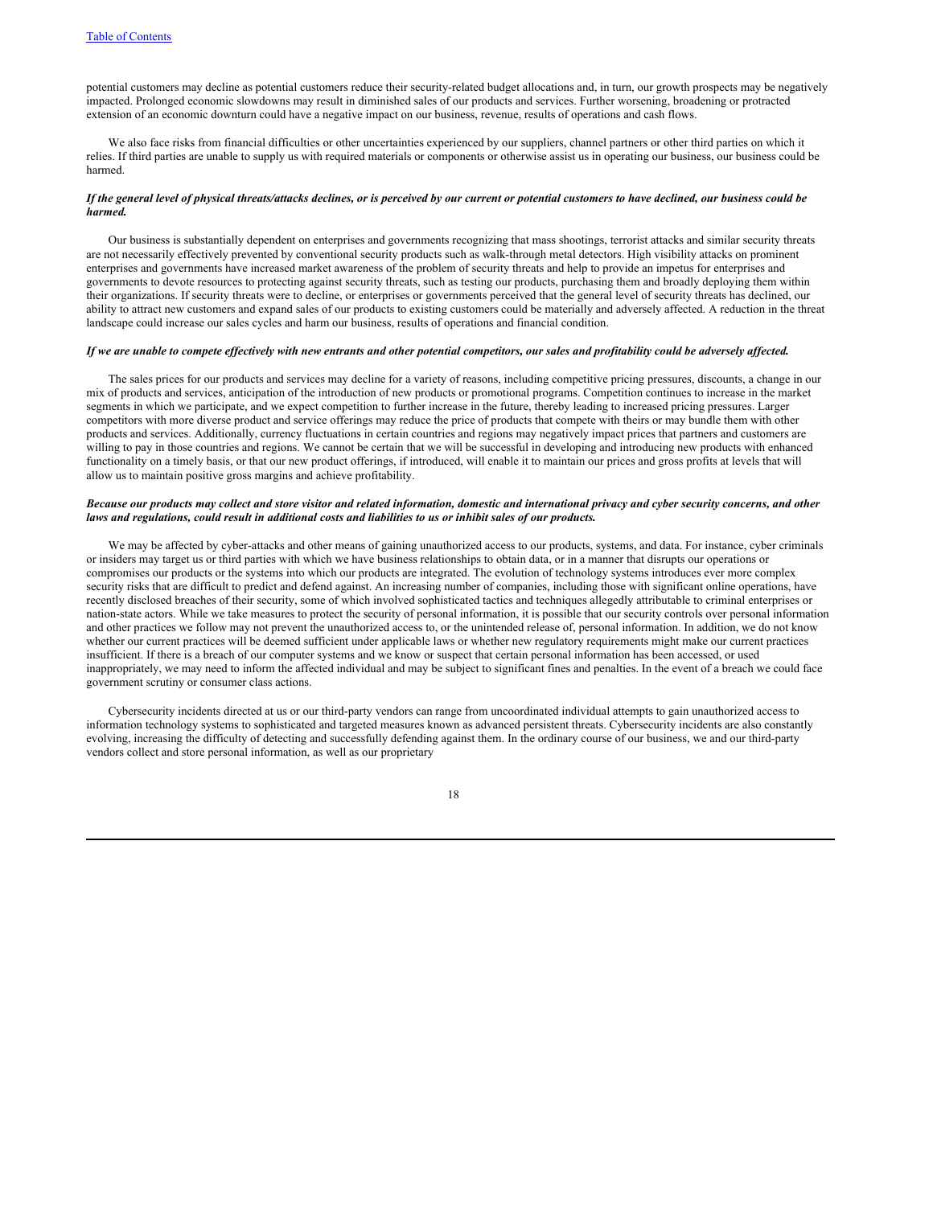potential customers may decline as potential customers reduce their security-related budget allocations and, in turn, our growth prospects may be negatively impacted. Prolonged economic slowdowns may result in diminished sales of our products and services. Further worsening, broadening or protracted extension of an economic downturn could have a negative impact on our business, revenue, results of operations and cash flows.

We also face risks from financial difficulties or other uncertainties experienced by our suppliers, channel partners or other third parties on which it relies. If third parties are unable to supply us with required materials or components or otherwise assist us in operating our business, our business could be harmed.

***If the general level of physical threats/attacks declines, or is perceived by our current or potential customers to have declined, our business could be harmed.***

Our business is substantially dependent on enterprises and governments recognizing that mass shootings, terrorist attacks and similar security threats are not necessarily effectively prevented by conventional security products such as walk-through metal detectors. High visibility attacks on prominent enterprises and governments have increased market awareness of the problem of security threats and help to provide an impetus for enterprises and governments to devote resources to protecting against security threats, such as testing our products, purchasing them and broadly deploying them within their organizations. If security threats were to decline, or enterprises or governments perceived that the general level of security threats has declined, our ability to attract new customers and expand sales of our products to existing customers could be materially and adversely affected. A reduction in the threat landscape could increase our sales cycles and harm our business, results of operations and financial condition.

***If we are unable to compete effectively with new entrants and other potential competitors, our sales and profitability could be adversely affected.***

The sales prices for our products and services may decline for a variety of reasons, including competitive pricing pressures, discounts, a change in our mix of products and services, anticipation of the introduction of new products or promotional programs. Competition continues to increase in the market segments in which we participate, and we expect competition to further increase in the future, thereby leading to increased pricing pressures. Larger competitors with more diverse product and service offerings may reduce the price of products that compete with theirs or may bundle them with other products and services. Additionally, currency fluctuations in certain countries and regions may negatively impact prices that partners and customers are willing to pay in those countries and regions. We cannot be certain that we will be successful in developing and introducing new products with enhanced functionality on a timely basis, or that our new product offerings, if introduced, will enable it to maintain our prices and gross profits at levels that will allow us to maintain positive gross margins and achieve profitability.

***Because our products may collect and store visitor and related information, domestic and international privacy and cyber security concerns, and other laws and regulations, could result in additional costs and liabilities to us or inhibit sales of our products.***

We may be affected by cyber-attacks and other means of gaining unauthorized access to our products, systems, and data. For instance, cyber criminals or insiders may target us or third parties with which we have business relationships to obtain data, or in a manner that disrupts our operations or compromises our products or the systems into which our products are integrated. The evolution of technology systems introduces ever more complex security risks that are difficult to predict and defend against. An increasing number of companies, including those with significant online operations, have recently disclosed breaches of their security, some of which involved sophisticated tactics and techniques allegedly attributable to criminal enterprises or nation-state actors. While we take measures to protect the security of personal information, it is possible that our security controls over personal information and other practices we follow may not prevent the unauthorized access to, or the unintended release of, personal information. In addition, we do not know whether our current practices will be deemed sufficient under applicable laws or whether new regulatory requirements might make our current practices insufficient. If there is a breach of our computer systems and we know or suspect that certain personal information has been accessed, or used inappropriately, we may need to inform the affected individual and may be subject to significant fines and penalties. In the event of a breach we could face government scrutiny or consumer class actions.

Cybersecurity incidents directed at us or our third-party vendors can range from uncoordinated individual attempts to gain unauthorized access to information technology systems to sophisticated and targeted measures known as advanced persistent threats. Cybersecurity incidents are also constantly evolving, increasing the difficulty of detecting and successfully defending against them. In the ordinary course of our business, we and our third-party vendors collect and store personal information, as well as our proprietary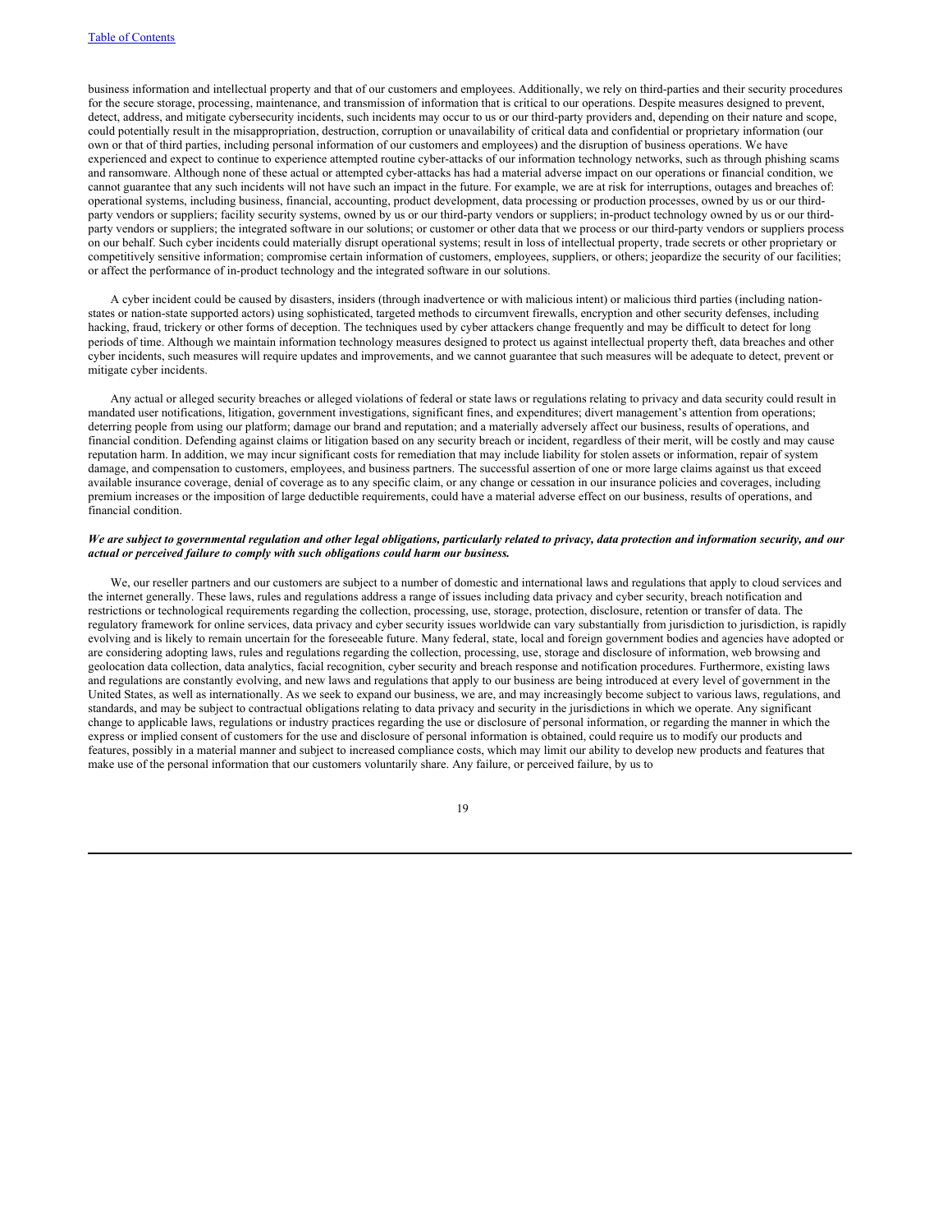business information and intellectual property and that of our customers and employees. Additionally, we rely on third-parties and their security procedures for the secure storage, processing, maintenance, and transmission of information that is critical to our operations. Despite measures designed to prevent, detect, address, and mitigate cybersecurity incidents, such incidents may occur to us or our third-party providers and, depending on their nature and scope, could potentially result in the misappropriation, destruction, corruption or unavailability of critical data and confidential or proprietary information (our own or that of third parties, including personal information of our customers and employees) and the disruption of business operations. We have experienced and expect to continue to experience attempted routine cyber-attacks of our information technology networks, such as through phishing scams and ransomware. Although none of these actual or attempted cyber-attacks has had a material adverse impact on our operations or financial condition, we cannot guarantee that any such incidents will not have such an impact in the future. For example, we are at risk for interruptions, outages and breaches of: operational systems, including business, financial, accounting, product development, data processing or production processes, owned by us or our third-party vendors or suppliers; facility security systems, owned by us or our third-party vendors or suppliers; in-product technology owned by us or our third-party vendors or suppliers; the integrated software in our solutions; or customer or other data that we process or our third-party vendors or suppliers process on our behalf. Such cyber incidents could materially disrupt operational systems; result in loss of intellectual property, trade secrets or other proprietary or competitively sensitive information; compromise certain information of customers, employees, suppliers, or others; jeopardize the security of our facilities; or affect the performance of in-product technology and the integrated software in our solutions.

A cyber incident could be caused by disasters, insiders (through inadvertence or with malicious intent) or malicious third parties (including nation-states or nation-state supported actors) using sophisticated, targeted methods to circumvent firewalls, encryption and other security defenses, including hacking, fraud, trickery or other forms of deception. The techniques used by cyber attackers change frequently and may be difficult to detect for long periods of time. Although we maintain information technology measures designed to protect us against intellectual property theft, data breaches and other cyber incidents, such measures will require updates and improvements, and we cannot guarantee that such measures will be adequate to detect, prevent or mitigate cyber incidents.

Any actual or alleged security breaches or alleged violations of federal or state laws or regulations relating to privacy and data security could result in mandated user notifications, litigation, government investigations, significant fines, and expenditures; divert management's attention from operations; deterring people from using our platform; damage our brand and reputation; and a materially adversely affect our business, results of operations, and financial condition. Defending against claims or litigation based on any security breach or incident, regardless of their merit, will be costly and may cause reputation harm. In addition, we may incur significant costs for remediation that may include liability for stolen assets or information, repair of system damage, and compensation to customers, employees, and business partners. The successful assertion of one or more large claims against us that exceed available insurance coverage, denial of coverage as to any specific claim, or any change or cessation in our insurance policies and coverages, including premium increases or the imposition of large deductible requirements, could have a material adverse effect on our business, results of operations, and financial condition.

***We are subject to governmental regulation and other legal obligations, particularly related to privacy, data protection and information security, and our actual or perceived failure to comply with such obligations could harm our business.***

We, our reseller partners and our customers are subject to a number of domestic and international laws and regulations that apply to cloud services and the internet generally. These laws, rules and regulations address a range of issues including data privacy and cyber security, breach notification and restrictions or technological requirements regarding the collection, processing, use, storage, protection, disclosure, retention or transfer of data. The regulatory framework for online services, data privacy and cyber security issues worldwide can vary substantially from jurisdiction to jurisdiction, is rapidly evolving and is likely to remain uncertain for the foreseeable future. Many federal, state, local and foreign government bodies and agencies have adopted or are considering adopting laws, rules and regulations regarding the collection, processing, use, storage and disclosure of information, web browsing and geolocation data collection, data analytics, facial recognition, cyber security and breach response and notification procedures. Furthermore, existing laws and regulations are constantly evolving, and new laws and regulations that apply to our business are being introduced at every level of government in the United States, as well as internationally. As we seek to expand our business, we are, and may increasingly become subject to various laws, regulations, and standards, and may be subject to contractual obligations relating to data privacy and security in the jurisdictions in which we operate. Any significant change to applicable laws, regulations or industry practices regarding the use or disclosure of personal information, or regarding the manner in which the express or implied consent of customers for the use and disclosure of personal information is obtained, could require us to modify our products and features, possibly in a material manner and subject to increased compliance costs, which may limit our ability to develop new products and features that make use of the personal information that our customers voluntarily share. Any failure, or perceived failure, by us to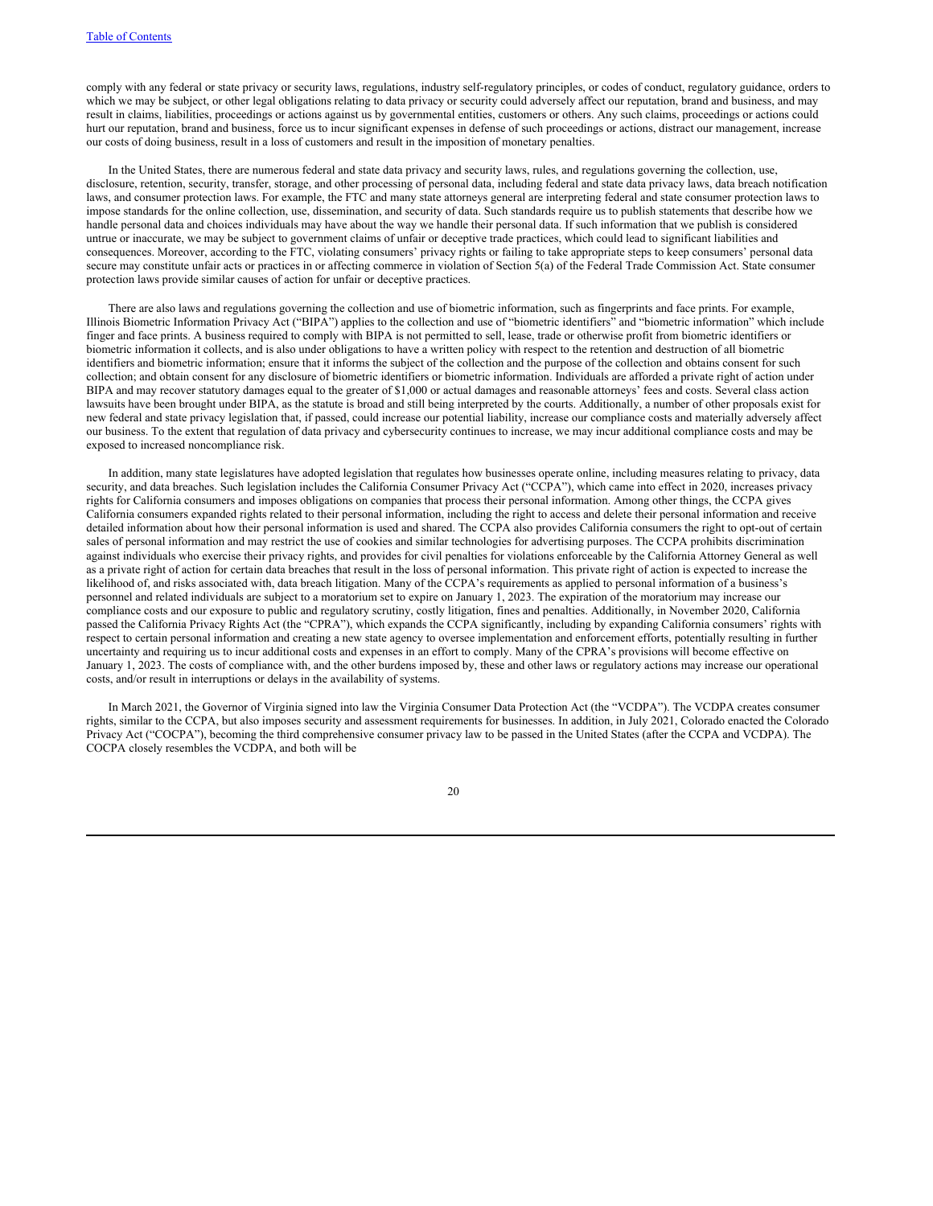comply with any federal or state privacy or security laws, regulations, industry self-regulatory principles, or codes of conduct, regulatory guidance, orders to which we may be subject, or other legal obligations relating to data privacy or security could adversely affect our reputation, brand and business, and may result in claims, liabilities, proceedings or actions against us by governmental entities, customers or others. Any such claims, proceedings or actions could hurt our reputation, brand and business, force us to incur significant expenses in defense of such proceedings or actions, distract our management, increase our costs of doing business, result in a loss of customers and result in the imposition of monetary penalties.

In the United States, there are numerous federal and state data privacy and security laws, rules, and regulations governing the collection, use, disclosure, retention, security, transfer, storage, and other processing of personal data, including federal and state data privacy laws, data breach notification laws, and consumer protection laws. For example, the FTC and many state attorneys general are interpreting federal and state consumer protection laws to impose standards for the online collection, use, dissemination, and security of data. Such standards require us to publish statements that describe how we handle personal data and choices individuals may have about the way we handle their personal data. If such information that we publish is considered untrue or inaccurate, we may be subject to government claims of unfair or deceptive trade practices, which could lead to significant liabilities and consequences. Moreover, according to the FTC, violating consumers' privacy rights or failing to take appropriate steps to keep consumers' personal data secure may constitute unfair acts or practices in or affecting commerce in violation of Section 5(a) of the Federal Trade Commission Act. State consumer protection laws provide similar causes of action for unfair or deceptive practices.

There are also laws and regulations governing the collection and use of biometric information, such as fingerprints and face prints. For example, Illinois Biometric Information Privacy Act ("BIPA") applies to the collection and use of "biometric identifiers" and "biometric information" which include finger and face prints. A business required to comply with BIPA is not permitted to sell, lease, trade or otherwise profit from biometric identifiers or biometric information it collects, and is also under obligations to have a written policy with respect to the retention and destruction of all biometric identifiers and biometric information; ensure that it informs the subject of the collection and the purpose of the collection and obtains consent for such collection; and obtain consent for any disclosure of biometric identifiers or biometric information. Individuals are afforded a private right of action under BIPA and may recover statutory damages equal to the greater of $1,000 or actual damages and reasonable attorneys' fees and costs. Several class action lawsuits have been brought under BIPA, as the statute is broad and still being interpreted by the courts. Additionally, a number of other proposals exist for new federal and state privacy legislation that, if passed, could increase our potential liability, increase our compliance costs and materially adversely affect our business. To the extent that regulation of data privacy and cybersecurity continues to increase, we may incur additional compliance costs and may be exposed to increased noncompliance risk.

In addition, many state legislatures have adopted legislation that regulates how businesses operate online, including measures relating to privacy, data security, and data breaches. Such legislation includes the California Consumer Privacy Act ("CCPA"), which came into effect in 2020, increases privacy rights for California consumers and imposes obligations on companies that process their personal information. Among other things, the CCPA gives California consumers expanded rights related to their personal information, including the right to access and delete their personal information and receive detailed information about how their personal information is used and shared. The CCPA also provides California consumers the right to opt-out of certain sales of personal information and may restrict the use of cookies and similar technologies for advertising purposes. The CCPA prohibits discrimination against individuals who exercise their privacy rights, and provides for civil penalties for violations enforceable by the California Attorney General as well as a private right of action for certain data breaches that result in the loss of personal information. This private right of action is expected to increase the likelihood of, and risks associated with, data breach litigation. Many of the CCPA's requirements as applied to personal information of a business's personnel and related individuals are subject to a moratorium set to expire on January 1, 2023. The expiration of the moratorium may increase our compliance costs and our exposure to public and regulatory scrutiny, costly litigation, fines and penalties. Additionally, in November 2020, California passed the California Privacy Rights Act (the "CPRA"), which expands the CCPA significantly, including by expanding California consumers' rights with respect to certain personal information and creating a new state agency to oversee implementation and enforcement efforts, potentially resulting in further uncertainty and requiring us to incur additional costs and expenses in an effort to comply. Many of the CPRA's provisions will become effective on January 1, 2023. The costs of compliance with, and the other burdens imposed by, these and other laws or regulatory actions may increase our operational costs, and/or result in interruptions or delays in the availability of systems.

In March 2021, the Governor of Virginia signed into law the Virginia Consumer Data Protection Act (the "VCDPA"). The VCDPA creates consumer rights, similar to the CCPA, but also imposes security and assessment requirements for businesses. In addition, in July 2021, Colorado enacted the Colorado Privacy Act ("COCPA"), becoming the third comprehensive consumer privacy law to be passed in the United States (after the CCPA and VCDPA). The COCPA closely resembles the VCDPA, and both will be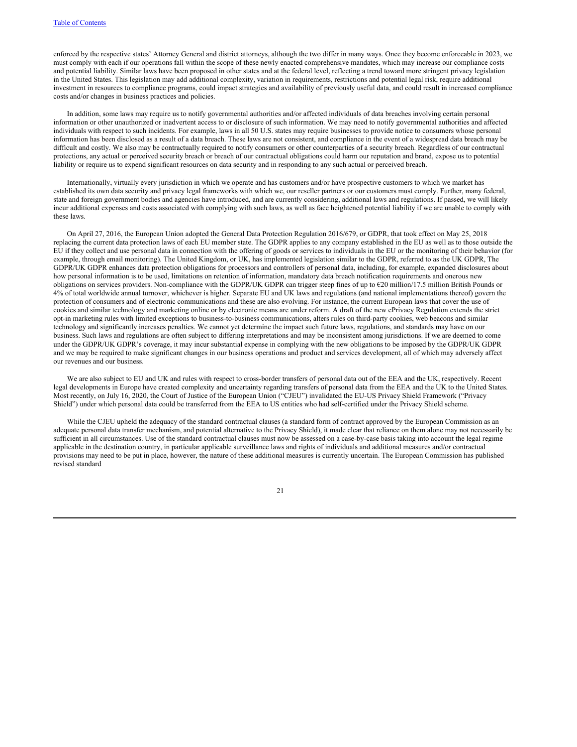enforced by the respective states' Attorney General and district attorneys, although the two differ in many ways. Once they become enforceable in 2023, we must comply with each if our operations fall within the scope of these newly enacted comprehensive mandates, which may increase our compliance costs and potential liability. Similar laws have been proposed in other states and at the federal level, reflecting a trend toward more stringent privacy legislation in the United States. This legislation may add additional complexity, variation in requirements, restrictions and potential legal risk, require additional investment in resources to compliance programs, could impact strategies and availability of previously useful data, and could result in increased compliance costs and/or changes in business practices and policies.

In addition, some laws may require us to notify governmental authorities and/or affected individuals of data breaches involving certain personal information or other unauthorized or inadvertent access to or disclosure of such information. We may need to notify governmental authorities and affected individuals with respect to such incidents. For example, laws in all 50 U.S. states may require businesses to provide notice to consumers whose personal information has been disclosed as a result of a data breach. These laws are not consistent, and compliance in the event of a widespread data breach may be difficult and costly. We also may be contractually required to notify consumers or other counterparties of a security breach. Regardless of our contractual protections, any actual or perceived security breach or breach of our contractual obligations could harm our reputation and brand, expose us to potential liability or require us to expend significant resources on data security and in responding to any such actual or perceived breach.

Internationally, virtually every jurisdiction in which we operate and has customers and/or have prospective customers to which we market has established its own data security and privacy legal frameworks with which we, our reseller partners or our customers must comply. Further, many federal, state and foreign government bodies and agencies have introduced, and are currently considering, additional laws and regulations. If passed, we will likely incur additional expenses and costs associated with complying with such laws, as well as face heightened potential liability if we are unable to comply with these laws.

On April 27, 2016, the European Union adopted the General Data Protection Regulation 2016/679, or GDPR, that took effect on May 25, 2018 replacing the current data protection laws of each EU member state. The GDPR applies to any company established in the EU as well as to those outside the EU if they collect and use personal data in connection with the offering of goods or services to individuals in the EU or the monitoring of their behavior (for example, through email monitoring). The United Kingdom, or UK, has implemented legislation similar to the GDPR, referred to as the UK GDPR, The GDPR/UK GDPR enhances data protection obligations for processors and controllers of personal data, including, for example, expanded disclosures about how personal information is to be used, limitations on retention of information, mandatory data breach notification requirements and onerous new obligations on services providers. Non-compliance with the GDPR/UK GDPR can trigger steep fines of up to €20 million/17.5 million British Pounds or 4% of total worldwide annual turnover, whichever is higher. Separate EU and UK laws and regulations (and national implementations thereof) govern the protection of consumers and of electronic communications and these are also evolving. For instance, the current European laws that cover the use of cookies and similar technology and marketing online or by electronic means are under reform. A draft of the new ePrivacy Regulation extends the strict opt-in marketing rules with limited exceptions to business-to-business communications, alters rules on third-party cookies, web beacons and similar technology and significantly increases penalties. We cannot yet determine the impact such future laws, regulations, and standards may have on our business. Such laws and regulations are often subject to differing interpretations and may be inconsistent among jurisdictions. If we are deemed to come under the GDPR/UK GDPR's coverage, it may incur substantial expense in complying with the new obligations to be imposed by the GDPR/UK GDPR and we may be required to make significant changes in our business operations and product and services development, all of which may adversely affect our revenues and our business.

We are also subject to EU and UK and rules with respect to cross-border transfers of personal data out of the EEA and the UK, respectively. Recent legal developments in Europe have created complexity and uncertainty regarding transfers of personal data from the EEA and the UK to the United States. Most recently, on July 16, 2020, the Court of Justice of the European Union ("CJEU") invalidated the EU-US Privacy Shield Framework ("Privacy Shield") under which personal data could be transferred from the EEA to US entities who had self-certified under the Privacy Shield scheme.

While the CJEU upheld the adequacy of the standard contractual clauses (a standard form of contract approved by the European Commission as an adequate personal data transfer mechanism, and potential alternative to the Privacy Shield), it made clear that reliance on them alone may not necessarily be sufficient in all circumstances. Use of the standard contractual clauses must now be assessed on a case-by-case basis taking into account the legal regime applicable in the destination country, in particular applicable surveillance laws and rights of individuals and additional measures and/or contractual provisions may need to be put in place, however, the nature of these additional measures is currently uncertain. The European Commission has published revised standard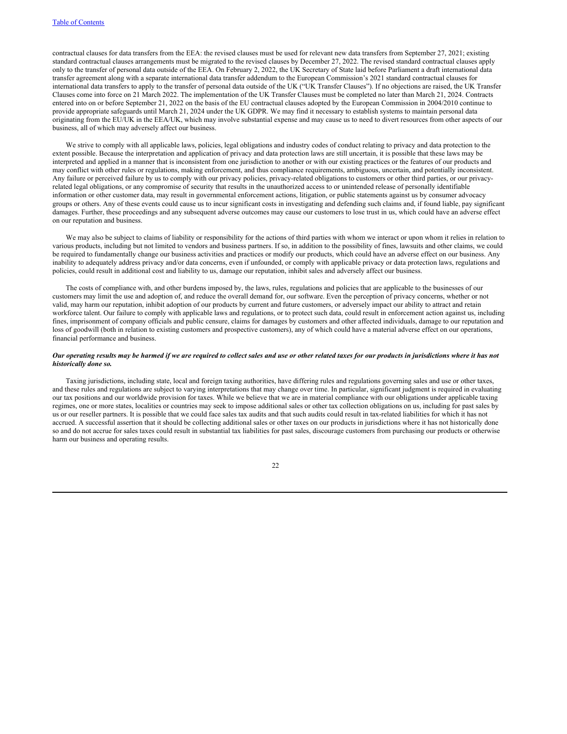contractual clauses for data transfers from the EEA: the revised clauses must be used for relevant new data transfers from September 27, 2021; existing standard contractual clauses arrangements must be migrated to the revised clauses by December 27, 2022. The revised standard contractual clauses apply only to the transfer of personal data outside of the EEA. On February 2, 2022, the UK Secretary of State laid before Parliament a draft international data transfer agreement along with a separate international data transfer addendum to the European Commission's 2021 standard contractual clauses for international data transfers to apply to the transfer of personal data outside of the UK ("UK Transfer Clauses"). If no objections are raised, the UK Transfer Clauses come into force on 21 March 2022. The implementation of the UK Transfer Clauses must be completed no later than March 21, 2024. Contracts entered into on or before September 21, 2022 on the basis of the EU contractual clauses adopted by the European Commission in 2004/2010 continue to provide appropriate safeguards until March 21, 2024 under the UK GDPR. We may find it necessary to establish systems to maintain personal data originating from the EU/UK in the EEA/UK, which may involve substantial expense and may cause us to need to divert resources from other aspects of our business, all of which may adversely affect our business.

We strive to comply with all applicable laws, policies, legal obligations and industry codes of conduct relating to privacy and data protection to the extent possible. Because the interpretation and application of privacy and data protection laws are still uncertain, it is possible that these laws may be interpreted and applied in a manner that is inconsistent from one jurisdiction to another or with our existing practices or the features of our products and may conflict with other rules or regulations, making enforcement, and thus compliance requirements, ambiguous, uncertain, and potentially inconsistent. Any failure or perceived failure by us to comply with our privacy policies, privacy-related obligations to customers or other third parties, or our privacy-related legal obligations, or any compromise of security that results in the unauthorized access to or unintended release of personally identifiable information or other customer data, may result in governmental enforcement actions, litigation, or public statements against us by consumer advocacy groups or others. Any of these events could cause us to incur significant costs in investigating and defending such claims and, if found liable, pay significant damages. Further, these proceedings and any subsequent adverse outcomes may cause our customers to lose trust in us, which could have an adverse effect on our reputation and business.

We may also be subject to claims of liability or responsibility for the actions of third parties with whom we interact or upon whom it relies in relation to various products, including but not limited to vendors and business partners. If so, in addition to the possibility of fines, lawsuits and other claims, we could be required to fundamentally change our business activities and practices or modify our products, which could have an adverse effect on our business. Any inability to adequately address privacy and/or data concerns, even if unfounded, or comply with applicable privacy or data protection laws, regulations and policies, could result in additional cost and liability to us, damage our reputation, inhibit sales and adversely affect our business.

The costs of compliance with, and other burdens imposed by, the laws, rules, regulations and policies that are applicable to the businesses of our customers may limit the use and adoption of, and reduce the overall demand for, our software. Even the perception of privacy concerns, whether or not valid, may harm our reputation, inhibit adoption of our products by current and future customers, or adversely impact our ability to attract and retain workforce talent. Our failure to comply with applicable laws and regulations, or to protect such data, could result in enforcement action against us, including fines, imprisonment of company officials and public censure, claims for damages by customers and other affected individuals, damage to our reputation and loss of goodwill (both in relation to existing customers and prospective customers), any of which could have a material adverse effect on our operations, financial performance and business.

***Our operating results may be harmed if we are required to collect sales and use or other related taxes for our products in jurisdictions where it has not historically done so.***

Taxing jurisdictions, including state, local and foreign taxing authorities, have differing rules and regulations governing sales and use or other taxes, and these rules and regulations are subject to varying interpretations that may change over time. In particular, significant judgment is required in evaluating our tax positions and our worldwide provision for taxes. While we believe that we are in material compliance with our obligations under applicable taxing regimes, one or more states, localities or countries may seek to impose additional sales or other tax collection obligations on us, including for past sales by us or our reseller partners. It is possible that we could face sales tax audits and that such audits could result in tax-related liabilities for which it has not accrued. A successful assertion that it should be collecting additional sales or other taxes on our products in jurisdictions where it has not historically done so and do not accrue for sales taxes could result in substantial tax liabilities for past sales, discourage customers from purchasing our products or otherwise harm our business and operating results.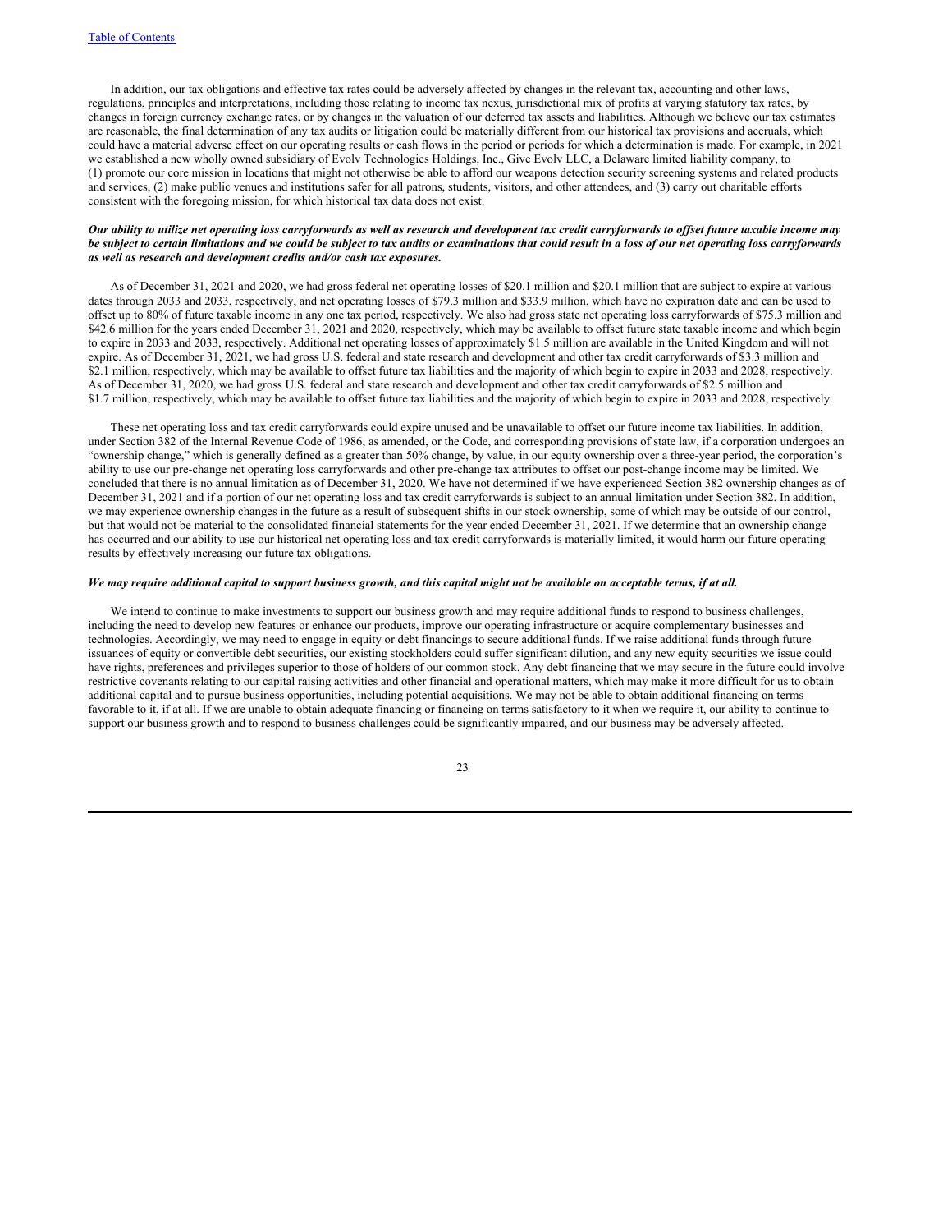In addition, our tax obligations and effective tax rates could be adversely affected by changes in the relevant tax, accounting and other laws, regulations, principles and interpretations, including those relating to income tax nexus, jurisdictional mix of profits at varying statutory tax rates, by changes in foreign currency exchange rates, or by changes in the valuation of our deferred tax assets and liabilities. Although we believe our tax estimates are reasonable, the final determination of any tax audits or litigation could be materially different from our historical tax provisions and accruals, which could have a material adverse effect on our operating results or cash flows in the period or periods for which a determination is made. For example, in 2021 we established a new wholly owned subsidiary of Evolv Technologies Holdings, Inc., Give Evolv LLC, a Delaware limited liability company, to (1) promote our core mission in locations that might not otherwise be able to afford our weapons detection security screening systems and related products and services, (2) make public venues and institutions safer for all patrons, students, visitors, and other attendees, and (3) carry out charitable efforts consistent with the foregoing mission, for which historical tax data does not exist.

***Our ability to utilize net operating loss carryforwards as well as research and development tax credit carryforwards to offset future taxable income may be subject to certain limitations and we could be subject to tax audits or examinations that could result in a loss of our net operating loss carryforwards as well as research and development credits and/or cash tax exposures.***

As of December 31, 2021 and 2020, we had gross federal net operating losses of $20.1 million and $20.1 million that are subject to expire at various dates through 2033 and 2033, respectively, and net operating losses of $79.3 million and $33.9 million, which have no expiration date and can be used to offset up to 80% of future taxable income in any one tax period, respectively. We also had gross state net operating loss carryforwards of $75.3 million and $42.6 million for the years ended December 31, 2021 and 2020, respectively, which may be available to offset future state taxable income and which begin to expire in 2033 and 2033, respectively. Additional net operating losses of approximately $1.5 million are available in the United Kingdom and will not expire. As of December 31, 2021, we had gross U.S. federal and state research and development and other tax credit carryforwards of $3.3 million and $2.1 million, respectively, which may be available to offset future tax liabilities and the majority of which begin to expire in 2033 and 2028, respectively. As of December 31, 2020, we had gross U.S. federal and state research and development and other tax credit carryforwards of $2.5 million and $1.7 million, respectively, which may be available to offset future tax liabilities and the majority of which begin to expire in 2033 and 2028, respectively.

These net operating loss and tax credit carryforwards could expire unused and be unavailable to offset our future income tax liabilities. In addition, under Section 382 of the Internal Revenue Code of 1986, as amended, or the Code, and corresponding provisions of state law, if a corporation undergoes an "ownership change," which is generally defined as a greater than 50% change, by value, in our equity ownership over a three-year period, the corporation's ability to use our pre-change net operating loss carryforwards and other pre-change tax attributes to offset our post-change income may be limited. We concluded that there is no annual limitation as of December 31, 2020. We have not determined if we have experienced Section 382 ownership changes as of December 31, 2021 and if a portion of our net operating loss and tax credit carryforwards is subject to an annual limitation under Section 382. In addition, we may experience ownership changes in the future as a result of subsequent shifts in our stock ownership, some of which may be outside of our control, but that would not be material to the consolidated financial statements for the year ended December 31, 2021. If we determine that an ownership change has occurred and our ability to use our historical net operating loss and tax credit carryforwards is materially limited, it would harm our future operating results by effectively increasing our future tax obligations.

***We may require additional capital to support business growth, and this capital might not be available on acceptable terms, if at all.***

We intend to continue to make investments to support our business growth and may require additional funds to respond to business challenges, including the need to develop new features or enhance our products, improve our operating infrastructure or acquire complementary businesses and technologies. Accordingly, we may need to engage in equity or debt financings to secure additional funds. If we raise additional funds through future issuances of equity or convertible debt securities, our existing stockholders could suffer significant dilution, and any new equity securities we issue could have rights, preferences and privileges superior to those of holders of our common stock. Any debt financing that we may secure in the future could involve restrictive covenants relating to our capital raising activities and other financial and operational matters, which may make it more difficult for us to obtain additional capital and to pursue business opportunities, including potential acquisitions. We may not be able to obtain additional financing on terms favorable to it, if at all. If we are unable to obtain adequate financing or financing on terms satisfactory to it when we require it, our ability to continue to support our business growth and to respond to business challenges could be significantly impaired, and our business may be adversely affected.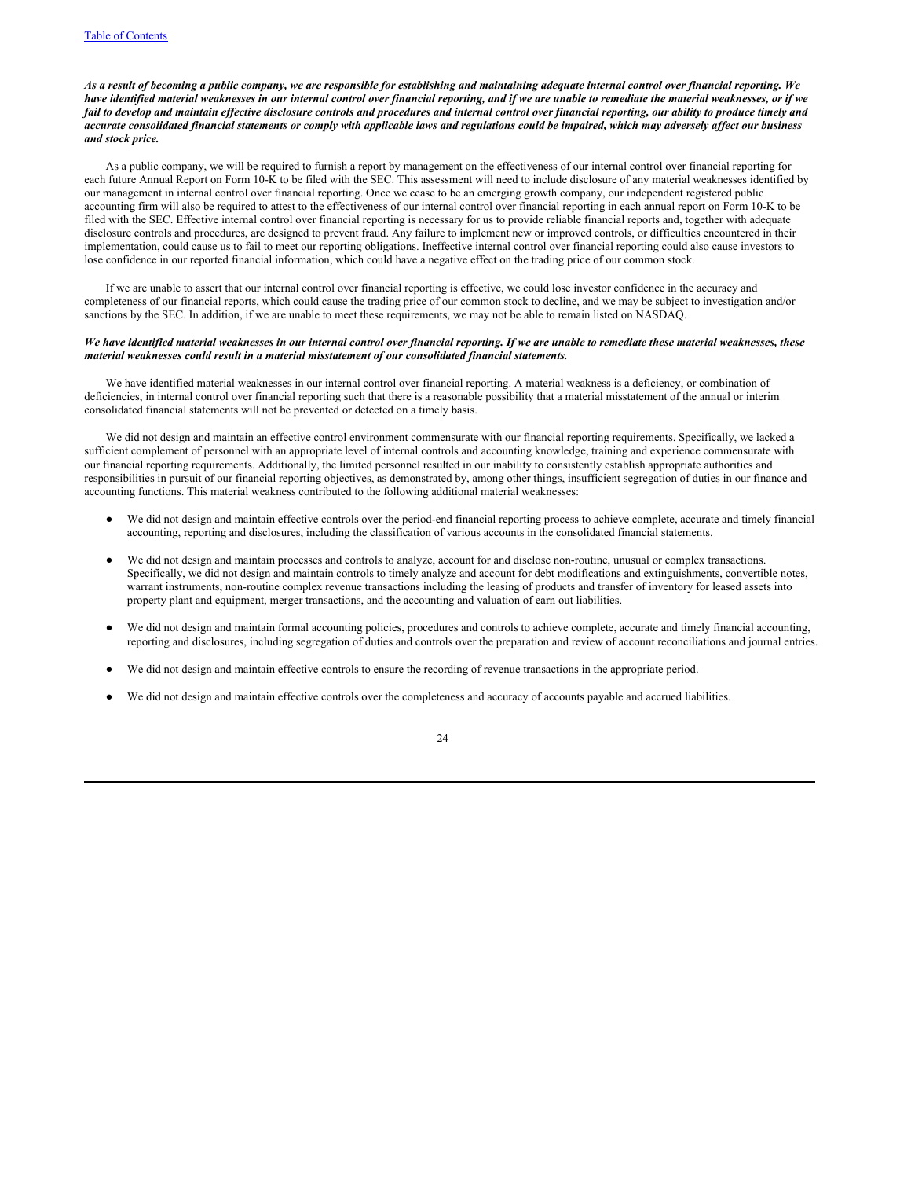***As a result of becoming a public company, we are responsible for establishing and maintaining adequate internal control over financial reporting. We have identified material weaknesses in our internal control over financial reporting, and if we are unable to remediate the material weaknesses, or if we fail to develop and maintain effective disclosure controls and procedures and internal control over financial reporting, our ability to produce timely and accurate consolidated financial statements or comply with applicable laws and regulations could be impaired, which may adversely affect our business and stock price.***

As a public company, we will be required to furnish a report by management on the effectiveness of our internal control over financial reporting for each future Annual Report on Form 10-K to be filed with the SEC. This assessment will need to include disclosure of any material weaknesses identified by our management in internal control over financial reporting. Once we cease to be an emerging growth company, our independent registered public accounting firm will also be required to attest to the effectiveness of our internal control over financial reporting in each annual report on Form 10-K to be filed with the SEC. Effective internal control over financial reporting is necessary for us to provide reliable financial reports and, together with adequate disclosure controls and procedures, are designed to prevent fraud. Any failure to implement new or improved controls, or difficulties encountered in their implementation, could cause us to fail to meet our reporting obligations. Ineffective internal control over financial reporting could also cause investors to lose confidence in our reported financial information, which could have a negative effect on the trading price of our common stock.

If we are unable to assert that our internal control over financial reporting is effective, we could lose investor confidence in the accuracy and completeness of our financial reports, which could cause the trading price of our common stock to decline, and we may be subject to investigation and/or sanctions by the SEC. In addition, if we are unable to meet these requirements, we may not be able to remain listed on NASDAQ.

***We have identified material weaknesses in our internal control over financial reporting. If we are unable to remediate these material weaknesses, these material weaknesses could result in a material misstatement of our consolidated financial statements.***

We have identified material weaknesses in our internal control over financial reporting. A material weakness is a deficiency, or combination of deficiencies, in internal control over financial reporting such that there is a reasonable possibility that a material misstatement of the annual or interim consolidated financial statements will not be prevented or detected on a timely basis.

We did not design and maintain an effective control environment commensurate with our financial reporting requirements. Specifically, we lacked a sufficient complement of personnel with an appropriate level of internal controls and accounting knowledge, training and experience commensurate with our financial reporting requirements. Additionally, the limited personnel resulted in our inability to consistently establish appropriate authorities and responsibilities in pursuit of our financial reporting objectives, as demonstrated by, among other things, insufficient segregation of duties in our finance and accounting functions. This material weakness contributed to the following additional material weaknesses:

- We did not design and maintain effective controls over the period-end financial reporting process to achieve complete, accurate and timely financial accounting, reporting and disclosures, including the classification of various accounts in the consolidated financial statements.
- We did not design and maintain processes and controls to analyze, account for and disclose non-routine, unusual or complex transactions. Specifically, we did not design and maintain controls to timely analyze and account for debt modifications and extinguishments, convertible notes, warrant instruments, non-routine complex revenue transactions including the leasing of products and transfer of inventory for leased assets into property plant and equipment, merger transactions, and the accounting and valuation of earn out liabilities.
- We did not design and maintain formal accounting policies, procedures and controls to achieve complete, accurate and timely financial accounting, reporting and disclosures, including segregation of duties and controls over the preparation and review of account reconciliations and journal entries.
- We did not design and maintain effective controls to ensure the recording of revenue transactions in the appropriate period.
- We did not design and maintain effective controls over the completeness and accuracy of accounts payable and accrued liabilities.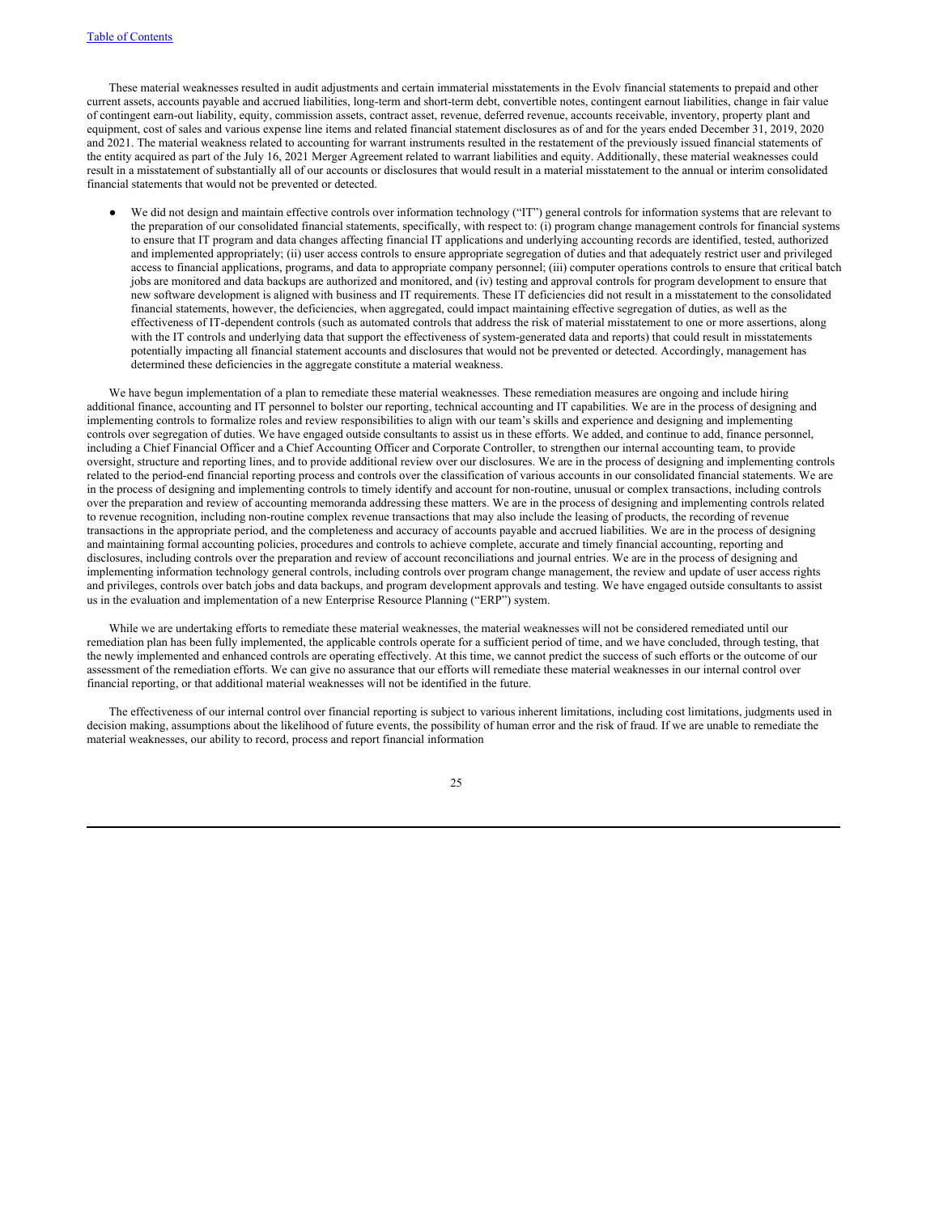These material weaknesses resulted in audit adjustments and certain immaterial misstatements in the Evolv financial statements to prepaid and other current assets, accounts payable and accrued liabilities, long-term and short-term debt, convertible notes, contingent earnout liabilities, change in fair value of contingent earn-out liability, equity, commission assets, contract asset, revenue, deferred revenue, accounts receivable, inventory, property plant and equipment, cost of sales and various expense line items and related financial statement disclosures as of and for the years ended December 31, 2019, 2020 and 2021. The material weakness related to accounting for warrant instruments resulted in the restatement of the previously issued financial statements of the entity acquired as part of the July 16, 2021 Merger Agreement related to warrant liabilities and equity. Additionally, these material weaknesses could result in a misstatement of substantially all of our accounts or disclosures that would result in a material misstatement to the annual or interim consolidated financial statements that would not be prevented or detected.

- We did not design and maintain effective controls over information technology ("IT") general controls for information systems that are relevant to the preparation of our consolidated financial statements, specifically, with respect to: (i) program change management controls for financial systems to ensure that IT program and data changes affecting financial IT applications and underlying accounting records are identified, tested, authorized and implemented appropriately; (ii) user access controls to ensure appropriate segregation of duties and that adequately restrict user and privileged access to financial applications, programs, and data to appropriate company personnel; (iii) computer operations controls to ensure that critical batch jobs are monitored and data backups are authorized and monitored, and (iv) testing and approval controls for program development to ensure that new software development is aligned with business and IT requirements. These IT deficiencies did not result in a misstatement to the consolidated financial statements, however, the deficiencies, when aggregated, could impact maintaining effective segregation of duties, as well as the effectiveness of IT-dependent controls (such as automated controls that address the risk of material misstatement to one or more assertions, along with the IT controls and underlying data that support the effectiveness of system-generated data and reports) that could result in misstatements potentially impacting all financial statement accounts and disclosures that would not be prevented or detected. Accordingly, management has determined these deficiencies in the aggregate constitute a material weakness.

We have begun implementation of a plan to remediate these material weaknesses. These remediation measures are ongoing and include hiring additional finance, accounting and IT personnel to bolster our reporting, technical accounting and IT capabilities. We are in the process of designing and implementing controls to formalize roles and review responsibilities to align with our team's skills and experience and designing and implementing controls over segregation of duties. We have engaged outside consultants to assist us in these efforts. We added, and continue to add, finance personnel, including a Chief Financial Officer and a Chief Accounting Officer and Corporate Controller, to strengthen our internal accounting team, to provide oversight, structure and reporting lines, and to provide additional review over our disclosures. We are in the process of designing and implementing controls related to the period-end financial reporting process and controls over the classification of various accounts in our consolidated financial statements. We are in the process of designing and implementing controls to timely identify and account for non-routine, unusual or complex transactions, including controls over the preparation and review of accounting memoranda addressing these matters. We are in the process of designing and implementing controls related to revenue recognition, including non-routine complex revenue transactions that may also include the leasing of products, the recording of revenue transactions in the appropriate period, and the completeness and accuracy of accounts payable and accrued liabilities. We are in the process of designing and maintaining formal accounting policies, procedures and controls to achieve complete, accurate and timely financial accounting, reporting and disclosures, including controls over the preparation and review of account reconciliations and journal entries. We are in the process of designing and implementing information technology general controls, including controls over program change management, the review and update of user access rights and privileges, controls over batch jobs and data backups, and program development approvals and testing. We have engaged outside consultants to assist us in the evaluation and implementation of a new Enterprise Resource Planning ("ERP") system.

While we are undertaking efforts to remediate these material weaknesses, the material weaknesses will not be considered remediated until our remediation plan has been fully implemented, the applicable controls operate for a sufficient period of time, and we have concluded, through testing, that the newly implemented and enhanced controls are operating effectively. At this time, we cannot predict the success of such efforts or the outcome of our assessment of the remediation efforts. We can give no assurance that our efforts will remediate these material weaknesses in our internal control over financial reporting, or that additional material weaknesses will not be identified in the future.

The effectiveness of our internal control over financial reporting is subject to various inherent limitations, including cost limitations, judgments used in decision making, assumptions about the likelihood of future events, the possibility of human error and the risk of fraud. If we are unable to remediate the material weaknesses, our ability to record, process and report financial information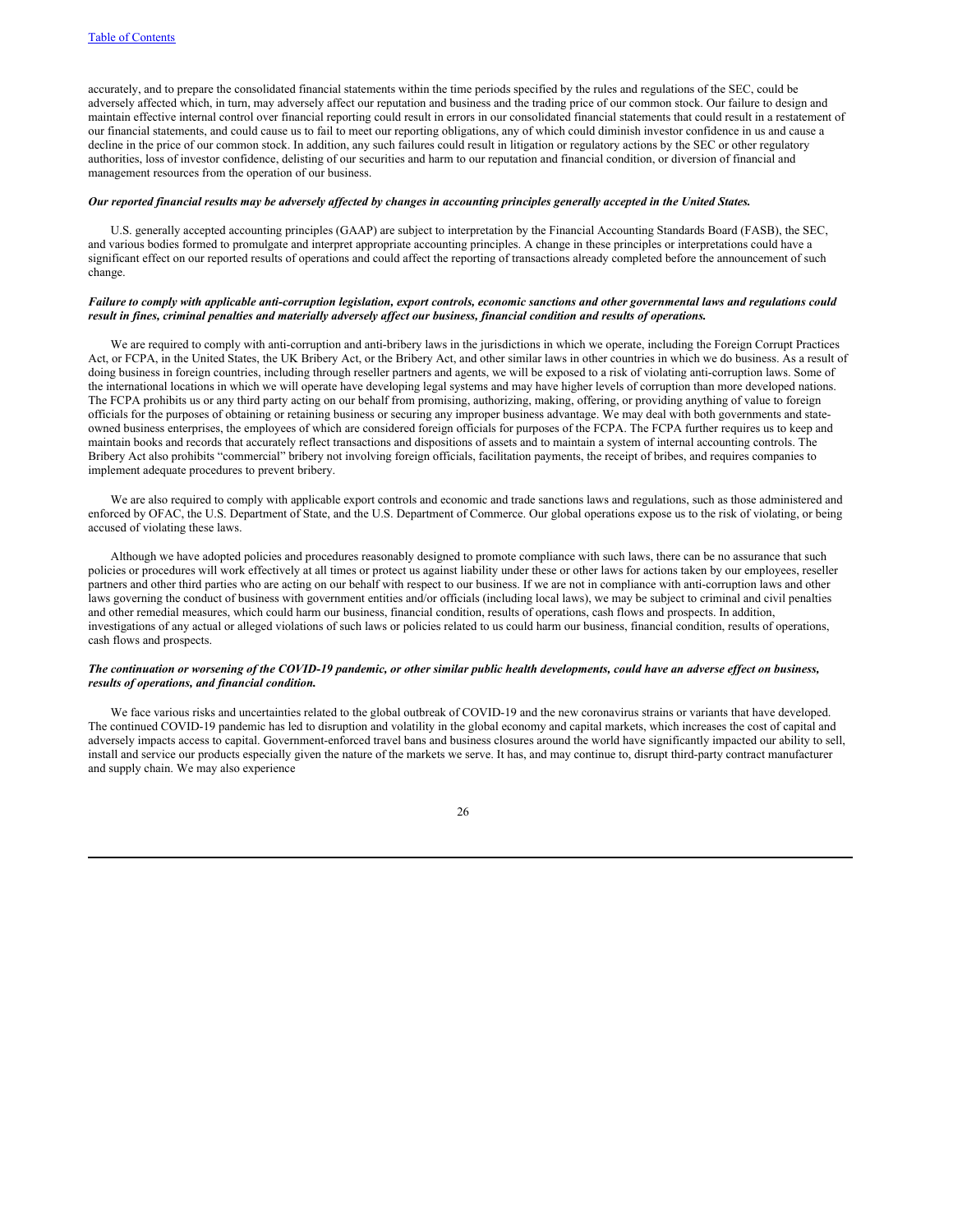accurately, and to prepare the consolidated financial statements within the time periods specified by the rules and regulations of the SEC, could be adversely affected which, in turn, may adversely affect our reputation and business and the trading price of our common stock. Our failure to design and maintain effective internal control over financial reporting could result in errors in our consolidated financial statements that could result in a restatement of our financial statements, and could cause us to fail to meet our reporting obligations, any of which could diminish investor confidence in us and cause a decline in the price of our common stock. In addition, any such failures could result in litigation or regulatory actions by the SEC or other regulatory authorities, loss of investor confidence, delisting of our securities and harm to our reputation and financial condition, or diversion of financial and management resources from the operation of our business.

***Our reported financial results may be adversely affected by changes in accounting principles generally accepted in the United States.***

U.S. generally accepted accounting principles (GAAP) are subject to interpretation by the Financial Accounting Standards Board (FASB), the SEC, and various bodies formed to promulgate and interpret appropriate accounting principles. A change in these principles or interpretations could have a significant effect on our reported results of operations and could affect the reporting of transactions already completed before the announcement of such change.

***Failure to comply with applicable anti-corruption legislation, export controls, economic sanctions and other governmental laws and regulations could result in fines, criminal penalties and materially adversely affect our business, financial condition and results of operations.***

We are required to comply with anti-corruption and anti-bribery laws in the jurisdictions in which we operate, including the Foreign Corrupt Practices Act, or FCPA, in the United States, the UK Bribery Act, or the Bribery Act, and other similar laws in other countries in which we do business. As a result of doing business in foreign countries, including through reseller partners and agents, we will be exposed to a risk of violating anti-corruption laws. Some of the international locations in which we will operate have developing legal systems and may have higher levels of corruption than more developed nations. The FCPA prohibits us or any third party acting on our behalf from promising, authorizing, making, offering, or providing anything of value to foreign officials for the purposes of obtaining or retaining business or securing any improper business advantage. We may deal with both governments and state-owned business enterprises, the employees of which are considered foreign officials for purposes of the FCPA. The FCPA further requires us to keep and maintain books and records that accurately reflect transactions and dispositions of assets and to maintain a system of internal accounting controls. The Bribery Act also prohibits "commercial" bribery not involving foreign officials, facilitation payments, the receipt of bribes, and requires companies to implement adequate procedures to prevent bribery.

We are also required to comply with applicable export controls and economic and trade sanctions laws and regulations, such as those administered and enforced by OFAC, the U.S. Department of State, and the U.S. Department of Commerce. Our global operations expose us to the risk of violating, or being accused of violating these laws.

Although we have adopted policies and procedures reasonably designed to promote compliance with such laws, there can be no assurance that such policies or procedures will work effectively at all times or protect us against liability under these or other laws for actions taken by our employees, reseller partners and other third parties who are acting on our behalf with respect to our business. If we are not in compliance with anti-corruption laws and other laws governing the conduct of business with government entities and/or officials (including local laws), we may be subject to criminal and civil penalties and other remedial measures, which could harm our business, financial condition, results of operations, cash flows and prospects. In addition, investigations of any actual or alleged violations of such laws or policies related to us could harm our business, financial condition, results of operations, cash flows and prospects.

***The continuation or worsening of the COVID-19 pandemic, or other similar public health developments, could have an adverse effect on business, results of operations, and financial condition.***

We face various risks and uncertainties related to the global outbreak of COVID-19 and the new coronavirus strains or variants that have developed. The continued COVID-19 pandemic has led to disruption and volatility in the global economy and capital markets, which increases the cost of capital and adversely impacts access to capital. Government-enforced travel bans and business closures around the world have significantly impacted our ability to sell, install and service our products especially given the nature of the markets we serve. It has, and may continue to, disrupt third-party contract manufacturer and supply chain. We may also experience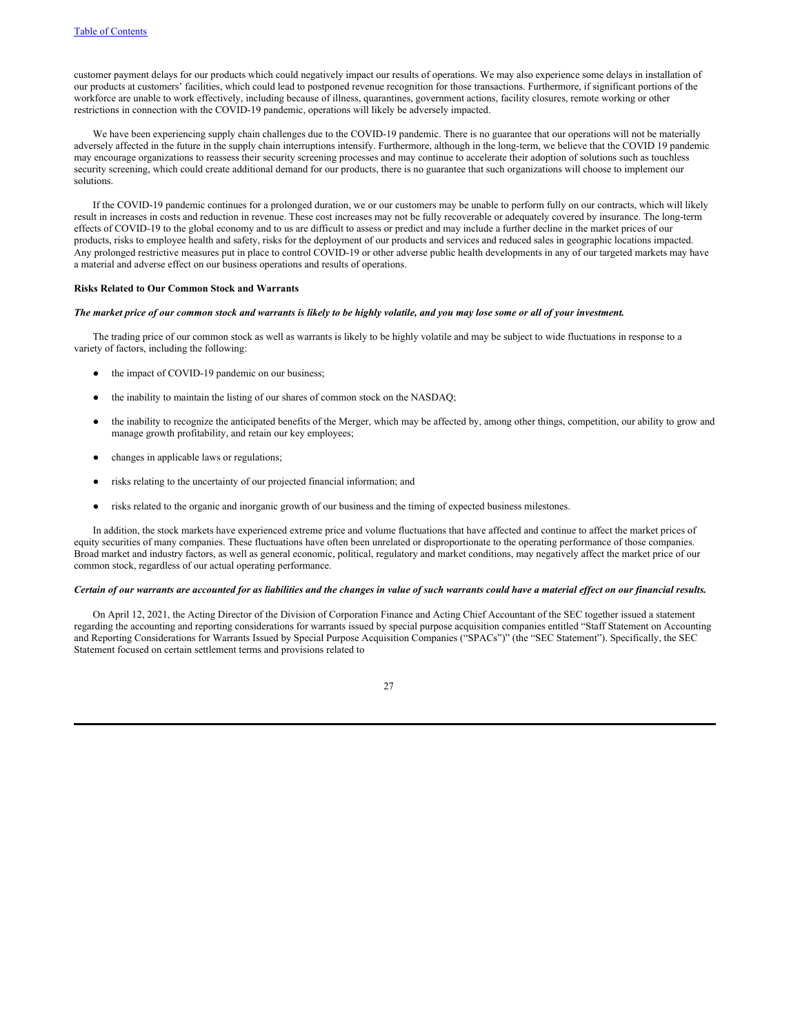customer payment delays for our products which could negatively impact our results of operations. We may also experience some delays in installation of our products at customers' facilities, which could lead to postponed revenue recognition for those transactions. Furthermore, if significant portions of the workforce are unable to work effectively, including because of illness, quarantines, government actions, facility closures, remote working or other restrictions in connection with the COVID-19 pandemic, operations will likely be adversely impacted.

We have been experiencing supply chain challenges due to the COVID-19 pandemic. There is no guarantee that our operations will not be materially adversely affected in the future in the supply chain interruptions intensify. Furthermore, although in the long-term, we believe that the COVID 19 pandemic may encourage organizations to reassess their security screening processes and may continue to accelerate their adoption of solutions such as touchless security screening, which could create additional demand for our products, there is no guarantee that such organizations will choose to implement our solutions.

If the COVID-19 pandemic continues for a prolonged duration, we or our customers may be unable to perform fully on our contracts, which will likely result in increases in costs and reduction in revenue. These cost increases may not be fully recoverable or adequately covered by insurance. The long-term effects of COVID-19 to the global economy and to us are difficult to assess or predict and may include a further decline in the market prices of our products, risks to employee health and safety, risks for the deployment of our products and services and reduced sales in geographic locations impacted. Any prolonged restrictive measures put in place to control COVID-19 or other adverse public health developments in any of our targeted markets may have a material and adverse effect on our business operations and results of operations.

**Risks Related to Our Common Stock and Warrants**

***The market price of our common stock and warrants is likely to be highly volatile, and you may lose some or all of your investment.***

The trading price of our common stock as well as warrants is likely to be highly volatile and may be subject to wide fluctuations in response to a variety of factors, including the following:

- the impact of COVID-19 pandemic on our business;
- the inability to maintain the listing of our shares of common stock on the NASDAQ;
- the inability to recognize the anticipated benefits of the Merger, which may be affected by, among other things, competition, our ability to grow and manage growth profitability, and retain our key employees;
- changes in applicable laws or regulations;
- risks relating to the uncertainty of our projected financial information; and
- risks related to the organic and inorganic growth of our business and the timing of expected business milestones.

In addition, the stock markets have experienced extreme price and volume fluctuations that have affected and continue to affect the market prices of equity securities of many companies. These fluctuations have often been unrelated or disproportionate to the operating performance of those companies. Broad market and industry factors, as well as general economic, political, regulatory and market conditions, may negatively affect the market price of our common stock, regardless of our actual operating performance.

***Certain of our warrants are accounted for as liabilities and the changes in value of such warrants could have a material effect on our financial results.***

On April 12, 2021, the Acting Director of the Division of Corporation Finance and Acting Chief Accountant of the SEC together issued a statement regarding the accounting and reporting considerations for warrants issued by special purpose acquisition companies entitled "Staff Statement on Accounting and Reporting Considerations for Warrants Issued by Special Purpose Acquisition Companies ("SPACs")" (the "SEC Statement"). Specifically, the SEC Statement focused on certain settlement terms and provisions related to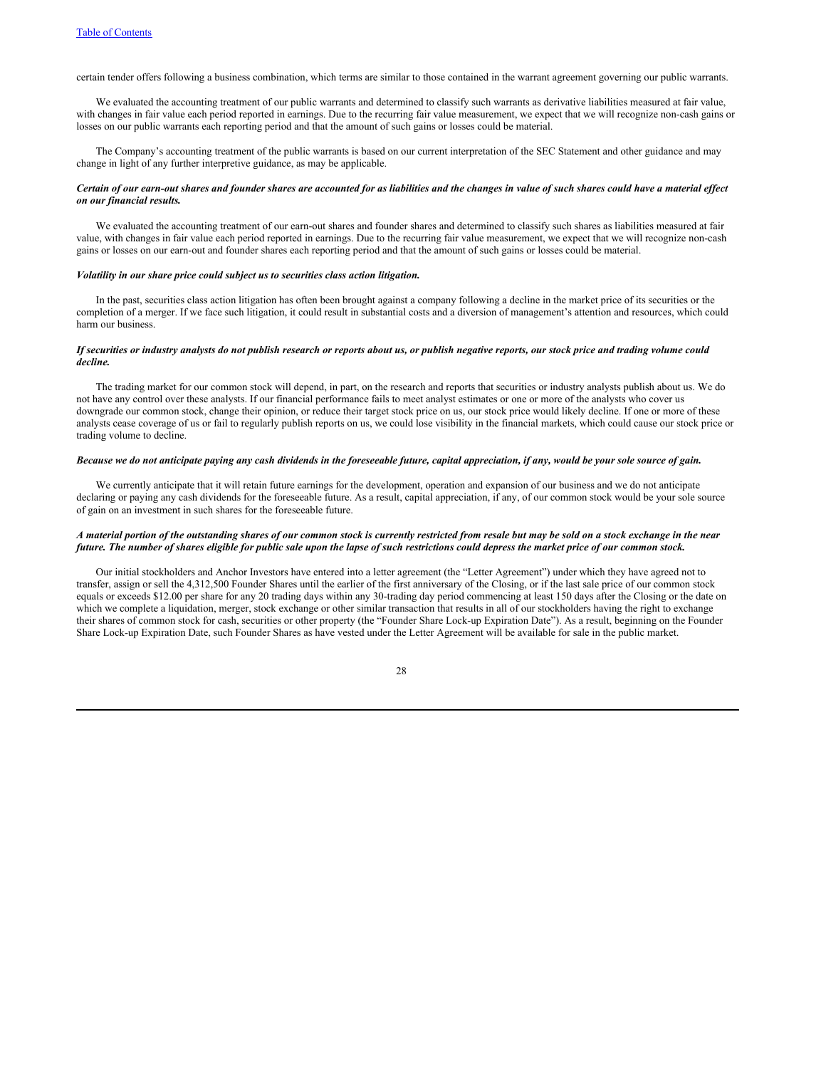certain tender offers following a business combination, which terms are similar to those contained in the warrant agreement governing our public warrants.

We evaluated the accounting treatment of our public warrants and determined to classify such warrants as derivative liabilities measured at fair value, with changes in fair value each period reported in earnings. Due to the recurring fair value measurement, we expect that we will recognize non-cash gains or losses on our public warrants each reporting period and that the amount of such gains or losses could be material.

The Company's accounting treatment of the public warrants is based on our current interpretation of the SEC Statement and other guidance and may change in light of any further interpretive guidance, as may be applicable.

***Certain of our earn-out shares and founder shares are accounted for as liabilities and the changes in value of such shares could have a material effect on our financial results.***

We evaluated the accounting treatment of our earn-out shares and founder shares and determined to classify such shares as liabilities measured at fair value, with changes in fair value each period reported in earnings. Due to the recurring fair value measurement, we expect that we will recognize non-cash gains or losses on our earn-out and founder shares each reporting period and that the amount of such gains or losses could be material.

***Volatility in our share price could subject us to securities class action litigation.***

In the past, securities class action litigation has often been brought against a company following a decline in the market price of its securities or the completion of a merger. If we face such litigation, it could result in substantial costs and a diversion of management's attention and resources, which could harm our business.

***If securities or industry analysts do not publish research or reports about us, or publish negative reports, our stock price and trading volume could decline.***

The trading market for our common stock will depend, in part, on the research and reports that securities or industry analysts publish about us. We do not have any control over these analysts. If our financial performance fails to meet analyst estimates or one or more of the analysts who cover us downgrade our common stock, change their opinion, or reduce their target stock price on us, our stock price would likely decline. If one or more of these analysts cease coverage of us or fail to regularly publish reports on us, we could lose visibility in the financial markets, which could cause our stock price or trading volume to decline.

***Because we do not anticipate paying any cash dividends in the foreseeable future, capital appreciation, if any, would be your sole source of gain.***

We currently anticipate that it will retain future earnings for the development, operation and expansion of our business and we do not anticipate declaring or paying any cash dividends for the foreseeable future. As a result, capital appreciation, if any, of our common stock would be your sole source of gain on an investment in such shares for the foreseeable future.

***A material portion of the outstanding shares of our common stock is currently restricted from resale but may be sold on a stock exchange in the near future. The number of shares eligible for public sale upon the lapse of such restrictions could depress the market price of our common stock.***

Our initial stockholders and Anchor Investors have entered into a letter agreement (the "Letter Agreement") under which they have agreed not to transfer, assign or sell the 4,312,500 Founder Shares until the earlier of the first anniversary of the Closing, or if the last sale price of our common stock equals or exceeds $12.00 per share for any 20 trading days within any 30-trading day period commencing at least 150 days after the Closing or the date on which we complete a liquidation, merger, stock exchange or other similar transaction that results in all of our stockholders having the right to exchange their shares of common stock for cash, securities or other property (the "Founder Share Lock-up Expiration Date"). As a result, beginning on the Founder Share Lock-up Expiration Date, such Founder Shares as have vested under the Letter Agreement will be available for sale in the public market.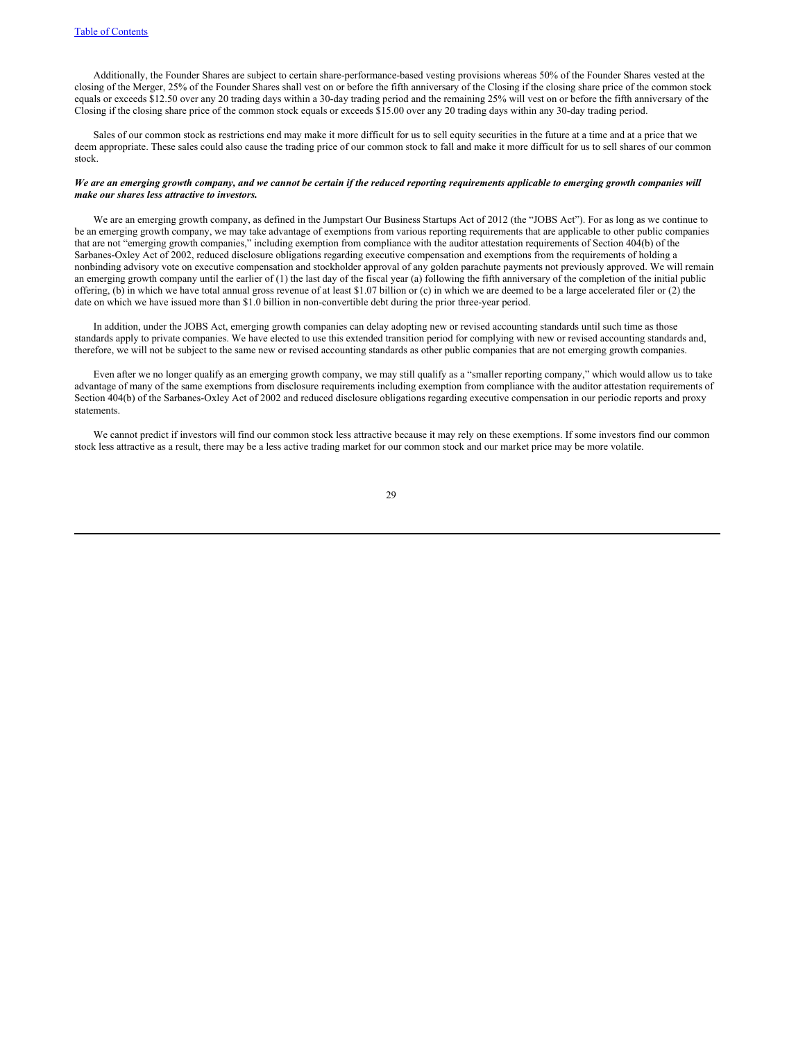Additionally, the Founder Shares are subject to certain share-performance-based vesting provisions whereas 50% of the Founder Shares vested at the closing of the Merger, 25% of the Founder Shares shall vest on or before the fifth anniversary of the Closing if the closing share price of the common stock equals or exceeds $12.50 over any 20 trading days within a 30-day trading period and the remaining 25% will vest on or before the fifth anniversary of the Closing if the closing share price of the common stock equals or exceeds $15.00 over any 20 trading days within any 30-day trading period.

Sales of our common stock as restrictions end may make it more difficult for us to sell equity securities in the future at a time and at a price that we deem appropriate. These sales could also cause the trading price of our common stock to fall and make it more difficult for us to sell shares of our common stock.

***We are an emerging growth company, and we cannot be certain if the reduced reporting requirements applicable to emerging growth companies will make our shares less attractive to investors.***

We are an emerging growth company, as defined in the Jumpstart Our Business Startups Act of 2012 (the "JOBS Act"). For as long as we continue to be an emerging growth company, we may take advantage of exemptions from various reporting requirements that are applicable to other public companies that are not "emerging growth companies," including exemption from compliance with the auditor attestation requirements of Section 404(b) of the Sarbanes-Oxley Act of 2002, reduced disclosure obligations regarding executive compensation and exemptions from the requirements of holding a nonbinding advisory vote on executive compensation and stockholder approval of any golden parachute payments not previously approved. We will remain an emerging growth company until the earlier of (1) the last day of the fiscal year (a) following the fifth anniversary of the completion of the initial public offering, (b) in which we have total annual gross revenue of at least $1.07 billion or (c) in which we are deemed to be a large accelerated filer or (2) the date on which we have issued more than $1.0 billion in non-convertible debt during the prior three-year period.

In addition, under the JOBS Act, emerging growth companies can delay adopting new or revised accounting standards until such time as those standards apply to private companies. We have elected to use this extended transition period for complying with new or revised accounting standards and, therefore, we will not be subject to the same new or revised accounting standards as other public companies that are not emerging growth companies.

Even after we no longer qualify as an emerging growth company, we may still qualify as a "smaller reporting company," which would allow us to take advantage of many of the same exemptions from disclosure requirements including exemption from compliance with the auditor attestation requirements of Section 404(b) of the Sarbanes-Oxley Act of 2002 and reduced disclosure obligations regarding executive compensation in our periodic reports and proxy statements.

We cannot predict if investors will find our common stock less attractive because it may rely on these exemptions. If some investors find our common stock less attractive as a result, there may be a less active trading market for our common stock and our market price may be more volatile.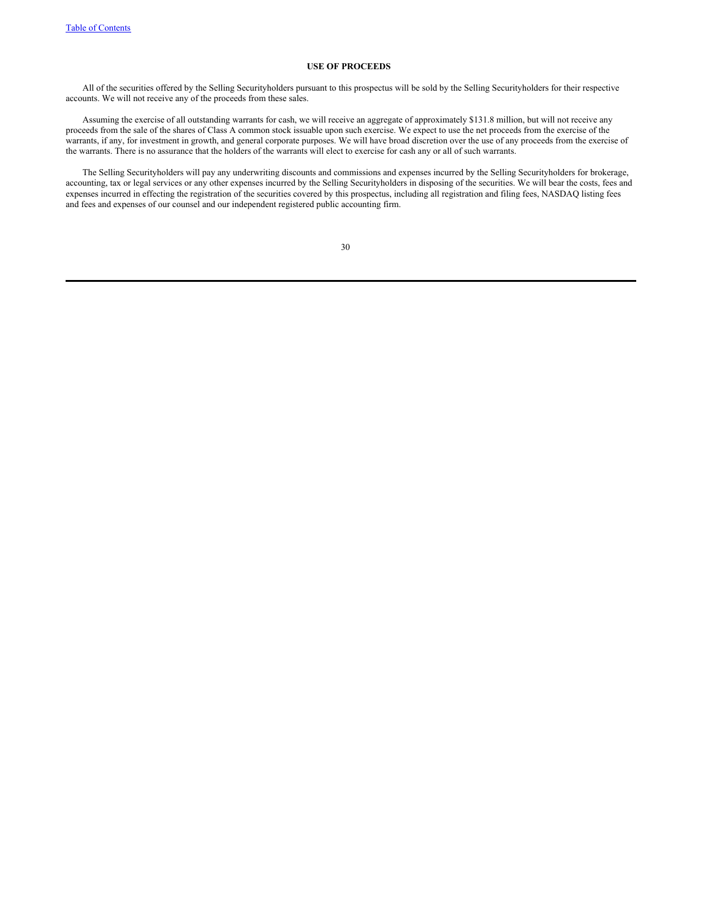## USE OF PROCEEDS

All of the securities offered by the Selling Securityholders pursuant to this prospectus will be sold by the Selling Securityholders for their respective accounts. We will not receive any of the proceeds from these sales.

Assuming the exercise of all outstanding warrants for cash, we will receive an aggregate of approximately $131.8 million, but will not receive any proceeds from the sale of the shares of Class A common stock issuable upon such exercise. We expect to use the net proceeds from the exercise of the warrants, if any, for investment in growth, and general corporate purposes. We will have broad discretion over the use of any proceeds from the exercise of the warrants. There is no assurance that the holders of the warrants will elect to exercise for cash any or all of such warrants.

The Selling Securityholders will pay any underwriting discounts and commissions and expenses incurred by the Selling Securityholders for brokerage, accounting, tax or legal services or any other expenses incurred by the Selling Securityholders in disposing of the securities. We will bear the costs, fees and expenses incurred in effecting the registration of the securities covered by this prospectus, including all registration and filing fees, NASDAQ listing fees and fees and expenses of our counsel and our independent registered public accounting firm.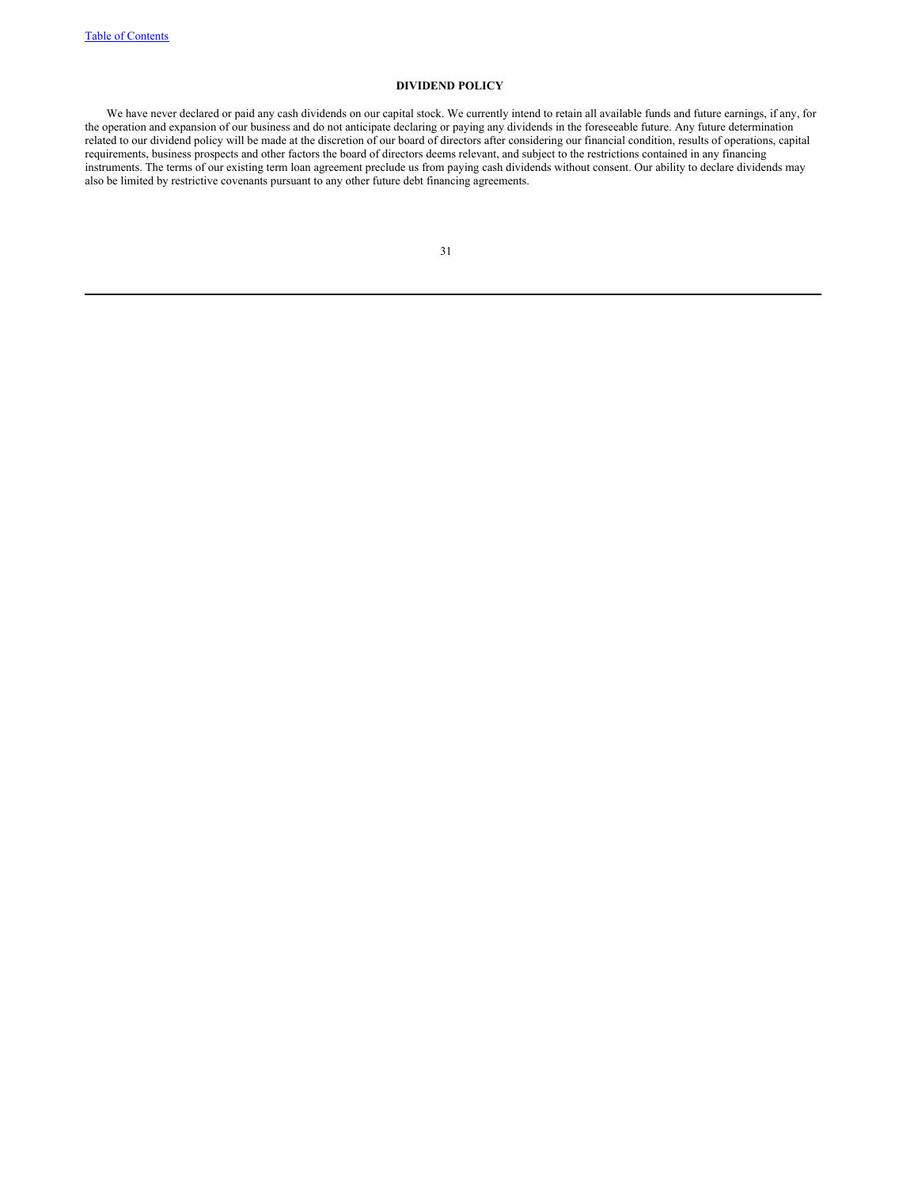## DIVIDEND POLICY

We have never declared or paid any cash dividends on our capital stock. We currently intend to retain all available funds and future earnings, if any, for the operation and expansion of our business and do not anticipate declaring or paying any dividends in the foreseeable future. Any future determination related to our dividend policy will be made at the discretion of our board of directors after considering our financial condition, results of operations, capital requirements, business prospects and other factors the board of directors deems relevant, and subject to the restrictions contained in any financing instruments. The terms of our existing term loan agreement preclude us from paying cash dividends without consent. Our ability to declare dividends may also be limited by restrictive covenants pursuant to any other future debt financing agreements.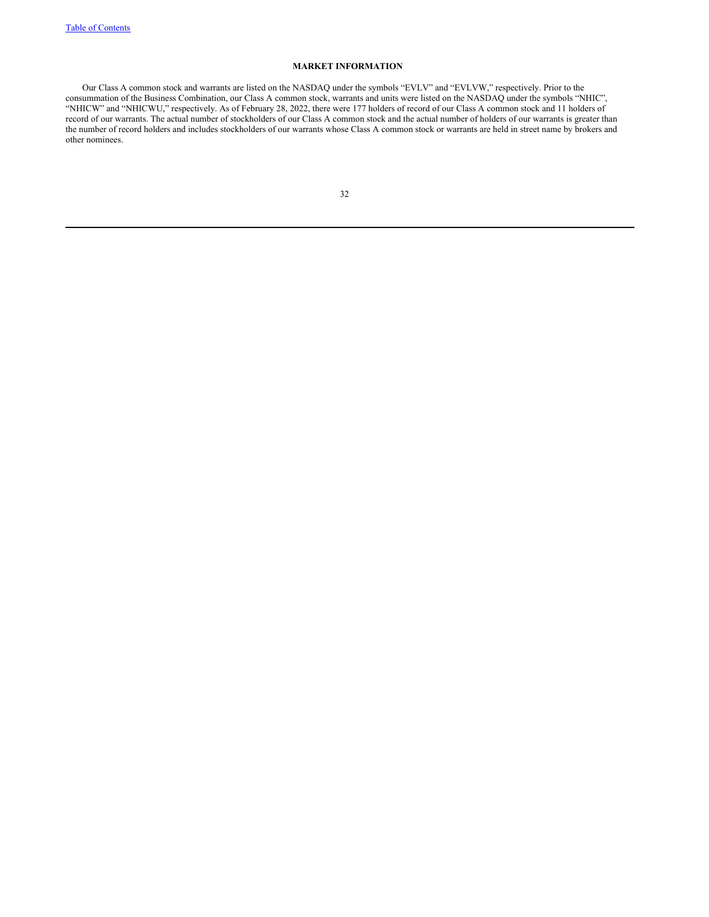## MARKET INFORMATION

Our Class A common stock and warrants are listed on the NASDAQ under the symbols "EVLV" and "EVLVW," respectively. Prior to the consummation of the Business Combination, our Class A common stock, warrants and units were listed on the NASDAQ under the symbols "NHIC", "NHICW" and "NHICWU," respectively. As of February 28, 2022, there were 177 holders of record of our Class A common stock and 11 holders of record of our warrants. The actual number of stockholders of our Class A common stock and the actual number of holders of our warrants is greater than the number of record holders and includes stockholders of our warrants whose Class A common stock or warrants are held in street name by brokers and other nominees.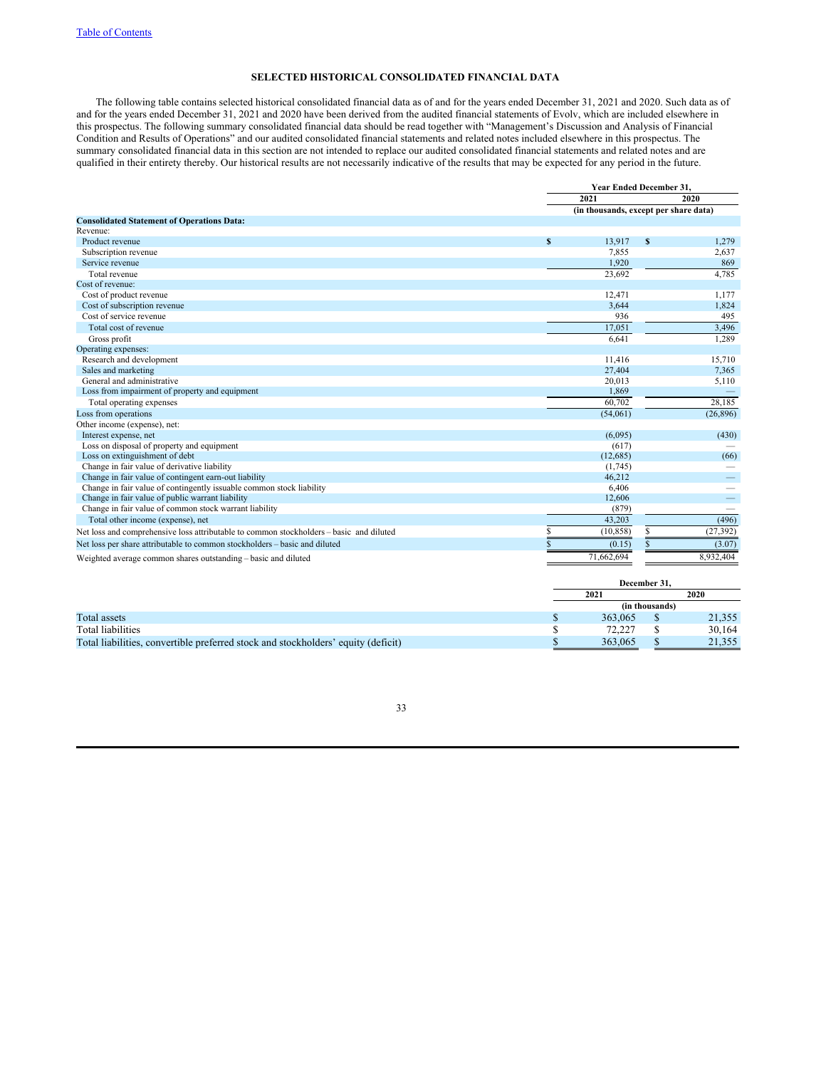## SELECTED HISTORICAL CONSOLIDATED FINANCIAL DATA

The following table contains selected historical consolidated financial data as of and for the years ended December 31, 2021 and 2020. Such data as of and for the years ended December 31, 2021 and 2020 have been derived from the audited financial statements of Evolv, which are included elsewhere in this prospectus. The following summary consolidated financial data should be read together with "Management's Discussion and Analysis of Financial Condition and Results of Operations" and our audited consolidated financial statements and related notes included elsewhere in this prospectus. The summary consolidated financial data in this section are not intended to replace our audited consolidated financial statements and related notes and are qualified in their entirety thereby. Our historical results are not necessarily indicative of the results that may be expected for any period in the future.

| | Year Ended December 31, | |
|---|---|---|
| | 2021 | 2020 |
| | (in thousands, except per share data) | |
| **Consolidated Statement of Operations Data:** | | |
| Revenue: | | |
| Product revenue | $ 13,917 | $ 1,279 |
| Subscription revenue | 7,855 | 2,637 |
| Service revenue | 1,920 | 869 |
| Total revenue | 23,692 | 4,785 |
| Cost of revenue: | | |
| Cost of product revenue | 12,471 | 1,177 |
| Cost of subscription revenue | 3,644 | 1,824 |
| Cost of service revenue | 936 | 495 |
| Total cost of revenue | 17,051 | 3,496 |
| Gross profit | 6,641 | 1,289 |
| Operating expenses: | | |
| Research and development | 11,416 | 15,710 |
| Sales and marketing | 27,404 | 7,365 |
| General and administrative | 20,013 | 5,110 |
| Loss from impairment of property and equipment | 1,869 | — |
| Total operating expenses | 60,702 | 28,185 |
| Loss from operations | (54,061) | (26,896) |
| Other income (expense), net: | | |
| Interest expense, net | (6,095) | (430) |
| Loss on disposal of property and equipment | (617) | — |
| Loss on extinguishment of debt | (12,685) | (66) |
| Change in fair value of derivative liability | (1,745) | — |
| Change in fair value of contingent earn-out liability | 46,212 | — |
| Change in fair value of contingently issuable common stock liability | 6,406 | — |
| Change in fair value of public warrant liability | 12,606 | — |
| Change in fair value of common stock warrant liability | (879) | — |
| Total other income (expense), net | 43,203 | (496) |
| Net loss and comprehensive loss attributable to common stockholders – basic and diluted | $ (10,858) | $ (27,392) |
| Net loss per share attributable to common stockholders – basic and diluted | $ (0.15) | $ (3.07) |
| Weighted average common shares outstanding – basic and diluted | 71,662,694 | 8,932,404 |

| | December 31, | |
|---|---|---|
| | 2021 | 2020 |
| | (in thousands) | |
| Total assets | $ 363,065 | $ 21,355 |
| Total liabilities | $ 72,227 | $ 30,164 |
| Total liabilities, convertible preferred stock and stockholders' equity (deficit) | $ 363,065 | $ 21,355 |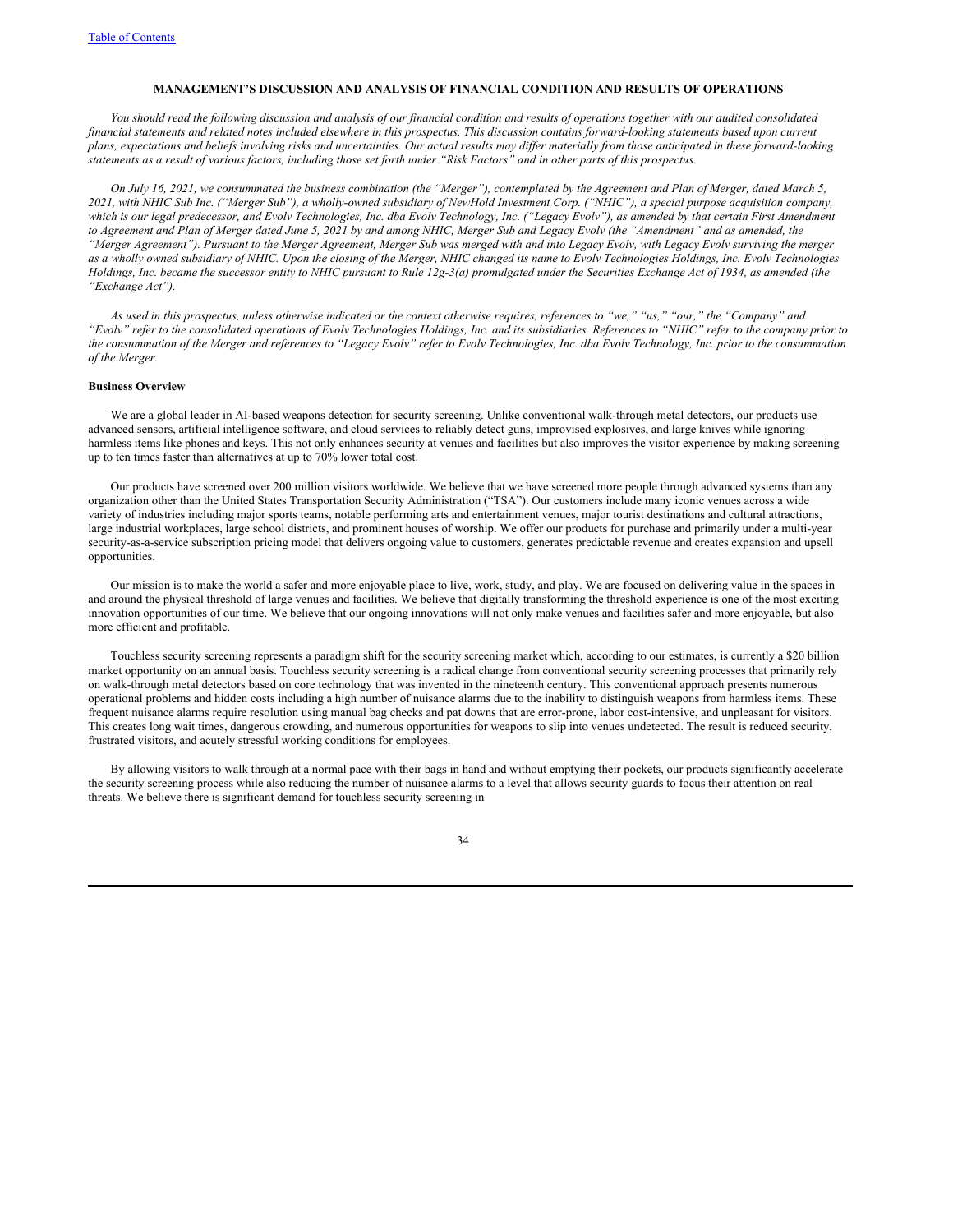## MANAGEMENT'S DISCUSSION AND ANALYSIS OF FINANCIAL CONDITION AND RESULTS OF OPERATIONS

*You should read the following discussion and analysis of our financial condition and results of operations together with our audited consolidated financial statements and related notes included elsewhere in this prospectus. This discussion contains forward-looking statements based upon current plans, expectations and beliefs involving risks and uncertainties. Our actual results may differ materially from those anticipated in these forward-looking statements as a result of various factors, including those set forth under "Risk Factors" and in other parts of this prospectus.*

*On July 16, 2021, we consummated the business combination (the "Merger"), contemplated by the Agreement and Plan of Merger, dated March 5, 2021, with NHIC Sub Inc. ("Merger Sub"), a wholly-owned subsidiary of NewHold Investment Corp. ("NHIC"), a special purpose acquisition company, which is our legal predecessor, and Evolv Technologies, Inc. dba Evolv Technology, Inc. ("Legacy Evolv"), as amended by that certain First Amendment to Agreement and Plan of Merger dated June 5, 2021 by and among NHIC, Merger Sub and Legacy Evolv (the "Amendment" and as amended, the "Merger Agreement"). Pursuant to the Merger Agreement, Merger Sub was merged with and into Legacy Evolv, with Legacy Evolv surviving the merger as a wholly owned subsidiary of NHIC. Upon the closing of the Merger, NHIC changed its name to Evolv Technologies Holdings, Inc. Evolv Technologies Holdings, Inc. became the successor entity to NHIC pursuant to Rule 12g-3(a) promulgated under the Securities Exchange Act of 1934, as amended (the "Exchange Act").*

*As used in this prospectus, unless otherwise indicated or the context otherwise requires, references to "we," "us," "our," the "Company" and "Evolv" refer to the consolidated operations of Evolv Technologies Holdings, Inc. and its subsidiaries. References to "NHIC" refer to the company prior to the consummation of the Merger and references to "Legacy Evolv" refer to Evolv Technologies, Inc. dba Evolv Technology, Inc. prior to the consummation of the Merger.*

### Business Overview

We are a global leader in AI-based weapons detection for security screening. Unlike conventional walk-through metal detectors, our products use advanced sensors, artificial intelligence software, and cloud services to reliably detect guns, improvised explosives, and large knives while ignoring harmless items like phones and keys. This not only enhances security at venues and facilities but also improves the visitor experience by making screening up to ten times faster than alternatives at up to 70% lower total cost.

Our products have screened over 200 million visitors worldwide. We believe that we have screened more people through advanced systems than any organization other than the United States Transportation Security Administration ("TSA"). Our customers include many iconic venues across a wide variety of industries including major sports teams, notable performing arts and entertainment venues, major tourist destinations and cultural attractions, large industrial workplaces, large school districts, and prominent houses of worship. We offer our products for purchase and primarily under a multi-year security-as-a-service subscription pricing model that delivers ongoing value to customers, generates predictable revenue and creates expansion and upsell opportunities.

Our mission is to make the world a safer and more enjoyable place to live, work, study, and play. We are focused on delivering value in the spaces in and around the physical threshold of large venues and facilities. We believe that digitally transforming the threshold experience is one of the most exciting innovation opportunities of our time. We believe that our ongoing innovations will not only make venues and facilities safer and more enjoyable, but also more efficient and profitable.

Touchless security screening represents a paradigm shift for the security screening market which, according to our estimates, is currently a $20 billion market opportunity on an annual basis. Touchless security screening is a radical change from conventional security screening processes that primarily rely on walk-through metal detectors based on core technology that was invented in the nineteenth century. This conventional approach presents numerous operational problems and hidden costs including a high number of nuisance alarms due to the inability to distinguish weapons from harmless items. These frequent nuisance alarms require resolution using manual bag checks and pat downs that are error-prone, labor cost-intensive, and unpleasant for visitors. This creates long wait times, dangerous crowding, and numerous opportunities for weapons to slip into venues undetected. The result is reduced security, frustrated visitors, and acutely stressful working conditions for employees.

By allowing visitors to walk through at a normal pace with their bags in hand and without emptying their pockets, our products significantly accelerate the security screening process while also reducing the number of nuisance alarms to a level that allows security guards to focus their attention on real threats. We believe there is significant demand for touchless security screening in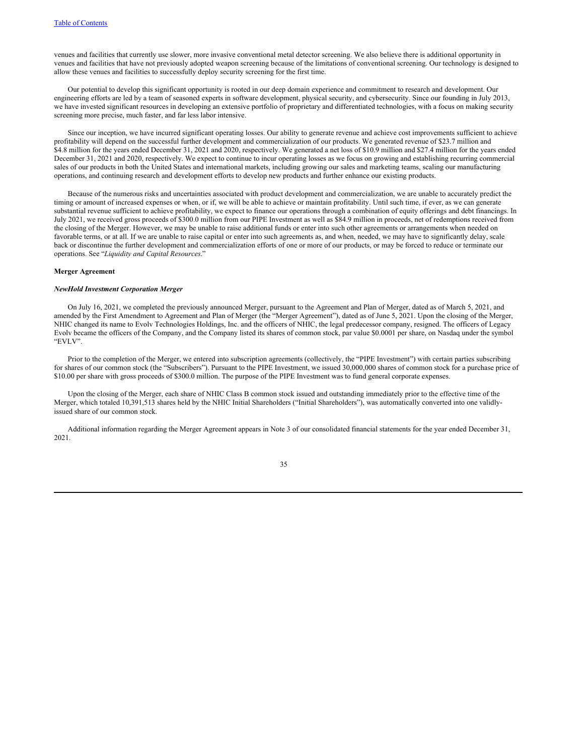venues and facilities that currently use slower, more invasive conventional metal detector screening. We also believe there is additional opportunity in venues and facilities that have not previously adopted weapon screening because of the limitations of conventional screening. Our technology is designed to allow these venues and facilities to successfully deploy security screening for the first time.

Our potential to develop this significant opportunity is rooted in our deep domain experience and commitment to research and development. Our engineering efforts are led by a team of seasoned experts in software development, physical security, and cybersecurity. Since our founding in July 2013, we have invested significant resources in developing an extensive portfolio of proprietary and differentiated technologies, with a focus on making security screening more precise, much faster, and far less labor intensive.

Since our inception, we have incurred significant operating losses. Our ability to generate revenue and achieve cost improvements sufficient to achieve profitability will depend on the successful further development and commercialization of our products. We generated revenue of $23.7 million and $4.8 million for the years ended December 31, 2021 and 2020, respectively. We generated a net loss of $10.9 million and $27.4 million for the years ended December 31, 2021 and 2020, respectively. We expect to continue to incur operating losses as we focus on growing and establishing recurring commercial sales of our products in both the United States and international markets, including growing our sales and marketing teams, scaling our manufacturing operations, and continuing research and development efforts to develop new products and further enhance our existing products.

Because of the numerous risks and uncertainties associated with product development and commercialization, we are unable to accurately predict the timing or amount of increased expenses or when, or if, we will be able to achieve or maintain profitability. Until such time, if ever, as we can generate substantial revenue sufficient to achieve profitability, we expect to finance our operations through a combination of equity offerings and debt financings. In July 2021, we received gross proceeds of $300.0 million from our PIPE Investment as well as $84.9 million in proceeds, net of redemptions received from the closing of the Merger. However, we may be unable to raise additional funds or enter into such other agreements or arrangements when needed on favorable terms, or at all. If we are unable to raise capital or enter into such agreements as, and when, needed, we may have to significantly delay, scale back or discontinue the further development and commercialization efforts of one or more of our products, or may be forced to reduce or terminate our operations. See "*Liquidity and Capital Resources*."

**Merger Agreement**

***NewHold Investment Corporation Merger***

On July 16, 2021, we completed the previously announced Merger, pursuant to the Agreement and Plan of Merger, dated as of March 5, 2021, and amended by the First Amendment to Agreement and Plan of Merger (the "Merger Agreement"), dated as of June 5, 2021. Upon the closing of the Merger, NHIC changed its name to Evolv Technologies Holdings, Inc. and the officers of NHIC, the legal predecessor company, resigned. The officers of Legacy Evolv became the officers of the Company, and the Company listed its shares of common stock, par value $0.0001 per share, on Nasdaq under the symbol "EVLV".

Prior to the completion of the Merger, we entered into subscription agreements (collectively, the "PIPE Investment") with certain parties subscribing for shares of our common stock (the "Subscribers"). Pursuant to the PIPE Investment, we issued 30,000,000 shares of common stock for a purchase price of $10.00 per share with gross proceeds of $300.0 million. The purpose of the PIPE Investment was to fund general corporate expenses.

Upon the closing of the Merger, each share of NHIC Class B common stock issued and outstanding immediately prior to the effective time of the Merger, which totaled 10,391,513 shares held by the NHIC Initial Shareholders ("Initial Shareholders"), was automatically converted into one validly-issued share of our common stock.

Additional information regarding the Merger Agreement appears in Note 3 of our consolidated financial statements for the year ended December 31, 2021.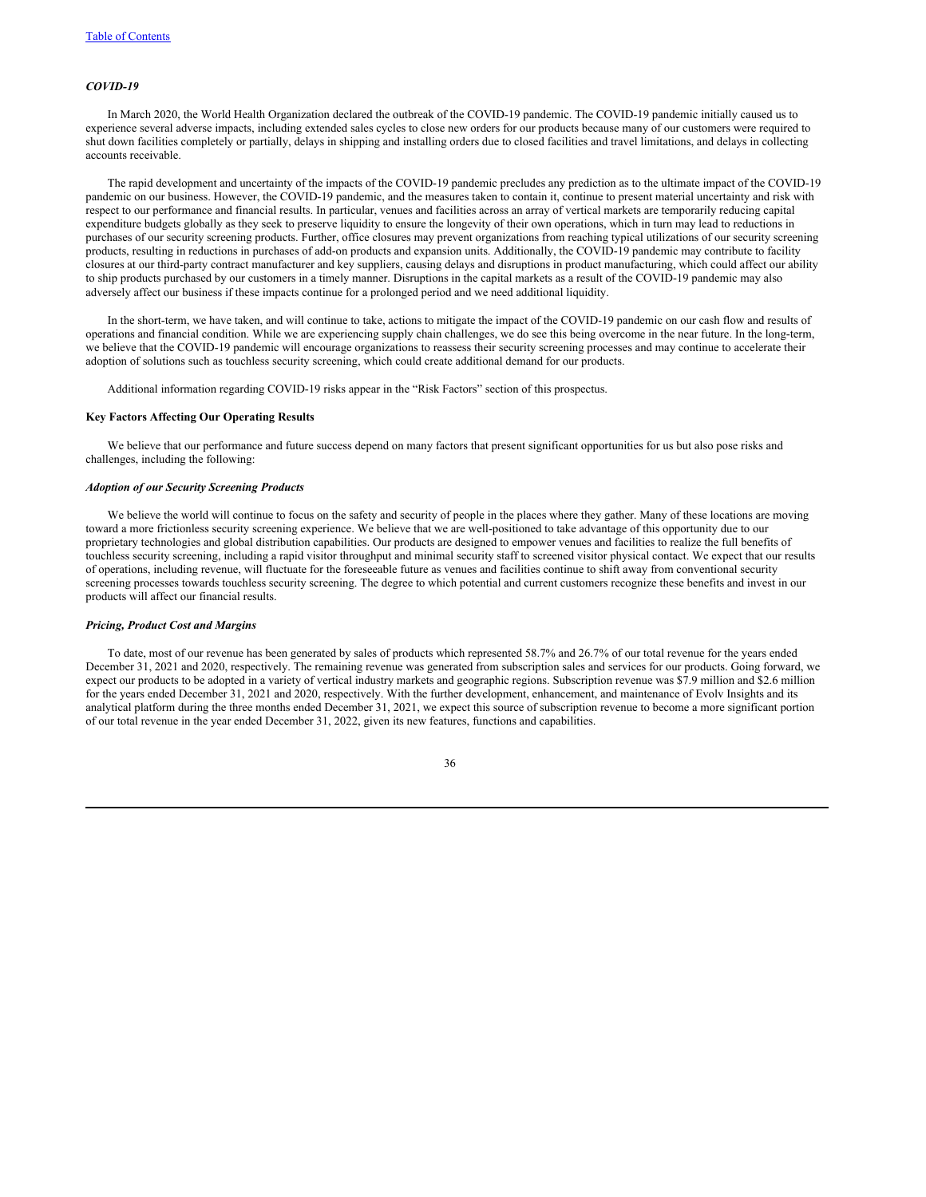### *COVID-19*

In March 2020, the World Health Organization declared the outbreak of the COVID-19 pandemic. The COVID-19 pandemic initially caused us to experience several adverse impacts, including extended sales cycles to close new orders for our products because many of our customers were required to shut down facilities completely or partially, delays in shipping and installing orders due to closed facilities and travel limitations, and delays in collecting accounts receivable.

The rapid development and uncertainty of the impacts of the COVID-19 pandemic precludes any prediction as to the ultimate impact of the COVID-19 pandemic on our business. However, the COVID-19 pandemic, and the measures taken to contain it, continue to present material uncertainty and risk with respect to our performance and financial results. In particular, venues and facilities across an array of vertical markets are temporarily reducing capital expenditure budgets globally as they seek to preserve liquidity to ensure the longevity of their own operations, which in turn may lead to reductions in purchases of our security screening products. Further, office closures may prevent organizations from reaching typical utilizations of our security screening products, resulting in reductions in purchases of add-on products and expansion units. Additionally, the COVID-19 pandemic may contribute to facility closures at our third-party contract manufacturer and key suppliers, causing delays and disruptions in product manufacturing, which could affect our ability to ship products purchased by our customers in a timely manner. Disruptions in the capital markets as a result of the COVID-19 pandemic may also adversely affect our business if these impacts continue for a prolonged period and we need additional liquidity.

In the short-term, we have taken, and will continue to take, actions to mitigate the impact of the COVID-19 pandemic on our cash flow and results of operations and financial condition. While we are experiencing supply chain challenges, we do see this being overcome in the near future. In the long-term, we believe that the COVID-19 pandemic will encourage organizations to reassess their security screening processes and may continue to accelerate their adoption of solutions such as touchless security screening, which could create additional demand for our products.

Additional information regarding COVID-19 risks appear in the "Risk Factors" section of this prospectus.

### **Key Factors Affecting Our Operating Results**

We believe that our performance and future success depend on many factors that present significant opportunities for us but also pose risks and challenges, including the following:

### *Adoption of our Security Screening Products*

We believe the world will continue to focus on the safety and security of people in the places where they gather. Many of these locations are moving toward a more frictionless security screening experience. We believe that we are well-positioned to take advantage of this opportunity due to our proprietary technologies and global distribution capabilities. Our products are designed to empower venues and facilities to realize the full benefits of touchless security screening, including a rapid visitor throughput and minimal security staff to screened visitor physical contact. We expect that our results of operations, including revenue, will fluctuate for the foreseeable future as venues and facilities continue to shift away from conventional security screening processes towards touchless security screening. The degree to which potential and current customers recognize these benefits and invest in our products will affect our financial results.

### *Pricing, Product Cost and Margins*

To date, most of our revenue has been generated by sales of products which represented 58.7% and 26.7% of our total revenue for the years ended December 31, 2021 and 2020, respectively. The remaining revenue was generated from subscription sales and services for our products. Going forward, we expect our products to be adopted in a variety of vertical industry markets and geographic regions. Subscription revenue was $7.9 million and $2.6 million for the years ended December 31, 2021 and 2020, respectively. With the further development, enhancement, and maintenance of Evolv Insights and its analytical platform during the three months ended December 31, 2021, we expect this source of subscription revenue to become a more significant portion of our total revenue in the year ended December 31, 2022, given its new features, functions and capabilities.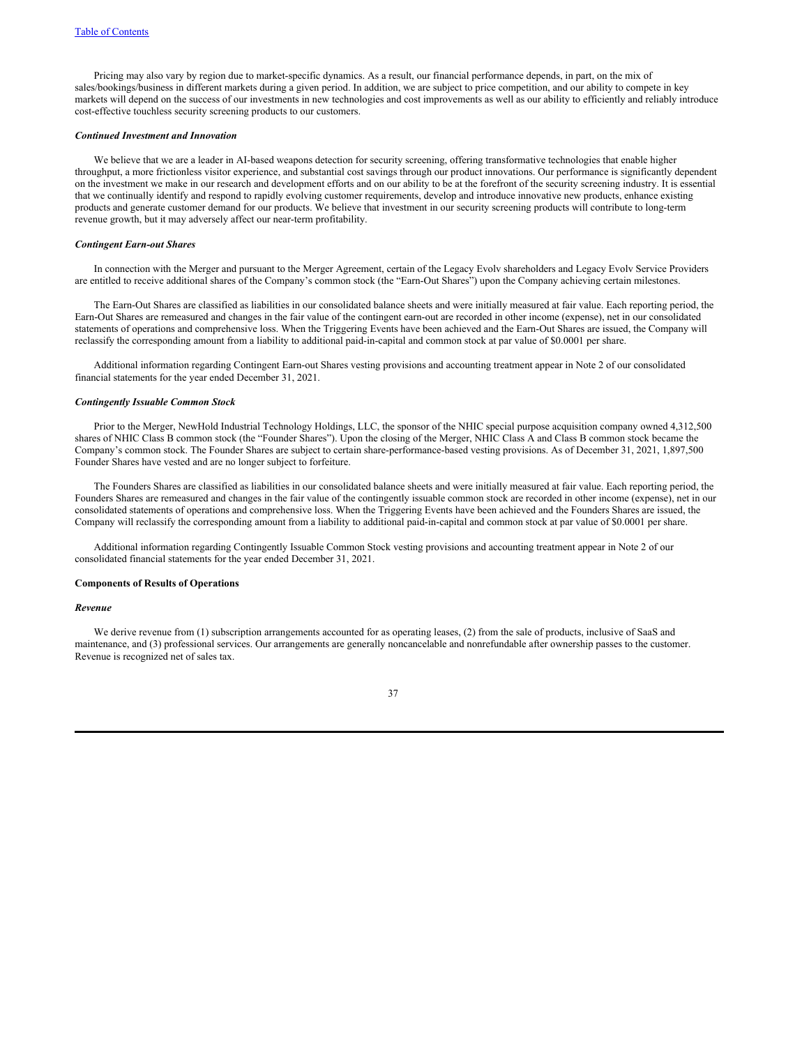Pricing may also vary by region due to market-specific dynamics. As a result, our financial performance depends, in part, on the mix of sales/bookings/business in different markets during a given period. In addition, we are subject to price competition, and our ability to compete in key markets will depend on the success of our investments in new technologies and cost improvements as well as our ability to efficiently and reliably introduce cost-effective touchless security screening products to our customers.

***Continued Investment and Innovation***

We believe that we are a leader in AI-based weapons detection for security screening, offering transformative technologies that enable higher throughput, a more frictionless visitor experience, and substantial cost savings through our product innovations. Our performance is significantly dependent on the investment we make in our research and development efforts and on our ability to be at the forefront of the security screening industry. It is essential that we continually identify and respond to rapidly evolving customer requirements, develop and introduce innovative new products, enhance existing products and generate customer demand for our products. We believe that investment in our security screening products will contribute to long-term revenue growth, but it may adversely affect our near-term profitability.

***Contingent Earn-out Shares***

In connection with the Merger and pursuant to the Merger Agreement, certain of the Legacy Evolv shareholders and Legacy Evolv Service Providers are entitled to receive additional shares of the Company's common stock (the "Earn-Out Shares") upon the Company achieving certain milestones.

The Earn-Out Shares are classified as liabilities in our consolidated balance sheets and were initially measured at fair value. Each reporting period, the Earn-Out Shares are remeasured and changes in the fair value of the contingent earn-out are recorded in other income (expense), net in our consolidated statements of operations and comprehensive loss. When the Triggering Events have been achieved and the Earn-Out Shares are issued, the Company will reclassify the corresponding amount from a liability to additional paid-in-capital and common stock at par value of $0.0001 per share.

Additional information regarding Contingent Earn-out Shares vesting provisions and accounting treatment appear in Note 2 of our consolidated financial statements for the year ended December 31, 2021.

***Contingently Issuable Common Stock***

Prior to the Merger, NewHold Industrial Technology Holdings, LLC, the sponsor of the NHIC special purpose acquisition company owned 4,312,500 shares of NHIC Class B common stock (the "Founder Shares"). Upon the closing of the Merger, NHIC Class A and Class B common stock became the Company's common stock. The Founder Shares are subject to certain share-performance-based vesting provisions. As of December 31, 2021, 1,897,500 Founder Shares have vested and are no longer subject to forfeiture.

The Founders Shares are classified as liabilities in our consolidated balance sheets and were initially measured at fair value. Each reporting period, the Founders Shares are remeasured and changes in the fair value of the contingently issuable common stock are recorded in other income (expense), net in our consolidated statements of operations and comprehensive loss. When the Triggering Events have been achieved and the Founders Shares are issued, the Company will reclassify the corresponding amount from a liability to additional paid-in-capital and common stock at par value of $0.0001 per share.

Additional information regarding Contingently Issuable Common Stock vesting provisions and accounting treatment appear in Note 2 of our consolidated financial statements for the year ended December 31, 2021.

**Components of Results of Operations**

***Revenue***

We derive revenue from (1) subscription arrangements accounted for as operating leases, (2) from the sale of products, inclusive of SaaS and maintenance, and (3) professional services. Our arrangements are generally noncancelable and nonrefundable after ownership passes to the customer. Revenue is recognized net of sales tax.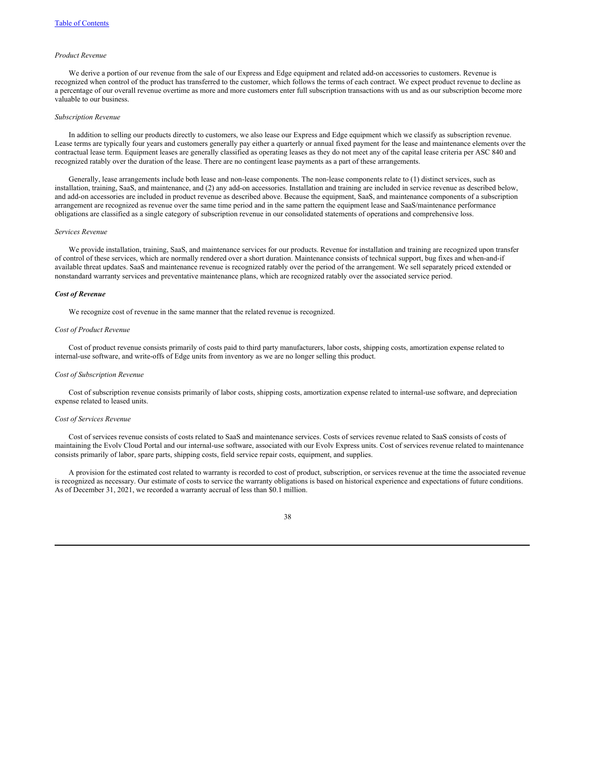*Product Revenue*

We derive a portion of our revenue from the sale of our Express and Edge equipment and related add-on accessories to customers. Revenue is recognized when control of the product has transferred to the customer, which follows the terms of each contract. We expect product revenue to decline as a percentage of our overall revenue overtime as more and more customers enter full subscription transactions with us and as our subscription become more valuable to our business.

*Subscription Revenue*

In addition to selling our products directly to customers, we also lease our Express and Edge equipment which we classify as subscription revenue. Lease terms are typically four years and customers generally pay either a quarterly or annual fixed payment for the lease and maintenance elements over the contractual lease term. Equipment leases are generally classified as operating leases as they do not meet any of the capital lease criteria per ASC 840 and recognized ratably over the duration of the lease. There are no contingent lease payments as a part of these arrangements.

Generally, lease arrangements include both lease and non-lease components. The non-lease components relate to (1) distinct services, such as installation, training, SaaS, and maintenance, and (2) any add-on accessories. Installation and training are included in service revenue as described below, and add-on accessories are included in product revenue as described above. Because the equipment, SaaS, and maintenance components of a subscription arrangement are recognized as revenue over the same time period and in the same pattern the equipment lease and SaaS/maintenance performance obligations are classified as a single category of subscription revenue in our consolidated statements of operations and comprehensive loss.

*Services Revenue*

We provide installation, training, SaaS, and maintenance services for our products. Revenue for installation and training are recognized upon transfer of control of these services, which are normally rendered over a short duration. Maintenance consists of technical support, bug fixes and when-and-if available threat updates. SaaS and maintenance revenue is recognized ratably over the period of the arrangement. We sell separately priced extended or nonstandard warranty services and preventative maintenance plans, which are recognized ratably over the associated service period.

***Cost of Revenue***

We recognize cost of revenue in the same manner that the related revenue is recognized.

*Cost of Product Revenue*

Cost of product revenue consists primarily of costs paid to third party manufacturers, labor costs, shipping costs, amortization expense related to internal-use software, and write-offs of Edge units from inventory as we are no longer selling this product.

*Cost of Subscription Revenue*

Cost of subscription revenue consists primarily of labor costs, shipping costs, amortization expense related to internal-use software, and depreciation expense related to leased units.

*Cost of Services Revenue*

Cost of services revenue consists of costs related to SaaS and maintenance services. Costs of services revenue related to SaaS consists of costs of maintaining the Evolv Cloud Portal and our internal-use software, associated with our Evolv Express units. Cost of services revenue related to maintenance consists primarily of labor, spare parts, shipping costs, field service repair costs, equipment, and supplies.

A provision for the estimated cost related to warranty is recorded to cost of product, subscription, or services revenue at the time the associated revenue is recognized as necessary. Our estimate of costs to service the warranty obligations is based on historical experience and expectations of future conditions. As of December 31, 2021, we recorded a warranty accrual of less than $0.1 million.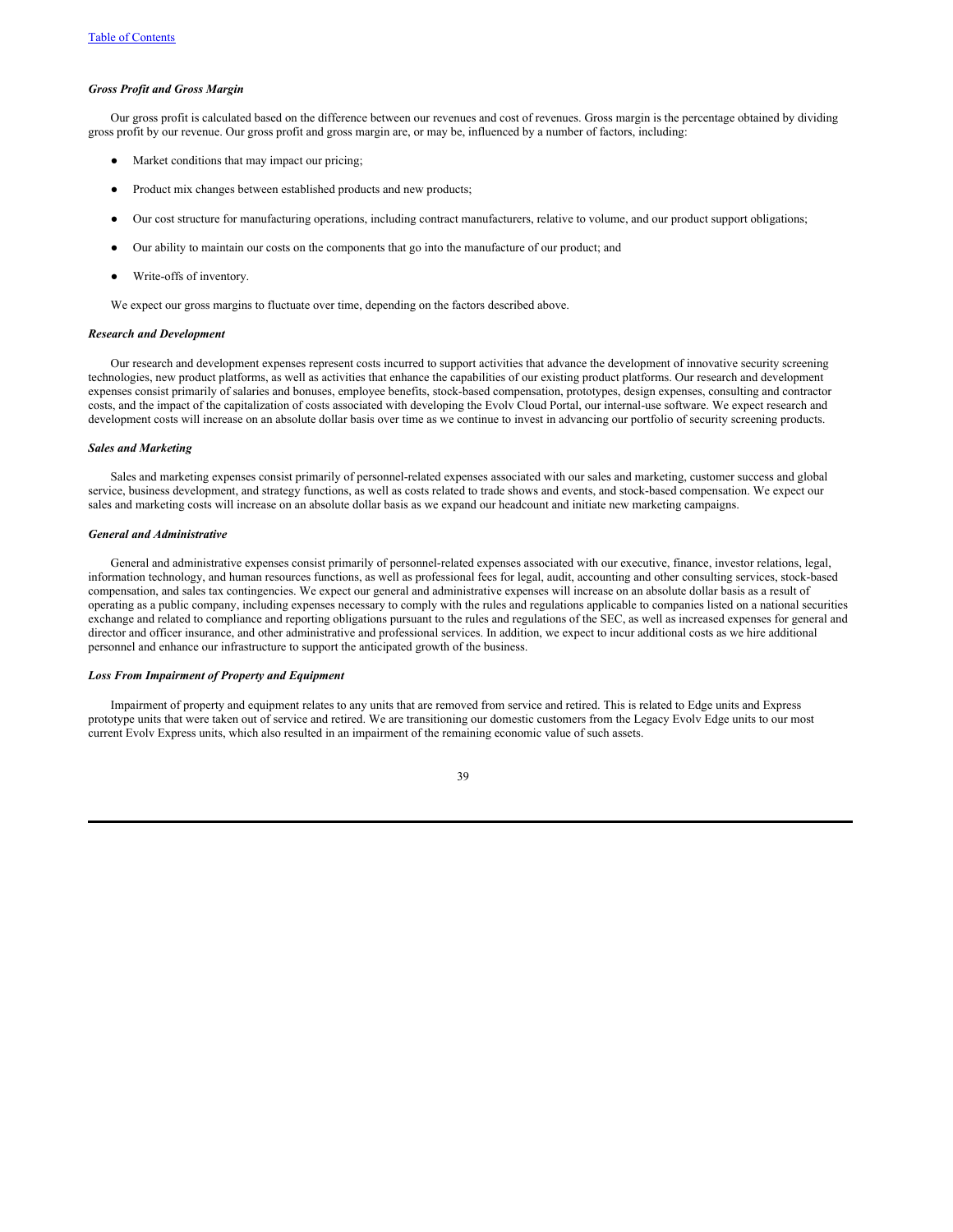### *Gross Profit and Gross Margin*

Our gross profit is calculated based on the difference between our revenues and cost of revenues. Gross margin is the percentage obtained by dividing gross profit by our revenue. Our gross profit and gross margin are, or may be, influenced by a number of factors, including:

- Market conditions that may impact our pricing;
- Product mix changes between established products and new products;
- Our cost structure for manufacturing operations, including contract manufacturers, relative to volume, and our product support obligations;
- Our ability to maintain our costs on the components that go into the manufacture of our product; and
- Write-offs of inventory.

We expect our gross margins to fluctuate over time, depending on the factors described above.

### *Research and Development*

Our research and development expenses represent costs incurred to support activities that advance the development of innovative security screening technologies, new product platforms, as well as activities that enhance the capabilities of our existing product platforms. Our research and development expenses consist primarily of salaries and bonuses, employee benefits, stock-based compensation, prototypes, design expenses, consulting and contractor costs, and the impact of the capitalization of costs associated with developing the Evolv Cloud Portal, our internal-use software. We expect research and development costs will increase on an absolute dollar basis over time as we continue to invest in advancing our portfolio of security screening products.

### *Sales and Marketing*

Sales and marketing expenses consist primarily of personnel-related expenses associated with our sales and marketing, customer success and global service, business development, and strategy functions, as well as costs related to trade shows and events, and stock-based compensation. We expect our sales and marketing costs will increase on an absolute dollar basis as we expand our headcount and initiate new marketing campaigns.

### *General and Administrative*

General and administrative expenses consist primarily of personnel-related expenses associated with our executive, finance, investor relations, legal, information technology, and human resources functions, as well as professional fees for legal, audit, accounting and other consulting services, stock-based compensation, and sales tax contingencies. We expect our general and administrative expenses will increase on an absolute dollar basis as a result of operating as a public company, including expenses necessary to comply with the rules and regulations applicable to companies listed on a national securities exchange and related to compliance and reporting obligations pursuant to the rules and regulations of the SEC, as well as increased expenses for general and director and officer insurance, and other administrative and professional services. In addition, we expect to incur additional costs as we hire additional personnel and enhance our infrastructure to support the anticipated growth of the business.

### *Loss From Impairment of Property and Equipment*

Impairment of property and equipment relates to any units that are removed from service and retired. This is related to Edge units and Express prototype units that were taken out of service and retired. We are transitioning our domestic customers from the Legacy Evolv Edge units to our most current Evolv Express units, which also resulted in an impairment of the remaining economic value of such assets.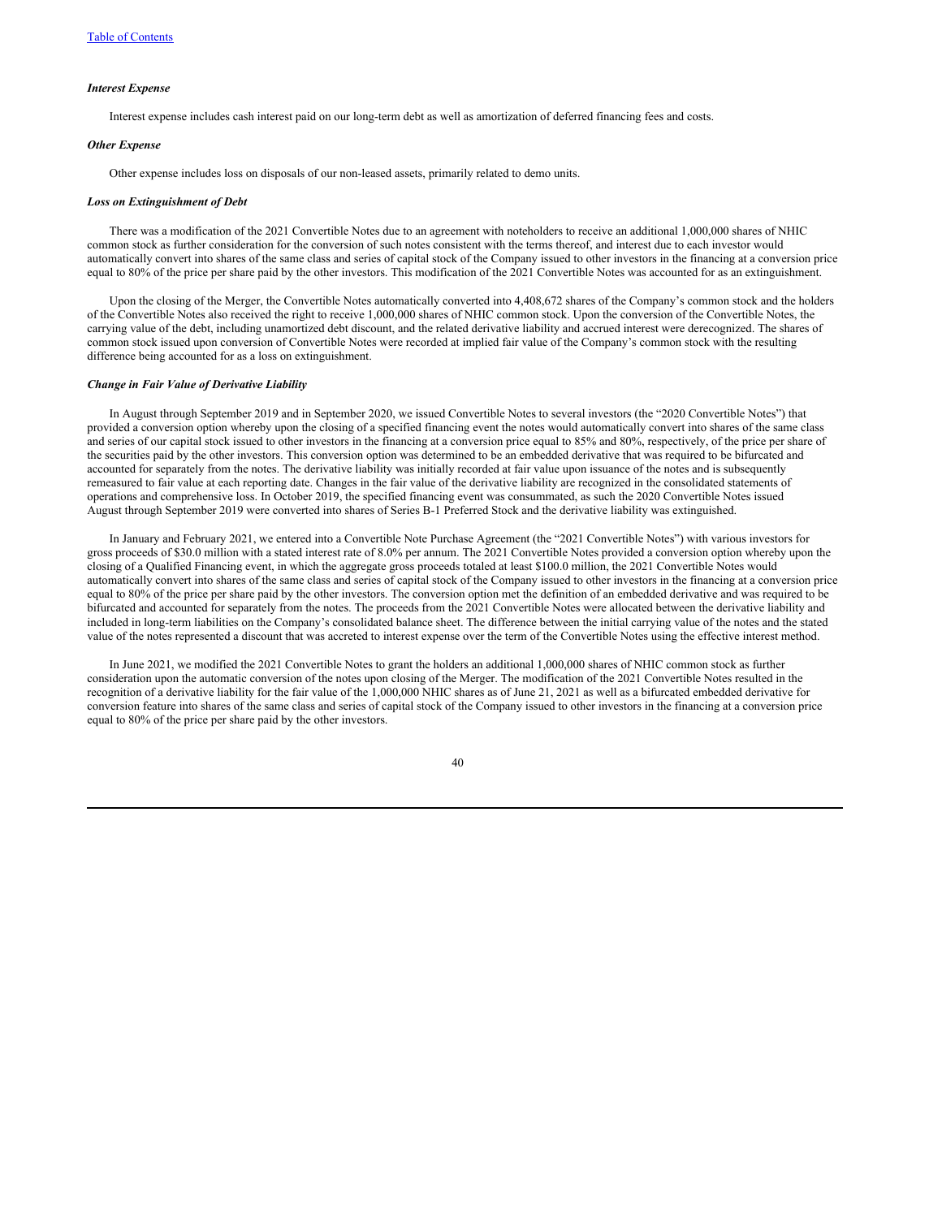### *Interest Expense*

Interest expense includes cash interest paid on our long-term debt as well as amortization of deferred financing fees and costs.

### *Other Expense*

Other expense includes loss on disposals of our non-leased assets, primarily related to demo units.

### *Loss on Extinguishment of Debt*

There was a modification of the 2021 Convertible Notes due to an agreement with noteholders to receive an additional 1,000,000 shares of NHIC common stock as further consideration for the conversion of such notes consistent with the terms thereof, and interest due to each investor would automatically convert into shares of the same class and series of capital stock of the Company issued to other investors in the financing at a conversion price equal to 80% of the price per share paid by the other investors. This modification of the 2021 Convertible Notes was accounted for as an extinguishment.

Upon the closing of the Merger, the Convertible Notes automatically converted into 4,408,672 shares of the Company's common stock and the holders of the Convertible Notes also received the right to receive 1,000,000 shares of NHIC common stock. Upon the conversion of the Convertible Notes, the carrying value of the debt, including unamortized debt discount, and the related derivative liability and accrued interest were derecognized. The shares of common stock issued upon conversion of Convertible Notes were recorded at implied fair value of the Company's common stock with the resulting difference being accounted for as a loss on extinguishment.

### *Change in Fair Value of Derivative Liability*

In August through September 2019 and in September 2020, we issued Convertible Notes to several investors (the "2020 Convertible Notes") that provided a conversion option whereby upon the closing of a specified financing event the notes would automatically convert into shares of the same class and series of our capital stock issued to other investors in the financing at a conversion price equal to 85% and 80%, respectively, of the price per share of the securities paid by the other investors. This conversion option was determined to be an embedded derivative that was required to be bifurcated and accounted for separately from the notes. The derivative liability was initially recorded at fair value upon issuance of the notes and is subsequently remeasured to fair value at each reporting date. Changes in the fair value of the derivative liability are recognized in the consolidated statements of operations and comprehensive loss. In October 2019, the specified financing event was consummated, as such the 2020 Convertible Notes issued August through September 2019 were converted into shares of Series B-1 Preferred Stock and the derivative liability was extinguished.

In January and February 2021, we entered into a Convertible Note Purchase Agreement (the "2021 Convertible Notes") with various investors for gross proceeds of $30.0 million with a stated interest rate of 8.0% per annum. The 2021 Convertible Notes provided a conversion option whereby upon the closing of a Qualified Financing event, in which the aggregate gross proceeds totaled at least $100.0 million, the 2021 Convertible Notes would automatically convert into shares of the same class and series of capital stock of the Company issued to other investors in the financing at a conversion price equal to 80% of the price per share paid by the other investors. The conversion option met the definition of an embedded derivative and was required to be bifurcated and accounted for separately from the notes. The proceeds from the 2021 Convertible Notes were allocated between the derivative liability and included in long-term liabilities on the Company's consolidated balance sheet. The difference between the initial carrying value of the notes and the stated value of the notes represented a discount that was accreted to interest expense over the term of the Convertible Notes using the effective interest method.

In June 2021, we modified the 2021 Convertible Notes to grant the holders an additional 1,000,000 shares of NHIC common stock as further consideration upon the automatic conversion of the notes upon closing of the Merger. The modification of the 2021 Convertible Notes resulted in the recognition of a derivative liability for the fair value of the 1,000,000 NHIC shares as of June 21, 2021 as well as a bifurcated embedded derivative for conversion feature into shares of the same class and series of capital stock of the Company issued to other investors in the financing at a conversion price equal to 80% of the price per share paid by the other investors.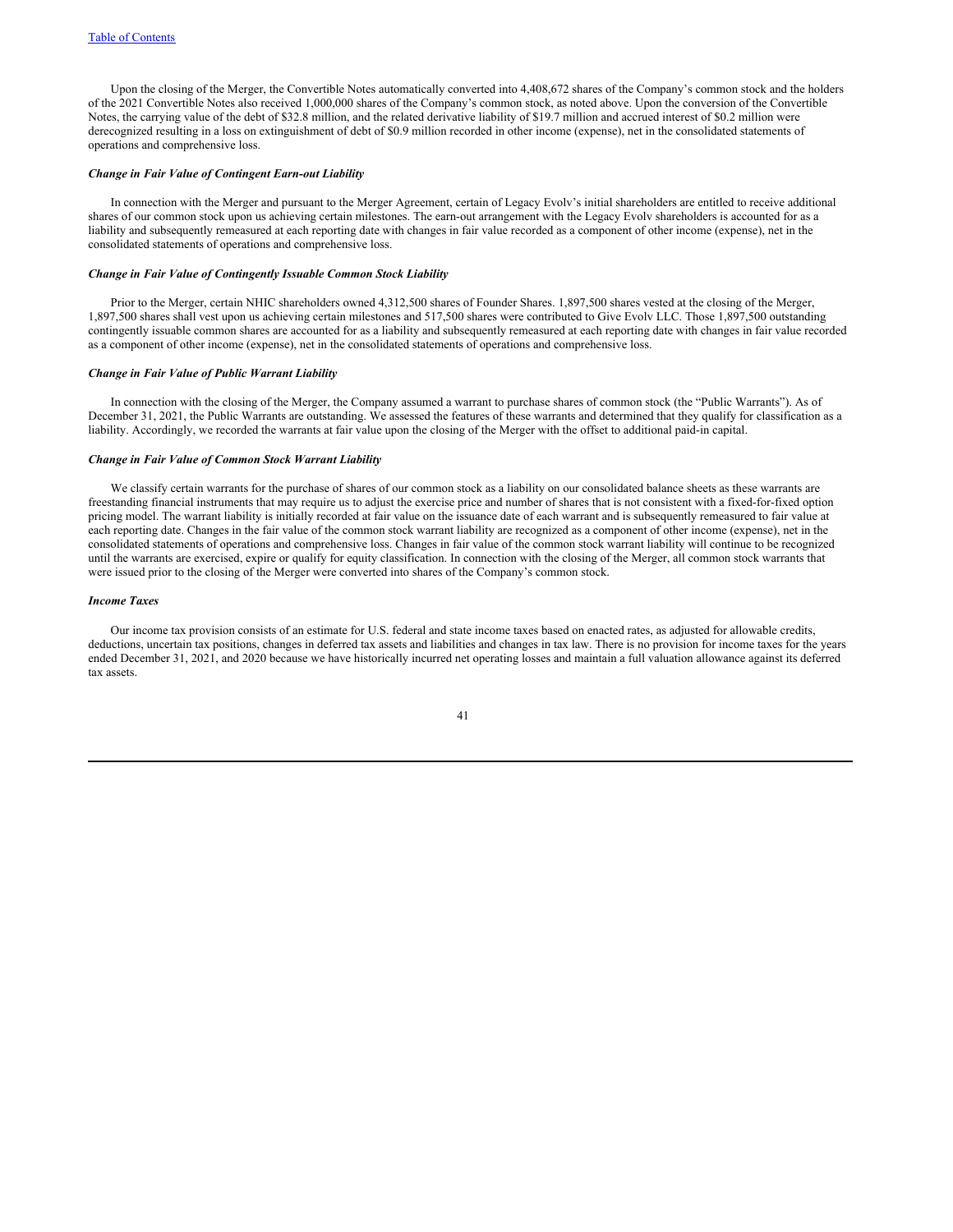Upon the closing of the Merger, the Convertible Notes automatically converted into 4,408,672 shares of the Company's common stock and the holders of the 2021 Convertible Notes also received 1,000,000 shares of the Company's common stock, as noted above. Upon the conversion of the Convertible Notes, the carrying value of the debt of $32.8 million, and the related derivative liability of $19.7 million and accrued interest of $0.2 million were derecognized resulting in a loss on extinguishment of debt of $0.9 million recorded in other income (expense), net in the consolidated statements of operations and comprehensive loss.

***Change in Fair Value of Contingent Earn-out Liability***

In connection with the Merger and pursuant to the Merger Agreement, certain of Legacy Evolv's initial shareholders are entitled to receive additional shares of our common stock upon us achieving certain milestones. The earn-out arrangement with the Legacy Evolv shareholders is accounted for as a liability and subsequently remeasured at each reporting date with changes in fair value recorded as a component of other income (expense), net in the consolidated statements of operations and comprehensive loss.

***Change in Fair Value of Contingently Issuable Common Stock Liability***

Prior to the Merger, certain NHIC shareholders owned 4,312,500 shares of Founder Shares. 1,897,500 shares vested at the closing of the Merger, 1,897,500 shares shall vest upon us achieving certain milestones and 517,500 shares were contributed to Give Evolv LLC. Those 1,897,500 outstanding contingently issuable common shares are accounted for as a liability and subsequently remeasured at each reporting date with changes in fair value recorded as a component of other income (expense), net in the consolidated statements of operations and comprehensive loss.

***Change in Fair Value of Public Warrant Liability***

In connection with the closing of the Merger, the Company assumed a warrant to purchase shares of common stock (the "Public Warrants"). As of December 31, 2021, the Public Warrants are outstanding. We assessed the features of these warrants and determined that they qualify for classification as a liability. Accordingly, we recorded the warrants at fair value upon the closing of the Merger with the offset to additional paid-in capital.

***Change in Fair Value of Common Stock Warrant Liability***

We classify certain warrants for the purchase of shares of our common stock as a liability on our consolidated balance sheets as these warrants are freestanding financial instruments that may require us to adjust the exercise price and number of shares that is not consistent with a fixed-for-fixed option pricing model. The warrant liability is initially recorded at fair value on the issuance date of each warrant and is subsequently remeasured to fair value at each reporting date. Changes in the fair value of the common stock warrant liability are recognized as a component of other income (expense), net in the consolidated statements of operations and comprehensive loss. Changes in fair value of the common stock warrant liability will continue to be recognized until the warrants are exercised, expire or qualify for equity classification. In connection with the closing of the Merger, all common stock warrants that were issued prior to the closing of the Merger were converted into shares of the Company's common stock.

***Income Taxes***

Our income tax provision consists of an estimate for U.S. federal and state income taxes based on enacted rates, as adjusted for allowable credits, deductions, uncertain tax positions, changes in deferred tax assets and liabilities and changes in tax law. There is no provision for income taxes for the years ended December 31, 2021, and 2020 because we have historically incurred net operating losses and maintain a full valuation allowance against its deferred tax assets.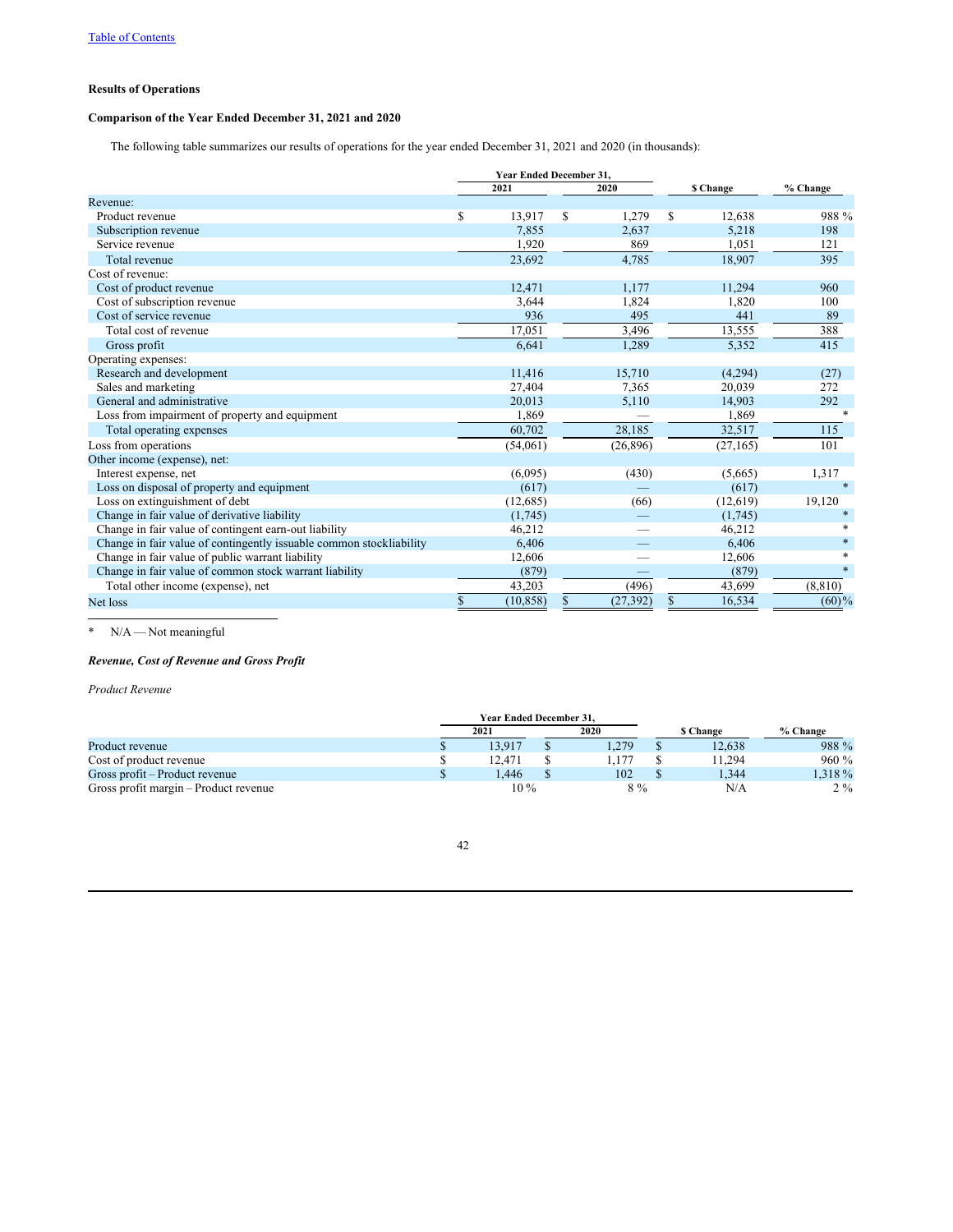### Results of Operations

### Comparison of the Year Ended December 31, 2021 and 2020

The following table summarizes our results of operations for the year ended December 31, 2021 and 2020 (in thousands):

| | Year Ended December 31, | | | |
|---|---|---|---|---|
| | 2021 | 2020 | $ Change | % Change |
| Revenue: | | | | |
| Product revenue | $ 13,917 | $ 1,279 | $ 12,638 | 988 % |
| Subscription revenue | 7,855 | 2,637 | 5,218 | 198 |
| Service revenue | 1,920 | 869 | 1,051 | 121 |
| Total revenue | 23,692 | 4,785 | 18,907 | 395 |
| Cost of revenue: | | | | |
| Cost of product revenue | 12,471 | 1,177 | 11,294 | 960 |
| Cost of subscription revenue | 3,644 | 1,824 | 1,820 | 100 |
| Cost of service revenue | 936 | 495 | 441 | 89 |
| Total cost of revenue | 17,051 | 3,496 | 13,555 | 388 |
| Gross profit | 6,641 | 1,289 | 5,352 | 415 |
| Operating expenses: | | | | |
| Research and development | 11,416 | 15,710 | (4,294) | (27) |
| Sales and marketing | 27,404 | 7,365 | 20,039 | 272 |
| General and administrative | 20,013 | 5,110 | 14,903 | 292 |
| Loss from impairment of property and equipment | 1,869 | — | 1,869 | * |
| Total operating expenses | 60,702 | 28,185 | 32,517 | 115 |
| Loss from operations | (54,061) | (26,896) | (27,165) | 101 |
| Other income (expense), net: | | | | |
| Interest expense, net | (6,095) | (430) | (5,665) | 1,317 |
| Loss on disposal of property and equipment | (617) | — | (617) | * |
| Loss on extinguishment of debt | (12,685) | (66) | (12,619) | 19,120 |
| Change in fair value of derivative liability | (1,745) | — | (1,745) | * |
| Change in fair value of contingent earn-out liability | 46,212 | — | 46,212 | * |
| Change in fair value of contingently issuable common stockliability | 6,406 | — | 6,406 | * |
| Change in fair value of public warrant liability | 12,606 | — | 12,606 | * |
| Change in fair value of common stock warrant liability | (879) | — | (879) | * |
| Total other income (expense), net | 43,203 | (496) | 43,699 | (8,810) |
| Net loss | $ (10,858) | $ (27,392) | $ 16,534 | (60)% |

\* N/A — Not meaningful

***Revenue, Cost of Revenue and Gross Profit***

*Product Revenue*

| | Year Ended December 31, | | | |
|---|---|---|---|---|
| | 2021 | 2020 | $ Change | % Change |
| Product revenue | $ 13,917 | $ 1,279 | $ 12,638 | 988 % |
| Cost of product revenue | $ 12,471 | $ 1,177 | $ 11,294 | 960 % |
| Gross profit – Product revenue | $ 1,446 | $ 102 | $ 1,344 | 1,318 % |
| Gross profit margin – Product revenue | 10 % | 8 % | N/A | 2 % |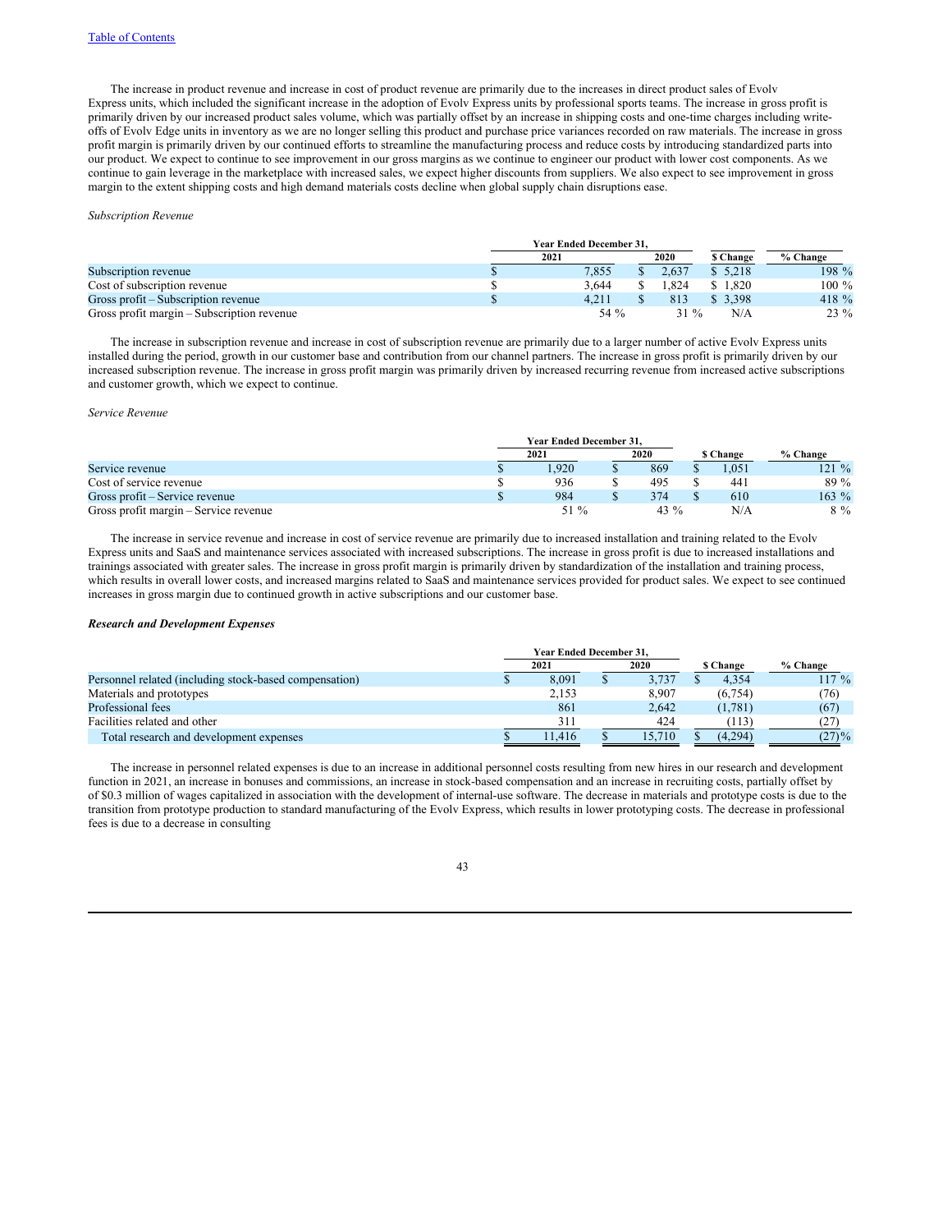The increase in product revenue and increase in cost of product revenue are primarily due to the increases in direct product sales of Evolv Express units, which included the significant increase in the adoption of Evolv Express units by professional sports teams. The increase in gross profit is primarily driven by our increased product sales volume, which was partially offset by an increase in shipping costs and one-time charges including write-offs of Evolv Edge units in inventory as we are no longer selling this product and purchase price variances recorded on raw materials. The increase in gross profit margin is primarily driven by our continued efforts to streamline the manufacturing process and reduce costs by introducing standardized parts into our product. We expect to continue to see improvement in our gross margins as we continue to engineer our product with lower cost components. As we continue to gain leverage in the marketplace with increased sales, we expect higher discounts from suppliers. We also expect to see improvement in gross margin to the extent shipping costs and high demand materials costs decline when global supply chain disruptions ease.

*Subscription Revenue*

| | Year Ended December 31, | | | |
|---|---|---|---|---|
| | 2021 | 2020 | $ Change | % Change |
| Subscription revenue | $ 7,855 | $ 2,637 | $ 5,218 | 198 % |
| Cost of subscription revenue | $ 3,644 | $ 1,824 | $ 1,820 | 100 % |
| Gross profit – Subscription revenue | $ 4,211 | $ 813 | $ 3,398 | 418 % |
| Gross profit margin – Subscription revenue | 54 % | 31 % | N/A | 23 % |

The increase in subscription revenue and increase in cost of subscription revenue are primarily due to a larger number of active Evolv Express units installed during the period, growth in our customer base and contribution from our channel partners. The increase in gross profit is primarily driven by our increased subscription revenue. The increase in gross profit margin was primarily driven by increased recurring revenue from increased active subscriptions and customer growth, which we expect to continue.

*Service Revenue*

| | Year Ended December 31, | | | |
|---|---|---|---|---|
| | 2021 | 2020 | $ Change | % Change |
| Service revenue | $ 1,920 | $ 869 | $ 1,051 | 121 % |
| Cost of service revenue | $ 936 | $ 495 | $ 441 | 89 % |
| Gross profit – Service revenue | $ 984 | $ 374 | $ 610 | 163 % |
| Gross profit margin – Service revenue | 51 % | 43 % | N/A | 8 % |

The increase in service revenue and increase in cost of service revenue are primarily due to increased installation and training related to the Evolv Express units and SaaS and maintenance services associated with increased subscriptions. The increase in gross profit is due to increased installations and trainings associated with greater sales. The increase in gross profit margin is primarily driven by standardization of the installation and training process, which results in overall lower costs, and increased margins related to SaaS and maintenance services provided for product sales. We expect to see continued increases in gross margin due to continued growth in active subscriptions and our customer base.

***Research and Development Expenses***

| | Year Ended December 31, | | | |
|---|---|---|---|---|
| | 2021 | 2020 | $ Change | % Change |
| Personnel related (including stock-based compensation) | $ 8,091 | $ 3,737 | $ 4,354 | 117 % |
| Materials and prototypes | 2,153 | 8,907 | (6,754) | (76) |
| Professional fees | 861 | 2,642 | (1,781) | (67) |
| Facilities related and other | 311 | 424 | (113) | (27) |
| Total research and development expenses | $ 11,416 | $ 15,710 | $ (4,294) | (27)% |

The increase in personnel related expenses is due to an increase in additional personnel costs resulting from new hires in our research and development function in 2021, an increase in bonuses and commissions, an increase in stock-based compensation and an increase in recruiting costs, partially offset by of $0.3 million of wages capitalized in association with the development of internal-use software. The decrease in materials and prototype costs is due to the transition from prototype production to standard manufacturing of the Evolv Express, which results in lower prototyping costs. The decrease in professional fees is due to a decrease in consulting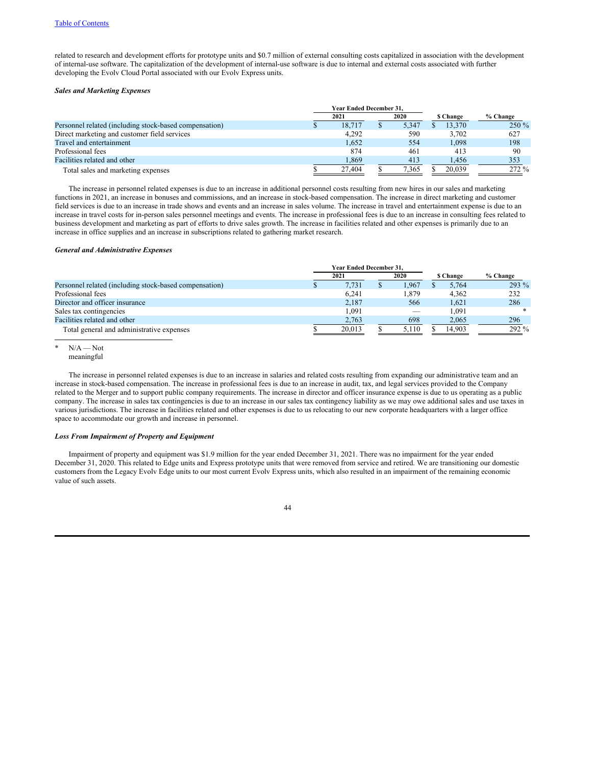related to research and development efforts for prototype units and $0.7 million of external consulting costs capitalized in association with the development of internal-use software. The capitalization of the development of internal-use software is due to internal and external costs associated with further developing the Evolv Cloud Portal associated with our Evolv Express units.

***Sales and Marketing Expenses***

| | Year Ended December 31, | | | |
|---|---|---|---|---|
| | 2021 | 2020 | $ Change | % Change |
| Personnel related (including stock-based compensation) | $ 18,717 | $ 5,347 | $ 13,370 | 250 % |
| Direct marketing and customer field services | 4,292 | 590 | 3,702 | 627 |
| Travel and entertainment | 1,652 | 554 | 1,098 | 198 |
| Professional fees | 874 | 461 | 413 | 90 |
| Facilities related and other | 1,869 | 413 | 1,456 | 353 |
| Total sales and marketing expenses | $ 27,404 | $ 7,365 | $ 20,039 | 272 % |

The increase in personnel related expenses is due to an increase in additional personnel costs resulting from new hires in our sales and marketing functions in 2021, an increase in bonuses and commissions, and an increase in stock-based compensation. The increase in direct marketing and customer field services is due to an increase in trade shows and events and an increase in sales volume. The increase in travel and entertainment expense is due to an increase in travel costs for in-person sales personnel meetings and events. The increase in professional fees is due to an increase in consulting fees related to business development and marketing as part of efforts to drive sales growth. The increase in facilities related and other expenses is primarily due to an increase in office supplies and an increase in subscriptions related to gathering market research.

***General and Administrative Expenses***

| | Year Ended December 31, | | | |
|---|---|---|---|---|
| | 2021 | 2020 | $ Change | % Change |
| Personnel related (including stock-based compensation) | $ 7,731 | $ 1,967 | $ 5,764 | 293 % |
| Professional fees | 6,241 | 1,879 | 4,362 | 232 |
| Director and officer insurance | 2,187 | 566 | 1,621 | 286 |
| Sales tax contingencies | 1,091 | — | 1,091 | * |
| Facilities related and other | 2,763 | 698 | 2,065 | 296 |
| Total general and administrative expenses | $ 20,013 | $ 5,110 | $ 14,903 | 292 % |

\* N/A — Not meaningful

The increase in personnel related expenses is due to an increase in salaries and related costs resulting from expanding our administrative team and an increase in stock-based compensation. The increase in professional fees is due to an increase in audit, tax, and legal services provided to the Company related to the Merger and to support public company requirements. The increase in director and officer insurance expense is due to us operating as a public company. The increase in sales tax contingencies is due to an increase in our sales tax contingency liability as we may owe additional sales and use taxes in various jurisdictions. The increase in facilities related and other expenses is due to us relocating to our new corporate headquarters with a larger office space to accommodate our growth and increase in personnel.

***Loss From Impairment of Property and Equipment***

Impairment of property and equipment was $1.9 million for the year ended December 31, 2021. There was no impairment for the year ended December 31, 2020. This related to Edge units and Express prototype units that were removed from service and retired. We are transitioning our domestic customers from the Legacy Evolv Edge units to our most current Evolv Express units, which also resulted in an impairment of the remaining economic value of such assets.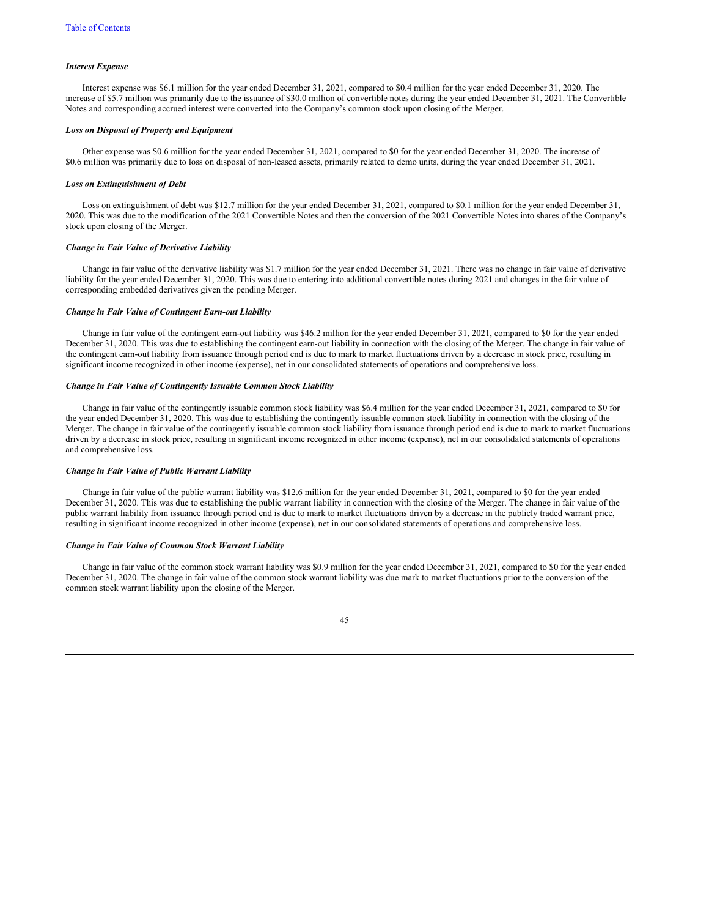### *Interest Expense*

Interest expense was $6.1 million for the year ended December 31, 2021, compared to $0.4 million for the year ended December 31, 2020. The increase of $5.7 million was primarily due to the issuance of $30.0 million of convertible notes during the year ended December 31, 2021. The Convertible Notes and corresponding accrued interest were converted into the Company's common stock upon closing of the Merger.

### *Loss on Disposal of Property and Equipment*

Other expense was $0.6 million for the year ended December 31, 2021, compared to $0 for the year ended December 31, 2020. The increase of $0.6 million was primarily due to loss on disposal of non-leased assets, primarily related to demo units, during the year ended December 31, 2021.

### *Loss on Extinguishment of Debt*

Loss on extinguishment of debt was $12.7 million for the year ended December 31, 2021, compared to $0.1 million for the year ended December 31, 2020. This was due to the modification of the 2021 Convertible Notes and then the conversion of the 2021 Convertible Notes into shares of the Company's stock upon closing of the Merger.

### *Change in Fair Value of Derivative Liability*

Change in fair value of the derivative liability was $1.7 million for the year ended December 31, 2021. There was no change in fair value of derivative liability for the year ended December 31, 2020. This was due to entering into additional convertible notes during 2021 and changes in the fair value of corresponding embedded derivatives given the pending Merger.

### *Change in Fair Value of Contingent Earn-out Liability*

Change in fair value of the contingent earn-out liability was $46.2 million for the year ended December 31, 2021, compared to $0 for the year ended December 31, 2020. This was due to establishing the contingent earn-out liability in connection with the closing of the Merger. The change in fair value of the contingent earn-out liability from issuance through period end is due to mark to market fluctuations driven by a decrease in stock price, resulting in significant income recognized in other income (expense), net in our consolidated statements of operations and comprehensive loss.

### *Change in Fair Value of Contingently Issuable Common Stock Liability*

Change in fair value of the contingently issuable common stock liability was $6.4 million for the year ended December 31, 2021, compared to $0 for the year ended December 31, 2020. This was due to establishing the contingently issuable common stock liability in connection with the closing of the Merger. The change in fair value of the contingently issuable common stock liability from issuance through period end is due to mark to market fluctuations driven by a decrease in stock price, resulting in significant income recognized in other income (expense), net in our consolidated statements of operations and comprehensive loss.

### *Change in Fair Value of Public Warrant Liability*

Change in fair value of the public warrant liability was $12.6 million for the year ended December 31, 2021, compared to $0 for the year ended December 31, 2020. This was due to establishing the public warrant liability in connection with the closing of the Merger. The change in fair value of the public warrant liability from issuance through period end is due to mark to market fluctuations driven by a decrease in the publicly traded warrant price, resulting in significant income recognized in other income (expense), net in our consolidated statements of operations and comprehensive loss.

### *Change in Fair Value of Common Stock Warrant Liability*

Change in fair value of the common stock warrant liability was $0.9 million for the year ended December 31, 2021, compared to $0 for the year ended December 31, 2020. The change in fair value of the common stock warrant liability was due mark to market fluctuations prior to the conversion of the common stock warrant liability upon the closing of the Merger.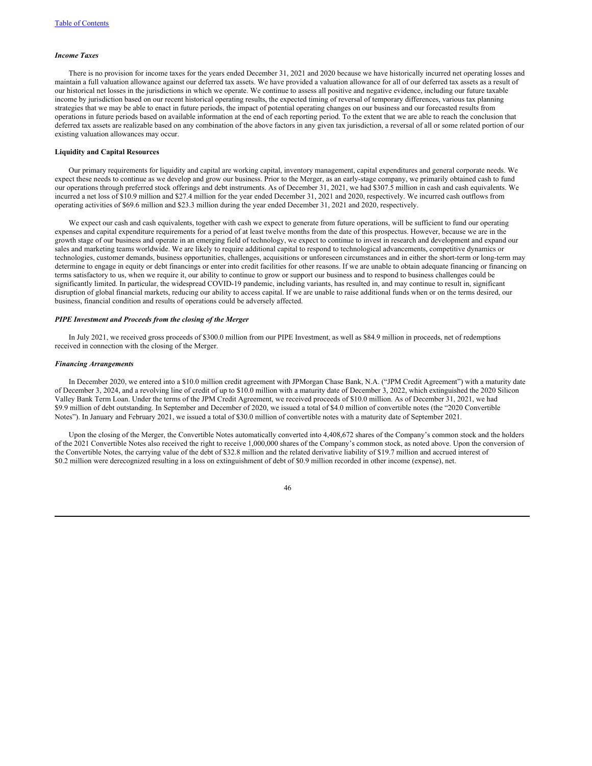### *Income Taxes*

There is no provision for income taxes for the years ended December 31, 2021 and 2020 because we have historically incurred net operating losses and maintain a full valuation allowance against our deferred tax assets. We have provided a valuation allowance for all of our deferred tax assets as a result of our historical net losses in the jurisdictions in which we operate. We continue to assess all positive and negative evidence, including our future taxable income by jurisdiction based on our recent historical operating results, the expected timing of reversal of temporary differences, various tax planning strategies that we may be able to enact in future periods, the impact of potential operating changes on our business and our forecasted results from operations in future periods based on available information at the end of each reporting period. To the extent that we are able to reach the conclusion that deferred tax assets are realizable based on any combination of the above factors in any given tax jurisdiction, a reversal of all or some related portion of our existing valuation allowances may occur.

## Liquidity and Capital Resources

Our primary requirements for liquidity and capital are working capital, inventory management, capital expenditures and general corporate needs. We expect these needs to continue as we develop and grow our business. Prior to the Merger, as an early-stage company, we primarily obtained cash to fund our operations through preferred stock offerings and debt instruments. As of December 31, 2021, we had $307.5 million in cash and cash equivalents. We incurred a net loss of $10.9 million and $27.4 million for the year ended December 31, 2021 and 2020, respectively. We incurred cash outflows from operating activities of $69.6 million and $23.3 million during the year ended December 31, 2021 and 2020, respectively.

We expect our cash and cash equivalents, together with cash we expect to generate from future operations, will be sufficient to fund our operating expenses and capital expenditure requirements for a period of at least twelve months from the date of this prospectus. However, because we are in the growth stage of our business and operate in an emerging field of technology, we expect to continue to invest in research and development and expand our sales and marketing teams worldwide. We are likely to require additional capital to respond to technological advancements, competitive dynamics or technologies, customer demands, business opportunities, challenges, acquisitions or unforeseen circumstances and in either the short-term or long-term may determine to engage in equity or debt financings or enter into credit facilities for other reasons. If we are unable to obtain adequate financing or financing on terms satisfactory to us, when we require it, our ability to continue to grow or support our business and to respond to business challenges could be significantly limited. In particular, the widespread COVID-19 pandemic, including variants, has resulted in, and may continue to result in, significant disruption of global financial markets, reducing our ability to access capital. If we are unable to raise additional funds when or on the terms desired, our business, financial condition and results of operations could be adversely affected.

### *PIPE Investment and Proceeds from the closing of the Merger*

In July 2021, we received gross proceeds of $300.0 million from our PIPE Investment, as well as $84.9 million in proceeds, net of redemptions received in connection with the closing of the Merger.

### *Financing Arrangements*

In December 2020, we entered into a $10.0 million credit agreement with JPMorgan Chase Bank, N.A. ("JPM Credit Agreement") with a maturity date of December 3, 2024, and a revolving line of credit of up to $10.0 million with a maturity date of December 3, 2022, which extinguished the 2020 Silicon Valley Bank Term Loan. Under the terms of the JPM Credit Agreement, we received proceeds of $10.0 million. As of December 31, 2021, we had $9.9 million of debt outstanding. In September and December of 2020, we issued a total of $4.0 million of convertible notes (the "2020 Convertible Notes"). In January and February 2021, we issued a total of $30.0 million of convertible notes with a maturity date of September 2021.

Upon the closing of the Merger, the Convertible Notes automatically converted into 4,408,672 shares of the Company's common stock and the holders of the 2021 Convertible Notes also received the right to receive 1,000,000 shares of the Company's common stock, as noted above. Upon the conversion of the Convertible Notes, the carrying value of the debt of $32.8 million and the related derivative liability of $19.7 million and accrued interest of $0.2 million were derecognized resulting in a loss on extinguishment of debt of $0.9 million recorded in other income (expense), net.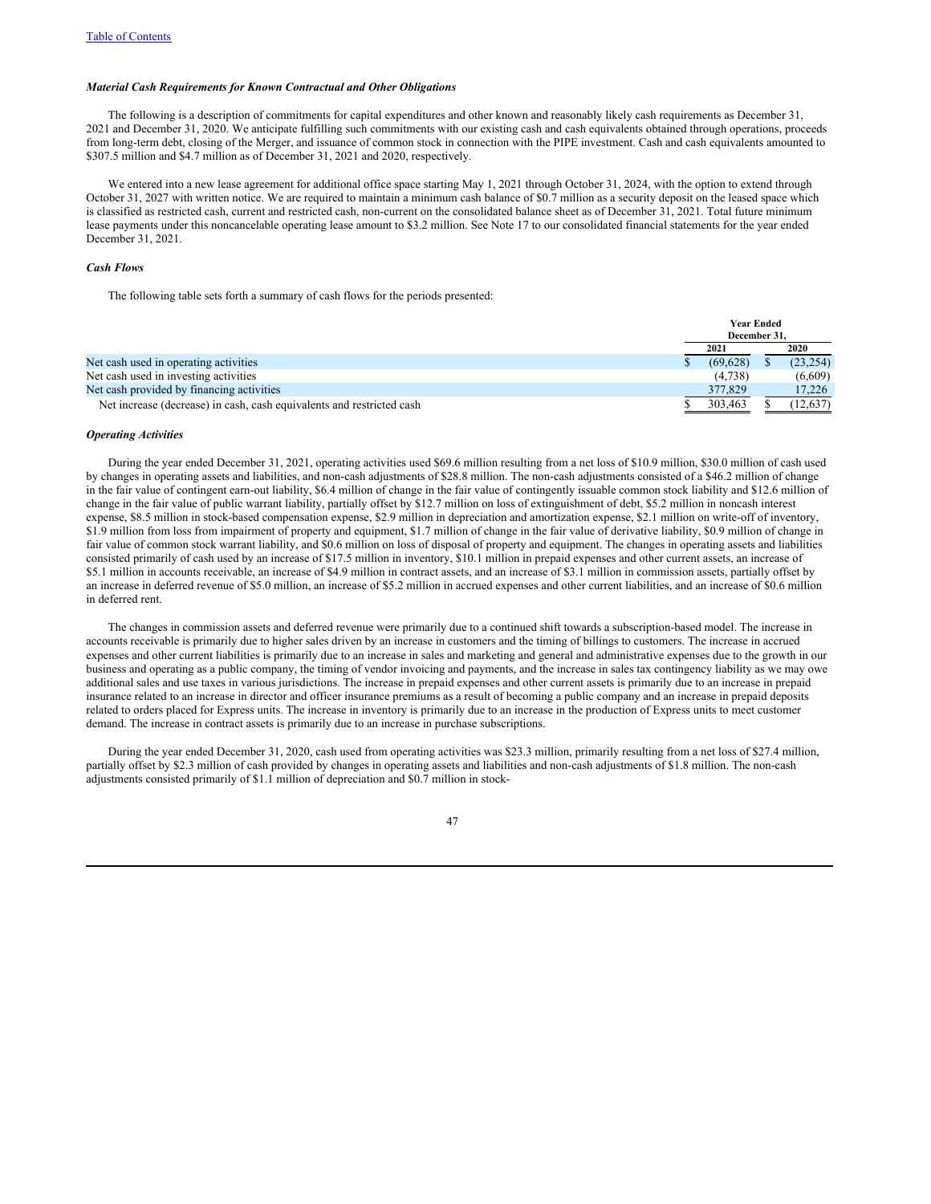*Material Cash Requirements for Known Contractual and Other Obligations*

The following is a description of commitments for capital expenditures and other known and reasonably likely cash requirements as December 31, 2021 and December 31, 2020. We anticipate fulfilling such commitments with our existing cash and cash equivalents obtained through operations, proceeds from long-term debt, closing of the Merger, and issuance of common stock in connection with the PIPE investment. Cash and cash equivalents amounted to $307.5 million and $4.7 million as of December 31, 2021 and 2020, respectively.

We entered into a new lease agreement for additional office space starting May 1, 2021 through October 31, 2024, with the option to extend through October 31, 2027 with written notice. We are required to maintain a minimum cash balance of $0.7 million as a security deposit on the leased space which is classified as restricted cash, current and restricted cash, non-current on the consolidated balance sheet as of December 31, 2021. Total future minimum lease payments under this noncancelable operating lease amount to $3.2 million. See Note 17 to our consolidated financial statements for the year ended December 31, 2021.

*Cash Flows*

The following table sets forth a summary of cash flows for the periods presented:

| | Year Ended December 31, | |
|---|---|---|
| | 2021 | 2020 |
| Net cash used in operating activities | $ (69,628) | $ (23,254) |
| Net cash used in investing activities | (4,738) | (6,609) |
| Net cash provided by financing activities | 377,829 | 17,226 |
| Net increase (decrease) in cash, cash equivalents and restricted cash | $ 303,463 | $ (12,637) |

*Operating Activities*

During the year ended December 31, 2021, operating activities used $69.6 million resulting from a net loss of $10.9 million, $30.0 million of cash used by changes in operating assets and liabilities, and non-cash adjustments of $28.8 million. The non-cash adjustments consisted of a $46.2 million of change in the fair value of contingent earn-out liability, $6.4 million of change in the fair value of contingently issuable common stock liability and $12.6 million of change in the fair value of public warrant liability, partially offset by $12.7 million on loss of extinguishment of debt, $5.2 million in noncash interest expense, $8.5 million in stock-based compensation expense, $2.9 million in depreciation and amortization expense, $2.1 million on write-off of inventory, $1.9 million from loss from impairment of property and equipment, $1.7 million of change in the fair value of derivative liability, $0.9 million of change in fair value of common stock warrant liability, and $0.6 million on loss of disposal of property and equipment. The changes in operating assets and liabilities consisted primarily of cash used by an increase of $17.5 million in inventory, $10.1 million in prepaid expenses and other current assets, an increase of $5.1 million in accounts receivable, an increase of $4.9 million in contract assets, and an increase of $3.1 million in commission assets, partially offset by an increase in deferred revenue of $5.0 million, an increase of $5.2 million in accrued expenses and other current liabilities, and an increase of $0.6 million in deferred rent.

The changes in commission assets and deferred revenue were primarily due to a continued shift towards a subscription-based model. The increase in accounts receivable is primarily due to higher sales driven by an increase in customers and the timing of billings to customers. The increase in accrued expenses and other current liabilities is primarily due to an increase in sales and marketing and general and administrative expenses due to the growth in our business and operating as a public company, the timing of vendor invoicing and payments, and the increase in sales tax contingency liability as we may owe additional sales and use taxes in various jurisdictions. The increase in prepaid expenses and other current assets is primarily due to an increase in prepaid insurance related to an increase in director and officer insurance premiums as a result of becoming a public company and an increase in prepaid deposits related to orders placed for Express units. The increase in inventory is primarily due to an increase in the production of Express units to meet customer demand. The increase in contract assets is primarily due to an increase in purchase subscriptions.

During the year ended December 31, 2020, cash used from operating activities was $23.3 million, primarily resulting from a net loss of $27.4 million, partially offset by $2.3 million of cash provided by changes in operating assets and liabilities and non-cash adjustments of $1.8 million. The non-cash adjustments consisted primarily of $1.1 million of depreciation and $0.7 million in stock-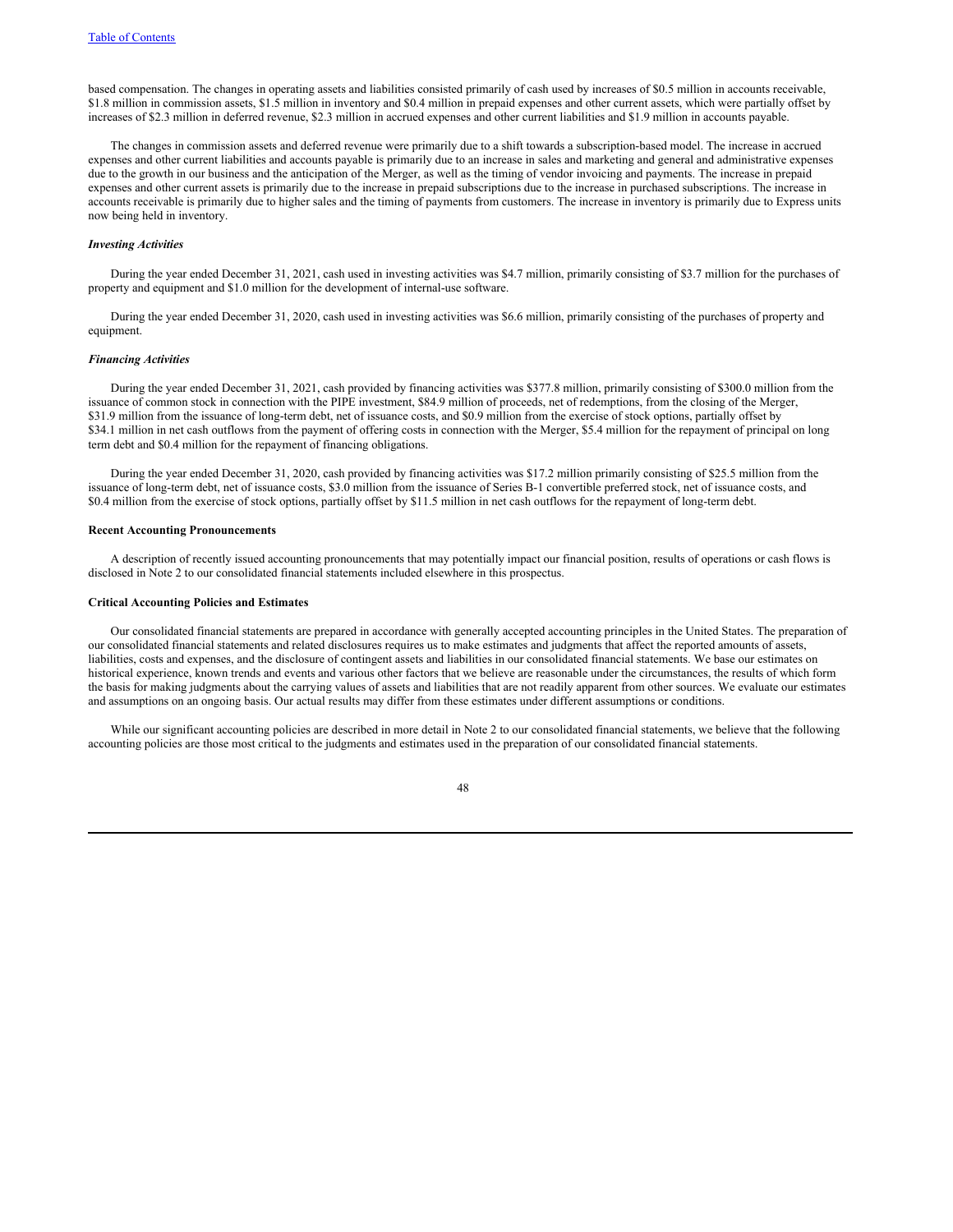based compensation. The changes in operating assets and liabilities consisted primarily of cash used by increases of $0.5 million in accounts receivable, $1.8 million in commission assets, $1.5 million in inventory and $0.4 million in prepaid expenses and other current assets, which were partially offset by increases of $2.3 million in deferred revenue, $2.3 million in accrued expenses and other current liabilities and $1.9 million in accounts payable.

The changes in commission assets and deferred revenue were primarily due to a shift towards a subscription-based model. The increase in accrued expenses and other current liabilities and accounts payable is primarily due to an increase in sales and marketing and general and administrative expenses due to the growth in our business and the anticipation of the Merger, as well as the timing of vendor invoicing and payments. The increase in prepaid expenses and other current assets is primarily due to the increase in prepaid subscriptions due to the increase in purchased subscriptions. The increase in accounts receivable is primarily due to higher sales and the timing of payments from customers. The increase in inventory is primarily due to Express units now being held in inventory.

***Investing Activities***

During the year ended December 31, 2021, cash used in investing activities was $4.7 million, primarily consisting of $3.7 million for the purchases of property and equipment and $1.0 million for the development of internal-use software.

During the year ended December 31, 2020, cash used in investing activities was $6.6 million, primarily consisting of the purchases of property and equipment.

***Financing Activities***

During the year ended December 31, 2021, cash provided by financing activities was $377.8 million, primarily consisting of $300.0 million from the issuance of common stock in connection with the PIPE investment, $84.9 million of proceeds, net of redemptions, from the closing of the Merger, $31.9 million from the issuance of long-term debt, net of issuance costs, and $0.9 million from the exercise of stock options, partially offset by $34.1 million in net cash outflows from the payment of offering costs in connection with the Merger, $5.4 million for the repayment of principal on long term debt and $0.4 million for the repayment of financing obligations.

During the year ended December 31, 2020, cash provided by financing activities was $17.2 million primarily consisting of $25.5 million from the issuance of long-term debt, net of issuance costs, $3.0 million from the issuance of Series B-1 convertible preferred stock, net of issuance costs, and $0.4 million from the exercise of stock options, partially offset by $11.5 million in net cash outflows for the repayment of long-term debt.

**Recent Accounting Pronouncements**

A description of recently issued accounting pronouncements that may potentially impact our financial position, results of operations or cash flows is disclosed in Note 2 to our consolidated financial statements included elsewhere in this prospectus.

**Critical Accounting Policies and Estimates**

Our consolidated financial statements are prepared in accordance with generally accepted accounting principles in the United States. The preparation of our consolidated financial statements and related disclosures requires us to make estimates and judgments that affect the reported amounts of assets, liabilities, costs and expenses, and the disclosure of contingent assets and liabilities in our consolidated financial statements. We base our estimates on historical experience, known trends and events and various other factors that we believe are reasonable under the circumstances, the results of which form the basis for making judgments about the carrying values of assets and liabilities that are not readily apparent from other sources. We evaluate our estimates and assumptions on an ongoing basis. Our actual results may differ from these estimates under different assumptions or conditions.

While our significant accounting policies are described in more detail in Note 2 to our consolidated financial statements, we believe that the following accounting policies are those most critical to the judgments and estimates used in the preparation of our consolidated financial statements.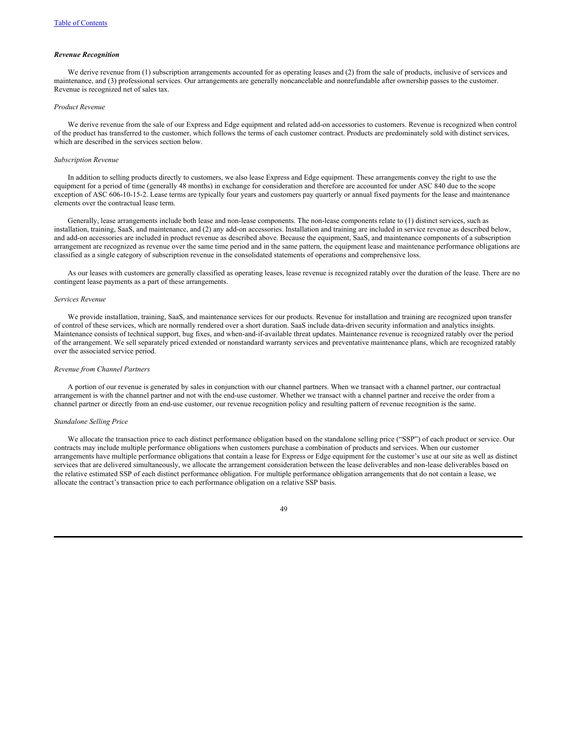***Revenue Recognition***

We derive revenue from (1) subscription arrangements accounted for as operating leases and (2) from the sale of products, inclusive of services and maintenance, and (3) professional services. Our arrangements are generally noncancelable and nonrefundable after ownership passes to the customer. Revenue is recognized net of sales tax.

*Product Revenue*

We derive revenue from the sale of our Express and Edge equipment and related add-on accessories to customers. Revenue is recognized when control of the product has transferred to the customer, which follows the terms of each customer contract. Products are predominately sold with distinct services, which are described in the services section below.

*Subscription Revenue*

In addition to selling products directly to customers, we also lease Express and Edge equipment. These arrangements convey the right to use the equipment for a period of time (generally 48 months) in exchange for consideration and therefore are accounted for under ASC 840 due to the scope exception of ASC 606-10-15-2. Lease terms are typically four years and customers pay quarterly or annual fixed payments for the lease and maintenance elements over the contractual lease term.

Generally, lease arrangements include both lease and non-lease components. The non-lease components relate to (1) distinct services, such as installation, training, SaaS, and maintenance, and (2) any add-on accessories. Installation and training are included in service revenue as described below, and add-on accessories are included in product revenue as described above. Because the equipment, SaaS, and maintenance components of a subscription arrangement are recognized as revenue over the same time period and in the same pattern, the equipment lease and maintenance performance obligations are classified as a single category of subscription revenue in the consolidated statements of operations and comprehensive loss.

As our leases with customers are generally classified as operating leases, lease revenue is recognized ratably over the duration of the lease. There are no contingent lease payments as a part of these arrangements.

*Services Revenue*

We provide installation, training, SaaS, and maintenance services for our products. Revenue for installation and training are recognized upon transfer of control of these services, which are normally rendered over a short duration. SaaS include data-driven security information and analytics insights. Maintenance consists of technical support, bug fixes, and when-and-if-available threat updates. Maintenance revenue is recognized ratably over the period of the arrangement. We sell separately priced extended or nonstandard warranty services and preventative maintenance plans, which are recognized ratably over the associated service period.

*Revenue from Channel Partners*

A portion of our revenue is generated by sales in conjunction with our channel partners. When we transact with a channel partner, our contractual arrangement is with the channel partner and not with the end-use customer. Whether we transact with a channel partner and receive the order from a channel partner or directly from an end-use customer, our revenue recognition policy and resulting pattern of revenue recognition is the same.

*Standalone Selling Price*

We allocate the transaction price to each distinct performance obligation based on the standalone selling price ("SSP") of each product or service. Our contracts may include multiple performance obligations when customers purchase a combination of products and services. When our customer arrangements have multiple performance obligations that contain a lease for Express or Edge equipment for the customer's use at our site as well as distinct services that are delivered simultaneously, we allocate the arrangement consideration between the lease deliverables and non-lease deliverables based on the relative estimated SSP of each distinct performance obligation. For multiple performance obligation arrangements that do not contain a lease, we allocate the contract's transaction price to each performance obligation on a relative SSP basis.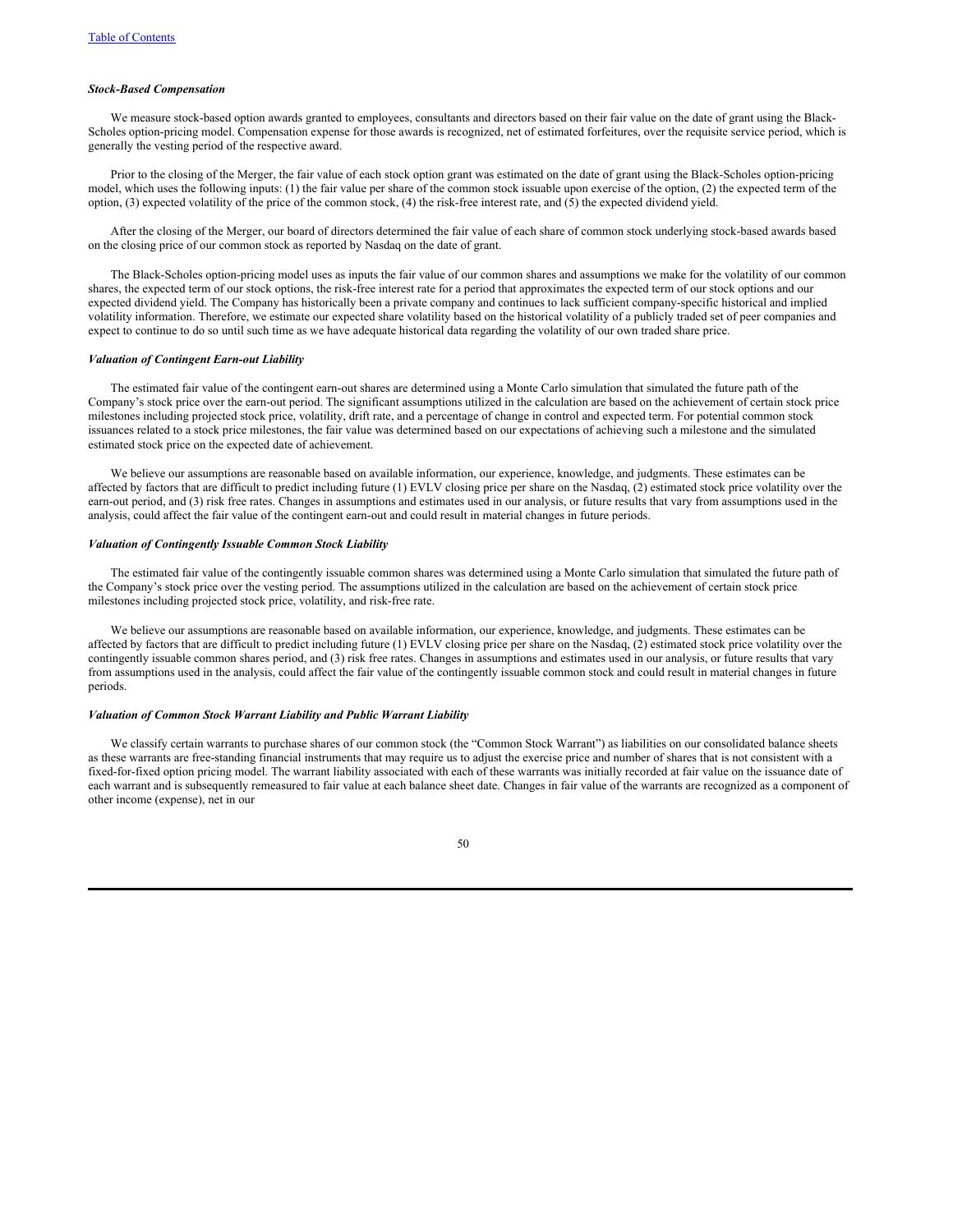### *Stock-Based Compensation*

We measure stock-based option awards granted to employees, consultants and directors based on their fair value on the date of grant using the Black-Scholes option-pricing model. Compensation expense for those awards is recognized, net of estimated forfeitures, over the requisite service period, which is generally the vesting period of the respective award.

Prior to the closing of the Merger, the fair value of each stock option grant was estimated on the date of grant using the Black-Scholes option-pricing model, which uses the following inputs: (1) the fair value per share of the common stock issuable upon exercise of the option, (2) the expected term of the option, (3) expected volatility of the price of the common stock, (4) the risk-free interest rate, and (5) the expected dividend yield.

After the closing of the Merger, our board of directors determined the fair value of each share of common stock underlying stock-based awards based on the closing price of our common stock as reported by Nasdaq on the date of grant.

The Black-Scholes option-pricing model uses as inputs the fair value of our common shares and assumptions we make for the volatility of our common shares, the expected term of our stock options, the risk-free interest rate for a period that approximates the expected term of our stock options and our expected dividend yield. The Company has historically been a private company and continues to lack sufficient company-specific historical and implied volatility information. Therefore, we estimate our expected share volatility based on the historical volatility of a publicly traded set of peer companies and expect to continue to do so until such time as we have adequate historical data regarding the volatility of our own traded share price.

### *Valuation of Contingent Earn-out Liability*

The estimated fair value of the contingent earn-out shares are determined using a Monte Carlo simulation that simulated the future path of the Company's stock price over the earn-out period. The significant assumptions utilized in the calculation are based on the achievement of certain stock price milestones including projected stock price, volatility, drift rate, and a percentage of change in control and expected term. For potential common stock issuances related to a stock price milestones, the fair value was determined based on our expectations of achieving such a milestone and the simulated estimated stock price on the expected date of achievement.

We believe our assumptions are reasonable based on available information, our experience, knowledge, and judgments. These estimates can be affected by factors that are difficult to predict including future (1) EVLV closing price per share on the Nasdaq, (2) estimated stock price volatility over the earn-out period, and (3) risk free rates. Changes in assumptions and estimates used in our analysis, or future results that vary from assumptions used in the analysis, could affect the fair value of the contingent earn-out and could result in material changes in future periods.

### *Valuation of Contingently Issuable Common Stock Liability*

The estimated fair value of the contingently issuable common shares was determined using a Monte Carlo simulation that simulated the future path of the Company's stock price over the vesting period. The assumptions utilized in the calculation are based on the achievement of certain stock price milestones including projected stock price, volatility, and risk-free rate.

We believe our assumptions are reasonable based on available information, our experience, knowledge, and judgments. These estimates can be affected by factors that are difficult to predict including future (1) EVLV closing price per share on the Nasdaq, (2) estimated stock price volatility over the contingently issuable common shares period, and (3) risk free rates. Changes in assumptions and estimates used in our analysis, or future results that vary from assumptions used in the analysis, could affect the fair value of the contingently issuable common stock and could result in material changes in future periods.

### *Valuation of Common Stock Warrant Liability and Public Warrant Liability*

We classify certain warrants to purchase shares of our common stock (the "Common Stock Warrant") as liabilities on our consolidated balance sheets as these warrants are free-standing financial instruments that may require us to adjust the exercise price and number of shares that is not consistent with a fixed-for-fixed option pricing model. The warrant liability associated with each of these warrants was initially recorded at fair value on the issuance date of each warrant and is subsequently remeasured to fair value at each balance sheet date. Changes in fair value of the warrants are recognized as a component of other income (expense), net in our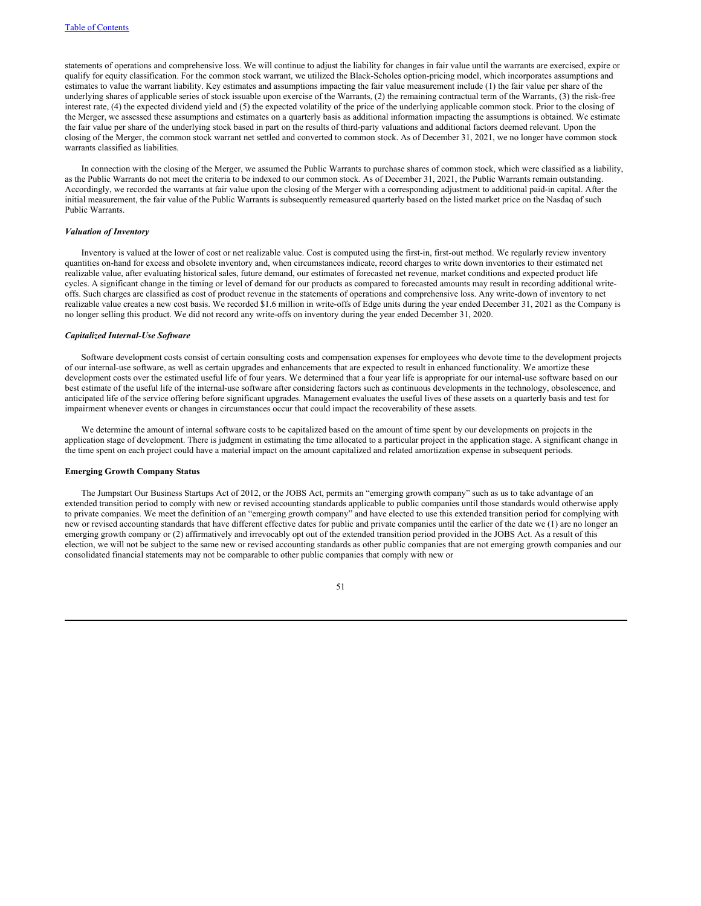statements of operations and comprehensive loss. We will continue to adjust the liability for changes in fair value until the warrants are exercised, expire or qualify for equity classification. For the common stock warrant, we utilized the Black-Scholes option-pricing model, which incorporates assumptions and estimates to value the warrant liability. Key estimates and assumptions impacting the fair value measurement include (1) the fair value per share of the underlying shares of applicable series of stock issuable upon exercise of the Warrants, (2) the remaining contractual term of the Warrants, (3) the risk-free interest rate, (4) the expected dividend yield and (5) the expected volatility of the price of the underlying applicable common stock. Prior to the closing of the Merger, we assessed these assumptions and estimates on a quarterly basis as additional information impacting the assumptions is obtained. We estimate the fair value per share of the underlying stock based in part on the results of third-party valuations and additional factors deemed relevant. Upon the closing of the Merger, the common stock warrant net settled and converted to common stock. As of December 31, 2021, we no longer have common stock warrants classified as liabilities.

In connection with the closing of the Merger, we assumed the Public Warrants to purchase shares of common stock, which were classified as a liability, as the Public Warrants do not meet the criteria to be indexed to our common stock. As of December 31, 2021, the Public Warrants remain outstanding. Accordingly, we recorded the warrants at fair value upon the closing of the Merger with a corresponding adjustment to additional paid-in capital. After the initial measurement, the fair value of the Public Warrants is subsequently remeasured quarterly based on the listed market price on the Nasdaq of such Public Warrants.

***Valuation of Inventory***

Inventory is valued at the lower of cost or net realizable value. Cost is computed using the first-in, first-out method. We regularly review inventory quantities on-hand for excess and obsolete inventory and, when circumstances indicate, record charges to write down inventories to their estimated net realizable value, after evaluating historical sales, future demand, our estimates of forecasted net revenue, market conditions and expected product life cycles. A significant change in the timing or level of demand for our products as compared to forecasted amounts may result in recording additional write-offs. Such charges are classified as cost of product revenue in the statements of operations and comprehensive loss. Any write-down of inventory to net realizable value creates a new cost basis. We recorded $1.6 million in write-offs of Edge units during the year ended December 31, 2021 as the Company is no longer selling this product. We did not record any write-offs on inventory during the year ended December 31, 2020.

***Capitalized Internal-Use Software***

Software development costs consist of certain consulting costs and compensation expenses for employees who devote time to the development projects of our internal-use software, as well as certain upgrades and enhancements that are expected to result in enhanced functionality. We amortize these development costs over the estimated useful life of four years. We determined that a four year life is appropriate for our internal-use software based on our best estimate of the useful life of the internal-use software after considering factors such as continuous developments in the technology, obsolescence, and anticipated life of the service offering before significant upgrades. Management evaluates the useful lives of these assets on a quarterly basis and test for impairment whenever events or changes in circumstances occur that could impact the recoverability of these assets.

We determine the amount of internal software costs to be capitalized based on the amount of time spent by our developments on projects in the application stage of development. There is judgment in estimating the time allocated to a particular project in the application stage. A significant change in the time spent on each project could have a material impact on the amount capitalized and related amortization expense in subsequent periods.

**Emerging Growth Company Status**

The Jumpstart Our Business Startups Act of 2012, or the JOBS Act, permits an "emerging growth company" such as us to take advantage of an extended transition period to comply with new or revised accounting standards applicable to public companies until those standards would otherwise apply to private companies. We meet the definition of an "emerging growth company" and have elected to use this extended transition period for complying with new or revised accounting standards that have different effective dates for public and private companies until the earlier of the date we (1) are no longer an emerging growth company or (2) affirmatively and irrevocably opt out of the extended transition period provided in the JOBS Act. As a result of this election, we will not be subject to the same new or revised accounting standards as other public companies that are not emerging growth companies and our consolidated financial statements may not be comparable to other public companies that comply with new or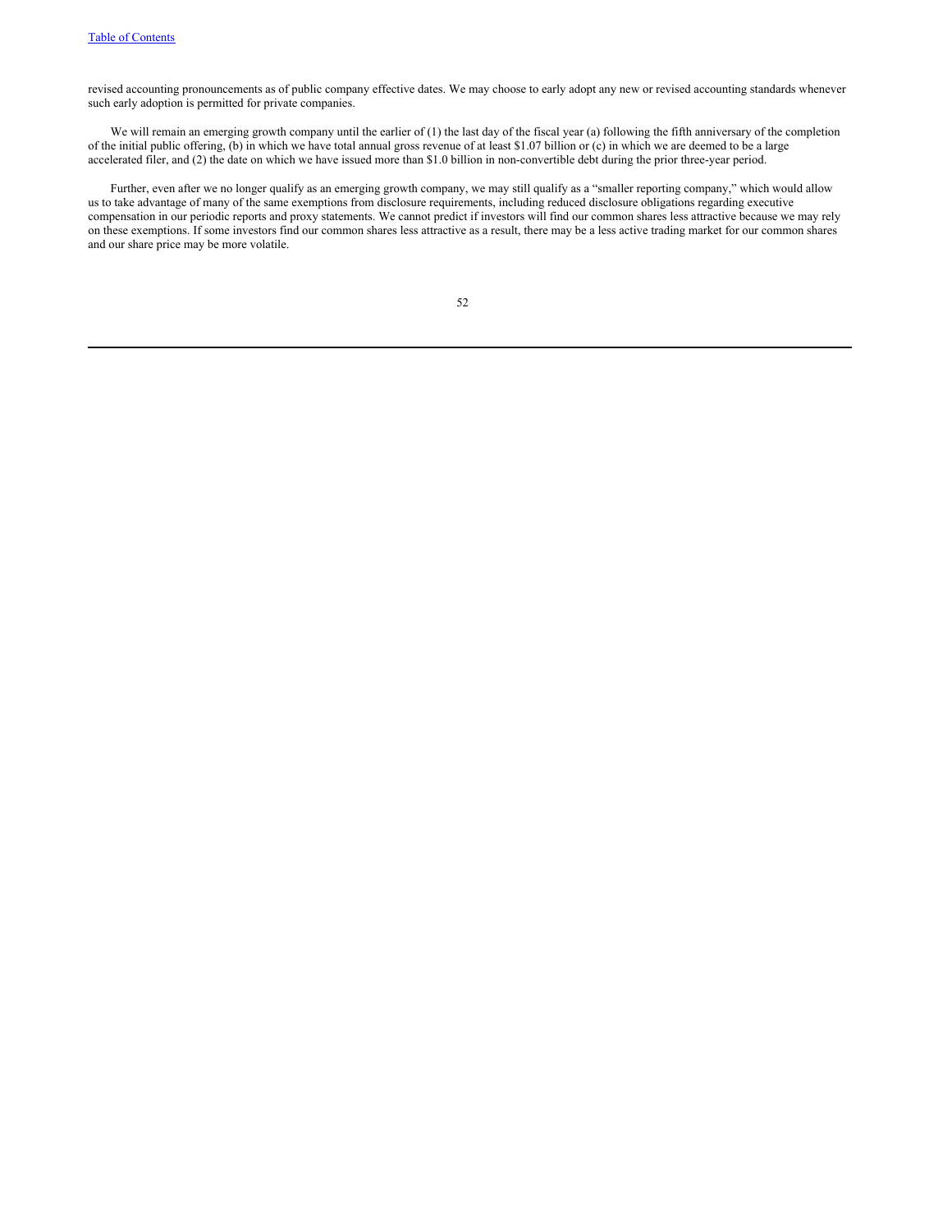revised accounting pronouncements as of public company effective dates. We may choose to early adopt any new or revised accounting standards whenever such early adoption is permitted for private companies.

We will remain an emerging growth company until the earlier of (1) the last day of the fiscal year (a) following the fifth anniversary of the completion of the initial public offering, (b) in which we have total annual gross revenue of at least $1.07 billion or (c) in which we are deemed to be a large accelerated filer, and (2) the date on which we have issued more than $1.0 billion in non-convertible debt during the prior three-year period.

Further, even after we no longer qualify as an emerging growth company, we may still qualify as a "smaller reporting company," which would allow us to take advantage of many of the same exemptions from disclosure requirements, including reduced disclosure obligations regarding executive compensation in our periodic reports and proxy statements. We cannot predict if investors will find our common shares less attractive because we may rely on these exemptions. If some investors find our common shares less attractive as a result, there may be a less active trading market for our common shares and our share price may be more volatile.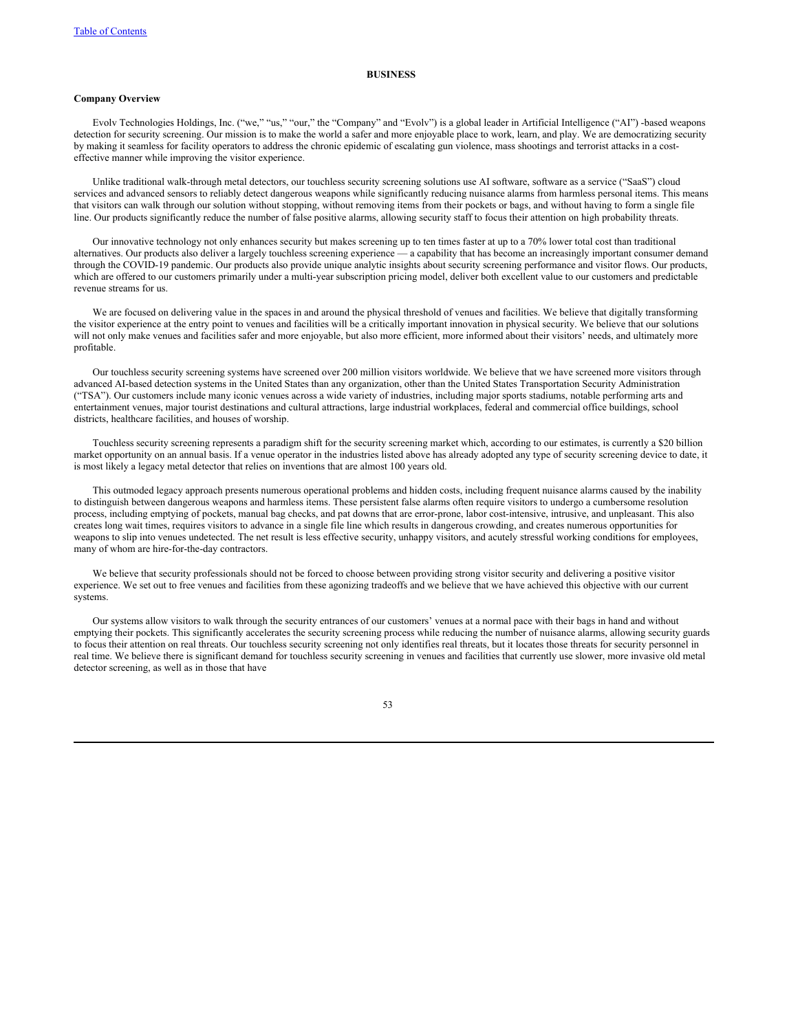# BUSINESS

## Company Overview

Evolv Technologies Holdings, Inc. ("we," "us," "our," the "Company" and "Evolv") is a global leader in Artificial Intelligence ("AI") -based weapons detection for security screening. Our mission is to make the world a safer and more enjoyable place to work, learn, and play. We are democratizing security by making it seamless for facility operators to address the chronic epidemic of escalating gun violence, mass shootings and terrorist attacks in a cost-effective manner while improving the visitor experience.

Unlike traditional walk-through metal detectors, our touchless security screening solutions use AI software, software as a service ("SaaS") cloud services and advanced sensors to reliably detect dangerous weapons while significantly reducing nuisance alarms from harmless personal items. This means that visitors can walk through our solution without stopping, without removing items from their pockets or bags, and without having to form a single file line. Our products significantly reduce the number of false positive alarms, allowing security staff to focus their attention on high probability threats.

Our innovative technology not only enhances security but makes screening up to ten times faster at up to a 70% lower total cost than traditional alternatives. Our products also deliver a largely touchless screening experience — a capability that has become an increasingly important consumer demand through the COVID-19 pandemic. Our products also provide unique analytic insights about security screening performance and visitor flows. Our products, which are offered to our customers primarily under a multi-year subscription pricing model, deliver both excellent value to our customers and predictable revenue streams for us.

We are focused on delivering value in the spaces in and around the physical threshold of venues and facilities. We believe that digitally transforming the visitor experience at the entry point to venues and facilities will be a critically important innovation in physical security. We believe that our solutions will not only make venues and facilities safer and more enjoyable, but also more efficient, more informed about their visitors' needs, and ultimately more profitable.

Our touchless security screening systems have screened over 200 million visitors worldwide. We believe that we have screened more visitors through advanced AI-based detection systems in the United States than any organization, other than the United States Transportation Security Administration ("TSA"). Our customers include many iconic venues across a wide variety of industries, including major sports stadiums, notable performing arts and entertainment venues, major tourist destinations and cultural attractions, large industrial workplaces, federal and commercial office buildings, school districts, healthcare facilities, and houses of worship.

Touchless security screening represents a paradigm shift for the security screening market which, according to our estimates, is currently a $20 billion market opportunity on an annual basis. If a venue operator in the industries listed above has already adopted any type of security screening device to date, it is most likely a legacy metal detector that relies on inventions that are almost 100 years old.

This outmoded legacy approach presents numerous operational problems and hidden costs, including frequent nuisance alarms caused by the inability to distinguish between dangerous weapons and harmless items. These persistent false alarms often require visitors to undergo a cumbersome resolution process, including emptying of pockets, manual bag checks, and pat downs that are error-prone, labor cost-intensive, intrusive, and unpleasant. This also creates long wait times, requires visitors to advance in a single file line which results in dangerous crowding, and creates numerous opportunities for weapons to slip into venues undetected. The net result is less effective security, unhappy visitors, and acutely stressful working conditions for employees, many of whom are hire-for-the-day contractors.

We believe that security professionals should not be forced to choose between providing strong visitor security and delivering a positive visitor experience. We set out to free venues and facilities from these agonizing tradeoffs and we believe that we have achieved this objective with our current systems.

Our systems allow visitors to walk through the security entrances of our customers' venues at a normal pace with their bags in hand and without emptying their pockets. This significantly accelerates the security screening process while reducing the number of nuisance alarms, allowing security guards to focus their attention on real threats. Our touchless security screening not only identifies real threats, but it locates those threats for security personnel in real time. We believe there is significant demand for touchless security screening in venues and facilities that currently use slower, more invasive old metal detector screening, as well as in those that have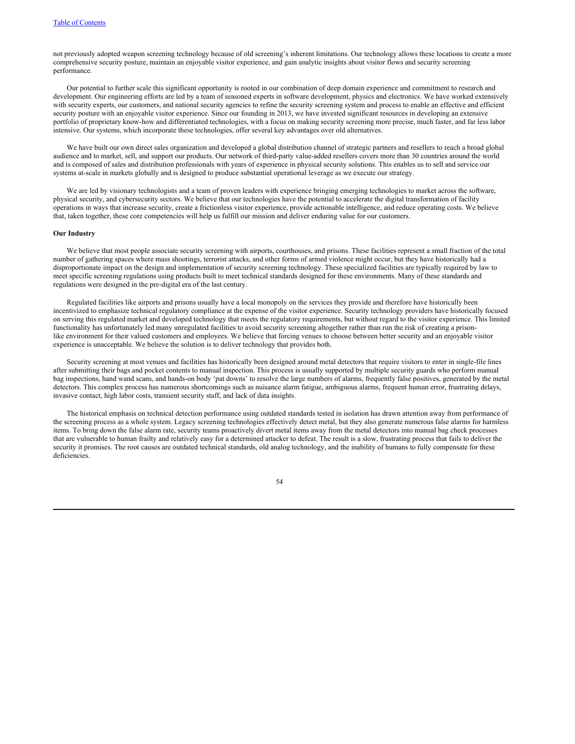not previously adopted weapon screening technology because of old screening's inherent limitations. Our technology allows these locations to create a more comprehensive security posture, maintain an enjoyable visitor experience, and gain analytic insights about visitor flows and security screening performance.

Our potential to further scale this significant opportunity is rooted in our combination of deep domain experience and commitment to research and development. Our engineering efforts are led by a team of seasoned experts in software development, physics and electronics. We have worked extensively with security experts, our customers, and national security agencies to refine the security screening system and process to enable an effective and efficient security posture with an enjoyable visitor experience. Since our founding in 2013, we have invested significant resources in developing an extensive portfolio of proprietary know-how and differentiated technologies, with a focus on making security screening more precise, much faster, and far less labor intensive. Our systems, which incorporate these technologies, offer several key advantages over old alternatives.

We have built our own direct sales organization and developed a global distribution channel of strategic partners and resellers to reach a broad global audience and to market, sell, and support our products. Our network of third-party value-added resellers covers more than 30 countries around the world and is composed of sales and distribution professionals with years of experience in physical security solutions. This enables us to sell and service our systems at-scale in markets globally and is designed to produce substantial operational leverage as we execute our strategy.

We are led by visionary technologists and a team of proven leaders with experience bringing emerging technologies to market across the software, physical security, and cybersecurity sectors. We believe that our technologies have the potential to accelerate the digital transformation of facility operations in ways that increase security, create a frictionless visitor experience, provide actionable intelligence, and reduce operating costs. We believe that, taken together, these core competencies will help us fulfill our mission and deliver enduring value for our customers.

**Our Industry**

We believe that most people associate security screening with airports, courthouses, and prisons. These facilities represent a small fraction of the total number of gathering spaces where mass shootings, terrorist attacks, and other forms of armed violence might occur, but they have historically had a disproportionate impact on the design and implementation of security screening technology. These specialized facilities are typically required by law to meet specific screening regulations using products built to meet technical standards designed for these environments. Many of these standards and regulations were designed in the pre-digital era of the last century.

Regulated facilities like airports and prisons usually have a local monopoly on the services they provide and therefore have historically been incentivized to emphasize technical regulatory compliance at the expense of the visitor experience. Security technology providers have historically focused on serving this regulated market and developed technology that meets the regulatory requirements, but without regard to the visitor experience. This limited functionality has unfortunately led many unregulated facilities to avoid security screening altogether rather than run the risk of creating a prison-like environment for their valued customers and employees. We believe that forcing venues to choose between better security and an enjoyable visitor experience is unacceptable. We believe the solution is to deliver technology that provides both.

Security screening at most venues and facilities has historically been designed around metal detectors that require visitors to enter in single-file lines after submitting their bags and pocket contents to manual inspection. This process is usually supported by multiple security guards who perform manual bag inspections, hand wand scans, and hands-on body 'pat downs' to resolve the large numbers of alarms, frequently false positives, generated by the metal detectors. This complex process has numerous shortcomings such as nuisance alarm fatigue, ambiguous alarms, frequent human error, frustrating delays, invasive contact, high labor costs, transient security staff, and lack of data insights.

The historical emphasis on technical detection performance using outdated standards tested in isolation has drawn attention away from performance of the screening process as a whole system. Legacy screening technologies effectively detect metal, but they also generate numerous false alarms for harmless items. To bring down the false alarm rate, security teams proactively divert metal items away from the metal detectors into manual bag check processes that are vulnerable to human frailty and relatively easy for a determined attacker to defeat. The result is a slow, frustrating process that fails to deliver the security it promises. The root causes are outdated technical standards, old analog technology, and the inability of humans to fully compensate for these deficiencies.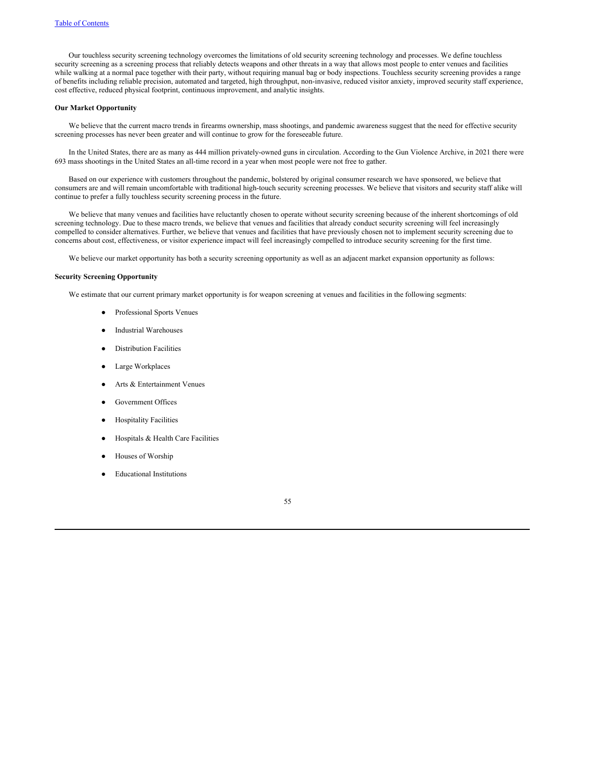Our touchless security screening technology overcomes the limitations of old security screening technology and processes. We define touchless security screening as a screening process that reliably detects weapons and other threats in a way that allows most people to enter venues and facilities while walking at a normal pace together with their party, without requiring manual bag or body inspections. Touchless security screening provides a range of benefits including reliable precision, automated and targeted, high throughput, non-invasive, reduced visitor anxiety, improved security staff experience, cost effective, reduced physical footprint, continuous improvement, and analytic insights.

**Our Market Opportunity**

We believe that the current macro trends in firearms ownership, mass shootings, and pandemic awareness suggest that the need for effective security screening processes has never been greater and will continue to grow for the foreseeable future.

In the United States, there are as many as 444 million privately-owned guns in circulation. According to the Gun Violence Archive, in 2021 there were 693 mass shootings in the United States an all-time record in a year when most people were not free to gather.

Based on our experience with customers throughout the pandemic, bolstered by original consumer research we have sponsored, we believe that consumers are and will remain uncomfortable with traditional high-touch security screening processes. We believe that visitors and security staff alike will continue to prefer a fully touchless security screening process in the future.

We believe that many venues and facilities have reluctantly chosen to operate without security screening because of the inherent shortcomings of old screening technology. Due to these macro trends, we believe that venues and facilities that already conduct security screening will feel increasingly compelled to consider alternatives. Further, we believe that venues and facilities that have previously chosen not to implement security screening due to concerns about cost, effectiveness, or visitor experience impact will feel increasingly compelled to introduce security screening for the first time.

We believe our market opportunity has both a security screening opportunity as well as an adjacent market expansion opportunity as follows:

**Security Screening Opportunity**

We estimate that our current primary market opportunity is for weapon screening at venues and facilities in the following segments:

- Professional Sports Venues
- Industrial Warehouses
- Distribution Facilities
- Large Workplaces
- Arts & Entertainment Venues
- Government Offices
- Hospitality Facilities
- Hospitals & Health Care Facilities
- Houses of Worship
- Educational Institutions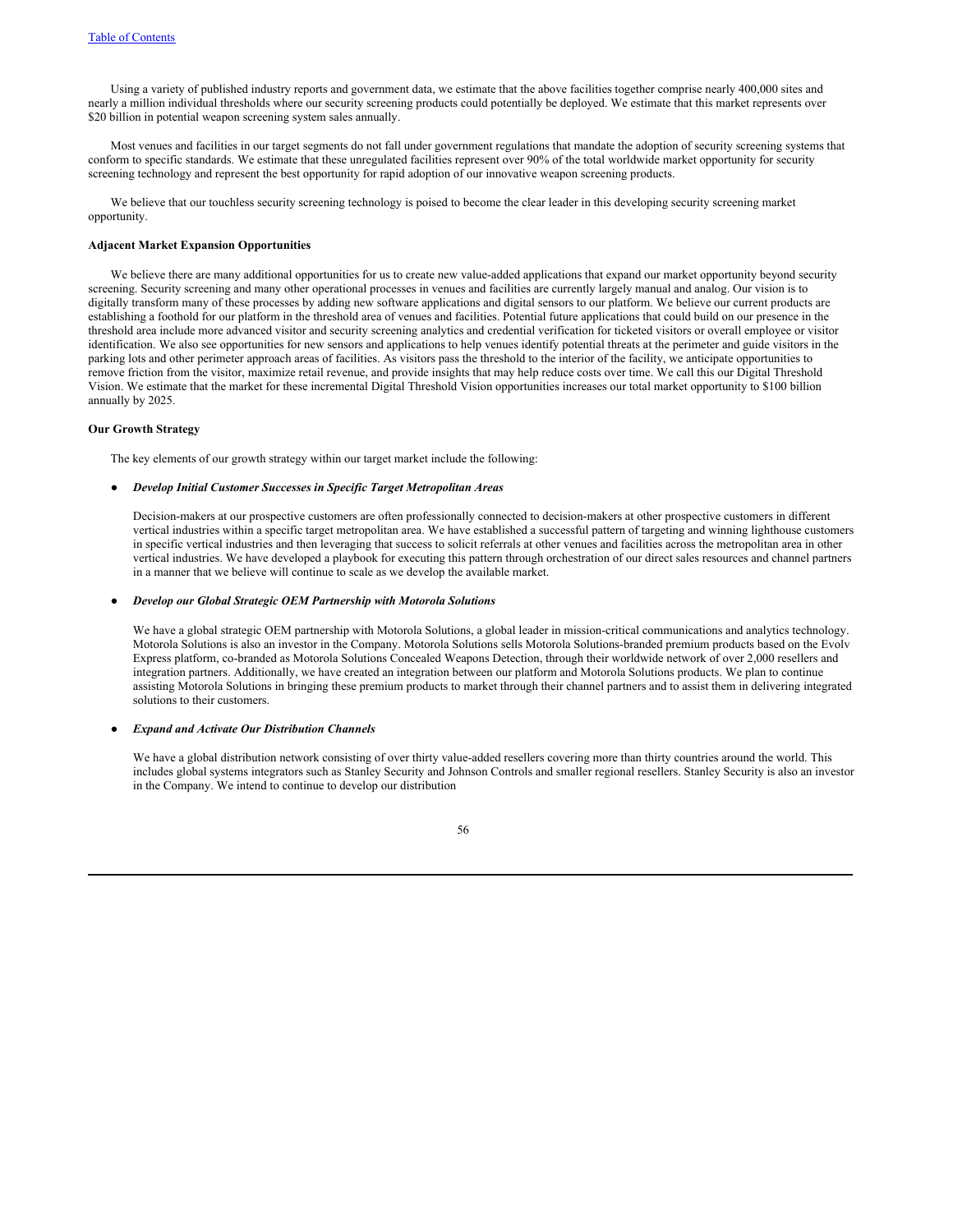Using a variety of published industry reports and government data, we estimate that the above facilities together comprise nearly 400,000 sites and nearly a million individual thresholds where our security screening products could potentially be deployed. We estimate that this market represents over $20 billion in potential weapon screening system sales annually.

Most venues and facilities in our target segments do not fall under government regulations that mandate the adoption of security screening systems that conform to specific standards. We estimate that these unregulated facilities represent over 90% of the total worldwide market opportunity for security screening technology and represent the best opportunity for rapid adoption of our innovative weapon screening products.

We believe that our touchless security screening technology is poised to become the clear leader in this developing security screening market opportunity.

**Adjacent Market Expansion Opportunities**

We believe there are many additional opportunities for us to create new value-added applications that expand our market opportunity beyond security screening. Security screening and many other operational processes in venues and facilities are currently largely manual and analog. Our vision is to digitally transform many of these processes by adding new software applications and digital sensors to our platform. We believe our current products are establishing a foothold for our platform in the threshold area of venues and facilities. Potential future applications that could build on our presence in the threshold area include more advanced visitor and security screening analytics and credential verification for ticketed visitors or overall employee or visitor identification. We also see opportunities for new sensors and applications to help venues identify potential threats at the perimeter and guide visitors in the parking lots and other perimeter approach areas of facilities. As visitors pass the threshold to the interior of the facility, we anticipate opportunities to remove friction from the visitor, maximize retail revenue, and provide insights that may help reduce costs over time. We call this our Digital Threshold Vision. We estimate that the market for these incremental Digital Threshold Vision opportunities increases our total market opportunity to $100 billion annually by 2025.

**Our Growth Strategy**

The key elements of our growth strategy within our target market include the following:

- ***Develop Initial Customer Successes in Specific Target Metropolitan Areas***

  Decision-makers at our prospective customers are often professionally connected to decision-makers at other prospective customers in different vertical industries within a specific target metropolitan area. We have established a successful pattern of targeting and winning lighthouse customers in specific vertical industries and then leveraging that success to solicit referrals at other venues and facilities across the metropolitan area in other vertical industries. We have developed a playbook for executing this pattern through orchestration of our direct sales resources and channel partners in a manner that we believe will continue to scale as we develop the available market.

- ***Develop our Global Strategic OEM Partnership with Motorola Solutions***

  We have a global strategic OEM partnership with Motorola Solutions, a global leader in mission-critical communications and analytics technology. Motorola Solutions is also an investor in the Company. Motorola Solutions sells Motorola Solutions-branded premium products based on the Evolv Express platform, co-branded as Motorola Solutions Concealed Weapons Detection, through their worldwide network of over 2,000 resellers and integration partners. Additionally, we have created an integration between our platform and Motorola Solutions products. We plan to continue assisting Motorola Solutions in bringing these premium products to market through their channel partners and to assist them in delivering integrated solutions to their customers.

- ***Expand and Activate Our Distribution Channels***

  We have a global distribution network consisting of over thirty value-added resellers covering more than thirty countries around the world. This includes global systems integrators such as Stanley Security and Johnson Controls and smaller regional resellers. Stanley Security is also an investor in the Company. We intend to continue to develop our distribution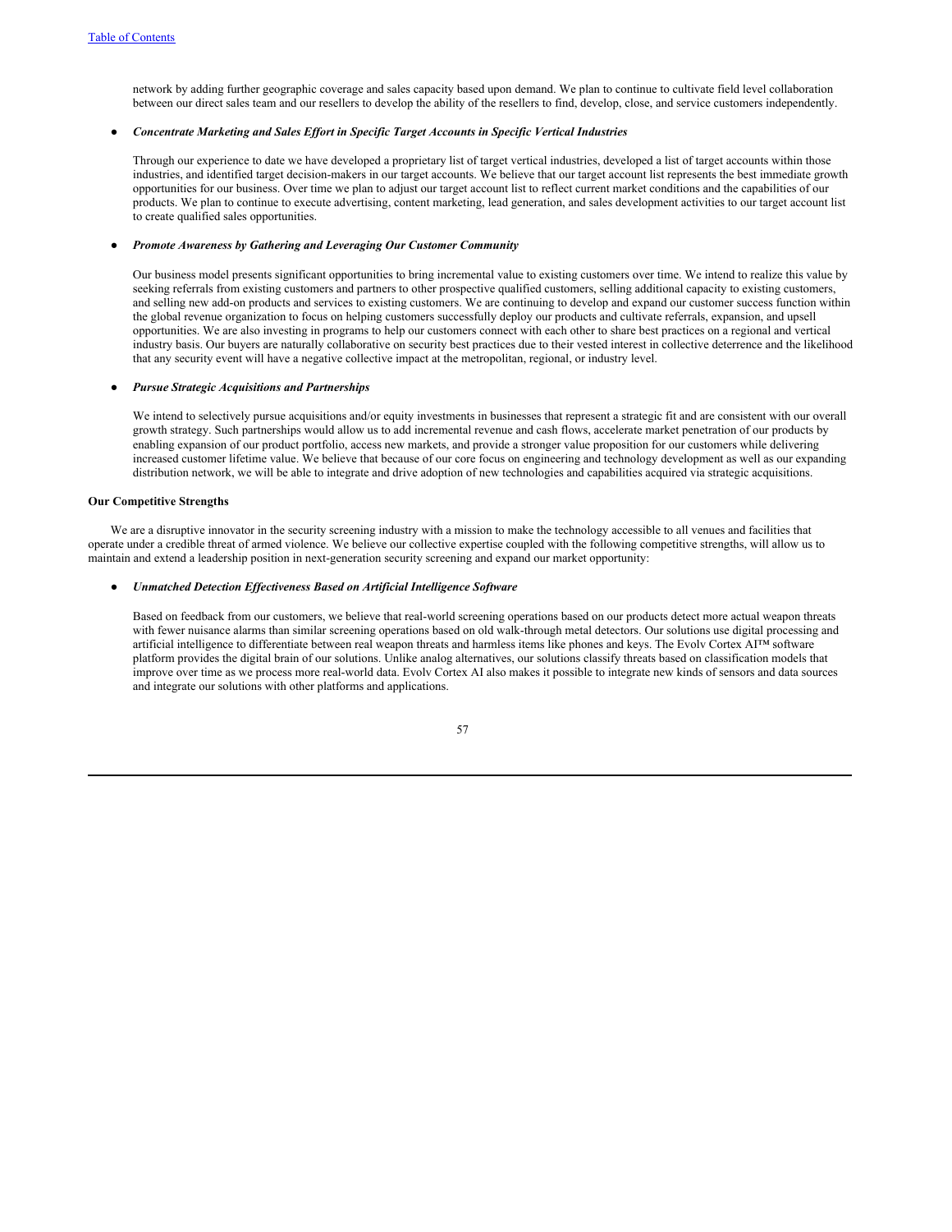network by adding further geographic coverage and sales capacity based upon demand. We plan to continue to cultivate field level collaboration between our direct sales team and our resellers to develop the ability of the resellers to find, develop, close, and service customers independently.

- ***Concentrate Marketing and Sales Effort in Specific Target Accounts in Specific Vertical Industries***

  Through our experience to date we have developed a proprietary list of target vertical industries, developed a list of target accounts within those industries, and identified target decision-makers in our target accounts. We believe that our target account list represents the best immediate growth opportunities for our business. Over time we plan to adjust our target account list to reflect current market conditions and the capabilities of our products. We plan to continue to execute advertising, content marketing, lead generation, and sales development activities to our target account list to create qualified sales opportunities.

- ***Promote Awareness by Gathering and Leveraging Our Customer Community***

  Our business model presents significant opportunities to bring incremental value to existing customers over time. We intend to realize this value by seeking referrals from existing customers and partners to other prospective qualified customers, selling additional capacity to existing customers, and selling new add-on products and services to existing customers. We are continuing to develop and expand our customer success function within the global revenue organization to focus on helping customers successfully deploy our products and cultivate referrals, expansion, and upsell opportunities. We are also investing in programs to help our customers connect with each other to share best practices on a regional and vertical industry basis. Our buyers are naturally collaborative on security best practices due to their vested interest in collective deterrence and the likelihood that any security event will have a negative collective impact at the metropolitan, regional, or industry level.

- ***Pursue Strategic Acquisitions and Partnerships***

  We intend to selectively pursue acquisitions and/or equity investments in businesses that represent a strategic fit and are consistent with our overall growth strategy. Such partnerships would allow us to add incremental revenue and cash flows, accelerate market penetration of our products by enabling expansion of our product portfolio, access new markets, and provide a stronger value proposition for our customers while delivering increased customer lifetime value. We believe that because of our core focus on engineering and technology development as well as our expanding distribution network, we will be able to integrate and drive adoption of new technologies and capabilities acquired via strategic acquisitions.

**Our Competitive Strengths**

We are a disruptive innovator in the security screening industry with a mission to make the technology accessible to all venues and facilities that operate under a credible threat of armed violence. We believe our collective expertise coupled with the following competitive strengths, will allow us to maintain and extend a leadership position in next-generation security screening and expand our market opportunity:

- ***Unmatched Detection Effectiveness Based on Artificial Intelligence Software***

  Based on feedback from our customers, we believe that real-world screening operations based on our products detect more actual weapon threats with fewer nuisance alarms than similar screening operations based on old walk-through metal detectors. Our solutions use digital processing and artificial intelligence to differentiate between real weapon threats and harmless items like phones and keys. The Evolv Cortex AI™ software platform provides the digital brain of our solutions. Unlike analog alternatives, our solutions classify threats based on classification models that improve over time as we process more real-world data. Evolv Cortex AI also makes it possible to integrate new kinds of sensors and data sources and integrate our solutions with other platforms and applications.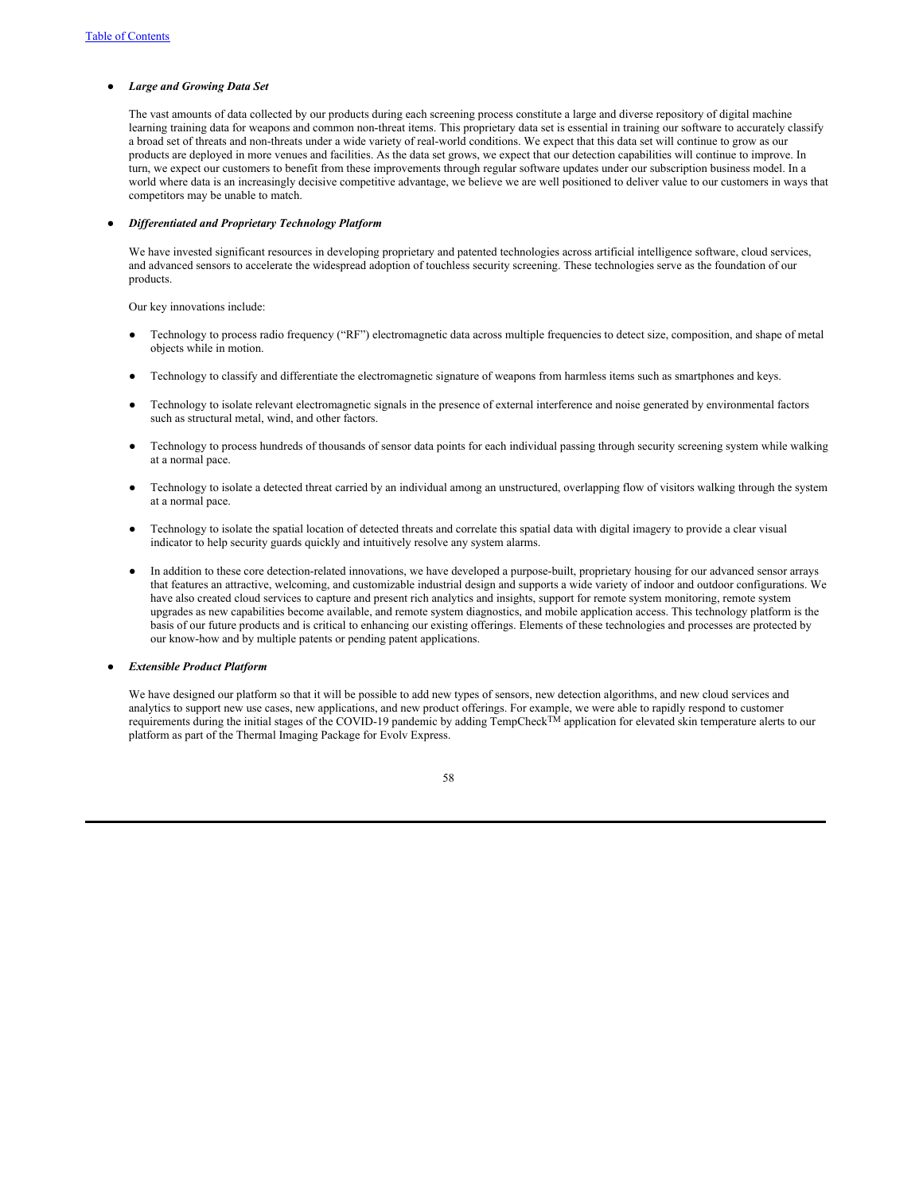- ***Large and Growing Data Set***

  The vast amounts of data collected by our products during each screening process constitute a large and diverse repository of digital machine learning training data for weapons and common non-threat items. This proprietary data set is essential in training our software to accurately classify a broad set of threats and non-threats under a wide variety of real-world conditions. We expect that this data set will continue to grow as our products are deployed in more venues and facilities. As the data set grows, we expect that our detection capabilities will continue to improve. In turn, we expect our customers to benefit from these improvements through regular software updates under our subscription business model. In a world where data is an increasingly decisive competitive advantage, we believe we are well positioned to deliver value to our customers in ways that competitors may be unable to match.

- ***Differentiated and Proprietary Technology Platform***

  We have invested significant resources in developing proprietary and patented technologies across artificial intelligence software, cloud services, and advanced sensors to accelerate the widespread adoption of touchless security screening. These technologies serve as the foundation of our products.

  Our key innovations include:

  - Technology to process radio frequency ("RF") electromagnetic data across multiple frequencies to detect size, composition, and shape of metal objects while in motion.

  - Technology to classify and differentiate the electromagnetic signature of weapons from harmless items such as smartphones and keys.

  - Technology to isolate relevant electromagnetic signals in the presence of external interference and noise generated by environmental factors such as structural metal, wind, and other factors.

  - Technology to process hundreds of thousands of sensor data points for each individual passing through security screening system while walking at a normal pace.

  - Technology to isolate a detected threat carried by an individual among an unstructured, overlapping flow of visitors walking through the system at a normal pace.

  - Technology to isolate the spatial location of detected threats and correlate this spatial data with digital imagery to provide a clear visual indicator to help security guards quickly and intuitively resolve any system alarms.

  - In addition to these core detection-related innovations, we have developed a purpose-built, proprietary housing for our advanced sensor arrays that features an attractive, welcoming, and customizable industrial design and supports a wide variety of indoor and outdoor configurations. We have also created cloud services to capture and present rich analytics and insights, support for remote system monitoring, remote system upgrades as new capabilities become available, and remote system diagnostics, and mobile application access. This technology platform is the basis of our future products and is critical to enhancing our existing offerings. Elements of these technologies and processes are protected by our know-how and by multiple patents or pending patent applications.

- ***Extensible Product Platform***

  We have designed our platform so that it will be possible to add new types of sensors, new detection algorithms, and new cloud services and analytics to support new use cases, new applications, and new product offerings. For example, we were able to rapidly respond to customer requirements during the initial stages of the COVID-19 pandemic by adding TempCheck™ application for elevated skin temperature alerts to our platform as part of the Thermal Imaging Package for Evolv Express.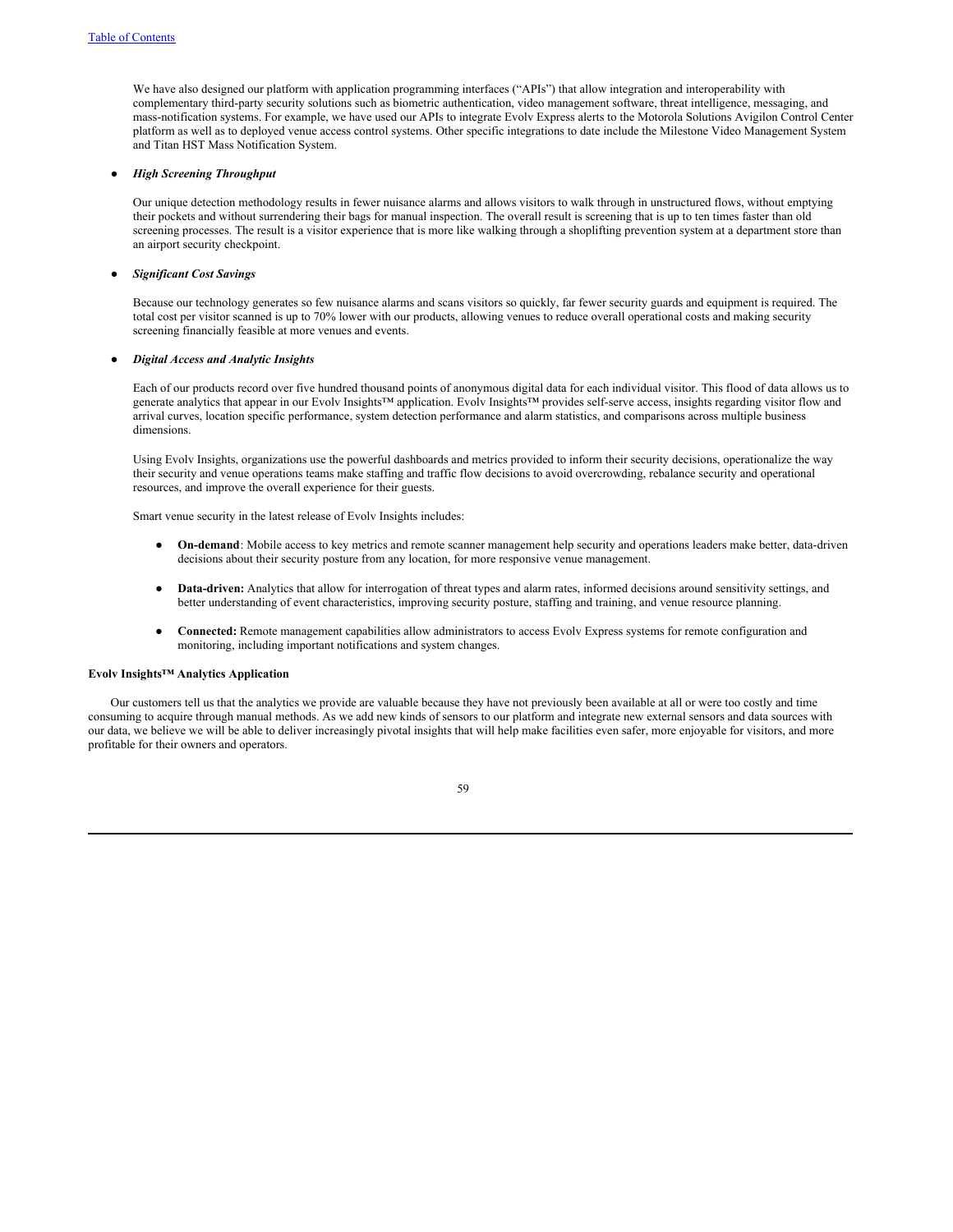We have also designed our platform with application programming interfaces ("APIs") that allow integration and interoperability with complementary third-party security solutions such as biometric authentication, video management software, threat intelligence, messaging, and mass-notification systems. For example, we have used our APIs to integrate Evolv Express alerts to the Motorola Solutions Avigilon Control Center platform as well as to deployed venue access control systems. Other specific integrations to date include the Milestone Video Management System and Titan HST Mass Notification System.

- ***High Screening Throughput***

  Our unique detection methodology results in fewer nuisance alarms and allows visitors to walk through in unstructured flows, without emptying their pockets and without surrendering their bags for manual inspection. The overall result is screening that is up to ten times faster than old screening processes. The result is a visitor experience that is more like walking through a shoplifting prevention system at a department store than an airport security checkpoint.

- ***Significant Cost Savings***

  Because our technology generates so few nuisance alarms and scans visitors so quickly, far fewer security guards and equipment is required. The total cost per visitor scanned is up to 70% lower with our products, allowing venues to reduce overall operational costs and making security screening financially feasible at more venues and events.

- ***Digital Access and Analytic Insights***

  Each of our products record over five hundred thousand points of anonymous digital data for each individual visitor. This flood of data allows us to generate analytics that appear in our Evolv Insights™ application. Evolv Insights™ provides self-serve access, insights regarding visitor flow and arrival curves, location specific performance, system detection performance and alarm statistics, and comparisons across multiple business dimensions.

  Using Evolv Insights, organizations use the powerful dashboards and metrics provided to inform their security decisions, operationalize the way their security and venue operations teams make staffing and traffic flow decisions to avoid overcrowding, rebalance security and operational resources, and improve the overall experience for their guests.

  Smart venue security in the latest release of Evolv Insights includes:

  - **On-demand**: Mobile access to key metrics and remote scanner management help security and operations leaders make better, data-driven decisions about their security posture from any location, for more responsive venue management.

  - **Data-driven:** Analytics that allow for interrogation of threat types and alarm rates, informed decisions around sensitivity settings, and better understanding of event characteristics, improving security posture, staffing and training, and venue resource planning.

  - **Connected:** Remote management capabilities allow administrators to access Evolv Express systems for remote configuration and monitoring, including important notifications and system changes.

**Evolv Insights™ Analytics Application**

Our customers tell us that the analytics we provide are valuable because they have not previously been available at all or were too costly and time consuming to acquire through manual methods. As we add new kinds of sensors to our platform and integrate new external sensors and data sources with our data, we believe we will be able to deliver increasingly pivotal insights that will help make facilities even safer, more enjoyable for visitors, and more profitable for their owners and operators.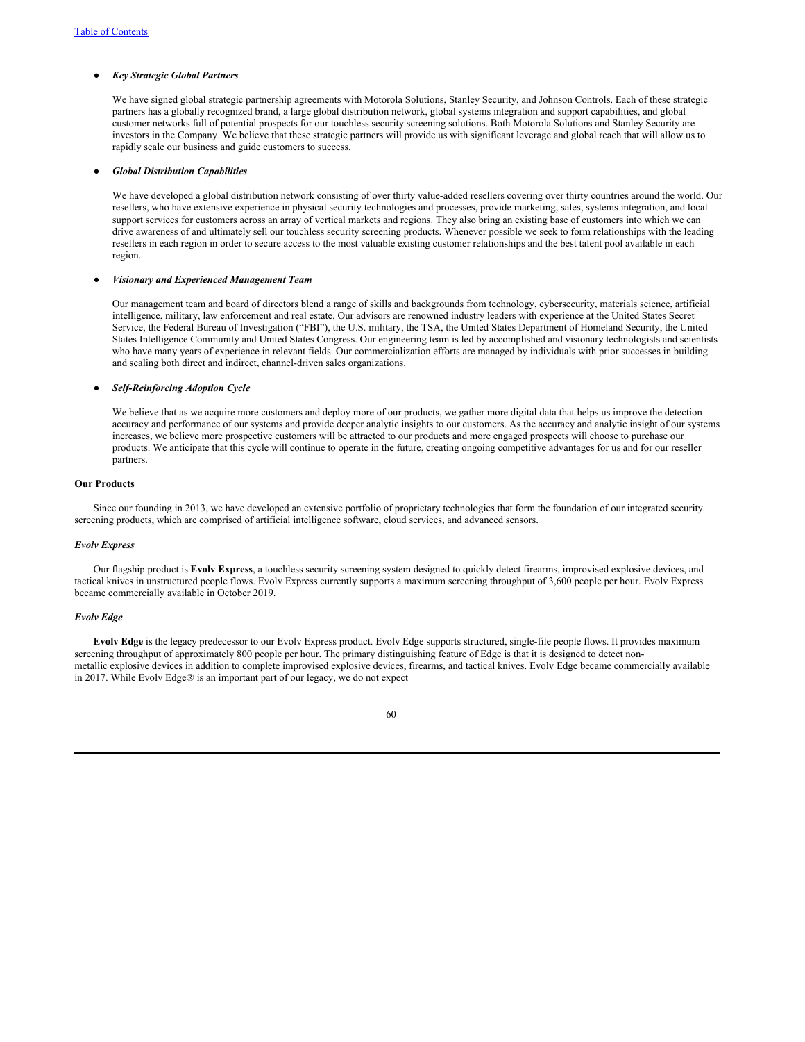- ***Key Strategic Global Partners***

  We have signed global strategic partnership agreements with Motorola Solutions, Stanley Security, and Johnson Controls. Each of these strategic partners has a globally recognized brand, a large global distribution network, global systems integration and support capabilities, and global customer networks full of potential prospects for our touchless security screening solutions. Both Motorola Solutions and Stanley Security are investors in the Company. We believe that these strategic partners will provide us with significant leverage and global reach that will allow us to rapidly scale our business and guide customers to success.

- ***Global Distribution Capabilities***

  We have developed a global distribution network consisting of over thirty value-added resellers covering over thirty countries around the world. Our resellers, who have extensive experience in physical security technologies and processes, provide marketing, sales, systems integration, and local support services for customers across an array of vertical markets and regions. They also bring an existing base of customers into which we can drive awareness of and ultimately sell our touchless security screening products. Whenever possible we seek to form relationships with the leading resellers in each region in order to secure access to the most valuable existing customer relationships and the best talent pool available in each region.

- ***Visionary and Experienced Management Team***

  Our management team and board of directors blend a range of skills and backgrounds from technology, cybersecurity, materials science, artificial intelligence, military, law enforcement and real estate. Our advisors are renowned industry leaders with experience at the United States Secret Service, the Federal Bureau of Investigation ("FBI"), the U.S. military, the TSA, the United States Department of Homeland Security, the United States Intelligence Community and United States Congress. Our engineering team is led by accomplished and visionary technologists and scientists who have many years of experience in relevant fields. Our commercialization efforts are managed by individuals with prior successes in building and scaling both direct and indirect, channel-driven sales organizations.

- ***Self-Reinforcing Adoption Cycle***

  We believe that as we acquire more customers and deploy more of our products, we gather more digital data that helps us improve the detection accuracy and performance of our systems and provide deeper analytic insights to our customers. As the accuracy and analytic insight of our systems increases, we believe more prospective customers will be attracted to our products and more engaged prospects will choose to purchase our products. We anticipate that this cycle will continue to operate in the future, creating ongoing competitive advantages for us and for our reseller partners.

**Our Products**

Since our founding in 2013, we have developed an extensive portfolio of proprietary technologies that form the foundation of our integrated security screening products, which are comprised of artificial intelligence software, cloud services, and advanced sensors.

***Evolv Express***

Our flagship product is **Evolv Express**, a touchless security screening system designed to quickly detect firearms, improvised explosive devices, and tactical knives in unstructured people flows. Evolv Express currently supports a maximum screening throughput of 3,600 people per hour. Evolv Express became commercially available in October 2019.

***Evolv Edge***

**Evolv Edge** is the legacy predecessor to our Evolv Express product. Evolv Edge supports structured, single-file people flows. It provides maximum screening throughput of approximately 800 people per hour. The primary distinguishing feature of Edge is that it is designed to detect non-metallic explosive devices in addition to complete improvised explosive devices, firearms, and tactical knives. Evolv Edge became commercially available in 2017. While Evolv Edge® is an important part of our legacy, we do not expect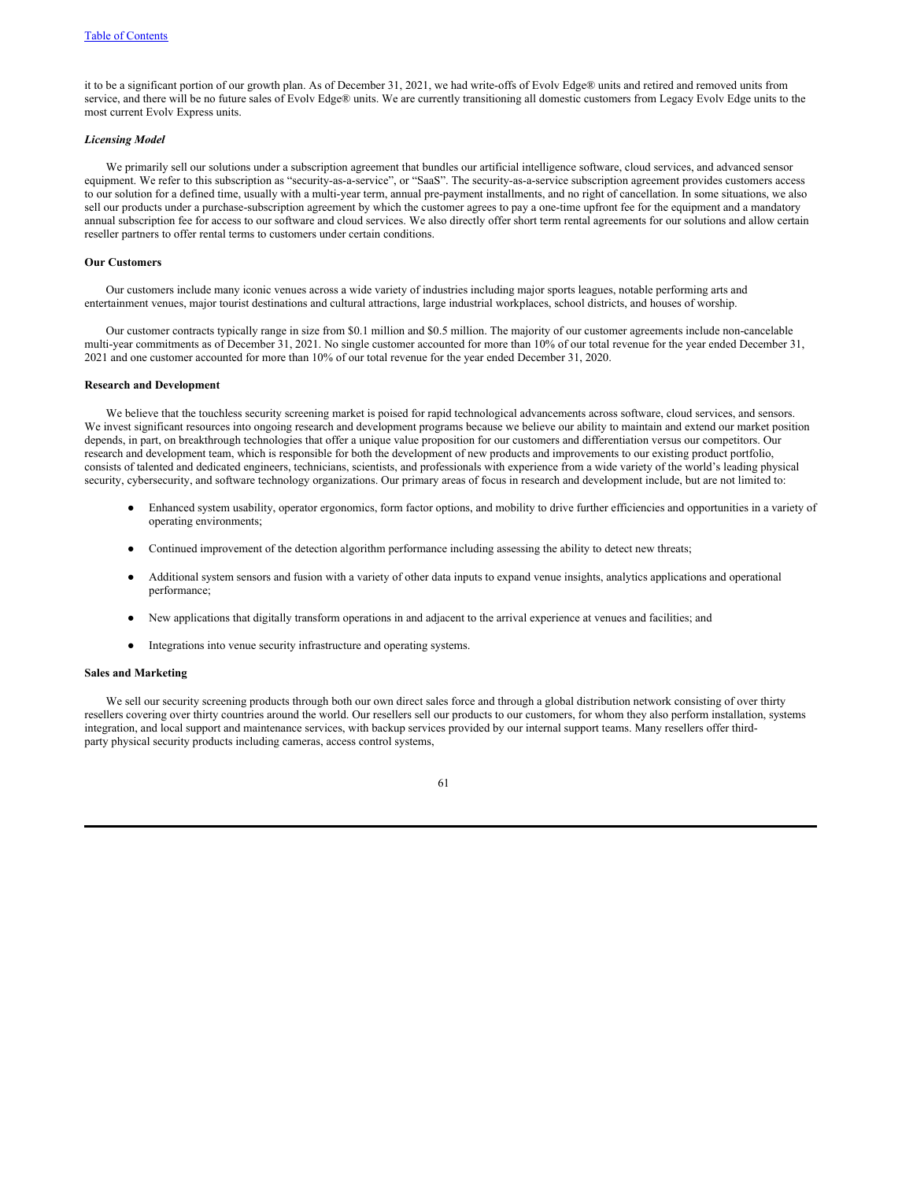it to be a significant portion of our growth plan. As of December 31, 2021, we had write-offs of Evolv Edge® units and retired and removed units from service, and there will be no future sales of Evolv Edge® units. We are currently transitioning all domestic customers from Legacy Evolv Edge units to the most current Evolv Express units.

***Licensing Model***

We primarily sell our solutions under a subscription agreement that bundles our artificial intelligence software, cloud services, and advanced sensor equipment. We refer to this subscription as "security-as-a-service", or "SaaS". The security-as-a-service subscription agreement provides customers access to our solution for a defined time, usually with a multi-year term, annual pre-payment installments, and no right of cancellation. In some situations, we also sell our products under a purchase-subscription agreement by which the customer agrees to pay a one-time upfront fee for the equipment and a mandatory annual subscription fee for access to our software and cloud services. We also directly offer short term rental agreements for our solutions and allow certain reseller partners to offer rental terms to customers under certain conditions.

**Our Customers**

Our customers include many iconic venues across a wide variety of industries including major sports leagues, notable performing arts and entertainment venues, major tourist destinations and cultural attractions, large industrial workplaces, school districts, and houses of worship.

Our customer contracts typically range in size from $0.1 million and $0.5 million. The majority of our customer agreements include non-cancelable multi-year commitments as of December 31, 2021. No single customer accounted for more than 10% of our total revenue for the year ended December 31, 2021 and one customer accounted for more than 10% of our total revenue for the year ended December 31, 2020.

**Research and Development**

We believe that the touchless security screening market is poised for rapid technological advancements across software, cloud services, and sensors. We invest significant resources into ongoing research and development programs because we believe our ability to maintain and extend our market position depends, in part, on breakthrough technologies that offer a unique value proposition for our customers and differentiation versus our competitors. Our research and development team, which is responsible for both the development of new products and improvements to our existing product portfolio, consists of talented and dedicated engineers, technicians, scientists, and professionals with experience from a wide variety of the world's leading physical security, cybersecurity, and software technology organizations. Our primary areas of focus in research and development include, but are not limited to:

- Enhanced system usability, operator ergonomics, form factor options, and mobility to drive further efficiencies and opportunities in a variety of operating environments;
- Continued improvement of the detection algorithm performance including assessing the ability to detect new threats;
- Additional system sensors and fusion with a variety of other data inputs to expand venue insights, analytics applications and operational performance;
- New applications that digitally transform operations in and adjacent to the arrival experience at venues and facilities; and
- Integrations into venue security infrastructure and operating systems.

**Sales and Marketing**

We sell our security screening products through both our own direct sales force and through a global distribution network consisting of over thirty resellers covering over thirty countries around the world. Our resellers sell our products to our customers, for whom they also perform installation, systems integration, and local support and maintenance services, with backup services provided by our internal support teams. Many resellers offer third-party physical security products including cameras, access control systems,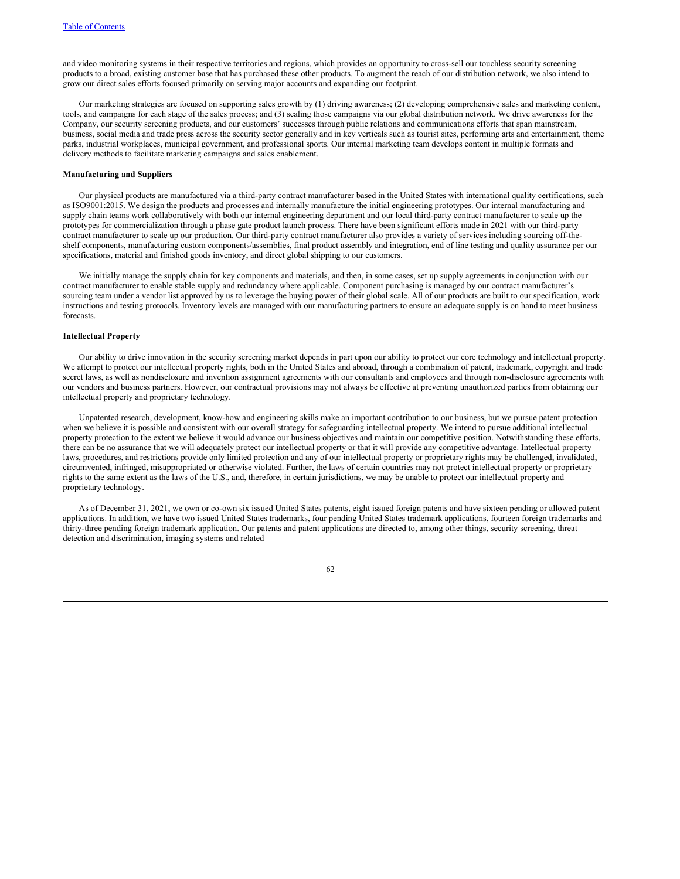and video monitoring systems in their respective territories and regions, which provides an opportunity to cross-sell our touchless security screening products to a broad, existing customer base that has purchased these other products. To augment the reach of our distribution network, we also intend to grow our direct sales efforts focused primarily on serving major accounts and expanding our footprint.

Our marketing strategies are focused on supporting sales growth by (1) driving awareness; (2) developing comprehensive sales and marketing content, tools, and campaigns for each stage of the sales process; and (3) scaling those campaigns via our global distribution network. We drive awareness for the Company, our security screening products, and our customers' successes through public relations and communications efforts that span mainstream, business, social media and trade press across the security sector generally and in key verticals such as tourist sites, performing arts and entertainment, theme parks, industrial workplaces, municipal government, and professional sports. Our internal marketing team develops content in multiple formats and delivery methods to facilitate marketing campaigns and sales enablement.

**Manufacturing and Suppliers**

Our physical products are manufactured via a third-party contract manufacturer based in the United States with international quality certifications, such as ISO9001:2015. We design the products and processes and internally manufacture the initial engineering prototypes. Our internal manufacturing and supply chain teams work collaboratively with both our internal engineering department and our local third-party contract manufacturer to scale up the prototypes for commercialization through a phase gate product launch process. There have been significant efforts made in 2021 with our third-party contract manufacturer to scale up our production. Our third-party contract manufacturer also provides a variety of services including sourcing off-the-shelf components, manufacturing custom components/assemblies, final product assembly and integration, end of line testing and quality assurance per our specifications, material and finished goods inventory, and direct global shipping to our customers.

We initially manage the supply chain for key components and materials, and then, in some cases, set up supply agreements in conjunction with our contract manufacturer to enable stable supply and redundancy where applicable. Component purchasing is managed by our contract manufacturer's sourcing team under a vendor list approved by us to leverage the buying power of their global scale. All of our products are built to our specification, work instructions and testing protocols. Inventory levels are managed with our manufacturing partners to ensure an adequate supply is on hand to meet business forecasts.

**Intellectual Property**

Our ability to drive innovation in the security screening market depends in part upon our ability to protect our core technology and intellectual property. We attempt to protect our intellectual property rights, both in the United States and abroad, through a combination of patent, trademark, copyright and trade secret laws, as well as nondisclosure and invention assignment agreements with our consultants and employees and through non-disclosure agreements with our vendors and business partners. However, our contractual provisions may not always be effective at preventing unauthorized parties from obtaining our intellectual property and proprietary technology.

Unpatented research, development, know-how and engineering skills make an important contribution to our business, but we pursue patent protection when we believe it is possible and consistent with our overall strategy for safeguarding intellectual property. We intend to pursue additional intellectual property protection to the extent we believe it would advance our business objectives and maintain our competitive position. Notwithstanding these efforts, there can be no assurance that we will adequately protect our intellectual property or that it will provide any competitive advantage. Intellectual property laws, procedures, and restrictions provide only limited protection and any of our intellectual property or proprietary rights may be challenged, invalidated, circumvented, infringed, misappropriated or otherwise violated. Further, the laws of certain countries may not protect intellectual property or proprietary rights to the same extent as the laws of the U.S., and, therefore, in certain jurisdictions, we may be unable to protect our intellectual property and proprietary technology.

As of December 31, 2021, we own or co-own six issued United States patents, eight issued foreign patents and have sixteen pending or allowed patent applications. In addition, we have two issued United States trademarks, four pending United States trademark applications, fourteen foreign trademarks and thirty-three pending foreign trademark application. Our patents and patent applications are directed to, among other things, security screening, threat detection and discrimination, imaging systems and related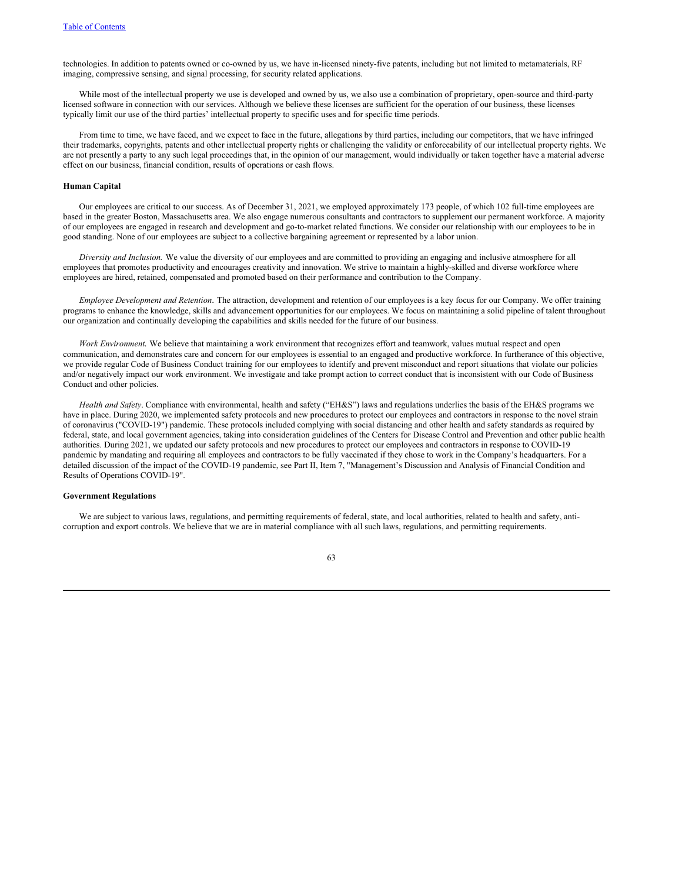technologies. In addition to patents owned or co-owned by us, we have in-licensed ninety-five patents, including but not limited to metamaterials, RF imaging, compressive sensing, and signal processing, for security related applications.

While most of the intellectual property we use is developed and owned by us, we also use a combination of proprietary, open-source and third-party licensed software in connection with our services. Although we believe these licenses are sufficient for the operation of our business, these licenses typically limit our use of the third parties' intellectual property to specific uses and for specific time periods.

From time to time, we have faced, and we expect to face in the future, allegations by third parties, including our competitors, that we have infringed their trademarks, copyrights, patents and other intellectual property rights or challenging the validity or enforceability of our intellectual property rights. We are not presently a party to any such legal proceedings that, in the opinion of our management, would individually or taken together have a material adverse effect on our business, financial condition, results of operations or cash flows.

**Human Capital**

Our employees are critical to our success. As of December 31, 2021, we employed approximately 173 people, of which 102 full-time employees are based in the greater Boston, Massachusetts area. We also engage numerous consultants and contractors to supplement our permanent workforce. A majority of our employees are engaged in research and development and go-to-market related functions. We consider our relationship with our employees to be in good standing. None of our employees are subject to a collective bargaining agreement or represented by a labor union.

*Diversity and Inclusion.* We value the diversity of our employees and are committed to providing an engaging and inclusive atmosphere for all employees that promotes productivity and encourages creativity and innovation. We strive to maintain a highly-skilled and diverse workforce where employees are hired, retained, compensated and promoted based on their performance and contribution to the Company.

*Employee Development and Retention*. The attraction, development and retention of our employees is a key focus for our Company. We offer training programs to enhance the knowledge, skills and advancement opportunities for our employees. We focus on maintaining a solid pipeline of talent throughout our organization and continually developing the capabilities and skills needed for the future of our business.

*Work Environment.* We believe that maintaining a work environment that recognizes effort and teamwork, values mutual respect and open communication, and demonstrates care and concern for our employees is essential to an engaged and productive workforce. In furtherance of this objective, we provide regular Code of Business Conduct training for our employees to identify and prevent misconduct and report situations that violate our policies and/or negatively impact our work environment. We investigate and take prompt action to correct conduct that is inconsistent with our Code of Business Conduct and other policies.

*Health and Safety*. Compliance with environmental, health and safety ("EH&S") laws and regulations underlies the basis of the EH&S programs we have in place. During 2020, we implemented safety protocols and new procedures to protect our employees and contractors in response to the novel strain of coronavirus ("COVID-19") pandemic. These protocols included complying with social distancing and other health and safety standards as required by federal, state, and local government agencies, taking into consideration guidelines of the Centers for Disease Control and Prevention and other public health authorities. During 2021, we updated our safety protocols and new procedures to protect our employees and contractors in response to COVID-19 pandemic by mandating and requiring all employees and contractors to be fully vaccinated if they chose to work in the Company's headquarters. For a detailed discussion of the impact of the COVID-19 pandemic, see Part II, Item 7, "Management's Discussion and Analysis of Financial Condition and Results of Operations COVID-19".

**Government Regulations**

We are subject to various laws, regulations, and permitting requirements of federal, state, and local authorities, related to health and safety, anti-corruption and export controls. We believe that we are in material compliance with all such laws, regulations, and permitting requirements.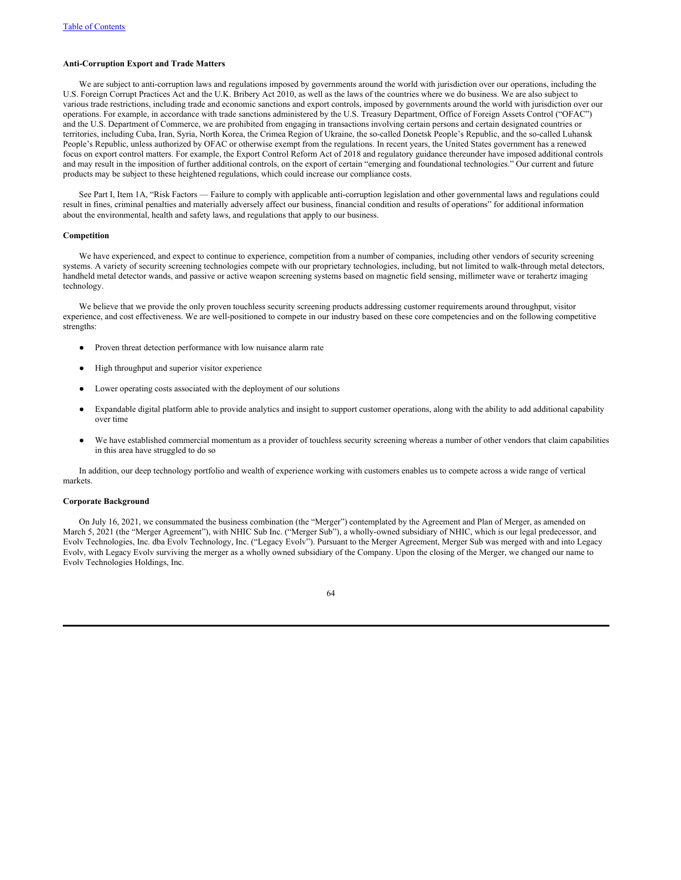### Anti-Corruption Export and Trade Matters

We are subject to anti-corruption laws and regulations imposed by governments around the world with jurisdiction over our operations, including the U.S. Foreign Corrupt Practices Act and the U.K. Bribery Act 2010, as well as the laws of the countries where we do business. We are also subject to various trade restrictions, including trade and economic sanctions and export controls, imposed by governments around the world with jurisdiction over our operations. For example, in accordance with trade sanctions administered by the U.S. Treasury Department, Office of Foreign Assets Control ("OFAC") and the U.S. Department of Commerce, we are prohibited from engaging in transactions involving certain persons and certain designated countries or territories, including Cuba, Iran, Syria, North Korea, the Crimea Region of Ukraine, the so-called Donetsk People's Republic, and the so-called Luhansk People's Republic, unless authorized by OFAC or otherwise exempt from the regulations. In recent years, the United States government has a renewed focus on export control matters. For example, the Export Control Reform Act of 2018 and regulatory guidance thereunder have imposed additional controls and may result in the imposition of further additional controls, on the export of certain "emerging and foundational technologies." Our current and future products may be subject to these heightened regulations, which could increase our compliance costs.

See Part I, Item 1A, "Risk Factors — Failure to comply with applicable anti-corruption legislation and other governmental laws and regulations could result in fines, criminal penalties and materially adversely affect our business, financial condition and results of operations" for additional information about the environmental, health and safety laws, and regulations that apply to our business.

### Competition

We have experienced, and expect to continue to experience, competition from a number of companies, including other vendors of security screening systems. A variety of security screening technologies compete with our proprietary technologies, including, but not limited to walk-through metal detectors, handheld metal detector wands, and passive or active weapon screening systems based on magnetic field sensing, millimeter wave or terahertz imaging technology.

We believe that we provide the only proven touchless security screening products addressing customer requirements around throughput, visitor experience, and cost effectiveness. We are well-positioned to compete in our industry based on these core competencies and on the following competitive strengths:

- Proven threat detection performance with low nuisance alarm rate
- High throughput and superior visitor experience
- Lower operating costs associated with the deployment of our solutions
- Expandable digital platform able to provide analytics and insight to support customer operations, along with the ability to add additional capability over time
- We have established commercial momentum as a provider of touchless security screening whereas a number of other vendors that claim capabilities in this area have struggled to do so

In addition, our deep technology portfolio and wealth of experience working with customers enables us to compete across a wide range of vertical markets.

### Corporate Background

On July 16, 2021, we consummated the business combination (the "Merger") contemplated by the Agreement and Plan of Merger, as amended on March 5, 2021 (the "Merger Agreement"), with NHIC Sub Inc. ("Merger Sub"), a wholly-owned subsidiary of NHIC, which is our legal predecessor, and Evolv Technologies, Inc. dba Evolv Technology, Inc. ("Legacy Evolv"). Pursuant to the Merger Agreement, Merger Sub was merged with and into Legacy Evolv, with Legacy Evolv surviving the merger as a wholly owned subsidiary of the Company. Upon the closing of the Merger, we changed our name to Evolv Technologies Holdings, Inc.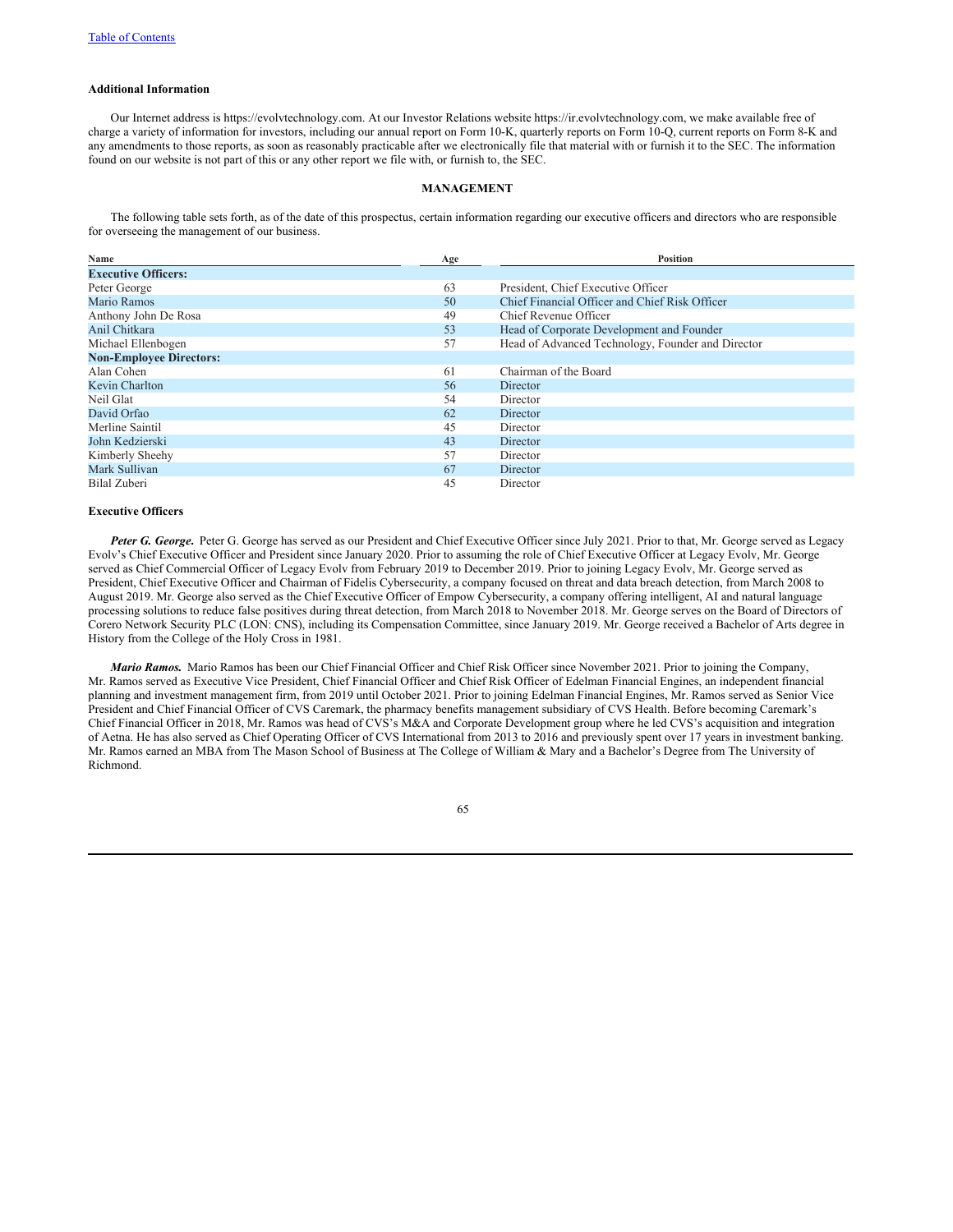### Additional Information

Our Internet address is https://evolvtechnology.com. At our Investor Relations website https://ir.evolvtechnology.com, we make available free of charge a variety of information for investors, including our annual report on Form 10-K, quarterly reports on Form 10-Q, current reports on Form 8-K and any amendments to those reports, as soon as reasonably practicable after we electronically file that material with or furnish it to the SEC. The information found on our website is not part of this or any other report we file with, or furnish to, the SEC.

## MANAGEMENT

The following table sets forth, as of the date of this prospectus, certain information regarding our executive officers and directors who are responsible for overseeing the management of our business.

| Name | Age | Position |
|---|---|---|
| **Executive Officers:** | | |
| Peter George | 63 | President, Chief Executive Officer |
| Mario Ramos | 50 | Chief Financial Officer and Chief Risk Officer |
| Anthony John De Rosa | 49 | Chief Revenue Officer |
| Anil Chitkara | 53 | Head of Corporate Development and Founder |
| Michael Ellenbogen | 57 | Head of Advanced Technology, Founder and Director |
| **Non-Employee Directors:** | | |
| Alan Cohen | 61 | Chairman of the Board |
| Kevin Charlton | 56 | Director |
| Neil Glat | 54 | Director |
| David Orfao | 62 | Director |
| Merline Saintil | 45 | Director |
| John Kedzierski | 43 | Director |
| Kimberly Sheehy | 57 | Director |
| Mark Sullivan | 67 | Director |
| Bilal Zuberi | 45 | Director |

### Executive Officers

***Peter G. George.*** Peter G. George has served as our President and Chief Executive Officer since July 2021. Prior to that, Mr. George served as Legacy Evolv's Chief Executive Officer and President since January 2020. Prior to assuming the role of Chief Executive Officer at Legacy Evolv, Mr. George served as Chief Commercial Officer of Legacy Evolv from February 2019 to December 2019. Prior to joining Legacy Evolv, Mr. George served as President, Chief Executive Officer and Chairman of Fidelis Cybersecurity, a company focused on threat and data breach detection, from March 2008 to August 2019. Mr. George also served as the Chief Executive Officer of Empow Cybersecurity, a company offering intelligent, AI and natural language processing solutions to reduce false positives during threat detection, from March 2018 to November 2018. Mr. George serves on the Board of Directors of Corero Network Security PLC (LON: CNS), including its Compensation Committee, since January 2019. Mr. George received a Bachelor of Arts degree in History from the College of the Holy Cross in 1981.

***Mario Ramos.*** Mario Ramos has been our Chief Financial Officer and Chief Risk Officer since November 2021. Prior to joining the Company, Mr. Ramos served as Executive Vice President, Chief Financial Officer and Chief Risk Officer of Edelman Financial Engines, an independent financial planning and investment management firm, from 2019 until October 2021. Prior to joining Edelman Financial Engines, Mr. Ramos served as Senior Vice President and Chief Financial Officer of CVS Caremark, the pharmacy benefits management subsidiary of CVS Health. Before becoming Caremark's Chief Financial Officer in 2018, Mr. Ramos was head of CVS's M&A and Corporate Development group where he led CVS's acquisition and integration of Aetna. He has also served as Chief Operating Officer of CVS International from 2013 to 2016 and previously spent over 17 years in investment banking. Mr. Ramos earned an MBA from The Mason School of Business at The College of William & Mary and a Bachelor's Degree from The University of Richmond.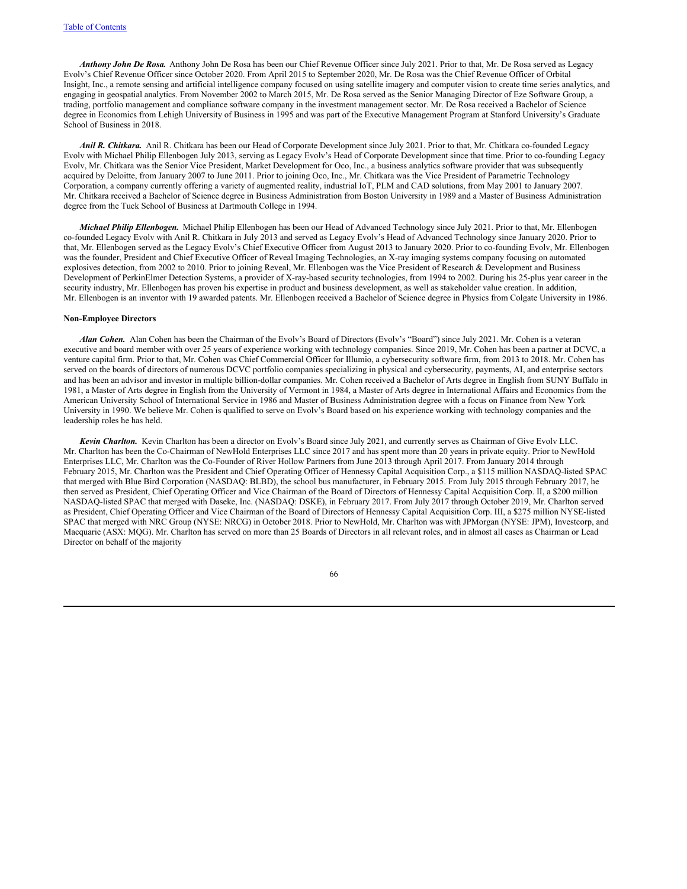***Anthony John De Rosa.*** Anthony John De Rosa has been our Chief Revenue Officer since July 2021. Prior to that, Mr. De Rosa served as Legacy Evolv's Chief Revenue Officer since October 2020. From April 2015 to September 2020, Mr. De Rosa was the Chief Revenue Officer of Orbital Insight, Inc., a remote sensing and artificial intelligence company focused on using satellite imagery and computer vision to create time series analytics, and engaging in geospatial analytics. From November 2002 to March 2015, Mr. De Rosa served as the Senior Managing Director of Eze Software Group, a trading, portfolio management and compliance software company in the investment management sector. Mr. De Rosa received a Bachelor of Science degree in Economics from Lehigh University of Business in 1995 and was part of the Executive Management Program at Stanford University's Graduate School of Business in 2018.

***Anil R. Chitkara.*** Anil R. Chitkara has been our Head of Corporate Development since July 2021. Prior to that, Mr. Chitkara co-founded Legacy Evolv with Michael Philip Ellenbogen July 2013, serving as Legacy Evolv's Head of Corporate Development since that time. Prior to co-founding Legacy Evolv, Mr. Chitkara was the Senior Vice President, Market Development for Oco, Inc., a business analytics software provider that was subsequently acquired by Deloitte, from January 2007 to June 2011. Prior to joining Oco, Inc., Mr. Chitkara was the Vice President of Parametric Technology Corporation, a company currently offering a variety of augmented reality, industrial IoT, PLM and CAD solutions, from May 2001 to January 2007. Mr. Chitkara received a Bachelor of Science degree in Business Administration from Boston University in 1989 and a Master of Business Administration degree from the Tuck School of Business at Dartmouth College in 1994.

***Michael Philip Ellenbogen.*** Michael Philip Ellenbogen has been our Head of Advanced Technology since July 2021. Prior to that, Mr. Ellenbogen co-founded Legacy Evolv with Anil R. Chitkara in July 2013 and served as Legacy Evolv's Head of Advanced Technology since January 2020. Prior to that, Mr. Ellenbogen served as the Legacy Evolv's Chief Executive Officer from August 2013 to January 2020. Prior to co-founding Evolv, Mr. Ellenbogen was the founder, President and Chief Executive Officer of Reveal Imaging Technologies, an X-ray imaging systems company focusing on automated explosives detection, from 2002 to 2010. Prior to joining Reveal, Mr. Ellenbogen was the Vice President of Research & Development and Business Development of PerkinElmer Detection Systems, a provider of X-ray-based security technologies, from 1994 to 2002. During his 25-plus year career in the security industry, Mr. Ellenbogen has proven his expertise in product and business development, as well as stakeholder value creation. In addition, Mr. Ellenbogen is an inventor with 19 awarded patents. Mr. Ellenbogen received a Bachelor of Science degree in Physics from Colgate University in 1986.

**Non-Employee Directors**

***Alan Cohen.*** Alan Cohen has been the Chairman of the Evolv's Board of Directors (Evolv's "Board") since July 2021. Mr. Cohen is a veteran executive and board member with over 25 years of experience working with technology companies. Since 2019, Mr. Cohen has been a partner at DCVC, a venture capital firm. Prior to that, Mr. Cohen was Chief Commercial Officer for Illumio, a cybersecurity software firm, from 2013 to 2018. Mr. Cohen has served on the boards of directors of numerous DCVC portfolio companies specializing in physical and cybersecurity, payments, AI, and enterprise sectors and has been an advisor and investor in multiple billion-dollar companies. Mr. Cohen received a Bachelor of Arts degree in English from SUNY Buffalo in 1981, a Master of Arts degree in English from the University of Vermont in 1984, a Master of Arts degree in International Affairs and Economics from the American University School of International Service in 1986 and Master of Business Administration degree with a focus on Finance from New York University in 1990. We believe Mr. Cohen is qualified to serve on Evolv's Board based on his experience working with technology companies and the leadership roles he has held.

***Kevin Charlton.*** Kevin Charlton has been a director on Evolv's Board since July 2021, and currently serves as Chairman of Give Evolv LLC. Mr. Charlton has been the Co-Chairman of NewHold Enterprises LLC since 2017 and has spent more than 20 years in private equity. Prior to NewHold Enterprises LLC, Mr. Charlton was the Co-Founder of River Hollow Partners from June 2013 through April 2017. From January 2014 through February 2015, Mr. Charlton was the President and Chief Operating Officer of Hennessy Capital Acquisition Corp., a $115 million NASDAQ-listed SPAC that merged with Blue Bird Corporation (NASDAQ: BLBD), the school bus manufacturer, in February 2015. From July 2015 through February 2017, he then served as President, Chief Operating Officer and Vice Chairman of the Board of Directors of Hennessy Capital Acquisition Corp. II, a $200 million NASDAQ-listed SPAC that merged with Daseke, Inc. (NASDAQ: DSKE), in February 2017. From July 2017 through October 2019, Mr. Charlton served as President, Chief Operating Officer and Vice Chairman of the Board of Directors of Hennessy Capital Acquisition Corp. III, a $275 million NYSE-listed SPAC that merged with NRC Group (NYSE: NRCG) in October 2018. Prior to NewHold, Mr. Charlton was with JPMorgan (NYSE: JPM), Investcorp, and Macquarie (ASX: MQG). Mr. Charlton has served on more than 25 Boards of Directors in all relevant roles, and in almost all cases as Chairman or Lead Director on behalf of the majority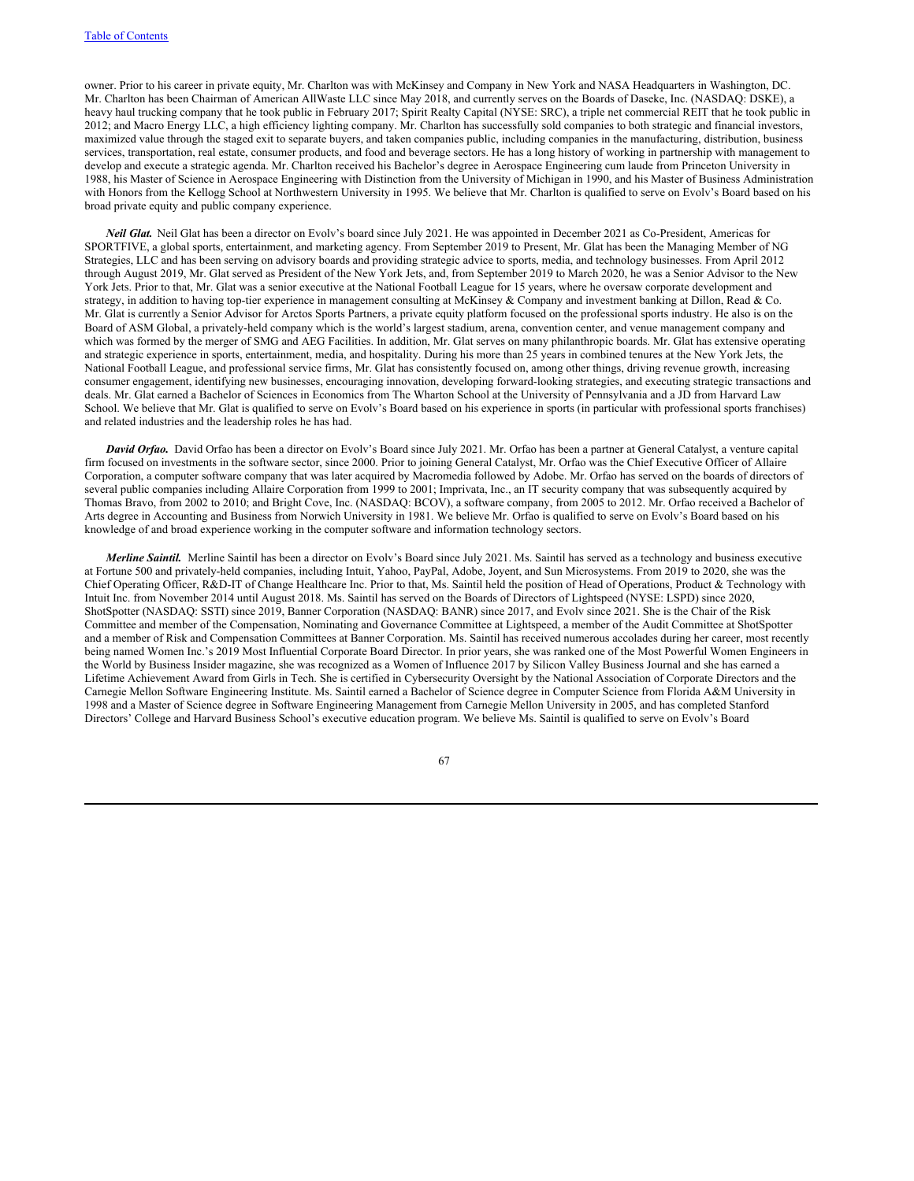owner. Prior to his career in private equity, Mr. Charlton was with McKinsey and Company in New York and NASA Headquarters in Washington, DC. Mr. Charlton has been Chairman of American AllWaste LLC since May 2018, and currently serves on the Boards of Daseke, Inc. (NASDAQ: DSKE), a heavy haul trucking company that he took public in February 2017; Spirit Realty Capital (NYSE: SRC), a triple net commercial REIT that he took public in 2012; and Macro Energy LLC, a high efficiency lighting company. Mr. Charlton has successfully sold companies to both strategic and financial investors, maximized value through the staged exit to separate buyers, and taken companies public, including companies in the manufacturing, distribution, business services, transportation, real estate, consumer products, and food and beverage sectors. He has a long history of working in partnership with management to develop and execute a strategic agenda. Mr. Charlton received his Bachelor's degree in Aerospace Engineering cum laude from Princeton University in 1988, his Master of Science in Aerospace Engineering with Distinction from the University of Michigan in 1990, and his Master of Business Administration with Honors from the Kellogg School at Northwestern University in 1995. We believe that Mr. Charlton is qualified to serve on Evolv's Board based on his broad private equity and public company experience.

***Neil Glat.*** Neil Glat has been a director on Evolv's board since July 2021. He was appointed in December 2021 as Co-President, Americas for SPORTFIVE, a global sports, entertainment, and marketing agency. From September 2019 to Present, Mr. Glat has been the Managing Member of NG Strategies, LLC and has been serving on advisory boards and providing strategic advice to sports, media, and technology businesses. From April 2012 through August 2019, Mr. Glat served as President of the New York Jets, and, from September 2019 to March 2020, he was a Senior Advisor to the New York Jets. Prior to that, Mr. Glat was a senior executive at the National Football League for 15 years, where he oversaw corporate development and strategy, in addition to having top-tier experience in management consulting at McKinsey & Company and investment banking at Dillon, Read & Co. Mr. Glat is currently a Senior Advisor for Arctos Sports Partners, a private equity platform focused on the professional sports industry. He also is on the Board of ASM Global, a privately-held company which is the world's largest stadium, arena, convention center, and venue management company and which was formed by the merger of SMG and AEG Facilities. In addition, Mr. Glat serves on many philanthropic boards. Mr. Glat has extensive operating and strategic experience in sports, entertainment, media, and hospitality. During his more than 25 years in combined tenures at the New York Jets, the National Football League, and professional service firms, Mr. Glat has consistently focused on, among other things, driving revenue growth, increasing consumer engagement, identifying new businesses, encouraging innovation, developing forward-looking strategies, and executing strategic transactions and deals. Mr. Glat earned a Bachelor of Sciences in Economics from The Wharton School at the University of Pennsylvania and a JD from Harvard Law School. We believe that Mr. Glat is qualified to serve on Evolv's Board based on his experience in sports (in particular with professional sports franchises) and related industries and the leadership roles he has had.

***David Orfao.*** David Orfao has been a director on Evolv's Board since July 2021. Mr. Orfao has been a partner at General Catalyst, a venture capital firm focused on investments in the software sector, since 2000. Prior to joining General Catalyst, Mr. Orfao was the Chief Executive Officer of Allaire Corporation, a computer software company that was later acquired by Macromedia followed by Adobe. Mr. Orfao has served on the boards of directors of several public companies including Allaire Corporation from 1999 to 2001; Imprivata, Inc., an IT security company that was subsequently acquired by Thomas Bravo, from 2002 to 2010; and Bright Cove, Inc. (NASDAQ: BCOV), a software company, from 2005 to 2012. Mr. Orfao received a Bachelor of Arts degree in Accounting and Business from Norwich University in 1981. We believe Mr. Orfao is qualified to serve on Evolv's Board based on his knowledge of and broad experience working in the computer software and information technology sectors.

***Merline Saintil.*** Merline Saintil has been a director on Evolv's Board since July 2021. Ms. Saintil has served as a technology and business executive at Fortune 500 and privately-held companies, including Intuit, Yahoo, PayPal, Adobe, Joyent, and Sun Microsystems. From 2019 to 2020, she was the Chief Operating Officer, R&D-IT of Change Healthcare Inc. Prior to that, Ms. Saintil held the position of Head of Operations, Product & Technology with Intuit Inc. from November 2014 until August 2018. Ms. Saintil has served on the Boards of Directors of Lightspeed (NYSE: LSPD) since 2020, ShotSpotter (NASDAQ: SSTI) since 2019, Banner Corporation (NASDAQ: BANR) since 2017, and Evolv since 2021. She is the Chair of the Risk Committee and member of the Compensation, Nominating and Governance Committee at Lightspeed, a member of the Audit Committee at ShotSpotter and a member of Risk and Compensation Committees at Banner Corporation. Ms. Saintil has received numerous accolades during her career, most recently being named Women Inc.'s 2019 Most Influential Corporate Board Director. In prior years, she was ranked one of the Most Powerful Women Engineers in the World by Business Insider magazine, she was recognized as a Women of Influence 2017 by Silicon Valley Business Journal and she has earned a Lifetime Achievement Award from Girls in Tech. She is certified in Cybersecurity Oversight by the National Association of Corporate Directors and the Carnegie Mellon Software Engineering Institute. Ms. Saintil earned a Bachelor of Science degree in Computer Science from Florida A&M University in 1998 and a Master of Science degree in Software Engineering Management from Carnegie Mellon University in 2005, and has completed Stanford Directors' College and Harvard Business School's executive education program. We believe Ms. Saintil is qualified to serve on Evolv's Board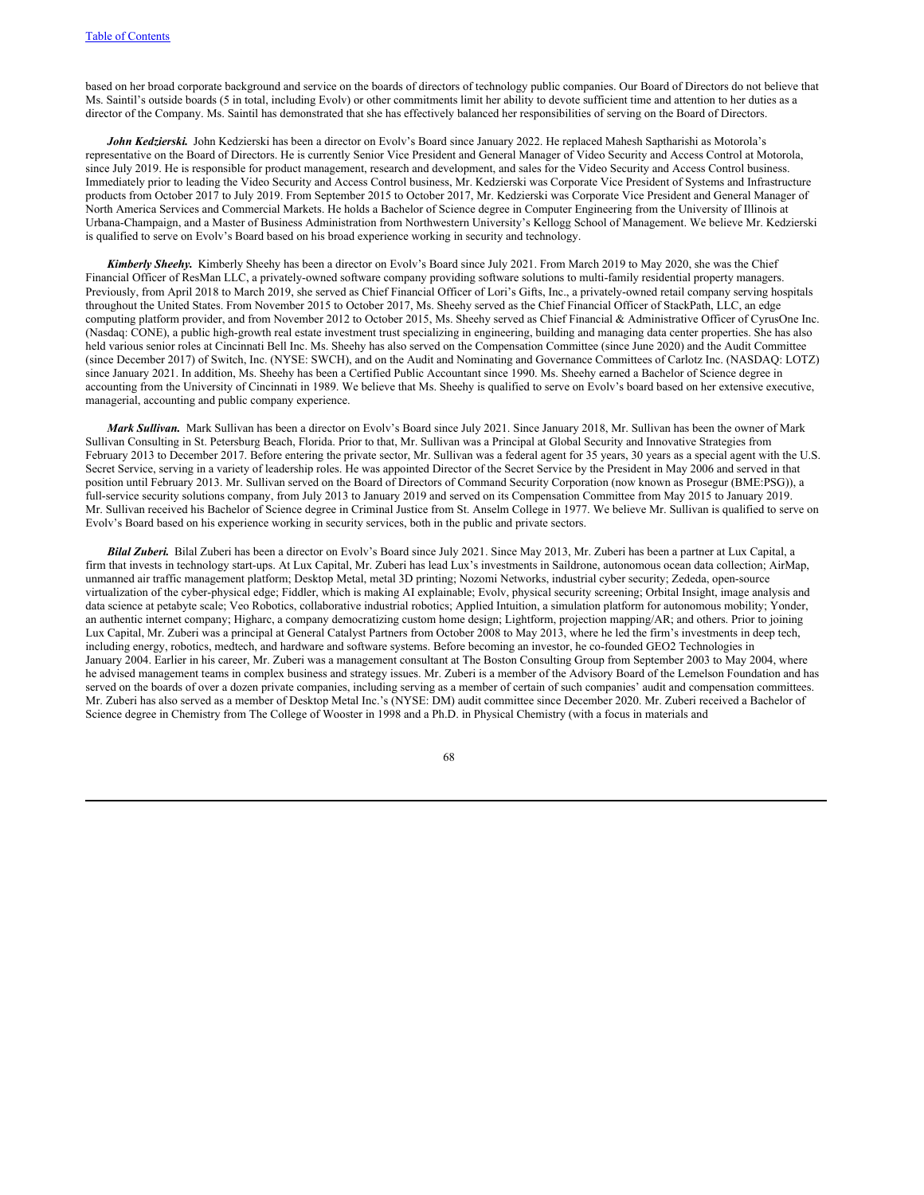based on her broad corporate background and service on the boards of directors of technology public companies. Our Board of Directors do not believe that Ms. Saintil's outside boards (5 in total, including Evolv) or other commitments limit her ability to devote sufficient time and attention to her duties as a director of the Company. Ms. Saintil has demonstrated that she has effectively balanced her responsibilities of serving on the Board of Directors.

***John Kedzierski.*** John Kedzierski has been a director on Evolv's Board since January 2022. He replaced Mahesh Saptharishi as Motorola's representative on the Board of Directors. He is currently Senior Vice President and General Manager of Video Security and Access Control at Motorola, since July 2019. He is responsible for product management, research and development, and sales for the Video Security and Access Control business. Immediately prior to leading the Video Security and Access Control business, Mr. Kedzierski was Corporate Vice President of Systems and Infrastructure products from October 2017 to July 2019. From September 2015 to October 2017, Mr. Kedzierski was Corporate Vice President and General Manager of North America Services and Commercial Markets. He holds a Bachelor of Science degree in Computer Engineering from the University of Illinois at Urbana-Champaign, and a Master of Business Administration from Northwestern University's Kellogg School of Management. We believe Mr. Kedzierski is qualified to serve on Evolv's Board based on his broad experience working in security and technology.

***Kimberly Sheehy.*** Kimberly Sheehy has been a director on Evolv's Board since July 2021. From March 2019 to May 2020, she was the Chief Financial Officer of ResMan LLC, a privately-owned software company providing software solutions to multi-family residential property managers. Previously, from April 2018 to March 2019, she served as Chief Financial Officer of Lori's Gifts, Inc., a privately-owned retail company serving hospitals throughout the United States. From November 2015 to October 2017, Ms. Sheehy served as the Chief Financial Officer of StackPath, LLC, an edge computing platform provider, and from November 2012 to October 2015, Ms. Sheehy served as Chief Financial & Administrative Officer of CyrusOne Inc. (Nasdaq: CONE), a public high-growth real estate investment trust specializing in engineering, building and managing data center properties. She has also held various senior roles at Cincinnati Bell Inc. Ms. Sheehy has also served on the Compensation Committee (since June 2020) and the Audit Committee (since December 2017) of Switch, Inc. (NYSE: SWCH), and on the Audit and Nominating and Governance Committees of Carlotz Inc. (NASDAQ: LOTZ) since January 2021. In addition, Ms. Sheehy has been a Certified Public Accountant since 1990. Ms. Sheehy earned a Bachelor of Science degree in accounting from the University of Cincinnati in 1989. We believe that Ms. Sheehy is qualified to serve on Evolv's board based on her extensive executive, managerial, accounting and public company experience.

***Mark Sullivan.*** Mark Sullivan has been a director on Evolv's Board since July 2021. Since January 2018, Mr. Sullivan has been the owner of Mark Sullivan Consulting in St. Petersburg Beach, Florida. Prior to that, Mr. Sullivan was a Principal at Global Security and Innovative Strategies from February 2013 to December 2017. Before entering the private sector, Mr. Sullivan was a federal agent for 35 years, 30 years as a special agent with the U.S. Secret Service, serving in a variety of leadership roles. He was appointed Director of the Secret Service by the President in May 2006 and served in that position until February 2013. Mr. Sullivan served on the Board of Directors of Command Security Corporation (now known as Prosegur (BME:PSG)), a full-service security solutions company, from July 2013 to January 2019 and served on its Compensation Committee from May 2015 to January 2019. Mr. Sullivan received his Bachelor of Science degree in Criminal Justice from St. Anselm College in 1977. We believe Mr. Sullivan is qualified to serve on Evolv's Board based on his experience working in security services, both in the public and private sectors.

***Bilal Zuberi.*** Bilal Zuberi has been a director on Evolv's Board since July 2021. Since May 2013, Mr. Zuberi has been a partner at Lux Capital, a firm that invests in technology start-ups. At Lux Capital, Mr. Zuberi has lead Lux's investments in Saildrone, autonomous ocean data collection; AirMap, unmanned air traffic management platform; Desktop Metal, metal 3D printing; Nozomi Networks, industrial cyber security; Zededa, open-source virtualization of the cyber-physical edge; Fiddler, which is making AI explainable; Evolv, physical security screening; Orbital Insight, image analysis and data science at petabyte scale; Veo Robotics, collaborative industrial robotics; Applied Intuition, a simulation platform for autonomous mobility; Yonder, an authentic internet company; Higharc, a company democratizing custom home design; Lightform, projection mapping/AR; and others. Prior to joining Lux Capital, Mr. Zuberi was a principal at General Catalyst Partners from October 2008 to May 2013, where he led the firm's investments in deep tech, including energy, robotics, medtech, and hardware and software systems. Before becoming an investor, he co-founded GEO2 Technologies in January 2004. Earlier in his career, Mr. Zuberi was a management consultant at The Boston Consulting Group from September 2003 to May 2004, where he advised management teams in complex business and strategy issues. Mr. Zuberi is a member of the Advisory Board of the Lemelson Foundation and has served on the boards of over a dozen private companies, including serving as a member of certain of such companies' audit and compensation committees. Mr. Zuberi has also served as a member of Desktop Metal Inc.'s (NYSE: DM) audit committee since December 2020. Mr. Zuberi received a Bachelor of Science degree in Chemistry from The College of Wooster in 1998 and a Ph.D. in Physical Chemistry (with a focus in materials and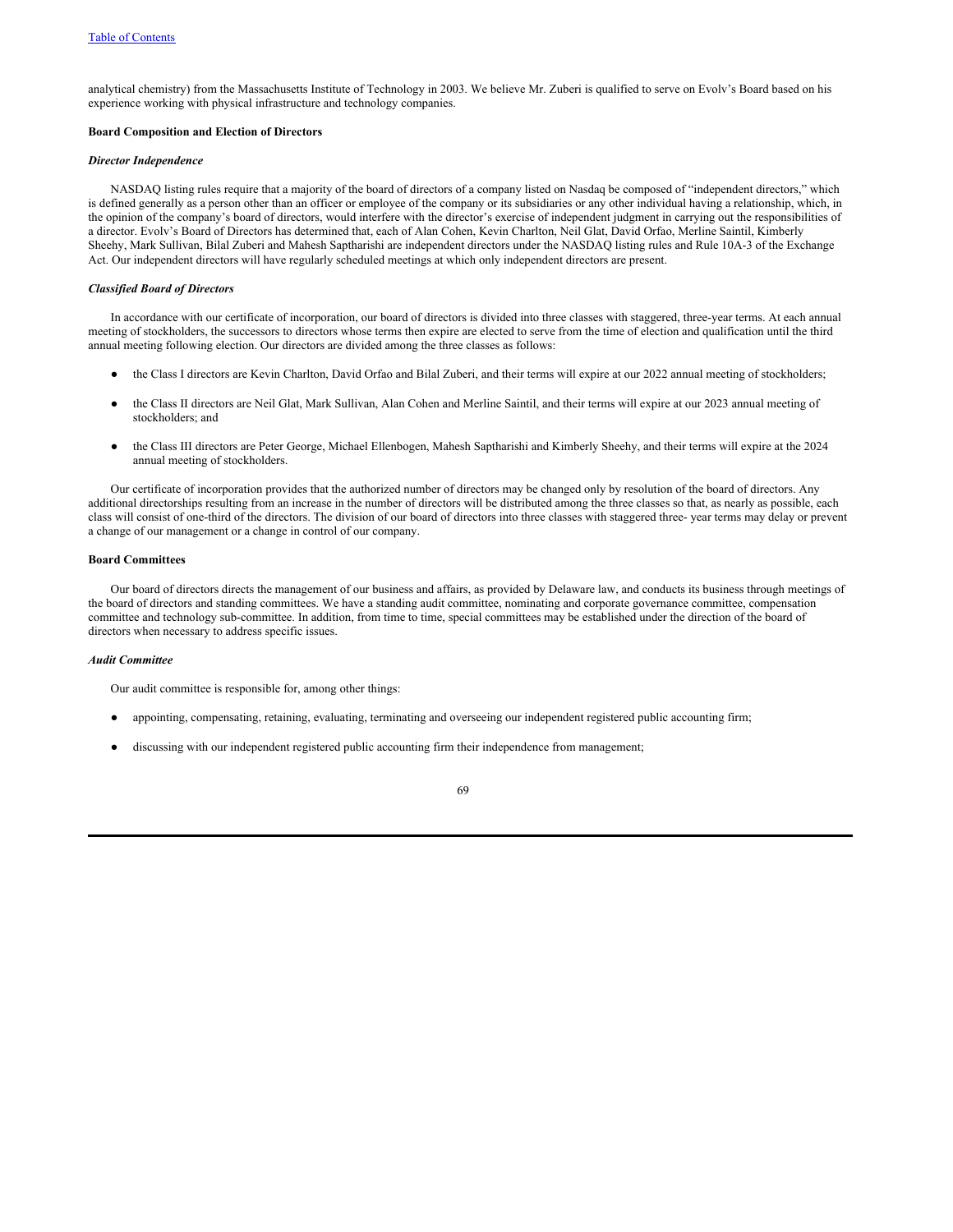analytical chemistry) from the Massachusetts Institute of Technology in 2003. We believe Mr. Zuberi is qualified to serve on Evolv's Board based on his experience working with physical infrastructure and technology companies.

**Board Composition and Election of Directors**

***Director Independence***

NASDAQ listing rules require that a majority of the board of directors of a company listed on Nasdaq be composed of "independent directors," which is defined generally as a person other than an officer or employee of the company or its subsidiaries or any other individual having a relationship, which, in the opinion of the company's board of directors, would interfere with the director's exercise of independent judgment in carrying out the responsibilities of a director. Evolv's Board of Directors has determined that, each of Alan Cohen, Kevin Charlton, Neil Glat, David Orfao, Merline Saintil, Kimberly Sheehy, Mark Sullivan, Bilal Zuberi and Mahesh Saptharishi are independent directors under the NASDAQ listing rules and Rule 10A-3 of the Exchange Act. Our independent directors will have regularly scheduled meetings at which only independent directors are present.

***Classified Board of Directors***

In accordance with our certificate of incorporation, our board of directors is divided into three classes with staggered, three-year terms. At each annual meeting of stockholders, the successors to directors whose terms then expire are elected to serve from the time of election and qualification until the third annual meeting following election. Our directors are divided among the three classes as follows:

- the Class I directors are Kevin Charlton, David Orfao and Bilal Zuberi, and their terms will expire at our 2022 annual meeting of stockholders;
- the Class II directors are Neil Glat, Mark Sullivan, Alan Cohen and Merline Saintil, and their terms will expire at our 2023 annual meeting of stockholders; and
- the Class III directors are Peter George, Michael Ellenbogen, Mahesh Saptharishi and Kimberly Sheehy, and their terms will expire at the 2024 annual meeting of stockholders.

Our certificate of incorporation provides that the authorized number of directors may be changed only by resolution of the board of directors. Any additional directorships resulting from an increase in the number of directors will be distributed among the three classes so that, as nearly as possible, each class will consist of one-third of the directors. The division of our board of directors into three classes with staggered three- year terms may delay or prevent a change of our management or a change in control of our company.

**Board Committees**

Our board of directors directs the management of our business and affairs, as provided by Delaware law, and conducts its business through meetings of the board of directors and standing committees. We have a standing audit committee, nominating and corporate governance committee, compensation committee and technology sub-committee. In addition, from time to time, special committees may be established under the direction of the board of directors when necessary to address specific issues.

***Audit Committee***

Our audit committee is responsible for, among other things:

- appointing, compensating, retaining, evaluating, terminating and overseeing our independent registered public accounting firm;
- discussing with our independent registered public accounting firm their independence from management;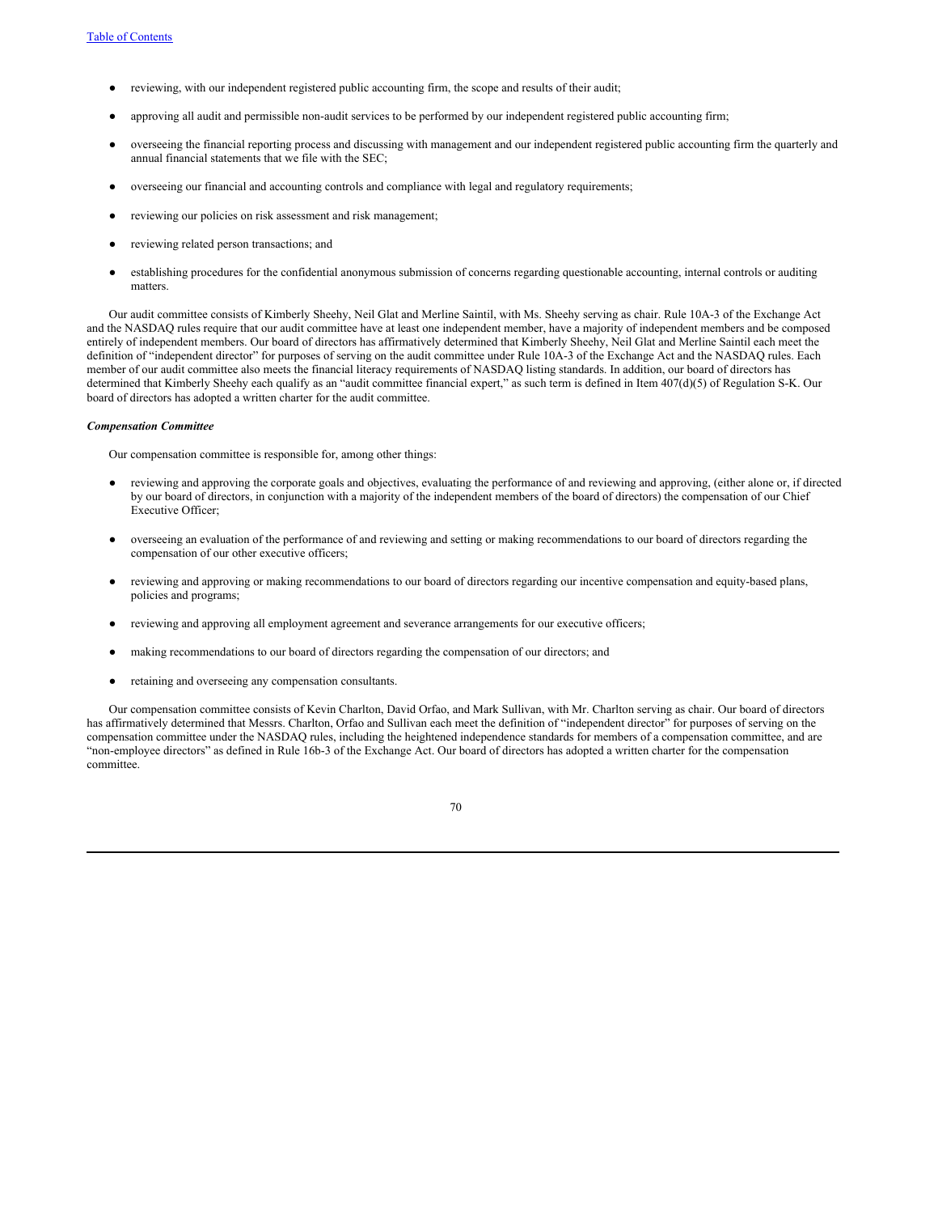- reviewing, with our independent registered public accounting firm, the scope and results of their audit;
- approving all audit and permissible non-audit services to be performed by our independent registered public accounting firm;
- overseeing the financial reporting process and discussing with management and our independent registered public accounting firm the quarterly and annual financial statements that we file with the SEC;
- overseeing our financial and accounting controls and compliance with legal and regulatory requirements;
- reviewing our policies on risk assessment and risk management;
- reviewing related person transactions; and
- establishing procedures for the confidential anonymous submission of concerns regarding questionable accounting, internal controls or auditing matters.

Our audit committee consists of Kimberly Sheehy, Neil Glat and Merline Saintil, with Ms. Sheehy serving as chair. Rule 10A-3 of the Exchange Act and the NASDAQ rules require that our audit committee have at least one independent member, have a majority of independent members and be composed entirely of independent members. Our board of directors has affirmatively determined that Kimberly Sheehy, Neil Glat and Merline Saintil each meet the definition of "independent director" for purposes of serving on the audit committee under Rule 10A-3 of the Exchange Act and the NASDAQ rules. Each member of our audit committee also meets the financial literacy requirements of NASDAQ listing standards. In addition, our board of directors has determined that Kimberly Sheehy each qualify as an "audit committee financial expert," as such term is defined in Item 407(d)(5) of Regulation S-K. Our board of directors has adopted a written charter for the audit committee.

***Compensation Committee***

Our compensation committee is responsible for, among other things:

- reviewing and approving the corporate goals and objectives, evaluating the performance of and reviewing and approving, (either alone or, if directed by our board of directors, in conjunction with a majority of the independent members of the board of directors) the compensation of our Chief Executive Officer;
- overseeing an evaluation of the performance of and reviewing and setting or making recommendations to our board of directors regarding the compensation of our other executive officers;
- reviewing and approving or making recommendations to our board of directors regarding our incentive compensation and equity-based plans, policies and programs;
- reviewing and approving all employment agreement and severance arrangements for our executive officers;
- making recommendations to our board of directors regarding the compensation of our directors; and
- retaining and overseeing any compensation consultants.

Our compensation committee consists of Kevin Charlton, David Orfao, and Mark Sullivan, with Mr. Charlton serving as chair. Our board of directors has affirmatively determined that Messrs. Charlton, Orfao and Sullivan each meet the definition of "independent director" for purposes of serving on the compensation committee under the NASDAQ rules, including the heightened independence standards for members of a compensation committee, and are "non-employee directors" as defined in Rule 16b-3 of the Exchange Act. Our board of directors has adopted a written charter for the compensation committee.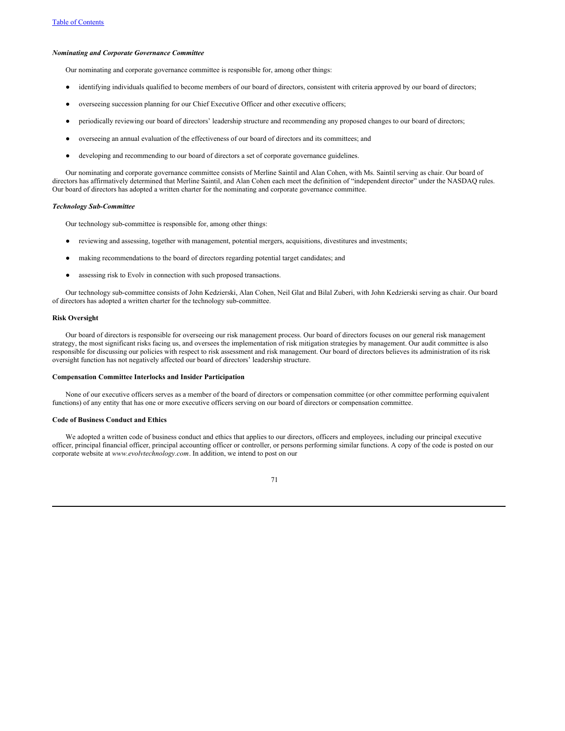### *Nominating and Corporate Governance Committee*

Our nominating and corporate governance committee is responsible for, among other things:

- identifying individuals qualified to become members of our board of directors, consistent with criteria approved by our board of directors;
- overseeing succession planning for our Chief Executive Officer and other executive officers;
- periodically reviewing our board of directors' leadership structure and recommending any proposed changes to our board of directors;
- overseeing an annual evaluation of the effectiveness of our board of directors and its committees; and
- developing and recommending to our board of directors a set of corporate governance guidelines.

Our nominating and corporate governance committee consists of Merline Saintil and Alan Cohen, with Ms. Saintil serving as chair. Our board of directors has affirmatively determined that Merline Saintil, and Alan Cohen each meet the definition of "independent director" under the NASDAQ rules. Our board of directors has adopted a written charter for the nominating and corporate governance committee.

### *Technology Sub-Committee*

Our technology sub-committee is responsible for, among other things:

- reviewing and assessing, together with management, potential mergers, acquisitions, divestitures and investments;
- making recommendations to the board of directors regarding potential target candidates; and
- assessing risk to Evolv in connection with such proposed transactions.

Our technology sub-committee consists of John Kedzierski, Alan Cohen, Neil Glat and Bilal Zuberi, with John Kedzierski serving as chair. Our board of directors has adopted a written charter for the technology sub-committee.

## Risk Oversight

Our board of directors is responsible for overseeing our risk management process. Our board of directors focuses on our general risk management strategy, the most significant risks facing us, and oversees the implementation of risk mitigation strategies by management. Our audit committee is also responsible for discussing our policies with respect to risk assessment and risk management. Our board of directors believes its administration of its risk oversight function has not negatively affected our board of directors' leadership structure.

## Compensation Committee Interlocks and Insider Participation

None of our executive officers serves as a member of the board of directors or compensation committee (or other committee performing equivalent functions) of any entity that has one or more executive officers serving on our board of directors or compensation committee.

## Code of Business Conduct and Ethics

We adopted a written code of business conduct and ethics that applies to our directors, officers and employees, including our principal executive officer, principal financial officer, principal accounting officer or controller, or persons performing similar functions. A copy of the code is posted on our corporate website at *www.evolvtechnology.com*. In addition, we intend to post on our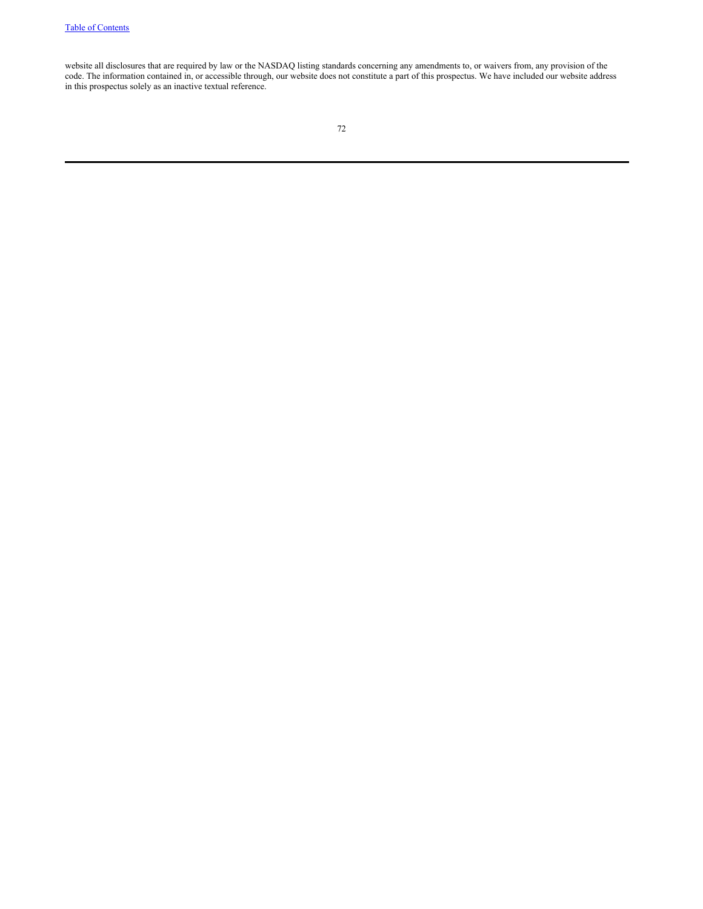website all disclosures that are required by law or the NASDAQ listing standards concerning any amendments to, or waivers from, any provision of the code. The information contained in, or accessible through, our website does not constitute a part of this prospectus. We have included our website address in this prospectus solely as an inactive textual reference.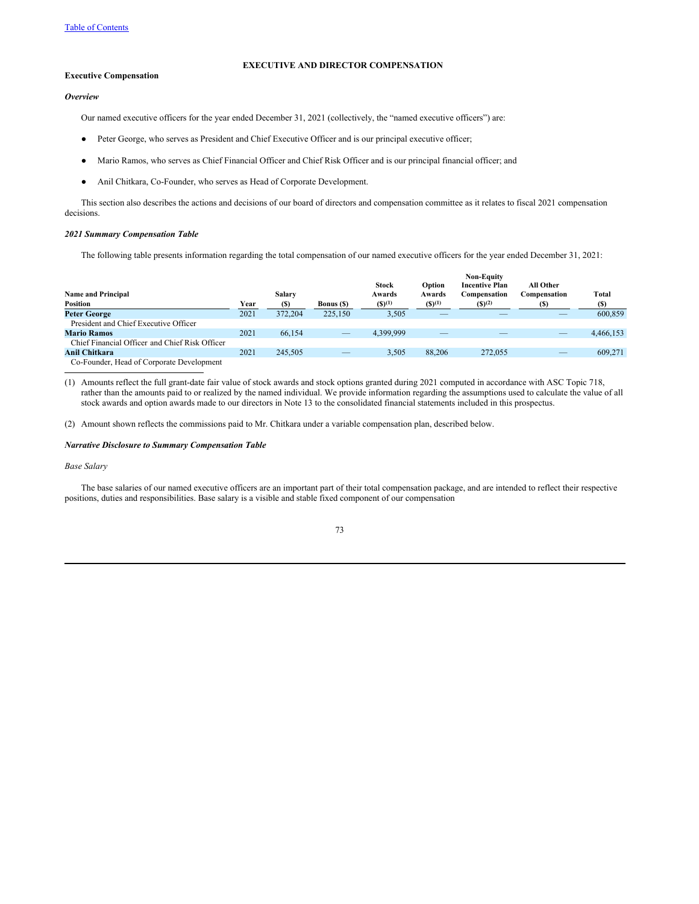[Table of Contents](#)

# EXECUTIVE AND DIRECTOR COMPENSATION

## Executive Compensation

### *Overview*

Our named executive officers for the year ended December 31, 2021 (collectively, the "named executive officers") are:

- Peter George, who serves as President and Chief Executive Officer and is our principal executive officer;
- Mario Ramos, who serves as Chief Financial Officer and Chief Risk Officer and is our principal financial officer; and
- Anil Chitkara, Co-Founder, who serves as Head of Corporate Development.

This section also describes the actions and decisions of our board of directors and compensation committee as it relates to fiscal 2021 compensation decisions.

### *2021 Summary Compensation Table*

The following table presents information regarding the total compensation of our named executive officers for the year ended December 31, 2021:

| Name and Principal Position | Year | Salary ($) | Bonus ($) | Stock Awards ($)[(1)] | Option Awards ($)[(1)] | Non-Equity Incentive Plan Compensation ($)[(2)] | All Other Compensation ($) | Total ($) |
|---|---|---|---|---|---|---|---|---|
| **Peter George** | 2021 | 372,204 | 225,150 | 3,505 | — | — | — | 600,859 |
| President and Chief Executive Officer | | | | | | | | |
| **Mario Ramos** | 2021 | 66,154 | — | 4,399,999 | — | — | — | 4,466,153 |
| Chief Financial Officer and Chief Risk Officer | | | | | | | | |
| **Anil Chitkara** | 2021 | 245,505 | — | 3,505 | 88,206 | 272,055 | — | 609,271 |
| Co-Founder, Head of Corporate Development | | | | | | | | |

(1) Amounts reflect the full grant-date fair value of stock awards and stock options granted during 2021 computed in accordance with ASC Topic 718, rather than the amounts paid to or realized by the named individual. We provide information regarding the assumptions used to calculate the value of all stock awards and option awards made to our directors in Note 13 to the consolidated financial statements included in this prospectus.

(2) Amount shown reflects the commissions paid to Mr. Chitkara under a variable compensation plan, described below.

### *Narrative Disclosure to Summary Compensation Table*

*Base Salary*

The base salaries of our named executive officers are an important part of their total compensation package, and are intended to reflect their respective positions, duties and responsibilities. Base salary is a visible and stable fixed component of our compensation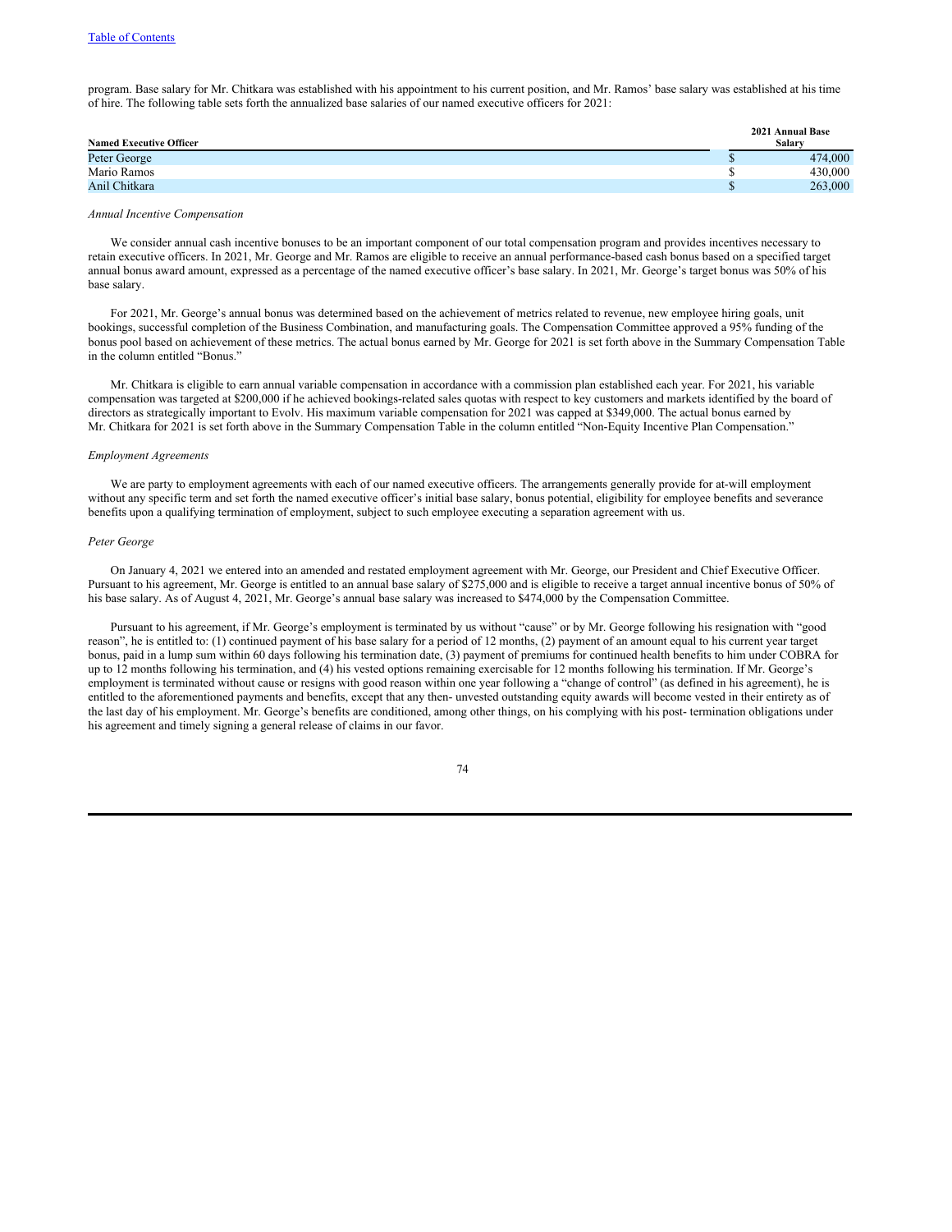program. Base salary for Mr. Chitkara was established with his appointment to his current position, and Mr. Ramos' base salary was established at his time of hire. The following table sets forth the annualized base salaries of our named executive officers for 2021:

| Named Executive Officer | 2021 Annual Base Salary |
|---|---|
| Peter George | $ 474,000 |
| Mario Ramos | $ 430,000 |
| Anil Chitkara | $ 263,000 |

*Annual Incentive Compensation*

We consider annual cash incentive bonuses to be an important component of our total compensation program and provides incentives necessary to retain executive officers. In 2021, Mr. George and Mr. Ramos are eligible to receive an annual performance-based cash bonus based on a specified target annual bonus award amount, expressed as a percentage of the named executive officer's base salary. In 2021, Mr. George's target bonus was 50% of his base salary.

For 2021, Mr. George's annual bonus was determined based on the achievement of metrics related to revenue, new employee hiring goals, unit bookings, successful completion of the Business Combination, and manufacturing goals. The Compensation Committee approved a 95% funding of the bonus pool based on achievement of these metrics. The actual bonus earned by Mr. George for 2021 is set forth above in the Summary Compensation Table in the column entitled "Bonus."

Mr. Chitkara is eligible to earn annual variable compensation in accordance with a commission plan established each year. For 2021, his variable compensation was targeted at $200,000 if he achieved bookings-related sales quotas with respect to key customers and markets identified by the board of directors as strategically important to Evolv. His maximum variable compensation for 2021 was capped at $349,000. The actual bonus earned by Mr. Chitkara for 2021 is set forth above in the Summary Compensation Table in the column entitled "Non-Equity Incentive Plan Compensation."

*Employment Agreements*

We are party to employment agreements with each of our named executive officers. The arrangements generally provide for at-will employment without any specific term and set forth the named executive officer's initial base salary, bonus potential, eligibility for employee benefits and severance benefits upon a qualifying termination of employment, subject to such employee executing a separation agreement with us.

*Peter George*

On January 4, 2021 we entered into an amended and restated employment agreement with Mr. George, our President and Chief Executive Officer. Pursuant to his agreement, Mr. George is entitled to an annual base salary of $275,000 and is eligible to receive a target annual incentive bonus of 50% of his base salary. As of August 4, 2021, Mr. George's annual base salary was increased to $474,000 by the Compensation Committee.

Pursuant to his agreement, if Mr. George's employment is terminated by us without "cause" or by Mr. George following his resignation with "good reason", he is entitled to: (1) continued payment of his base salary for a period of 12 months, (2) payment of an amount equal to his current year target bonus, paid in a lump sum within 60 days following his termination date, (3) payment of premiums for continued health benefits to him under COBRA for up to 12 months following his termination, and (4) his vested options remaining exercisable for 12 months following his termination. If Mr. George's employment is terminated without cause or resigns with good reason within one year following a "change of control" (as defined in his agreement), he is entitled to the aforementioned payments and benefits, except that any then- unvested outstanding equity awards will become vested in their entirety as of the last day of his employment. Mr. George's benefits are conditioned, among other things, on his complying with his post- termination obligations under his agreement and timely signing a general release of claims in our favor.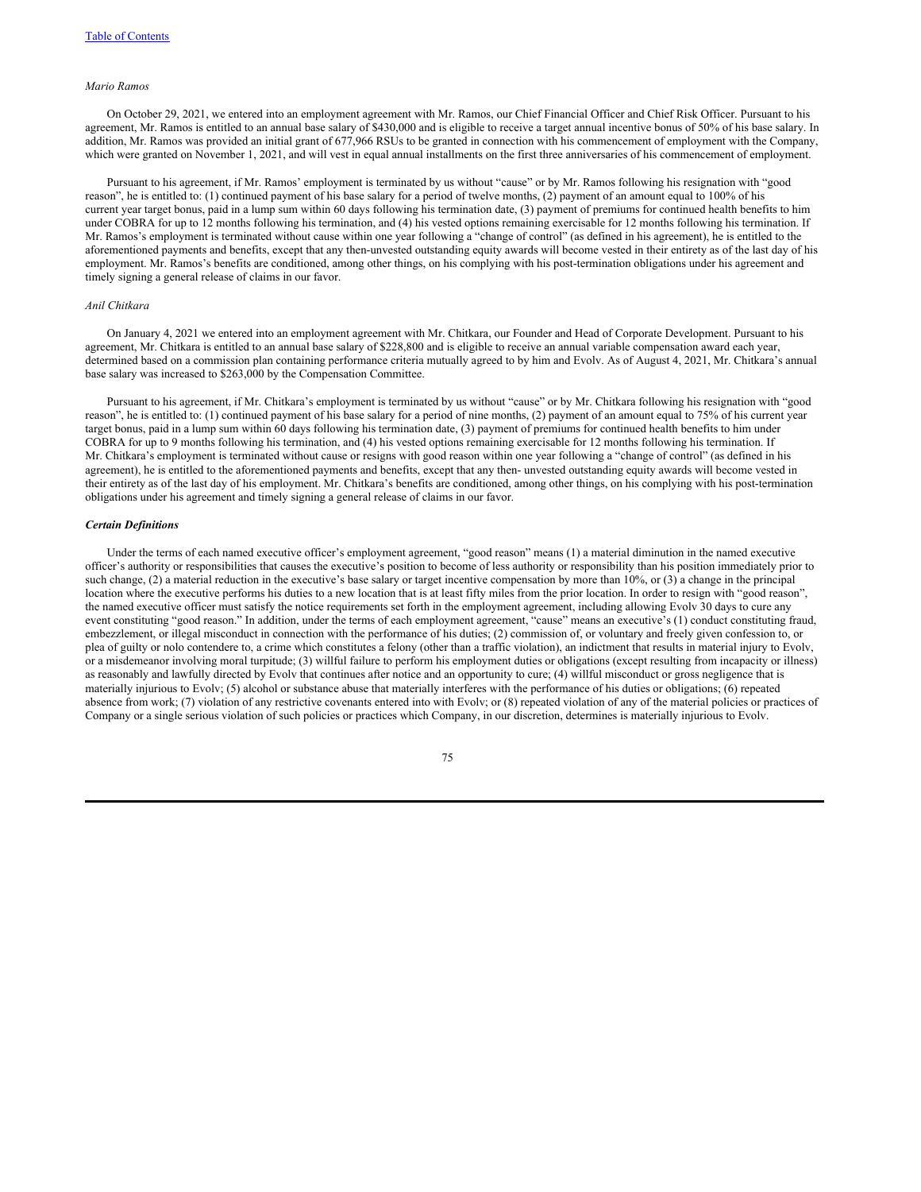*Mario Ramos*

On October 29, 2021, we entered into an employment agreement with Mr. Ramos, our Chief Financial Officer and Chief Risk Officer. Pursuant to his agreement, Mr. Ramos is entitled to an annual base salary of $430,000 and is eligible to receive a target annual incentive bonus of 50% of his base salary. In addition, Mr. Ramos was provided an initial grant of 677,966 RSUs to be granted in connection with his commencement of employment with the Company, which were granted on November 1, 2021, and will vest in equal annual installments on the first three anniversaries of his commencement of employment.

Pursuant to his agreement, if Mr. Ramos' employment is terminated by us without "cause" or by Mr. Ramos following his resignation with "good reason", he is entitled to: (1) continued payment of his base salary for a period of twelve months, (2) payment of an amount equal to 100% of his current year target bonus, paid in a lump sum within 60 days following his termination date, (3) payment of premiums for continued health benefits to him under COBRA for up to 12 months following his termination, and (4) his vested options remaining exercisable for 12 months following his termination. If Mr. Ramos's employment is terminated without cause within one year following a "change of control" (as defined in his agreement), he is entitled to the aforementioned payments and benefits, except that any then-unvested outstanding equity awards will become vested in their entirety as of the last day of his employment. Mr. Ramos's benefits are conditioned, among other things, on his complying with his post-termination obligations under his agreement and timely signing a general release of claims in our favor.

*Anil Chitkara*

On January 4, 2021 we entered into an employment agreement with Mr. Chitkara, our Founder and Head of Corporate Development. Pursuant to his agreement, Mr. Chitkara is entitled to an annual base salary of $228,800 and is eligible to receive an annual variable compensation award each year, determined based on a commission plan containing performance criteria mutually agreed to by him and Evolv. As of August 4, 2021, Mr. Chitkara's annual base salary was increased to $263,000 by the Compensation Committee.

Pursuant to his agreement, if Mr. Chitkara's employment is terminated by us without "cause" or by Mr. Chitkara following his resignation with "good reason", he is entitled to: (1) continued payment of his base salary for a period of nine months, (2) payment of an amount equal to 75% of his current year target bonus, paid in a lump sum within 60 days following his termination date, (3) payment of premiums for continued health benefits to him under COBRA for up to 9 months following his termination, and (4) his vested options remaining exercisable for 12 months following his termination. If Mr. Chitkara's employment is terminated without cause or resigns with good reason within one year following a "change of control" (as defined in his agreement), he is entitled to the aforementioned payments and benefits, except that any then- unvested outstanding equity awards will become vested in their entirety as of the last day of his employment. Mr. Chitkara's benefits are conditioned, among other things, on his complying with his post-termination obligations under his agreement and timely signing a general release of claims in our favor.

***Certain Definitions***

Under the terms of each named executive officer's employment agreement, "good reason" means (1) a material diminution in the named executive officer's authority or responsibilities that causes the executive's position to become of less authority or responsibility than his position immediately prior to such change, (2) a material reduction in the executive's base salary or target incentive compensation by more than 10%, or (3) a change in the principal location where the executive performs his duties to a new location that is at least fifty miles from the prior location. In order to resign with "good reason", the named executive officer must satisfy the notice requirements set forth in the employment agreement, including allowing Evolv 30 days to cure any event constituting "good reason." In addition, under the terms of each employment agreement, "cause" means an executive's (1) conduct constituting fraud, embezzlement, or illegal misconduct in connection with the performance of his duties; (2) commission of, or voluntary and freely given confession to, or plea of guilty or nolo contendere to, a crime which constitutes a felony (other than a traffic violation), an indictment that results in material injury to Evolv, or a misdemeanor involving moral turpitude; (3) willful failure to perform his employment duties or obligations (except resulting from incapacity or illness) as reasonably and lawfully directed by Evolv that continues after notice and an opportunity to cure; (4) willful misconduct or gross negligence that is materially injurious to Evolv; (5) alcohol or substance abuse that materially interferes with the performance of his duties or obligations; (6) repeated absence from work; (7) violation of any restrictive covenants entered into with Evolv; or (8) repeated violation of any of the material policies or practices of Company or a single serious violation of such policies or practices which Company, in our discretion, determines is materially injurious to Evolv.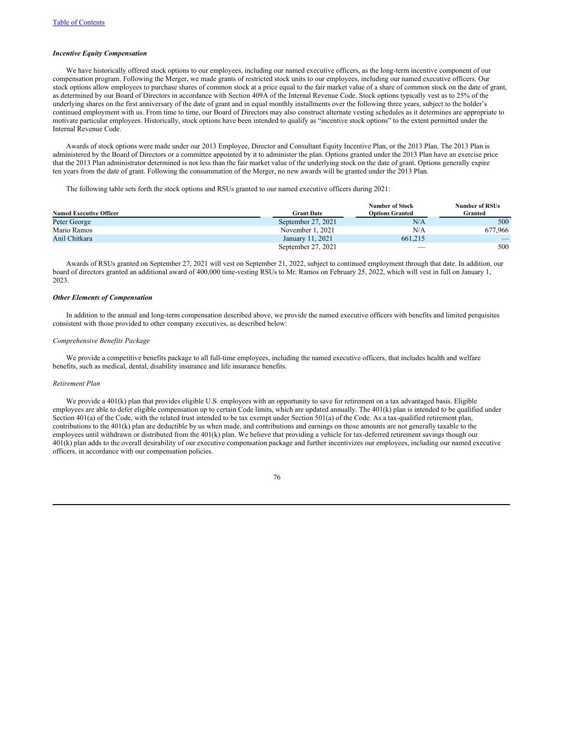### *Incentive Equity Compensation*

We have historically offered stock options to our employees, including our named executive officers, as the long-term incentive component of our compensation program. Following the Merger, we made grants of restricted stock units to our employees, including our named executive officers. Our stock options allow employees to purchase shares of common stock at a price equal to the fair market value of a share of common stock on the date of grant, as determined by our Board of Directors in accordance with Section 409A of the Internal Revenue Code. Stock options typically vest as to 25% of the underlying shares on the first anniversary of the date of grant and in equal monthly installments over the following three years, subject to the holder's continued employment with us. From time to time, our Board of Directors may also construct alternate vesting schedules as it determines are appropriate to motivate particular employees. Historically, stock options have been intended to qualify as "incentive stock options" to the extent permitted under the Internal Revenue Code.

Awards of stock options were made under our 2013 Employee, Director and Consultant Equity Incentive Plan, or the 2013 Plan. The 2013 Plan is administered by the Board of Directors or a committee appointed by it to administer the plan. Options granted under the 2013 Plan have an exercise price that the 2013 Plan administrator determined is not less than the fair market value of the underlying stock on the date of grant. Options generally expire ten years from the date of grant. Following the consummation of the Merger, no new awards will be granted under the 2013 Plan.

The following table sets forth the stock options and RSUs granted to our named executive officers during 2021:

| Named Executive Officer | Grant Date | Number of Stock Options Granted | Number of RSUs Granted |
|---|---|---|---|
| Peter George | September 27, 2021 | N/A | 500 |
| Mario Ramos | November 1, 2021 | N/A | 677,966 |
| Anil Chitkara | January 11, 2021 | 661,215 | — |
| | September 27, 2021 | — | 500 |

Awards of RSUs granted on September 27, 2021 will vest on September 21, 2022, subject to continued employment through that date. In addition, our board of directors granted an additional award of 400,000 time-vesting RSUs to Mr. Ramos on February 25, 2022, which will vest in full on January 1, 2023.

### *Other Elements of Compensation*

In addition to the annual and long-term compensation described above, we provide the named executive officers with benefits and limited perquisites consistent with those provided to other company executives, as described below:

*Comprehensive Benefits Package*

We provide a competitive benefits package to all full-time employees, including the named executive officers, that includes health and welfare benefits, such as medical, dental, disability insurance and life insurance benefits.

*Retirement Plan*

We provide a 401(k) plan that provides eligible U.S. employees with an opportunity to save for retirement on a tax advantaged basis. Eligible employees are able to defer eligible compensation up to certain Code limits, which are updated annually. The 401(k) plan is intended to be qualified under Section 401(a) of the Code, with the related trust intended to be tax exempt under Section 501(a) of the Code. As a tax-qualified retirement plan, contributions to the 401(k) plan are deductible by us when made, and contributions and earnings on those amounts are not generally taxable to the employees until withdrawn or distributed from the 401(k) plan. We believe that providing a vehicle for tax-deferred retirement savings though our 401(k) plan adds to the overall desirability of our executive compensation package and further incentivizes our employees, including our named executive officers, in accordance with our compensation policies.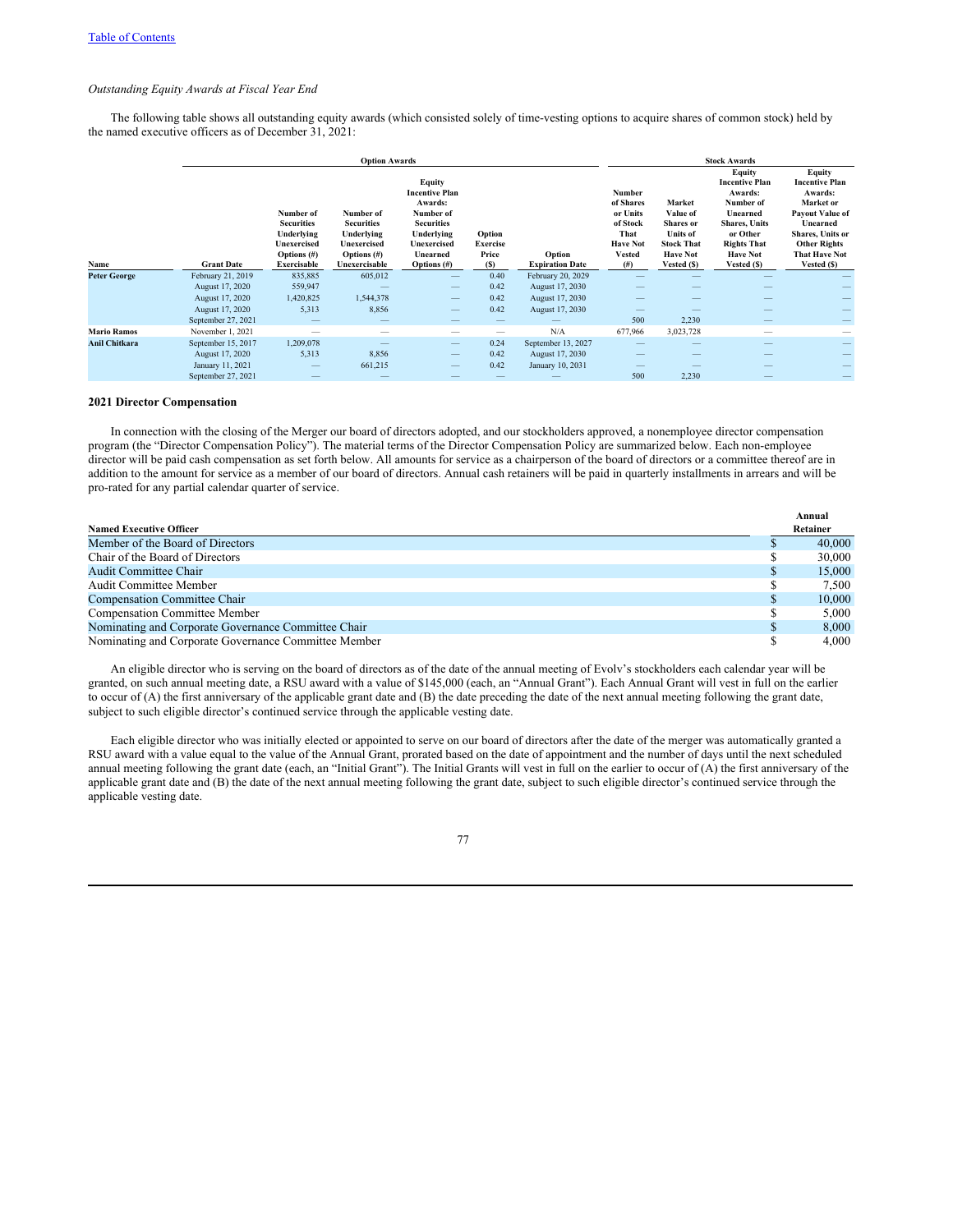*Outstanding Equity Awards at Fiscal Year End*

The following table shows all outstanding equity awards (which consisted solely of time-vesting options to acquire shares of common stock) held by the named executive officers as of December 31, 2021:

| | | Option Awards | | | | | Stock Awards | | | |
|---|---|---|---|---|---|---|---|---|---|---|
| Name | Grant Date | Number of Securities Underlying Unexercised Options (#) Exercisable | Number of Securities Underlying Unexercised Options (#) Unexercisable | Equity Incentive Plan Awards: Number of Securities Underlying Unexercised Unearned Options (#) | Option Exercise Price ($) | Option Expiration Date | Number of Shares or Units of Stock That Have Not Vested (#) | Market Value of Shares or Units of Stock That Have Not Vested ($) | Equity Incentive Plan Awards: Number of Unearned Shares, Units or Other Rights That Have Not Vested ($) | Equity Incentive Plan Awards: Market or Payout Value of Unearned Shares, Units or Other Rights That Have Not Vested ($) |
| **Peter George** | February 21, 2019 | 835,885 | 605,012 | — | 0.40 | February 20, 2029 | — | — | — | — |
| | August 17, 2020 | 559,947 | — | — | 0.42 | August 17, 2030 | — | — | — | — |
| | August 17, 2020 | 1,420,825 | 1,544,378 | — | 0.42 | August 17, 2030 | — | — | — | — |
| | August 17, 2020 | 5,313 | 8,856 | — | 0.42 | August 17, 2030 | — | — | — | — |
| | September 27, 2021 | — | — | — | — | — | 500 | 2,230 | — | — |
| **Mario Ramos** | November 1, 2021 | — | — | — | — | N/A | 677,966 | 3,023,728 | — | — |
| **Anil Chitkara** | September 15, 2017 | 1,209,078 | — | — | 0.24 | September 13, 2027 | — | — | — | — |
| | August 17, 2020 | 5,313 | 8,856 | — | 0.42 | August 17, 2030 | — | — | — | — |
| | January 11, 2021 | — | 661,215 | — | 0.42 | January 10, 2031 | — | — | — | — |
| | September 27, 2021 | — | — | — | — | — | 500 | 2,230 | — | — |

**2021 Director Compensation**

In connection with the closing of the Merger our board of directors adopted, and our stockholders approved, a nonemployee director compensation program (the "Director Compensation Policy"). The material terms of the Director Compensation Policy are summarized below. Each non-employee director will be paid cash compensation as set forth below. All amounts for service as a chairperson of the board of directors or a committee thereof are in addition to the amount for service as a member of our board of directors. Annual cash retainers will be paid in quarterly installments in arrears and will be pro-rated for any partial calendar quarter of service.

| Named Executive Officer | Annual Retainer |
|---|---|
| Member of the Board of Directors | $ 40,000 |
| Chair of the Board of Directors | $ 30,000 |
| Audit Committee Chair | $ 15,000 |
| Audit Committee Member | $ 7,500 |
| Compensation Committee Chair | $ 10,000 |
| Compensation Committee Member | $ 5,000 |
| Nominating and Corporate Governance Committee Chair | $ 8,000 |
| Nominating and Corporate Governance Committee Member | $ 4,000 |

An eligible director who is serving on the board of directors as of the date of the annual meeting of Evolv's stockholders each calendar year will be granted, on such annual meeting date, a RSU award with a value of $145,000 (each, an "Annual Grant"). Each Annual Grant will vest in full on the earlier to occur of (A) the first anniversary of the applicable grant date and (B) the date preceding the date of the next annual meeting following the grant date, subject to such eligible director's continued service through the applicable vesting date.

Each eligible director who was initially elected or appointed to serve on our board of directors after the date of the merger was automatically granted a RSU award with a value equal to the value of the Annual Grant, prorated based on the date of appointment and the number of days until the next scheduled annual meeting following the grant date (each, an "Initial Grant"). The Initial Grants will vest in full on the earlier to occur of (A) the first anniversary of the applicable grant date and (B) the date of the next annual meeting following the grant date, subject to such eligible director's continued service through the applicable vesting date.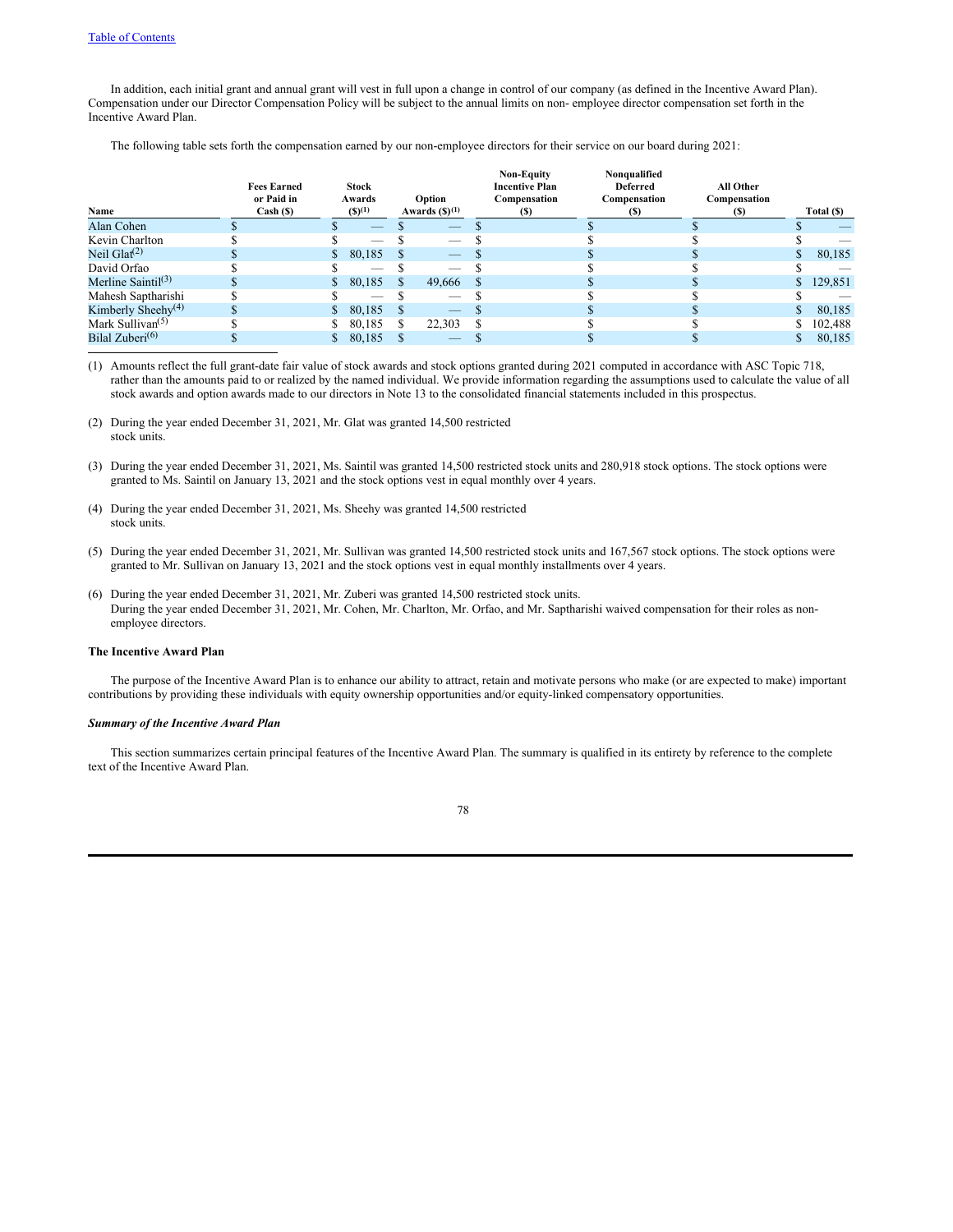In addition, each initial grant and annual grant will vest in full upon a change in control of our company (as defined in the Incentive Award Plan). Compensation under our Director Compensation Policy will be subject to the annual limits on non- employee director compensation set forth in the Incentive Award Plan.

The following table sets forth the compensation earned by our non-employee directors for their service on our board during 2021:

| Name | Fees Earned or Paid in Cash ($) | Stock Awards ($)(1) | Option Awards ($)(1) | Non-Equity Incentive Plan Compensation ($) | Nonqualified Deferred Compensation ($) | All Other Compensation ($) | Total ($) |
|---|---|---|---|---|---|---|---|
| Alan Cohen | $ | $ — | $ — | $ | $ | $ | $ — |
| Kevin Charlton | $ | $ — | $ — | $ | $ | $ | $ — |
| Neil Glat(2) | $ | $ 80,185 | $ — | $ | $ | $ | $ 80,185 |
| David Orfao | $ | $ — | $ — | $ | $ | $ | $ — |
| Merline Saintil(3) | $ | $ 80,185 | $ 49,666 | $ | $ | $ | $ 129,851 |
| Mahesh Saptharishi | $ | $ — | $ — | $ | $ | $ | $ — |
| Kimberly Sheehy(4) | $ | $ 80,185 | $ — | $ | $ | $ | $ 80,185 |
| Mark Sullivan(5) | $ | $ 80,185 | $ 22,303 | $ | $ | $ | $ 102,488 |
| Bilal Zuberi(6) | $ | $ 80,185 | $ — | $ | $ | $ | $ 80,185 |

(1) Amounts reflect the full grant-date fair value of stock awards and stock options granted during 2021 computed in accordance with ASC Topic 718, rather than the amounts paid to or realized by the named individual. We provide information regarding the assumptions used to calculate the value of all stock awards and option awards made to our directors in Note 13 to the consolidated financial statements included in this prospectus.

(2) During the year ended December 31, 2021, Mr. Glat was granted 14,500 restricted stock units.

(3) During the year ended December 31, 2021, Ms. Saintil was granted 14,500 restricted stock units and 280,918 stock options. The stock options were granted to Ms. Saintil on January 13, 2021 and the stock options vest in equal monthly over 4 years.

(4) During the year ended December 31, 2021, Ms. Sheehy was granted 14,500 restricted stock units.

(5) During the year ended December 31, 2021, Mr. Sullivan was granted 14,500 restricted stock units and 167,567 stock options. The stock options were granted to Mr. Sullivan on January 13, 2021 and the stock options vest in equal monthly installments over 4 years.

(6) During the year ended December 31, 2021, Mr. Zuberi was granted 14,500 restricted stock units.
During the year ended December 31, 2021, Mr. Cohen, Mr. Charlton, Mr. Orfao, and Mr. Saptharishi waived compensation for their roles as non-employee directors.

**The Incentive Award Plan**

The purpose of the Incentive Award Plan is to enhance our ability to attract, retain and motivate persons who make (or are expected to make) important contributions by providing these individuals with equity ownership opportunities and/or equity-linked compensatory opportunities.

***Summary of the Incentive Award Plan***

This section summarizes certain principal features of the Incentive Award Plan. The summary is qualified in its entirety by reference to the complete text of the Incentive Award Plan.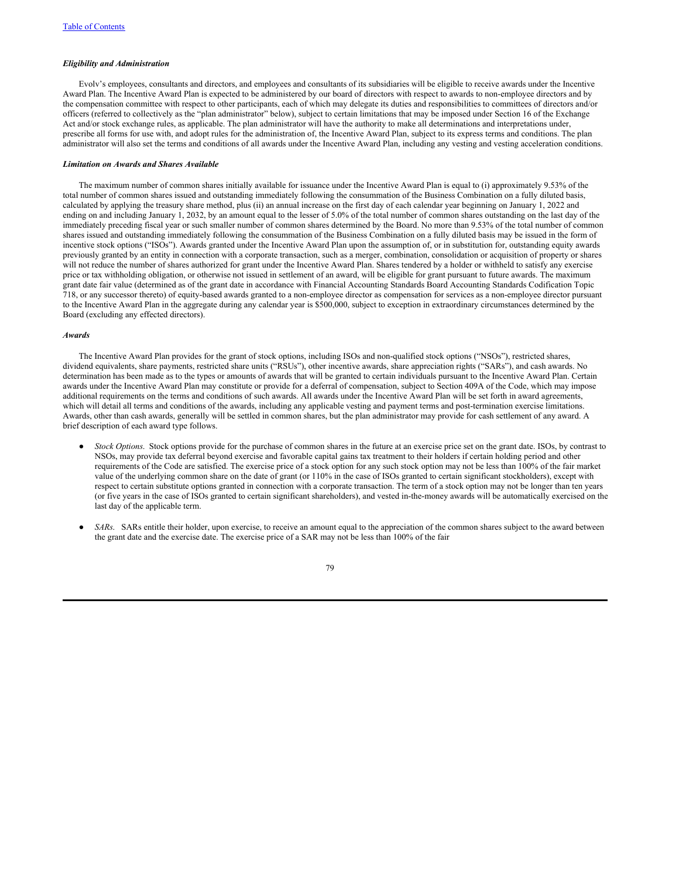***Eligibility and Administration***

Evolv's employees, consultants and directors, and employees and consultants of its subsidiaries will be eligible to receive awards under the Incentive Award Plan. The Incentive Award Plan is expected to be administered by our board of directors with respect to awards to non-employee directors and by the compensation committee with respect to other participants, each of which may delegate its duties and responsibilities to committees of directors and/or officers (referred to collectively as the "plan administrator" below), subject to certain limitations that may be imposed under Section 16 of the Exchange Act and/or stock exchange rules, as applicable. The plan administrator will have the authority to make all determinations and interpretations under, prescribe all forms for use with, and adopt rules for the administration of, the Incentive Award Plan, subject to its express terms and conditions. The plan administrator will also set the terms and conditions of all awards under the Incentive Award Plan, including any vesting and vesting acceleration conditions.

***Limitation on Awards and Shares Available***

The maximum number of common shares initially available for issuance under the Incentive Award Plan is equal to (i) approximately 9.53% of the total number of common shares issued and outstanding immediately following the consummation of the Business Combination on a fully diluted basis, calculated by applying the treasury share method, plus (ii) an annual increase on the first day of each calendar year beginning on January 1, 2022 and ending on and including January 1, 2032, by an amount equal to the lesser of 5.0% of the total number of common shares outstanding on the last day of the immediately preceding fiscal year or such smaller number of common shares determined by the Board. No more than 9.53% of the total number of common shares issued and outstanding immediately following the consummation of the Business Combination on a fully diluted basis may be issued in the form of incentive stock options ("ISOs"). Awards granted under the Incentive Award Plan upon the assumption of, or in substitution for, outstanding equity awards previously granted by an entity in connection with a corporate transaction, such as a merger, combination, consolidation or acquisition of property or shares will not reduce the number of shares authorized for grant under the Incentive Award Plan. Shares tendered by a holder or withheld to satisfy any exercise price or tax withholding obligation, or otherwise not issued in settlement of an award, will be eligible for grant pursuant to future awards. The maximum grant date fair value (determined as of the grant date in accordance with Financial Accounting Standards Board Accounting Standards Codification Topic 718, or any successor thereto) of equity-based awards granted to a non-employee director as compensation for services as a non-employee director pursuant to the Incentive Award Plan in the aggregate during any calendar year is $500,000, subject to exception in extraordinary circumstances determined by the Board (excluding any effected directors).

***Awards***

The Incentive Award Plan provides for the grant of stock options, including ISOs and non-qualified stock options ("NSOs"), restricted shares, dividend equivalents, share payments, restricted share units ("RSUs"), other incentive awards, share appreciation rights ("SARs"), and cash awards. No determination has been made as to the types or amounts of awards that will be granted to certain individuals pursuant to the Incentive Award Plan. Certain awards under the Incentive Award Plan may constitute or provide for a deferral of compensation, subject to Section 409A of the Code, which may impose additional requirements on the terms and conditions of such awards. All awards under the Incentive Award Plan will be set forth in award agreements, which will detail all terms and conditions of the awards, including any applicable vesting and payment terms and post-termination exercise limitations. Awards, other than cash awards, generally will be settled in common shares, but the plan administrator may provide for cash settlement of any award. A brief description of each award type follows.

- *Stock Options.* Stock options provide for the purchase of common shares in the future at an exercise price set on the grant date. ISOs, by contrast to NSOs, may provide tax deferral beyond exercise and favorable capital gains tax treatment to their holders if certain holding period and other requirements of the Code are satisfied. The exercise price of a stock option for any such stock option may not be less than 100% of the fair market value of the underlying common share on the date of grant (or 110% in the case of ISOs granted to certain significant stockholders), except with respect to certain substitute options granted in connection with a corporate transaction. The term of a stock option may not be longer than ten years (or five years in the case of ISOs granted to certain significant shareholders), and vested in-the-money awards will be automatically exercised on the last day of the applicable term.

- *SARs.* SARs entitle their holder, upon exercise, to receive an amount equal to the appreciation of the common shares subject to the award between the grant date and the exercise date. The exercise price of a SAR may not be less than 100% of the fair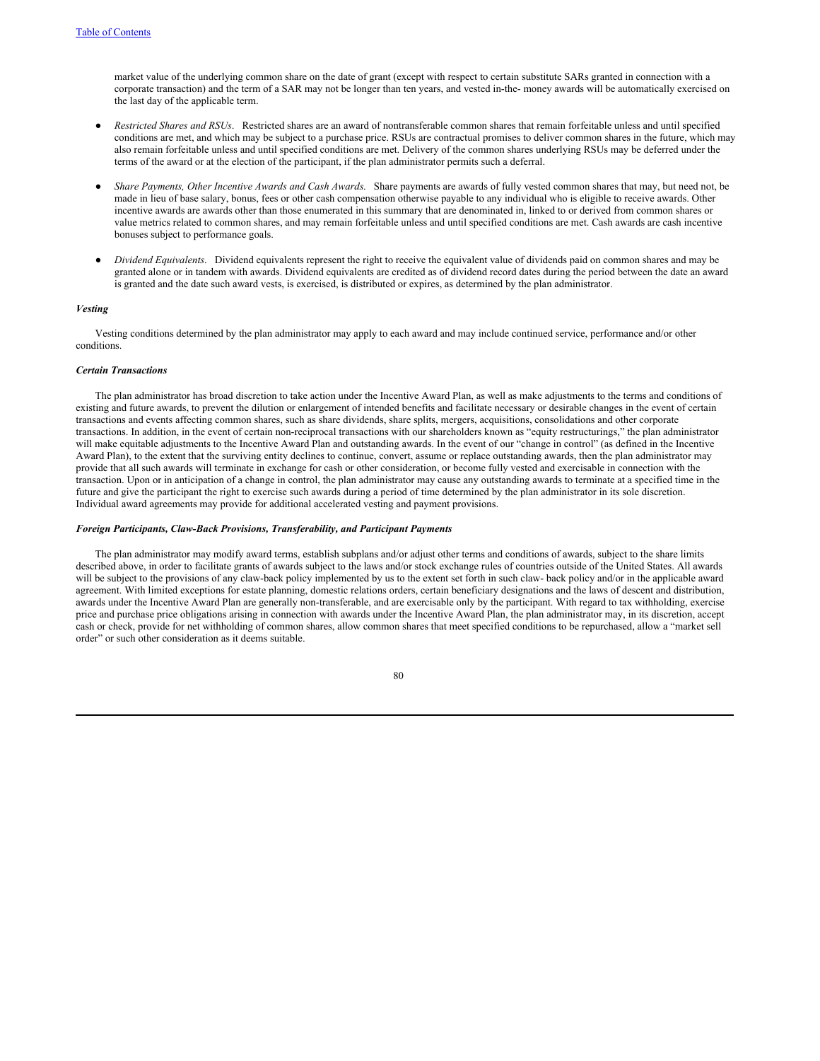market value of the underlying common share on the date of grant (except with respect to certain substitute SARs granted in connection with a corporate transaction) and the term of a SAR may not be longer than ten years, and vested in-the- money awards will be automatically exercised on the last day of the applicable term.

- *Restricted Shares and RSUs*. Restricted shares are an award of nontransferable common shares that remain forfeitable unless and until specified conditions are met, and which may be subject to a purchase price. RSUs are contractual promises to deliver common shares in the future, which may also remain forfeitable unless and until specified conditions are met. Delivery of the common shares underlying RSUs may be deferred under the terms of the award or at the election of the participant, if the plan administrator permits such a deferral.

- *Share Payments, Other Incentive Awards and Cash Awards*. Share payments are awards of fully vested common shares that may, but need not, be made in lieu of base salary, bonus, fees or other cash compensation otherwise payable to any individual who is eligible to receive awards. Other incentive awards are awards other than those enumerated in this summary that are denominated in, linked to or derived from common shares or value metrics related to common shares, and may remain forfeitable unless and until specified conditions are met. Cash awards are cash incentive bonuses subject to performance goals.

- *Dividend Equivalents*. Dividend equivalents represent the right to receive the equivalent value of dividends paid on common shares and may be granted alone or in tandem with awards. Dividend equivalents are credited as of dividend record dates during the period between the date an award is granted and the date such award vests, is exercised, is distributed or expires, as determined by the plan administrator.

***Vesting***

Vesting conditions determined by the plan administrator may apply to each award and may include continued service, performance and/or other conditions.

***Certain Transactions***

The plan administrator has broad discretion to take action under the Incentive Award Plan, as well as make adjustments to the terms and conditions of existing and future awards, to prevent the dilution or enlargement of intended benefits and facilitate necessary or desirable changes in the event of certain transactions and events affecting common shares, such as share dividends, share splits, mergers, acquisitions, consolidations and other corporate transactions. In addition, in the event of certain non-reciprocal transactions with our shareholders known as "equity restructurings," the plan administrator will make equitable adjustments to the Incentive Award Plan and outstanding awards. In the event of our "change in control" (as defined in the Incentive Award Plan), to the extent that the surviving entity declines to continue, convert, assume or replace outstanding awards, then the plan administrator may provide that all such awards will terminate in exchange for cash or other consideration, or become fully vested and exercisable in connection with the transaction. Upon or in anticipation of a change in control, the plan administrator may cause any outstanding awards to terminate at a specified time in the future and give the participant the right to exercise such awards during a period of time determined by the plan administrator in its sole discretion. Individual award agreements may provide for additional accelerated vesting and payment provisions.

***Foreign Participants, Claw-Back Provisions, Transferability, and Participant Payments***

The plan administrator may modify award terms, establish subplans and/or adjust other terms and conditions of awards, subject to the share limits described above, in order to facilitate grants of awards subject to the laws and/or stock exchange rules of countries outside of the United States. All awards will be subject to the provisions of any claw-back policy implemented by us to the extent set forth in such claw- back policy and/or in the applicable award agreement. With limited exceptions for estate planning, domestic relations orders, certain beneficiary designations and the laws of descent and distribution, awards under the Incentive Award Plan are generally non-transferable, and are exercisable only by the participant. With regard to tax withholding, exercise price and purchase price obligations arising in connection with awards under the Incentive Award Plan, the plan administrator may, in its discretion, accept cash or check, provide for net withholding of common shares, allow common shares that meet specified conditions to be repurchased, allow a "market sell order" or such other consideration as it deems suitable.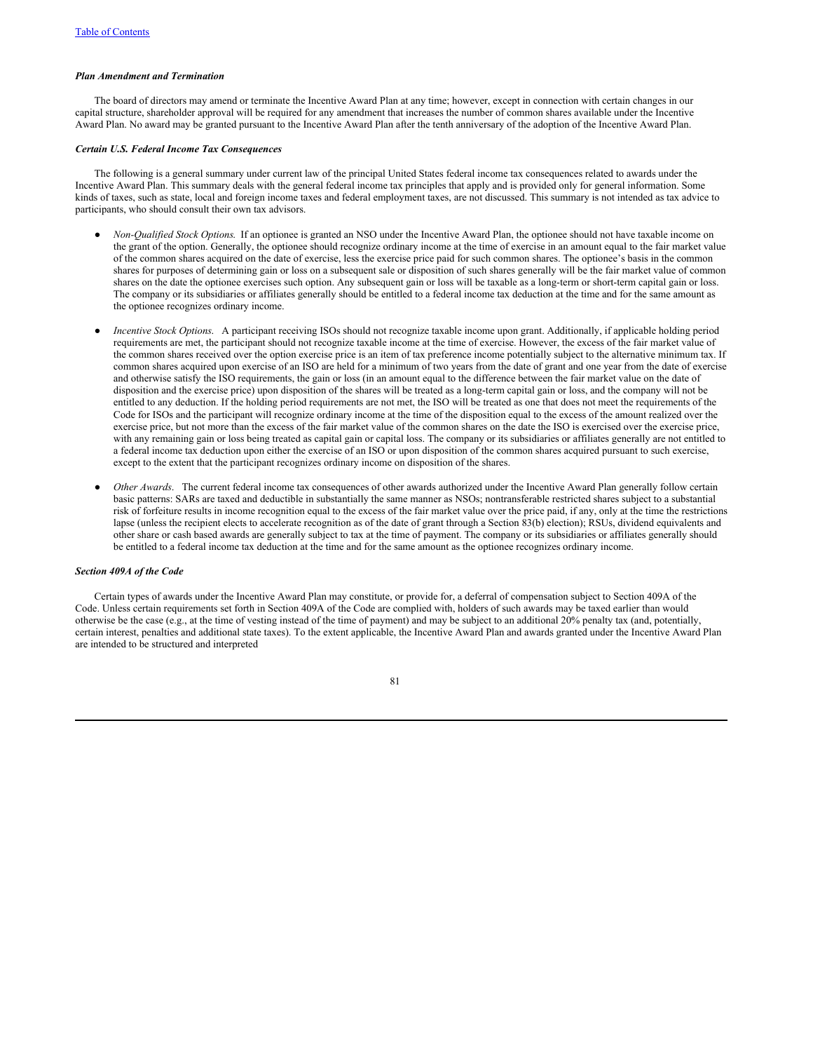***Plan Amendment and Termination***

The board of directors may amend or terminate the Incentive Award Plan at any time; however, except in connection with certain changes in our capital structure, shareholder approval will be required for any amendment that increases the number of common shares available under the Incentive Award Plan. No award may be granted pursuant to the Incentive Award Plan after the tenth anniversary of the adoption of the Incentive Award Plan.

***Certain U.S. Federal Income Tax Consequences***

The following is a general summary under current law of the principal United States federal income tax consequences related to awards under the Incentive Award Plan. This summary deals with the general federal income tax principles that apply and is provided only for general information. Some kinds of taxes, such as state, local and foreign income taxes and federal employment taxes, are not discussed. This summary is not intended as tax advice to participants, who should consult their own tax advisors.

- *Non-Qualified Stock Options.* If an optionee is granted an NSO under the Incentive Award Plan, the optionee should not have taxable income on the grant of the option. Generally, the optionee should recognize ordinary income at the time of exercise in an amount equal to the fair market value of the common shares acquired on the date of exercise, less the exercise price paid for such common shares. The optionee's basis in the common shares for purposes of determining gain or loss on a subsequent sale or disposition of such shares generally will be the fair market value of common shares on the date the optionee exercises such option. Any subsequent gain or loss will be taxable as a long-term or short-term capital gain or loss. The company or its subsidiaries or affiliates generally should be entitled to a federal income tax deduction at the time and for the same amount as the optionee recognizes ordinary income.

- *Incentive Stock Options.* A participant receiving ISOs should not recognize taxable income upon grant. Additionally, if applicable holding period requirements are met, the participant should not recognize taxable income at the time of exercise. However, the excess of the fair market value of the common shares received over the option exercise price is an item of tax preference income potentially subject to the alternative minimum tax. If common shares acquired upon exercise of an ISO are held for a minimum of two years from the date of grant and one year from the date of exercise and otherwise satisfy the ISO requirements, the gain or loss (in an amount equal to the difference between the fair market value on the date of disposition and the exercise price) upon disposition of the shares will be treated as a long-term capital gain or loss, and the company will not be entitled to any deduction. If the holding period requirements are not met, the ISO will be treated as one that does not meet the requirements of the Code for ISOs and the participant will recognize ordinary income at the time of the disposition equal to the excess of the amount realized over the exercise price, but not more than the excess of the fair market value of the common shares on the date the ISO is exercised over the exercise price, with any remaining gain or loss being treated as capital gain or capital loss. The company or its subsidiaries or affiliates generally are not entitled to a federal income tax deduction upon either the exercise of an ISO or upon disposition of the common shares acquired pursuant to such exercise, except to the extent that the participant recognizes ordinary income on disposition of the shares.

- *Other Awards.* The current federal income tax consequences of other awards authorized under the Incentive Award Plan generally follow certain basic patterns: SARs are taxed and deductible in substantially the same manner as NSOs; nontransferable restricted shares subject to a substantial risk of forfeiture results in income recognition equal to the excess of the fair market value over the price paid, if any, only at the time the restrictions lapse (unless the recipient elects to accelerate recognition as of the date of grant through a Section 83(b) election); RSUs, dividend equivalents and other share or cash based awards are generally subject to tax at the time of payment. The company or its subsidiaries or affiliates generally should be entitled to a federal income tax deduction at the time and for the same amount as the optionee recognizes ordinary income.

***Section 409A of the Code***

Certain types of awards under the Incentive Award Plan may constitute, or provide for, a deferral of compensation subject to Section 409A of the Code. Unless certain requirements set forth in Section 409A of the Code are complied with, holders of such awards may be taxed earlier than would otherwise be the case (e.g., at the time of vesting instead of the time of payment) and may be subject to an additional 20% penalty tax (and, potentially, certain interest, penalties and additional state taxes). To the extent applicable, the Incentive Award Plan and awards granted under the Incentive Award Plan are intended to be structured and interpreted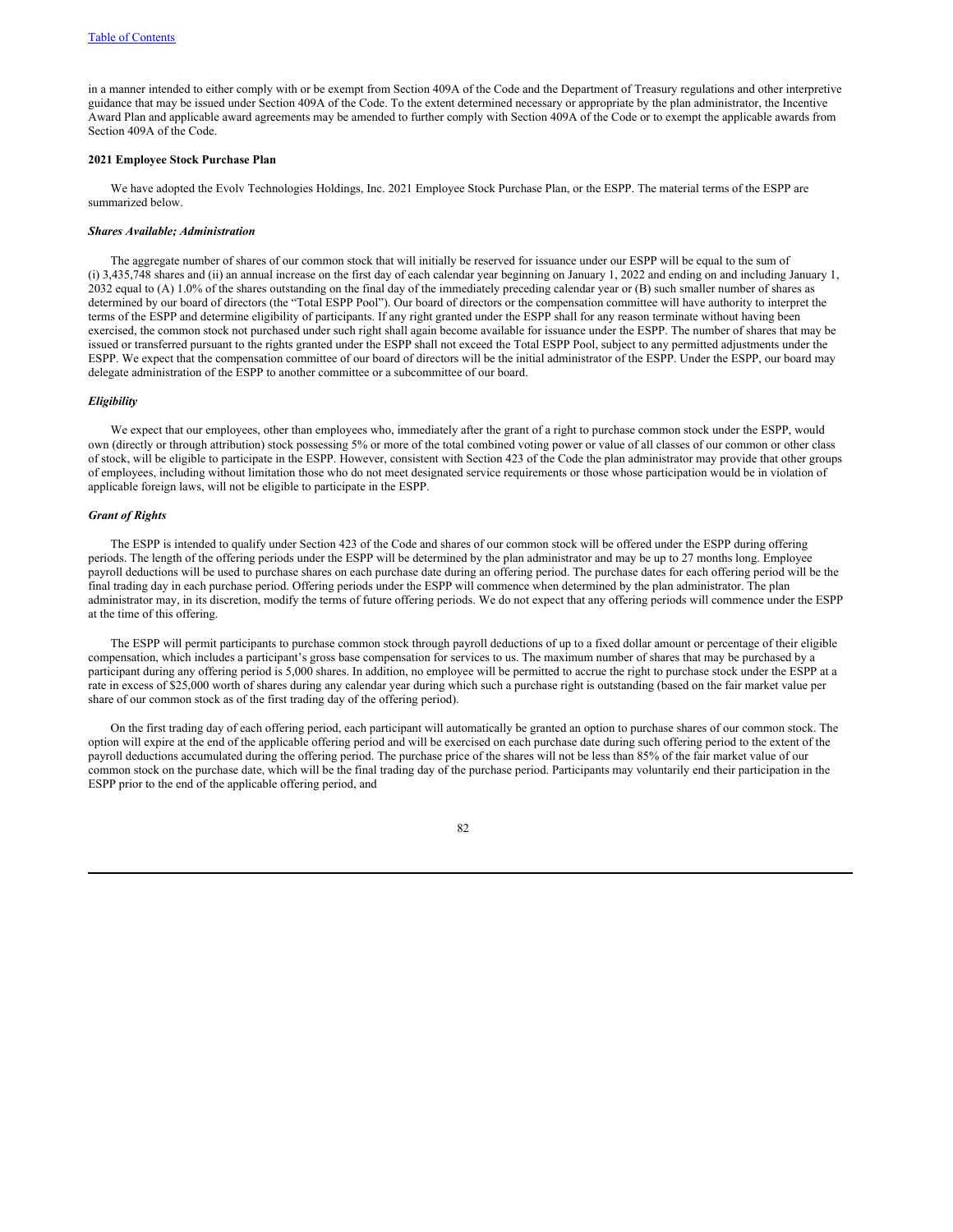in a manner intended to either comply with or be exempt from Section 409A of the Code and the Department of Treasury regulations and other interpretive guidance that may be issued under Section 409A of the Code. To the extent determined necessary or appropriate by the plan administrator, the Incentive Award Plan and applicable award agreements may be amended to further comply with Section 409A of the Code or to exempt the applicable awards from Section 409A of the Code.

**2021 Employee Stock Purchase Plan**

We have adopted the Evolv Technologies Holdings, Inc. 2021 Employee Stock Purchase Plan, or the ESPP. The material terms of the ESPP are summarized below.

***Shares Available; Administration***

The aggregate number of shares of our common stock that will initially be reserved for issuance under our ESPP will be equal to the sum of (i) 3,435,748 shares and (ii) an annual increase on the first day of each calendar year beginning on January 1, 2022 and ending on and including January 1, 2032 equal to (A) 1.0% of the shares outstanding on the final day of the immediately preceding calendar year or (B) such smaller number of shares as determined by our board of directors (the "Total ESPP Pool"). Our board of directors or the compensation committee will have authority to interpret the terms of the ESPP and determine eligibility of participants. If any right granted under the ESPP shall for any reason terminate without having been exercised, the common stock not purchased under such right shall again become available for issuance under the ESPP. The number of shares that may be issued or transferred pursuant to the rights granted under the ESPP shall not exceed the Total ESPP Pool, subject to any permitted adjustments under the ESPP. We expect that the compensation committee of our board of directors will be the initial administrator of the ESPP. Under the ESPP, our board may delegate administration of the ESPP to another committee or a subcommittee of our board.

***Eligibility***

We expect that our employees, other than employees who, immediately after the grant of a right to purchase common stock under the ESPP, would own (directly or through attribution) stock possessing 5% or more of the total combined voting power or value of all classes of our common or other class of stock, will be eligible to participate in the ESPP. However, consistent with Section 423 of the Code the plan administrator may provide that other groups of employees, including without limitation those who do not meet designated service requirements or those whose participation would be in violation of applicable foreign laws, will not be eligible to participate in the ESPP.

***Grant of Rights***

The ESPP is intended to qualify under Section 423 of the Code and shares of our common stock will be offered under the ESPP during offering periods. The length of the offering periods under the ESPP will be determined by the plan administrator and may be up to 27 months long. Employee payroll deductions will be used to purchase shares on each purchase date during an offering period. The purchase dates for each offering period will be the final trading day in each purchase period. Offering periods under the ESPP will commence when determined by the plan administrator. The plan administrator may, in its discretion, modify the terms of future offering periods. We do not expect that any offering periods will commence under the ESPP at the time of this offering.

The ESPP will permit participants to purchase common stock through payroll deductions of up to a fixed dollar amount or percentage of their eligible compensation, which includes a participant's gross base compensation for services to us. The maximum number of shares that may be purchased by a participant during any offering period is 5,000 shares. In addition, no employee will be permitted to accrue the right to purchase stock under the ESPP at a rate in excess of $25,000 worth of shares during any calendar year during which such a purchase right is outstanding (based on the fair market value per share of our common stock as of the first trading day of the offering period).

On the first trading day of each offering period, each participant will automatically be granted an option to purchase shares of our common stock. The option will expire at the end of the applicable offering period and will be exercised on each purchase date during such offering period to the extent of the payroll deductions accumulated during the offering period. The purchase price of the shares will not be less than 85% of the fair market value of our common stock on the purchase date, which will be the final trading day of the purchase period. Participants may voluntarily end their participation in the ESPP prior to the end of the applicable offering period, and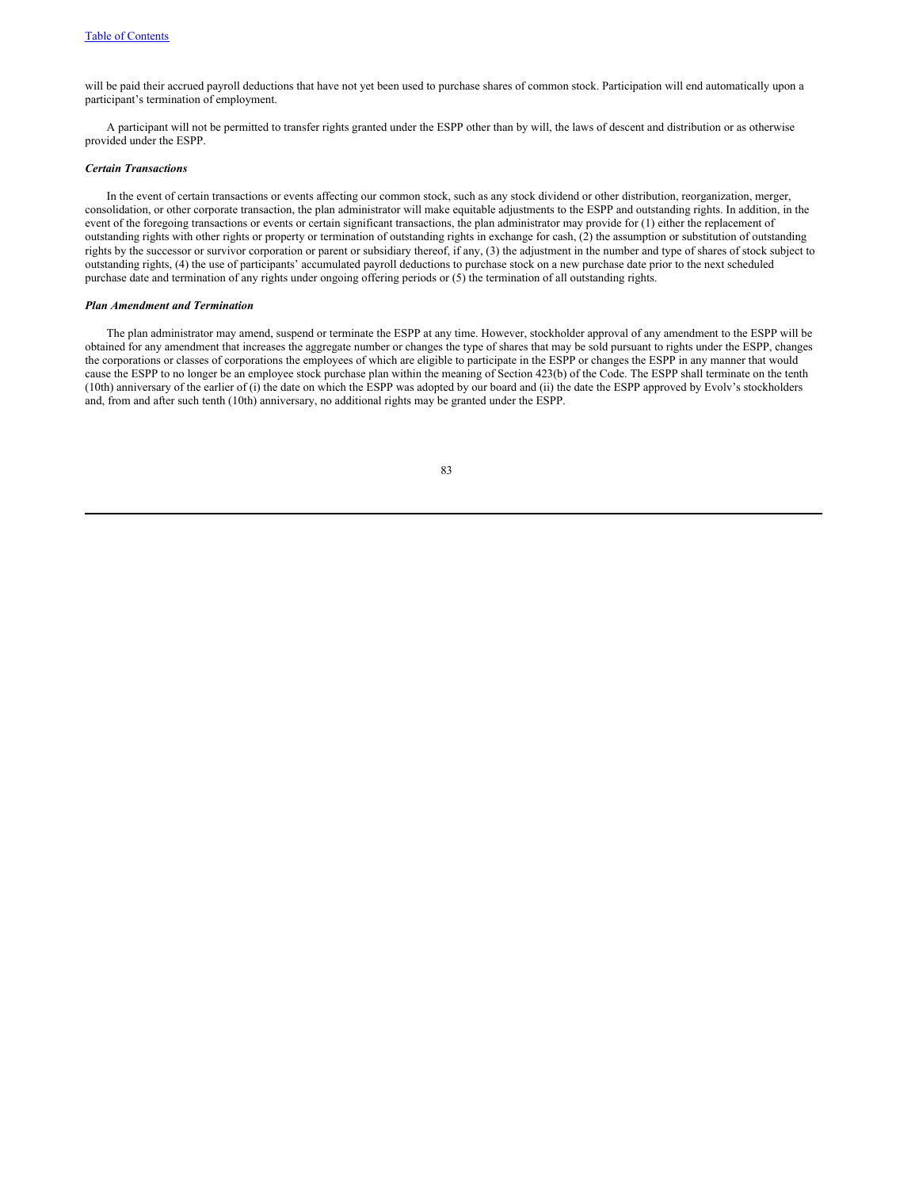will be paid their accrued payroll deductions that have not yet been used to purchase shares of common stock. Participation will end automatically upon a participant's termination of employment.

A participant will not be permitted to transfer rights granted under the ESPP other than by will, the laws of descent and distribution or as otherwise provided under the ESPP.

***Certain Transactions***

In the event of certain transactions or events affecting our common stock, such as any stock dividend or other distribution, reorganization, merger, consolidation, or other corporate transaction, the plan administrator will make equitable adjustments to the ESPP and outstanding rights. In addition, in the event of the foregoing transactions or events or certain significant transactions, the plan administrator may provide for (1) either the replacement of outstanding rights with other rights or property or termination of outstanding rights in exchange for cash, (2) the assumption or substitution of outstanding rights by the successor or survivor corporation or parent or subsidiary thereof, if any, (3) the adjustment in the number and type of shares of stock subject to outstanding rights, (4) the use of participants' accumulated payroll deductions to purchase stock on a new purchase date prior to the next scheduled purchase date and termination of any rights under ongoing offering periods or (5) the termination of all outstanding rights.

***Plan Amendment and Termination***

The plan administrator may amend, suspend or terminate the ESPP at any time. However, stockholder approval of any amendment to the ESPP will be obtained for any amendment that increases the aggregate number or changes the type of shares that may be sold pursuant to rights under the ESPP, changes the corporations or classes of corporations the employees of which are eligible to participate in the ESPP or changes the ESPP in any manner that would cause the ESPP to no longer be an employee stock purchase plan within the meaning of Section 423(b) of the Code. The ESPP shall terminate on the tenth (10th) anniversary of the earlier of (i) the date on which the ESPP was adopted by our board and (ii) the date the ESPP approved by Evolv's stockholders and, from and after such tenth (10th) anniversary, no additional rights may be granted under the ESPP.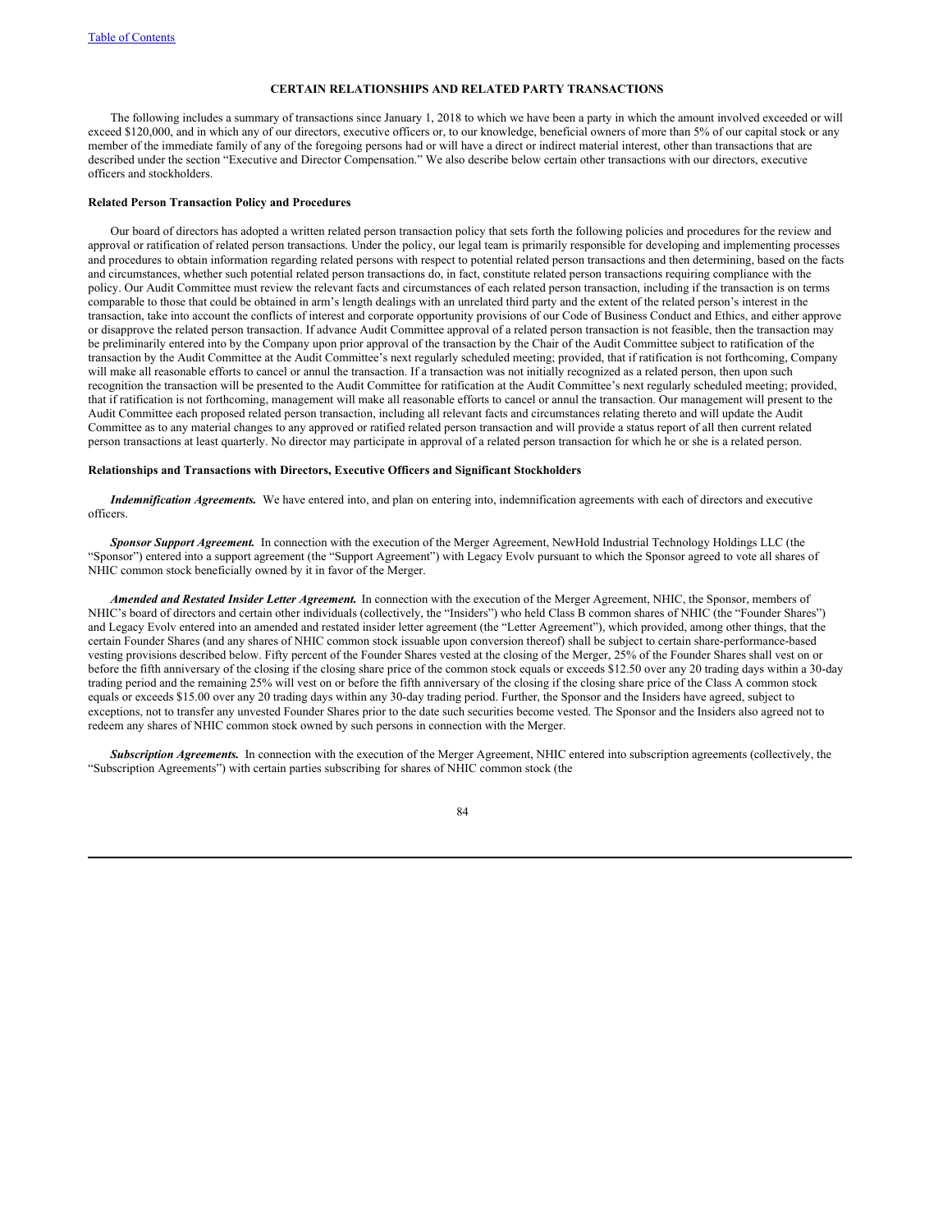## CERTAIN RELATIONSHIPS AND RELATED PARTY TRANSACTIONS

The following includes a summary of transactions since January 1, 2018 to which we have been a party in which the amount involved exceeded or will exceed $120,000, and in which any of our directors, executive officers or, to our knowledge, beneficial owners of more than 5% of our capital stock or any member of the immediate family of any of the foregoing persons had or will have a direct or indirect material interest, other than transactions that are described under the section "Executive and Director Compensation." We also describe below certain other transactions with our directors, executive officers and stockholders.

### Related Person Transaction Policy and Procedures

Our board of directors has adopted a written related person transaction policy that sets forth the following policies and procedures for the review and approval or ratification of related person transactions. Under the policy, our legal team is primarily responsible for developing and implementing processes and procedures to obtain information regarding related persons with respect to potential related person transactions and then determining, based on the facts and circumstances, whether such potential related person transactions do, in fact, constitute related person transactions requiring compliance with the policy. Our Audit Committee must review the relevant facts and circumstances of each related person transaction, including if the transaction is on terms comparable to those that could be obtained in arm's length dealings with an unrelated third party and the extent of the related person's interest in the transaction, take into account the conflicts of interest and corporate opportunity provisions of our Code of Business Conduct and Ethics, and either approve or disapprove the related person transaction. If advance Audit Committee approval of a related person transaction is not feasible, then the transaction may be preliminarily entered into by the Company upon prior approval of the transaction by the Chair of the Audit Committee subject to ratification of the transaction by the Audit Committee at the Audit Committee's next regularly scheduled meeting; provided, that if ratification is not forthcoming, Company will make all reasonable efforts to cancel or annul the transaction. If a transaction was not initially recognized as a related person, then upon such recognition the transaction will be presented to the Audit Committee for ratification at the Audit Committee's next regularly scheduled meeting; provided, that if ratification is not forthcoming, management will make all reasonable efforts to cancel or annul the transaction. Our management will present to the Audit Committee each proposed related person transaction, including all relevant facts and circumstances relating thereto and will update the Audit Committee as to any material changes to any approved or ratified related person transaction and will provide a status report of all then current related person transactions at least quarterly. No director may participate in approval of a related person transaction for which he or she is a related person.

### Relationships and Transactions with Directors, Executive Officers and Significant Stockholders

***Indemnification Agreements.*** We have entered into, and plan on entering into, indemnification agreements with each of directors and executive officers.

***Sponsor Support Agreement.*** In connection with the execution of the Merger Agreement, NewHold Industrial Technology Holdings LLC (the "Sponsor") entered into a support agreement (the "Support Agreement") with Legacy Evolv pursuant to which the Sponsor agreed to vote all shares of NHIC common stock beneficially owned by it in favor of the Merger.

***Amended and Restated Insider Letter Agreement.*** In connection with the execution of the Merger Agreement, NHIC, the Sponsor, members of NHIC's board of directors and certain other individuals (collectively, the "Insiders") who held Class B common shares of NHIC (the "Founder Shares") and Legacy Evolv entered into an amended and restated insider letter agreement (the "Letter Agreement"), which provided, among other things, that the certain Founder Shares (and any shares of NHIC common stock issuable upon conversion thereof) shall be subject to certain share-performance-based vesting provisions described below. Fifty percent of the Founder Shares vested at the closing of the Merger, 25% of the Founder Shares shall vest on or before the fifth anniversary of the closing if the closing share price of the common stock equals or exceeds $12.50 over any 20 trading days within a 30-day trading period and the remaining 25% will vest on or before the fifth anniversary of the closing if the closing share price of the Class A common stock equals or exceeds $15.00 over any 20 trading days within any 30-day trading period. Further, the Sponsor and the Insiders have agreed, subject to exceptions, not to transfer any unvested Founder Shares prior to the date such securities become vested. The Sponsor and the Insiders also agreed not to redeem any shares of NHIC common stock owned by such persons in connection with the Merger.

***Subscription Agreements.*** In connection with the execution of the Merger Agreement, NHIC entered into subscription agreements (collectively, the "Subscription Agreements") with certain parties subscribing for shares of NHIC common stock (the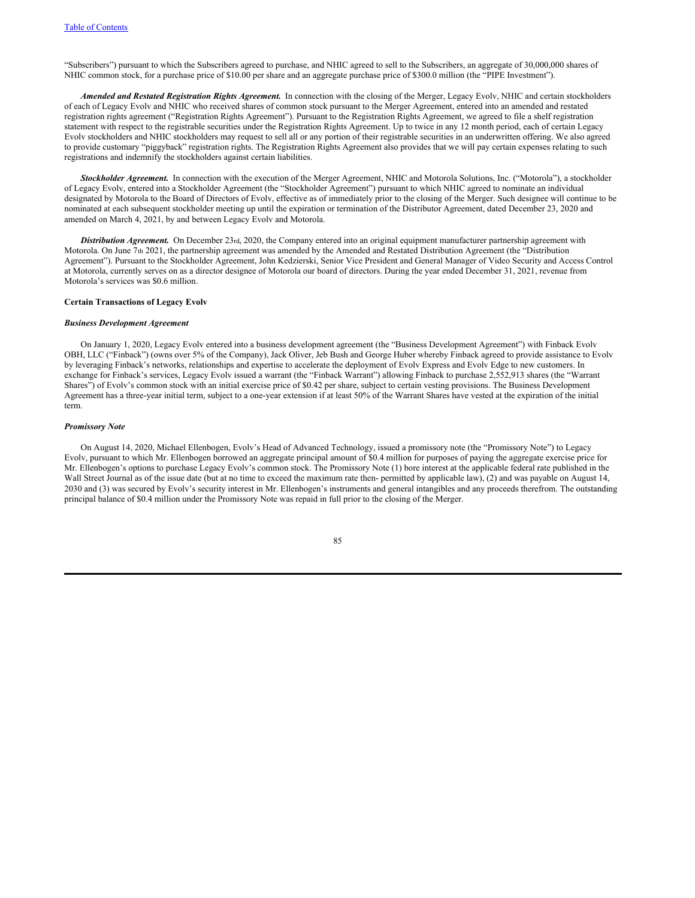"Subscribers") pursuant to which the Subscribers agreed to purchase, and NHIC agreed to sell to the Subscribers, an aggregate of 30,000,000 shares of NHIC common stock, for a purchase price of $10.00 per share and an aggregate purchase price of $300.0 million (the "PIPE Investment").

***Amended and Restated Registration Rights Agreement.*** In connection with the closing of the Merger, Legacy Evolv, NHIC and certain stockholders of each of Legacy Evolv and NHIC who received shares of common stock pursuant to the Merger Agreement, entered into an amended and restated registration rights agreement ("Registration Rights Agreement"). Pursuant to the Registration Rights Agreement, we agreed to file a shelf registration statement with respect to the registrable securities under the Registration Rights Agreement. Up to twice in any 12 month period, each of certain Legacy Evolv stockholders and NHIC stockholders may request to sell all or any portion of their registrable securities in an underwritten offering. We also agreed to provide customary "piggyback" registration rights. The Registration Rights Agreement also provides that we will pay certain expenses relating to such registrations and indemnify the stockholders against certain liabilities.

***Stockholder Agreement.*** In connection with the execution of the Merger Agreement, NHIC and Motorola Solutions, Inc. ("Motorola"), a stockholder of Legacy Evolv, entered into a Stockholder Agreement (the "Stockholder Agreement") pursuant to which NHIC agreed to nominate an individual designated by Motorola to the Board of Directors of Evolv, effective as of immediately prior to the closing of the Merger. Such designee will continue to be nominated at each subsequent stockholder meeting up until the expiration or termination of the Distributor Agreement, dated December 23, 2020 and amended on March 4, 2021, by and between Legacy Evolv and Motorola.

***Distribution Agreement.*** On December 23rd, 2020, the Company entered into an original equipment manufacturer partnership agreement with Motorola. On June 7th 2021, the partnership agreement was amended by the Amended and Restated Distribution Agreement (the "Distribution Agreement"). Pursuant to the Stockholder Agreement, John Kedzierski, Senior Vice President and General Manager of Video Security and Access Control at Motorola, currently serves on as a director designee of Motorola our board of directors. During the year ended December 31, 2021, revenue from Motorola's services was $0.6 million.

**Certain Transactions of Legacy Evolv**

***Business Development Agreement***

On January 1, 2020, Legacy Evolv entered into a business development agreement (the "Business Development Agreement") with Finback Evolv OBH, LLC ("Finback") (owns over 5% of the Company), Jack Oliver, Jeb Bush and George Huber whereby Finback agreed to provide assistance to Evolv by leveraging Finback's networks, relationships and expertise to accelerate the deployment of Evolv Express and Evolv Edge to new customers. In exchange for Finback's services, Legacy Evolv issued a warrant (the "Finback Warrant") allowing Finback to purchase 2,552,913 shares (the "Warrant Shares") of Evolv's common stock with an initial exercise price of $0.42 per share, subject to certain vesting provisions. The Business Development Agreement has a three-year initial term, subject to a one-year extension if at least 50% of the Warrant Shares have vested at the expiration of the initial term.

***Promissory Note***

On August 14, 2020, Michael Ellenbogen, Evolv's Head of Advanced Technology, issued a promissory note (the "Promissory Note") to Legacy Evolv, pursuant to which Mr. Ellenbogen borrowed an aggregate principal amount of $0.4 million for purposes of paying the aggregate exercise price for Mr. Ellenbogen's options to purchase Legacy Evolv's common stock. The Promissory Note (1) bore interest at the applicable federal rate published in the Wall Street Journal as of the issue date (but at no time to exceed the maximum rate then- permitted by applicable law), (2) and was payable on August 14, 2030 and (3) was secured by Evolv's security interest in Mr. Ellenbogen's instruments and general intangibles and any proceeds therefrom. The outstanding principal balance of $0.4 million under the Promissory Note was repaid in full prior to the closing of the Merger.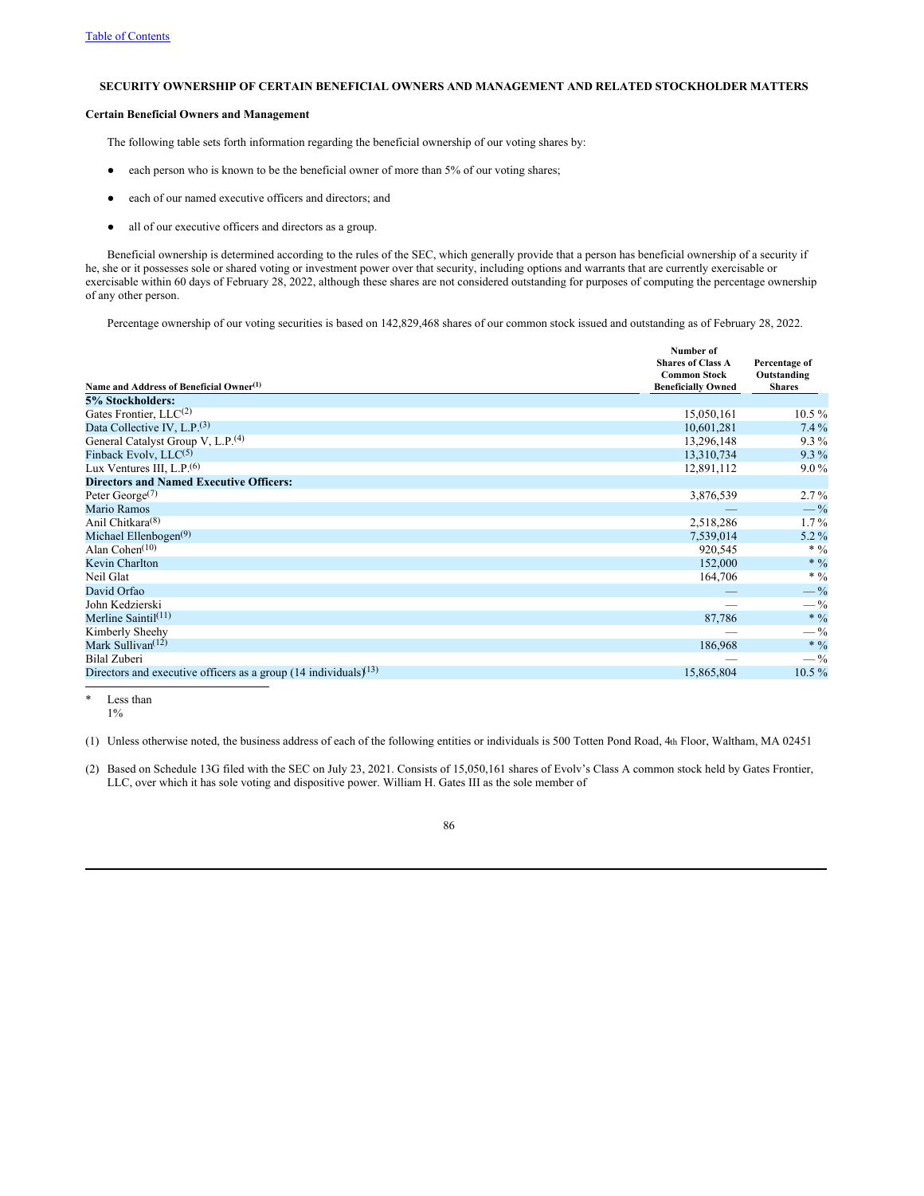[Table of Contents](#)

## SECURITY OWNERSHIP OF CERTAIN BENEFICIAL OWNERS AND MANAGEMENT AND RELATED STOCKHOLDER MATTERS

**Certain Beneficial Owners and Management**

The following table sets forth information regarding the beneficial ownership of our voting shares by:

- each person who is known to be the beneficial owner of more than 5% of our voting shares;
- each of our named executive officers and directors; and
- all of our executive officers and directors as a group.

Beneficial ownership is determined according to the rules of the SEC, which generally provide that a person has beneficial ownership of a security if he, she or it possesses sole or shared voting or investment power over that security, including options and warrants that are currently exercisable or exercisable within 60 days of February 28, 2022, although these shares are not considered outstanding for purposes of computing the percentage ownership of any other person.

Percentage ownership of our voting securities is based on 142,829,468 shares of our common stock issued and outstanding as of February 28, 2022.

| Name and Address of Beneficial Owner[(1)] | Number of Shares of Class A Common Stock Beneficially Owned | Percentage of Outstanding Shares |
|---|---|---|
| **5% Stockholders:** | | |
| Gates Frontier, LLC[(2)] | 15,050,161 | 10.5 % |
| Data Collective IV, L.P.[(3)] | 10,601,281 | 7.4 % |
| General Catalyst Group V, L.P.[(4)] | 13,296,148 | 9.3 % |
| Finback Evolv, LLC[(5)] | 13,310,734 | 9.3 % |
| Lux Ventures III, L.P.[(6)] | 12,891,112 | 9.0 % |
| **Directors and Named Executive Officers:** | | |
| Peter George[(7)] | 3,876,539 | 2.7 % |
| Mario Ramos | — | — % |
| Anil Chitkara[(8)] | 2,518,286 | 1.7 % |
| Michael Ellenbogen[(9)] | 7,539,014 | 5.2 % |
| Alan Cohen[(10)] | 920,545 | * % |
| Kevin Charlton | 152,000 | * % |
| Neil Glat | 164,706 | * % |
| David Orfao | — | — % |
| John Kedzierski | — | — % |
| Merline Saintil[(11)] | 87,786 | * % |
| Kimberly Sheehy | — | — % |
| Mark Sullivan[(12)] | 186,968 | * % |
| Bilal Zuberi | — | — % |
| Directors and executive officers as a group (14 individuals)[(13)] | 15,865,804 | 10.5 % |

\* Less than 1%

(1) Unless otherwise noted, the business address of each of the following entities or individuals is 500 Totten Pond Road, 4th Floor, Waltham, MA 02451

(2) Based on Schedule 13G filed with the SEC on July 23, 2021. Consists of 15,050,161 shares of Evolv's Class A common stock held by Gates Frontier, LLC, over which it has sole voting and dispositive power. William H. Gates III as the sole member of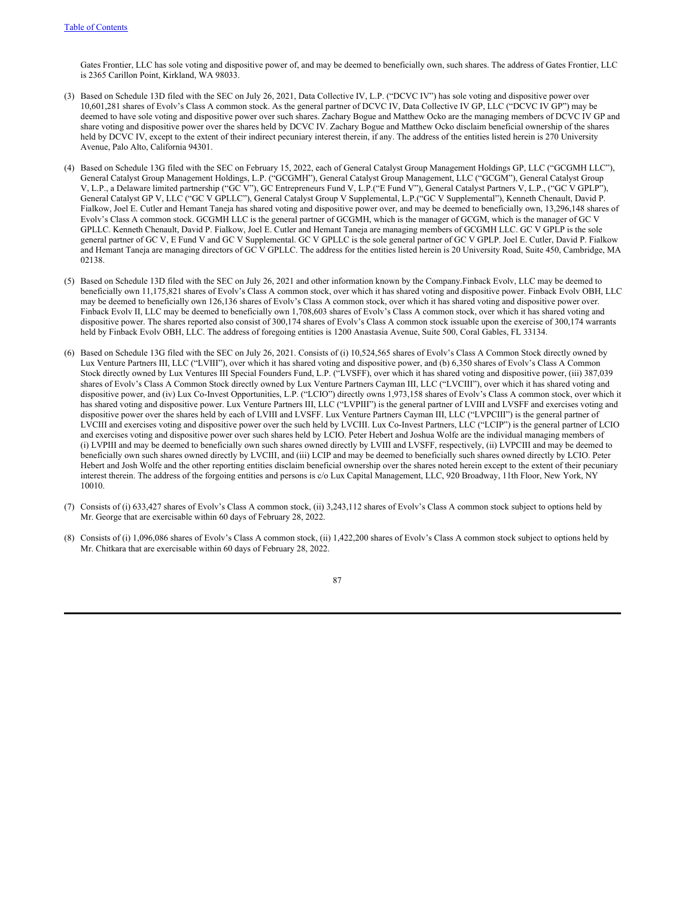Gates Frontier, LLC has sole voting and dispositive power of, and may be deemed to beneficially own, such shares. The address of Gates Frontier, LLC is 2365 Carillon Point, Kirkland, WA 98033.

(3) Based on Schedule 13D filed with the SEC on July 26, 2021, Data Collective IV, L.P. ("DCVC IV") has sole voting and dispositive power over 10,601,281 shares of Evolv's Class A common stock. As the general partner of DCVC IV, Data Collective IV GP, LLC ("DCVC IV GP") may be deemed to have sole voting and dispositive power over such shares. Zachary Bogue and Matthew Ocko are the managing members of DCVC IV GP and share voting and dispositive power over the shares held by DCVC IV. Zachary Bogue and Matthew Ocko disclaim beneficial ownership of the shares held by DCVC IV, except to the extent of their indirect pecuniary interest therein, if any. The address of the entities listed herein is 270 University Avenue, Palo Alto, California 94301.

(4) Based on Schedule 13G filed with the SEC on February 15, 2022, each of General Catalyst Group Management Holdings GP, LLC ("GCGMH LLC"), General Catalyst Group Management Holdings, L.P. ("GCGMH"), General Catalyst Group Management, LLC ("GCGM"), General Catalyst Group V, L.P., a Delaware limited partnership ("GC V"), GC Entrepreneurs Fund V, L.P.("E Fund V"), General Catalyst Partners V, L.P., ("GC V GPLP"), General Catalyst GP V, LLC ("GC V GPLLC"), General Catalyst Group V Supplemental, L.P.("GC V Supplemental"), Kenneth Chenault, David P. Fialkow, Joel E. Cutler and Hemant Taneja has shared voting and dispositive power over, and may be deemed to beneficially own, 13,296,148 shares of Evolv's Class A common stock. GCGMH LLC is the general partner of GCGMH, which is the manager of GCGM, which is the manager of GC V GPLLC. Kenneth Chenault, David P. Fialkow, Joel E. Cutler and Hemant Taneja are managing members of GCGMH LLC. GC V GPLP is the sole general partner of GC V, E Fund V and GC V Supplemental. GC V GPLLC is the sole general partner of GC V GPLP. Joel E. Cutler, David P. Fialkow and Hemant Taneja are managing directors of GC V GPLLC. The address for the entities listed herein is 20 University Road, Suite 450, Cambridge, MA 02138.

(5) Based on Schedule 13D filed with the SEC on July 26, 2021 and other information known by the Company.Finback Evolv, LLC may be deemed to beneficially own 11,175,821 shares of Evolv's Class A common stock, over which it has shared voting and dispositive power. Finback Evolv OBH, LLC may be deemed to beneficially own 126,136 shares of Evolv's Class A common stock, over which it has shared voting and dispositive power over. Finback Evolv II, LLC may be deemed to beneficially own 1,708,603 shares of Evolv's Class A common stock, over which it has shared voting and dispositive power. The shares reported also consist of 300,174 shares of Evolv's Class A common stock issuable upon the exercise of 300,174 warrants held by Finback Evolv OBH, LLC. The address of foregoing entities is 1200 Anastasia Avenue, Suite 500, Coral Gables, FL 33134.

(6) Based on Schedule 13G filed with the SEC on July 26, 2021. Consists of (i) 10,524,565 shares of Evolv's Class A Common Stock directly owned by Lux Venture Partners III, LLC ("LVIII"), over which it has shared voting and dispositive power, and (b) 6,350 shares of Evolv's Class A Common Stock directly owned by Lux Ventures III Special Founders Fund, L.P. ("LVSFF"), over which it has shared voting and dispositive power, (iii) 387,039 shares of Evolv's Class A Common Stock directly owned by Lux Venture Partners Cayman III, LLC ("LVCIII"), over which it has shared voting and dispositive power, and (iv) Lux Co-Invest Opportunities, L.P. ("LCIO") directly owns 1,973,158 shares of Evolv's Class A common stock, over which it has shared voting and dispositive power. Lux Venture Partners III, LLC ("LVPIII") is the general partner of LVIII and LVSFF and exercises voting and dispositive power over the shares held by each of LVIII and LVSFF. Lux Venture Partners Cayman III, LLC ("LVPCIII") is the general partner of LVCIII and exercises voting and dispositive power over the such held by LVCIII. Lux Co-Invest Partners, LLC ("LCIP") is the general partner of LCIO and exercises voting and dispositive power over such shares held by LCIO. Peter Hebert and Joshua Wolfe are the individual managing members of (i) LVPIII and may be deemed to beneficially own such shares owned directly by LVIII and LVSFF, respectively, (ii) LVPCIII and may be deemed to beneficially own such shares owned directly by LVCIII, and (iii) LCIP and may be deemed to beneficially such shares owned directly by LCIO. Peter Hebert and Josh Wolfe and the other reporting entities disclaim beneficial ownership over the shares noted herein except to the extent of their pecuniary interest therein. The address of the forgoing entities and persons is c/o Lux Capital Management, LLC, 920 Broadway, 11th Floor, New York, NY 10010.

(7) Consists of (i) 633,427 shares of Evolv's Class A common stock, (ii) 3,243,112 shares of Evolv's Class A common stock subject to options held by Mr. George that are exercisable within 60 days of February 28, 2022.

(8) Consists of (i) 1,096,086 shares of Evolv's Class A common stock, (ii) 1,422,200 shares of Evolv's Class A common stock subject to options held by Mr. Chitkara that are exercisable within 60 days of February 28, 2022.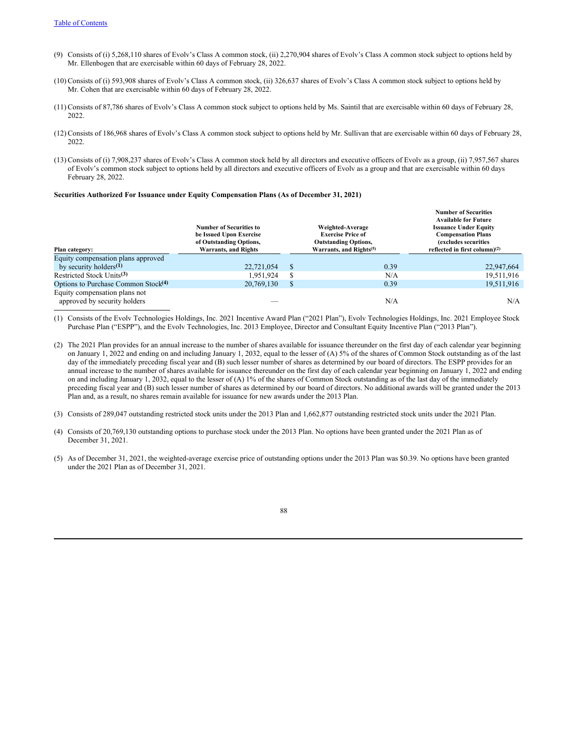(9) Consists of (i) 5,268,110 shares of Evolv's Class A common stock, (ii) 2,270,904 shares of Evolv's Class A common stock subject to options held by Mr. Ellenbogen that are exercisable within 60 days of February 28, 2022.

(10) Consists of (i) 593,908 shares of Evolv's Class A common stock, (ii) 326,637 shares of Evolv's Class A common stock subject to options held by Mr. Cohen that are exercisable within 60 days of February 28, 2022.

(11) Consists of 87,786 shares of Evolv's Class A common stock subject to options held by Ms. Saintil that are exercisable within 60 days of February 28, 2022.

(12) Consists of 186,968 shares of Evolv's Class A common stock subject to options held by Mr. Sullivan that are exercisable within 60 days of February 28, 2022.

(13) Consists of (i) 7,908,237 shares of Evolv's Class A common stock held by all directors and executive officers of Evolv as a group, (ii) 7,957,567 shares of Evolv's common stock subject to options held by all directors and executive officers of Evolv as a group and that are exercisable within 60 days February 28, 2022.

**Securities Authorized For Issuance under Equity Compensation Plans (As of December 31, 2021)**

| Plan category: | Number of Securities to be Issued Upon Exercise of Outstanding Options, Warrants, and Rights | Weighted-Average Exercise Price of Outstanding Options, Warrants, and Rights[5] | Number of Securities Available for Future Issuance Under Equity Compensation Plans (excludes securities reflected in first column)[2] |
|---|---|---|---|
| Equity compensation plans approved by security holders[1] | 22,721,054 | $ 0.39 | 22,947,664 |
| Restricted Stock Units[3] | 1,951,924 | $ N/A | 19,511,916 |
| Options to Purchase Common Stock[4] | 20,769,130 | $ 0.39 | 19,511,916 |
| Equity compensation plans not approved by security holders | — | N/A | N/A |

(1) Consists of the Evolv Technologies Holdings, Inc. 2021 Incentive Award Plan ("2021 Plan"), Evolv Technologies Holdings, Inc. 2021 Employee Stock Purchase Plan ("ESPP"), and the Evolv Technologies, Inc. 2013 Employee, Director and Consultant Equity Incentive Plan ("2013 Plan").

(2) The 2021 Plan provides for an annual increase to the number of shares available for issuance thereunder on the first day of each calendar year beginning on January 1, 2022 and ending on and including January 1, 2032, equal to the lesser of (A) 5% of the shares of Common Stock outstanding as of the last day of the immediately preceding fiscal year and (B) such lesser number of shares as determined by our board of directors. The ESPP provides for an annual increase to the number of shares available for issuance thereunder on the first day of each calendar year beginning on January 1, 2022 and ending on and including January 1, 2032, equal to the lesser of (A) 1% of the shares of Common Stock outstanding as of the last day of the immediately preceding fiscal year and (B) such lesser number of shares as determined by our board of directors. No additional awards will be granted under the 2013 Plan and, as a result, no shares remain available for issuance for new awards under the 2013 Plan.

(3) Consists of 289,047 outstanding restricted stock units under the 2013 Plan and 1,662,877 outstanding restricted stock units under the 2021 Plan.

(4) Consists of 20,769,130 outstanding options to purchase stock under the 2013 Plan. No options have been granted under the 2021 Plan as of December 31, 2021.

(5) As of December 31, 2021, the weighted-average exercise price of outstanding options under the 2013 Plan was $0.39. No options have been granted under the 2021 Plan as of December 31, 2021.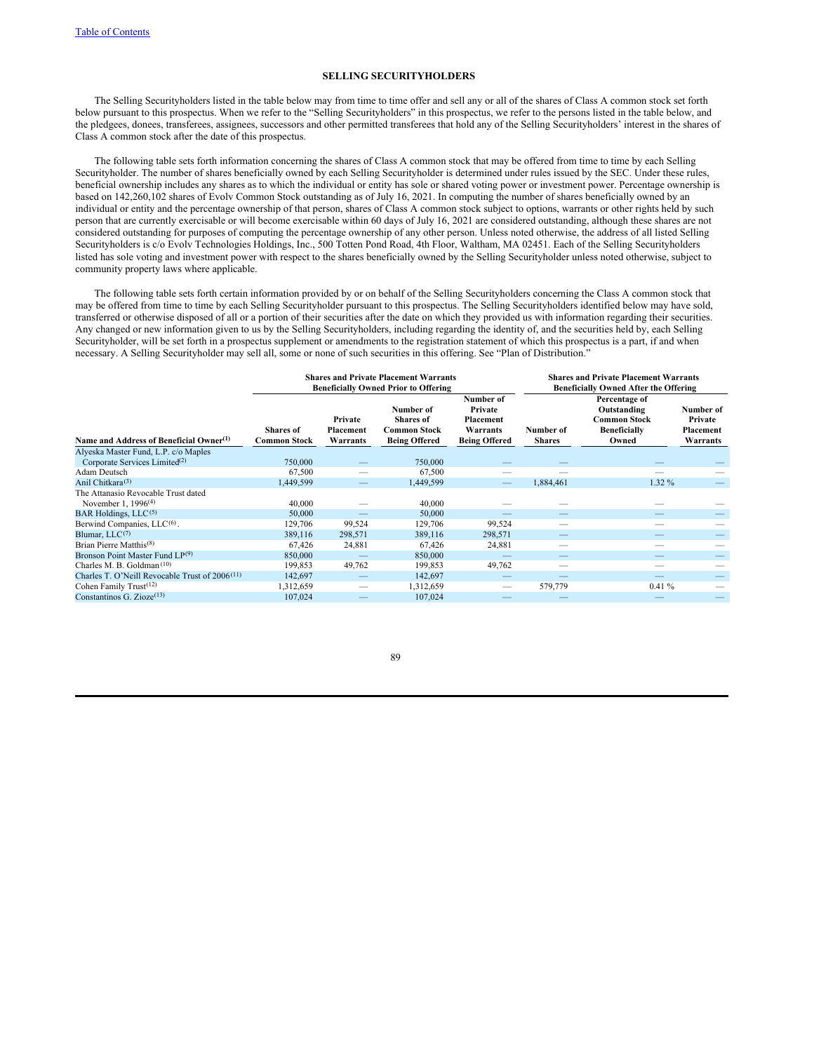[Table of Contents](#)

# SELLING SECURITYHOLDERS

The Selling Securityholders listed in the table below may from time to time offer and sell any or all of the shares of Class A common stock set forth below pursuant to this prospectus. When we refer to the "Selling Securityholders" in this prospectus, we refer to the persons listed in the table below, and the pledgees, donees, transferees, assignees, successors and other permitted transferees that hold any of the Selling Securityholders' interest in the shares of Class A common stock after the date of this prospectus.

The following table sets forth information concerning the shares of Class A common stock that may be offered from time to time by each Selling Securityholder. The number of shares beneficially owned by each Selling Securityholder is determined under rules issued by the SEC. Under these rules, beneficial ownership includes any shares as to which the individual or entity has sole or shared voting power or investment power. Percentage ownership is based on 142,260,102 shares of Evolv Common Stock outstanding as of July 16, 2021. In computing the number of shares beneficially owned by an individual or entity and the percentage ownership of that person, shares of Class A common stock subject to options, warrants or other rights held by such person that are currently exercisable or will become exercisable within 60 days of July 16, 2021 are considered outstanding, although these shares are not considered outstanding for purposes of computing the percentage ownership of any other person. Unless noted otherwise, the address of all listed Selling Securityholders is c/o Evolv Technologies Holdings, Inc., 500 Totten Pond Road, 4th Floor, Waltham, MA 02451. Each of the Selling Securityholders listed has sole voting and investment power with respect to the shares beneficially owned by the Selling Securityholder unless noted otherwise, subject to community property laws where applicable.

The following table sets forth certain information provided by or on behalf of the Selling Securityholders concerning the Class A common stock that may be offered from time to time by each Selling Securityholder pursuant to this prospectus. The Selling Securityholders identified below may have sold, transferred or otherwise disposed of all or a portion of their securities after the date on which they provided us with information regarding their securities. Any changed or new information given to us by the Selling Securityholders, including regarding the identity of, and the securities held by, each Selling Securityholder, will be set forth in a prospectus supplement or amendments to the registration statement of which this prospectus is a part, if and when necessary. A Selling Securityholder may sell all, some or none of such securities in this offering. See "Plan of Distribution."

| | Shares and Private Placement Warrants Beneficially Owned Prior to Offering | | | | Shares and Private Placement Warrants Beneficially Owned After the Offering | | |
|---|---|---|---|---|---|---|---|
| Name and Address of Beneficial Owner[1] | Shares of Common Stock | Private Placement Warrants | Number of Shares of Common Stock Being Offered | Number of Private Placement Warrants Being Offered | Number of Shares | Percentage of Outstanding Common Stock Beneficially Owned | Number of Private Placement Warrants |
| Alyeska Master Fund, L.P. c/o Maples Corporate Services Limited[2] | 750,000 | — | 750,000 | — | — | — | — |
| Adam Deutsch | 67,500 | — | 67,500 | — | — | — | — |
| Anil Chitkara[3] | 1,449,599 | — | 1,449,599 | — | 1,884,461 | 1.32 % | — |
| The Attanasio Revocable Trust dated November 1, 1996[4] | 40,000 | — | 40,000 | — | — | — | — |
| BAR Holdings, LLC[5] | 50,000 | — | 50,000 | — | — | — | — |
| Berwind Companies, LLC[6] . | 129,706 | 99,524 | 129,706 | 99,524 | — | — | — |
| Blumar, LLC[7] | 389,116 | 298,571 | 389,116 | 298,571 | — | — | — |
| Brian Pierre Matthis[8] | 67,426 | 24,881 | 67,426 | 24,881 | — | — | — |
| Bronson Point Master Fund LP[9] | 850,000 | — | 850,000 | — | — | — | — |
| Charles M. B. Goldman[10] | 199,853 | 49,762 | 199,853 | 49,762 | — | — | — |
| Charles T. O'Neill Revocable Trust of 2006[11] | 142,697 | — | 142,697 | — | — | — | — |
| Cohen Family Trust[12] | 1,312,659 | — | 1,312,659 | — | 579,779 | 0.41 % | — |
| Constantinos G. Zioze[13] | 107,024 | — | 107,024 | — | — | — | — |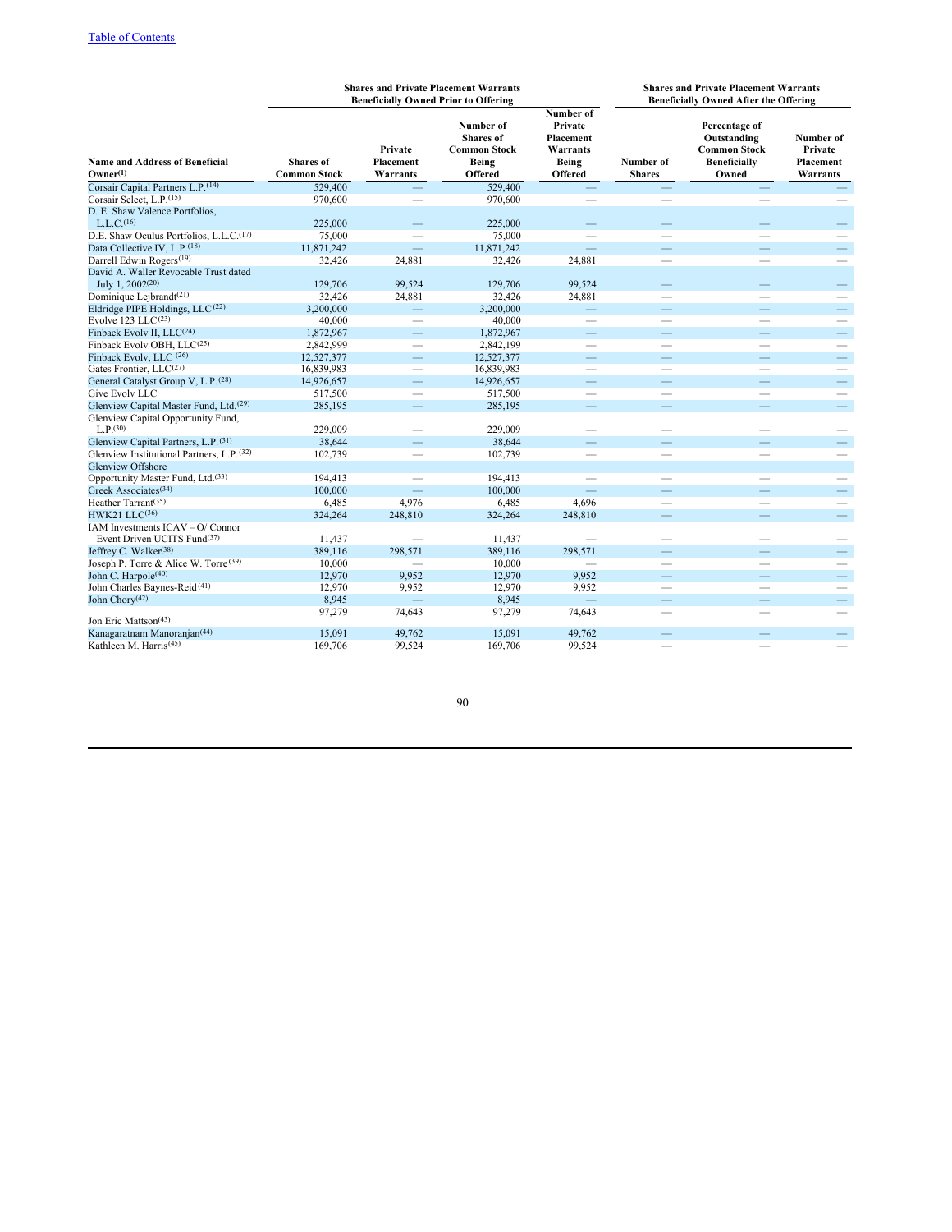[Table of Contents](#)

| Name and Address of Beneficial Owner[(1)] | Shares and Private Placement Warrants Beneficially Owned Prior to Offering | | | | Shares and Private Placement Warrants Beneficially Owned After the Offering | | |
|---|---|---|---|---|---|---|---|
| | Shares of Common Stock | Private Placement Warrants | Number of Shares of Common Stock Being Offered | Number of Private Placement Warrants Being Offered | Number of Shares | Percentage of Outstanding Common Stock Beneficially Owned | Number of Private Placement Warrants |
| Corsair Capital Partners L.P.[(14)] | 529,400 | — | 529,400 | — | — | — | — |
| Corsair Select, L.P.[(15)] | 970,600 | — | 970,600 | — | — | — | — |
| D. E. Shaw Valence Portfolios, L.L.C.[(16)] | 225,000 | — | 225,000 | — | — | — | — |
| D.E. Shaw Oculus Portfolios, L.L.C.[(17)] | 75,000 | — | 75,000 | — | — | — | — |
| Data Collective IV, L.P.[(18)] | 11,871,242 | — | 11,871,242 | — | — | — | — |
| Darrell Edwin Rogers[(19)] | 32,426 | 24,881 | 32,426 | 24,881 | — | — | — |
| David A. Waller Revocable Trust dated July 1, 2002[(20)] | 129,706 | 99,524 | 129,706 | 99,524 | — | — | — |
| Dominique Lejbrandt[(21)] | 32,426 | 24,881 | 32,426 | 24,881 | — | — | — |
| Eldridge PIPE Holdings, LLC[(22)] | 3,200,000 | — | 3,200,000 | — | — | — | — |
| Evolve 123 LLC[(23)] | 40,000 | — | 40,000 | — | — | — | — |
| Finback Evolv II, LLC[(24)] | 1,872,967 | — | 1,872,967 | — | — | — | — |
| Finback Evolv OBH, LLC[(25)] | 2,842,999 | — | 2,842,199 | — | — | — | — |
| Finback Evolv, LLC[(26)] | 12,527,377 | — | 12,527,377 | — | — | — | — |
| Gates Frontier, LLC[(27)] | 16,839,983 | — | 16,839,983 | — | — | — | — |
| General Catalyst Group V, L.P.[(28)] | 14,926,657 | — | 14,926,657 | — | — | — | — |
| Give Evolv LLC | 517,500 | — | 517,500 | — | — | — | — |
| Glenview Capital Master Fund, Ltd.[(29)] | 285,195 | — | 285,195 | — | — | — | — |
| Glenview Capital Opportunity Fund, L.P.[(30)] | 229,009 | — | 229,009 | — | — | — | — |
| Glenview Capital Partners, L.P.[(31)] | 38,644 | — | 38,644 | — | — | — | — |
| Glenview Institutional Partners, L.P.[(32)] | 102,739 | — | 102,739 | — | — | — | — |
| Glenview Offshore Opportunity Master Fund, Ltd.[(33)] | 194,413 | — | 194,413 | — | — | — | — |
| Greek Associates[(34)] | 100,000 | — | 100,000 | — | — | — | — |
| Heather Tarrant[(35)] | 6,485 | 4,976 | 6,485 | 4,696 | — | — | — |
| HWK21 LLC[(36)] | 324,264 | 248,810 | 324,264 | 248,810 | — | — | — |
| IAM Investments ICAV – O/ Connor Event Driven UCITS Fund[(37)] | 11,437 | — | 11,437 | — | — | — | — |
| Jeffrey C. Walker[(38)] | 389,116 | 298,571 | 389,116 | 298,571 | — | — | — |
| Joseph P. Torre & Alice W. Torre[(39)] | 10,000 | — | 10,000 | — | — | — | — |
| John C. Harpole[(40)] | 12,970 | 9,952 | 12,970 | 9,952 | — | — | — |
| John Charles Baynes-Reid[(41)] | 12,970 | 9,952 | 12,970 | 9,952 | — | — | — |
| John Chory[(42)] | 8,945 | — | 8,945 | — | — | — | — |
| Jon Eric Mattson[(43)] | 97,279 | 74,643 | 97,279 | 74,643 | — | — | — |
| Kanagaratnam Manoranjan[(44)] | 15,091 | 49,762 | 15,091 | 49,762 | — | — | — |
| Kathleen M. Harris[(45)] | 169,706 | 99,524 | 169,706 | 99,524 | — | — | — |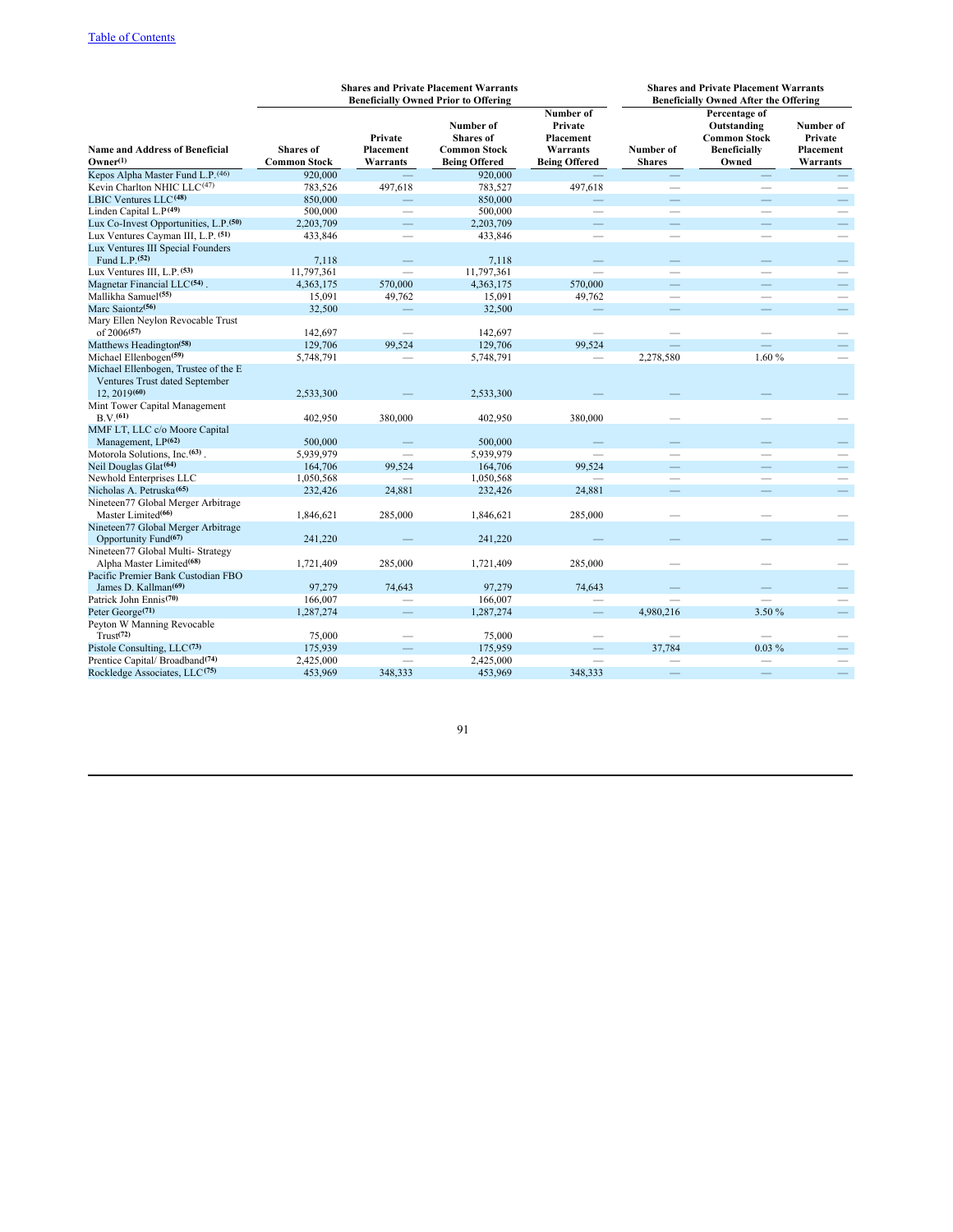| Name and Address of Beneficial Owner[(1)] | Shares and Private Placement Warrants Beneficially Owned Prior to Offering | | Number of Shares of Common Stock Being Offered | Number of Private Placement Warrants Being Offered | Shares and Private Placement Warrants Beneficially Owned After the Offering | | |
|---|---|---|---|---|---|---|---|
| | Shares of Common Stock | Private Placement Warrants | | | Number of Shares | Percentage of Outstanding Common Stock Beneficially Owned | Number of Private Placement Warrants |
| Kepos Alpha Master Fund L.P.[(46)] | 920,000 | — | 920,000 | — | — | — | — |
| Kevin Charlton NHIC LLC[(47)] | 783,526 | 497,618 | 783,527 | 497,618 | — | — | — |
| LBIC Ventures LLC[(48)] | 850,000 | — | 850,000 | — | — | — | — |
| Linden Capital L.P[(49)] | 500,000 | — | 500,000 | — | — | — | — |
| Lux Co-Invest Opportunities, L.P.[(50)] | 2,203,709 | — | 2,203,709 | — | — | — | — |
| Lux Ventures Cayman III, L.P. [(51)] | 433,846 | — | 433,846 | — | — | — | — |
| Lux Ventures III Special Founders Fund L.P.[(52)] | 7,118 | — | 7,118 | — | — | — | — |
| Lux Ventures III, L.P. [(53)] | 11,797,361 | — | 11,797,361 | — | — | — | — |
| Magnetar Financial LLC[(54)] . | 4,363,175 | 570,000 | 4,363,175 | 570,000 | — | — | — |
| Mallikha Samuel[(55)] | 15,091 | 49,762 | 15,091 | 49,762 | — | — | — |
| Marc Saiontz[(56)] | 32,500 | — | 32,500 | — | — | — | — |
| Mary Ellen Neylon Revocable Trust of 2006[(57)] | 142,697 | — | 142,697 | — | — | — | — |
| Matthews Headington[(58)] | 129,706 | 99,524 | 129,706 | 99,524 | — | — | — |
| Michael Ellenbogen[(59)] | 5,748,791 | — | 5,748,791 | — | 2,278,580 | 1.60 % | — |
| Michael Ellenbogen, Trustee of the E Ventures Trust dated September 12, 2019[(60)] | 2,533,300 | — | 2,533,300 | — | — | — | — |
| Mint Tower Capital Management B.V.[(61)] | 402,950 | 380,000 | 402,950 | 380,000 | — | — | — |
| MMF LT, LLC c/o Moore Capital Management, LP[(62)] | 500,000 | — | 500,000 | — | — | — | — |
| Motorola Solutions, Inc.[(63)] . | 5,939,979 | — | 5,939,979 | — | — | — | — |
| Neil Douglas Glat[(64)] | 164,706 | 99,524 | 164,706 | 99,524 | — | — | — |
| Newhold Enterprises LLC | 1,050,568 | — | 1,050,568 | — | — | — | — |
| Nicholas A. Petruska[(65)] | 232,426 | 24,881 | 232,426 | 24,881 | — | — | — |
| Nineteen77 Global Merger Arbitrage Master Limited[(66)] | 1,846,621 | 285,000 | 1,846,621 | 285,000 | — | — | — |
| Nineteen77 Global Merger Arbitrage Opportunity Fund[(67)] | 241,220 | — | 241,220 | — | — | — | — |
| Nineteen77 Global Multi- Strategy Alpha Master Limited[(68)] | 1,721,409 | 285,000 | 1,721,409 | 285,000 | — | — | — |
| Pacific Premier Bank Custodian FBO James D. Kallman[(69)] | 97,279 | 74,643 | 97,279 | 74,643 | — | — | — |
| Patrick John Ennis[(70)] | 166,007 | — | 166,007 | — | — | — | — |
| Peter George[(71)] | 1,287,274 | — | 1,287,274 | — | 4,980,216 | 3.50 % | — |
| Peyton W Manning Revocable Trust[(72)] | 75,000 | — | 75,000 | — | — | — | — |
| Pistole Consulting, LLC[(73)] | 175,939 | — | 175,959 | — | 37,784 | 0.03 % | — |
| Prentice Capital/ Broadband[(74)] | 2,425,000 | — | 2,425,000 | — | — | — | — |
| Rockledge Associates, LLC[(75)] | 453,969 | 348,333 | 453,969 | 348,333 | — | — | — |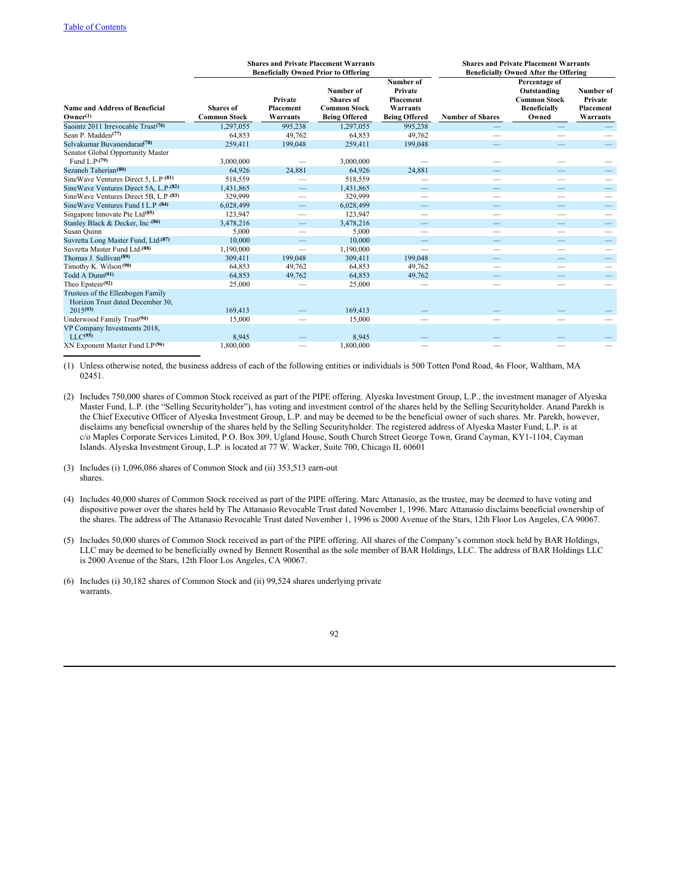[Table of Contents](#)

| Name and Address of Beneficial Owner[(1)] | Shares and Private Placement Warrants Beneficially Owned Prior to Offering | | Number of Shares of Common Stock Being Offered | Number of Private Placement Warrants Being Offered | Shares and Private Placement Warrants Beneficially Owned After the Offering | | |
|---|---|---|---|---|---|---|---|
| | Shares of Common Stock | Private Placement Warrants | | | Number of Shares | Percentage of Outstanding Common Stock Beneficially Owned | Number of Private Placement Warrants |
| Saointz 2011 Irrevocable Trust[(76)] | 1,297,055 | 995,238 | 1,297,055 | 995,238 | — | — | — |
| Sean P. Madden[(77)] | 64,853 | 49,762 | 64,853 | 49,762 | — | — | — |
| Selvakumar Buvanendaran[(78)] | 259,411 | 199,048 | 259,411 | 199,048 | — | — | — |
| Senator Global Opportunity Master Fund L.P.[(79)] | 3,000,000 | — | 3,000,000 | — | — | — | — |
| Sezaneh Taherian[(80)] | 64,926 | 24,881 | 64,926 | 24,881 | — | — | — |
| SineWave Ventures Direct 5, L.P.[(81)] | 518,559 | — | 518,559 | — | — | — | — |
| SineWave Ventures Direct 5A, L.P.[(82)] | 1,431,865 | — | 1,431,865 | — | — | — | — |
| SineWave Ventures Direct 5B, L.P.[(83)] | 329,999 | — | 329,999 | — | — | — | — |
| SineWave Ventures Fund I L.P.[(84)] | 6,028,499 | — | 6,028,499 | — | — | — | — |
| Singapore Innovate Pte Ltd[(85)] | 123,947 | — | 123,947 | — | — | — | — |
| Stanley Black & Decker, Inc.[(86)] | 3,478,216 | — | 3,478,216 | — | — | — | — |
| Susan Quinn | 5,000 | — | 5,000 | — | — | — | — |
| Suvretta Long Master Fund, Ltd.[(87)] | 10,000 | — | 10,000 | — | — | — | — |
| Suvretta Master Fund Ltd.[(88)] | 1,190,000 | — | 1,190,000 | — | — | — | — |
| Thomas J. Sullivan[(89)] | 309,411 | 199,048 | 309,411 | 199,048 | — | — | — |
| Timothy K. Wilson[(90)] | 64,853 | 49,762 | 64,853 | 49,762 | — | — | — |
| Todd A Dunn[(91)] | 64,853 | 49,762 | 64,853 | 49,762 | — | — | — |
| Theo Epstein[(92)] | 25,000 | — | 25,000 | — | — | — | — |
| Trustees of the Ellenbogen Family Horizon Trust dated December 30, 2015[(93)] | 169,413 | — | 169,413 | — | — | — | — |
| Underwood Family Trust[(94)] | 15,000 | — | 15,000 | — | — | — | — |
| VP Company Investments 2018, LLC[(95)] | 8,945 | — | 8,945 | — | — | — | — |
| XN Exponent Master Fund LP[(96)] | 1,800,000 | — | 1,800,000 | — | — | — | — |

(1) Unless otherwise noted, the business address of each of the following entities or individuals is 500 Totten Pond Road, 4th Floor, Waltham, MA 02451.

(2) Includes 750,000 shares of Common Stock received as part of the PIPE offering. Alyeska Investment Group, L.P., the investment manager of Alyeska Master Fund, L.P. (the "Selling Securityholder"), has voting and investment control of the shares held by the Selling Securityholder. Anand Parekh is the Chief Executive Officer of Alyeska Investment Group, L.P. and may be deemed to be the beneficial owner of such shares. Mr. Parekh, however, disclaims any beneficial ownership of the shares held by the Selling Securityholder. The registered address of Alyeska Master Fund, L.P. is at c/o Maples Corporate Services Limited, P.O. Box 309, Ugland House, South Church Street George Town, Grand Cayman, KY1-1104, Cayman Islands. Alyeska Investment Group, L.P. is located at 77 W. Wacker, Suite 700, Chicago IL 60601

(3) Includes (i) 1,096,086 shares of Common Stock and (ii) 353,513 earn-out shares.

(4) Includes 40,000 shares of Common Stock received as part of the PIPE offering. Marc Attanasio, as the trustee, may be deemed to have voting and dispositive power over the shares held by The Attanasio Revocable Trust dated November 1, 1996. Marc Attanasio disclaims beneficial ownership of the shares. The address of The Attanasio Revocable Trust dated November 1, 1996 is 2000 Avenue of the Stars, 12th Floor Los Angeles, CA 90067.

(5) Includes 50,000 shares of Common Stock received as part of the PIPE offering. All shares of the Company's common stock held by BAR Holdings, LLC may be deemed to be beneficially owned by Bennett Rosenthal as the sole member of BAR Holdings, LLC. The address of BAR Holdings LLC is 2000 Avenue of the Stars, 12th Floor Los Angeles, CA 90067.

(6) Includes (i) 30,182 shares of Common Stock and (ii) 99,524 shares underlying private warrants.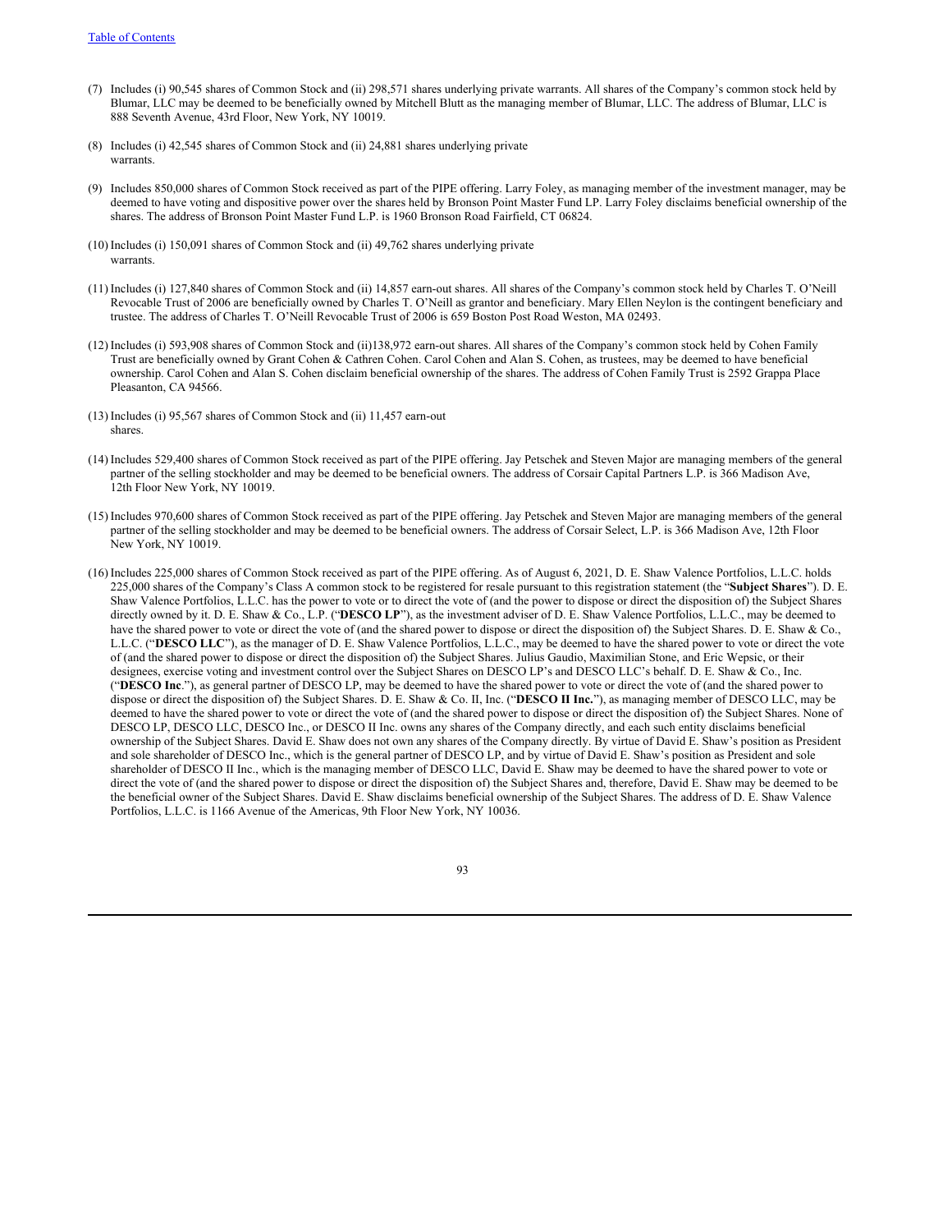(7) Includes (i) 90,545 shares of Common Stock and (ii) 298,571 shares underlying private warrants. All shares of the Company's common stock held by Blumar, LLC may be deemed to be beneficially owned by Mitchell Blutt as the managing member of Blumar, LLC. The address of Blumar, LLC is 888 Seventh Avenue, 43rd Floor, New York, NY 10019.

(8) Includes (i) 42,545 shares of Common Stock and (ii) 24,881 shares underlying private warrants.

(9) Includes 850,000 shares of Common Stock received as part of the PIPE offering. Larry Foley, as managing member of the investment manager, may be deemed to have voting and dispositive power over the shares held by Bronson Point Master Fund LP. Larry Foley disclaims beneficial ownership of the shares. The address of Bronson Point Master Fund L.P. is 1960 Bronson Road Fairfield, CT 06824.

(10) Includes (i) 150,091 shares of Common Stock and (ii) 49,762 shares underlying private warrants.

(11) Includes (i) 127,840 shares of Common Stock and (ii) 14,857 earn-out shares. All shares of the Company's common stock held by Charles T. O'Neill Revocable Trust of 2006 are beneficially owned by Charles T. O'Neill as grantor and beneficiary. Mary Ellen Neylon is the contingent beneficiary and trustee. The address of Charles T. O'Neill Revocable Trust of 2006 is 659 Boston Post Road Weston, MA 02493.

(12) Includes (i) 593,908 shares of Common Stock and (ii)138,972 earn-out shares. All shares of the Company's common stock held by Cohen Family Trust are beneficially owned by Grant Cohen & Cathren Cohen. Carol Cohen and Alan S. Cohen, as trustees, may be deemed to have beneficial ownership. Carol Cohen and Alan S. Cohen disclaim beneficial ownership of the shares. The address of Cohen Family Trust is 2592 Grappa Place Pleasanton, CA 94566.

(13) Includes (i) 95,567 shares of Common Stock and (ii) 11,457 earn-out shares.

(14) Includes 529,400 shares of Common Stock received as part of the PIPE offering. Jay Petschek and Steven Major are managing members of the general partner of the selling stockholder and may be deemed to be beneficial owners. The address of Corsair Capital Partners L.P. is 366 Madison Ave, 12th Floor New York, NY 10019.

(15) Includes 970,600 shares of Common Stock received as part of the PIPE offering. Jay Petschek and Steven Major are managing members of the general partner of the selling stockholder and may be deemed to be beneficial owners. The address of Corsair Select, L.P. is 366 Madison Ave, 12th Floor New York, NY 10019.

(16) Includes 225,000 shares of Common Stock received as part of the PIPE offering. As of August 6, 2021, D. E. Shaw Valence Portfolios, L.L.C. holds 225,000 shares of the Company's Class A common stock to be registered for resale pursuant to this registration statement (the "**Subject Shares**"). D. E. Shaw Valence Portfolios, L.L.C. has the power to vote or to direct the vote of (and the power to dispose or direct the disposition of) the Subject Shares directly owned by it. D. E. Shaw & Co., L.P. ("**DESCO LP**"), as the investment adviser of D. E. Shaw Valence Portfolios, L.L.C., may be deemed to have the shared power to vote or direct the vote of (and the shared power to dispose or direct the disposition of) the Subject Shares. D. E. Shaw & Co., L.L.C. ("**DESCO LLC**"), as the manager of D. E. Shaw Valence Portfolios, L.L.C., may be deemed to have the shared power to vote or direct the vote of (and the shared power to dispose or direct the disposition of) the Subject Shares. Julius Gaudio, Maximilian Stone, and Eric Wepsic, or their designees, exercise voting and investment control over the Subject Shares on DESCO LP's and DESCO LLC's behalf. D. E. Shaw & Co., Inc. ("**DESCO Inc**."), as general partner of DESCO LP, may be deemed to have the shared power to vote or direct the vote of (and the shared power to dispose or direct the disposition of) the Subject Shares. D. E. Shaw & Co. II, Inc. ("**DESCO II Inc.**"), as managing member of DESCO LLC, may be deemed to have the shared power to vote or direct the vote of (and the shared power to dispose or direct the disposition of) the Subject Shares. None of DESCO LP, DESCO LLC, DESCO Inc., or DESCO II Inc. owns any shares of the Company directly, and each such entity disclaims beneficial ownership of the Subject Shares. David E. Shaw does not own any shares of the Company directly. By virtue of David E. Shaw's position as President and sole shareholder of DESCO Inc., which is the general partner of DESCO LP, and by virtue of David E. Shaw's position as President and sole shareholder of DESCO II Inc., which is the managing member of DESCO LLC, David E. Shaw may be deemed to have the shared power to vote or direct the vote of (and the shared power to dispose or direct the disposition of) the Subject Shares and, therefore, David E. Shaw may be deemed to be the beneficial owner of the Subject Shares. David E. Shaw disclaims beneficial ownership of the Subject Shares. The address of D. E. Shaw Valence Portfolios, L.L.C. is 1166 Avenue of the Americas, 9th Floor New York, NY 10036.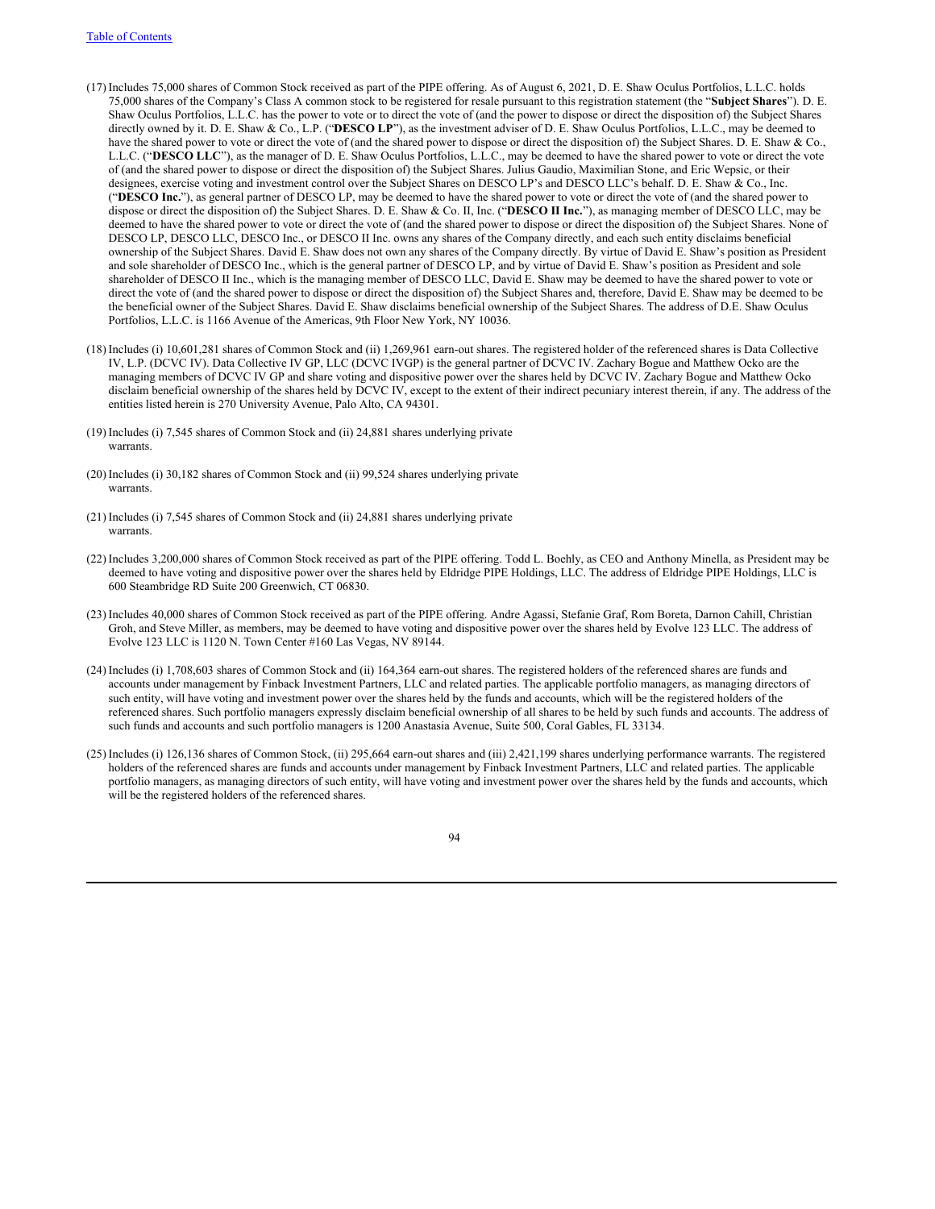(17) Includes 75,000 shares of Common Stock received as part of the PIPE offering. As of August 6, 2021, D. E. Shaw Oculus Portfolios, L.L.C. holds 75,000 shares of the Company's Class A common stock to be registered for resale pursuant to this registration statement (the "**Subject Shares**"). D. E. Shaw Oculus Portfolios, L.L.C. has the power to vote or to direct the vote of (and the power to dispose or direct the disposition of) the Subject Shares directly owned by it. D. E. Shaw & Co., L.P. ("**DESCO LP**"), as the investment adviser of D. E. Shaw Oculus Portfolios, L.L.C., may be deemed to have the shared power to vote or direct the vote of (and the shared power to dispose or direct the disposition of) the Subject Shares. D. E. Shaw & Co., L.L.C. ("**DESCO LLC**"), as the manager of D. E. Shaw Oculus Portfolios, L.L.C., may be deemed to have the shared power to vote or direct the vote of (and the shared power to dispose or direct the disposition of) the Subject Shares. Julius Gaudio, Maximilian Stone, and Eric Wepsic, or their designees, exercise voting and investment control over the Subject Shares on DESCO LP's and DESCO LLC's behalf. D. E. Shaw & Co., Inc. ("**DESCO Inc.**"), as general partner of DESCO LP, may be deemed to have the shared power to vote or direct the vote of (and the shared power to dispose or direct the disposition of) the Subject Shares. D. E. Shaw & Co. II, Inc. ("**DESCO II Inc.**"), as managing member of DESCO LLC, may be deemed to have the shared power to vote or direct the vote of (and the shared power to dispose or direct the disposition of) the Subject Shares. None of DESCO LP, DESCO LLC, DESCO Inc., or DESCO II Inc. owns any shares of the Company directly, and each such entity disclaims beneficial ownership of the Subject Shares. David E. Shaw does not own any shares of the Company directly. By virtue of David E. Shaw's position as President and sole shareholder of DESCO Inc., which is the general partner of DESCO LP, and by virtue of David E. Shaw's position as President and sole shareholder of DESCO II Inc., which is the managing member of DESCO LLC, David E. Shaw may be deemed to have the shared power to vote or direct the vote of (and the shared power to dispose or direct the disposition of) the Subject Shares and, therefore, David E. Shaw may be deemed to be the beneficial owner of the Subject Shares. David E. Shaw disclaims beneficial ownership of the Subject Shares. The address of D.E. Shaw Oculus Portfolios, L.L.C. is 1166 Avenue of the Americas, 9th Floor New York, NY 10036.

(18) Includes (i) 10,601,281 shares of Common Stock and (ii) 1,269,961 earn-out shares. The registered holder of the referenced shares is Data Collective IV, L.P. (DCVC IV). Data Collective IV GP, LLC (DCVC IVGP) is the general partner of DCVC IV. Zachary Bogue and Matthew Ocko are the managing members of DCVC IV GP and share voting and dispositive power over the shares held by DCVC IV. Zachary Bogue and Matthew Ocko disclaim beneficial ownership of the shares held by DCVC IV, except to the extent of their indirect pecuniary interest therein, if any. The address of the entities listed herein is 270 University Avenue, Palo Alto, CA 94301.

(19) Includes (i) 7,545 shares of Common Stock and (ii) 24,881 shares underlying private warrants.

(20) Includes (i) 30,182 shares of Common Stock and (ii) 99,524 shares underlying private warrants.

(21) Includes (i) 7,545 shares of Common Stock and (ii) 24,881 shares underlying private warrants.

(22) Includes 3,200,000 shares of Common Stock received as part of the PIPE offering. Todd L. Boehly, as CEO and Anthony Minella, as President may be deemed to have voting and dispositive power over the shares held by Eldridge PIPE Holdings, LLC. The address of Eldridge PIPE Holdings, LLC is 600 Steambridge RD Suite 200 Greenwich, CT 06830.

(23) Includes 40,000 shares of Common Stock received as part of the PIPE offering. Andre Agassi, Stefanie Graf, Rom Boreta, Darnon Cahill, Christian Groh, and Steve Miller, as members, may be deemed to have voting and dispositive power over the shares held by Evolve 123 LLC. The address of Evolve 123 LLC is 1120 N. Town Center #160 Las Vegas, NV 89144.

(24) Includes (i) 1,708,603 shares of Common Stock and (ii) 164,364 earn-out shares. The registered holders of the referenced shares are funds and accounts under management by Finback Investment Partners, LLC and related parties. The applicable portfolio managers, as managing directors of such entity, will have voting and investment power over the shares held by the funds and accounts, which will be the registered holders of the referenced shares. Such portfolio managers expressly disclaim beneficial ownership of all shares to be held by such funds and accounts. The address of such funds and accounts and such portfolio managers is 1200 Anastasia Avenue, Suite 500, Coral Gables, FL 33134.

(25) Includes (i) 126,136 shares of Common Stock, (ii) 295,664 earn-out shares and (iii) 2,421,199 shares underlying performance warrants. The registered holders of the referenced shares are funds and accounts under management by Finback Investment Partners, LLC and related parties. The applicable portfolio managers, as managing directors of such entity, will have voting and investment power over the shares held by the funds and accounts, which will be the registered holders of the referenced shares.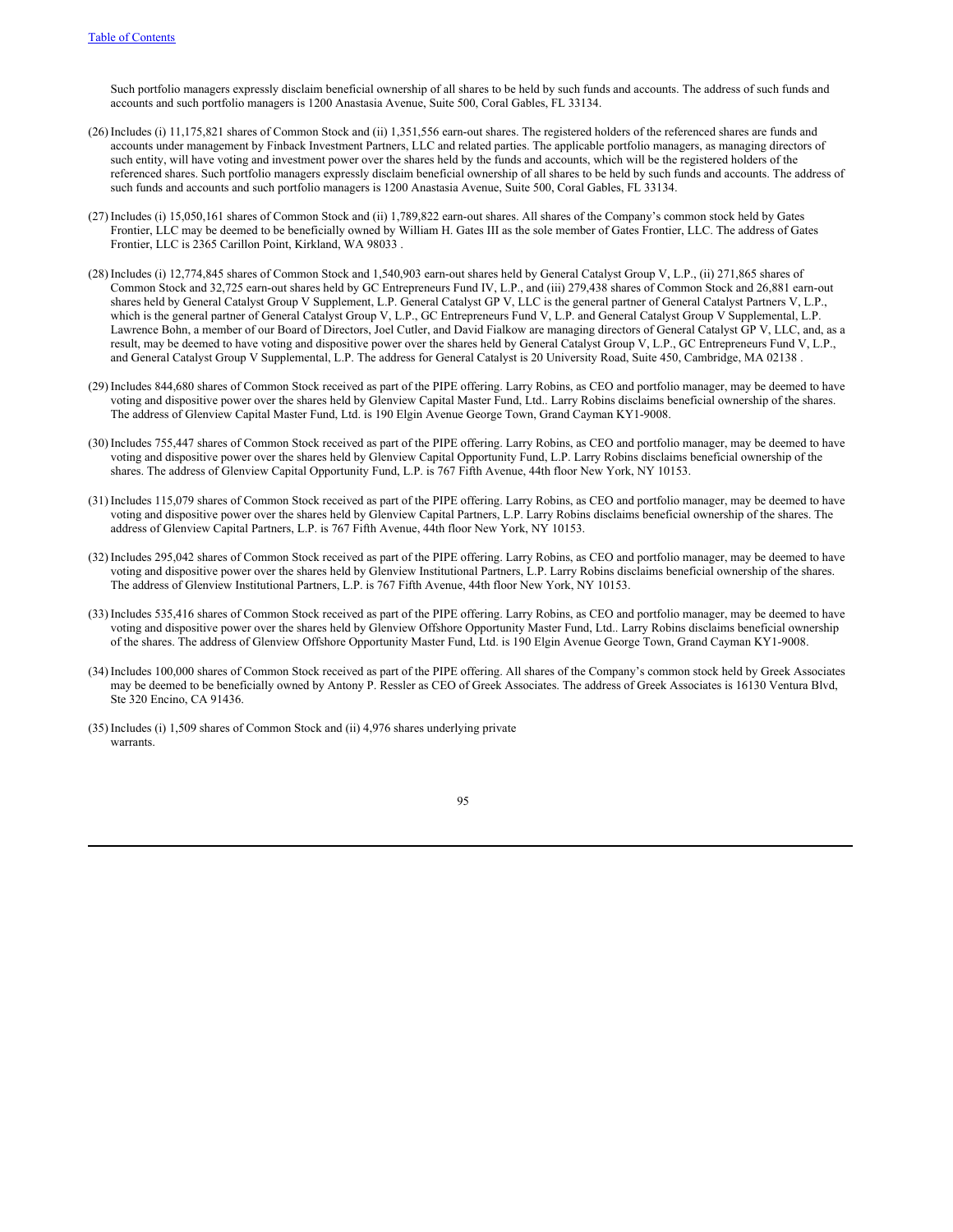Such portfolio managers expressly disclaim beneficial ownership of all shares to be held by such funds and accounts. The address of such funds and accounts and such portfolio managers is 1200 Anastasia Avenue, Suite 500, Coral Gables, FL 33134.

(26) Includes (i) 11,175,821 shares of Common Stock and (ii) 1,351,556 earn-out shares. The registered holders of the referenced shares are funds and accounts under management by Finback Investment Partners, LLC and related parties. The applicable portfolio managers, as managing directors of such entity, will have voting and investment power over the shares held by the funds and accounts, which will be the registered holders of the referenced shares. Such portfolio managers expressly disclaim beneficial ownership of all shares to be held by such funds and accounts. The address of such funds and accounts and such portfolio managers is 1200 Anastasia Avenue, Suite 500, Coral Gables, FL 33134.

(27) Includes (i) 15,050,161 shares of Common Stock and (ii) 1,789,822 earn-out shares. All shares of the Company's common stock held by Gates Frontier, LLC may be deemed to be beneficially owned by William H. Gates III as the sole member of Gates Frontier, LLC. The address of Gates Frontier, LLC is 2365 Carillon Point, Kirkland, WA 98033 .

(28) Includes (i) 12,774,845 shares of Common Stock and 1,540,903 earn-out shares held by General Catalyst Group V, L.P., (ii) 271,865 shares of Common Stock and 32,725 earn-out shares held by GC Entrepreneurs Fund IV, L.P., and (iii) 279,438 shares of Common Stock and 26,881 earn-out shares held by General Catalyst Group V Supplement, L.P. General Catalyst GP V, LLC is the general partner of General Catalyst Partners V, L.P., which is the general partner of General Catalyst Group V, L.P., GC Entrepreneurs Fund V, L.P. and General Catalyst Group V Supplemental, L.P. Lawrence Bohn, a member of our Board of Directors, Joel Cutler, and David Fialkow are managing directors of General Catalyst GP V, LLC, and, as a result, may be deemed to have voting and dispositive power over the shares held by General Catalyst Group V, L.P., GC Entrepreneurs Fund V, L.P., and General Catalyst Group V Supplemental, L.P. The address for General Catalyst is 20 University Road, Suite 450, Cambridge, MA 02138 .

(29) Includes 844,680 shares of Common Stock received as part of the PIPE offering. Larry Robins, as CEO and portfolio manager, may be deemed to have voting and dispositive power over the shares held by Glenview Capital Master Fund, Ltd.. Larry Robins disclaims beneficial ownership of the shares. The address of Glenview Capital Master Fund, Ltd. is 190 Elgin Avenue George Town, Grand Cayman KY1-9008.

(30) Includes 755,447 shares of Common Stock received as part of the PIPE offering. Larry Robins, as CEO and portfolio manager, may be deemed to have voting and dispositive power over the shares held by Glenview Capital Opportunity Fund, L.P. Larry Robins disclaims beneficial ownership of the shares. The address of Glenview Capital Opportunity Fund, L.P. is 767 Fifth Avenue, 44th floor New York, NY 10153.

(31) Includes 115,079 shares of Common Stock received as part of the PIPE offering. Larry Robins, as CEO and portfolio manager, may be deemed to have voting and dispositive power over the shares held by Glenview Capital Partners, L.P. Larry Robins disclaims beneficial ownership of the shares. The address of Glenview Capital Partners, L.P. is 767 Fifth Avenue, 44th floor New York, NY 10153.

(32) Includes 295,042 shares of Common Stock received as part of the PIPE offering. Larry Robins, as CEO and portfolio manager, may be deemed to have voting and dispositive power over the shares held by Glenview Institutional Partners, L.P. Larry Robins disclaims beneficial ownership of the shares. The address of Glenview Institutional Partners, L.P. is 767 Fifth Avenue, 44th floor New York, NY 10153.

(33) Includes 535,416 shares of Common Stock received as part of the PIPE offering. Larry Robins, as CEO and portfolio manager, may be deemed to have voting and dispositive power over the shares held by Glenview Offshore Opportunity Master Fund, Ltd.. Larry Robins disclaims beneficial ownership of the shares. The address of Glenview Offshore Opportunity Master Fund, Ltd. is 190 Elgin Avenue George Town, Grand Cayman KY1-9008.

(34) Includes 100,000 shares of Common Stock received as part of the PIPE offering. All shares of the Company's common stock held by Greek Associates may be deemed to be beneficially owned by Antony P. Ressler as CEO of Greek Associates. The address of Greek Associates is 16130 Ventura Blvd, Ste 320 Encino, CA 91436.

(35) Includes (i) 1,509 shares of Common Stock and (ii) 4,976 shares underlying private warrants.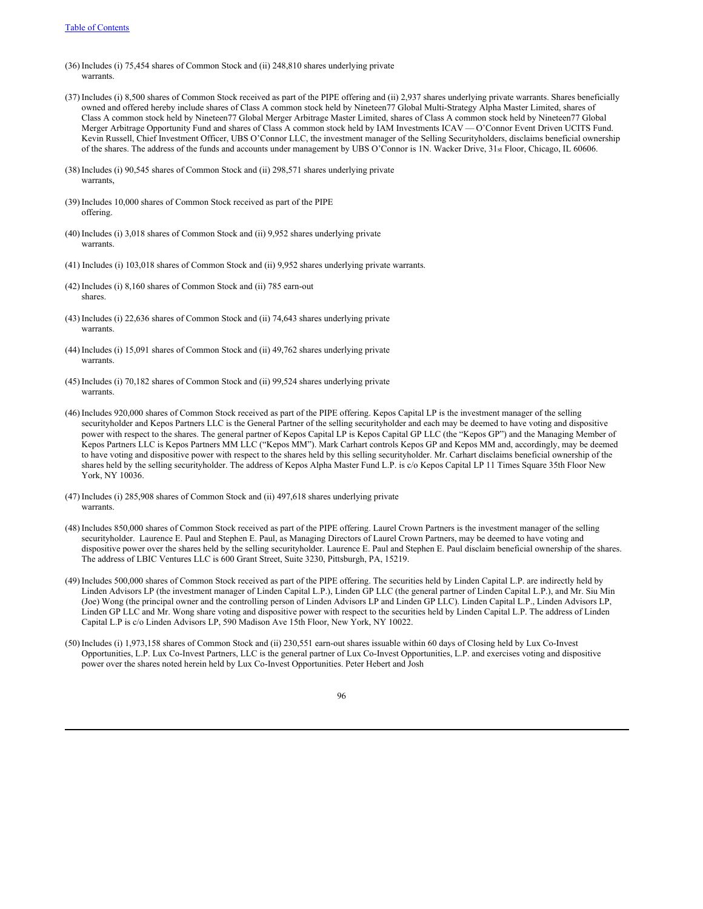(36) Includes (i) 75,454 shares of Common Stock and (ii) 248,810 shares underlying private warrants.

(37) Includes (i) 8,500 shares of Common Stock received as part of the PIPE offering and (ii) 2,937 shares underlying private warrants. Shares beneficially owned and offered hereby include shares of Class A common stock held by Nineteen77 Global Multi-Strategy Alpha Master Limited, shares of Class A common stock held by Nineteen77 Global Merger Arbitrage Master Limited, shares of Class A common stock held by Nineteen77 Global Merger Arbitrage Opportunity Fund and shares of Class A common stock held by IAM Investments ICAV — O'Connor Event Driven UCITS Fund. Kevin Russell, Chief Investment Officer, UBS O'Connor LLC, the investment manager of the Selling Securityholders, disclaims beneficial ownership of the shares. The address of the funds and accounts under management by UBS O'Connor is 1N. Wacker Drive, 31st Floor, Chicago, IL 60606.

(38) Includes (i) 90,545 shares of Common Stock and (ii) 298,571 shares underlying private warrants,

(39) Includes 10,000 shares of Common Stock received as part of the PIPE offering.

(40) Includes (i) 3,018 shares of Common Stock and (ii) 9,952 shares underlying private warrants.

(41) Includes (i) 103,018 shares of Common Stock and (ii) 9,952 shares underlying private warrants.

(42) Includes (i) 8,160 shares of Common Stock and (ii) 785 earn-out shares.

(43) Includes (i) 22,636 shares of Common Stock and (ii) 74,643 shares underlying private warrants.

(44) Includes (i) 15,091 shares of Common Stock and (ii) 49,762 shares underlying private warrants.

(45) Includes (i) 70,182 shares of Common Stock and (ii) 99,524 shares underlying private warrants.

(46) Includes 920,000 shares of Common Stock received as part of the PIPE offering. Kepos Capital LP is the investment manager of the selling securityholder and Kepos Partners LLC is the General Partner of the selling securityholder and each may be deemed to have voting and dispositive power with respect to the shares. The general partner of Kepos Capital LP is Kepos Capital GP LLC (the "Kepos GP") and the Managing Member of Kepos Partners LLC is Kepos Partners MM LLC ("Kepos MM"). Mark Carhart controls Kepos GP and Kepos MM and, accordingly, may be deemed to have voting and dispositive power with respect to the shares held by this selling securityholder. Mr. Carhart disclaims beneficial ownership of the shares held by the selling securityholder. The address of Kepos Alpha Master Fund L.P. is c/o Kepos Capital LP 11 Times Square 35th Floor New York, NY 10036.

(47) Includes (i) 285,908 shares of Common Stock and (ii) 497,618 shares underlying private warrants.

(48) Includes 850,000 shares of Common Stock received as part of the PIPE offering. Laurel Crown Partners is the investment manager of the selling securityholder. Laurence E. Paul and Stephen E. Paul, as Managing Directors of Laurel Crown Partners, may be deemed to have voting and dispositive power over the shares held by the selling securityholder. Laurence E. Paul and Stephen E. Paul disclaim beneficial ownership of the shares. The address of LBIC Ventures LLC is 600 Grant Street, Suite 3230, Pittsburgh, PA, 15219.

(49) Includes 500,000 shares of Common Stock received as part of the PIPE offering. The securities held by Linden Capital L.P. are indirectly held by Linden Advisors LP (the investment manager of Linden Capital L.P.), Linden GP LLC (the general partner of Linden Capital L.P.), and Mr. Siu Min (Joe) Wong (the principal owner and the controlling person of Linden Advisors LP and Linden GP LLC). Linden Capital L.P., Linden Advisors LP, Linden GP LLC and Mr. Wong share voting and dispositive power with respect to the securities held by Linden Capital L.P. The address of Linden Capital L.P is c/o Linden Advisors LP, 590 Madison Ave 15th Floor, New York, NY 10022.

(50) Includes (i) 1,973,158 shares of Common Stock and (ii) 230,551 earn-out shares issuable within 60 days of Closing held by Lux Co-Invest Opportunities, L.P. Lux Co-Invest Partners, LLC is the general partner of Lux Co-Invest Opportunities, L.P. and exercises voting and dispositive power over the shares noted herein held by Lux Co-Invest Opportunities. Peter Hebert and Josh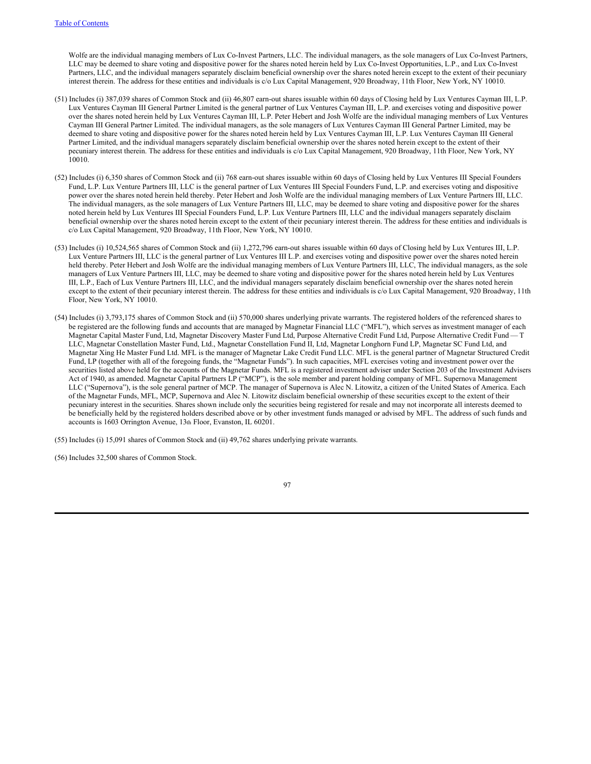Wolfe are the individual managing members of Lux Co-Invest Partners, LLC. The individual managers, as the sole managers of Lux Co-Invest Partners, LLC may be deemed to share voting and dispositive power for the shares noted herein held by Lux Co-Invest Opportunities, L.P., and Lux Co-Invest Partners, LLC, and the individual managers separately disclaim beneficial ownership over the shares noted herein except to the extent of their pecuniary interest therein. The address for these entities and individuals is c/o Lux Capital Management, 920 Broadway, 11th Floor, New York, NY 10010.

(51) Includes (i) 387,039 shares of Common Stock and (ii) 46,807 earn-out shares issuable within 60 days of Closing held by Lux Ventures Cayman III, L.P. Lux Ventures Cayman III General Partner Limited is the general partner of Lux Ventures Cayman III, L.P. and exercises voting and dispositive power over the shares noted herein held by Lux Ventures Cayman III, L.P. Peter Hebert and Josh Wolfe are the individual managing members of Lux Ventures Cayman III General Partner Limited. The individual managers, as the sole managers of Lux Ventures Cayman III General Partner Limited, may be deemed to share voting and dispositive power for the shares noted herein held by Lux Ventures Cayman III, L.P. Lux Ventures Cayman III General Partner Limited, and the individual managers separately disclaim beneficial ownership over the shares noted herein except to the extent of their pecuniary interest therein. The address for these entities and individuals is c/o Lux Capital Management, 920 Broadway, 11th Floor, New York, NY 10010.

(52) Includes (i) 6,350 shares of Common Stock and (ii) 768 earn-out shares issuable within 60 days of Closing held by Lux Ventures III Special Founders Fund, L.P. Lux Venture Partners III, LLC is the general partner of Lux Ventures III Special Founders Fund, L.P. and exercises voting and dispositive power over the shares noted herein held thereby. Peter Hebert and Josh Wolfe are the individual managing members of Lux Venture Partners III, LLC. The individual managers, as the sole managers of Lux Venture Partners III, LLC, may be deemed to share voting and dispositive power for the shares noted herein held by Lux Ventures III Special Founders Fund, L.P. Lux Venture Partners III, LLC and the individual managers separately disclaim beneficial ownership over the shares noted herein except to the extent of their pecuniary interest therein. The address for these entities and individuals is c/o Lux Capital Management, 920 Broadway, 11th Floor, New York, NY 10010.

(53) Includes (i) 10,524,565 shares of Common Stock and (ii) 1,272,796 earn-out shares issuable within 60 days of Closing held by Lux Ventures III, L.P. Lux Venture Partners III, LLC is the general partner of Lux Ventures III L.P. and exercises voting and dispositive power over the shares noted herein held thereby. Peter Hebert and Josh Wolfe are the individual managing members of Lux Venture Partners III, LLC, The individual managers, as the sole managers of Lux Venture Partners III, LLC, may be deemed to share voting and dispositive power for the shares noted herein held by Lux Ventures III, L.P., Each of Lux Venture Partners III, LLC, and the individual managers separately disclaim beneficial ownership over the shares noted herein except to the extent of their pecuniary interest therein. The address for these entities and individuals is c/o Lux Capital Management, 920 Broadway, 11th Floor, New York, NY 10010.

(54) Includes (i) 3,793,175 shares of Common Stock and (ii) 570,000 shares underlying private warrants. The registered holders of the referenced shares to be registered are the following funds and accounts that are managed by Magnetar Financial LLC ("MFL"), which serves as investment manager of each Magnetar Capital Master Fund, Ltd, Magnetar Discovery Master Fund Ltd, Purpose Alternative Credit Fund Ltd, Purpose Alternative Credit Fund — T LLC, Magnetar Constellation Master Fund, Ltd., Magnetar Constellation Fund II, Ltd, Magnetar Longhorn Fund LP, Magnetar SC Fund Ltd, and Magnetar Xing He Master Fund Ltd. MFL is the manager of Magnetar Lake Credit Fund LLC. MFL is the general partner of Magnetar Structured Credit Fund, LP (together with all of the foregoing funds, the "Magnetar Funds"). In such capacities, MFL exercises voting and investment power over the securities listed above held for the accounts of the Magnetar Funds. MFL is a registered investment adviser under Section 203 of the Investment Advisers Act of 1940, as amended. Magnetar Capital Partners LP ("MCP"), is the sole member and parent holding company of MFL. Supernova Management LLC ("Supernova"), is the sole general partner of MCP. The manager of Supernova is Alec N. Litowitz, a citizen of the United States of America. Each of the Magnetar Funds, MFL, MCP, Supernova and Alec N. Litowitz disclaim beneficial ownership of these securities except to the extent of their pecuniary interest in the securities. Shares shown include only the securities being registered for resale and may not incorporate all interests deemed to be beneficially held by the registered holders described above or by other investment funds managed or advised by MFL. The address of such funds and accounts is 1603 Orrington Avenue, 13th Floor, Evanston, IL 60201.

(55) Includes (i) 15,091 shares of Common Stock and (ii) 49,762 shares underlying private warrants.

(56) Includes 32,500 shares of Common Stock.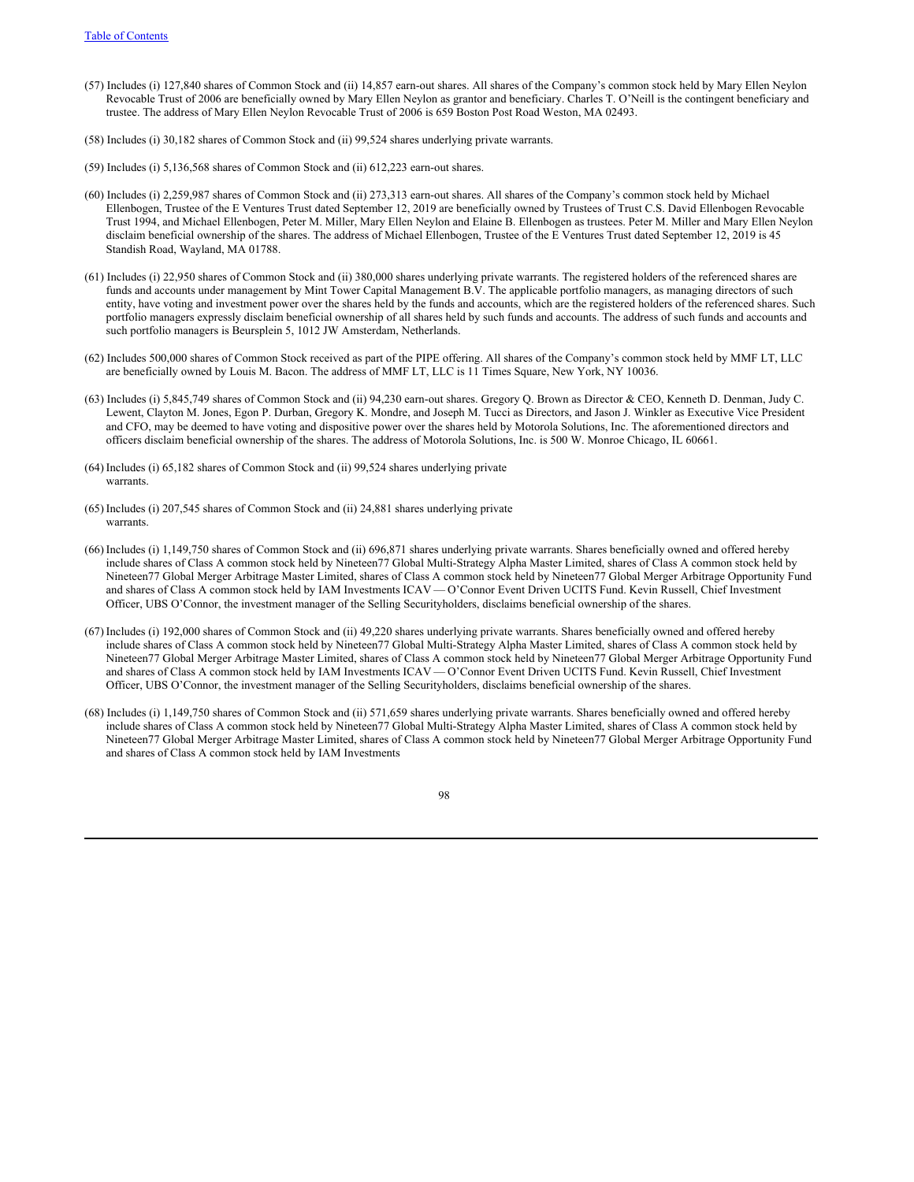(57) Includes (i) 127,840 shares of Common Stock and (ii) 14,857 earn-out shares. All shares of the Company's common stock held by Mary Ellen Neylon Revocable Trust of 2006 are beneficially owned by Mary Ellen Neylon as grantor and beneficiary. Charles T. O'Neill is the contingent beneficiary and trustee. The address of Mary Ellen Neylon Revocable Trust of 2006 is 659 Boston Post Road Weston, MA 02493.

(58) Includes (i) 30,182 shares of Common Stock and (ii) 99,524 shares underlying private warrants.

(59) Includes (i) 5,136,568 shares of Common Stock and (ii) 612,223 earn-out shares.

(60) Includes (i) 2,259,987 shares of Common Stock and (ii) 273,313 earn-out shares. All shares of the Company's common stock held by Michael Ellenbogen, Trustee of the E Ventures Trust dated September 12, 2019 are beneficially owned by Trustees of Trust C.S. David Ellenbogen Revocable Trust 1994, and Michael Ellenbogen, Peter M. Miller, Mary Ellen Neylon and Elaine B. Ellenbogen as trustees. Peter M. Miller and Mary Ellen Neylon disclaim beneficial ownership of the shares. The address of Michael Ellenbogen, Trustee of the E Ventures Trust dated September 12, 2019 is 45 Standish Road, Wayland, MA 01788.

(61) Includes (i) 22,950 shares of Common Stock and (ii) 380,000 shares underlying private warrants. The registered holders of the referenced shares are funds and accounts under management by Mint Tower Capital Management B.V. The applicable portfolio managers, as managing directors of such entity, have voting and investment power over the shares held by the funds and accounts, which are the registered holders of the referenced shares. Such portfolio managers expressly disclaim beneficial ownership of all shares held by such funds and accounts. The address of such funds and accounts and such portfolio managers is Beursplein 5, 1012 JW Amsterdam, Netherlands.

(62) Includes 500,000 shares of Common Stock received as part of the PIPE offering. All shares of the Company's common stock held by MMF LT, LLC are beneficially owned by Louis M. Bacon. The address of MMF LT, LLC is 11 Times Square, New York, NY 10036.

(63) Includes (i) 5,845,749 shares of Common Stock and (ii) 94,230 earn-out shares. Gregory Q. Brown as Director & CEO, Kenneth D. Denman, Judy C. Lewent, Clayton M. Jones, Egon P. Durban, Gregory K. Mondre, and Joseph M. Tucci as Directors, and Jason J. Winkler as Executive Vice President and CFO, may be deemed to have voting and dispositive power over the shares held by Motorola Solutions, Inc. The aforementioned directors and officers disclaim beneficial ownership of the shares. The address of Motorola Solutions, Inc. is 500 W. Monroe Chicago, IL 60661.

(64) Includes (i) 65,182 shares of Common Stock and (ii) 99,524 shares underlying private warrants.

(65) Includes (i) 207,545 shares of Common Stock and (ii) 24,881 shares underlying private warrants.

(66) Includes (i) 1,149,750 shares of Common Stock and (ii) 696,871 shares underlying private warrants. Shares beneficially owned and offered hereby include shares of Class A common stock held by Nineteen77 Global Multi-Strategy Alpha Master Limited, shares of Class A common stock held by Nineteen77 Global Merger Arbitrage Master Limited, shares of Class A common stock held by Nineteen77 Global Merger Arbitrage Opportunity Fund and shares of Class A common stock held by IAM Investments ICAV — O'Connor Event Driven UCITS Fund. Kevin Russell, Chief Investment Officer, UBS O'Connor, the investment manager of the Selling Securityholders, disclaims beneficial ownership of the shares.

(67) Includes (i) 192,000 shares of Common Stock and (ii) 49,220 shares underlying private warrants. Shares beneficially owned and offered hereby include shares of Class A common stock held by Nineteen77 Global Multi-Strategy Alpha Master Limited, shares of Class A common stock held by Nineteen77 Global Merger Arbitrage Master Limited, shares of Class A common stock held by Nineteen77 Global Merger Arbitrage Opportunity Fund and shares of Class A common stock held by IAM Investments ICAV — O'Connor Event Driven UCITS Fund. Kevin Russell, Chief Investment Officer, UBS O'Connor, the investment manager of the Selling Securityholders, disclaims beneficial ownership of the shares.

(68) Includes (i) 1,149,750 shares of Common Stock and (ii) 571,659 shares underlying private warrants. Shares beneficially owned and offered hereby include shares of Class A common stock held by Nineteen77 Global Multi-Strategy Alpha Master Limited, shares of Class A common stock held by Nineteen77 Global Merger Arbitrage Master Limited, shares of Class A common stock held by Nineteen77 Global Merger Arbitrage Opportunity Fund and shares of Class A common stock held by IAM Investments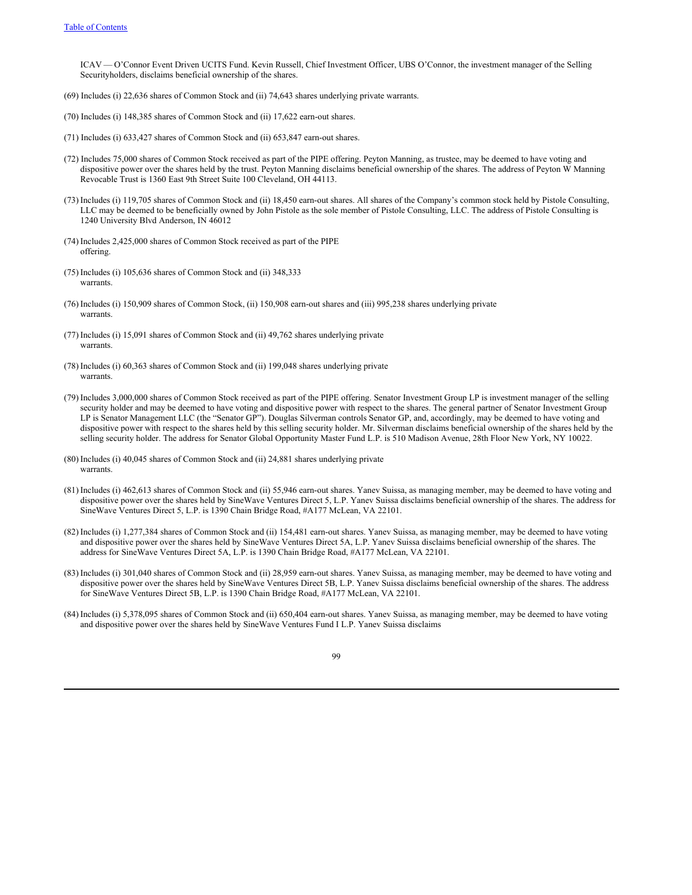ICAV — O'Connor Event Driven UCITS Fund. Kevin Russell, Chief Investment Officer, UBS O'Connor, the investment manager of the Selling Securityholders, disclaims beneficial ownership of the shares.

(69) Includes (i) 22,636 shares of Common Stock and (ii) 74,643 shares underlying private warrants.

(70) Includes (i) 148,385 shares of Common Stock and (ii) 17,622 earn-out shares.

(71) Includes (i) 633,427 shares of Common Stock and (ii) 653,847 earn-out shares.

(72) Includes 75,000 shares of Common Stock received as part of the PIPE offering. Peyton Manning, as trustee, may be deemed to have voting and dispositive power over the shares held by the trust. Peyton Manning disclaims beneficial ownership of the shares. The address of Peyton W Manning Revocable Trust is 1360 East 9th Street Suite 100 Cleveland, OH 44113.

(73) Includes (i) 119,705 shares of Common Stock and (ii) 18,450 earn-out shares. All shares of the Company's common stock held by Pistole Consulting, LLC may be deemed to be beneficially owned by John Pistole as the sole member of Pistole Consulting, LLC. The address of Pistole Consulting is 1240 University Blvd Anderson, IN 46012

(74) Includes 2,425,000 shares of Common Stock received as part of the PIPE offering.

(75) Includes (i) 105,636 shares of Common Stock and (ii) 348,333 warrants.

(76) Includes (i) 150,909 shares of Common Stock, (ii) 150,908 earn-out shares and (iii) 995,238 shares underlying private warrants.

(77) Includes (i) 15,091 shares of Common Stock and (ii) 49,762 shares underlying private warrants.

(78) Includes (i) 60,363 shares of Common Stock and (ii) 199,048 shares underlying private warrants.

(79) Includes 3,000,000 shares of Common Stock received as part of the PIPE offering. Senator Investment Group LP is investment manager of the selling security holder and may be deemed to have voting and dispositive power with respect to the shares. The general partner of Senator Investment Group LP is Senator Management LLC (the "Senator GP"). Douglas Silverman controls Senator GP, and, accordingly, may be deemed to have voting and dispositive power with respect to the shares held by this selling security holder. Mr. Silverman disclaims beneficial ownership of the shares held by the selling security holder. The address for Senator Global Opportunity Master Fund L.P. is 510 Madison Avenue, 28th Floor New York, NY 10022.

(80) Includes (i) 40,045 shares of Common Stock and (ii) 24,881 shares underlying private warrants.

(81) Includes (i) 462,613 shares of Common Stock and (ii) 55,946 earn-out shares. Yanev Suissa, as managing member, may be deemed to have voting and dispositive power over the shares held by SineWave Ventures Direct 5, L.P. Yanev Suissa disclaims beneficial ownership of the shares. The address for SineWave Ventures Direct 5, L.P. is 1390 Chain Bridge Road, #A177 McLean, VA 22101.

(82) Includes (i) 1,277,384 shares of Common Stock and (ii) 154,481 earn-out shares. Yanev Suissa, as managing member, may be deemed to have voting and dispositive power over the shares held by SineWave Ventures Direct 5A, L.P. Yanev Suissa disclaims beneficial ownership of the shares. The address for SineWave Ventures Direct 5A, L.P. is 1390 Chain Bridge Road, #A177 McLean, VA 22101.

(83) Includes (i) 301,040 shares of Common Stock and (ii) 28,959 earn-out shares. Yanev Suissa, as managing member, may be deemed to have voting and dispositive power over the shares held by SineWave Ventures Direct 5B, L.P. Yanev Suissa disclaims beneficial ownership of the shares. The address for SineWave Ventures Direct 5B, L.P. is 1390 Chain Bridge Road, #A177 McLean, VA 22101.

(84) Includes (i) 5,378,095 shares of Common Stock and (ii) 650,404 earn-out shares. Yanev Suissa, as managing member, may be deemed to have voting and dispositive power over the shares held by SineWave Ventures Fund I L.P. Yanev Suissa disclaims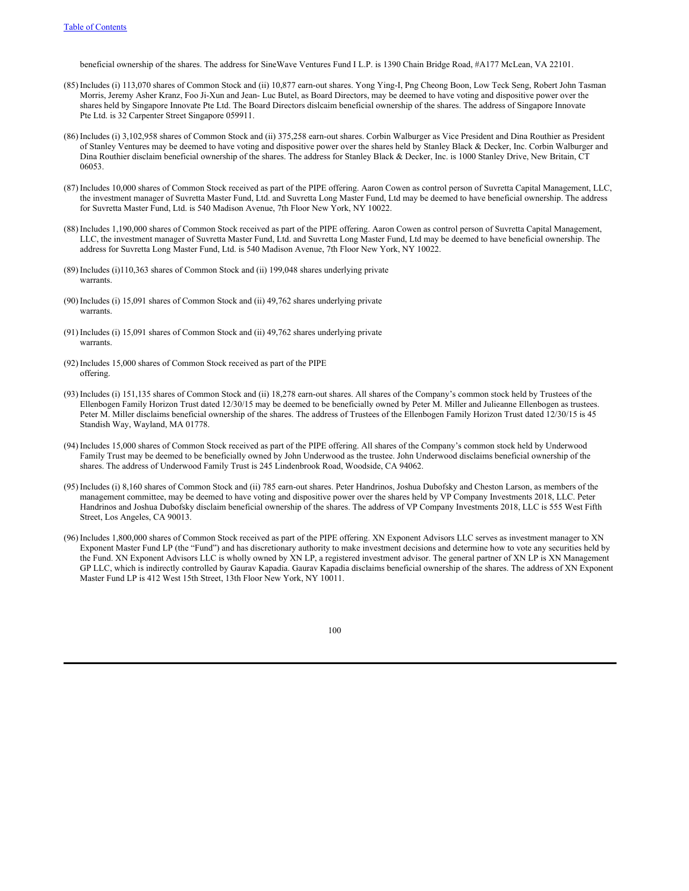beneficial ownership of the shares. The address for SineWave Ventures Fund I L.P. is 1390 Chain Bridge Road, #A177 McLean, VA 22101.

(85) Includes (i) 113,070 shares of Common Stock and (ii) 10,877 earn-out shares. Yong Ying-I, Png Cheong Boon, Low Teck Seng, Robert John Tasman Morris, Jeremy Asher Kranz, Foo Ji-Xun and Jean- Luc Butel, as Board Directors, may be deemed to have voting and dispositive power over the shares held by Singapore Innovate Pte Ltd. The Board Directors dislcaim beneficial ownership of the shares. The address of Singapore Innovate Pte Ltd. is 32 Carpenter Street Singapore 059911.

(86) Includes (i) 3,102,958 shares of Common Stock and (ii) 375,258 earn-out shares. Corbin Walburger as Vice President and Dina Routhier as President of Stanley Ventures may be deemed to have voting and dispositive power over the shares held by Stanley Black & Decker, Inc. Corbin Walburger and Dina Routhier disclaim beneficial ownership of the shares. The address for Stanley Black & Decker, Inc. is 1000 Stanley Drive, New Britain, CT 06053.

(87) Includes 10,000 shares of Common Stock received as part of the PIPE offering. Aaron Cowen as control person of Suvretta Capital Management, LLC, the investment manager of Suvretta Master Fund, Ltd. and Suvretta Long Master Fund, Ltd may be deemed to have beneficial ownership. The address for Suvretta Master Fund, Ltd. is 540 Madison Avenue, 7th Floor New York, NY 10022.

(88) Includes 1,190,000 shares of Common Stock received as part of the PIPE offering. Aaron Cowen as control person of Suvretta Capital Management, LLC, the investment manager of Suvretta Master Fund, Ltd. and Suvretta Long Master Fund, Ltd may be deemed to have beneficial ownership. The address for Suvretta Long Master Fund, Ltd. is 540 Madison Avenue, 7th Floor New York, NY 10022.

(89) Includes (i)110,363 shares of Common Stock and (ii) 199,048 shares underlying private warrants.

(90) Includes (i) 15,091 shares of Common Stock and (ii) 49,762 shares underlying private warrants.

(91) Includes (i) 15,091 shares of Common Stock and (ii) 49,762 shares underlying private warrants.

(92) Includes 15,000 shares of Common Stock received as part of the PIPE offering.

(93) Includes (i) 151,135 shares of Common Stock and (ii) 18,278 earn-out shares. All shares of the Company's common stock held by Trustees of the Ellenbogen Family Horizon Trust dated 12/30/15 may be deemed to be beneficially owned by Peter M. Miller and Julieanne Ellenbogen as trustees. Peter M. Miller disclaims beneficial ownership of the shares. The address of Trustees of the Ellenbogen Family Horizon Trust dated 12/30/15 is 45 Standish Way, Wayland, MA 01778.

(94) Includes 15,000 shares of Common Stock received as part of the PIPE offering. All shares of the Company's common stock held by Underwood Family Trust may be deemed to be beneficially owned by John Underwood as the trustee. John Underwood disclaims beneficial ownership of the shares. The address of Underwood Family Trust is 245 Lindenbrook Road, Woodside, CA 94062.

(95) Includes (i) 8,160 shares of Common Stock and (ii) 785 earn-out shares. Peter Handrinos, Joshua Dubofsky and Cheston Larson, as members of the management committee, may be deemed to have voting and dispositive power over the shares held by VP Company Investments 2018, LLC. Peter Handrinos and Joshua Dubofsky disclaim beneficial ownership of the shares. The address of VP Company Investments 2018, LLC is 555 West Fifth Street, Los Angeles, CA 90013.

(96) Includes 1,800,000 shares of Common Stock received as part of the PIPE offering. XN Exponent Advisors LLC serves as investment manager to XN Exponent Master Fund LP (the "Fund") and has discretionary authority to make investment decisions and determine how to vote any securities held by the Fund. XN Exponent Advisors LLC is wholly owned by XN LP, a registered investment advisor. The general partner of XN LP is XN Management GP LLC, which is indirectly controlled by Gaurav Kapadia. Gaurav Kapadia disclaims beneficial ownership of the shares. The address of XN Exponent Master Fund LP is 412 West 15th Street, 13th Floor New York, NY 10011.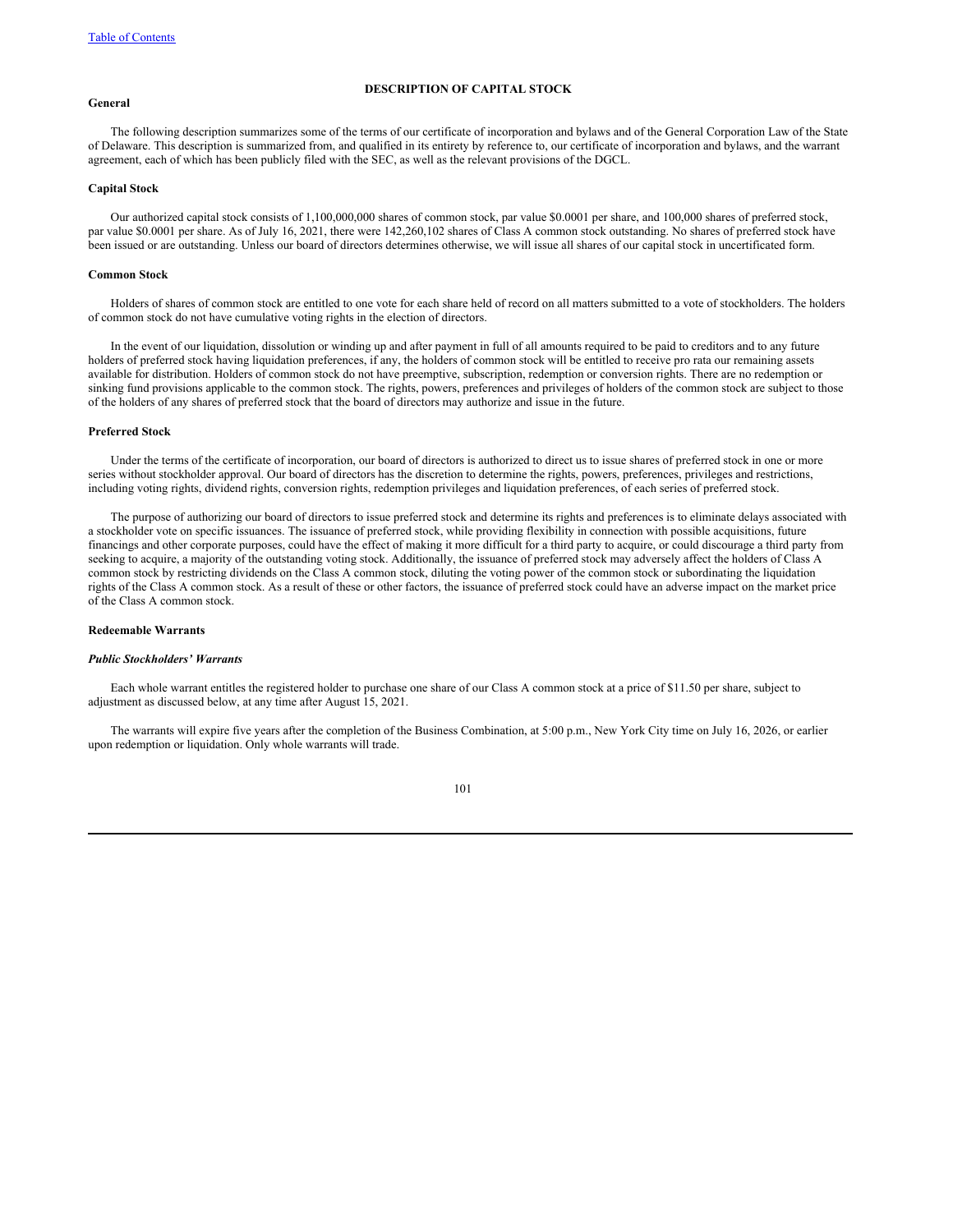## DESCRIPTION OF CAPITAL STOCK

### General

The following description summarizes some of the terms of our certificate of incorporation and bylaws and of the General Corporation Law of the State of Delaware. This description is summarized from, and qualified in its entirety by reference to, our certificate of incorporation and bylaws, and the warrant agreement, each of which has been publicly filed with the SEC, as well as the relevant provisions of the DGCL.

### Capital Stock

Our authorized capital stock consists of 1,100,000,000 shares of common stock, par value $0.0001 per share, and 100,000 shares of preferred stock, par value $0.0001 per share. As of July 16, 2021, there were 142,260,102 shares of Class A common stock outstanding. No shares of preferred stock have been issued or are outstanding. Unless our board of directors determines otherwise, we will issue all shares of our capital stock in uncertificated form.

### Common Stock

Holders of shares of common stock are entitled to one vote for each share held of record on all matters submitted to a vote of stockholders. The holders of common stock do not have cumulative voting rights in the election of directors.

In the event of our liquidation, dissolution or winding up and after payment in full of all amounts required to be paid to creditors and to any future holders of preferred stock having liquidation preferences, if any, the holders of common stock will be entitled to receive pro rata our remaining assets available for distribution. Holders of common stock do not have preemptive, subscription, redemption or conversion rights. There are no redemption or sinking fund provisions applicable to the common stock. The rights, powers, preferences and privileges of holders of the common stock are subject to those of the holders of any shares of preferred stock that the board of directors may authorize and issue in the future.

### Preferred Stock

Under the terms of the certificate of incorporation, our board of directors is authorized to direct us to issue shares of preferred stock in one or more series without stockholder approval. Our board of directors has the discretion to determine the rights, powers, preferences, privileges and restrictions, including voting rights, dividend rights, conversion rights, redemption privileges and liquidation preferences, of each series of preferred stock.

The purpose of authorizing our board of directors to issue preferred stock and determine its rights and preferences is to eliminate delays associated with a stockholder vote on specific issuances. The issuance of preferred stock, while providing flexibility in connection with possible acquisitions, future financings and other corporate purposes, could have the effect of making it more difficult for a third party to acquire, or could discourage a third party from seeking to acquire, a majority of the outstanding voting stock. Additionally, the issuance of preferred stock may adversely affect the holders of Class A common stock by restricting dividends on the Class A common stock, diluting the voting power of the common stock or subordinating the liquidation rights of the Class A common stock. As a result of these or other factors, the issuance of preferred stock could have an adverse impact on the market price of the Class A common stock.

### Redeemable Warrants

#### *Public Stockholders' Warrants*

Each whole warrant entitles the registered holder to purchase one share of our Class A common stock at a price of $11.50 per share, subject to adjustment as discussed below, at any time after August 15, 2021.

The warrants will expire five years after the completion of the Business Combination, at 5:00 p.m., New York City time on July 16, 2026, or earlier upon redemption or liquidation. Only whole warrants will trade.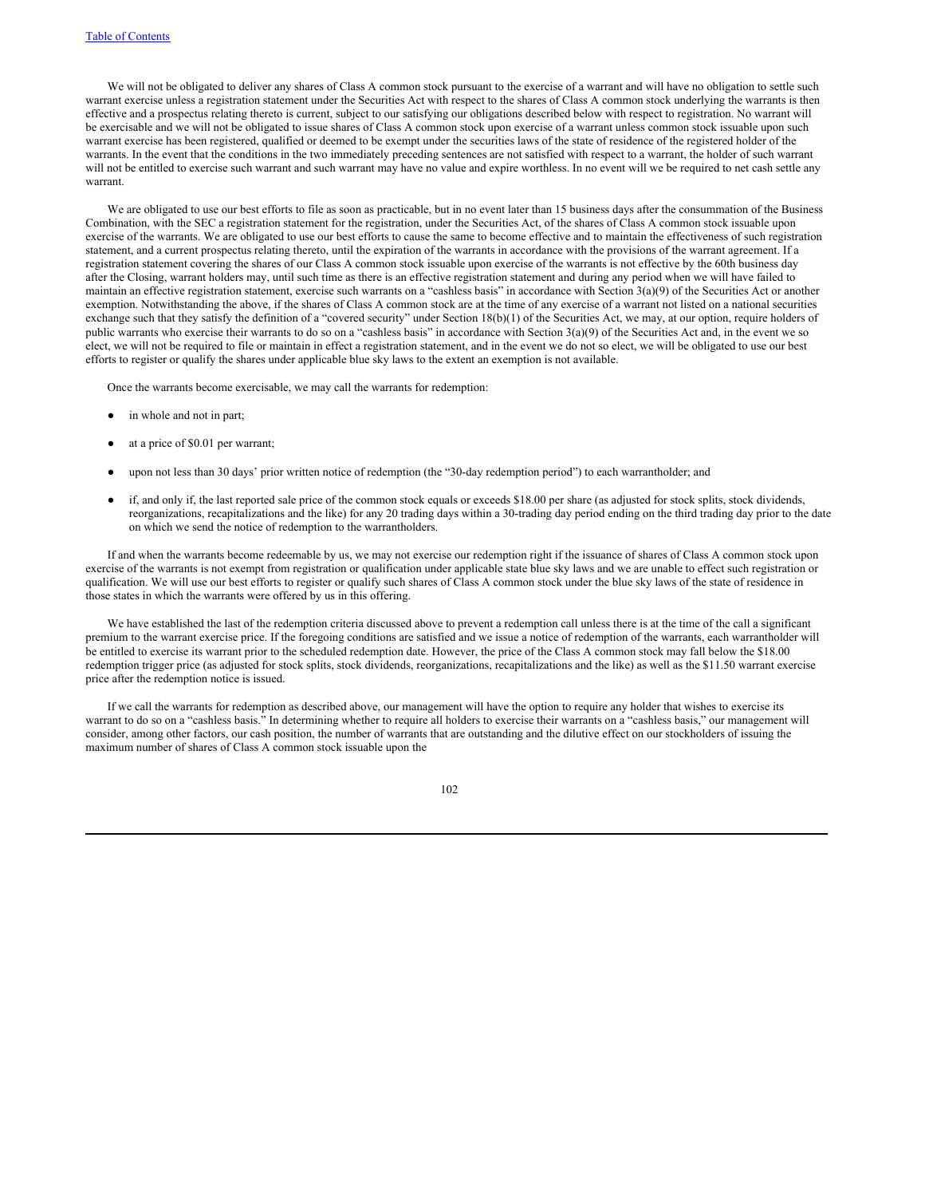We will not be obligated to deliver any shares of Class A common stock pursuant to the exercise of a warrant and will have no obligation to settle such warrant exercise unless a registration statement under the Securities Act with respect to the shares of Class A common stock underlying the warrants is then effective and a prospectus relating thereto is current, subject to our satisfying our obligations described below with respect to registration. No warrant will be exercisable and we will not be obligated to issue shares of Class A common stock upon exercise of a warrant unless common stock issuable upon such warrant exercise has been registered, qualified or deemed to be exempt under the securities laws of the state of residence of the registered holder of the warrants. In the event that the conditions in the two immediately preceding sentences are not satisfied with respect to a warrant, the holder of such warrant will not be entitled to exercise such warrant and such warrant may have no value and expire worthless. In no event will we be required to net cash settle any warrant.

We are obligated to use our best efforts to file as soon as practicable, but in no event later than 15 business days after the consummation of the Business Combination, with the SEC a registration statement for the registration, under the Securities Act, of the shares of Class A common stock issuable upon exercise of the warrants. We are obligated to use our best efforts to cause the same to become effective and to maintain the effectiveness of such registration statement, and a current prospectus relating thereto, until the expiration of the warrants in accordance with the provisions of the warrant agreement. If a registration statement covering the shares of our Class A common stock issuable upon exercise of the warrants is not effective by the 60th business day after the Closing, warrant holders may, until such time as there is an effective registration statement and during any period when we will have failed to maintain an effective registration statement, exercise such warrants on a "cashless basis" in accordance with Section 3(a)(9) of the Securities Act or another exemption. Notwithstanding the above, if the shares of Class A common stock are at the time of any exercise of a warrant not listed on a national securities exchange such that they satisfy the definition of a "covered security" under Section 18(b)(1) of the Securities Act, we may, at our option, require holders of public warrants who exercise their warrants to do so on a "cashless basis" in accordance with Section 3(a)(9) of the Securities Act and, in the event we so elect, we will not be required to file or maintain in effect a registration statement, and in the event we do not so elect, we will be obligated to use our best efforts to register or qualify the shares under applicable blue sky laws to the extent an exemption is not available.

Once the warrants become exercisable, we may call the warrants for redemption:

- in whole and not in part;
- at a price of $0.01 per warrant;
- upon not less than 30 days' prior written notice of redemption (the "30-day redemption period") to each warrantholder; and
- if, and only if, the last reported sale price of the common stock equals or exceeds $18.00 per share (as adjusted for stock splits, stock dividends, reorganizations, recapitalizations and the like) for any 20 trading days within a 30-trading day period ending on the third trading day prior to the date on which we send the notice of redemption to the warrantholders.

If and when the warrants become redeemable by us, we may not exercise our redemption right if the issuance of shares of Class A common stock upon exercise of the warrants is not exempt from registration or qualification under applicable state blue sky laws and we are unable to effect such registration or qualification. We will use our best efforts to register or qualify such shares of Class A common stock under the blue sky laws of the state of residence in those states in which the warrants were offered by us in this offering.

We have established the last of the redemption criteria discussed above to prevent a redemption call unless there is at the time of the call a significant premium to the warrant exercise price. If the foregoing conditions are satisfied and we issue a notice of redemption of the warrants, each warrantholder will be entitled to exercise its warrant prior to the scheduled redemption date. However, the price of the Class A common stock may fall below the $18.00 redemption trigger price (as adjusted for stock splits, stock dividends, reorganizations, recapitalizations and the like) as well as the $11.50 warrant exercise price after the redemption notice is issued.

If we call the warrants for redemption as described above, our management will have the option to require any holder that wishes to exercise its warrant to do so on a "cashless basis." In determining whether to require all holders to exercise their warrants on a "cashless basis," our management will consider, among other factors, our cash position, the number of warrants that are outstanding and the dilutive effect on our stockholders of issuing the maximum number of shares of Class A common stock issuable upon the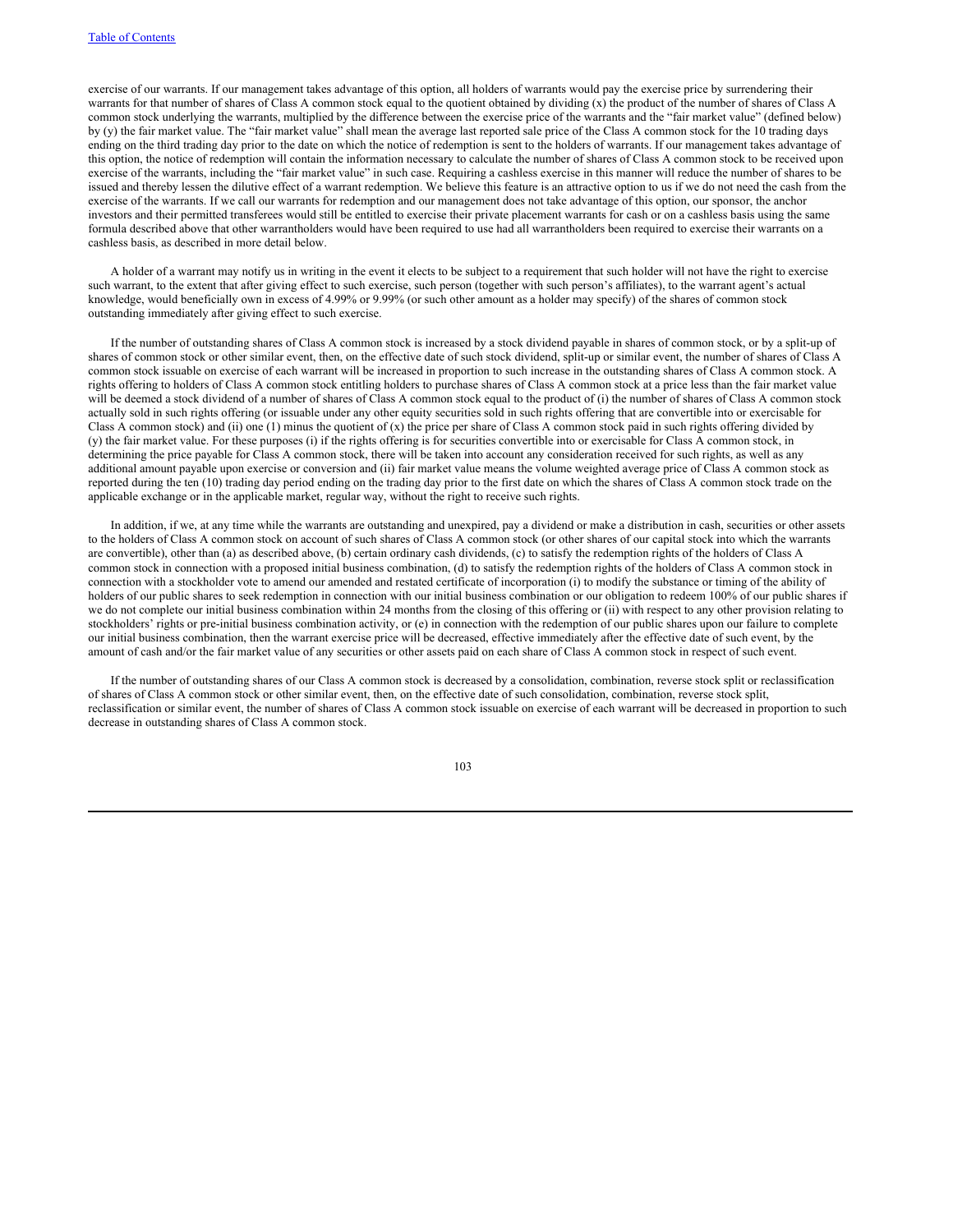exercise of our warrants. If our management takes advantage of this option, all holders of warrants would pay the exercise price by surrendering their warrants for that number of shares of Class A common stock equal to the quotient obtained by dividing (x) the product of the number of shares of Class A common stock underlying the warrants, multiplied by the difference between the exercise price of the warrants and the "fair market value" (defined below) by (y) the fair market value. The "fair market value" shall mean the average last reported sale price of the Class A common stock for the 10 trading days ending on the third trading day prior to the date on which the notice of redemption is sent to the holders of warrants. If our management takes advantage of this option, the notice of redemption will contain the information necessary to calculate the number of shares of Class A common stock to be received upon exercise of the warrants, including the "fair market value" in such case. Requiring a cashless exercise in this manner will reduce the number of shares to be issued and thereby lessen the dilutive effect of a warrant redemption. We believe this feature is an attractive option to us if we do not need the cash from the exercise of the warrants. If we call our warrants for redemption and our management does not take advantage of this option, our sponsor, the anchor investors and their permitted transferees would still be entitled to exercise their private placement warrants for cash or on a cashless basis using the same formula described above that other warrantholders would have been required to use had all warrantholders been required to exercise their warrants on a cashless basis, as described in more detail below.

A holder of a warrant may notify us in writing in the event it elects to be subject to a requirement that such holder will not have the right to exercise such warrant, to the extent that after giving effect to such exercise, such person (together with such person's affiliates), to the warrant agent's actual knowledge, would beneficially own in excess of 4.99% or 9.99% (or such other amount as a holder may specify) of the shares of common stock outstanding immediately after giving effect to such exercise.

If the number of outstanding shares of Class A common stock is increased by a stock dividend payable in shares of common stock, or by a split-up of shares of common stock or other similar event, then, on the effective date of such stock dividend, split-up or similar event, the number of shares of Class A common stock issuable on exercise of each warrant will be increased in proportion to such increase in the outstanding shares of Class A common stock. A rights offering to holders of Class A common stock entitling holders to purchase shares of Class A common stock at a price less than the fair market value will be deemed a stock dividend of a number of shares of Class A common stock equal to the product of (i) the number of shares of Class A common stock actually sold in such rights offering (or issuable under any other equity securities sold in such rights offering that are convertible into or exercisable for Class A common stock) and (ii) one (1) minus the quotient of (x) the price per share of Class A common stock paid in such rights offering divided by (y) the fair market value. For these purposes (i) if the rights offering is for securities convertible into or exercisable for Class A common stock, in determining the price payable for Class A common stock, there will be taken into account any consideration received for such rights, as well as any additional amount payable upon exercise or conversion and (ii) fair market value means the volume weighted average price of Class A common stock as reported during the ten (10) trading day period ending on the trading day prior to the first date on which the shares of Class A common stock trade on the applicable exchange or in the applicable market, regular way, without the right to receive such rights.

In addition, if we, at any time while the warrants are outstanding and unexpired, pay a dividend or make a distribution in cash, securities or other assets to the holders of Class A common stock on account of such shares of Class A common stock (or other shares of our capital stock into which the warrants are convertible), other than (a) as described above, (b) certain ordinary cash dividends, (c) to satisfy the redemption rights of the holders of Class A common stock in connection with a proposed initial business combination, (d) to satisfy the redemption rights of the holders of Class A common stock in connection with a stockholder vote to amend our amended and restated certificate of incorporation (i) to modify the substance or timing of the ability of holders of our public shares to seek redemption in connection with our initial business combination or our obligation to redeem 100% of our public shares if we do not complete our initial business combination within 24 months from the closing of this offering or (ii) with respect to any other provision relating to stockholders' rights or pre-initial business combination activity, or (e) in connection with the redemption of our public shares upon our failure to complete our initial business combination, then the warrant exercise price will be decreased, effective immediately after the effective date of such event, by the amount of cash and/or the fair market value of any securities or other assets paid on each share of Class A common stock in respect of such event.

If the number of outstanding shares of our Class A common stock is decreased by a consolidation, combination, reverse stock split or reclassification of shares of Class A common stock or other similar event, then, on the effective date of such consolidation, combination, reverse stock split, reclassification or similar event, the number of shares of Class A common stock issuable on exercise of each warrant will be decreased in proportion to such decrease in outstanding shares of Class A common stock.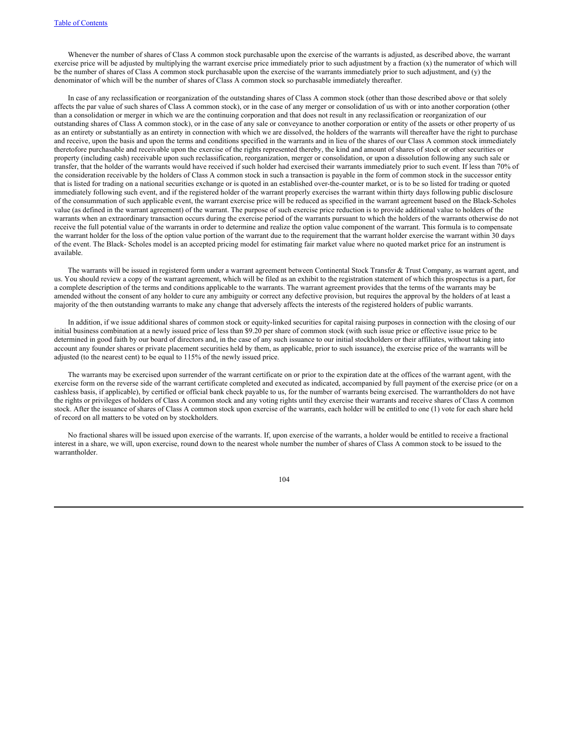Whenever the number of shares of Class A common stock purchasable upon the exercise of the warrants is adjusted, as described above, the warrant exercise price will be adjusted by multiplying the warrant exercise price immediately prior to such adjustment by a fraction (x) the numerator of which will be the number of shares of Class A common stock purchasable upon the exercise of the warrants immediately prior to such adjustment, and (y) the denominator of which will be the number of shares of Class A common stock so purchasable immediately thereafter.

In case of any reclassification or reorganization of the outstanding shares of Class A common stock (other than those described above or that solely affects the par value of such shares of Class A common stock), or in the case of any merger or consolidation of us with or into another corporation (other than a consolidation or merger in which we are the continuing corporation and that does not result in any reclassification or reorganization of our outstanding shares of Class A common stock), or in the case of any sale or conveyance to another corporation or entity of the assets or other property of us as an entirety or substantially as an entirety in connection with which we are dissolved, the holders of the warrants will thereafter have the right to purchase and receive, upon the basis and upon the terms and conditions specified in the warrants and in lieu of the shares of our Class A common stock immediately theretofore purchasable and receivable upon the exercise of the rights represented thereby, the kind and amount of shares of stock or other securities or property (including cash) receivable upon such reclassification, reorganization, merger or consolidation, or upon a dissolution following any such sale or transfer, that the holder of the warrants would have received if such holder had exercised their warrants immediately prior to such event. If less than 70% of the consideration receivable by the holders of Class A common stock in such a transaction is payable in the form of common stock in the successor entity that is listed for trading on a national securities exchange or is quoted in an established over-the-counter market, or is to be so listed for trading or quoted immediately following such event, and if the registered holder of the warrant properly exercises the warrant within thirty days following public disclosure of the consummation of such applicable event, the warrant exercise price will be reduced as specified in the warrant agreement based on the Black-Scholes value (as defined in the warrant agreement) of the warrant. The purpose of such exercise price reduction is to provide additional value to holders of the warrants when an extraordinary transaction occurs during the exercise period of the warrants pursuant to which the holders of the warrants otherwise do not receive the full potential value of the warrants in order to determine and realize the option value component of the warrant. This formula is to compensate the warrant holder for the loss of the option value portion of the warrant due to the requirement that the warrant holder exercise the warrant within 30 days of the event. The Black- Scholes model is an accepted pricing model for estimating fair market value where no quoted market price for an instrument is available.

The warrants will be issued in registered form under a warrant agreement between Continental Stock Transfer & Trust Company, as warrant agent, and us. You should review a copy of the warrant agreement, which will be filed as an exhibit to the registration statement of which this prospectus is a part, for a complete description of the terms and conditions applicable to the warrants. The warrant agreement provides that the terms of the warrants may be amended without the consent of any holder to cure any ambiguity or correct any defective provision, but requires the approval by the holders of at least a majority of the then outstanding warrants to make any change that adversely affects the interests of the registered holders of public warrants.

In addition, if we issue additional shares of common stock or equity-linked securities for capital raising purposes in connection with the closing of our initial business combination at a newly issued price of less than $9.20 per share of common stock (with such issue price or effective issue price to be determined in good faith by our board of directors and, in the case of any such issuance to our initial stockholders or their affiliates, without taking into account any founder shares or private placement securities held by them, as applicable, prior to such issuance), the exercise price of the warrants will be adjusted (to the nearest cent) to be equal to 115% of the newly issued price.

The warrants may be exercised upon surrender of the warrant certificate on or prior to the expiration date at the offices of the warrant agent, with the exercise form on the reverse side of the warrant certificate completed and executed as indicated, accompanied by full payment of the exercise price (or on a cashless basis, if applicable), by certified or official bank check payable to us, for the number of warrants being exercised. The warrantholders do not have the rights or privileges of holders of Class A common stock and any voting rights until they exercise their warrants and receive shares of Class A common stock. After the issuance of shares of Class A common stock upon exercise of the warrants, each holder will be entitled to one (1) vote for each share held of record on all matters to be voted on by stockholders.

No fractional shares will be issued upon exercise of the warrants. If, upon exercise of the warrants, a holder would be entitled to receive a fractional interest in a share, we will, upon exercise, round down to the nearest whole number the number of shares of Class A common stock to be issued to the warrantholder.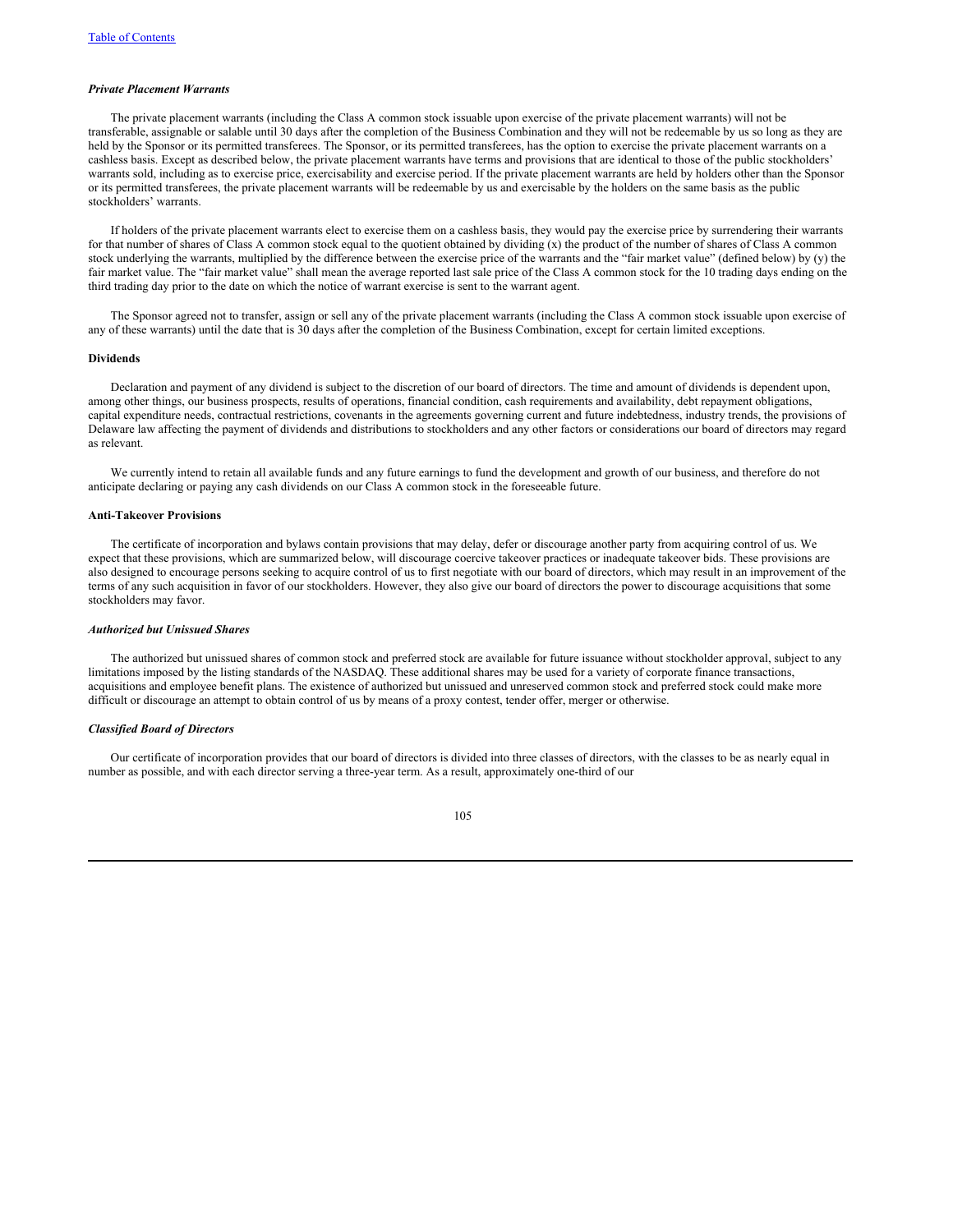***Private Placement Warrants***

The private placement warrants (including the Class A common stock issuable upon exercise of the private placement warrants) will not be transferable, assignable or salable until 30 days after the completion of the Business Combination and they will not be redeemable by us so long as they are held by the Sponsor or its permitted transferees. The Sponsor, or its permitted transferees, has the option to exercise the private placement warrants on a cashless basis. Except as described below, the private placement warrants have terms and provisions that are identical to those of the public stockholders' warrants sold, including as to exercise price, exercisability and exercise period. If the private placement warrants are held by holders other than the Sponsor or its permitted transferees, the private placement warrants will be redeemable by us and exercisable by the holders on the same basis as the public stockholders' warrants.

If holders of the private placement warrants elect to exercise them on a cashless basis, they would pay the exercise price by surrendering their warrants for that number of shares of Class A common stock equal to the quotient obtained by dividing (x) the product of the number of shares of Class A common stock underlying the warrants, multiplied by the difference between the exercise price of the warrants and the "fair market value" (defined below) by (y) the fair market value. The "fair market value" shall mean the average reported last sale price of the Class A common stock for the 10 trading days ending on the third trading day prior to the date on which the notice of warrant exercise is sent to the warrant agent.

The Sponsor agreed not to transfer, assign or sell any of the private placement warrants (including the Class A common stock issuable upon exercise of any of these warrants) until the date that is 30 days after the completion of the Business Combination, except for certain limited exceptions.

**Dividends**

Declaration and payment of any dividend is subject to the discretion of our board of directors. The time and amount of dividends is dependent upon, among other things, our business prospects, results of operations, financial condition, cash requirements and availability, debt repayment obligations, capital expenditure needs, contractual restrictions, covenants in the agreements governing current and future indebtedness, industry trends, the provisions of Delaware law affecting the payment of dividends and distributions to stockholders and any other factors or considerations our board of directors may regard as relevant.

We currently intend to retain all available funds and any future earnings to fund the development and growth of our business, and therefore do not anticipate declaring or paying any cash dividends on our Class A common stock in the foreseeable future.

**Anti-Takeover Provisions**

The certificate of incorporation and bylaws contain provisions that may delay, defer or discourage another party from acquiring control of us. We expect that these provisions, which are summarized below, will discourage coercive takeover practices or inadequate takeover bids. These provisions are also designed to encourage persons seeking to acquire control of us to first negotiate with our board of directors, which may result in an improvement of the terms of any such acquisition in favor of our stockholders. However, they also give our board of directors the power to discourage acquisitions that some stockholders may favor.

***Authorized but Unissued Shares***

The authorized but unissued shares of common stock and preferred stock are available for future issuance without stockholder approval, subject to any limitations imposed by the listing standards of the NASDAQ. These additional shares may be used for a variety of corporate finance transactions, acquisitions and employee benefit plans. The existence of authorized but unissued and unreserved common stock and preferred stock could make more difficult or discourage an attempt to obtain control of us by means of a proxy contest, tender offer, merger or otherwise.

***Classified Board of Directors***

Our certificate of incorporation provides that our board of directors is divided into three classes of directors, with the classes to be as nearly equal in number as possible, and with each director serving a three-year term. As a result, approximately one-third of our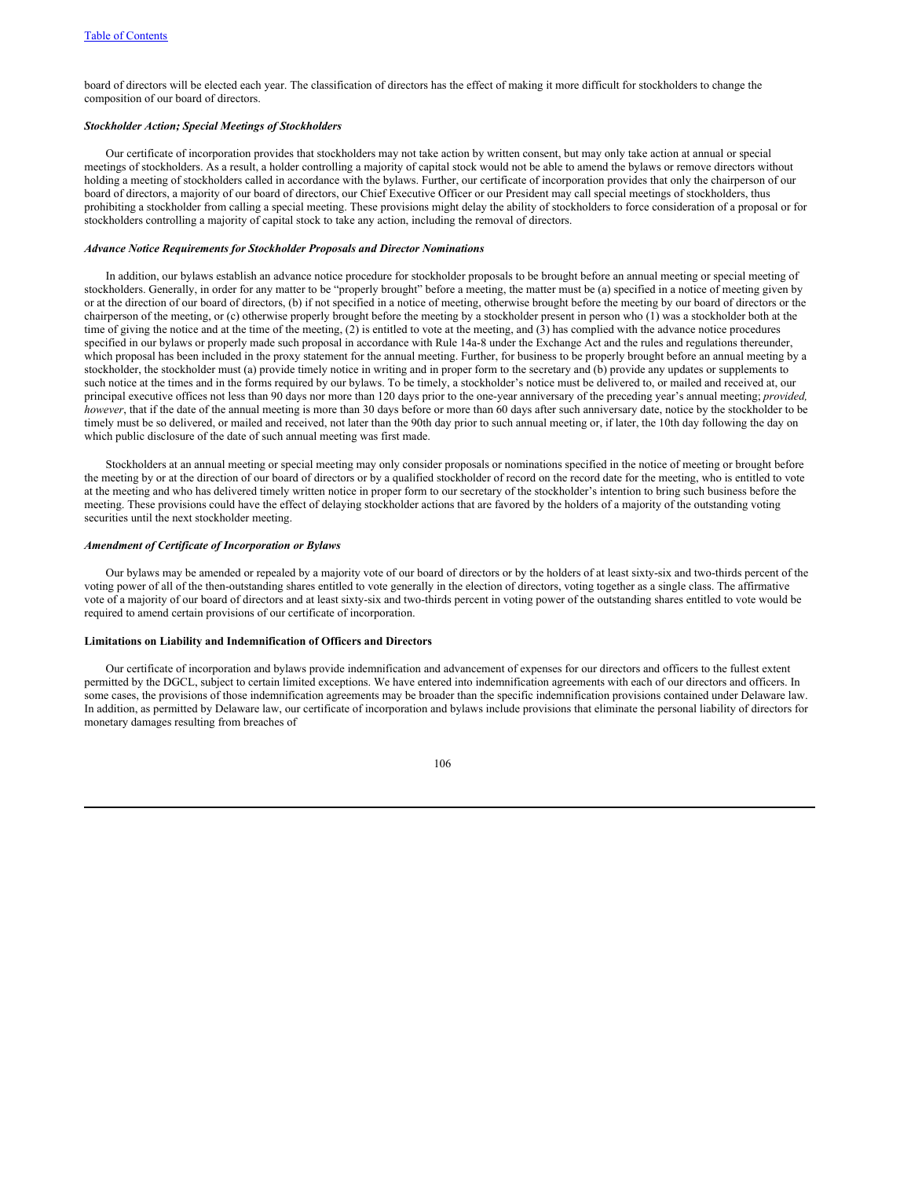board of directors will be elected each year. The classification of directors has the effect of making it more difficult for stockholders to change the composition of our board of directors.

***Stockholder Action; Special Meetings of Stockholders***

Our certificate of incorporation provides that stockholders may not take action by written consent, but may only take action at annual or special meetings of stockholders. As a result, a holder controlling a majority of capital stock would not be able to amend the bylaws or remove directors without holding a meeting of stockholders called in accordance with the bylaws. Further, our certificate of incorporation provides that only the chairperson of our board of directors, a majority of our board of directors, our Chief Executive Officer or our President may call special meetings of stockholders, thus prohibiting a stockholder from calling a special meeting. These provisions might delay the ability of stockholders to force consideration of a proposal or for stockholders controlling a majority of capital stock to take any action, including the removal of directors.

***Advance Notice Requirements for Stockholder Proposals and Director Nominations***

In addition, our bylaws establish an advance notice procedure for stockholder proposals to be brought before an annual meeting or special meeting of stockholders. Generally, in order for any matter to be "properly brought" before a meeting, the matter must be (a) specified in a notice of meeting given by or at the direction of our board of directors, (b) if not specified in a notice of meeting, otherwise brought before the meeting by our board of directors or the chairperson of the meeting, or (c) otherwise properly brought before the meeting by a stockholder present in person who (1) was a stockholder both at the time of giving the notice and at the time of the meeting, (2) is entitled to vote at the meeting, and (3) has complied with the advance notice procedures specified in our bylaws or properly made such proposal in accordance with Rule 14a-8 under the Exchange Act and the rules and regulations thereunder, which proposal has been included in the proxy statement for the annual meeting. Further, for business to be properly brought before an annual meeting by a stockholder, the stockholder must (a) provide timely notice in writing and in proper form to the secretary and (b) provide any updates or supplements to such notice at the times and in the forms required by our bylaws. To be timely, a stockholder's notice must be delivered to, or mailed and received at, our principal executive offices not less than 90 days nor more than 120 days prior to the one-year anniversary of the preceding year's annual meeting; *provided, however*, that if the date of the annual meeting is more than 30 days before or more than 60 days after such anniversary date, notice by the stockholder to be timely must be so delivered, or mailed and received, not later than the 90th day prior to such annual meeting or, if later, the 10th day following the day on which public disclosure of the date of such annual meeting was first made.

Stockholders at an annual meeting or special meeting may only consider proposals or nominations specified in the notice of meeting or brought before the meeting by or at the direction of our board of directors or by a qualified stockholder of record on the record date for the meeting, who is entitled to vote at the meeting and who has delivered timely written notice in proper form to our secretary of the stockholder's intention to bring such business before the meeting. These provisions could have the effect of delaying stockholder actions that are favored by the holders of a majority of the outstanding voting securities until the next stockholder meeting.

***Amendment of Certificate of Incorporation or Bylaws***

Our bylaws may be amended or repealed by a majority vote of our board of directors or by the holders of at least sixty-six and two-thirds percent of the voting power of all of the then-outstanding shares entitled to vote generally in the election of directors, voting together as a single class. The affirmative vote of a majority of our board of directors and at least sixty-six and two-thirds percent in voting power of the outstanding shares entitled to vote would be required to amend certain provisions of our certificate of incorporation.

**Limitations on Liability and Indemnification of Officers and Directors**

Our certificate of incorporation and bylaws provide indemnification and advancement of expenses for our directors and officers to the fullest extent permitted by the DGCL, subject to certain limited exceptions. We have entered into indemnification agreements with each of our directors and officers. In some cases, the provisions of those indemnification agreements may be broader than the specific indemnification provisions contained under Delaware law. In addition, as permitted by Delaware law, our certificate of incorporation and bylaws include provisions that eliminate the personal liability of directors for monetary damages resulting from breaches of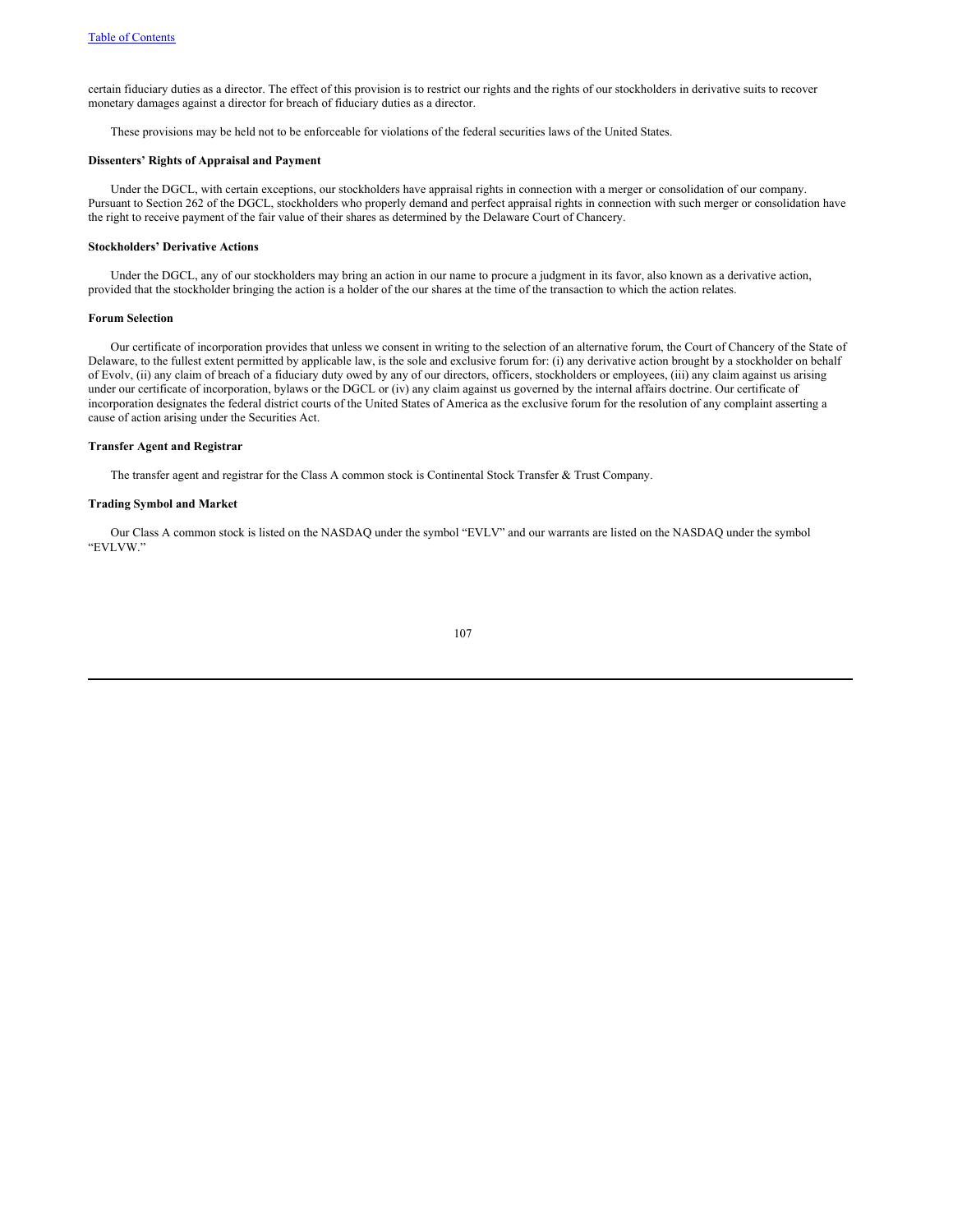certain fiduciary duties as a director. The effect of this provision is to restrict our rights and the rights of our stockholders in derivative suits to recover monetary damages against a director for breach of fiduciary duties as a director.

These provisions may be held not to be enforceable for violations of the federal securities laws of the United States.

**Dissenters' Rights of Appraisal and Payment**

Under the DGCL, with certain exceptions, our stockholders have appraisal rights in connection with a merger or consolidation of our company. Pursuant to Section 262 of the DGCL, stockholders who properly demand and perfect appraisal rights in connection with such merger or consolidation have the right to receive payment of the fair value of their shares as determined by the Delaware Court of Chancery.

**Stockholders' Derivative Actions**

Under the DGCL, any of our stockholders may bring an action in our name to procure a judgment in its favor, also known as a derivative action, provided that the stockholder bringing the action is a holder of the our shares at the time of the transaction to which the action relates.

**Forum Selection**

Our certificate of incorporation provides that unless we consent in writing to the selection of an alternative forum, the Court of Chancery of the State of Delaware, to the fullest extent permitted by applicable law, is the sole and exclusive forum for: (i) any derivative action brought by a stockholder on behalf of Evolv, (ii) any claim of breach of a fiduciary duty owed by any of our directors, officers, stockholders or employees, (iii) any claim against us arising under our certificate of incorporation, bylaws or the DGCL or (iv) any claim against us governed by the internal affairs doctrine. Our certificate of incorporation designates the federal district courts of the United States of America as the exclusive forum for the resolution of any complaint asserting a cause of action arising under the Securities Act.

**Transfer Agent and Registrar**

The transfer agent and registrar for the Class A common stock is Continental Stock Transfer & Trust Company.

**Trading Symbol and Market**

Our Class A common stock is listed on the NASDAQ under the symbol "EVLV" and our warrants are listed on the NASDAQ under the symbol "EVLVW."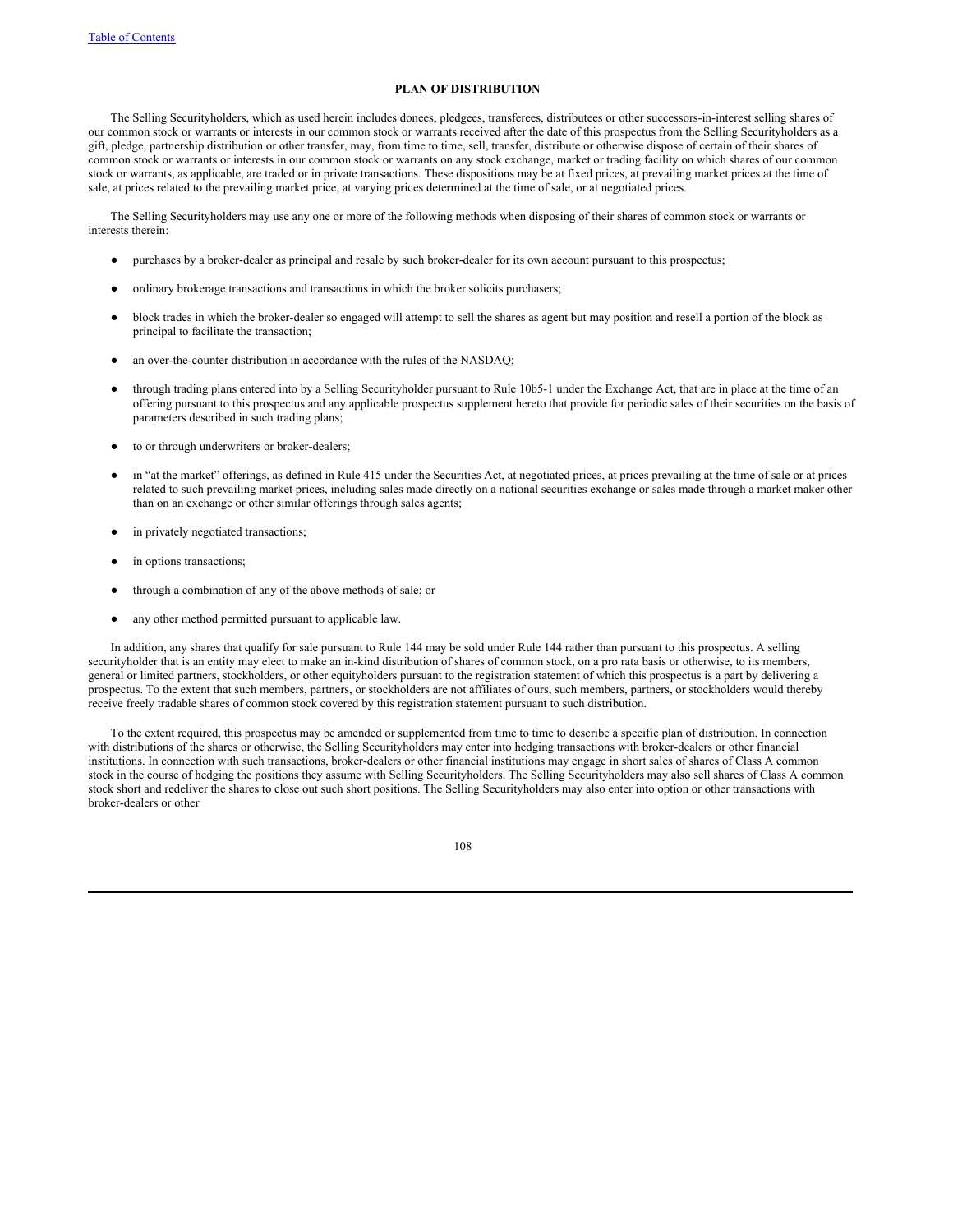## PLAN OF DISTRIBUTION

The Selling Securityholders, which as used herein includes donees, pledgees, transferees, distributees or other successors-in-interest selling shares of our common stock or warrants or interests in our common stock or warrants received after the date of this prospectus from the Selling Securityholders as a gift, pledge, partnership distribution or other transfer, may, from time to time, sell, transfer, distribute or otherwise dispose of certain of their shares of common stock or warrants or interests in our common stock or warrants on any stock exchange, market or trading facility on which shares of our common stock or warrants, as applicable, are traded or in private transactions. These dispositions may be at fixed prices, at prevailing market prices at the time of sale, at prices related to the prevailing market price, at varying prices determined at the time of sale, or at negotiated prices.

The Selling Securityholders may use any one or more of the following methods when disposing of their shares of common stock or warrants or interests therein:

- purchases by a broker-dealer as principal and resale by such broker-dealer for its own account pursuant to this prospectus;
- ordinary brokerage transactions and transactions in which the broker solicits purchasers;
- block trades in which the broker-dealer so engaged will attempt to sell the shares as agent but may position and resell a portion of the block as principal to facilitate the transaction;
- an over-the-counter distribution in accordance with the rules of the NASDAQ;
- through trading plans entered into by a Selling Securityholder pursuant to Rule 10b5-1 under the Exchange Act, that are in place at the time of an offering pursuant to this prospectus and any applicable prospectus supplement hereto that provide for periodic sales of their securities on the basis of parameters described in such trading plans;
- to or through underwriters or broker-dealers;
- in "at the market" offerings, as defined in Rule 415 under the Securities Act, at negotiated prices, at prices prevailing at the time of sale or at prices related to such prevailing market prices, including sales made directly on a national securities exchange or sales made through a market maker other than on an exchange or other similar offerings through sales agents;
- in privately negotiated transactions;
- in options transactions;
- through a combination of any of the above methods of sale; or
- any other method permitted pursuant to applicable law.

In addition, any shares that qualify for sale pursuant to Rule 144 may be sold under Rule 144 rather than pursuant to this prospectus. A selling securityholder that is an entity may elect to make an in-kind distribution of shares of common stock, on a pro rata basis or otherwise, to its members, general or limited partners, stockholders, or other equityholders pursuant to the registration statement of which this prospectus is a part by delivering a prospectus. To the extent that such members, partners, or stockholders are not affiliates of ours, such members, partners, or stockholders would thereby receive freely tradable shares of common stock covered by this registration statement pursuant to such distribution.

To the extent required, this prospectus may be amended or supplemented from time to time to describe a specific plan of distribution. In connection with distributions of the shares or otherwise, the Selling Securityholders may enter into hedging transactions with broker-dealers or other financial institutions. In connection with such transactions, broker-dealers or other financial institutions may engage in short sales of shares of Class A common stock in the course of hedging the positions they assume with Selling Securityholders. The Selling Securityholders may also sell shares of Class A common stock short and redeliver the shares to close out such short positions. The Selling Securityholders may also enter into option or other transactions with broker-dealers or other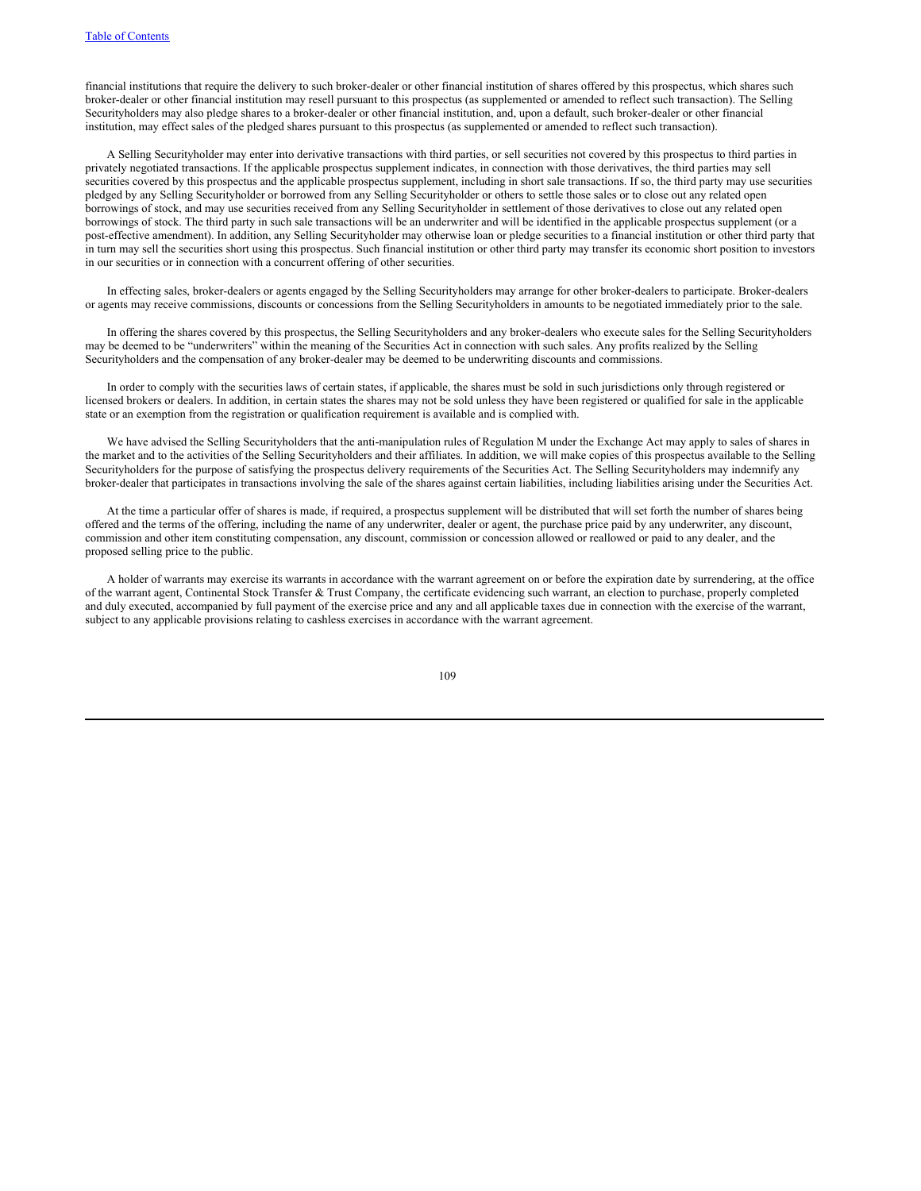financial institutions that require the delivery to such broker-dealer or other financial institution of shares offered by this prospectus, which shares such broker-dealer or other financial institution may resell pursuant to this prospectus (as supplemented or amended to reflect such transaction). The Selling Securityholders may also pledge shares to a broker-dealer or other financial institution, and, upon a default, such broker-dealer or other financial institution, may effect sales of the pledged shares pursuant to this prospectus (as supplemented or amended to reflect such transaction).

A Selling Securityholder may enter into derivative transactions with third parties, or sell securities not covered by this prospectus to third parties in privately negotiated transactions. If the applicable prospectus supplement indicates, in connection with those derivatives, the third parties may sell securities covered by this prospectus and the applicable prospectus supplement, including in short sale transactions. If so, the third party may use securities pledged by any Selling Securityholder or borrowed from any Selling Securityholder or others to settle those sales or to close out any related open borrowings of stock, and may use securities received from any Selling Securityholder in settlement of those derivatives to close out any related open borrowings of stock. The third party in such sale transactions will be an underwriter and will be identified in the applicable prospectus supplement (or a post-effective amendment). In addition, any Selling Securityholder may otherwise loan or pledge securities to a financial institution or other third party that in turn may sell the securities short using this prospectus. Such financial institution or other third party may transfer its economic short position to investors in our securities or in connection with a concurrent offering of other securities.

In effecting sales, broker-dealers or agents engaged by the Selling Securityholders may arrange for other broker-dealers to participate. Broker-dealers or agents may receive commissions, discounts or concessions from the Selling Securityholders in amounts to be negotiated immediately prior to the sale.

In offering the shares covered by this prospectus, the Selling Securityholders and any broker-dealers who execute sales for the Selling Securityholders may be deemed to be "underwriters" within the meaning of the Securities Act in connection with such sales. Any profits realized by the Selling Securityholders and the compensation of any broker-dealer may be deemed to be underwriting discounts and commissions.

In order to comply with the securities laws of certain states, if applicable, the shares must be sold in such jurisdictions only through registered or licensed brokers or dealers. In addition, in certain states the shares may not be sold unless they have been registered or qualified for sale in the applicable state or an exemption from the registration or qualification requirement is available and is complied with.

We have advised the Selling Securityholders that the anti-manipulation rules of Regulation M under the Exchange Act may apply to sales of shares in the market and to the activities of the Selling Securityholders and their affiliates. In addition, we will make copies of this prospectus available to the Selling Securityholders for the purpose of satisfying the prospectus delivery requirements of the Securities Act. The Selling Securityholders may indemnify any broker-dealer that participates in transactions involving the sale of the shares against certain liabilities, including liabilities arising under the Securities Act.

At the time a particular offer of shares is made, if required, a prospectus supplement will be distributed that will set forth the number of shares being offered and the terms of the offering, including the name of any underwriter, dealer or agent, the purchase price paid by any underwriter, any discount, commission and other item constituting compensation, any discount, commission or concession allowed or reallowed or paid to any dealer, and the proposed selling price to the public.

A holder of warrants may exercise its warrants in accordance with the warrant agreement on or before the expiration date by surrendering, at the office of the warrant agent, Continental Stock Transfer & Trust Company, the certificate evidencing such warrant, an election to purchase, properly completed and duly executed, accompanied by full payment of the exercise price and any and all applicable taxes due in connection with the exercise of the warrant, subject to any applicable provisions relating to cashless exercises in accordance with the warrant agreement.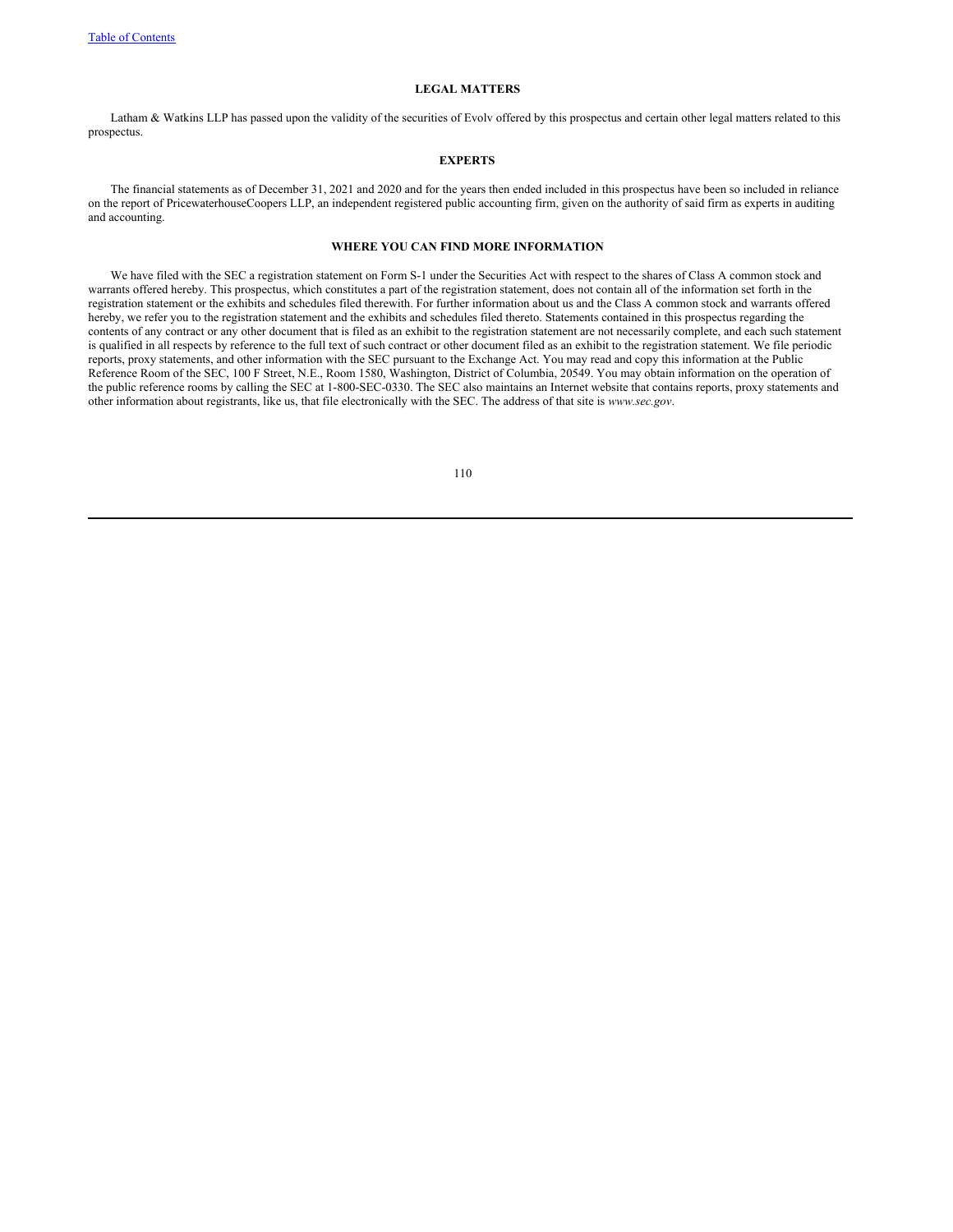## LEGAL MATTERS

Latham & Watkins LLP has passed upon the validity of the securities of Evolv offered by this prospectus and certain other legal matters related to this prospectus.

## EXPERTS

The financial statements as of December 31, 2021 and 2020 and for the years then ended included in this prospectus have been so included in reliance on the report of PricewaterhouseCoopers LLP, an independent registered public accounting firm, given on the authority of said firm as experts in auditing and accounting.

## WHERE YOU CAN FIND MORE INFORMATION

We have filed with the SEC a registration statement on Form S-1 under the Securities Act with respect to the shares of Class A common stock and warrants offered hereby. This prospectus, which constitutes a part of the registration statement, does not contain all of the information set forth in the registration statement or the exhibits and schedules filed therewith. For further information about us and the Class A common stock and warrants offered hereby, we refer you to the registration statement and the exhibits and schedules filed thereto. Statements contained in this prospectus regarding the contents of any contract or any other document that is filed as an exhibit to the registration statement are not necessarily complete, and each such statement is qualified in all respects by reference to the full text of such contract or other document filed as an exhibit to the registration statement. We file periodic reports, proxy statements, and other information with the SEC pursuant to the Exchange Act. You may read and copy this information at the Public Reference Room of the SEC, 100 F Street, N.E., Room 1580, Washington, District of Columbia, 20549. You may obtain information on the operation of the public reference rooms by calling the SEC at 1-800-SEC-0330. The SEC also maintains an Internet website that contains reports, proxy statements and other information about registrants, like us, that file electronically with the SEC. The address of that site is *www.sec.gov*.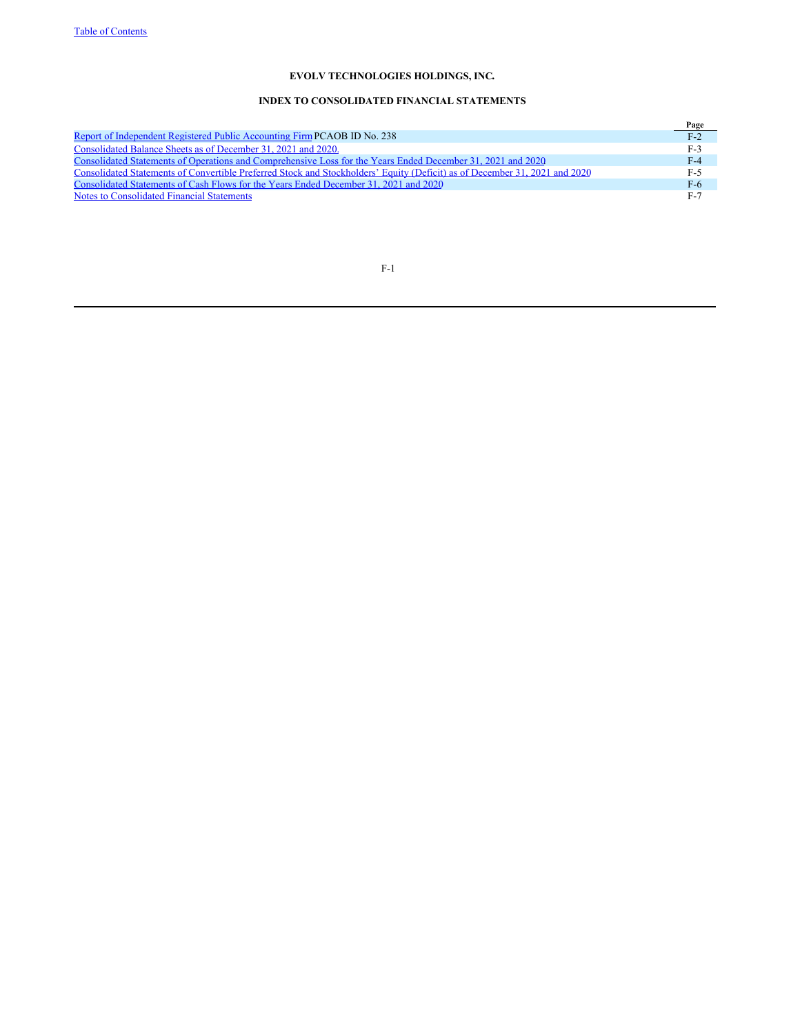# EVOLV TECHNOLOGIES HOLDINGS, INC.

## INDEX TO CONSOLIDATED FINANCIAL STATEMENTS

| | Page |
|---|---|
| Report of Independent Registered Public Accounting Firm PCAOB ID No. 238 | F-2 |
| Consolidated Balance Sheets as of December 31, 2021 and 2020. | F-3 |
| Consolidated Statements of Operations and Comprehensive Loss for the Years Ended December 31, 2021 and 2020 | F-4 |
| Consolidated Statements of Convertible Preferred Stock and Stockholders' Equity (Deficit) as of December 31, 2021 and 2020 | F-5 |
| Consolidated Statements of Cash Flows for the Years Ended December 31, 2021 and 2020 | F-6 |
| Notes to Consolidated Financial Statements | F-7 |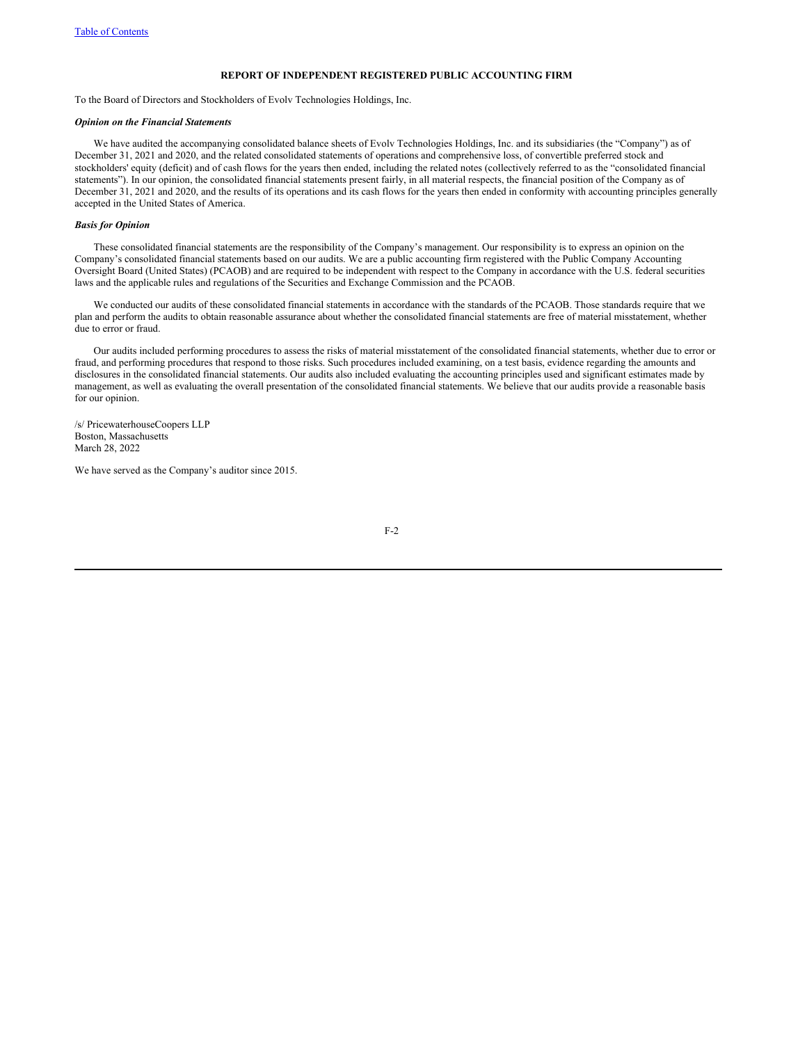**REPORT OF INDEPENDENT REGISTERED PUBLIC ACCOUNTING FIRM**

To the Board of Directors and Stockholders of Evolv Technologies Holdings, Inc.

***Opinion on the Financial Statements***

We have audited the accompanying consolidated balance sheets of Evolv Technologies Holdings, Inc. and its subsidiaries (the "Company") as of December 31, 2021 and 2020, and the related consolidated statements of operations and comprehensive loss, of convertible preferred stock and stockholders' equity (deficit) and of cash flows for the years then ended, including the related notes (collectively referred to as the "consolidated financial statements"). In our opinion, the consolidated financial statements present fairly, in all material respects, the financial position of the Company as of December 31, 2021 and 2020, and the results of its operations and its cash flows for the years then ended in conformity with accounting principles generally accepted in the United States of America.

***Basis for Opinion***

These consolidated financial statements are the responsibility of the Company's management. Our responsibility is to express an opinion on the Company's consolidated financial statements based on our audits. We are a public accounting firm registered with the Public Company Accounting Oversight Board (United States) (PCAOB) and are required to be independent with respect to the Company in accordance with the U.S. federal securities laws and the applicable rules and regulations of the Securities and Exchange Commission and the PCAOB.

We conducted our audits of these consolidated financial statements in accordance with the standards of the PCAOB. Those standards require that we plan and perform the audits to obtain reasonable assurance about whether the consolidated financial statements are free of material misstatement, whether due to error or fraud.

Our audits included performing procedures to assess the risks of material misstatement of the consolidated financial statements, whether due to error or fraud, and performing procedures that respond to those risks. Such procedures included examining, on a test basis, evidence regarding the amounts and disclosures in the consolidated financial statements. Our audits also included evaluating the accounting principles used and significant estimates made by management, as well as evaluating the overall presentation of the consolidated financial statements. We believe that our audits provide a reasonable basis for our opinion.

/s/ PricewaterhouseCoopers LLP
Boston, Massachusetts
March 28, 2022

We have served as the Company's auditor since 2015.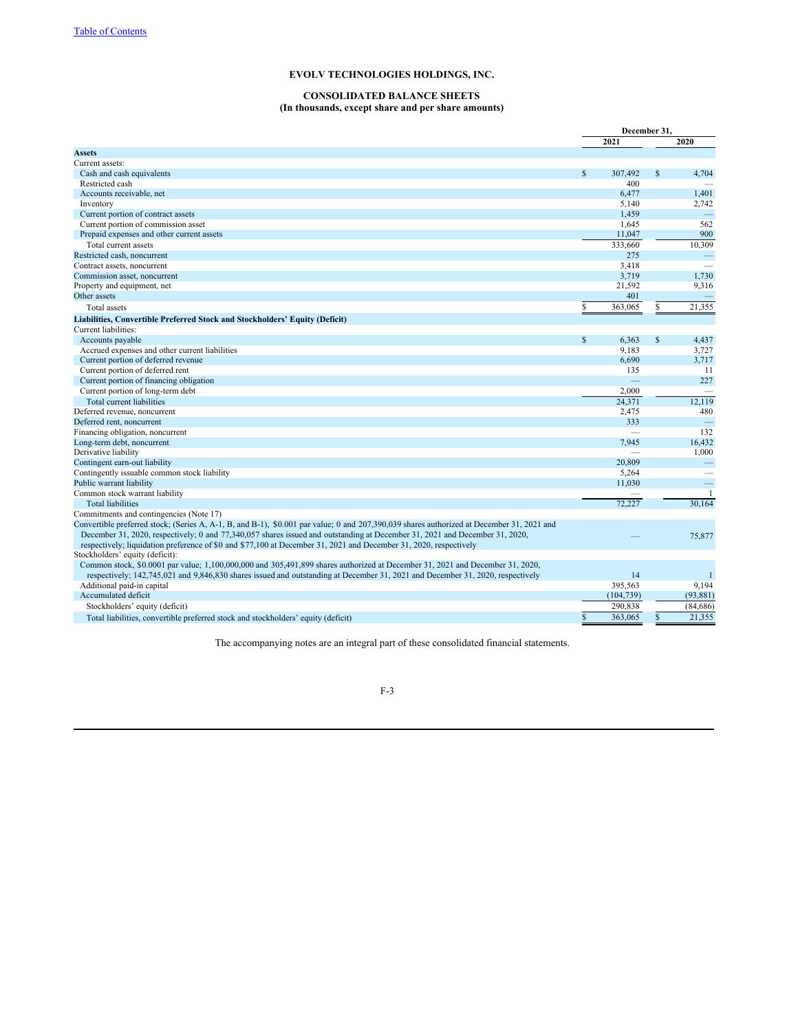# EVOLV TECHNOLOGIES HOLDINGS, INC.

## CONSOLIDATED BALANCE SHEETS

**(In thousands, except share and per share amounts)**

| | December 31, 2021 | December 31, 2020 |
|---|---|---|
| **Assets** | | |
| Current assets: | | |
| Cash and cash equivalents | $ 307,492 | $ 4,704 |
| Restricted cash | 400 | — |
| Accounts receivable, net | 6,477 | 1,401 |
| Inventory | 5,140 | 2,742 |
| Current portion of contract assets | 1,459 | — |
| Current portion of commission asset | 1,645 | 562 |
| Prepaid expenses and other current assets | 11,047 | 900 |
| Total current assets | 333,660 | 10,309 |
| Restricted cash, noncurrent | 275 | — |
| Contract assets, noncurrent | 3,418 | — |
| Commission asset, noncurrent | 3,719 | 1,730 |
| Property and equipment, net | 21,592 | 9,316 |
| Other assets | 401 | — |
| Total assets | $ 363,065 | $ 21,355 |
| **Liabilities, Convertible Preferred Stock and Stockholders' Equity (Deficit)** | | |
| Current liabilities: | | |
| Accounts payable | $ 6,363 | $ 4,437 |
| Accrued expenses and other current liabilities | 9,183 | 3,727 |
| Current portion of deferred revenue | 6,690 | 3,717 |
| Current portion of deferred rent | 135 | 11 |
| Current portion of financing obligation | — | 227 |
| Current portion of long-term debt | 2,000 | — |
| Total current liabilities | 24,371 | 12,119 |
| Deferred revenue, noncurrent | 2,475 | 480 |
| Deferred rent, noncurrent | 333 | — |
| Financing obligation, noncurrent | — | 132 |
| Long-term debt, noncurrent | 7,945 | 16,432 |
| Derivative liability | — | 1,000 |
| Contingent earn-out liability | 20,809 | — |
| Contingently issuable common stock liability | 5,264 | — |
| Public warrant liability | 11,030 | — |
| Common stock warrant liability | — | 1 |
| Total liabilities | 72,227 | 30,164 |
| Commitments and contingencies (Note 17) | | |
| Convertible preferred stock; (Series A, A-1, B, and B-1), $0.001 par value; 0 and 207,390,039 shares authorized at December 31, 2021 and December 31, 2020, respectively; 0 and 77,340,057 shares issued and outstanding at December 31, 2021 and December 31, 2020, respectively; liquidation preference of $0 and $77,100 at December 31, 2021 and December 31, 2020, respectively | — | 75,877 |
| Stockholders' equity (deficit): | | |
| Common stock, $0.0001 par value; 1,100,000,000 and 305,491,899 shares authorized at December 31, 2021 and December 31, 2020, respectively; 142,745,021 and 9,846,830 shares issued and outstanding at December 31, 2021 and December 31, 2020, respectively | 14 | 1 |
| Additional paid-in capital | 395,563 | 9,194 |
| Accumulated deficit | (104,739) | (93,881) |
| Stockholders' equity (deficit) | 290,838 | (84,686) |
| Total liabilities, convertible preferred stock and stockholders' equity (deficit) | $ 363,065 | $ 21,355 |

The accompanying notes are an integral part of these consolidated financial statements.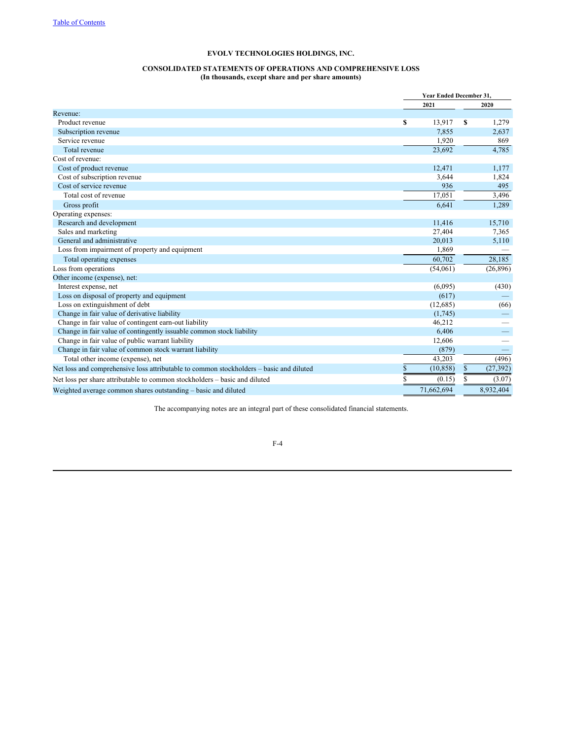# EVOLV TECHNOLOGIES HOLDINGS, INC.

## CONSOLIDATED STATEMENTS OF OPERATIONS AND COMPREHENSIVE LOSS

**(In thousands, except share and per share amounts)**

| | Year Ended December 31, | |
|---|---|---|
| | 2021 | 2020 |
| Revenue: | | |
| Product revenue | $ 13,917 | $ 1,279 |
| Subscription revenue | 7,855 | 2,637 |
| Service revenue | 1,920 | 869 |
| Total revenue | 23,692 | 4,785 |
| Cost of revenue: | | |
| Cost of product revenue | 12,471 | 1,177 |
| Cost of subscription revenue | 3,644 | 1,824 |
| Cost of service revenue | 936 | 495 |
| Total cost of revenue | 17,051 | 3,496 |
| Gross profit | 6,641 | 1,289 |
| Operating expenses: | | |
| Research and development | 11,416 | 15,710 |
| Sales and marketing | 27,404 | 7,365 |
| General and administrative | 20,013 | 5,110 |
| Loss from impairment of property and equipment | 1,869 | — |
| Total operating expenses | 60,702 | 28,185 |
| Loss from operations | (54,061) | (26,896) |
| Other income (expense), net: | | |
| Interest expense, net | (6,095) | (430) |
| Loss on disposal of property and equipment | (617) | — |
| Loss on extinguishment of debt | (12,685) | (66) |
| Change in fair value of derivative liability | (1,745) | — |
| Change in fair value of contingent earn-out liability | 46,212 | — |
| Change in fair value of contingently issuable common stock liability | 6,406 | — |
| Change in fair value of public warrant liability | 12,606 | — |
| Change in fair value of common stock warrant liability | (879) | — |
| Total other income (expense), net | 43,203 | (496) |
| Net loss and comprehensive loss attributable to common stockholders – basic and diluted | $ (10,858) | $ (27,392) |
| Net loss per share attributable to common stockholders – basic and diluted | $ (0.15) | $ (3.07) |
| Weighted average common shares outstanding – basic and diluted | 71,662,694 | 8,932,404 |

The accompanying notes are an integral part of these consolidated financial statements.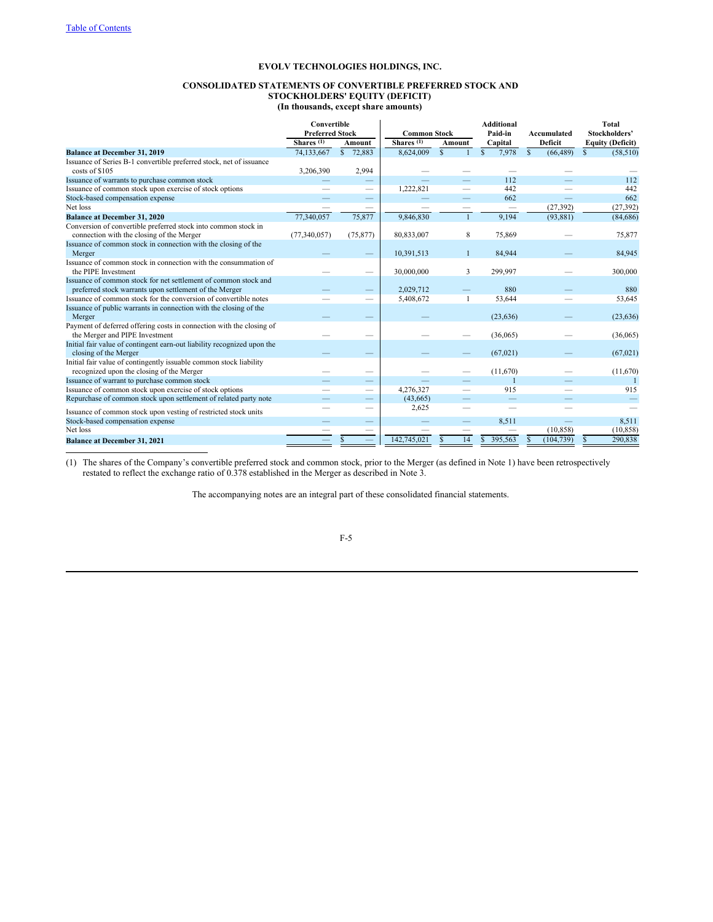Table of Contents

**EVOLV TECHNOLOGIES HOLDINGS, INC.**

**CONSOLIDATED STATEMENTS OF CONVERTIBLE PREFERRED STOCK AND STOCKHOLDERS' EQUITY (DEFICIT)**
**(In thousands, except share amounts)**

| | Convertible Preferred Stock | | Common Stock | | Additional Paid-in Capital | Accumulated Deficit | Total Stockholders' Equity (Deficit) |
|---|---|---|---|---|---|---|---|
| | Shares (1) | Amount | Shares (1) | Amount | | | |
| **Balance at December 31, 2019** | 74,133,667 | $ 72,883 | 8,624,009 | $ 1 | $ 7,978 | $ (66,489) | $ (58,510) |
| Issuance of Series B-1 convertible preferred stock, net of issuance costs of $105 | 3,206,390 | 2,994 | — | — | — | — | — |
| Issuance of warrants to purchase common stock | — | — | — | — | 112 | — | 112 |
| Issuance of common stock upon exercise of stock options | — | — | 1,222,821 | — | 442 | — | 442 |
| Stock-based compensation expense | — | — | — | — | 662 | — | 662 |
| Net loss | — | — | — | — | — | (27,392) | (27,392) |
| **Balance at December 31, 2020** | 77,340,057 | 75,877 | 9,846,830 | 1 | 9,194 | (93,881) | (84,686) |
| Conversion of convertible preferred stock into common stock in connection with the closing of the Merger | (77,340,057) | (75,877) | 80,833,007 | 8 | 75,869 | — | 75,877 |
| Issuance of common stock in connection with the closing of the Merger | — | — | 10,391,513 | 1 | 84,944 | — | 84,945 |
| Issuance of common stock in connection with the consummation of the PIPE Investment | — | — | 30,000,000 | 3 | 299,997 | — | 300,000 |
| Issuance of common stock for net settlement of common stock and preferred stock warrants upon settlement of the Merger | — | — | 2,029,712 | — | 880 | — | 880 |
| Issuance of common stock for the conversion of convertible notes | — | — | 5,408,672 | 1 | 53,644 | — | 53,645 |
| Issuance of public warrants in connection with the closing of the Merger | — | — | — | | (23,636) | — | (23,636) |
| Payment of deferred offering costs in connection with the closing of the Merger and PIPE Investment | — | — | — | — | (36,065) | — | (36,065) |
| Initial fair value of contingent earn-out liability recognized upon the closing of the Merger | — | — | — | — | (67,021) | — | (67,021) |
| Initial fair value of contingently issuable common stock liability recognized upon the closing of the Merger | — | — | — | — | (11,670) | — | (11,670) |
| Issuance of warrant to purchase common stock | — | — | — | — | 1 | — | 1 |
| Issuance of common stock upon exercise of stock options | — | — | 4,276,327 | — | 915 | — | 915 |
| Repurchase of common stock upon settlement of related party note | — | — | (43,665) | — | — | — | — |
| Issuance of common stock upon vesting of restricted stock units | — | — | 2,625 | — | — | — | — |
| Stock-based compensation expense | — | — | — | — | 8,511 | — | 8,511 |
| Net loss | — | — | — | — | — | (10,858) | (10,858) |
| **Balance at December 31, 2021** | — | $ — | 142,745,021 | $ 14 | $ 395,563 | $ (104,739) | $ 290,838 |

(1) The shares of the Company's convertible preferred stock and common stock, prior to the Merger (as defined in Note 1) have been retrospectively restated to reflect the exchange ratio of 0.378 established in the Merger as described in Note 3.

The accompanying notes are an integral part of these consolidated financial statements.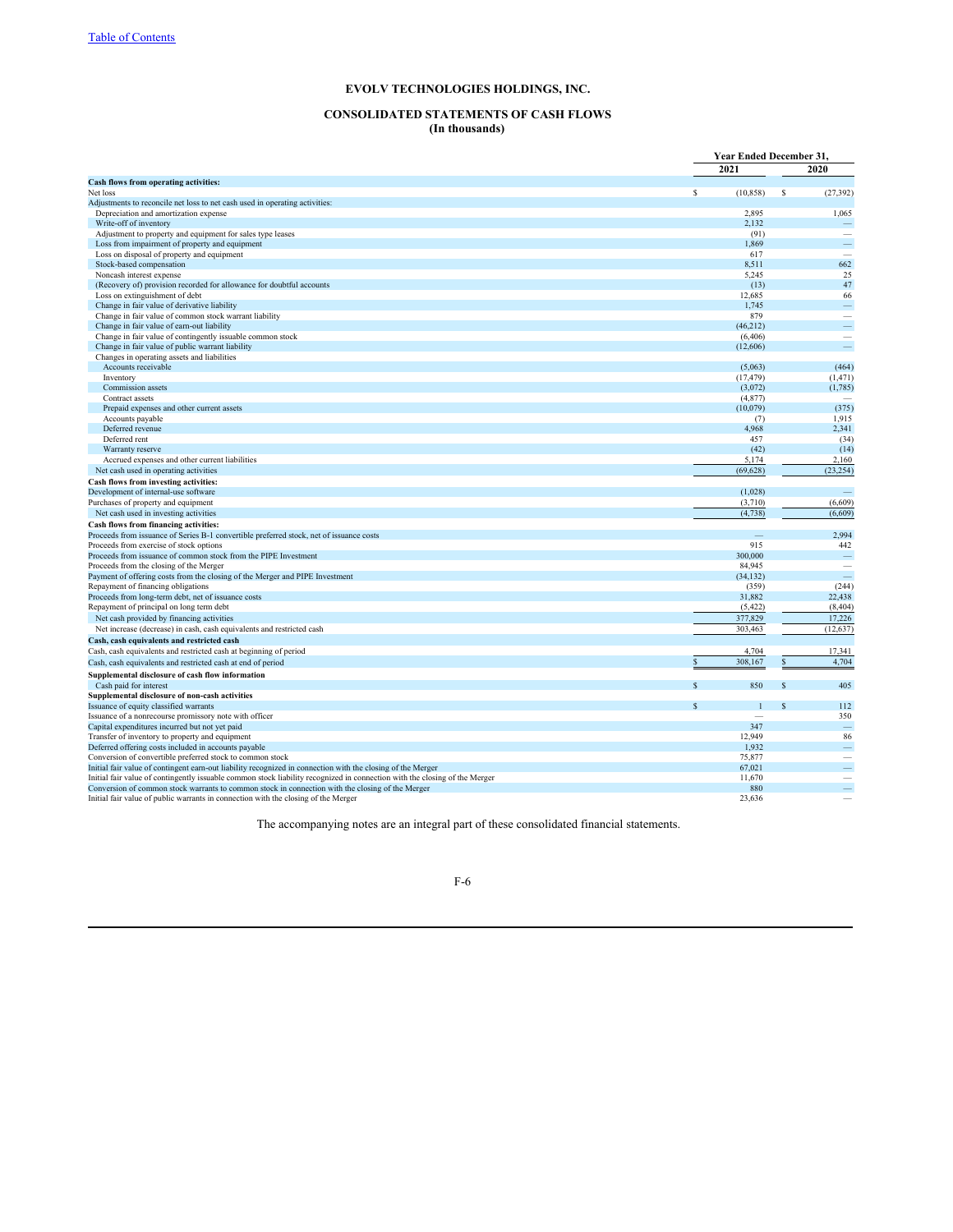[Table of Contents](#)

# EVOLV TECHNOLOGIES HOLDINGS, INC.

## CONSOLIDATED STATEMENTS OF CASH FLOWS
**(In thousands)**

| | Year Ended December 31, | |
|---|---|---|
| | 2021 | 2020 |
| **Cash flows from operating activities:** | | |
| Net loss | $ (10,858) | $ (27,392) |
| Adjustments to reconcile net loss to net cash used in operating activities: | | |
| Depreciation and amortization expense | 2,895 | 1,065 |
| Write-off of inventory | 2,132 | — |
| Adjustment to property and equipment for sales type leases | (91) | — |
| Loss from impairment of property and equipment | 1,869 | — |
| Loss on disposal of property and equipment | 617 | — |
| Stock-based compensation | 8,511 | 662 |
| Noncash interest expense | 5,245 | 25 |
| (Recovery of) provision recorded for allowance for doubtful accounts | (13) | 47 |
| Loss on extinguishment of debt | 12,685 | 66 |
| Change in fair value of derivative liability | 1,745 | — |
| Change in fair value of common stock warrant liability | 879 | — |
| Change in fair value of earn-out liability | (46,212) | — |
| Change in fair value of contingently issuable common stock | (6,406) | — |
| Change in fair value of public warrant liability | (12,606) | — |
| Changes in operating assets and liabilities | | |
| Accounts receivable | (5,063) | (464) |
| Inventory | (17,479) | (1,471) |
| Commission assets | (3,072) | (1,785) |
| Contract assets | (4,877) | — |
| Prepaid expenses and other current assets | (10,079) | (375) |
| Accounts payable | (7) | 1,915 |
| Deferred revenue | 4,968 | 2,341 |
| Deferred rent | 457 | (34) |
| Warranty reserve | (42) | (14) |
| Accrued expenses and other current liabilities | 5,174 | 2,160 |
| Net cash used in operating activities | (69,628) | (23,254) |
| **Cash flows from investing activities:** | | |
| Development of internal-use software | (1,028) | — |
| Purchases of property and equipment | (3,710) | (6,609) |
| Net cash used in investing activities | (4,738) | (6,609) |
| **Cash flows from financing activities:** | | |
| Proceeds from issuance of Series B-1 convertible preferred stock, net of issuance costs | — | 2,994 |
| Proceeds from exercise of stock options | 915 | 442 |
| Proceeds from issuance of common stock from the PIPE Investment | 300,000 | — |
| Proceeds from the closing of the Merger | 84,945 | — |
| Payment of offering costs from the closing of the Merger and PIPE Investment | (34,132) | — |
| Repayment of financing obligations | (359) | (244) |
| Proceeds from long-term debt, net of issuance costs | 31,882 | 22,438 |
| Repayment of principal on long term debt | (5,422) | (8,404) |
| Net cash provided by financing activities | 377,829 | 17,226 |
| Net increase (decrease) in cash, cash equivalents and restricted cash | 303,463 | (12,637) |
| **Cash, cash equivalents and restricted cash** | | |
| Cash, cash equivalents and restricted cash at beginning of period | 4,704 | 17,341 |
| Cash, cash equivalents and restricted cash at end of period | $ 308,167 | $ 4,704 |
| **Supplemental disclosure of cash flow information** | | |
| Cash paid for interest | $ 850 | $ 405 |
| **Supplemental disclosure of non-cash activities** | | |
| Issuance of equity classified warrants | $ 1 | $ 112 |
| Issuance of a nonrecourse promissory note with officer | — | 350 |
| Capital expenditures incurred but not yet paid | 347 | — |
| Transfer of inventory to property and equipment | 12,949 | 86 |
| Deferred offering costs included in accounts payable | 1,932 | — |
| Conversion of convertible preferred stock to common stock | 75,877 | — |
| Initial fair value of contingent earn-out liability recognized in connection with the closing of the Merger | 67,021 | — |
| Initial fair value of contingently issuable common stock liability recognized in connection with the closing of the Merger | 11,670 | — |
| Conversion of common stock warrants to common stock in connection with the closing of the Merger | 880 | — |
| Initial fair value of public warrants in connection with the closing of the Merger | 23,636 | — |

The accompanying notes are an integral part of these consolidated financial statements.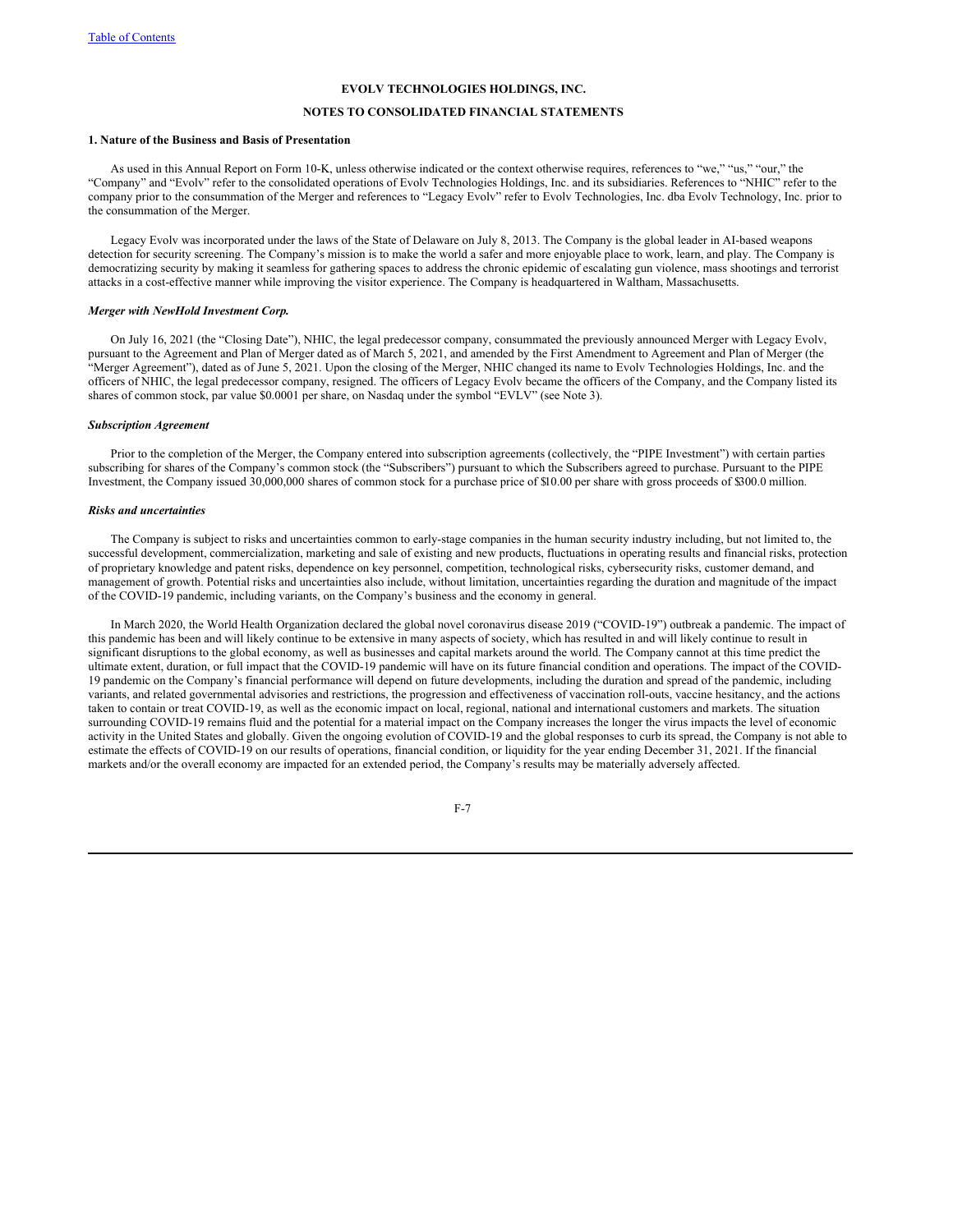**EVOLV TECHNOLOGIES HOLDINGS, INC.**

**NOTES TO CONSOLIDATED FINANCIAL STATEMENTS**

**1. Nature of the Business and Basis of Presentation**

As used in this Annual Report on Form 10-K, unless otherwise indicated or the context otherwise requires, references to "we," "us," "our," the "Company" and "Evolv" refer to the consolidated operations of Evolv Technologies Holdings, Inc. and its subsidiaries. References to "NHIC" refer to the company prior to the consummation of the Merger and references to "Legacy Evolv" refer to Evolv Technologies, Inc. dba Evolv Technology, Inc. prior to the consummation of the Merger.

Legacy Evolv was incorporated under the laws of the State of Delaware on July 8, 2013. The Company is the global leader in AI-based weapons detection for security screening. The Company's mission is to make the world a safer and more enjoyable place to work, learn, and play. The Company is democratizing security by making it seamless for gathering spaces to address the chronic epidemic of escalating gun violence, mass shootings and terrorist attacks in a cost-effective manner while improving the visitor experience. The Company is headquartered in Waltham, Massachusetts.

***Merger with NewHold Investment Corp.***

On July 16, 2021 (the "Closing Date"), NHIC, the legal predecessor company, consummated the previously announced Merger with Legacy Evolv, pursuant to the Agreement and Plan of Merger dated as of March 5, 2021, and amended by the First Amendment to Agreement and Plan of Merger (the "Merger Agreement"), dated as of June 5, 2021. Upon the closing of the Merger, NHIC changed its name to Evolv Technologies Holdings, Inc. and the officers of NHIC, the legal predecessor company, resigned. The officers of Legacy Evolv became the officers of the Company, and the Company listed its shares of common stock, par value $0.0001 per share, on Nasdaq under the symbol "EVLV" (see Note 3).

***Subscription Agreement***

Prior to the completion of the Merger, the Company entered into subscription agreements (collectively, the "PIPE Investment") with certain parties subscribing for shares of the Company's common stock (the "Subscribers") pursuant to which the Subscribers agreed to purchase. Pursuant to the PIPE Investment, the Company issued 30,000,000 shares of common stock for a purchase price of $10.00 per share with gross proceeds of $300.0 million.

***Risks and uncertainties***

The Company is subject to risks and uncertainties common to early-stage companies in the human security industry including, but not limited to, the successful development, commercialization, marketing and sale of existing and new products, fluctuations in operating results and financial risks, protection of proprietary knowledge and patent risks, dependence on key personnel, competition, technological risks, cybersecurity risks, customer demand, and management of growth. Potential risks and uncertainties also include, without limitation, uncertainties regarding the duration and magnitude of the impact of the COVID-19 pandemic, including variants, on the Company's business and the economy in general.

In March 2020, the World Health Organization declared the global novel coronavirus disease 2019 ("COVID-19") outbreak a pandemic. The impact of this pandemic has been and will likely continue to be extensive in many aspects of society, which has resulted in and will likely continue to result in significant disruptions to the global economy, as well as businesses and capital markets around the world. The Company cannot at this time predict the ultimate extent, duration, or full impact that the COVID-19 pandemic will have on its future financial condition and operations. The impact of the COVID-19 pandemic on the Company's financial performance will depend on future developments, including the duration and spread of the pandemic, including variants, and related governmental advisories and restrictions, the progression and effectiveness of vaccination roll-outs, vaccine hesitancy, and the actions taken to contain or treat COVID-19, as well as the economic impact on local, regional, national and international customers and markets. The situation surrounding COVID-19 remains fluid and the potential for a material impact on the Company increases the longer the virus impacts the level of economic activity in the United States and globally. Given the ongoing evolution of COVID-19 and the global responses to curb its spread, the Company is not able to estimate the effects of COVID-19 on our results of operations, financial condition, or liquidity for the year ending December 31, 2021. If the financial markets and/or the overall economy are impacted for an extended period, the Company's results may be materially adversely affected.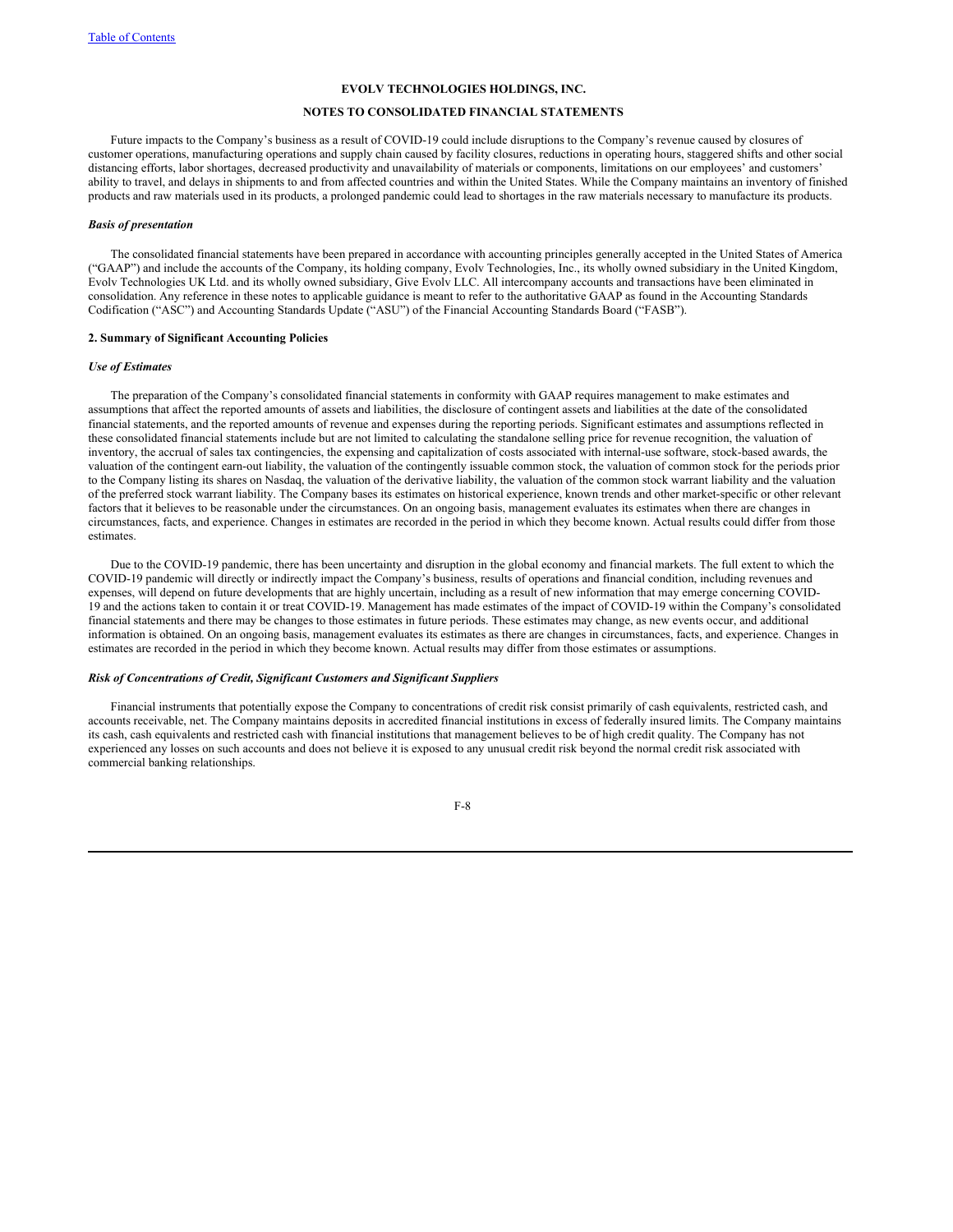Future impacts to the Company's business as a result of COVID-19 could include disruptions to the Company's revenue caused by closures of customer operations, manufacturing operations and supply chain caused by facility closures, reductions in operating hours, staggered shifts and other social distancing efforts, labor shortages, decreased productivity and unavailability of materials or components, limitations on our employees' and customers' ability to travel, and delays in shipments to and from affected countries and within the United States. While the Company maintains an inventory of finished products and raw materials used in its products, a prolonged pandemic could lead to shortages in the raw materials necessary to manufacture its products.

***Basis of presentation***

The consolidated financial statements have been prepared in accordance with accounting principles generally accepted in the United States of America ("GAAP") and include the accounts of the Company, its holding company, Evolv Technologies, Inc., its wholly owned subsidiary in the United Kingdom, Evolv Technologies UK Ltd. and its wholly owned subsidiary, Give Evolv LLC. All intercompany accounts and transactions have been eliminated in consolidation. Any reference in these notes to applicable guidance is meant to refer to the authoritative GAAP as found in the Accounting Standards Codification ("ASC") and Accounting Standards Update ("ASU") of the Financial Accounting Standards Board ("FASB").

**2. Summary of Significant Accounting Policies**

***Use of Estimates***

The preparation of the Company's consolidated financial statements in conformity with GAAP requires management to make estimates and assumptions that affect the reported amounts of assets and liabilities, the disclosure of contingent assets and liabilities at the date of the consolidated financial statements, and the reported amounts of revenue and expenses during the reporting periods. Significant estimates and assumptions reflected in these consolidated financial statements include but are not limited to calculating the standalone selling price for revenue recognition, the valuation of inventory, the accrual of sales tax contingencies, the expensing and capitalization of costs associated with internal-use software, stock-based awards, the valuation of the contingent earn-out liability, the valuation of the contingently issuable common stock, the valuation of common stock for the periods prior to the Company listing its shares on Nasdaq, the valuation of the derivative liability, the valuation of the common stock warrant liability and the valuation of the preferred stock warrant liability. The Company bases its estimates on historical experience, known trends and other market-specific or other relevant factors that it believes to be reasonable under the circumstances. On an ongoing basis, management evaluates its estimates when there are changes in circumstances, facts, and experience. Changes in estimates are recorded in the period in which they become known. Actual results could differ from those estimates.

Due to the COVID-19 pandemic, there has been uncertainty and disruption in the global economy and financial markets. The full extent to which the COVID-19 pandemic will directly or indirectly impact the Company's business, results of operations and financial condition, including revenues and expenses, will depend on future developments that are highly uncertain, including as a result of new information that may emerge concerning COVID-19 and the actions taken to contain it or treat COVID-19. Management has made estimates of the impact of COVID-19 within the Company's consolidated financial statements and there may be changes to those estimates in future periods. These estimates may change, as new events occur, and additional information is obtained. On an ongoing basis, management evaluates its estimates as there are changes in circumstances, facts, and experience. Changes in estimates are recorded in the period in which they become known. Actual results may differ from those estimates or assumptions.

***Risk of Concentrations of Credit, Significant Customers and Significant Suppliers***

Financial instruments that potentially expose the Company to concentrations of credit risk consist primarily of cash equivalents, restricted cash, and accounts receivable, net. The Company maintains deposits in accredited financial institutions in excess of federally insured limits. The Company maintains its cash, cash equivalents and restricted cash with financial institutions that management believes to be of high credit quality. The Company has not experienced any losses on such accounts and does not believe it is exposed to any unusual credit risk beyond the normal credit risk associated with commercial banking relationships.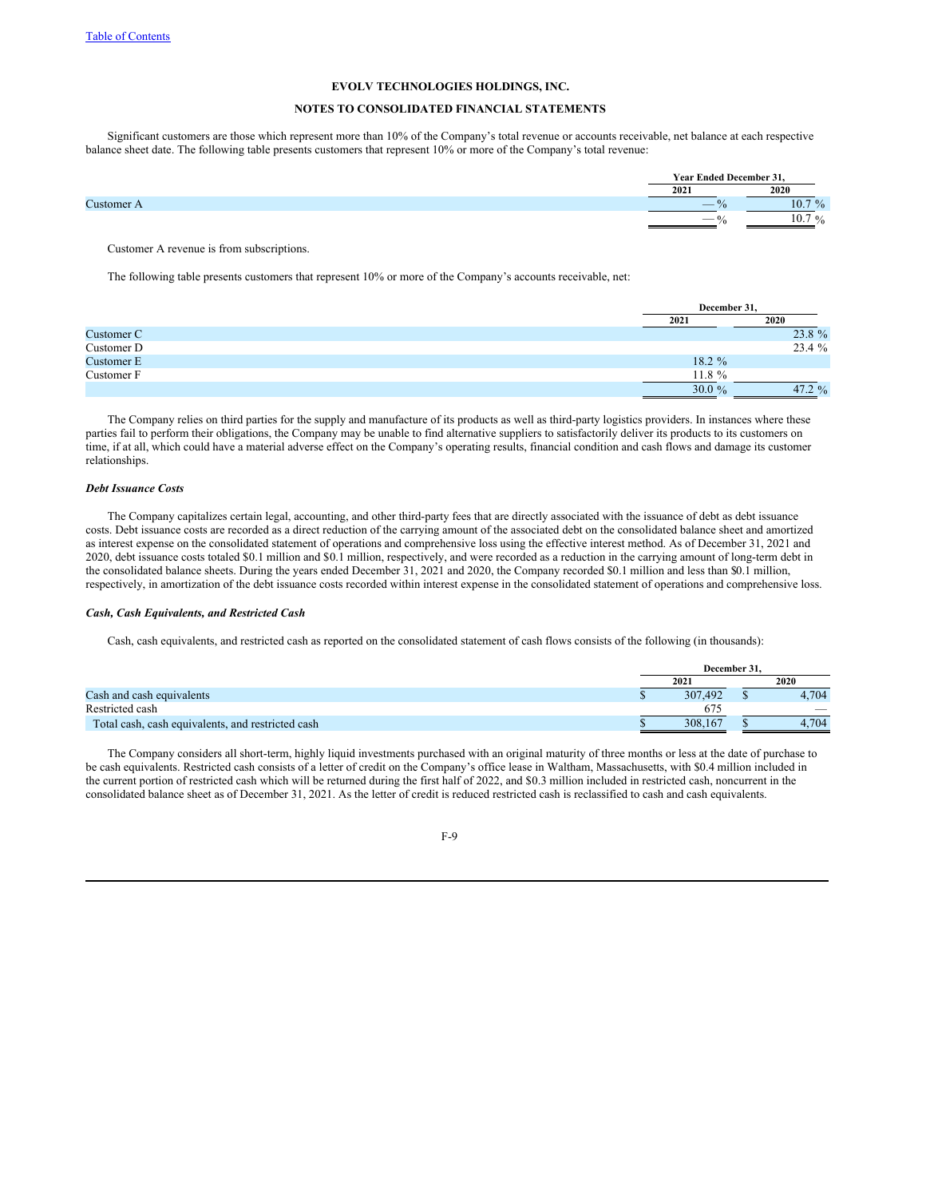# EVOLV TECHNOLOGIES HOLDINGS, INC.

## NOTES TO CONSOLIDATED FINANCIAL STATEMENTS

Significant customers are those which represent more than 10% of the Company's total revenue or accounts receivable, net balance at each respective balance sheet date. The following table presents customers that represent 10% or more of the Company's total revenue:

| | Year Ended December 31, | |
|---|---|---|
| | 2021 | 2020 |
| Customer A | — % | 10.7 % |
| | — % | 10.7 % |

Customer A revenue is from subscriptions.

The following table presents customers that represent 10% or more of the Company's accounts receivable, net:

| | December 31, | |
|---|---|---|
| | 2021 | 2020 |
| Customer C | | 23.8 % |
| Customer D | | 23.4 % |
| Customer E | 18.2 % | |
| Customer F | 11.8 % | |
| | 30.0 % | 47.2 % |

The Company relies on third parties for the supply and manufacture of its products as well as third-party logistics providers. In instances where these parties fail to perform their obligations, the Company may be unable to find alternative suppliers to satisfactorily deliver its products to its customers on time, if at all, which could have a material adverse effect on the Company's operating results, financial condition and cash flows and damage its customer relationships.

***Debt Issuance Costs***

The Company capitalizes certain legal, accounting, and other third-party fees that are directly associated with the issuance of debt as debt issuance costs. Debt issuance costs are recorded as a direct reduction of the carrying amount of the associated debt on the consolidated balance sheet and amortized as interest expense on the consolidated statement of operations and comprehensive loss using the effective interest method. As of December 31, 2021 and 2020, debt issuance costs totaled $0.1 million and $0.1 million, respectively, and were recorded as a reduction in the carrying amount of long-term debt in the consolidated balance sheets. During the years ended December 31, 2021 and 2020, the Company recorded $0.1 million and less than $0.1 million, respectively, in amortization of the debt issuance costs recorded within interest expense in the consolidated statement of operations and comprehensive loss.

***Cash, Cash Equivalents, and Restricted Cash***

Cash, cash equivalents, and restricted cash as reported on the consolidated statement of cash flows consists of the following (in thousands):

| | December 31, | |
|---|---|---|
| | 2021 | 2020 |
| Cash and cash equivalents | $ 307,492 | $ 4,704 |
| Restricted cash | 675 | — |
| Total cash, cash equivalents, and restricted cash | $ 308,167 | $ 4,704 |

The Company considers all short-term, highly liquid investments purchased with an original maturity of three months or less at the date of purchase to be cash equivalents. Restricted cash consists of a letter of credit on the Company's office lease in Waltham, Massachusetts, with $0.4 million included in the current portion of restricted cash which will be returned during the first half of 2022, and $0.3 million included in restricted cash, noncurrent in the consolidated balance sheet as of December 31, 2021. As the letter of credit is reduced restricted cash is reclassified to cash and cash equivalents.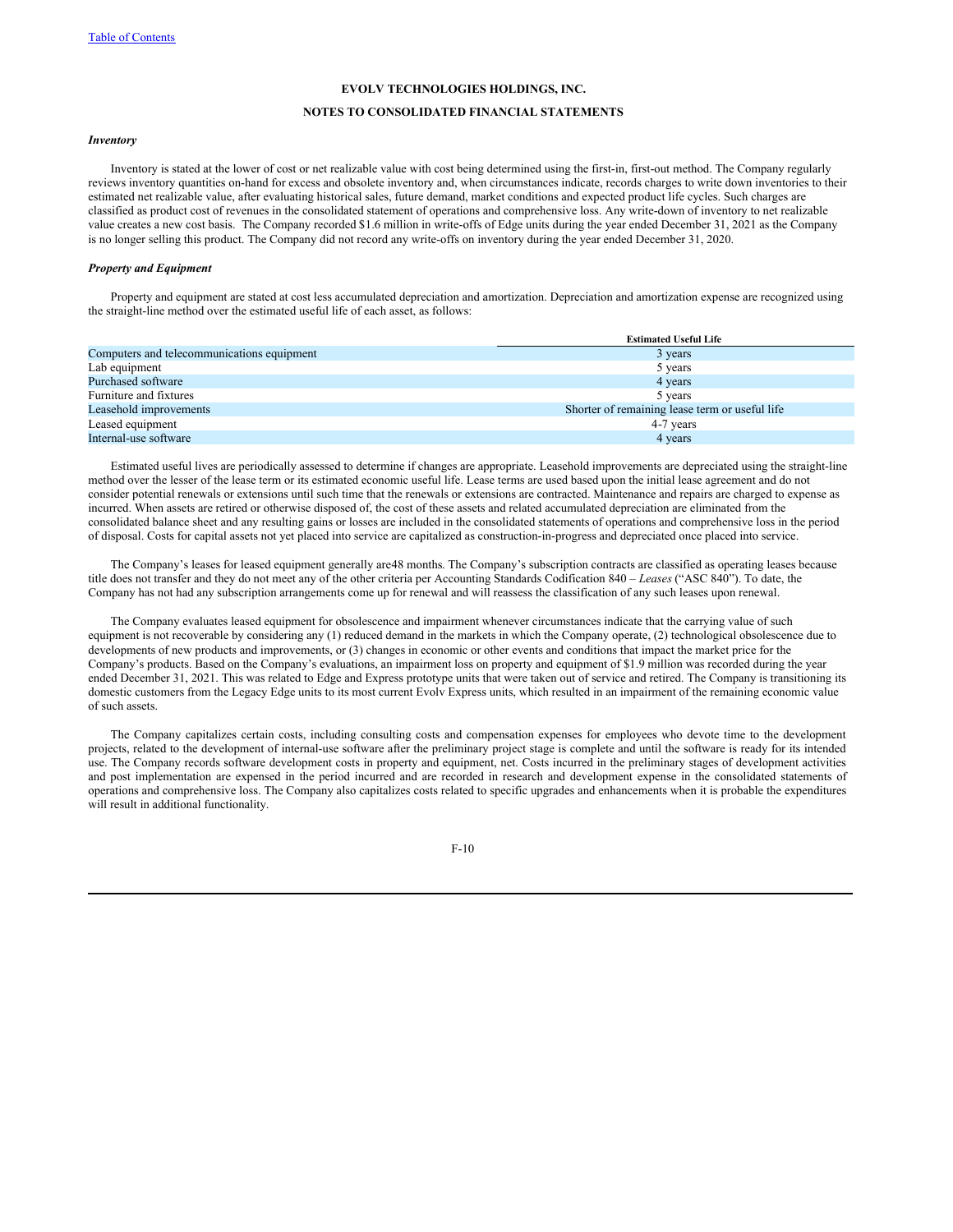**EVOLV TECHNOLOGIES HOLDINGS, INC.**

**NOTES TO CONSOLIDATED FINANCIAL STATEMENTS**

***Inventory***

Inventory is stated at the lower of cost or net realizable value with cost being determined using the first-in, first-out method. The Company regularly reviews inventory quantities on-hand for excess and obsolete inventory and, when circumstances indicate, records charges to write down inventories to their estimated net realizable value, after evaluating historical sales, future demand, market conditions and expected product life cycles. Such charges are classified as product cost of revenues in the consolidated statement of operations and comprehensive loss. Any write-down of inventory to net realizable value creates a new cost basis. The Company recorded $1.6 million in write-offs of Edge units during the year ended December 31, 2021 as the Company is no longer selling this product. The Company did not record any write-offs on inventory during the year ended December 31, 2020.

***Property and Equipment***

Property and equipment are stated at cost less accumulated depreciation and amortization. Depreciation and amortization expense are recognized using the straight-line method over the estimated useful life of each asset, as follows:

| | Estimated Useful Life |
|---|---|
| Computers and telecommunications equipment | 3 years |
| Lab equipment | 5 years |
| Purchased software | 4 years |
| Furniture and fixtures | 5 years |
| Leasehold improvements | Shorter of remaining lease term or useful life |
| Leased equipment | 4-7 years |
| Internal-use software | 4 years |

Estimated useful lives are periodically assessed to determine if changes are appropriate. Leasehold improvements are depreciated using the straight-line method over the lesser of the lease term or its estimated economic useful life. Lease terms are used based upon the initial lease agreement and do not consider potential renewals or extensions until such time that the renewals or extensions are contracted. Maintenance and repairs are charged to expense as incurred. When assets are retired or otherwise disposed of, the cost of these assets and related accumulated depreciation are eliminated from the consolidated balance sheet and any resulting gains or losses are included in the consolidated statements of operations and comprehensive loss in the period of disposal. Costs for capital assets not yet placed into service are capitalized as construction-in-progress and depreciated once placed into service.

The Company's leases for leased equipment generally are48 months. The Company's subscription contracts are classified as operating leases because title does not transfer and they do not meet any of the other criteria per Accounting Standards Codification 840 – *Leases* ("ASC 840"). To date, the Company has not had any subscription arrangements come up for renewal and will reassess the classification of any such leases upon renewal.

The Company evaluates leased equipment for obsolescence and impairment whenever circumstances indicate that the carrying value of such equipment is not recoverable by considering any (1) reduced demand in the markets in which the Company operate, (2) technological obsolescence due to developments of new products and improvements, or (3) changes in economic or other events and conditions that impact the market price for the Company's products. Based on the Company's evaluations, an impairment loss on property and equipment of $1.9 million was recorded during the year ended December 31, 2021. This was related to Edge and Express prototype units that were taken out of service and retired. The Company is transitioning its domestic customers from the Legacy Edge units to its most current Evolv Express units, which resulted in an impairment of the remaining economic value of such assets.

The Company capitalizes certain costs, including consulting costs and compensation expenses for employees who devote time to the development projects, related to the development of internal-use software after the preliminary project stage is complete and until the software is ready for its intended use. The Company records software development costs in property and equipment, net. Costs incurred in the preliminary stages of development activities and post implementation are expensed in the period incurred and are recorded in research and development expense in the consolidated statements of operations and comprehensive loss. The Company also capitalizes costs related to specific upgrades and enhancements when it is probable the expenditures will result in additional functionality.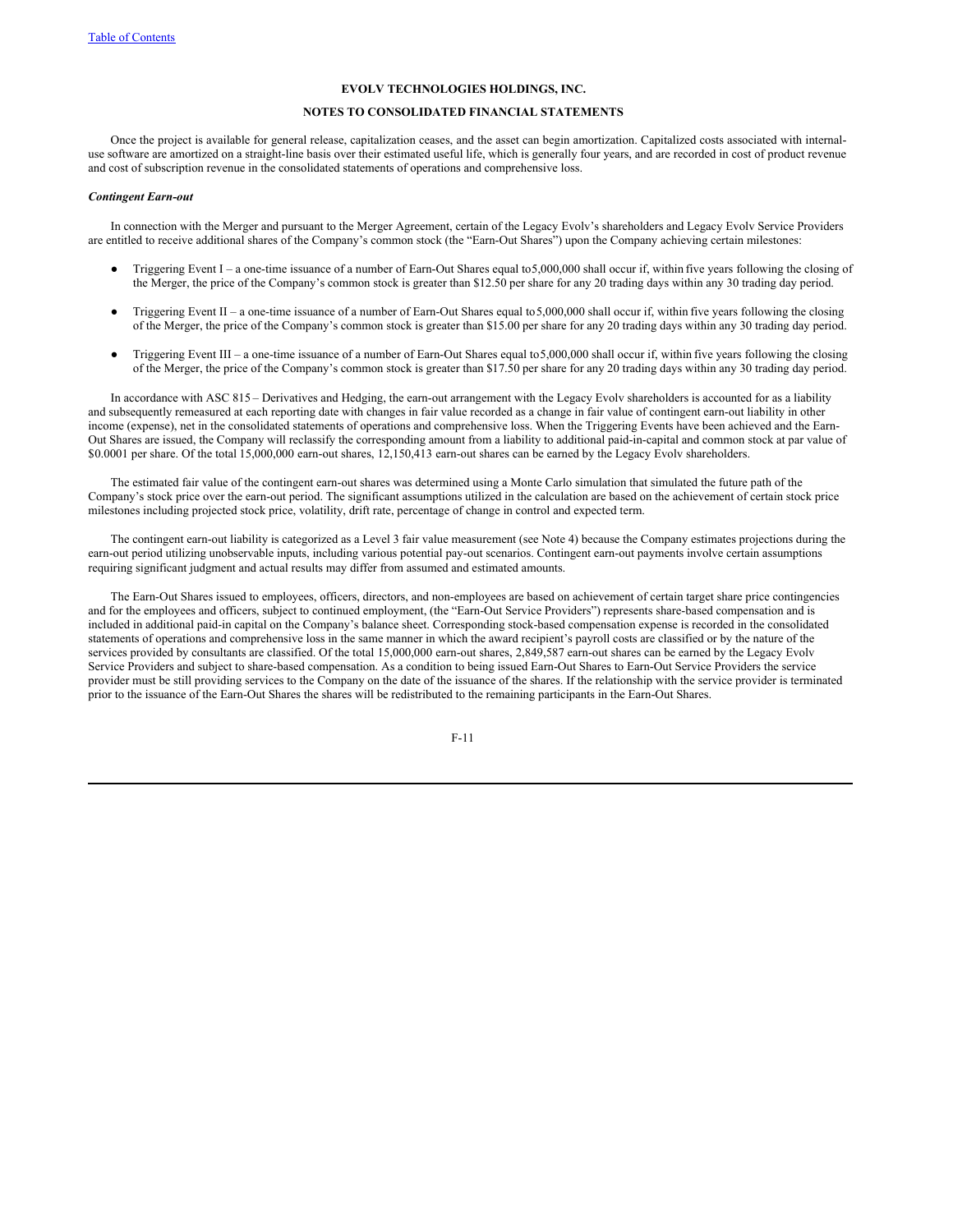Once the project is available for general release, capitalization ceases, and the asset can begin amortization. Capitalized costs associated with internal-use software are amortized on a straight-line basis over their estimated useful life, which is generally four years, and are recorded in cost of product revenue and cost of subscription revenue in the consolidated statements of operations and comprehensive loss.

***Contingent Earn-out***

In connection with the Merger and pursuant to the Merger Agreement, certain of the Legacy Evolv's shareholders and Legacy Evolv Service Providers are entitled to receive additional shares of the Company's common stock (the "Earn-Out Shares") upon the Company achieving certain milestones:

- Triggering Event I – a one-time issuance of a number of Earn-Out Shares equal to 5,000,000 shall occur if, within five years following the closing of the Merger, the price of the Company's common stock is greater than $12.50 per share for any 20 trading days within any 30 trading day period.
- Triggering Event II – a one-time issuance of a number of Earn-Out Shares equal to 5,000,000 shall occur if, within five years following the closing of the Merger, the price of the Company's common stock is greater than $15.00 per share for any 20 trading days within any 30 trading day period.
- Triggering Event III – a one-time issuance of a number of Earn-Out Shares equal to 5,000,000 shall occur if, within five years following the closing of the Merger, the price of the Company's common stock is greater than $17.50 per share for any 20 trading days within any 30 trading day period.

In accordance with ASC 815 – Derivatives and Hedging, the earn-out arrangement with the Legacy Evolv shareholders is accounted for as a liability and subsequently remeasured at each reporting date with changes in fair value recorded as a change in fair value of contingent earn-out liability in other income (expense), net in the consolidated statements of operations and comprehensive loss. When the Triggering Events have been achieved and the Earn-Out Shares are issued, the Company will reclassify the corresponding amount from a liability to additional paid-in-capital and common stock at par value of $0.0001 per share. Of the total 15,000,000 earn-out shares, 12,150,413 earn-out shares can be earned by the Legacy Evolv shareholders.

The estimated fair value of the contingent earn-out shares was determined using a Monte Carlo simulation that simulated the future path of the Company's stock price over the earn-out period. The significant assumptions utilized in the calculation are based on the achievement of certain stock price milestones including projected stock price, volatility, drift rate, percentage of change in control and expected term.

The contingent earn-out liability is categorized as a Level 3 fair value measurement (see Note 4) because the Company estimates projections during the earn-out period utilizing unobservable inputs, including various potential pay-out scenarios. Contingent earn-out payments involve certain assumptions requiring significant judgment and actual results may differ from assumed and estimated amounts.

The Earn-Out Shares issued to employees, officers, directors, and non-employees are based on achievement of certain target share price contingencies and for the employees and officers, subject to continued employment, (the "Earn-Out Service Providers") represents share-based compensation and is included in additional paid-in capital on the Company's balance sheet. Corresponding stock-based compensation expense is recorded in the consolidated statements of operations and comprehensive loss in the same manner in which the award recipient's payroll costs are classified or by the nature of the services provided by consultants are classified. Of the total 15,000,000 earn-out shares, 2,849,587 earn-out shares can be earned by the Legacy Evolv Service Providers and subject to share-based compensation. As a condition to being issued Earn-Out Shares to Earn-Out Service Providers the service provider must be still providing services to the Company on the date of the issuance of the shares. If the relationship with the service provider is terminated prior to the issuance of the Earn-Out Shares the shares will be redistributed to the remaining participants in the Earn-Out Shares.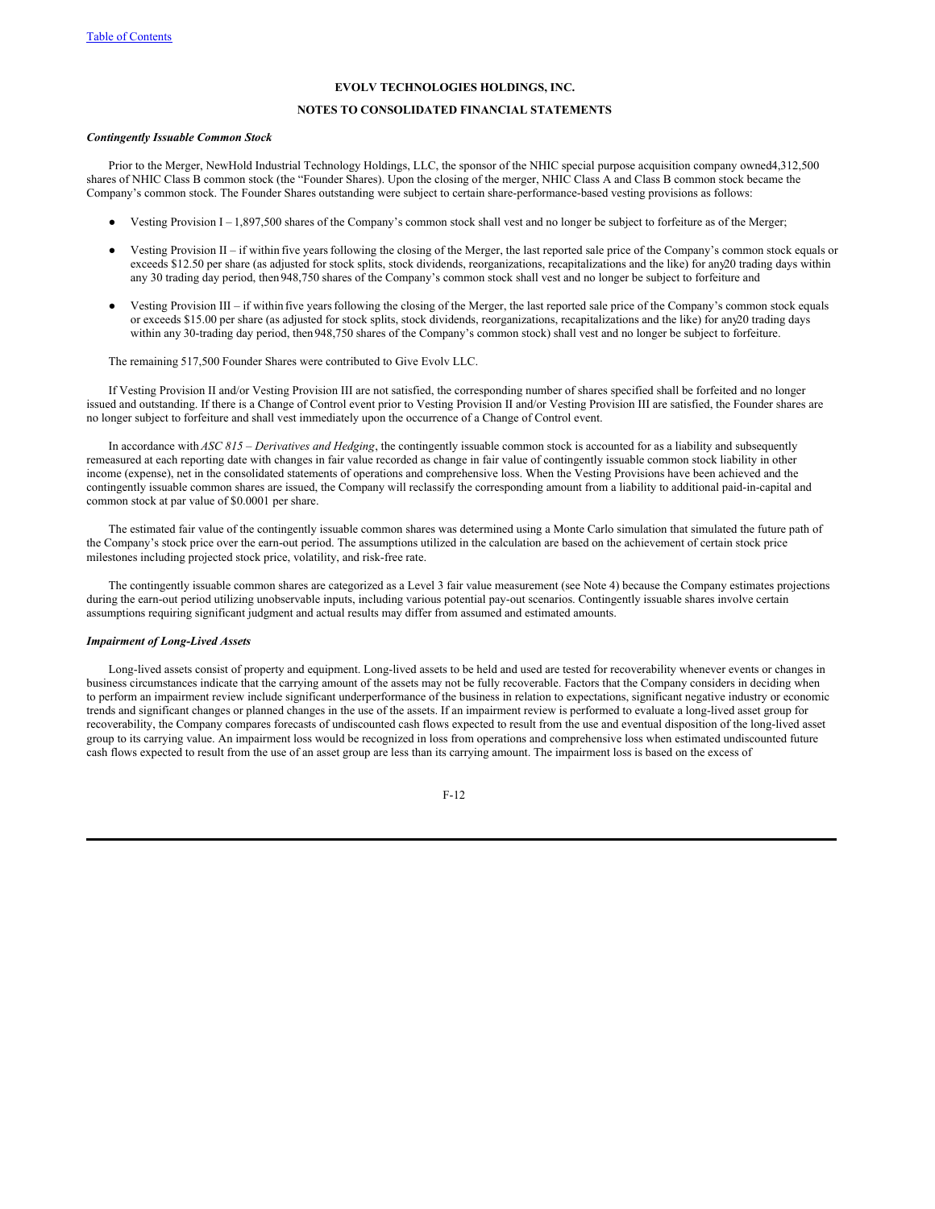**EVOLV TECHNOLOGIES HOLDINGS, INC.**

**NOTES TO CONSOLIDATED FINANCIAL STATEMENTS**

***Contingently Issuable Common Stock***

Prior to the Merger, NewHold Industrial Technology Holdings, LLC, the sponsor of the NHIC special purpose acquisition company owned 4,312,500 shares of NHIC Class B common stock (the "Founder Shares). Upon the closing of the merger, NHIC Class A and Class B common stock became the Company's common stock. The Founder Shares outstanding were subject to certain share-performance-based vesting provisions as follows:

- Vesting Provision I – 1,897,500 shares of the Company's common stock shall vest and no longer be subject to forfeiture as of the Merger;
- Vesting Provision II – if within five years following the closing of the Merger, the last reported sale price of the Company's common stock equals or exceeds $12.50 per share (as adjusted for stock splits, stock dividends, reorganizations, recapitalizations and the like) for any 20 trading days within any 30 trading day period, then 948,750 shares of the Company's common stock shall vest and no longer be subject to forfeiture and
- Vesting Provision III – if within five years following the closing of the Merger, the last reported sale price of the Company's common stock equals or exceeds $15.00 per share (as adjusted for stock splits, stock dividends, reorganizations, recapitalizations and the like) for any 20 trading days within any 30-trading day period, then 948,750 shares of the Company's common stock) shall vest and no longer be subject to forfeiture.

The remaining 517,500 Founder Shares were contributed to Give Evolv LLC.

If Vesting Provision II and/or Vesting Provision III are not satisfied, the corresponding number of shares specified shall be forfeited and no longer issued and outstanding. If there is a Change of Control event prior to Vesting Provision II and/or Vesting Provision III are satisfied, the Founder shares are no longer subject to forfeiture and shall vest immediately upon the occurrence of a Change of Control event.

In accordance with *ASC 815 – Derivatives and Hedging*, the contingently issuable common stock is accounted for as a liability and subsequently remeasured at each reporting date with changes in fair value recorded as change in fair value of contingently issuable common stock liability in other income (expense), net in the consolidated statements of operations and comprehensive loss. When the Vesting Provisions have been achieved and the contingently issuable common shares are issued, the Company will reclassify the corresponding amount from a liability to additional paid-in-capital and common stock at par value of $0.0001 per share.

The estimated fair value of the contingently issuable common shares was determined using a Monte Carlo simulation that simulated the future path of the Company's stock price over the earn-out period. The assumptions utilized in the calculation are based on the achievement of certain stock price milestones including projected stock price, volatility, and risk-free rate.

The contingently issuable common shares are categorized as a Level 3 fair value measurement (see Note 4) because the Company estimates projections during the earn-out period utilizing unobservable inputs, including various potential pay-out scenarios. Contingently issuable shares involve certain assumptions requiring significant judgment and actual results may differ from assumed and estimated amounts.

***Impairment of Long-Lived Assets***

Long-lived assets consist of property and equipment. Long-lived assets to be held and used are tested for recoverability whenever events or changes in business circumstances indicate that the carrying amount of the assets may not be fully recoverable. Factors that the Company considers in deciding when to perform an impairment review include significant underperformance of the business in relation to expectations, significant negative industry or economic trends and significant changes or planned changes in the use of the assets. If an impairment review is performed to evaluate a long-lived asset group for recoverability, the Company compares forecasts of undiscounted cash flows expected to result from the use and eventual disposition of the long-lived asset group to its carrying value. An impairment loss would be recognized in loss from operations and comprehensive loss when estimated undiscounted future cash flows expected to result from the use of an asset group are less than its carrying amount. The impairment loss is based on the excess of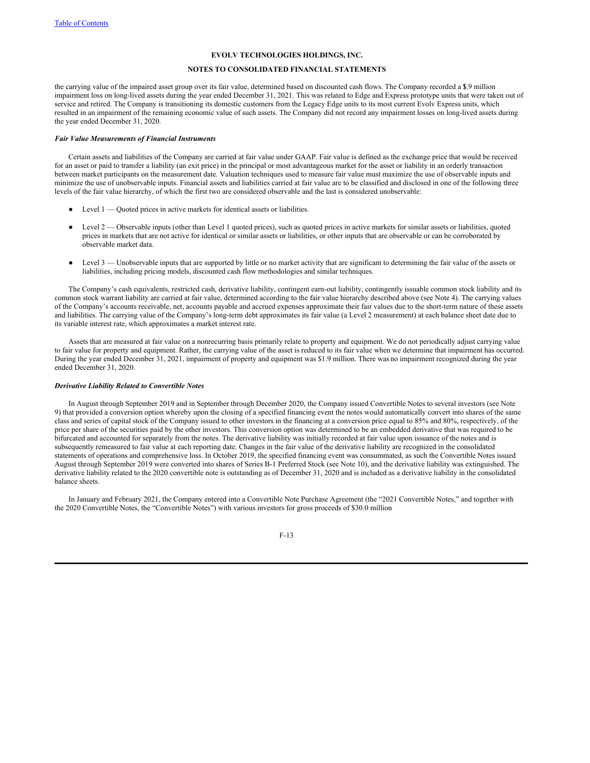the carrying value of the impaired asset group over its fair value, determined based on discounted cash flows. The Company recorded a $1.9 million impairment loss on long-lived assets during the year ended December 31, 2021. This was related to Edge and Express prototype units that were taken out of service and retired. The Company is transitioning its domestic customers from the Legacy Edge units to its most current Evolv Express units, which resulted in an impairment of the remaining economic value of such assets. The Company did not record any impairment losses on long-lived assets during the year ended December 31, 2020.

***Fair Value Measurements of Financial Instruments***

Certain assets and liabilities of the Company are carried at fair value under GAAP. Fair value is defined as the exchange price that would be received for an asset or paid to transfer a liability (an exit price) in the principal or most advantageous market for the asset or liability in an orderly transaction between market participants on the measurement date. Valuation techniques used to measure fair value must maximize the use of observable inputs and minimize the use of unobservable inputs. Financial assets and liabilities carried at fair value are to be classified and disclosed in one of the following three levels of the fair value hierarchy, of which the first two are considered observable and the last is considered unobservable:

- Level 1 — Quoted prices in active markets for identical assets or liabilities.
- Level 2 — Observable inputs (other than Level 1 quoted prices), such as quoted prices in active markets for similar assets or liabilities, quoted prices in markets that are not active for identical or similar assets or liabilities, or other inputs that are observable or can be corroborated by observable market data.
- Level 3 — Unobservable inputs that are supported by little or no market activity that are significant to determining the fair value of the assets or liabilities, including pricing models, discounted cash flow methodologies and similar techniques.

The Company's cash equivalents, restricted cash, derivative liability, contingent earn-out liability, contingently issuable common stock liability and its common stock warrant liability are carried at fair value, determined according to the fair value hierarchy described above (see Note 4). The carrying values of the Company's accounts receivable, net, accounts payable and accrued expenses approximate their fair values due to the short-term nature of these assets and liabilities. The carrying value of the Company's long-term debt approximates its fair value (a Level 2 measurement) at each balance sheet date due to its variable interest rate, which approximates a market interest rate.

Assets that are measured at fair value on a nonrecurring basis primarily relate to property and equipment. We do not periodically adjust carrying value to fair value for property and equipment. Rather, the carrying value of the asset is reduced to its fair value when we determine that impairment has occurred. During the year ended December 31, 2021, impairment of property and equipment was $1.9 million. There was no impairment recognized during the year ended December 31, 2020.

***Derivative Liability Related to Convertible Notes***

In August through September 2019 and in September through December 2020, the Company issued Convertible Notes to several investors (see Note 9) that provided a conversion option whereby upon the closing of a specified financing event the notes would automatically convert into shares of the same class and series of capital stock of the Company issued to other investors in the financing at a conversion price equal to 85% and 80%, respectively, of the price per share of the securities paid by the other investors. This conversion option was determined to be an embedded derivative that was required to be bifurcated and accounted for separately from the notes. The derivative liability was initially recorded at fair value upon issuance of the notes and is subsequently remeasured to fair value at each reporting date. Changes in the fair value of the derivative liability are recognized in the consolidated statements of operations and comprehensive loss. In October 2019, the specified financing event was consummated, as such the Convertible Notes issued August through September 2019 were converted into shares of Series B-1 Preferred Stock (see Note 10), and the derivative liability was extinguished. The derivative liability related to the 2020 convertible note is outstanding as of December 31, 2020 and is included as a derivative liability in the consolidated balance sheets.

In January and February 2021, the Company entered into a Convertible Note Purchase Agreement (the "2021 Convertible Notes," and together with the 2020 Convertible Notes, the "Convertible Notes") with various investors for gross proceeds of $30.0 million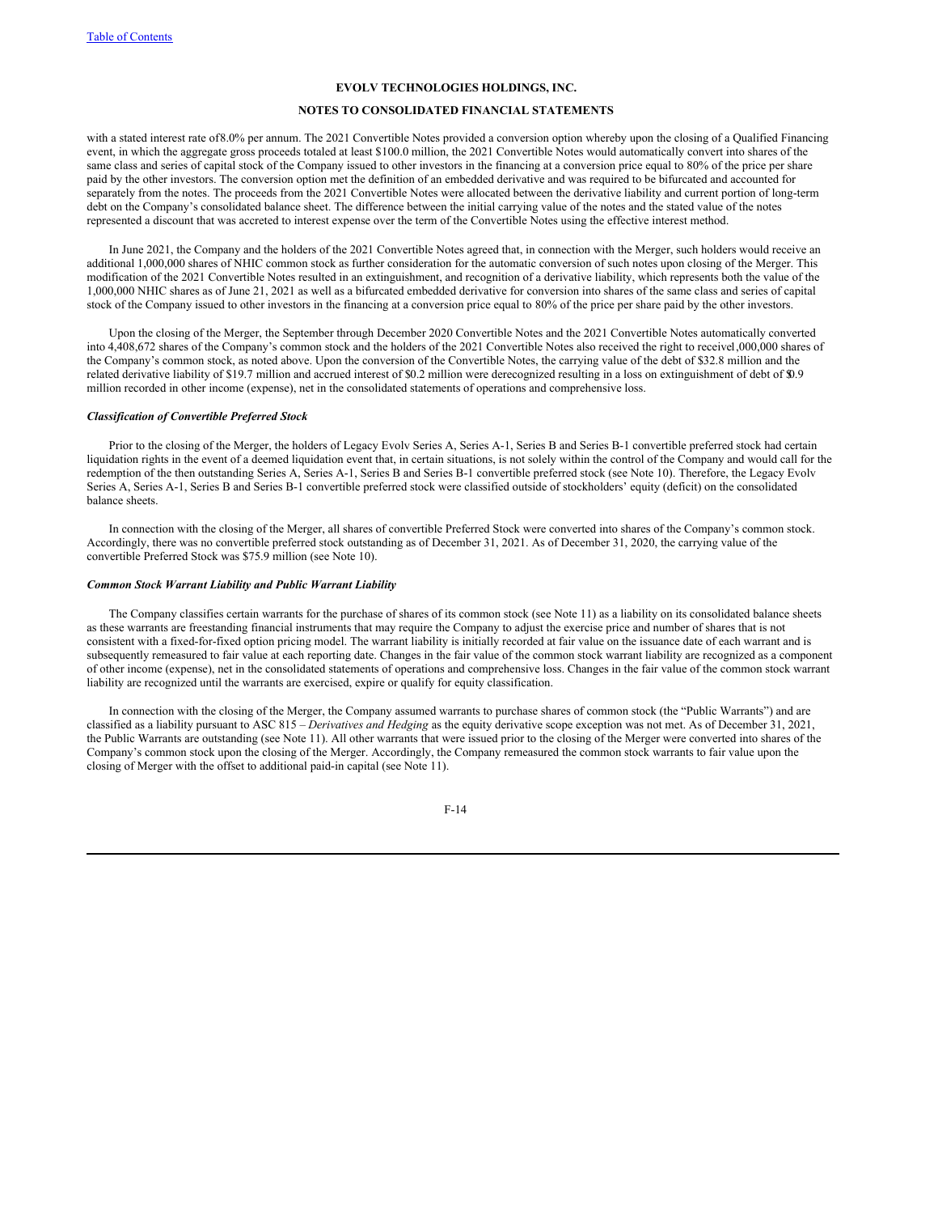with a stated interest rate of 8.0% per annum. The 2021 Convertible Notes provided a conversion option whereby upon the closing of a Qualified Financing event, in which the aggregate gross proceeds totaled at least $100.0 million, the 2021 Convertible Notes would automatically convert into shares of the same class and series of capital stock of the Company issued to other investors in the financing at a conversion price equal to 80% of the price per share paid by the other investors. The conversion option met the definition of an embedded derivative and was required to be bifurcated and accounted for separately from the notes. The proceeds from the 2021 Convertible Notes were allocated between the derivative liability and current portion of long-term debt on the Company's consolidated balance sheet. The difference between the initial carrying value of the notes and the stated value of the notes represented a discount that was accreted to interest expense over the term of the Convertible Notes using the effective interest method.

In June 2021, the Company and the holders of the 2021 Convertible Notes agreed that, in connection with the Merger, such holders would receive an additional 1,000,000 shares of NHIC common stock as further consideration for the automatic conversion of such notes upon closing of the Merger. This modification of the 2021 Convertible Notes resulted in an extinguishment, and recognition of a derivative liability, which represents both the value of the 1,000,000 NHIC shares as of June 21, 2021 as well as a bifurcated embedded derivative for conversion into shares of the same class and series of capital stock of the Company issued to other investors in the financing at a conversion price equal to 80% of the price per share paid by the other investors.

Upon the closing of the Merger, the September through December 2020 Convertible Notes and the 2021 Convertible Notes automatically converted into 4,408,672 shares of the Company's common stock and the holders of the 2021 Convertible Notes also received the right to receive 1,000,000 shares of the Company's common stock, as noted above. Upon the conversion of the Convertible Notes, the carrying value of the debt of $32.8 million and the related derivative liability of $19.7 million and accrued interest of $0.2 million were derecognized resulting in a loss on extinguishment of debt of $0.9 million recorded in other income (expense), net in the consolidated statements of operations and comprehensive loss.

***Classification of Convertible Preferred Stock***

Prior to the closing of the Merger, the holders of Legacy Evolv Series A, Series A-1, Series B and Series B-1 convertible preferred stock had certain liquidation rights in the event of a deemed liquidation event that, in certain situations, is not solely within the control of the Company and would call for the redemption of the then outstanding Series A, Series A-1, Series B and Series B-1 convertible preferred stock (see Note 10). Therefore, the Legacy Evolv Series A, Series A-1, Series B and Series B-1 convertible preferred stock were classified outside of stockholders' equity (deficit) on the consolidated balance sheets.

In connection with the closing of the Merger, all shares of convertible Preferred Stock were converted into shares of the Company's common stock. Accordingly, there was no convertible preferred stock outstanding as of December 31, 2021. As of December 31, 2020, the carrying value of the convertible Preferred Stock was $75.9 million (see Note 10).

***Common Stock Warrant Liability and Public Warrant Liability***

The Company classifies certain warrants for the purchase of shares of its common stock (see Note 11) as a liability on its consolidated balance sheets as these warrants are freestanding financial instruments that may require the Company to adjust the exercise price and number of shares that is not consistent with a fixed-for-fixed option pricing model. The warrant liability is initially recorded at fair value on the issuance date of each warrant and is subsequently remeasured to fair value at each reporting date. Changes in the fair value of the common stock warrant liability are recognized as a component of other income (expense), net in the consolidated statements of operations and comprehensive loss. Changes in the fair value of the common stock warrant liability are recognized until the warrants are exercised, expire or qualify for equity classification.

In connection with the closing of the Merger, the Company assumed warrants to purchase shares of common stock (the "Public Warrants") and are classified as a liability pursuant to ASC 815 – *Derivatives and Hedging* as the equity derivative scope exception was not met. As of December 31, 2021, the Public Warrants are outstanding (see Note 11). All other warrants that were issued prior to the closing of the Merger were converted into shares of the Company's common stock upon the closing of the Merger. Accordingly, the Company remeasured the common stock warrants to fair value upon the closing of Merger with the offset to additional paid-in capital (see Note 11).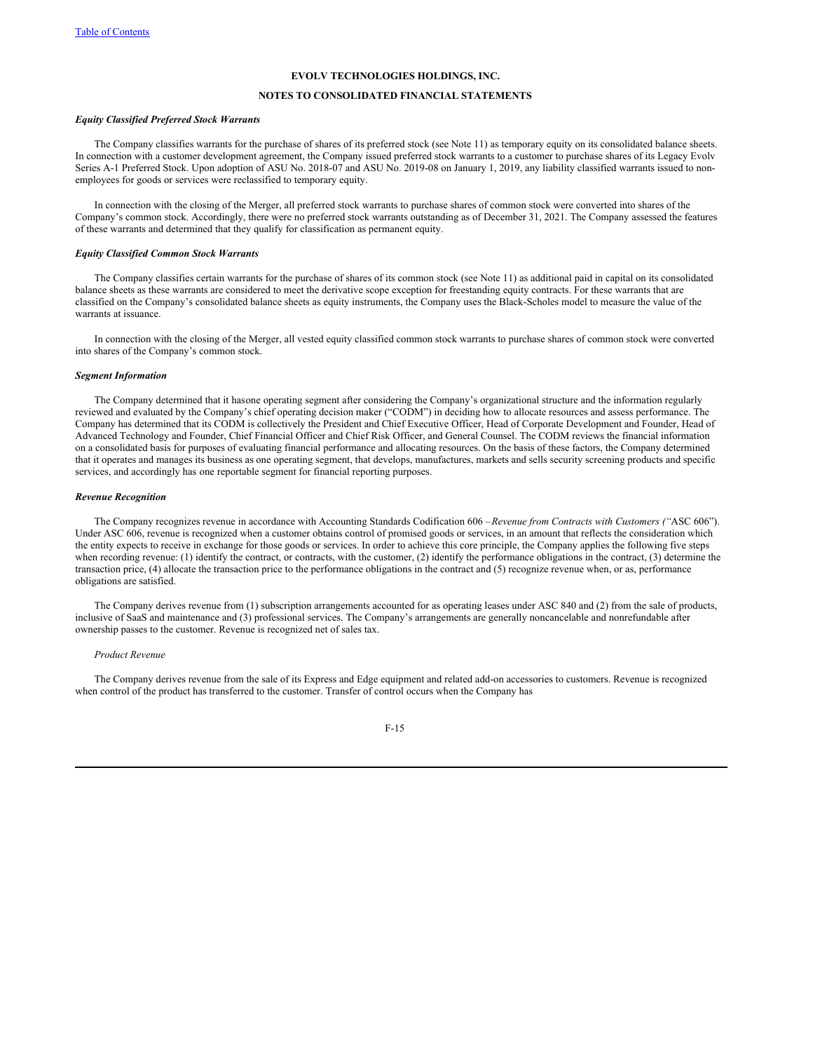**EVOLV TECHNOLOGIES HOLDINGS, INC.**

**NOTES TO CONSOLIDATED FINANCIAL STATEMENTS**

***Equity Classified Preferred Stock Warrants***

The Company classifies warrants for the purchase of shares of its preferred stock (see Note 11) as temporary equity on its consolidated balance sheets. In connection with a customer development agreement, the Company issued preferred stock warrants to a customer to purchase shares of its Legacy Evolv Series A-1 Preferred Stock. Upon adoption of ASU No. 2018-07 and ASU No. 2019-08 on January 1, 2019, any liability classified warrants issued to non-employees for goods or services were reclassified to temporary equity.

In connection with the closing of the Merger, all preferred stock warrants to purchase shares of common stock were converted into shares of the Company's common stock. Accordingly, there were no preferred stock warrants outstanding as of December 31, 2021. The Company assessed the features of these warrants and determined that they qualify for classification as permanent equity.

***Equity Classified Common Stock Warrants***

The Company classifies certain warrants for the purchase of shares of its common stock (see Note 11) as additional paid in capital on its consolidated balance sheets as these warrants are considered to meet the derivative scope exception for freestanding equity contracts. For these warrants that are classified on the Company's consolidated balance sheets as equity instruments, the Company uses the Black-Scholes model to measure the value of the warrants at issuance.

In connection with the closing of the Merger, all vested equity classified common stock warrants to purchase shares of common stock were converted into shares of the Company's common stock.

***Segment Information***

The Company determined that it hasone operating segment after considering the Company's organizational structure and the information regularly reviewed and evaluated by the Company's chief operating decision maker ("CODM") in deciding how to allocate resources and assess performance. The Company has determined that its CODM is collectively the President and Chief Executive Officer, Head of Corporate Development and Founder, Head of Advanced Technology and Founder, Chief Financial Officer and Chief Risk Officer, and General Counsel. The CODM reviews the financial information on a consolidated basis for purposes of evaluating financial performance and allocating resources. On the basis of these factors, the Company determined that it operates and manages its business as one operating segment, that develops, manufactures, markets and sells security screening products and specific services, and accordingly has one reportable segment for financial reporting purposes.

***Revenue Recognition***

The Company recognizes revenue in accordance with Accounting Standards Codification 606 – *Revenue from Contracts with Customers ("*ASC 606"). Under ASC 606, revenue is recognized when a customer obtains control of promised goods or services, in an amount that reflects the consideration which the entity expects to receive in exchange for those goods or services. In order to achieve this core principle, the Company applies the following five steps when recording revenue: (1) identify the contract, or contracts, with the customer, (2) identify the performance obligations in the contract, (3) determine the transaction price, (4) allocate the transaction price to the performance obligations in the contract and (5) recognize revenue when, or as, performance obligations are satisfied.

The Company derives revenue from (1) subscription arrangements accounted for as operating leases under ASC 840 and (2) from the sale of products, inclusive of SaaS and maintenance and (3) professional services. The Company's arrangements are generally noncancelable and nonrefundable after ownership passes to the customer. Revenue is recognized net of sales tax.

*Product Revenue*

The Company derives revenue from the sale of its Express and Edge equipment and related add-on accessories to customers. Revenue is recognized when control of the product has transferred to the customer. Transfer of control occurs when the Company has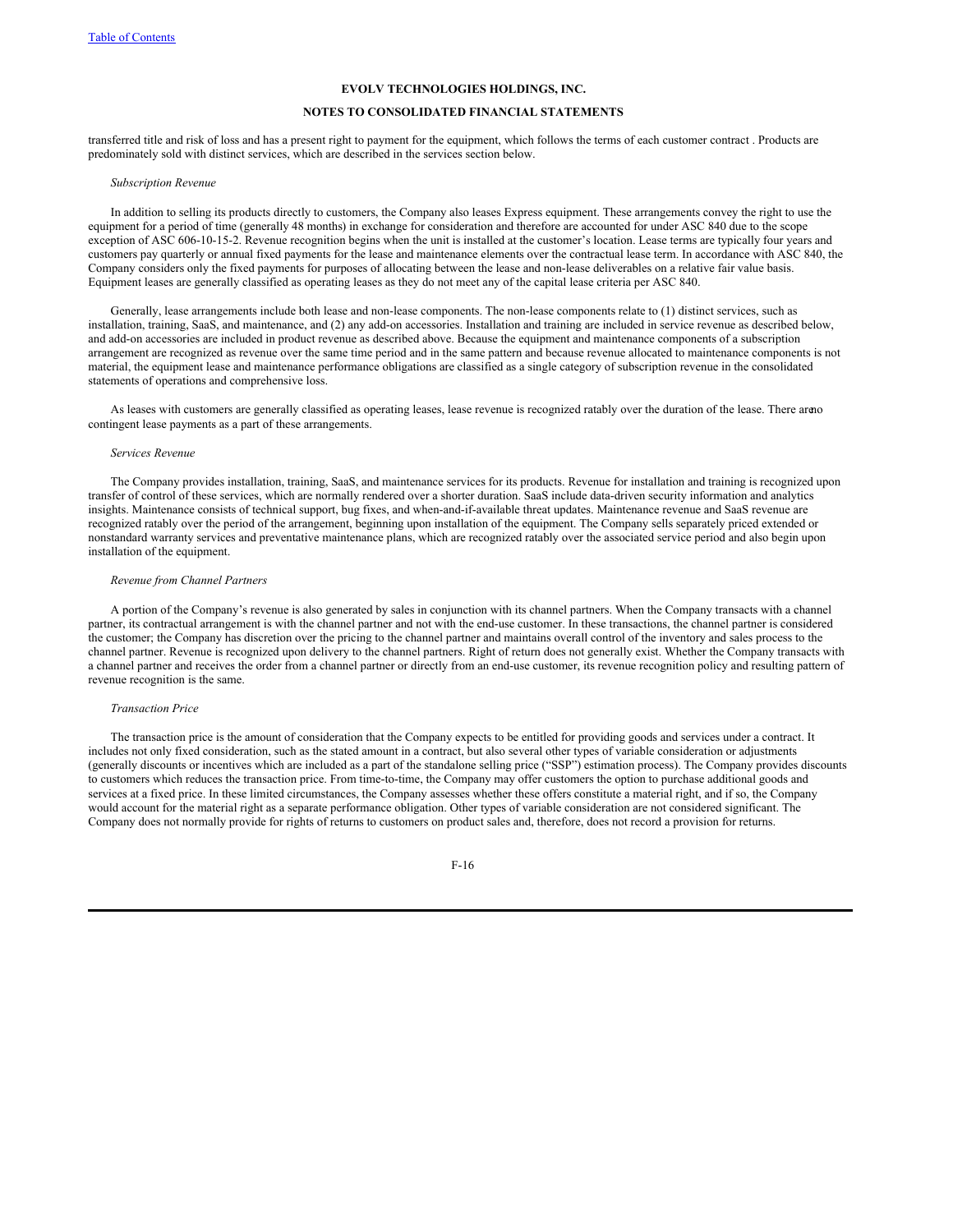transferred title and risk of loss and has a present right to payment for the equipment, which follows the terms of each customer contract . Products are predominately sold with distinct services, which are described in the services section below.

*Subscription Revenue*

In addition to selling its products directly to customers, the Company also leases Express equipment. These arrangements convey the right to use the equipment for a period of time (generally 48 months) in exchange for consideration and therefore are accounted for under ASC 840 due to the scope exception of ASC 606-10-15-2. Revenue recognition begins when the unit is installed at the customer's location. Lease terms are typically four years and customers pay quarterly or annual fixed payments for the lease and maintenance elements over the contractual lease term. In accordance with ASC 840, the Company considers only the fixed payments for purposes of allocating between the lease and non-lease deliverables on a relative fair value basis. Equipment leases are generally classified as operating leases as they do not meet any of the capital lease criteria per ASC 840.

Generally, lease arrangements include both lease and non-lease components. The non-lease components relate to (1) distinct services, such as installation, training, SaaS, and maintenance, and (2) any add-on accessories. Installation and training are included in service revenue as described below, and add-on accessories are included in product revenue as described above. Because the equipment and maintenance components of a subscription arrangement are recognized as revenue over the same time period and in the same pattern and because revenue allocated to maintenance components is not material, the equipment lease and maintenance performance obligations are classified as a single category of subscription revenue in the consolidated statements of operations and comprehensive loss.

As leases with customers are generally classified as operating leases, lease revenue is recognized ratably over the duration of the lease. There are no contingent lease payments as a part of these arrangements.

*Services Revenue*

The Company provides installation, training, SaaS, and maintenance services for its products. Revenue for installation and training is recognized upon transfer of control of these services, which are normally rendered over a shorter duration. SaaS include data-driven security information and analytics insights. Maintenance consists of technical support, bug fixes, and when-and-if-available threat updates. Maintenance revenue and SaaS revenue are recognized ratably over the period of the arrangement, beginning upon installation of the equipment. The Company sells separately priced extended or nonstandard warranty services and preventative maintenance plans, which are recognized ratably over the associated service period and also begin upon installation of the equipment.

*Revenue from Channel Partners*

A portion of the Company's revenue is also generated by sales in conjunction with its channel partners. When the Company transacts with a channel partner, its contractual arrangement is with the channel partner and not with the end-use customer. In these transactions, the channel partner is considered the customer; the Company has discretion over the pricing to the channel partner and maintains overall control of the inventory and sales process to the channel partner. Revenue is recognized upon delivery to the channel partners. Right of return does not generally exist. Whether the Company transacts with a channel partner and receives the order from a channel partner or directly from an end-use customer, its revenue recognition policy and resulting pattern of revenue recognition is the same.

*Transaction Price*

The transaction price is the amount of consideration that the Company expects to be entitled for providing goods and services under a contract. It includes not only fixed consideration, such as the stated amount in a contract, but also several other types of variable consideration or adjustments (generally discounts or incentives which are included as a part of the standalone selling price ("SSP") estimation process). The Company provides discounts to customers which reduces the transaction price. From time-to-time, the Company may offer customers the option to purchase additional goods and services at a fixed price. In these limited circumstances, the Company assesses whether these offers constitute a material right, and if so, the Company would account for the material right as a separate performance obligation. Other types of variable consideration are not considered significant. The Company does not normally provide for rights of returns to customers on product sales and, therefore, does not record a provision for returns.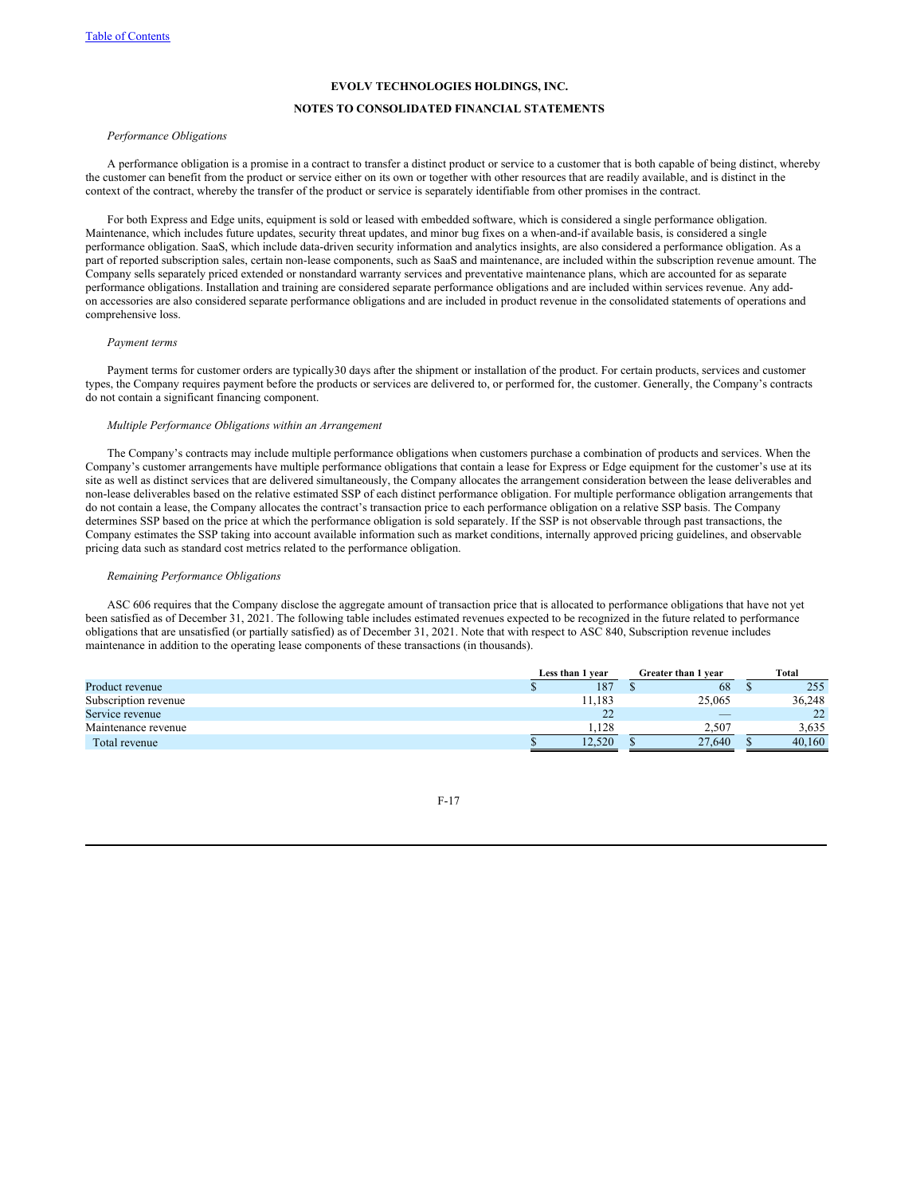Table of Contents

**EVOLV TECHNOLOGIES HOLDINGS, INC.**

**NOTES TO CONSOLIDATED FINANCIAL STATEMENTS**

*Performance Obligations*

A performance obligation is a promise in a contract to transfer a distinct product or service to a customer that is both capable of being distinct, whereby the customer can benefit from the product or service either on its own or together with other resources that are readily available, and is distinct in the context of the contract, whereby the transfer of the product or service is separately identifiable from other promises in the contract.

For both Express and Edge units, equipment is sold or leased with embedded software, which is considered a single performance obligation. Maintenance, which includes future updates, security threat updates, and minor bug fixes on a when-and-if available basis, is considered a single performance obligation. SaaS, which include data-driven security information and analytics insights, are also considered a performance obligation. As a part of reported subscription sales, certain non-lease components, such as SaaS and maintenance, are included within the subscription revenue amount. The Company sells separately priced extended or nonstandard warranty services and preventative maintenance plans, which are accounted for as separate performance obligations. Installation and training are considered separate performance obligations and are included within services revenue. Any add-on accessories are also considered separate performance obligations and are included in product revenue in the consolidated statements of operations and comprehensive loss.

*Payment terms*

Payment terms for customer orders are typically30 days after the shipment or installation of the product. For certain products, services and customer types, the Company requires payment before the products or services are delivered to, or performed for, the customer. Generally, the Company's contracts do not contain a significant financing component.

*Multiple Performance Obligations within an Arrangement*

The Company's contracts may include multiple performance obligations when customers purchase a combination of products and services. When the Company's customer arrangements have multiple performance obligations that contain a lease for Express or Edge equipment for the customer's use at its site as well as distinct services that are delivered simultaneously, the Company allocates the arrangement consideration between the lease deliverables and non-lease deliverables based on the relative estimated SSP of each distinct performance obligation. For multiple performance obligation arrangements that do not contain a lease, the Company allocates the contract's transaction price to each performance obligation on a relative SSP basis. The Company determines SSP based on the price at which the performance obligation is sold separately. If the SSP is not observable through past transactions, the Company estimates the SSP taking into account available information such as market conditions, internally approved pricing guidelines, and observable pricing data such as standard cost metrics related to the performance obligation.

*Remaining Performance Obligations*

ASC 606 requires that the Company disclose the aggregate amount of transaction price that is allocated to performance obligations that have not yet been satisfied as of December 31, 2021. The following table includes estimated revenues expected to be recognized in the future related to performance obligations that are unsatisfied (or partially satisfied) as of December 31, 2021. Note that with respect to ASC 840, Subscription revenue includes maintenance in addition to the operating lease components of these transactions (in thousands).

| | Less than 1 year | Greater than 1 year | Total |
|---|---|---|---|
| Product revenue | $ 187 | $ 68 | $ 255 |
| Subscription revenue | 11,183 | 25,065 | 36,248 |
| Service revenue | 22 | — | 22 |
| Maintenance revenue | 1,128 | 2,507 | 3,635 |
| Total revenue | $ 12,520 | $ 27,640 | $ 40,160 |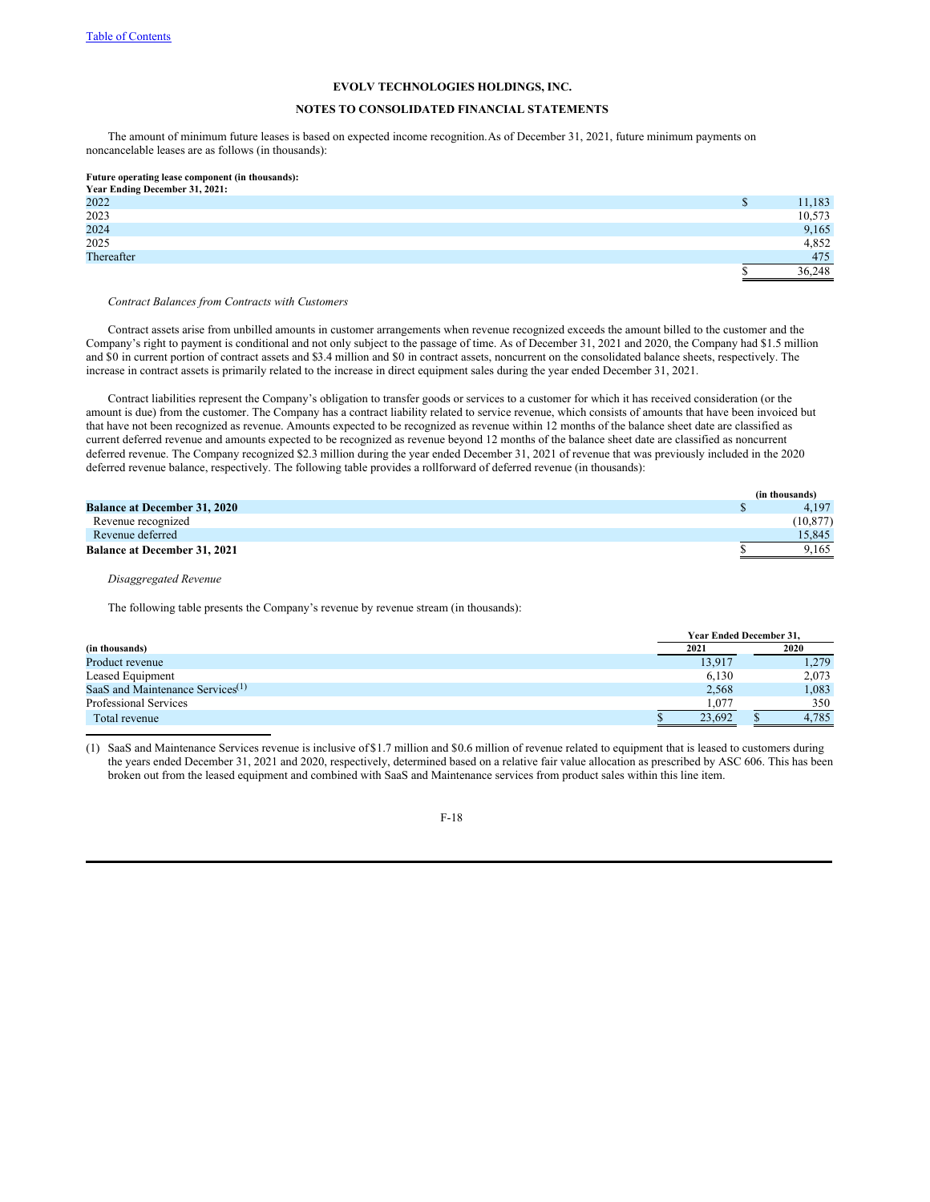The amount of minimum future leases is based on expected income recognition. As of December 31, 2021, future minimum payments on noncancelable leases are as follows (in thousands):

| **Future operating lease component (in thousands):** | |
|---|---|
| **Year Ending December 31, 2021:** | |
| 2022 | $ 11,183 |
| 2023 | 10,573 |
| 2024 | 9,165 |
| 2025 | 4,852 |
| Thereafter | 475 |
| | $ 36,248 |

*Contract Balances from Contracts with Customers*

Contract assets arise from unbilled amounts in customer arrangements when revenue recognized exceeds the amount billed to the customer and the Company's right to payment is conditional and not only subject to the passage of time. As of December 31, 2021 and 2020, the Company had $1.5 million and $0 in current portion of contract assets and $3.4 million and $0 in contract assets, noncurrent on the consolidated balance sheets, respectively. The increase in contract assets is primarily related to the increase in direct equipment sales during the year ended December 31, 2021.

Contract liabilities represent the Company's obligation to transfer goods or services to a customer for which it has received consideration (or the amount is due) from the customer. The Company has a contract liability related to service revenue, which consists of amounts that have been invoiced but that have not been recognized as revenue. Amounts expected to be recognized as revenue within 12 months of the balance sheet date are classified as current deferred revenue and amounts expected to be recognized as revenue beyond 12 months of the balance sheet date are classified as noncurrent deferred revenue. The Company recognized $2.3 million during the year ended December 31, 2021 of revenue that was previously included in the 2020 deferred revenue balance, respectively. The following table provides a rollforward of deferred revenue (in thousands):

| | (in thousands) |
|---|---|
| **Balance at December 31, 2020** | $ 4,197 |
| Revenue recognized | (10,877) |
| Revenue deferred | 15,845 |
| **Balance at December 31, 2021** | $ 9,165 |

*Disaggregated Revenue*

The following table presents the Company's revenue by revenue stream (in thousands):

| | Year Ended December 31, | |
|---|---|---|
| **(in thousands)** | **2021** | **2020** |
| Product revenue | 13,917 | 1,279 |
| Leased Equipment | 6,130 | 2,073 |
| SaaS and Maintenance Services[(1)] | 2,568 | 1,083 |
| Professional Services | 1,077 | 350 |
| Total revenue | $ 23,692 | $ 4,785 |

(1) SaaS and Maintenance Services revenue is inclusive of $1.7 million and $0.6 million of revenue related to equipment that is leased to customers during the years ended December 31, 2021 and 2020, respectively, determined based on a relative fair value allocation as prescribed by ASC 606. This has been broken out from the leased equipment and combined with SaaS and Maintenance services from product sales within this line item.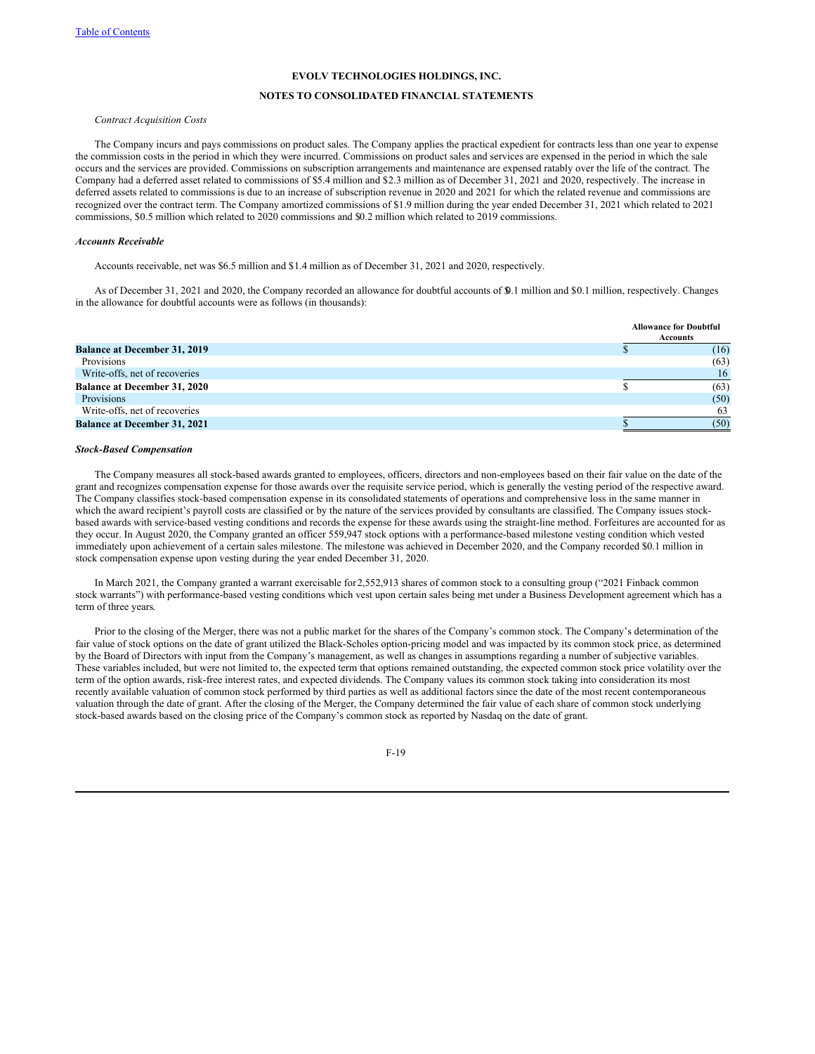*Contract Acquisition Costs*

The Company incurs and pays commissions on product sales. The Company applies the practical expedient for contracts less than one year to expense the commission costs in the period in which they were incurred. Commissions on product sales and services are expensed in the period in which the sale occurs and the services are provided. Commissions on subscription arrangements and maintenance are expensed ratably over the life of the contract. The Company had a deferred asset related to commissions of $5.4 million and $2.3 million as of December 31, 2021 and 2020, respectively. The increase in deferred assets related to commissions is due to an increase of subscription revenue in 2020 and 2021 for which the related revenue and commissions are recognized over the contract term. The Company amortized commissions of $1.9 million during the year ended December 31, 2021 which related to 2021 commissions, $0.5 million which related to 2020 commissions and $0.2 million which related to 2019 commissions.

***Accounts Receivable***

Accounts receivable, net was $6.5 million and $1.4 million as of December 31, 2021 and 2020, respectively.

As of December 31, 2021 and 2020, the Company recorded an allowance for doubtful accounts of $0.1 million and $0.1 million, respectively. Changes in the allowance for doubtful accounts were as follows (in thousands):

| | Allowance for Doubtful Accounts |
|---|---|
| **Balance at December 31, 2019** | $ (16) |
| Provisions | (63) |
| Write-offs, net of recoveries | 16 |
| **Balance at December 31, 2020** | $ (63) |
| Provisions | (50) |
| Write-offs, net of recoveries | 63 |
| **Balance at December 31, 2021** | $ (50) |

***Stock-Based Compensation***

The Company measures all stock-based awards granted to employees, officers, directors and non-employees based on their fair value on the date of the grant and recognizes compensation expense for those awards over the requisite service period, which is generally the vesting period of the respective award. The Company classifies stock-based compensation expense in its consolidated statements of operations and comprehensive loss in the same manner in which the award recipient's payroll costs are classified or by the nature of the services provided by consultants are classified. The Company issues stock-based awards with service-based vesting conditions and records the expense for these awards using the straight-line method. Forfeitures are accounted for as they occur. In August 2020, the Company granted an officer 559,947 stock options with a performance-based milestone vesting condition which vested immediately upon achievement of a certain sales milestone. The milestone was achieved in December 2020, and the Company recorded $0.1 million in stock compensation expense upon vesting during the year ended December 31, 2020.

In March 2021, the Company granted a warrant exercisable for 2,552,913 shares of common stock to a consulting group ("2021 Finback common stock warrants") with performance-based vesting conditions which vest upon certain sales being met under a Business Development agreement which has a term of three years.

Prior to the closing of the Merger, there was not a public market for the shares of the Company's common stock. The Company's determination of the fair value of stock options on the date of grant utilized the Black-Scholes option-pricing model and was impacted by its common stock price, as determined by the Board of Directors with input from the Company's management, as well as changes in assumptions regarding a number of subjective variables. These variables included, but were not limited to, the expected term that options remained outstanding, the expected common stock price volatility over the term of the option awards, risk-free interest rates, and expected dividends. The Company values its common stock taking into consideration its most recently available valuation of common stock performed by third parties as well as additional factors since the date of the most recent contemporaneous valuation through the date of grant. After the closing of the Merger, the Company determined the fair value of each share of common stock underlying stock-based awards based on the closing price of the Company's common stock as reported by Nasdaq on the date of grant.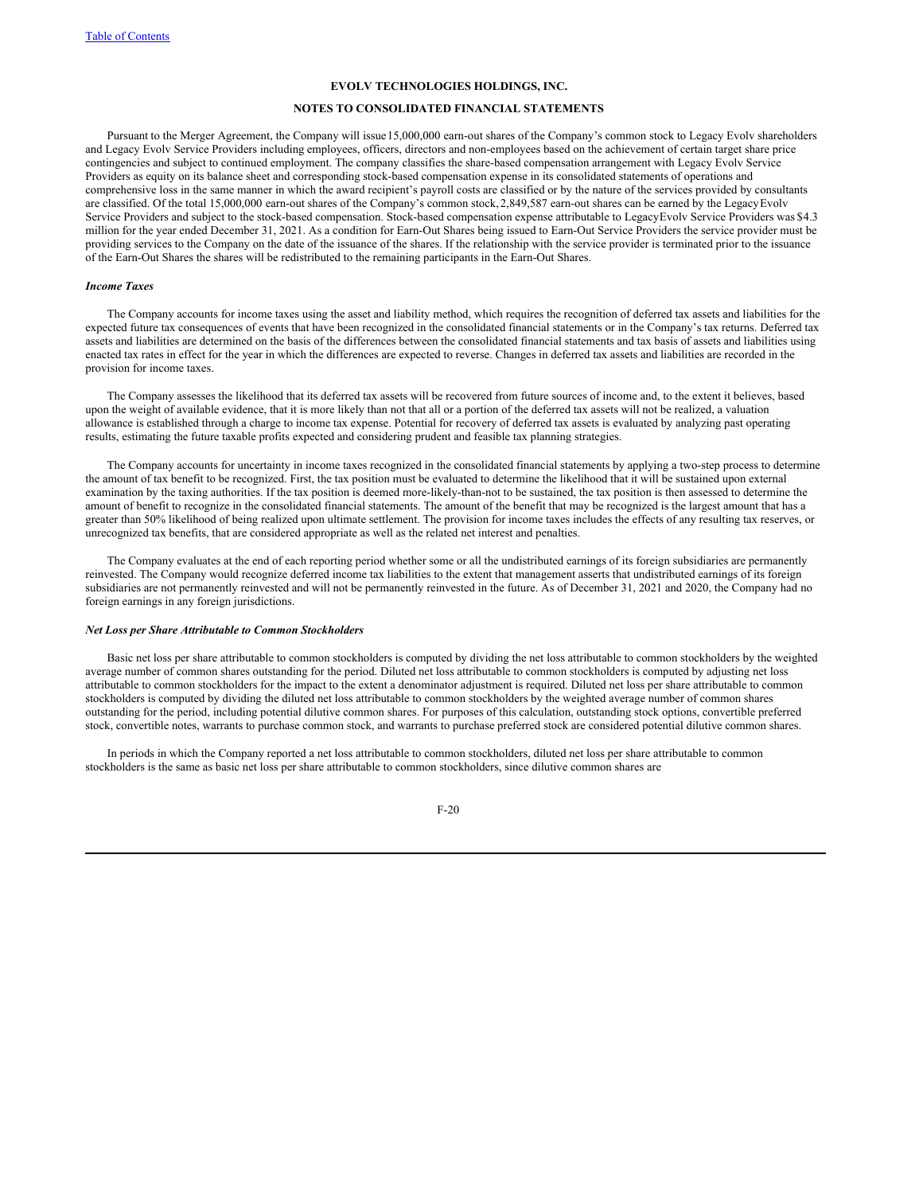Pursuant to the Merger Agreement, the Company will issue 15,000,000 earn-out shares of the Company's common stock to Legacy Evolv shareholders and Legacy Evolv Service Providers including employees, officers, directors and non-employees based on the achievement of certain target share price contingencies and subject to continued employment. The company classifies the share-based compensation arrangement with Legacy Evolv Service Providers as equity on its balance sheet and corresponding stock-based compensation expense in its consolidated statements of operations and comprehensive loss in the same manner in which the award recipient's payroll costs are classified or by the nature of the services provided by consultants are classified. Of the total 15,000,000 earn-out shares of the Company's common stock, 2,849,587 earn-out shares can be earned by the Legacy Evolv Service Providers and subject to the stock-based compensation. Stock-based compensation expense attributable to Legacy Evolv Service Providers was $4.3 million for the year ended December 31, 2021. As a condition for Earn-Out Shares being issued to Earn-Out Service Providers the service provider must be providing services to the Company on the date of the issuance of the shares. If the relationship with the service provider is terminated prior to the issuance of the Earn-Out Shares the shares will be redistributed to the remaining participants in the Earn-Out Shares.

***Income Taxes***

The Company accounts for income taxes using the asset and liability method, which requires the recognition of deferred tax assets and liabilities for the expected future tax consequences of events that have been recognized in the consolidated financial statements or in the Company's tax returns. Deferred tax assets and liabilities are determined on the basis of the differences between the consolidated financial statements and tax basis of assets and liabilities using enacted tax rates in effect for the year in which the differences are expected to reverse. Changes in deferred tax assets and liabilities are recorded in the provision for income taxes.

The Company assesses the likelihood that its deferred tax assets will be recovered from future sources of income and, to the extent it believes, based upon the weight of available evidence, that it is more likely than not that all or a portion of the deferred tax assets will not be realized, a valuation allowance is established through a charge to income tax expense. Potential for recovery of deferred tax assets is evaluated by analyzing past operating results, estimating the future taxable profits expected and considering prudent and feasible tax planning strategies.

The Company accounts for uncertainty in income taxes recognized in the consolidated financial statements by applying a two-step process to determine the amount of tax benefit to be recognized. First, the tax position must be evaluated to determine the likelihood that it will be sustained upon external examination by the taxing authorities. If the tax position is deemed more-likely-than-not to be sustained, the tax position is then assessed to determine the amount of benefit to recognize in the consolidated financial statements. The amount of the benefit that may be recognized is the largest amount that has a greater than 50% likelihood of being realized upon ultimate settlement. The provision for income taxes includes the effects of any resulting tax reserves, or unrecognized tax benefits, that are considered appropriate as well as the related net interest and penalties.

The Company evaluates at the end of each reporting period whether some or all the undistributed earnings of its foreign subsidiaries are permanently reinvested. The Company would recognize deferred income tax liabilities to the extent that management asserts that undistributed earnings of its foreign subsidiaries are not permanently reinvested and will not be permanently reinvested in the future. As of December 31, 2021 and 2020, the Company had no foreign earnings in any foreign jurisdictions.

***Net Loss per Share Attributable to Common Stockholders***

Basic net loss per share attributable to common stockholders is computed by dividing the net loss attributable to common stockholders by the weighted average number of common shares outstanding for the period. Diluted net loss attributable to common stockholders is computed by adjusting net loss attributable to common stockholders for the impact to the extent a denominator adjustment is required. Diluted net loss per share attributable to common stockholders is computed by dividing the diluted net loss attributable to common stockholders by the weighted average number of common shares outstanding for the period, including potential dilutive common shares. For purposes of this calculation, outstanding stock options, convertible preferred stock, convertible notes, warrants to purchase common stock, and warrants to purchase preferred stock are considered potential dilutive common shares.

In periods in which the Company reported a net loss attributable to common stockholders, diluted net loss per share attributable to common stockholders is the same as basic net loss per share attributable to common stockholders, since dilutive common shares are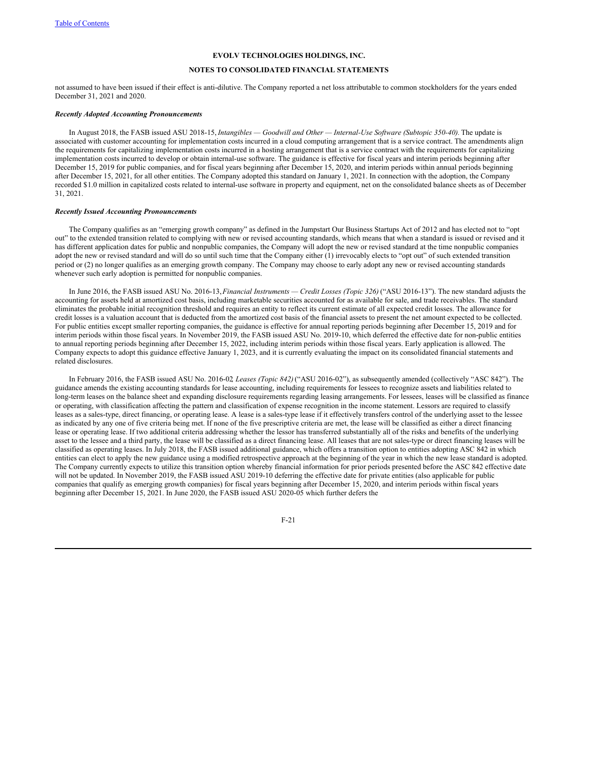not assumed to have been issued if their effect is anti-dilutive. The Company reported a net loss attributable to common stockholders for the years ended December 31, 2021 and 2020.

***Recently Adopted Accounting Pronouncements***

In August 2018, the FASB issued ASU 2018-15, *Intangibles — Goodwill and Other — Internal-Use Software (Subtopic 350-40)*. The update is associated with customer accounting for implementation costs incurred in a cloud computing arrangement that is a service contract. The amendments align the requirements for capitalizing implementation costs incurred in a hosting arrangement that is a service contract with the requirements for capitalizing implementation costs incurred to develop or obtain internal-use software. The guidance is effective for fiscal years and interim periods beginning after December 15, 2019 for public companies, and for fiscal years beginning after December 15, 2020, and interim periods within annual periods beginning after December 15, 2021, for all other entities. The Company adopted this standard on January 1, 2021. In connection with the adoption, the Company recorded $1.0 million in capitalized costs related to internal-use software in property and equipment, net on the consolidated balance sheets as of December 31, 2021.

***Recently Issued Accounting Pronouncements***

The Company qualifies as an "emerging growth company" as defined in the Jumpstart Our Business Startups Act of 2012 and has elected not to "opt out" to the extended transition related to complying with new or revised accounting standards, which means that when a standard is issued or revised and it has different application dates for public and nonpublic companies, the Company will adopt the new or revised standard at the time nonpublic companies adopt the new or revised standard and will do so until such time that the Company either (1) irrevocably elects to "opt out" of such extended transition period or (2) no longer qualifies as an emerging growth company. The Company may choose to early adopt any new or revised accounting standards whenever such early adoption is permitted for nonpublic companies.

In June 2016, the FASB issued ASU No. 2016-13, *Financial Instruments — Credit Losses (Topic 326)* ("ASU 2016-13"). The new standard adjusts the accounting for assets held at amortized cost basis, including marketable securities accounted for as available for sale, and trade receivables. The standard eliminates the probable initial recognition threshold and requires an entity to reflect its current estimate of all expected credit losses. The allowance for credit losses is a valuation account that is deducted from the amortized cost basis of the financial assets to present the net amount expected to be collected. For public entities except smaller reporting companies, the guidance is effective for annual reporting periods beginning after December 15, 2019 and for interim periods within those fiscal years. In November 2019, the FASB issued ASU No. 2019-10, which deferred the effective date for non-public entities to annual reporting periods beginning after December 15, 2022, including interim periods within those fiscal years. Early application is allowed. The Company expects to adopt this guidance effective January 1, 2023, and it is currently evaluating the impact on its consolidated financial statements and related disclosures.

In February 2016, the FASB issued ASU No. 2016-02, *Leases (Topic 842)* ("ASU 2016-02"), as subsequently amended (collectively "ASC 842"). The guidance amends the existing accounting standards for lease accounting, including requirements for lessees to recognize assets and liabilities related to long-term leases on the balance sheet and expanding disclosure requirements regarding leasing arrangements. For lessees, leases will be classified as finance or operating, with classification affecting the pattern and classification of expense recognition in the income statement. Lessors are required to classify leases as a sales-type, direct financing, or operating lease. A lease is a sales-type lease if it effectively transfers control of the underlying asset to the lessee as indicated by any one of five criteria being met. If none of the five prescriptive criteria are met, the lease will be classified as either a direct financing lease or operating lease. If two additional criteria addressing whether the lessor has transferred substantially all of the risks and benefits of the underlying asset to the lessee and a third party, the lease will be classified as a direct financing lease. All leases that are not sales-type or direct financing leases will be classified as operating leases. In July 2018, the FASB issued additional guidance, which offers a transition option to entities adopting ASC 842 in which entities can elect to apply the new guidance using a modified retrospective approach at the beginning of the year in which the new lease standard is adopted. The Company currently expects to utilize this transition option whereby financial information for prior periods presented before the ASC 842 effective date will not be updated. In November 2019, the FASB issued ASU 2019-10 deferring the effective date for private entities (also applicable for public companies that qualify as emerging growth companies) for fiscal years beginning after December 15, 2020, and interim periods within fiscal years beginning after December 15, 2021. In June 2020, the FASB issued ASU 2020-05 which further defers the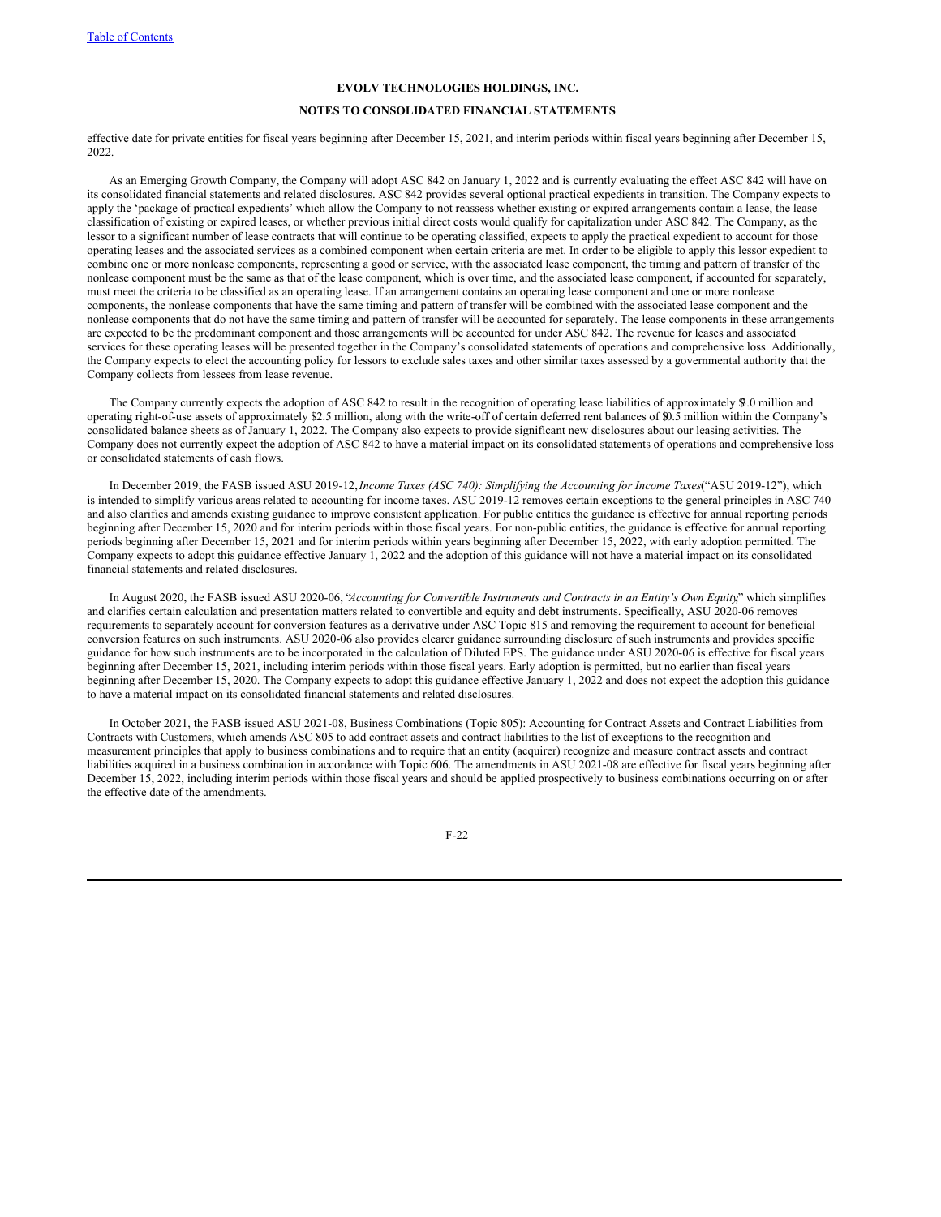effective date for private entities for fiscal years beginning after December 15, 2021, and interim periods within fiscal years beginning after December 15, 2022.

As an Emerging Growth Company, the Company will adopt ASC 842 on January 1, 2022 and is currently evaluating the effect ASC 842 will have on its consolidated financial statements and related disclosures. ASC 842 provides several optional practical expedients in transition. The Company expects to apply the 'package of practical expedients' which allow the Company to not reassess whether existing or expired arrangements contain a lease, the lease classification of existing or expired leases, or whether previous initial direct costs would qualify for capitalization under ASC 842. The Company, as the lessor to a significant number of lease contracts that will continue to be operating classified, expects to apply the practical expedient to account for those operating leases and the associated services as a combined component when certain criteria are met. In order to be eligible to apply this lessor expedient to combine one or more nonlease components, representing a good or service, with the associated lease component, the timing and pattern of transfer of the nonlease component must be the same as that of the lease component, which is over time, and the associated lease component, if accounted for separately, must meet the criteria to be classified as an operating lease. If an arrangement contains an operating lease component and one or more nonlease components, the nonlease components that have the same timing and pattern of transfer will be combined with the associated lease component and the nonlease components that do not have the same timing and pattern of transfer will be accounted for separately. The lease components in these arrangements are expected to be the predominant component and those arrangements will be accounted for under ASC 842. The revenue for leases and associated services for these operating leases will be presented together in the Company's consolidated statements of operations and comprehensive loss. Additionally, the Company expects to elect the accounting policy for lessors to exclude sales taxes and other similar taxes assessed by a governmental authority that the Company collects from lessees from lease revenue.

The Company currently expects the adoption of ASC 842 to result in the recognition of operating lease liabilities of approximately $3.0 million and operating right-of-use assets of approximately $2.5 million, along with the write-off of certain deferred rent balances of $0.5 million within the Company's consolidated balance sheets as of January 1, 2022. The Company also expects to provide significant new disclosures about our leasing activities. The Company does not currently expect the adoption of ASC 842 to have a material impact on its consolidated statements of operations and comprehensive loss or consolidated statements of cash flows.

In December 2019, the FASB issued ASU 2019-12, *Income Taxes (ASC 740): Simplifying the Accounting for Income Taxes* ("ASU 2019-12"), which is intended to simplify various areas related to accounting for income taxes. ASU 2019-12 removes certain exceptions to the general principles in ASC 740 and also clarifies and amends existing guidance to improve consistent application. For public entities the guidance is effective for annual reporting periods beginning after December 15, 2020 and for interim periods within those fiscal years. For non-public entities, the guidance is effective for annual reporting periods beginning after December 15, 2021 and for interim periods within years beginning after December 15, 2022, with early adoption permitted. The Company expects to adopt this guidance effective January 1, 2022 and the adoption of this guidance will not have a material impact on its consolidated financial statements and related disclosures.

In August 2020, the FASB issued ASU 2020-06, "*Accounting for Convertible Instruments and Contracts in an Entity's Own Equity*," which simplifies and clarifies certain calculation and presentation matters related to convertible and equity and debt instruments. Specifically, ASU 2020-06 removes requirements to separately account for conversion features as a derivative under ASC Topic 815 and removing the requirement to account for beneficial conversion features on such instruments. ASU 2020-06 also provides clearer guidance surrounding disclosure of such instruments and provides specific guidance for how such instruments are to be incorporated in the calculation of Diluted EPS. The guidance under ASU 2020-06 is effective for fiscal years beginning after December 15, 2021, including interim periods within those fiscal years. Early adoption is permitted, but no earlier than fiscal years beginning after December 15, 2020. The Company expects to adopt this guidance effective January 1, 2022 and does not expect the adoption this guidance to have a material impact on its consolidated financial statements and related disclosures.

In October 2021, the FASB issued ASU 2021-08, Business Combinations (Topic 805): Accounting for Contract Assets and Contract Liabilities from Contracts with Customers, which amends ASC 805 to add contract assets and contract liabilities to the list of exceptions to the recognition and measurement principles that apply to business combinations and to require that an entity (acquirer) recognize and measure contract assets and contract liabilities acquired in a business combination in accordance with Topic 606. The amendments in ASU 2021-08 are effective for fiscal years beginning after December 15, 2022, including interim periods within those fiscal years and should be applied prospectively to business combinations occurring on or after the effective date of the amendments.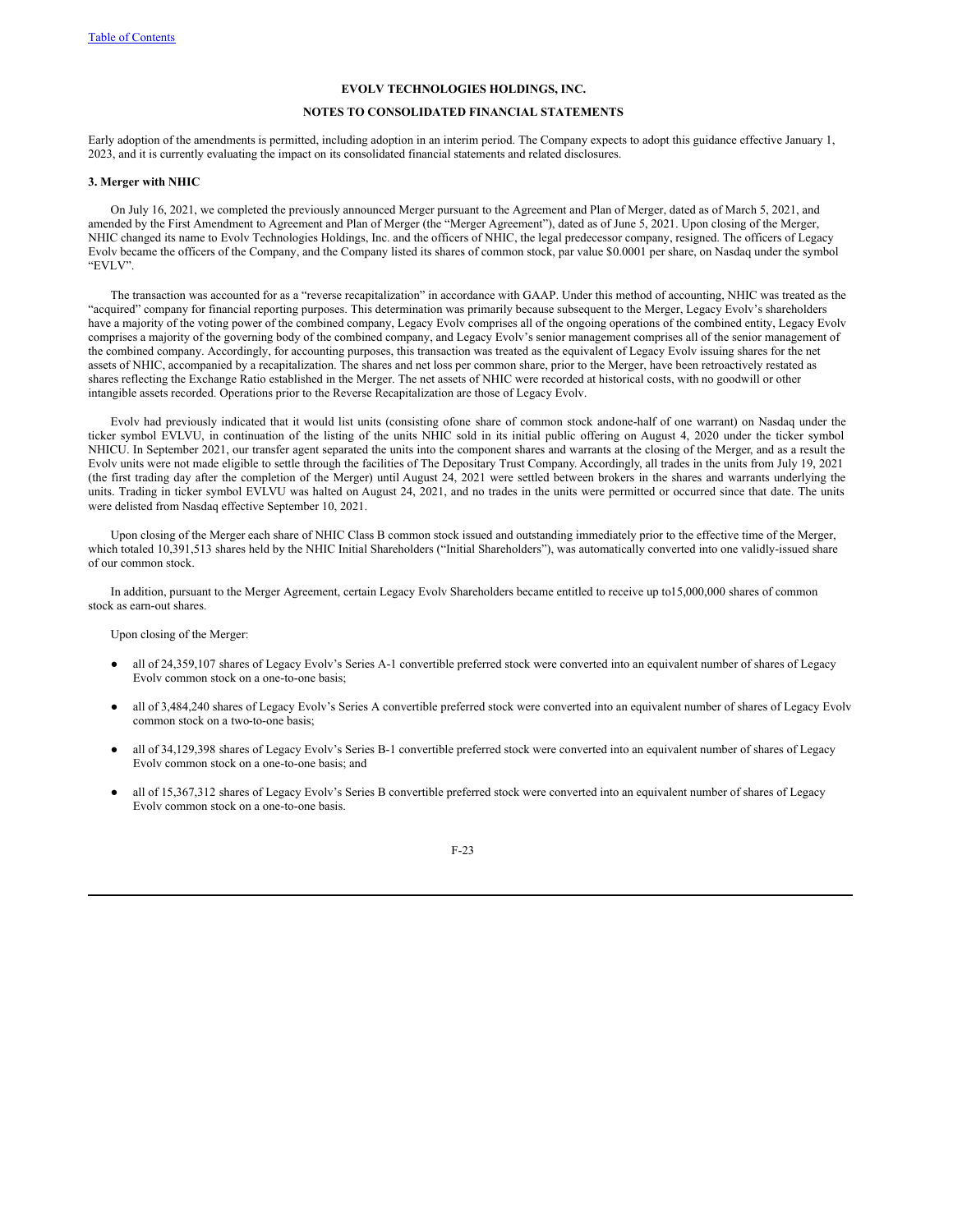Early adoption of the amendments is permitted, including adoption in an interim period. The Company expects to adopt this guidance effective January 1, 2023, and it is currently evaluating the impact on its consolidated financial statements and related disclosures.

**3. Merger with NHIC**

On July 16, 2021, we completed the previously announced Merger pursuant to the Agreement and Plan of Merger, dated as of March 5, 2021, and amended by the First Amendment to Agreement and Plan of Merger (the "Merger Agreement"), dated as of June 5, 2021. Upon closing of the Merger, NHIC changed its name to Evolv Technologies Holdings, Inc. and the officers of NHIC, the legal predecessor company, resigned. The officers of Legacy Evolv became the officers of the Company, and the Company listed its shares of common stock, par value $0.0001 per share, on Nasdaq under the symbol "EVLV".

The transaction was accounted for as a "reverse recapitalization" in accordance with GAAP. Under this method of accounting, NHIC was treated as the "acquired" company for financial reporting purposes. This determination was primarily because subsequent to the Merger, Legacy Evolv's shareholders have a majority of the voting power of the combined company, Legacy Evolv comprises all of the ongoing operations of the combined entity, Legacy Evolv comprises a majority of the governing body of the combined company, and Legacy Evolv's senior management comprises all of the senior management of the combined company. Accordingly, for accounting purposes, this transaction was treated as the equivalent of Legacy Evolv issuing shares for the net assets of NHIC, accompanied by a recapitalization. The shares and net loss per common share, prior to the Merger, have been retroactively restated as shares reflecting the Exchange Ratio established in the Merger. The net assets of NHIC were recorded at historical costs, with no goodwill or other intangible assets recorded. Operations prior to the Reverse Recapitalization are those of Legacy Evolv.

Evolv had previously indicated that it would list units (consisting ofone share of common stock andone-half of one warrant) on Nasdaq under the ticker symbol EVLVU, in continuation of the listing of the units NHIC sold in its initial public offering on August 4, 2020 under the ticker symbol NHICU. In September 2021, our transfer agent separated the units into the component shares and warrants at the closing of the Merger, and as a result the Evolv units were not made eligible to settle through the facilities of The Depositary Trust Company. Accordingly, all trades in the units from July 19, 2021 (the first trading day after the completion of the Merger) until August 24, 2021 were settled between brokers in the shares and warrants underlying the units. Trading in ticker symbol EVLVU was halted on August 24, 2021, and no trades in the units were permitted or occurred since that date. The units were delisted from Nasdaq effective September 10, 2021.

Upon closing of the Merger each share of NHIC Class B common stock issued and outstanding immediately prior to the effective time of the Merger, which totaled 10,391,513 shares held by the NHIC Initial Shareholders ("Initial Shareholders"), was automatically converted into one validly-issued share of our common stock.

In addition, pursuant to the Merger Agreement, certain Legacy Evolv Shareholders became entitled to receive up to15,000,000 shares of common stock as earn-out shares.

Upon closing of the Merger:

- all of 24,359,107 shares of Legacy Evolv's Series A-1 convertible preferred stock were converted into an equivalent number of shares of Legacy Evolv common stock on a one-to-one basis;
- all of 3,484,240 shares of Legacy Evolv's Series A convertible preferred stock were converted into an equivalent number of shares of Legacy Evolv common stock on a two-to-one basis;
- all of 34,129,398 shares of Legacy Evolv's Series B-1 convertible preferred stock were converted into an equivalent number of shares of Legacy Evolv common stock on a one-to-one basis; and
- all of 15,367,312 shares of Legacy Evolv's Series B convertible preferred stock were converted into an equivalent number of shares of Legacy Evolv common stock on a one-to-one basis.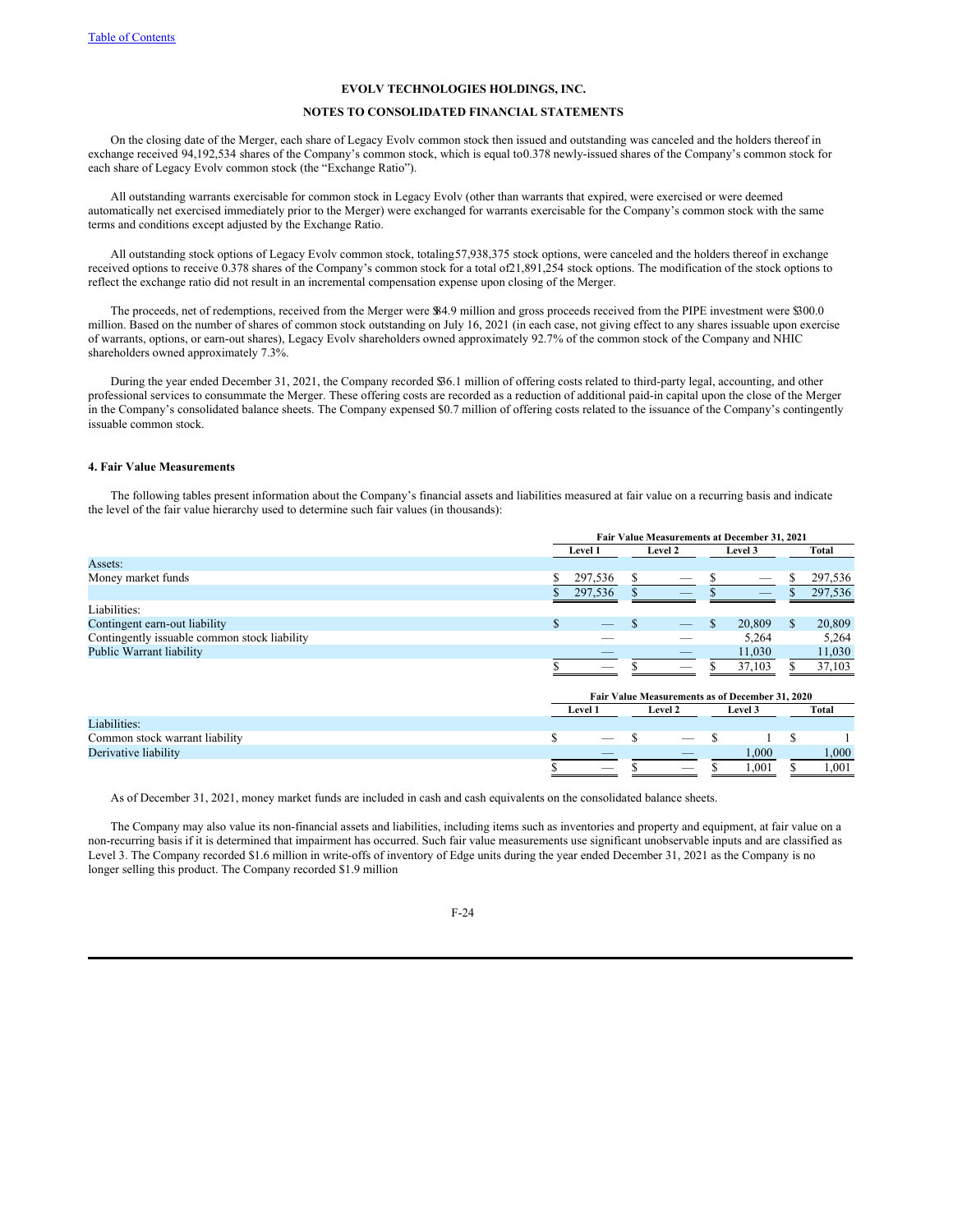**EVOLV TECHNOLOGIES HOLDINGS, INC.**

**NOTES TO CONSOLIDATED FINANCIAL STATEMENTS**

On the closing date of the Merger, each share of Legacy Evolv common stock then issued and outstanding was canceled and the holders thereof in exchange received 94,192,534 shares of the Company's common stock, which is equal to 0.378 newly-issued shares of the Company's common stock for each share of Legacy Evolv common stock (the "Exchange Ratio").

All outstanding warrants exercisable for common stock in Legacy Evolv (other than warrants that expired, were exercised or were deemed automatically net exercised immediately prior to the Merger) were exchanged for warrants exercisable for the Company's common stock with the same terms and conditions except adjusted by the Exchange Ratio.

All outstanding stock options of Legacy Evolv common stock, totaling 57,938,375 stock options, were canceled and the holders thereof in exchange received options to receive 0.378 shares of the Company's common stock for a total of 21,891,254 stock options. The modification of the stock options to reflect the exchange ratio did not result in an incremental compensation expense upon closing of the Merger.

The proceeds, net of redemptions, received from the Merger were $84.9 million and gross proceeds received from the PIPE investment were $300.0 million. Based on the number of shares of common stock outstanding on July 16, 2021 (in each case, not giving effect to any shares issuable upon exercise of warrants, options, or earn-out shares), Legacy Evolv shareholders owned approximately 92.7% of the common stock of the Company and NHIC shareholders owned approximately 7.3%.

During the year ended December 31, 2021, the Company recorded $36.1 million of offering costs related to third-party legal, accounting, and other professional services to consummate the Merger. These offering costs are recorded as a reduction of additional paid-in capital upon the close of the Merger in the Company's consolidated balance sheets. The Company expensed $0.7 million of offering costs related to the issuance of the Company's contingently issuable common stock.

#### 4. Fair Value Measurements

The following tables present information about the Company's financial assets and liabilities measured at fair value on a recurring basis and indicate the level of the fair value hierarchy used to determine such fair values (in thousands):

| | Fair Value Measurements at December 31, 2021 | | | |
|---|---|---|---|---|
| | Level 1 | Level 2 | Level 3 | Total |
| Assets: | | | | |
| Money market funds | $ 297,536 | $ — | $ — | $ 297,536 |
| | $ 297,536 | $ — | $ — | $ 297,536 |
| Liabilities: | | | | |
| Contingent earn-out liability | $ — | $ — | $ 20,809 | $ 20,809 |
| Contingently issuable common stock liability | — | — | 5,264 | 5,264 |
| Public Warrant liability | — | — | 11,030 | 11,030 |
| | $ — | $ — | $ 37,103 | $ 37,103 |

| | Fair Value Measurements as of December 31, 2020 | | | |
|---|---|---|---|---|
| | Level 1 | Level 2 | Level 3 | Total |
| Liabilities: | | | | |
| Common stock warrant liability | $ — | $ — | $ 1 | $ 1 |
| Derivative liability | — | — | 1,000 | 1,000 |
| | $ — | $ — | $ 1,001 | $ 1,001 |

As of December 31, 2021, money market funds are included in cash and cash equivalents on the consolidated balance sheets.

The Company may also value its non-financial assets and liabilities, including items such as inventories and property and equipment, at fair value on a non-recurring basis if it is determined that impairment has occurred. Such fair value measurements use significant unobservable inputs and are classified as Level 3. The Company recorded $1.6 million in write-offs of inventory of Edge units during the year ended December 31, 2021 as the Company is no longer selling this product. The Company recorded $1.9 million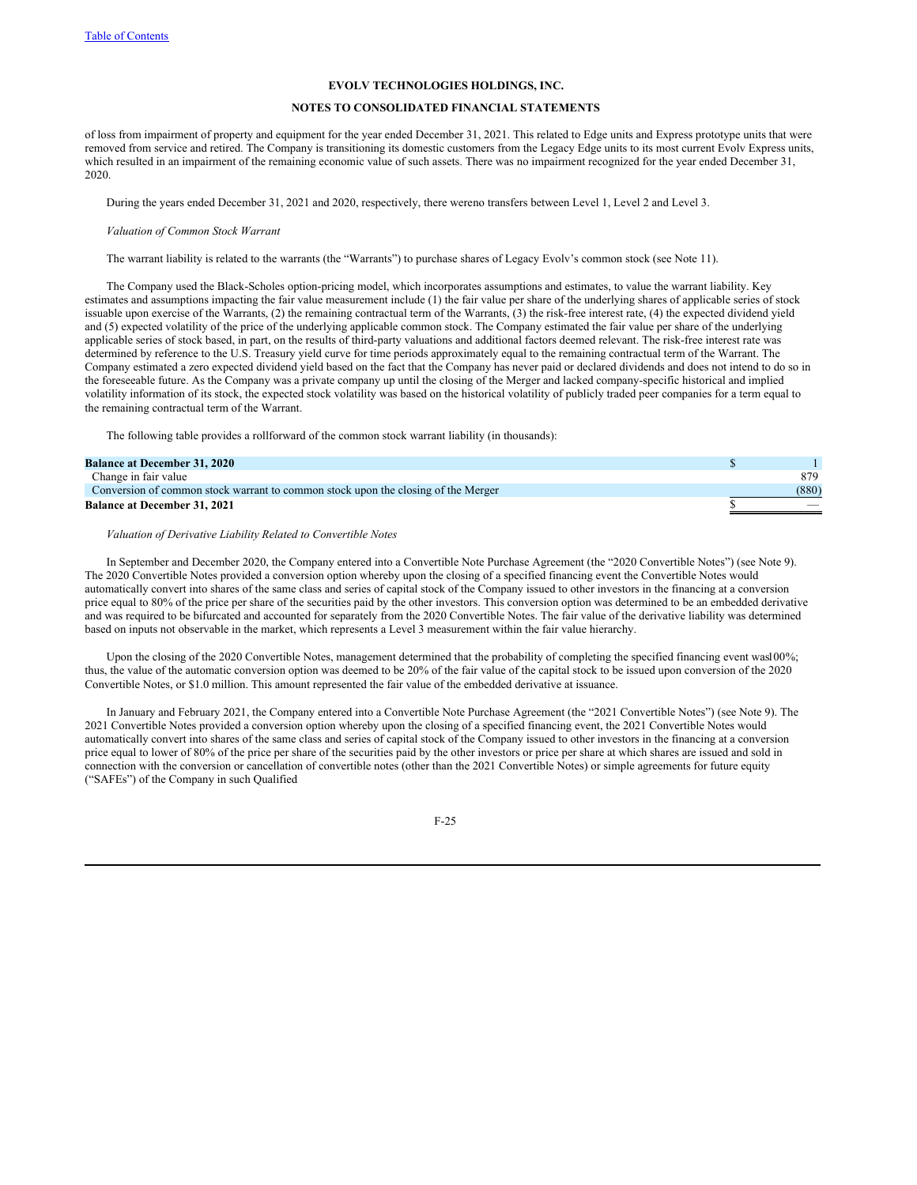of loss from impairment of property and equipment for the year ended December 31, 2021. This related to Edge units and Express prototype units that were removed from service and retired. The Company is transitioning its domestic customers from the Legacy Edge units to its most current Evolv Express units, which resulted in an impairment of the remaining economic value of such assets. There was no impairment recognized for the year ended December 31, 2020.

During the years ended December 31, 2021 and 2020, respectively, there wereno transfers between Level 1, Level 2 and Level 3.

*Valuation of Common Stock Warrant*

The warrant liability is related to the warrants (the "Warrants") to purchase shares of Legacy Evolv's common stock (see Note 11).

The Company used the Black-Scholes option-pricing model, which incorporates assumptions and estimates, to value the warrant liability. Key estimates and assumptions impacting the fair value measurement include (1) the fair value per share of the underlying shares of applicable series of stock issuable upon exercise of the Warrants, (2) the remaining contractual term of the Warrants, (3) the risk-free interest rate, (4) the expected dividend yield and (5) expected volatility of the price of the underlying applicable common stock. The Company estimated the fair value per share of the underlying applicable series of stock based, in part, on the results of third-party valuations and additional factors deemed relevant. The risk-free interest rate was determined by reference to the U.S. Treasury yield curve for time periods approximately equal to the remaining contractual term of the Warrant. The Company estimated a zero expected dividend yield based on the fact that the Company has never paid or declared dividends and does not intend to do so in the foreseeable future. As the Company was a private company up until the closing of the Merger and lacked company-specific historical and implied volatility information of its stock, the expected stock volatility was based on the historical volatility of publicly traded peer companies for a term equal to the remaining contractual term of the Warrant.

The following table provides a rollforward of the common stock warrant liability (in thousands):

| | | |
|---|---|---|
| **Balance at December 31, 2020** | $ | 1 |
| Change in fair value | | 879 |
| Conversion of common stock warrant to common stock upon the closing of the Merger | | (880) |
| **Balance at December 31, 2021** | $ | — |

*Valuation of Derivative Liability Related to Convertible Notes*

In September and December 2020, the Company entered into a Convertible Note Purchase Agreement (the "2020 Convertible Notes") (see Note 9). The 2020 Convertible Notes provided a conversion option whereby upon the closing of a specified financing event the Convertible Notes would automatically convert into shares of the same class and series of capital stock of the Company issued to other investors in the financing at a conversion price equal to 80% of the price per share of the securities paid by the other investors. This conversion option was determined to be an embedded derivative and was required to be bifurcated and accounted for separately from the 2020 Convertible Notes. The fair value of the derivative liability was determined based on inputs not observable in the market, which represents a Level 3 measurement within the fair value hierarchy.

Upon the closing of the 2020 Convertible Notes, management determined that the probability of completing the specified financing event was100%; thus, the value of the automatic conversion option was deemed to be 20% of the fair value of the capital stock to be issued upon conversion of the 2020 Convertible Notes, or $1.0 million. This amount represented the fair value of the embedded derivative at issuance.

In January and February 2021, the Company entered into a Convertible Note Purchase Agreement (the "2021 Convertible Notes") (see Note 9). The 2021 Convertible Notes provided a conversion option whereby upon the closing of a specified financing event, the 2021 Convertible Notes would automatically convert into shares of the same class and series of capital stock of the Company issued to other investors in the financing at a conversion price equal to lower of 80% of the price per share of the securities paid by the other investors or price per share at which shares are issued and sold in connection with the conversion or cancellation of convertible notes (other than the 2021 Convertible Notes) or simple agreements for future equity ("SAFEs") of the Company in such Qualified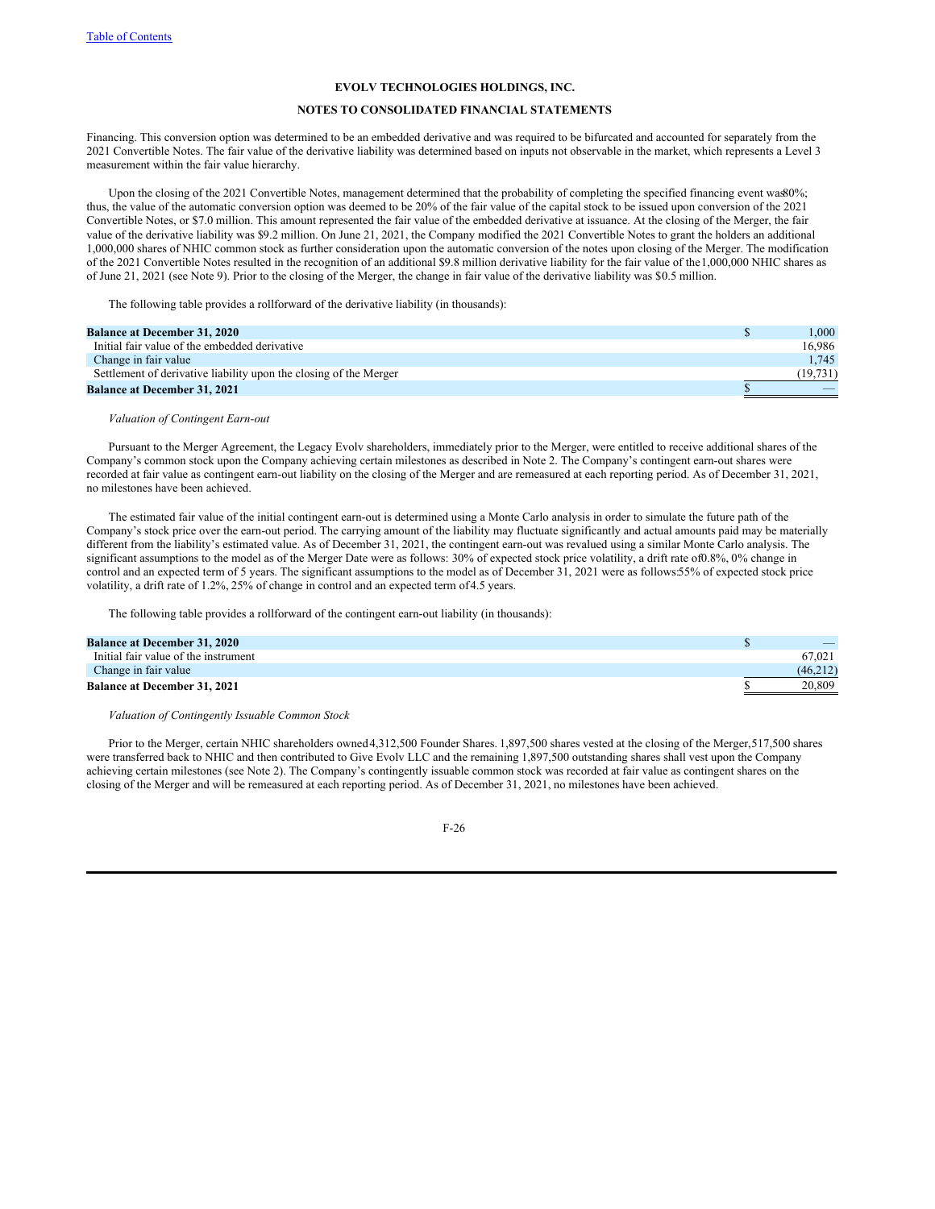EVOLV TECHNOLOGIES HOLDINGS, INC.

NOTES TO CONSOLIDATED FINANCIAL STATEMENTS

Financing. This conversion option was determined to be an embedded derivative and was required to be bifurcated and accounted for separately from the 2021 Convertible Notes. The fair value of the derivative liability was determined based on inputs not observable in the market, which represents a Level 3 measurement within the fair value hierarchy.

Upon the closing of the 2021 Convertible Notes, management determined that the probability of completing the specified financing event was 80%; thus, the value of the automatic conversion option was deemed to be 20% of the fair value of the capital stock to be issued upon conversion of the 2021 Convertible Notes, or $7.0 million. This amount represented the fair value of the embedded derivative at issuance. At the closing of the Merger, the fair value of the derivative liability was $9.2 million. On June 21, 2021, the Company modified the 2021 Convertible Notes to grant the holders an additional 1,000,000 shares of NHIC common stock as further consideration upon the automatic conversion of the notes upon closing of the Merger. The modification of the 2021 Convertible Notes resulted in the recognition of an additional $9.8 million derivative liability for the fair value of the 1,000,000 NHIC shares as of June 21, 2021 (see Note 9). Prior to the closing of the Merger, the change in fair value of the derivative liability was $0.5 million.

The following table provides a rollforward of the derivative liability (in thousands):

| | |
|---|---|
| **Balance at December 31, 2020** | $ 1,000 |
| Initial fair value of the embedded derivative | 16,986 |
| Change in fair value | 1,745 |
| Settlement of derivative liability upon the closing of the Merger | (19,731) |
| **Balance at December 31, 2021** | $ — |

*Valuation of Contingent Earn-out*

Pursuant to the Merger Agreement, the Legacy Evolv shareholders, immediately prior to the Merger, were entitled to receive additional shares of the Company's common stock upon the Company achieving certain milestones as described in Note 2. The Company's contingent earn-out shares were recorded at fair value as contingent earn-out liability on the closing of the Merger and are remeasured at each reporting period. As of December 31, 2021, no milestones have been achieved.

The estimated fair value of the initial contingent earn-out is determined using a Monte Carlo analysis in order to simulate the future path of the Company's stock price over the earn-out period. The carrying amount of the liability may fluctuate significantly and actual amounts paid may be materially different from the liability's estimated value. As of December 31, 2021, the contingent earn-out was revalued using a similar Monte Carlo analysis. The significant assumptions to the model as of the Merger Date were as follows: 30% of expected stock price volatility, a drift rate of 0.8%, 0% change in control and an expected term of 5 years. The significant assumptions to the model as of December 31, 2021 were as follows: 55% of expected stock price volatility, a drift rate of 1.2%, 25% of change in control and an expected term of 4.5 years.

The following table provides a rollforward of the contingent earn-out liability (in thousands):

| | |
|---|---|
| **Balance at December 31, 2020** | $ — |
| Initial fair value of the instrument | 67,021 |
| Change in fair value | (46,212) |
| **Balance at December 31, 2021** | $ 20,809 |

*Valuation of Contingently Issuable Common Stock*

Prior to the Merger, certain NHIC shareholders owned 4,312,500 Founder Shares. 1,897,500 shares vested at the closing of the Merger, 517,500 shares were transferred back to NHIC and then contributed to Give Evolv LLC and the remaining 1,897,500 outstanding shares shall vest upon the Company achieving certain milestones (see Note 2). The Company's contingently issuable common stock was recorded at fair value as contingent shares on the closing of the Merger and will be remeasured at each reporting period. As of December 31, 2021, no milestones have been achieved.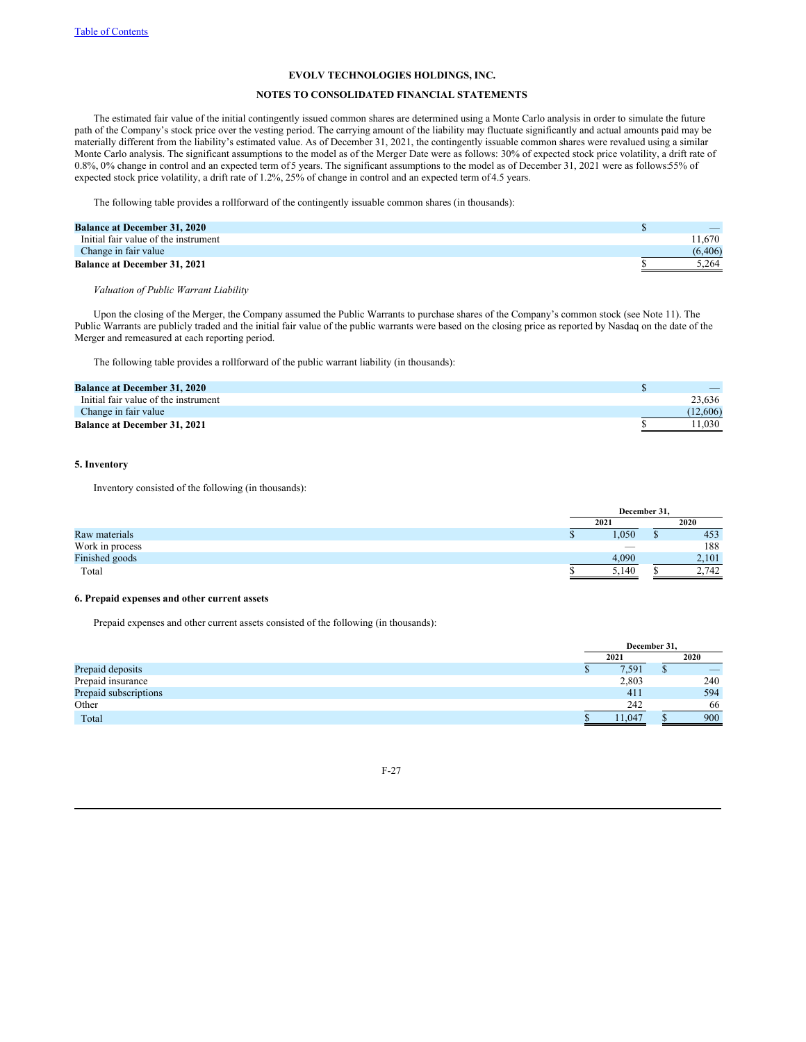The estimated fair value of the initial contingently issued common shares are determined using a Monte Carlo analysis in order to simulate the future path of the Company's stock price over the vesting period. The carrying amount of the liability may fluctuate significantly and actual amounts paid may be materially different from the liability's estimated value. As of December 31, 2021, the contingently issuable common shares were revalued using a similar Monte Carlo analysis. The significant assumptions to the model as of the Merger Date were as follows: 30% of expected stock price volatility, a drift rate of 0.8%, 0% change in control and an expected term of 5 years. The significant assumptions to the model as of December 31, 2021 were as follows: 55% of expected stock price volatility, a drift rate of 1.2%, 25% of change in control and an expected term of 4.5 years.

The following table provides a rollforward of the contingently issuable common shares (in thousands):

| | |
|---|---|
| **Balance at December 31, 2020** | $ — |
| Initial fair value of the instrument | 11,670 |
| Change in fair value | (6,406) |
| **Balance at December 31, 2021** | $ 5,264 |

*Valuation of Public Warrant Liability*

Upon the closing of the Merger, the Company assumed the Public Warrants to purchase shares of the Company's common stock (see Note 11). The Public Warrants are publicly traded and the initial fair value of the public warrants were based on the closing price as reported by Nasdaq on the date of the Merger and remeasured at each reporting period.

The following table provides a rollforward of the public warrant liability (in thousands):

| | |
|---|---|
| **Balance at December 31, 2020** | $ — |
| Initial fair value of the instrument | 23,636 |
| Change in fair value | (12,606) |
| **Balance at December 31, 2021** | $ 11,030 |

## 5. Inventory

Inventory consisted of the following (in thousands):

| | December 31, | |
|---|---|---|
| | 2021 | 2020 |
| Raw materials | $ 1,050 | $ 453 |
| Work in process | — | 188 |
| Finished goods | 4,090 | 2,101 |
| Total | $ 5,140 | $ 2,742 |

## 6. Prepaid expenses and other current assets

Prepaid expenses and other current assets consisted of the following (in thousands):

| | December 31, | |
|---|---|---|
| | 2021 | 2020 |
| Prepaid deposits | $ 7,591 | $ — |
| Prepaid insurance | 2,803 | 240 |
| Prepaid subscriptions | 411 | 594 |
| Other | 242 | 66 |
| Total | $ 11,047 | $ 900 |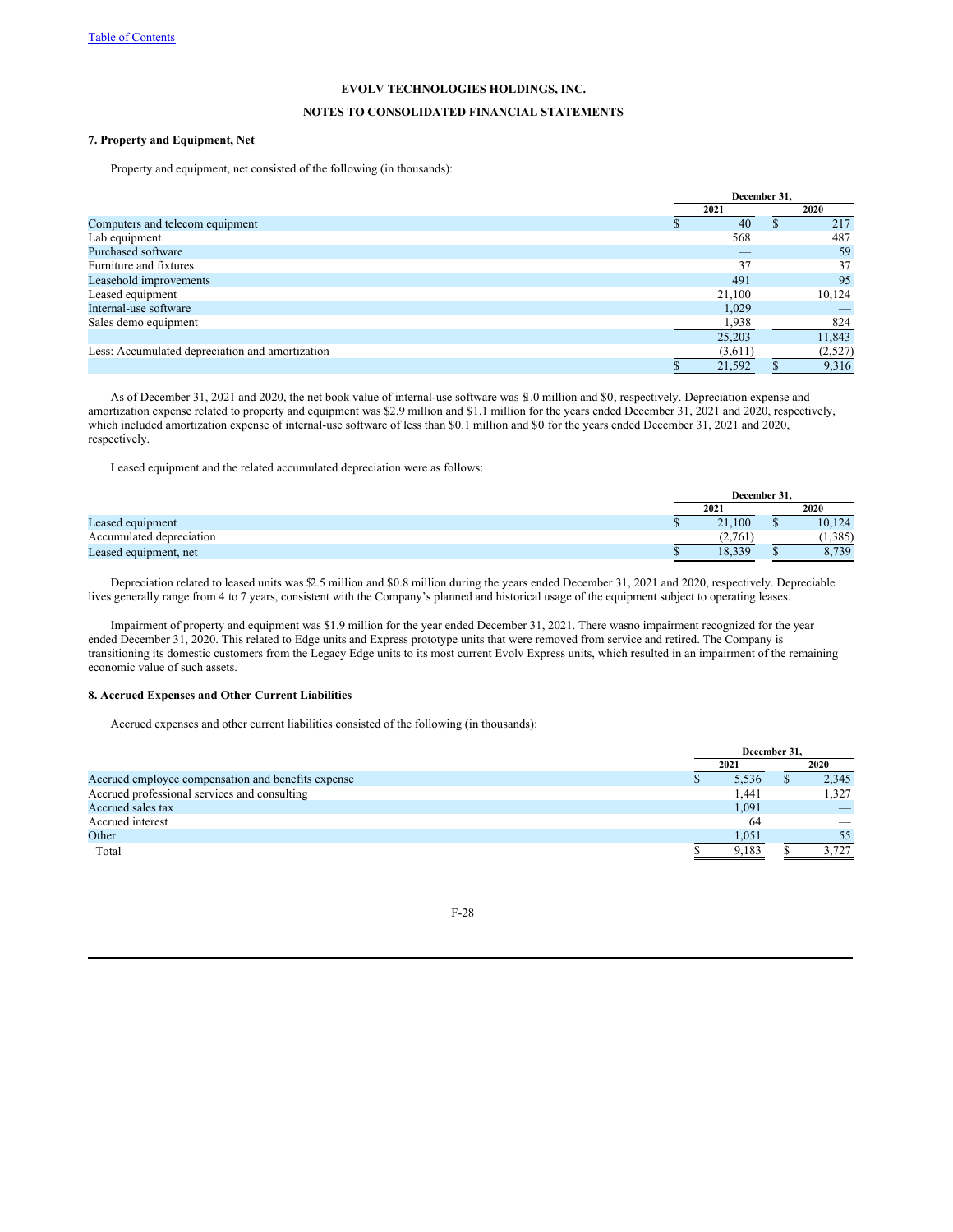**EVOLV TECHNOLOGIES HOLDINGS, INC.**

**NOTES TO CONSOLIDATED FINANCIAL STATEMENTS**

### 7. Property and Equipment, Net

Property and equipment, net consisted of the following (in thousands):

| | December 31, 2021 | December 31, 2020 |
|---|---|---|
| Computers and telecom equipment | $ 40 | $ 217 |
| Lab equipment | 568 | 487 |
| Purchased software | — | 59 |
| Furniture and fixtures | 37 | 37 |
| Leasehold improvements | 491 | 95 |
| Leased equipment | 21,100 | 10,124 |
| Internal-use software | 1,029 | — |
| Sales demo equipment | 1,938 | 824 |
| | 25,203 | 11,843 |
| Less: Accumulated depreciation and amortization | (3,611) | (2,527) |
| | $ 21,592 | $ 9,316 |

As of December 31, 2021 and 2020, the net book value of internal-use software was $1.0 million and $0, respectively. Depreciation expense and amortization expense related to property and equipment was $2.9 million and $1.1 million for the years ended December 31, 2021 and 2020, respectively, which included amortization expense of internal-use software of less than $0.1 million and $0 for the years ended December 31, 2021 and 2020, respectively.

Leased equipment and the related accumulated depreciation were as follows:

| | December 31, 2021 | December 31, 2020 |
|---|---|---|
| Leased equipment | $ 21,100 | $ 10,124 |
| Accumulated depreciation | (2,761) | (1,385) |
| Leased equipment, net | $ 18,339 | $ 8,739 |

Depreciation related to leased units was $2.5 million and $0.8 million during the years ended December 31, 2021 and 2020, respectively. Depreciable lives generally range from 4 to 7 years, consistent with the Company's planned and historical usage of the equipment subject to operating leases.

Impairment of property and equipment was $1.9 million for the year ended December 31, 2021. There was no impairment recognized for the year ended December 31, 2020. This related to Edge units and Express prototype units that were removed from service and retired. The Company is transitioning its domestic customers from the Legacy Edge units to its most current Evolv Express units, which resulted in an impairment of the remaining economic value of such assets.

### 8. Accrued Expenses and Other Current Liabilities

Accrued expenses and other current liabilities consisted of the following (in thousands):

| | December 31, 2021 | December 31, 2020 |
|---|---|---|
| Accrued employee compensation and benefits expense | $ 5,536 | $ 2,345 |
| Accrued professional services and consulting | 1,441 | 1,327 |
| Accrued sales tax | 1,091 | — |
| Accrued interest | 64 | — |
| Other | 1,051 | 55 |
| Total | $ 9,183 | $ 3,727 |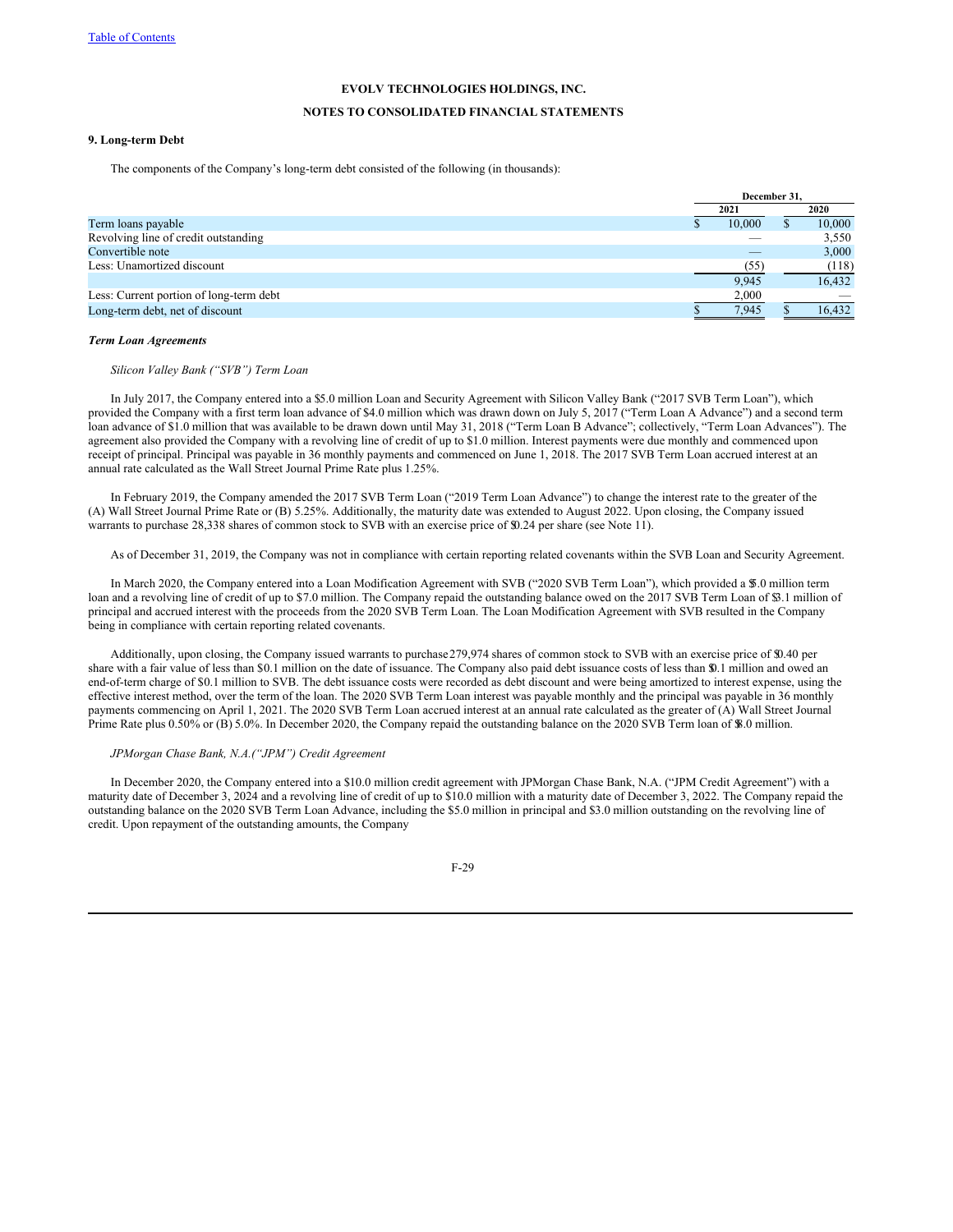**EVOLV TECHNOLOGIES HOLDINGS, INC.**

**NOTES TO CONSOLIDATED FINANCIAL STATEMENTS**

**9. Long-term Debt**

The components of the Company's long-term debt consisted of the following (in thousands):

| | December 31, | |
|---|---|---|
| | 2021 | 2020 |
| Term loans payable | $ 10,000 | $ 10,000 |
| Revolving line of credit outstanding | — | 3,550 |
| Convertible note | — | 3,000 |
| Less: Unamortized discount | (55) | (118) |
| | 9,945 | 16,432 |
| Less: Current portion of long-term debt | 2,000 | — |
| Long-term debt, net of discount | $ 7,945 | $ 16,432 |

***Term Loan Agreements***

*Silicon Valley Bank ("SVB") Term Loan*

In July 2017, the Company entered into a $5.0 million Loan and Security Agreement with Silicon Valley Bank ("2017 SVB Term Loan"), which provided the Company with a first term loan advance of $4.0 million which was drawn down on July 5, 2017 ("Term Loan A Advance") and a second term loan advance of $1.0 million that was available to be drawn down until May 31, 2018 ("Term Loan B Advance"; collectively, "Term Loan Advances"). The agreement also provided the Company with a revolving line of credit of up to $1.0 million. Interest payments were due monthly and commenced upon receipt of principal. Principal was payable in 36 monthly payments and commenced on June 1, 2018. The 2017 SVB Term Loan accrued interest at an annual rate calculated as the Wall Street Journal Prime Rate plus 1.25%.

In February 2019, the Company amended the 2017 SVB Term Loan ("2019 Term Loan Advance") to change the interest rate to the greater of the (A) Wall Street Journal Prime Rate or (B) 5.25%. Additionally, the maturity date was extended to August 2022. Upon closing, the Company issued warrants to purchase 28,338 shares of common stock to SVB with an exercise price of $0.24 per share (see Note 11).

As of December 31, 2019, the Company was not in compliance with certain reporting related covenants within the SVB Loan and Security Agreement.

In March 2020, the Company entered into a Loan Modification Agreement with SVB ("2020 SVB Term Loan"), which provided a $5.0 million term loan and a revolving line of credit of up to $7.0 million. The Company repaid the outstanding balance owed on the 2017 SVB Term Loan of $3.1 million of principal and accrued interest with the proceeds from the 2020 SVB Term Loan. The Loan Modification Agreement with SVB resulted in the Company being in compliance with certain reporting related covenants.

Additionally, upon closing, the Company issued warrants to purchase 279,974 shares of common stock to SVB with an exercise price of $0.40 per share with a fair value of less than $0.1 million on the date of issuance. The Company also paid debt issuance costs of less than $0.1 million and owed an end-of-term charge of $0.1 million to SVB. The debt issuance costs were recorded as debt discount and were being amortized to interest expense, using the effective interest method, over the term of the loan. The 2020 SVB Term Loan interest was payable monthly and the principal was payable in 36 monthly payments commencing on April 1, 2021. The 2020 SVB Term Loan accrued interest at an annual rate calculated as the greater of (A) Wall Street Journal Prime Rate plus 0.50% or (B) 5.0%. In December 2020, the Company repaid the outstanding balance on the 2020 SVB Term loan of $8.0 million.

*JPMorgan Chase Bank, N.A.("JPM") Credit Agreement*

In December 2020, the Company entered into a $10.0 million credit agreement with JPMorgan Chase Bank, N.A. ("JPM Credit Agreement") with a maturity date of December 3, 2024 and a revolving line of credit of up to $10.0 million with a maturity date of December 3, 2022. The Company repaid the outstanding balance on the 2020 SVB Term Loan Advance, including the $5.0 million in principal and $3.0 million outstanding on the revolving line of credit. Upon repayment of the outstanding amounts, the Company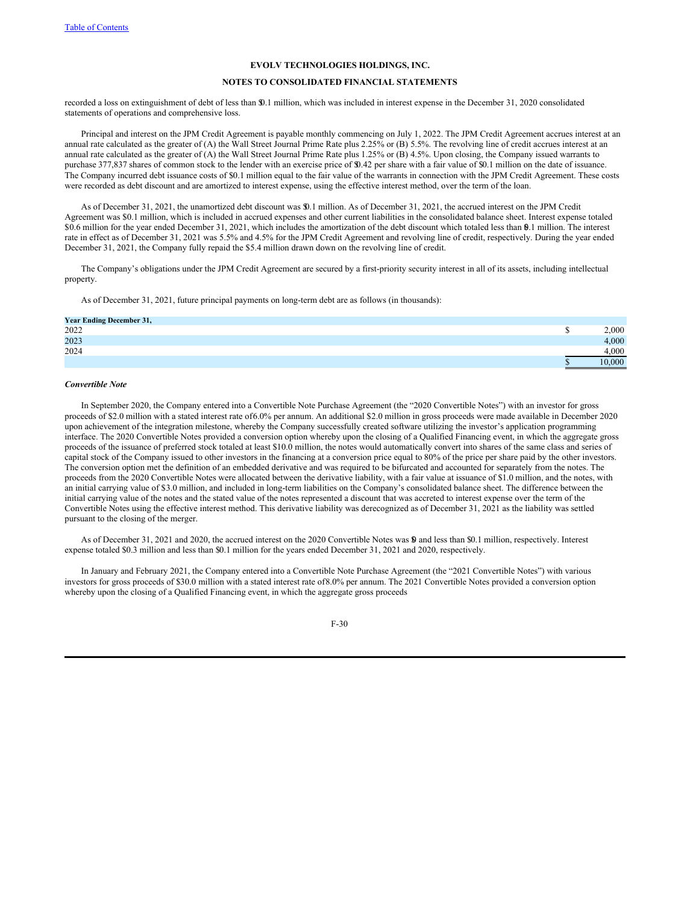recorded a loss on extinguishment of debt of less than $0.1 million, which was included in interest expense in the December 31, 2020 consolidated statements of operations and comprehensive loss.

Principal and interest on the JPM Credit Agreement is payable monthly commencing on July 1, 2022. The JPM Credit Agreement accrues interest at an annual rate calculated as the greater of (A) the Wall Street Journal Prime Rate plus 2.25% or (B) 5.5%. The revolving line of credit accrues interest at an annual rate calculated as the greater of (A) the Wall Street Journal Prime Rate plus 1.25% or (B) 4.5%. Upon closing, the Company issued warrants to purchase 377,837 shares of common stock to the lender with an exercise price of $0.42 per share with a fair value of $0.1 million on the date of issuance. The Company incurred debt issuance costs of $0.1 million equal to the fair value of the warrants in connection with the JPM Credit Agreement. These costs were recorded as debt discount and are amortized to interest expense, using the effective interest method, over the term of the loan.

As of December 31, 2021, the unamortized debt discount was $0.1 million. As of December 31, 2021, the accrued interest on the JPM Credit Agreement was $0.1 million, which is included in accrued expenses and other current liabilities in the consolidated balance sheet. Interest expense totaled $0.6 million for the year ended December 31, 2021, which includes the amortization of the debt discount which totaled less than $0.1 million. The interest rate in effect as of December 31, 2021 was 5.5% and 4.5% for the JPM Credit Agreement and revolving line of credit, respectively. During the year ended December 31, 2021, the Company fully repaid the $5.4 million drawn down on the revolving line of credit.

The Company's obligations under the JPM Credit Agreement are secured by a first-priority security interest in all of its assets, including intellectual property.

As of December 31, 2021, future principal payments on long-term debt are as follows (in thousands):

| Year Ending December 31, | |
|---|---|
| 2022 | $ 2,000 |
| 2023 | 4,000 |
| 2024 | 4,000 |
| | $ 10,000 |

***Convertible Note***

In September 2020, the Company entered into a Convertible Note Purchase Agreement (the "2020 Convertible Notes") with an investor for gross proceeds of $2.0 million with a stated interest rate of 6.0% per annum. An additional $2.0 million in gross proceeds were made available in December 2020 upon achievement of the integration milestone, whereby the Company successfully created software utilizing the investor's application programming interface. The 2020 Convertible Notes provided a conversion option whereby upon the closing of a Qualified Financing event, in which the aggregate gross proceeds of the issuance of preferred stock totaled at least $10.0 million, the notes would automatically convert into shares of the same class and series of capital stock of the Company issued to other investors in the financing at a conversion price equal to 80% of the price per share paid by the other investors. The conversion option met the definition of an embedded derivative and was required to be bifurcated and accounted for separately from the notes. The proceeds from the 2020 Convertible Notes were allocated between the derivative liability, with a fair value at issuance of $1.0 million, and the notes, with an initial carrying value of $3.0 million, and included in long-term liabilities on the Company's consolidated balance sheet. The difference between the initial carrying value of the notes and the stated value of the notes represented a discount that was accreted to interest expense over the term of the Convertible Notes using the effective interest method. This derivative liability was derecognized as of December 31, 2021 as the liability was settled pursuant to the closing of the merger.

As of December 31, 2021 and 2020, the accrued interest on the 2020 Convertible Notes was $0 and less than $0.1 million, respectively. Interest expense totaled $0.3 million and less than $0.1 million for the years ended December 31, 2021 and 2020, respectively.

In January and February 2021, the Company entered into a Convertible Note Purchase Agreement (the "2021 Convertible Notes") with various investors for gross proceeds of $30.0 million with a stated interest rate of 8.0% per annum. The 2021 Convertible Notes provided a conversion option whereby upon the closing of a Qualified Financing event, in which the aggregate gross proceeds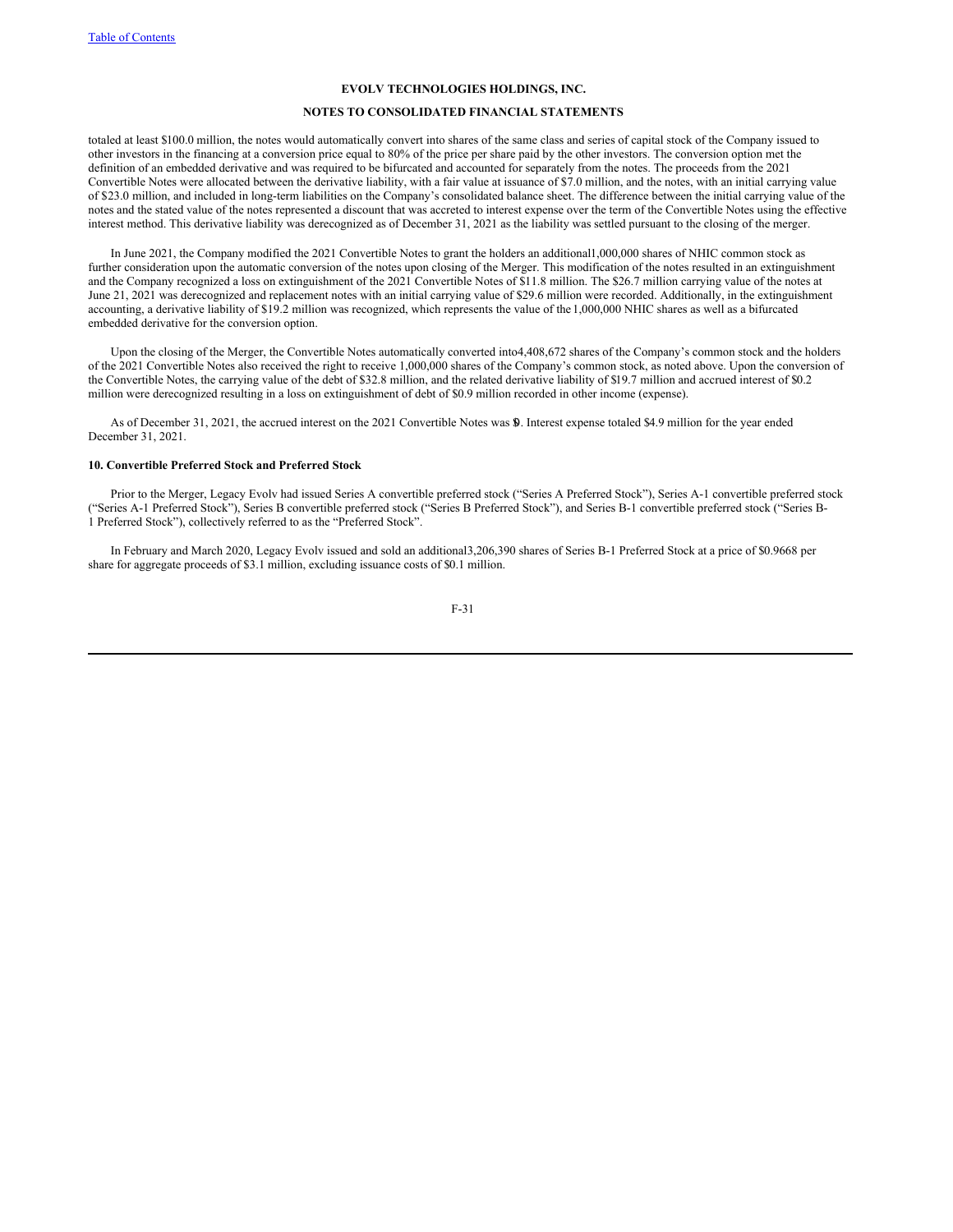totaled at least $100.0 million, the notes would automatically convert into shares of the same class and series of capital stock of the Company issued to other investors in the financing at a conversion price equal to 80% of the price per share paid by the other investors. The conversion option met the definition of an embedded derivative and was required to be bifurcated and accounted for separately from the notes. The proceeds from the 2021 Convertible Notes were allocated between the derivative liability, with a fair value at issuance of $7.0 million, and the notes, with an initial carrying value of $23.0 million, and included in long-term liabilities on the Company's consolidated balance sheet. The difference between the initial carrying value of the notes and the stated value of the notes represented a discount that was accreted to interest expense over the term of the Convertible Notes using the effective interest method. This derivative liability was derecognized as of December 31, 2021 as the liability was settled pursuant to the closing of the merger.

In June 2021, the Company modified the 2021 Convertible Notes to grant the holders an additional 1,000,000 shares of NHIC common stock as further consideration upon the automatic conversion of the notes upon closing of the Merger. This modification of the notes resulted in an extinguishment and the Company recognized a loss on extinguishment of the 2021 Convertible Notes of $11.8 million. The $26.7 million carrying value of the notes at June 21, 2021 was derecognized and replacement notes with an initial carrying value of $29.6 million were recorded. Additionally, in the extinguishment accounting, a derivative liability of $19.2 million was recognized, which represents the value of the 1,000,000 NHIC shares as well as a bifurcated embedded derivative for the conversion option.

Upon the closing of the Merger, the Convertible Notes automatically converted into 4,408,672 shares of the Company's common stock and the holders of the 2021 Convertible Notes also received the right to receive 1,000,000 shares of the Company's common stock, as noted above. Upon the conversion of the Convertible Notes, the carrying value of the debt of $32.8 million, and the related derivative liability of $19.7 million and accrued interest of $0.2 million were derecognized resulting in a loss on extinguishment of debt of $0.9 million recorded in other income (expense).

As of December 31, 2021, the accrued interest on the 2021 Convertible Notes was $0. Interest expense totaled $4.9 million for the year ended December 31, 2021.

### 10. Convertible Preferred Stock and Preferred Stock

Prior to the Merger, Legacy Evolv had issued Series A convertible preferred stock ("Series A Preferred Stock"), Series A-1 convertible preferred stock ("Series A-1 Preferred Stock"), Series B convertible preferred stock ("Series B Preferred Stock"), and Series B-1 convertible preferred stock ("Series B-1 Preferred Stock"), collectively referred to as the "Preferred Stock".

In February and March 2020, Legacy Evolv issued and sold an additional 3,206,390 shares of Series B-1 Preferred Stock at a price of $0.9668 per share for aggregate proceeds of $3.1 million, excluding issuance costs of $0.1 million.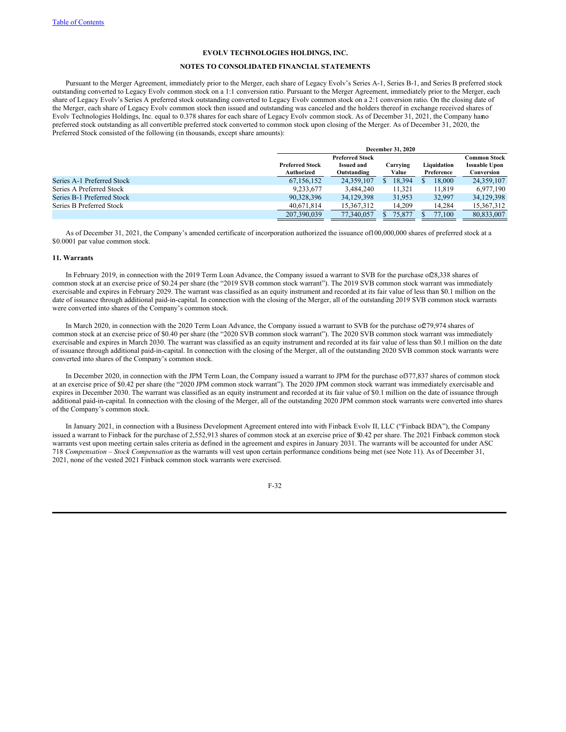EVOLV TECHNOLOGIES HOLDINGS, INC.

NOTES TO CONSOLIDATED FINANCIAL STATEMENTS

Pursuant to the Merger Agreement, immediately prior to the Merger, each share of Legacy Evolv's Series A-1, Series B-1, and Series B preferred stock outstanding converted to Legacy Evolv common stock on a 1:1 conversion ratio. Pursuant to the Merger Agreement, immediately prior to the Merger, each share of Legacy Evolv's Series A preferred stock outstanding converted to Legacy Evolv common stock on a 2:1 conversion ratio. On the closing date of the Merger, each share of Legacy Evolv common stock then issued and outstanding was canceled and the holders thereof in exchange received shares of Evolv Technologies Holdings, Inc. equal to 0.378 shares for each share of Legacy Evolv common stock. As of December 31, 2021, the Company has no preferred stock outstanding as all convertible preferred stock converted to common stock upon closing of the Merger. As of December 31, 2020, the Preferred Stock consisted of the following (in thousands, except share amounts):

| | December 31, 2020 | | | | |
|---|---|---|---|---|---|
| | Preferred Stock Authorized | Preferred Stock Issued and Outstanding | Carrying Value | Liquidation Preference | Common Stock Issuable Upon Conversion |
| Series A-1 Preferred Stock | 67,156,152 | 24,359,107 | $ 18,394 | $ 18,000 | 24,359,107 |
| Series A Preferred Stock | 9,233,677 | 3,484,240 | 11,321 | 11,819 | 6,977,190 |
| Series B-1 Preferred Stock | 90,328,396 | 34,129,398 | 31,953 | 32,997 | 34,129,398 |
| Series B Preferred Stock | 40,671,814 | 15,367,312 | 14,209 | 14,284 | 15,367,312 |
| | 207,390,039 | 77,340,057 | $ 75,877 | $ 77,100 | 80,833,007 |

As of December 31, 2021, the Company's amended certificate of incorporation authorized the issuance of 100,000,000 shares of preferred stock at a $0.0001 par value common stock.

## 11. Warrants

In February 2019, in connection with the 2019 Term Loan Advance, the Company issued a warrant to SVB for the purchase of 28,338 shares of common stock at an exercise price of $0.24 per share (the "2019 SVB common stock warrant"). The 2019 SVB common stock warrant was immediately exercisable and expires in February 2029. The warrant was classified as an equity instrument and recorded at its fair value of less than $0.1 million on the date of issuance through additional paid-in-capital. In connection with the closing of the Merger, all of the outstanding 2019 SVB common stock warrants were converted into shares of the Company's common stock.

In March 2020, in connection with the 2020 Term Loan Advance, the Company issued a warrant to SVB for the purchase of 279,974 shares of common stock at an exercise price of $0.40 per share (the "2020 SVB common stock warrant"). The 2020 SVB common stock warrant was immediately exercisable and expires in March 2030. The warrant was classified as an equity instrument and recorded at its fair value of less than $0.1 million on the date of issuance through additional paid-in-capital. In connection with the closing of the Merger, all of the outstanding 2020 SVB common stock warrants were converted into shares of the Company's common stock.

In December 2020, in connection with the JPM Term Loan, the Company issued a warrant to JPM for the purchase of 377,837 shares of common stock at an exercise price of $0.42 per share (the "2020 JPM common stock warrant"). The 2020 JPM common stock warrant was immediately exercisable and expires in December 2030. The warrant was classified as an equity instrument and recorded at its fair value of $0.1 million on the date of issuance through additional paid-in-capital. In connection with the closing of the Merger, all of the outstanding 2020 JPM common stock warrants were converted into shares of the Company's common stock.

In January 2021, in connection with a Business Development Agreement entered into with Finback Evolv II, LLC ("Finback BDA"), the Company issued a warrant to Finback for the purchase of 2,552,913 shares of common stock at an exercise price of $0.42 per share. The 2021 Finback common stock warrants vest upon meeting certain sales criteria as defined in the agreement and expires in January 2031. The warrants will be accounted for under ASC 718 *Compensation – Stock Compensation* as the warrants will vest upon certain performance conditions being met (see Note 11). As of December 31, 2021, none of the vested 2021 Finback common stock warrants were exercised.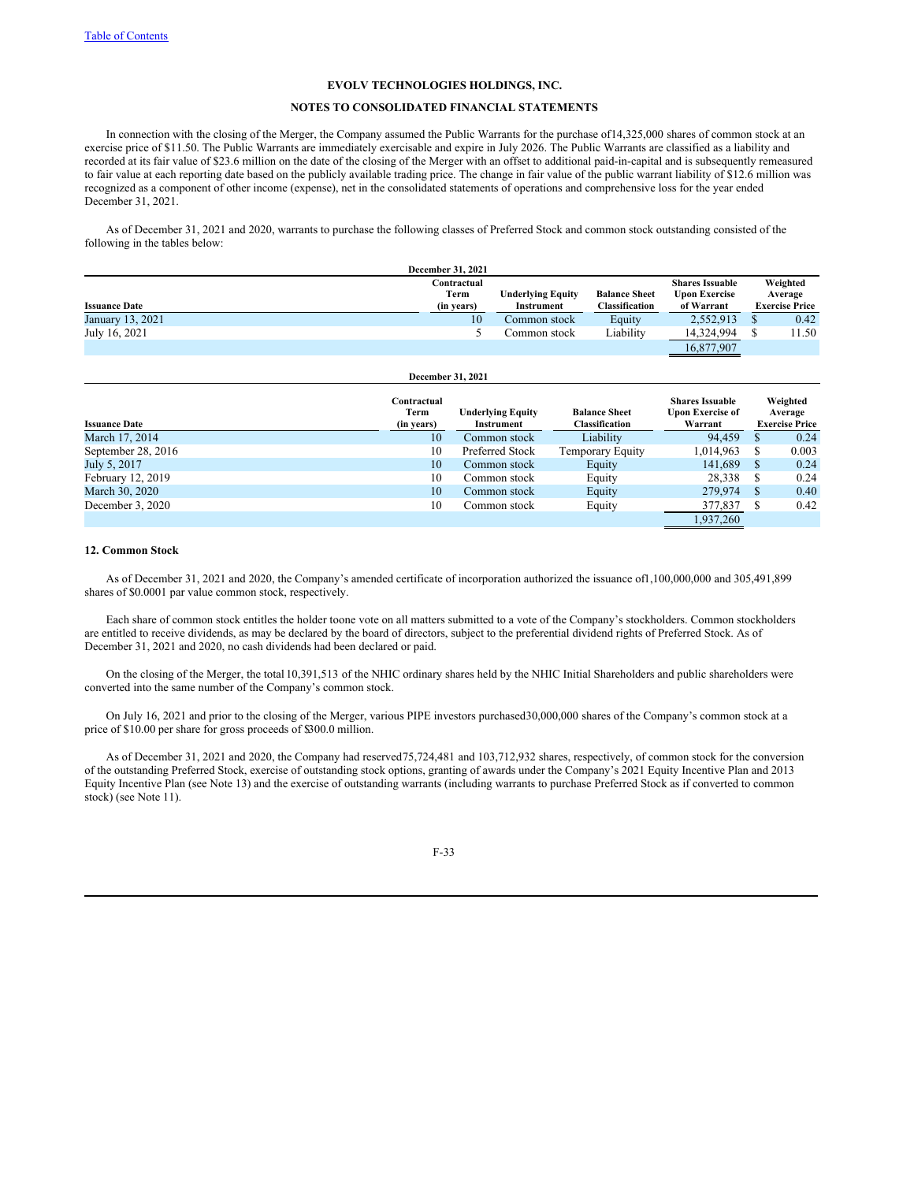# EVOLV TECHNOLOGIES HOLDINGS, INC.

## NOTES TO CONSOLIDATED FINANCIAL STATEMENTS

In connection with the closing of the Merger, the Company assumed the Public Warrants for the purchase of14,325,000 shares of common stock at an exercise price of $11.50. The Public Warrants are immediately exercisable and expire in July 2026. The Public Warrants are classified as a liability and recorded at its fair value of $23.6 million on the date of the closing of the Merger with an offset to additional paid-in-capital and is subsequently remeasured to fair value at each reporting date based on the publicly available trading price. The change in fair value of the public warrant liability of $12.6 million was recognized as a component of other income (expense), net in the consolidated statements of operations and comprehensive loss for the year ended December 31, 2021.

As of December 31, 2021 and 2020, warrants to purchase the following classes of Preferred Stock and common stock outstanding consisted of the following in the tables below:

**December 31, 2021**

| Issuance Date | Contractual Term (in years) | Underlying Equity Instrument | Balance Sheet Classification | Shares Issuable Upon Exercise of Warrant | Weighted Average Exercise Price |
|---|---|---|---|---|---|
| January 13, 2021 | 10 | Common stock | Equity | 2,552,913 | $ 0.42 |
| July 16, 2021 | 5 | Common stock | Liability | 14,324,994 | $ 11.50 |
| | | | | 16,877,907 | |

**December 31, 2021**

| Issuance Date | Contractual Term (in years) | Underlying Equity Instrument | Balance Sheet Classification | Shares Issuable Upon Exercise of Warrant | Weighted Average Exercise Price |
|---|---|---|---|---|---|
| March 17, 2014 | 10 | Common stock | Liability | 94,459 | $ 0.24 |
| September 28, 2016 | 10 | Preferred Stock | Temporary Equity | 1,014,963 | $ 0.003 |
| July 5, 2017 | 10 | Common stock | Equity | 141,689 | $ 0.24 |
| February 12, 2019 | 10 | Common stock | Equity | 28,338 | $ 0.24 |
| March 30, 2020 | 10 | Common stock | Equity | 279,974 | $ 0.40 |
| December 3, 2020 | 10 | Common stock | Equity | 377,837 | $ 0.42 |
| | | | | 1,937,260 | |

### 12. Common Stock

As of December 31, 2021 and 2020, the Company's amended certificate of incorporation authorized the issuance of1,100,000,000 and 305,491,899 shares of $0.0001 par value common stock, respectively.

Each share of common stock entitles the holder toone vote on all matters submitted to a vote of the Company's stockholders. Common stockholders are entitled to receive dividends, as may be declared by the board of directors, subject to the preferential dividend rights of Preferred Stock. As of December 31, 2021 and 2020, no cash dividends had been declared or paid.

On the closing of the Merger, the total 10,391,513 of the NHIC ordinary shares held by the NHIC Initial Shareholders and public shareholders were converted into the same number of the Company's common stock.

On July 16, 2021 and prior to the closing of the Merger, various PIPE investors purchased30,000,000 shares of the Company's common stock at a price of $10.00 per share for gross proceeds of $300.0 million.

As of December 31, 2021 and 2020, the Company had reserved75,724,481 and 103,712,932 shares, respectively, of common stock for the conversion of the outstanding Preferred Stock, exercise of outstanding stock options, granting of awards under the Company's 2021 Equity Incentive Plan and 2013 Equity Incentive Plan (see Note 13) and the exercise of outstanding warrants (including warrants to purchase Preferred Stock as if converted to common stock) (see Note 11).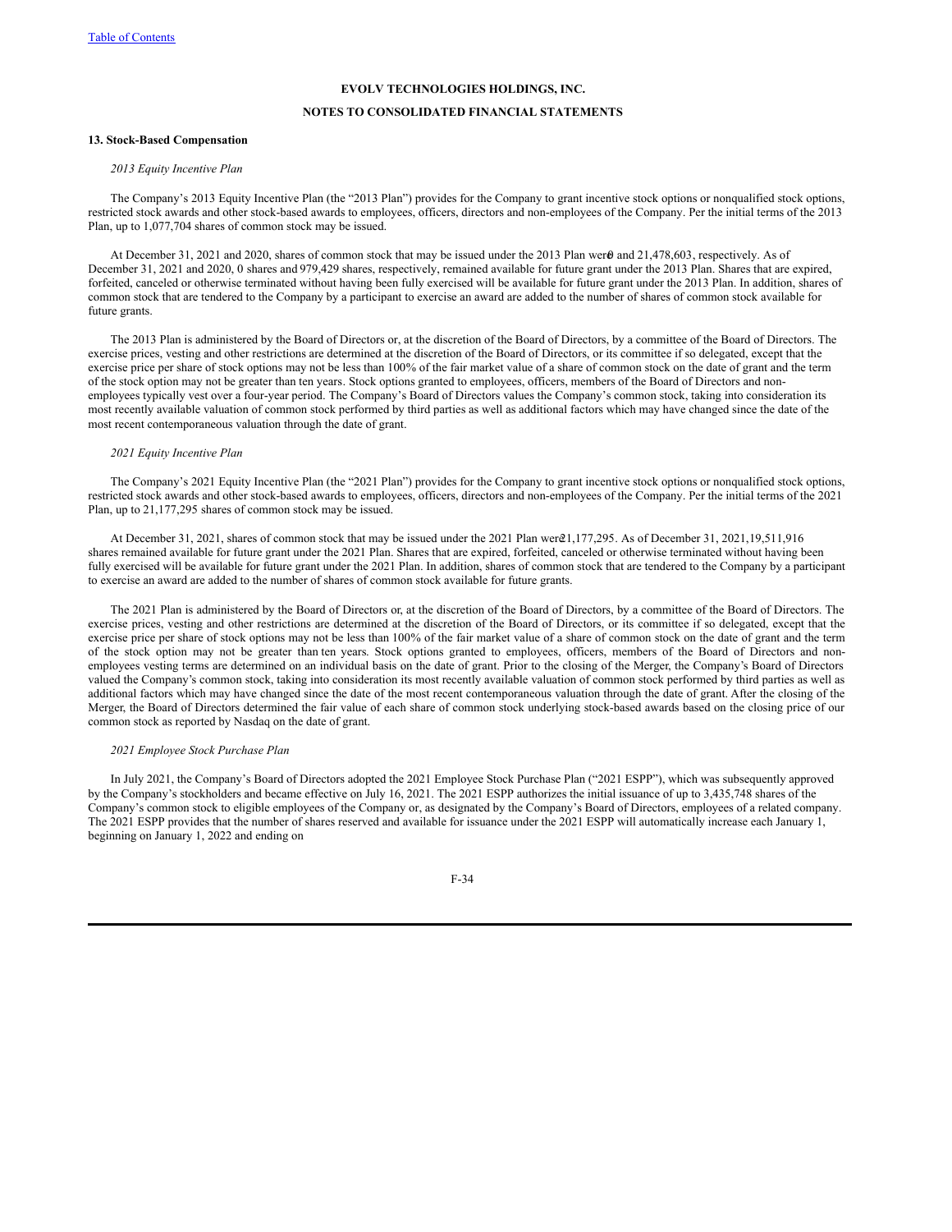# EVOLV TECHNOLOGIES HOLDINGS, INC.

## NOTES TO CONSOLIDATED FINANCIAL STATEMENTS

### 13. Stock-Based Compensation

*2013 Equity Incentive Plan*

The Company's 2013 Equity Incentive Plan (the "2013 Plan") provides for the Company to grant incentive stock options or nonqualified stock options, restricted stock awards and other stock-based awards to employees, officers, directors and non-employees of the Company. Per the initial terms of the 2013 Plan, up to 1,077,704 shares of common stock may be issued.

At December 31, 2021 and 2020, shares of common stock that may be issued under the 2013 Plan were 0 and 21,478,603, respectively. As of December 31, 2021 and 2020, 0 shares and 979,429 shares, respectively, remained available for future grant under the 2013 Plan. Shares that are expired, forfeited, canceled or otherwise terminated without having been fully exercised will be available for future grant under the 2013 Plan. In addition, shares of common stock that are tendered to the Company by a participant to exercise an award are added to the number of shares of common stock available for future grants.

The 2013 Plan is administered by the Board of Directors or, at the discretion of the Board of Directors, by a committee of the Board of Directors. The exercise prices, vesting and other restrictions are determined at the discretion of the Board of Directors, or its committee if so delegated, except that the exercise price per share of stock options may not be less than 100% of the fair market value of a share of common stock on the date of grant and the term of the stock option may not be greater than ten years. Stock options granted to employees, officers, members of the Board of Directors and non-employees typically vest over a four-year period. The Company's Board of Directors values the Company's common stock, taking into consideration its most recently available valuation of common stock performed by third parties as well as additional factors which may have changed since the date of the most recent contemporaneous valuation through the date of grant.

*2021 Equity Incentive Plan*

The Company's 2021 Equity Incentive Plan (the "2021 Plan") provides for the Company to grant incentive stock options or nonqualified stock options, restricted stock awards and other stock-based awards to employees, officers, directors and non-employees of the Company. Per the initial terms of the 2021 Plan, up to 21,177,295 shares of common stock may be issued.

At December 31, 2021, shares of common stock that may be issued under the 2021 Plan were 21,177,295. As of December 31, 2021, 19,511,916 shares remained available for future grant under the 2021 Plan. Shares that are expired, forfeited, canceled or otherwise terminated without having been fully exercised will be available for future grant under the 2021 Plan. In addition, shares of common stock that are tendered to the Company by a participant to exercise an award are added to the number of shares of common stock available for future grants.

The 2021 Plan is administered by the Board of Directors or, at the discretion of the Board of Directors, by a committee of the Board of Directors. The exercise prices, vesting and other restrictions are determined at the discretion of the Board of Directors, or its committee if so delegated, except that the exercise price per share of stock options may not be less than 100% of the fair market value of a share of common stock on the date of grant and the term of the stock option may not be greater than ten years. Stock options granted to employees, officers, members of the Board of Directors and non-employees vesting terms are determined on an individual basis on the date of grant. Prior to the closing of the Merger, the Company's Board of Directors valued the Company's common stock, taking into consideration its most recently available valuation of common stock performed by third parties as well as additional factors which may have changed since the date of the most recent contemporaneous valuation through the date of grant. After the closing of the Merger, the Board of Directors determined the fair value of each share of common stock underlying stock-based awards based on the closing price of our common stock as reported by Nasdaq on the date of grant.

*2021 Employee Stock Purchase Plan*

In July 2021, the Company's Board of Directors adopted the 2021 Employee Stock Purchase Plan ("2021 ESPP"), which was subsequently approved by the Company's stockholders and became effective on July 16, 2021. The 2021 ESPP authorizes the initial issuance of up to 3,435,748 shares of the Company's common stock to eligible employees of the Company or, as designated by the Company's Board of Directors, employees of a related company. The 2021 ESPP provides that the number of shares reserved and available for issuance under the 2021 ESPP will automatically increase each January 1, beginning on January 1, 2022 and ending on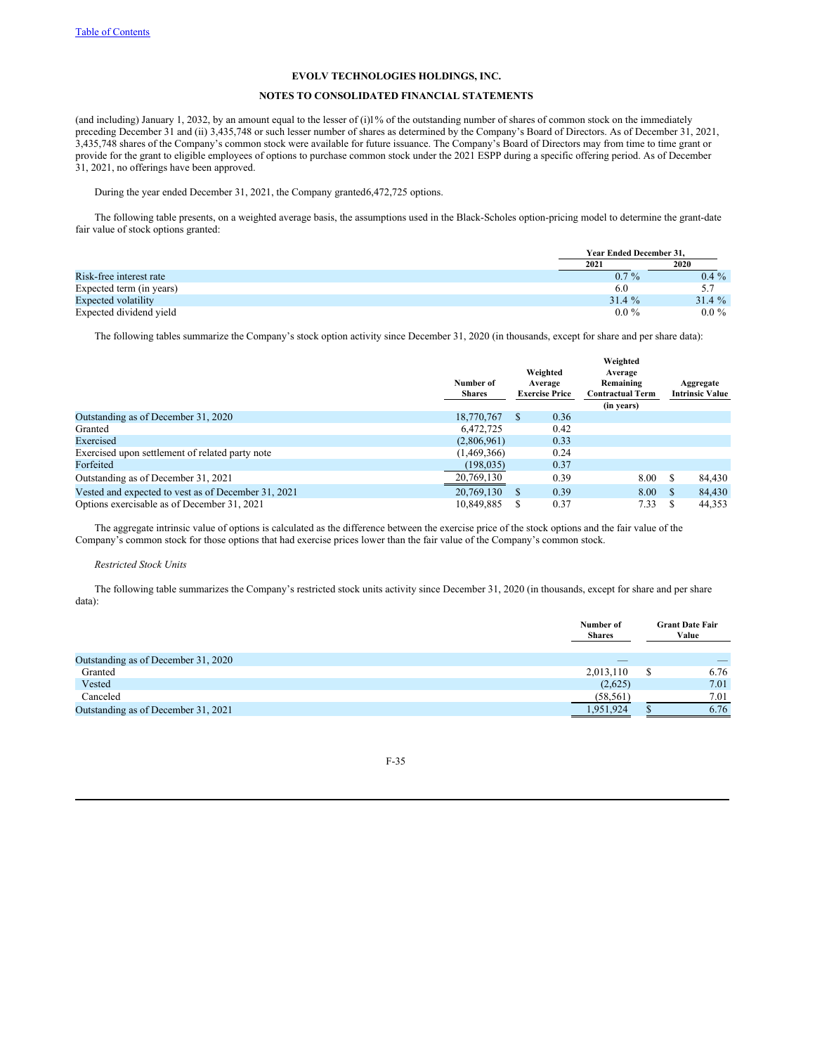**EVOLV TECHNOLOGIES HOLDINGS, INC.**

**NOTES TO CONSOLIDATED FINANCIAL STATEMENTS**

(and including) January 1, 2032, by an amount equal to the lesser of (i)1% of the outstanding number of shares of common stock on the immediately preceding December 31 and (ii) 3,435,748 or such lesser number of shares as determined by the Company's Board of Directors. As of December 31, 2021, 3,435,748 shares of the Company's common stock were available for future issuance. The Company's Board of Directors may from time to time grant or provide for the grant to eligible employees of options to purchase common stock under the 2021 ESPP during a specific offering period. As of December 31, 2021, no offerings have been approved.

During the year ended December 31, 2021, the Company granted6,472,725 options.

The following table presents, on a weighted average basis, the assumptions used in the Black-Scholes option-pricing model to determine the grant-date fair value of stock options granted:

| | Year Ended December 31, | |
|---|---|---|
| | 2021 | 2020 |
| Risk-free interest rate | 0.7 % | 0.4 % |
| Expected term (in years) | 6.0 | 5.7 |
| Expected volatility | 31.4 % | 31.4 % |
| Expected dividend yield | 0.0 % | 0.0 % |

The following tables summarize the Company's stock option activity since December 31, 2020 (in thousands, except for share and per share data):

| | Number of Shares | Weighted Average Exercise Price | Weighted Average Remaining Contractual Term (in years) | Aggregate Intrinsic Value |
|---|---|---|---|---|
| Outstanding as of December 31, 2020 | 18,770,767 | $ 0.36 | | |
| Granted | 6,472,725 | 0.42 | | |
| Exercised | (2,806,961) | 0.33 | | |
| Exercised upon settlement of related party note | (1,469,366) | 0.24 | | |
| Forfeited | (198,035) | 0.37 | | |
| Outstanding as of December 31, 2021 | 20,769,130 | 0.39 | 8.00 | $ 84,430 |
| Vested and expected to vest as of December 31, 2021 | 20,769,130 | $ 0.39 | 8.00 | $ 84,430 |
| Options exercisable as of December 31, 2021 | 10,849,885 | $ 0.37 | 7.33 | $ 44,353 |

The aggregate intrinsic value of options is calculated as the difference between the exercise price of the stock options and the fair value of the Company's common stock for those options that had exercise prices lower than the fair value of the Company's common stock.

*Restricted Stock Units*

The following table summarizes the Company's restricted stock units activity since December 31, 2020 (in thousands, except for share and per share data):

| | Number of Shares | Grant Date Fair Value |
|---|---|---|
| Outstanding as of December 31, 2020 | — | — |
| Granted | 2,013,110 | $ 6.76 |
| Vested | (2,625) | 7.01 |
| Canceled | (58,561) | 7.01 |
| Outstanding as of December 31, 2021 | 1,951,924 | $ 6.76 |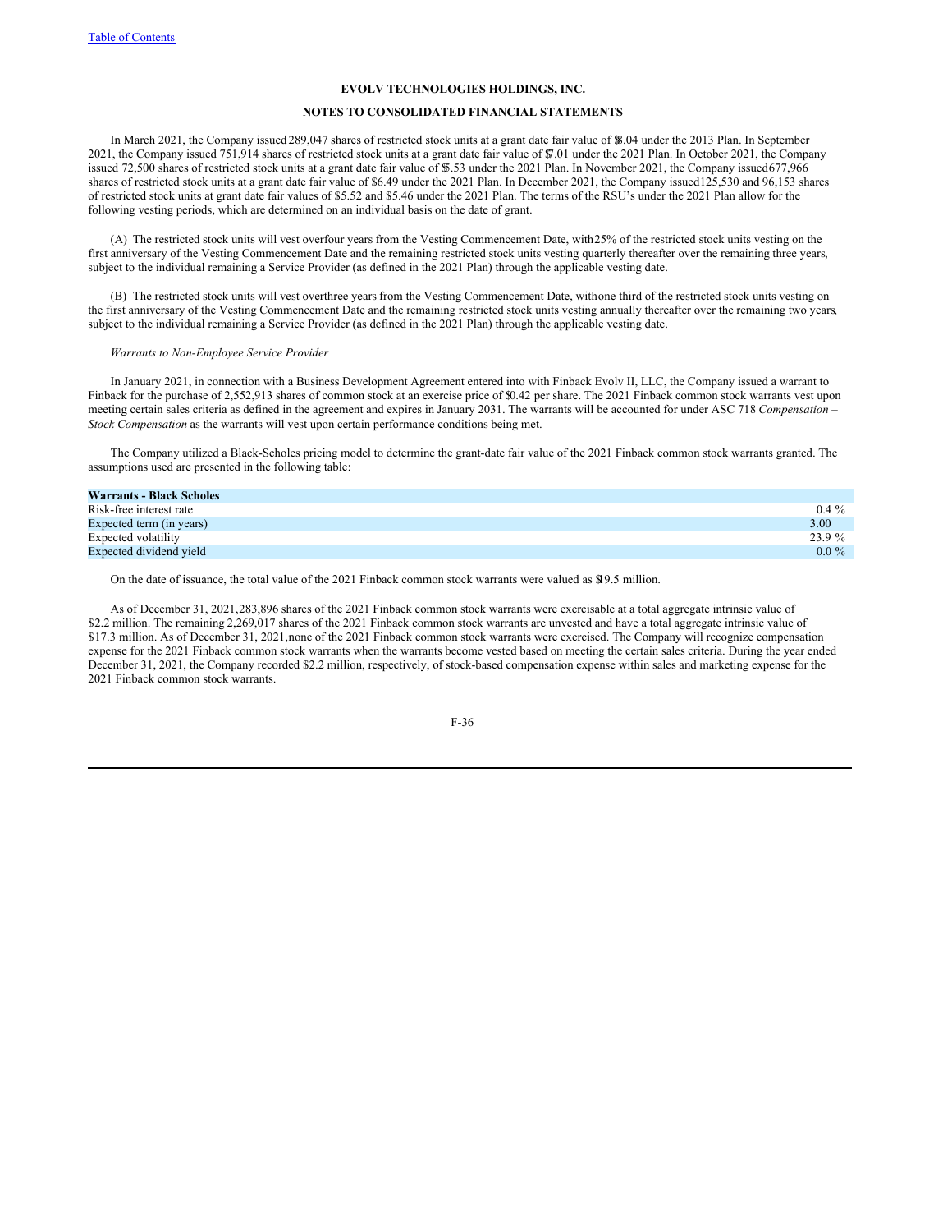**EVOLV TECHNOLOGIES HOLDINGS, INC.**

**NOTES TO CONSOLIDATED FINANCIAL STATEMENTS**

In March 2021, the Company issued 289,047 shares of restricted stock units at a grant date fair value of $8.04 under the 2013 Plan. In September 2021, the Company issued 751,914 shares of restricted stock units at a grant date fair value of $7.01 under the 2021 Plan. In October 2021, the Company issued 72,500 shares of restricted stock units at a grant date fair value of $5.53 under the 2021 Plan. In November 2021, the Company issued 677,966 shares of restricted stock units at a grant date fair value of $6.49 under the 2021 Plan. In December 2021, the Company issued 125,530 and 96,153 shares of restricted stock units at grant date fair values of $5.52 and $5.46 under the 2021 Plan. The terms of the RSU's under the 2021 Plan allow for the following vesting periods, which are determined on an individual basis on the date of grant.

(A) The restricted stock units will vest over four years from the Vesting Commencement Date, with 25% of the restricted stock units vesting on the first anniversary of the Vesting Commencement Date and the remaining restricted stock units vesting quarterly thereafter over the remaining three years, subject to the individual remaining a Service Provider (as defined in the 2021 Plan) through the applicable vesting date.

(B) The restricted stock units will vest over three years from the Vesting Commencement Date, with one third of the restricted stock units vesting on the first anniversary of the Vesting Commencement Date and the remaining restricted stock units vesting annually thereafter over the remaining two years, subject to the individual remaining a Service Provider (as defined in the 2021 Plan) through the applicable vesting date.

*Warrants to Non-Employee Service Provider*

In January 2021, in connection with a Business Development Agreement entered into with Finback Evolv II, LLC, the Company issued a warrant to Finback for the purchase of 2,552,913 shares of common stock at an exercise price of $0.42 per share. The 2021 Finback common stock warrants vest upon meeting certain sales criteria as defined in the agreement and expires in January 2031. The warrants will be accounted for under ASC 718 *Compensation – Stock Compensation* as the warrants will vest upon certain performance conditions being met.

The Company utilized a Black-Scholes pricing model to determine the grant-date fair value of the 2021 Finback common stock warrants granted. The assumptions used are presented in the following table:

| **Warrants - Black Scholes** | |
|---|---|
| Risk-free interest rate | 0.4 % |
| Expected term (in years) | 3.00 |
| Expected volatility | 23.9 % |
| Expected dividend yield | 0.0 % |

On the date of issuance, the total value of the 2021 Finback common stock warrants were valued as $19.5 million.

As of December 31, 2021, 283,896 shares of the 2021 Finback common stock warrants were exercisable at a total aggregate intrinsic value of $2.2 million. The remaining 2,269,017 shares of the 2021 Finback common stock warrants are unvested and have a total aggregate intrinsic value of $17.3 million. As of December 31, 2021, none of the 2021 Finback common stock warrants were exercised. The Company will recognize compensation expense for the 2021 Finback common stock warrants when the warrants become vested based on meeting the certain sales criteria. During the year ended December 31, 2021, the Company recorded $2.2 million, respectively, of stock-based compensation expense within sales and marketing expense for the 2021 Finback common stock warrants.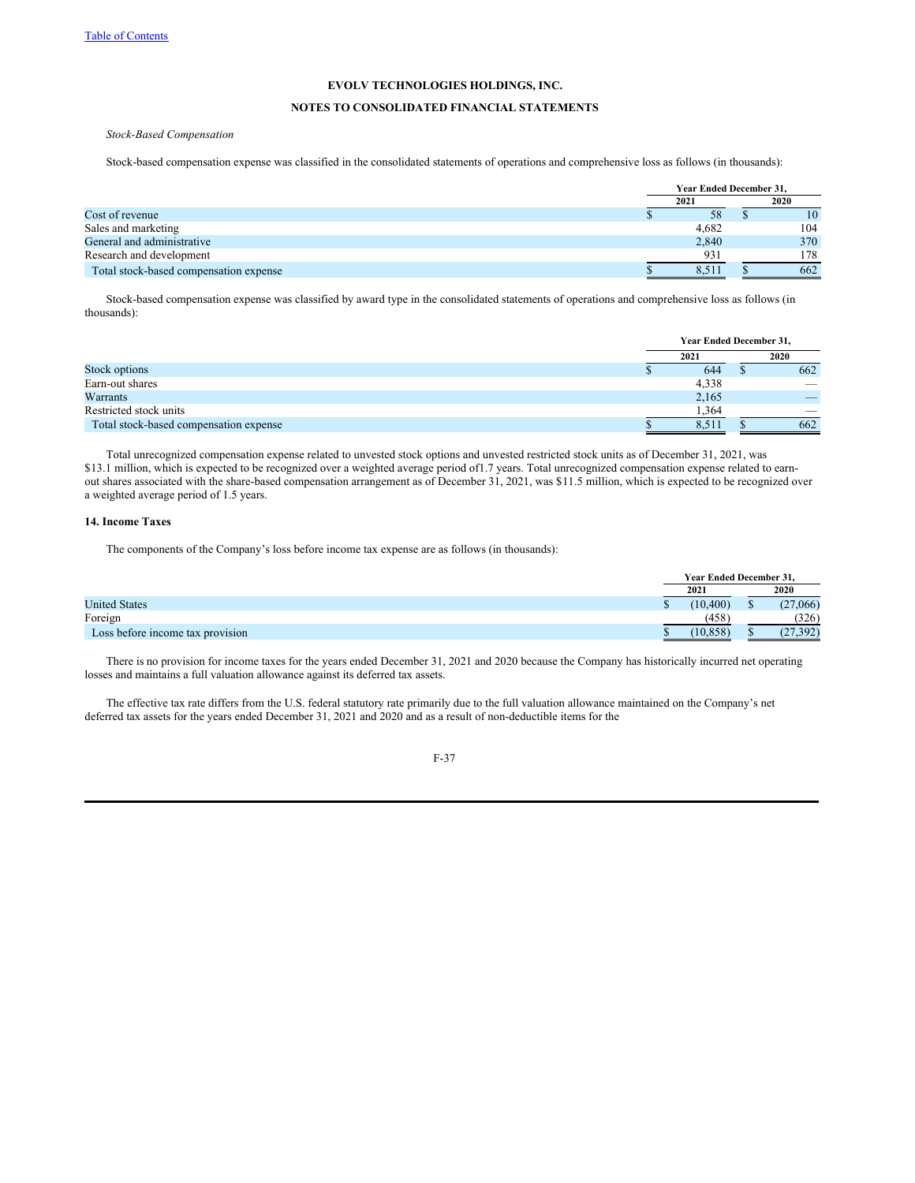EVOLV TECHNOLOGIES HOLDINGS, INC.

NOTES TO CONSOLIDATED FINANCIAL STATEMENTS

*Stock-Based Compensation*

Stock-based compensation expense was classified in the consolidated statements of operations and comprehensive loss as follows (in thousands):

| | Year Ended December 31, | |
|---|---|---|
| | 2021 | 2020 |
| Cost of revenue | $ 58 | $ 10 |
| Sales and marketing | 4,682 | 104 |
| General and administrative | 2,840 | 370 |
| Research and development | 931 | 178 |
| Total stock-based compensation expense | $ 8,511 | $ 662 |

Stock-based compensation expense was classified by award type in the consolidated statements of operations and comprehensive loss as follows (in thousands):

| | Year Ended December 31, | |
|---|---|---|
| | 2021 | 2020 |
| Stock options | $ 644 | $ 662 |
| Earn-out shares | 4,338 | — |
| Warrants | 2,165 | — |
| Restricted stock units | 1,364 | — |
| Total stock-based compensation expense | $ 8,511 | $ 662 |

Total unrecognized compensation expense related to unvested stock options and unvested restricted stock units as of December 31, 2021, was $13.1 million, which is expected to be recognized over a weighted average period of1.7 years. Total unrecognized compensation expense related to earn-out shares associated with the share-based compensation arrangement as of December 31, 2021, was $11.5 million, which is expected to be recognized over a weighted average period of 1.5 years.

**14. Income Taxes**

The components of the Company's loss before income tax expense are as follows (in thousands):

| | Year Ended December 31, | |
|---|---|---|
| | 2021 | 2020 |
| United States | $ (10,400) | $ (27,066) |
| Foreign | (458) | (326) |
| Loss before income tax provision | $ (10,858) | $ (27,392) |

There is no provision for income taxes for the years ended December 31, 2021 and 2020 because the Company has historically incurred net operating losses and maintains a full valuation allowance against its deferred tax assets.

The effective tax rate differs from the U.S. federal statutory rate primarily due to the full valuation allowance maintained on the Company's net deferred tax assets for the years ended December 31, 2021 and 2020 and as a result of non-deductible items for the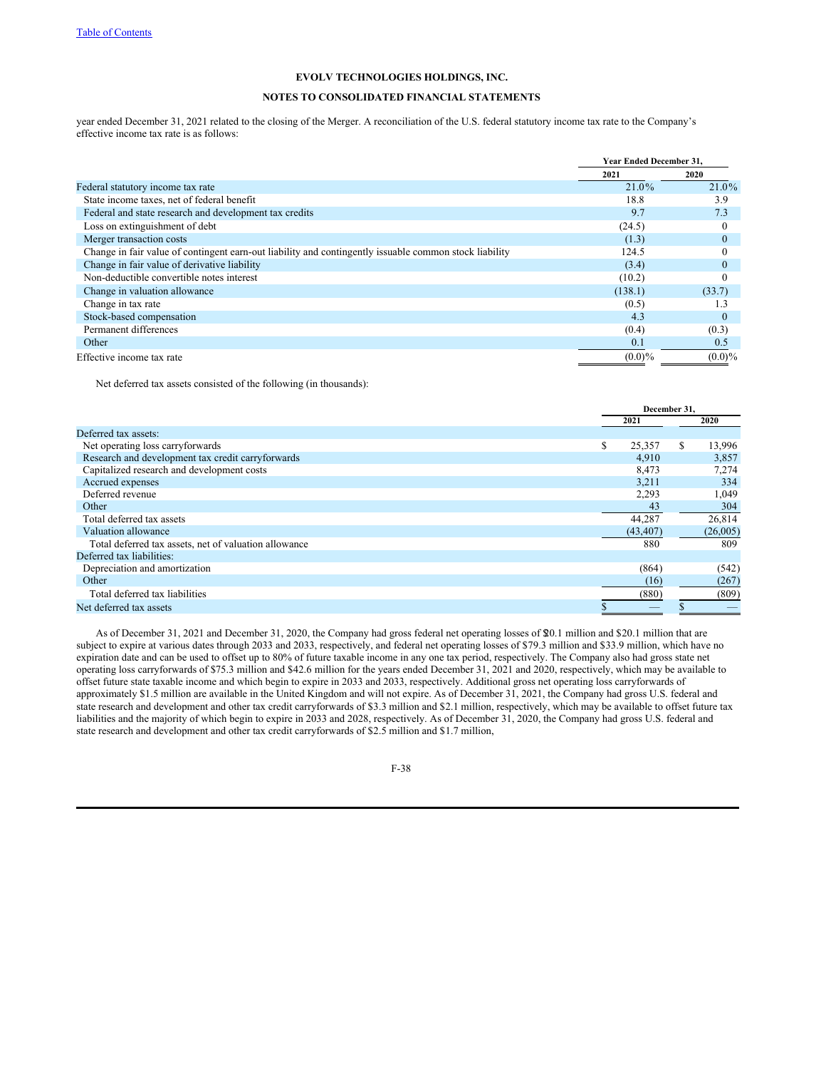year ended December 31, 2021 related to the closing of the Merger. A reconciliation of the U.S. federal statutory income tax rate to the Company's effective income tax rate is as follows:

| | Year Ended December 31, | |
|---|---|---|
| | 2021 | 2020 |
| Federal statutory income tax rate | 21.0% | 21.0% |
| State income taxes, net of federal benefit | 18.8 | 3.9 |
| Federal and state research and development tax credits | 9.7 | 7.3 |
| Loss on extinguishment of debt | (24.5) | 0 |
| Merger transaction costs | (1.3) | 0 |
| Change in fair value of contingent earn-out liability and contingently issuable common stock liability | 124.5 | 0 |
| Change in fair value of derivative liability | (3.4) | 0 |
| Non-deductible convertible notes interest | (10.2) | 0 |
| Change in valuation allowance | (138.1) | (33.7) |
| Change in tax rate | (0.5) | 1.3 |
| Stock-based compensation | 4.3 | 0 |
| Permanent differences | (0.4) | (0.3) |
| Other | 0.1 | 0.5 |
| Effective income tax rate | (0.0)% | (0.0)% |

Net deferred tax assets consisted of the following (in thousands):

| | December 31, | |
|---|---|---|
| | 2021 | 2020 |
| Deferred tax assets: | | |
| Net operating loss carryforwards | $ 25,357 | $ 13,996 |
| Research and development tax credit carryforwards | 4,910 | 3,857 |
| Capitalized research and development costs | 8,473 | 7,274 |
| Accrued expenses | 3,211 | 334 |
| Deferred revenue | 2,293 | 1,049 |
| Other | 43 | 304 |
| Total deferred tax assets | 44,287 | 26,814 |
| Valuation allowance | (43,407) | (26,005) |
| Total deferred tax assets, net of valuation allowance | 880 | 809 |
| Deferred tax liabilities: | | |
| Depreciation and amortization | (864) | (542) |
| Other | (16) | (267) |
| Total deferred tax liabilities | (880) | (809) |
| Net deferred tax assets | $ — | $ — |

As of December 31, 2021 and December 31, 2020, the Company had gross federal net operating losses of $20.1 million and $20.1 million that are subject to expire at various dates through 2033 and 2033, respectively, and federal net operating losses of $79.3 million and $33.9 million, which have no expiration date and can be used to offset up to 80% of future taxable income in any one tax period, respectively. The Company also had gross state net operating loss carryforwards of $75.3 million and $42.6 million for the years ended December 31, 2021 and 2020, respectively, which may be available to offset future state taxable income and which begin to expire in 2033 and 2033, respectively. Additional gross net operating loss carryforwards of approximately $1.5 million are available in the United Kingdom and will not expire. As of December 31, 2021, the Company had gross U.S. federal and state research and development and other tax credit carryforwards of $3.3 million and $2.1 million, respectively, which may be available to offset future tax liabilities and the majority of which begin to expire in 2033 and 2028, respectively. As of December 31, 2020, the Company had gross U.S. federal and state research and development and other tax credit carryforwards of $2.5 million and $1.7 million,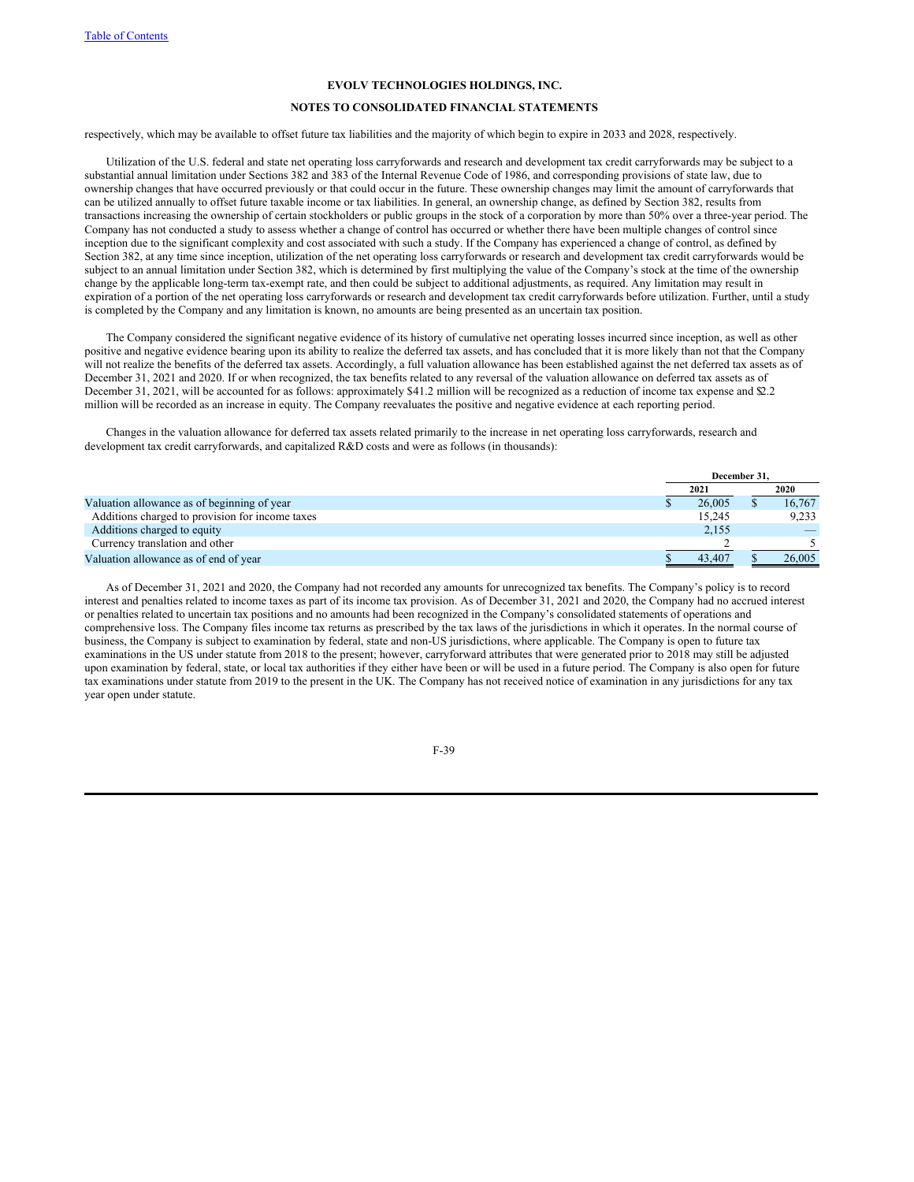respectively, which may be available to offset future tax liabilities and the majority of which begin to expire in 2033 and 2028, respectively.

Utilization of the U.S. federal and state net operating loss carryforwards and research and development tax credit carryforwards may be subject to a substantial annual limitation under Sections 382 and 383 of the Internal Revenue Code of 1986, and corresponding provisions of state law, due to ownership changes that have occurred previously or that could occur in the future. These ownership changes may limit the amount of carryforwards that can be utilized annually to offset future taxable income or tax liabilities. In general, an ownership change, as defined by Section 382, results from transactions increasing the ownership of certain stockholders or public groups in the stock of a corporation by more than 50% over a three-year period. The Company has not conducted a study to assess whether a change of control has occurred or whether there have been multiple changes of control since inception due to the significant complexity and cost associated with such a study. If the Company has experienced a change of control, as defined by Section 382, at any time since inception, utilization of the net operating loss carryforwards or research and development tax credit carryforwards would be subject to an annual limitation under Section 382, which is determined by first multiplying the value of the Company's stock at the time of the ownership change by the applicable long-term tax-exempt rate, and then could be subject to additional adjustments, as required. Any limitation may result in expiration of a portion of the net operating loss carryforwards or research and development tax credit carryforwards before utilization. Further, until a study is completed by the Company and any limitation is known, no amounts are being presented as an uncertain tax position.

The Company considered the significant negative evidence of its history of cumulative net operating losses incurred since inception, as well as other positive and negative evidence bearing upon its ability to realize the deferred tax assets, and has concluded that it is more likely than not that the Company will not realize the benefits of the deferred tax assets. Accordingly, a full valuation allowance has been established against the net deferred tax assets as of December 31, 2021 and 2020. If or when recognized, the tax benefits related to any reversal of the valuation allowance on deferred tax assets as of December 31, 2021, will be accounted for as follows: approximately $41.2 million will be recognized as a reduction of income tax expense and $2.2 million will be recorded as an increase in equity. The Company reevaluates the positive and negative evidence at each reporting period.

Changes in the valuation allowance for deferred tax assets related primarily to the increase in net operating loss carryforwards, research and development tax credit carryforwards, and capitalized R&D costs and were as follows (in thousands):

| | December 31, | |
|---|---|---|
| | 2021 | 2020 |
| Valuation allowance as of beginning of year | $ 26,005 | $ 16,767 |
| Additions charged to provision for income taxes | 15,245 | 9,233 |
| Additions charged to equity | 2,155 | — |
| Currency translation and other | 2 | 5 |
| Valuation allowance as of end of year | $ 43,407 | $ 26,005 |

As of December 31, 2021 and 2020, the Company had not recorded any amounts for unrecognized tax benefits. The Company's policy is to record interest and penalties related to income taxes as part of its income tax provision. As of December 31, 2021 and 2020, the Company had no accrued interest or penalties related to uncertain tax positions and no amounts had been recognized in the Company's consolidated statements of operations and comprehensive loss. The Company files income tax returns as prescribed by the tax laws of the jurisdictions in which it operates. In the normal course of business, the Company is subject to examination by federal, state and non-US jurisdictions, where applicable. The Company is open to future tax examinations in the US under statute from 2018 to the present; however, carryforward attributes that were generated prior to 2018 may still be adjusted upon examination by federal, state, or local tax authorities if they either have been or will be used in a future period. The Company is also open for future tax examinations under statute from 2019 to the present in the UK. The Company has not received notice of examination in any jurisdictions for any tax year open under statute.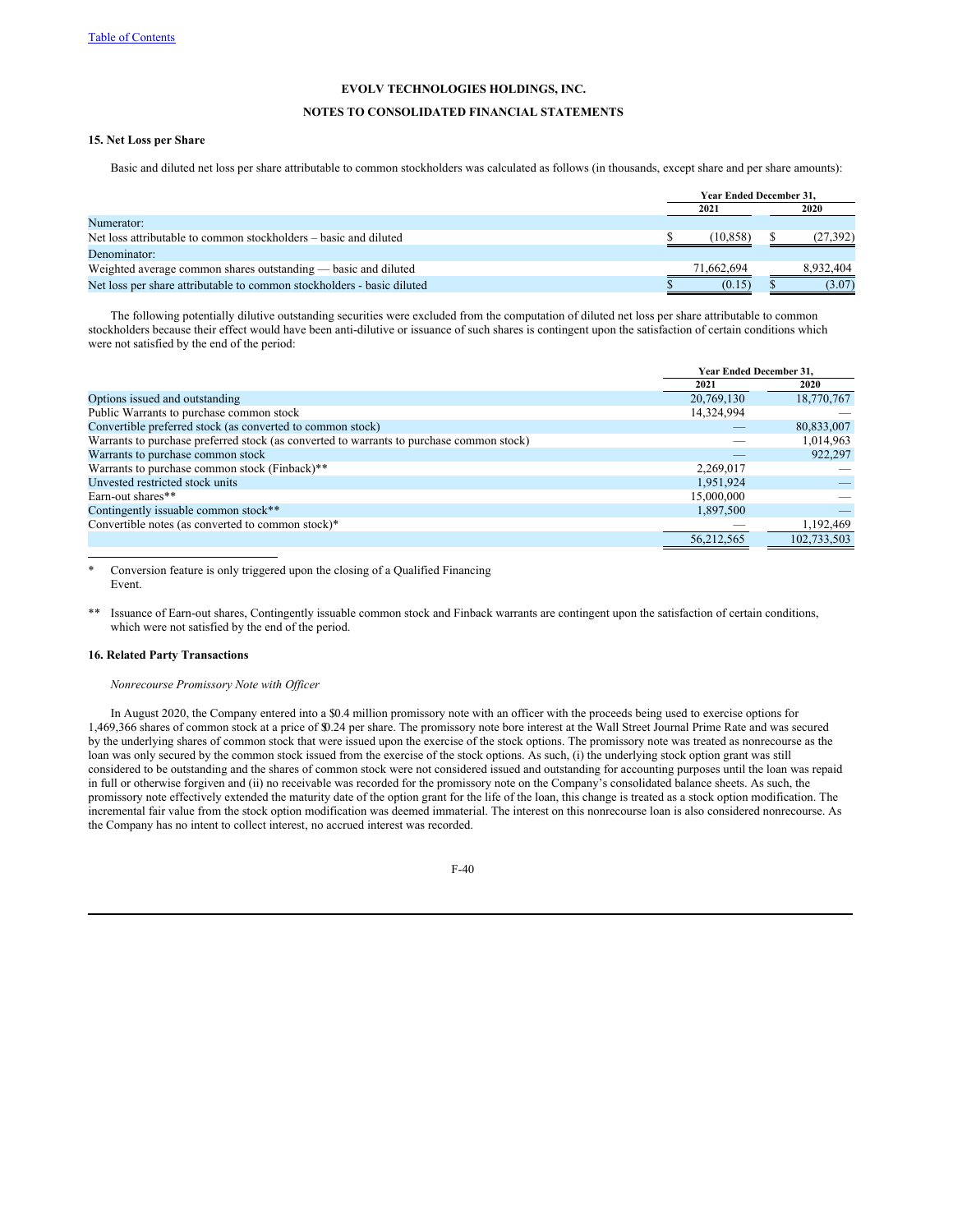EVOLV TECHNOLOGIES HOLDINGS, INC.

NOTES TO CONSOLIDATED FINANCIAL STATEMENTS

### 15. Net Loss per Share

Basic and diluted net loss per share attributable to common stockholders was calculated as follows (in thousands, except share and per share amounts):

| | Year Ended December 31, | |
|---|---|---|
| | 2021 | 2020 |
| Numerator: | | |
| Net loss attributable to common stockholders – basic and diluted | $ (10,858) | $ (27,392) |
| Denominator: | | |
| Weighted average common shares outstanding — basic and diluted | 71,662,694 | 8,932,404 |
| Net loss per share attributable to common stockholders - basic diluted | $ (0.15) | $ (3.07) |

The following potentially dilutive outstanding securities were excluded from the computation of diluted net loss per share attributable to common stockholders because their effect would have been anti-dilutive or issuance of such shares is contingent upon the satisfaction of certain conditions which were not satisfied by the end of the period:

| | Year Ended December 31, | |
|---|---|---|
| | 2021 | 2020 |
| Options issued and outstanding | 20,769,130 | 18,770,767 |
| Public Warrants to purchase common stock | 14,324,994 | — |
| Convertible preferred stock (as converted to common stock) | — | 80,833,007 |
| Warrants to purchase preferred stock (as converted to warrants to purchase common stock) | — | 1,014,963 |
| Warrants to purchase common stock | — | 922,297 |
| Warrants to purchase common stock (Finback)** | 2,269,017 | — |
| Unvested restricted stock units | 1,951,924 | — |
| Earn-out shares** | 15,000,000 | — |
| Contingently issuable common stock** | 1,897,500 | — |
| Convertible notes (as converted to common stock)* | — | 1,192,469 |
| | 56,212,565 | 102,733,503 |

\* Conversion feature is only triggered upon the closing of a Qualified Financing Event.

\*\* Issuance of Earn-out shares, Contingently issuable common stock and Finback warrants are contingent upon the satisfaction of certain conditions, which were not satisfied by the end of the period.

### 16. Related Party Transactions

*Nonrecourse Promissory Note with Officer*

In August 2020, the Company entered into a $0.4 million promissory note with an officer with the proceeds being used to exercise options for 1,469,366 shares of common stock at a price of $0.24 per share. The promissory note bore interest at the Wall Street Journal Prime Rate and was secured by the underlying shares of common stock that were issued upon the exercise of the stock options. The promissory note was treated as nonrecourse as the loan was only secured by the common stock issued from the exercise of the stock options. As such, (i) the underlying stock option grant was still considered to be outstanding and the shares of common stock were not considered issued and outstanding for accounting purposes until the loan was repaid in full or otherwise forgiven and (ii) no receivable was recorded for the promissory note on the Company's consolidated balance sheets. As such, the promissory note effectively extended the maturity date of the option grant for the life of the loan, this change is treated as a stock option modification. The incremental fair value from the stock option modification was deemed immaterial. The interest on this nonrecourse loan is also considered nonrecourse. As the Company has no intent to collect interest, no accrued interest was recorded.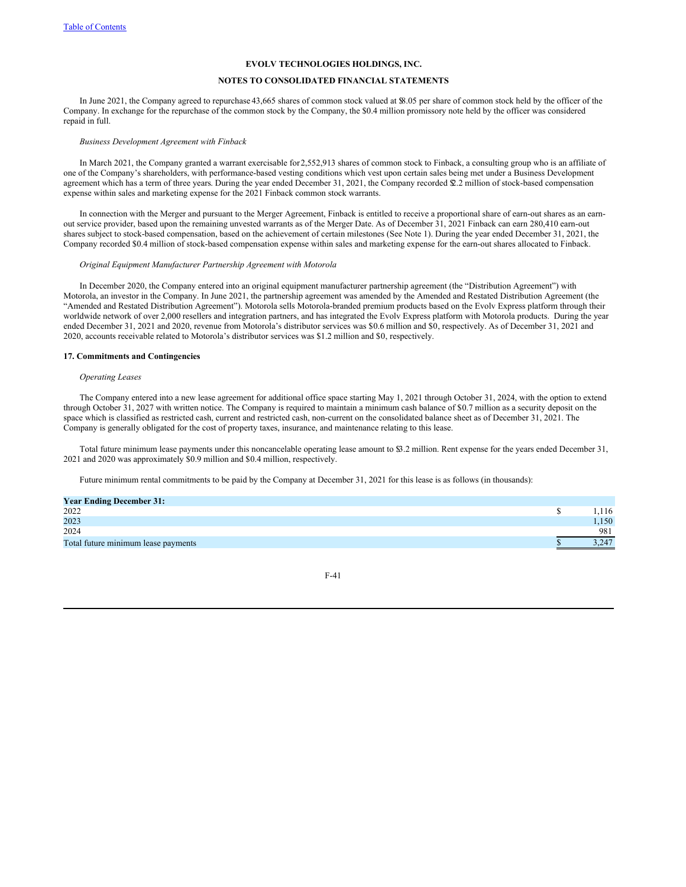In June 2021, the Company agreed to repurchase 43,665 shares of common stock valued at $8.05 per share of common stock held by the officer of the Company. In exchange for the repurchase of the common stock by the Company, the $0.4 million promissory note held by the officer was considered repaid in full.

*Business Development Agreement with Finback*

In March 2021, the Company granted a warrant exercisable for 2,552,913 shares of common stock to Finback, a consulting group who is an affiliate of one of the Company's shareholders, with performance-based vesting conditions which vest upon certain sales being met under a Business Development agreement which has a term of three years. During the year ended December 31, 2021, the Company recorded $2.2 million of stock-based compensation expense within sales and marketing expense for the 2021 Finback common stock warrants.

In connection with the Merger and pursuant to the Merger Agreement, Finback is entitled to receive a proportional share of earn-out shares as an earn-out service provider, based upon the remaining unvested warrants as of the Merger Date. As of December 31, 2021 Finback can earn 280,410 earn-out shares subject to stock-based compensation, based on the achievement of certain milestones (See Note 1). During the year ended December 31, 2021, the Company recorded $0.4 million of stock-based compensation expense within sales and marketing expense for the earn-out shares allocated to Finback.

*Original Equipment Manufacturer Partnership Agreement with Motorola*

In December 2020, the Company entered into an original equipment manufacturer partnership agreement (the "Distribution Agreement") with Motorola, an investor in the Company. In June 2021, the partnership agreement was amended by the Amended and Restated Distribution Agreement (the "Amended and Restated Distribution Agreement"). Motorola sells Motorola-branded premium products based on the Evolv Express platform through their worldwide network of over 2,000 resellers and integration partners, and has integrated the Evolv Express platform with Motorola products. During the year ended December 31, 2021 and 2020, revenue from Motorola's distributor services was $0.6 million and $0, respectively. As of December 31, 2021 and 2020, accounts receivable related to Motorola's distributor services was $1.2 million and $0, respectively.

## 17. Commitments and Contingencies

*Operating Leases*

The Company entered into a new lease agreement for additional office space starting May 1, 2021 through October 31, 2024, with the option to extend through October 31, 2027 with written notice. The Company is required to maintain a minimum cash balance of $0.7 million as a security deposit on the space which is classified as restricted cash, current and restricted cash, non-current on the consolidated balance sheet as of December 31, 2021. The Company is generally obligated for the cost of property taxes, insurance, and maintenance relating to this lease.

Total future minimum lease payments under this noncancelable operating lease amount to $3.2 million. Rent expense for the years ended December 31, 2021 and 2020 was approximately $0.9 million and $0.4 million, respectively.

Future minimum rental commitments to be paid by the Company at December 31, 2021 for this lease is as follows (in thousands):

| Year Ending December 31: | |
|---|---|
| 2022 | $ 1,116 |
| 2023 | 1,150 |
| 2024 | 981 |
| Total future minimum lease payments | $ 3,247 |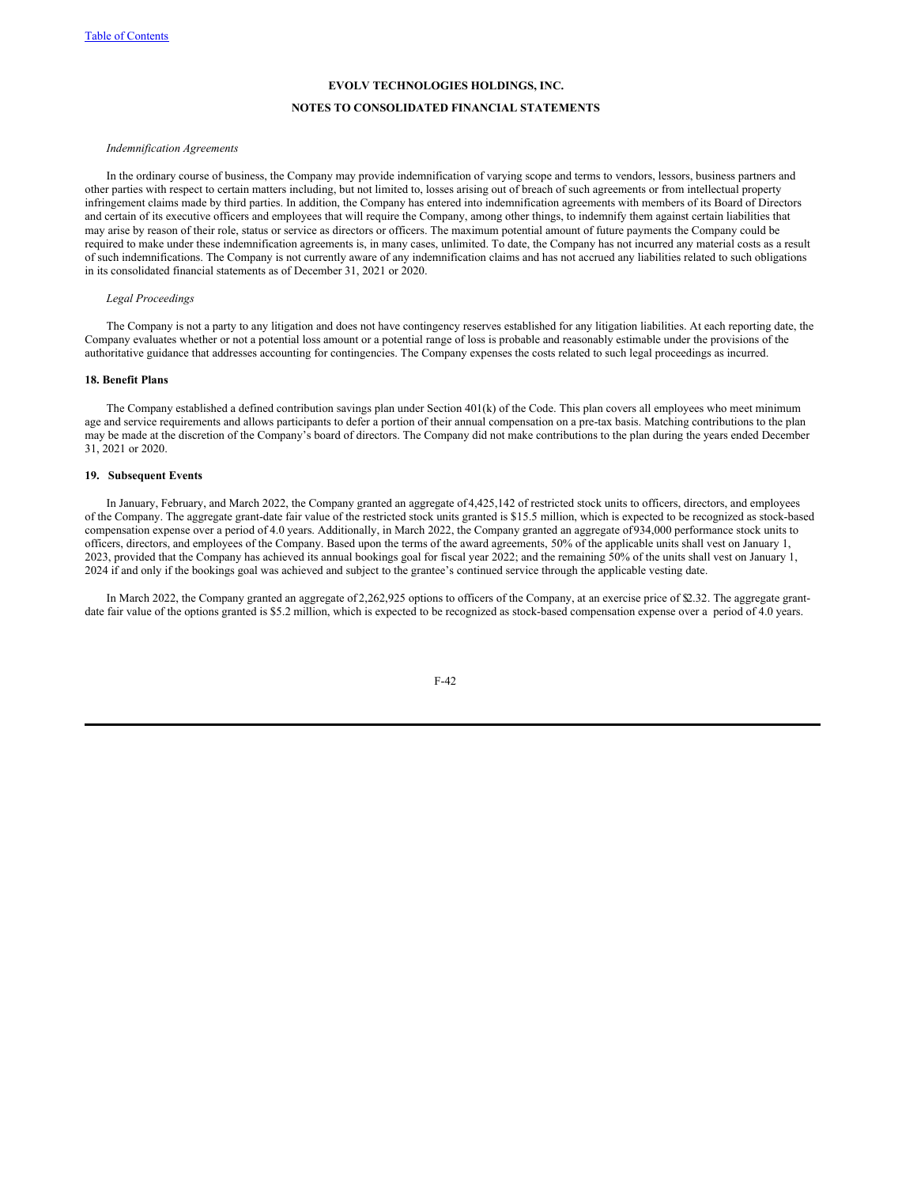*Indemnification Agreements*

In the ordinary course of business, the Company may provide indemnification of varying scope and terms to vendors, lessors, business partners and other parties with respect to certain matters including, but not limited to, losses arising out of breach of such agreements or from intellectual property infringement claims made by third parties. In addition, the Company has entered into indemnification agreements with members of its Board of Directors and certain of its executive officers and employees that will require the Company, among other things, to indemnify them against certain liabilities that may arise by reason of their role, status or service as directors or officers. The maximum potential amount of future payments the Company could be required to make under these indemnification agreements is, in many cases, unlimited. To date, the Company has not incurred any material costs as a result of such indemnifications. The Company is not currently aware of any indemnification claims and has not accrued any liabilities related to such obligations in its consolidated financial statements as of December 31, 2021 or 2020.

*Legal Proceedings*

The Company is not a party to any litigation and does not have contingency reserves established for any litigation liabilities. At each reporting date, the Company evaluates whether or not a potential loss amount or a potential range of loss is probable and reasonably estimable under the provisions of the authoritative guidance that addresses accounting for contingencies. The Company expenses the costs related to such legal proceedings as incurred.

**18. Benefit Plans**

The Company established a defined contribution savings plan under Section 401(k) of the Code. This plan covers all employees who meet minimum age and service requirements and allows participants to defer a portion of their annual compensation on a pre-tax basis. Matching contributions to the plan may be made at the discretion of the Company's board of directors. The Company did not make contributions to the plan during the years ended December 31, 2021 or 2020.

**19. Subsequent Events**

In January, February, and March 2022, the Company granted an aggregate of 4,425,142 of restricted stock units to officers, directors, and employees of the Company. The aggregate grant-date fair value of the restricted stock units granted is $15.5 million, which is expected to be recognized as stock-based compensation expense over a period of 4.0 years. Additionally, in March 2022, the Company granted an aggregate of 934,000 performance stock units to officers, directors, and employees of the Company. Based upon the terms of the award agreements, 50% of the applicable units shall vest on January 1, 2023, provided that the Company has achieved its annual bookings goal for fiscal year 2022; and the remaining 50% of the units shall vest on January 1, 2024 if and only if the bookings goal was achieved and subject to the grantee's continued service through the applicable vesting date.

In March 2022, the Company granted an aggregate of 2,262,925 options to officers of the Company, at an exercise price of $2.32. The aggregate grant-date fair value of the options granted is $5.2 million, which is expected to be recognized as stock-based compensation expense over a period of 4.0 years.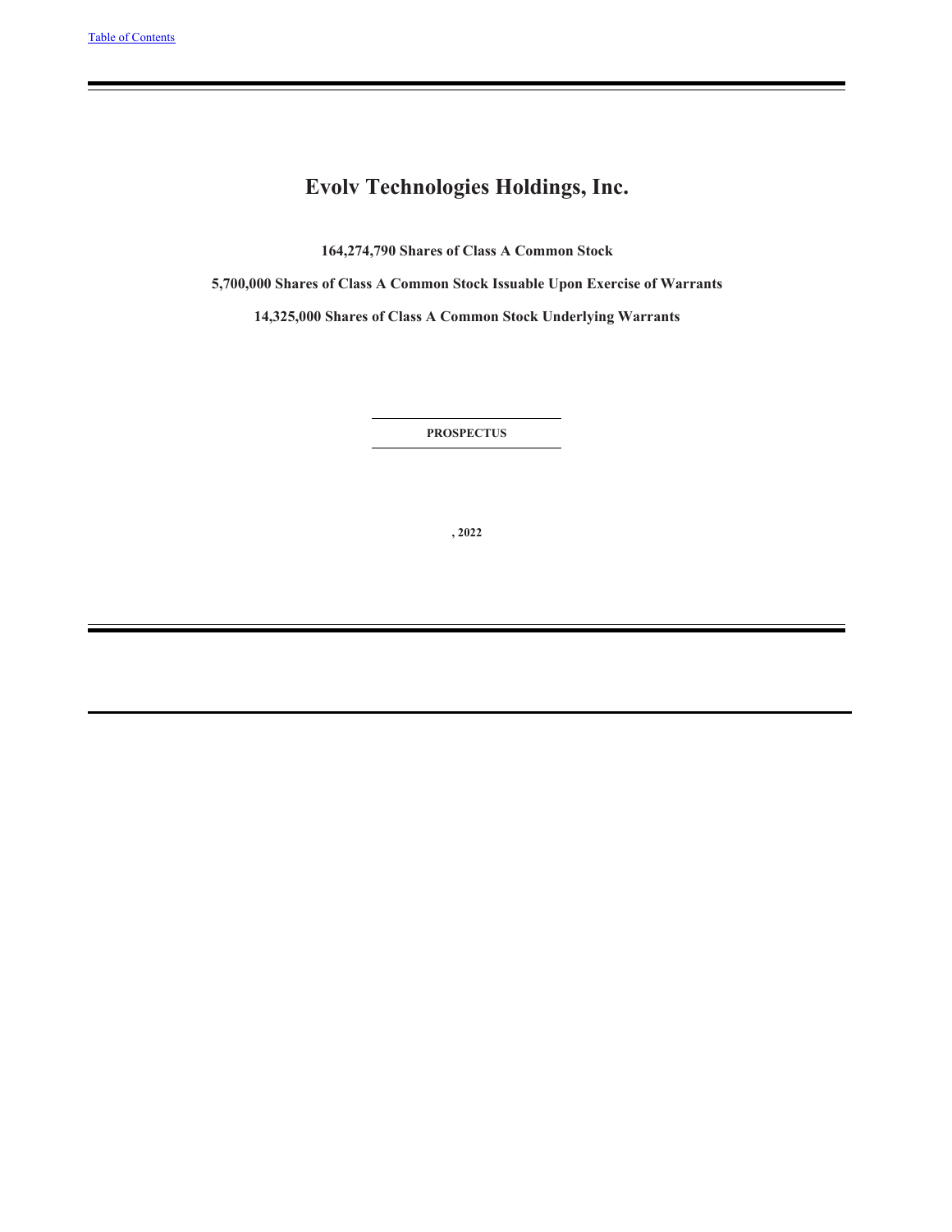# Evolv Technologies Holdings, Inc.

**164,274,790 Shares of Class A Common Stock**

**5,700,000 Shares of Class A Common Stock Issuable Upon Exercise of Warrants**

**14,325,000 Shares of Class A Common Stock Underlying Warrants**

---

**PROSPECTUS**

---

**, 2022**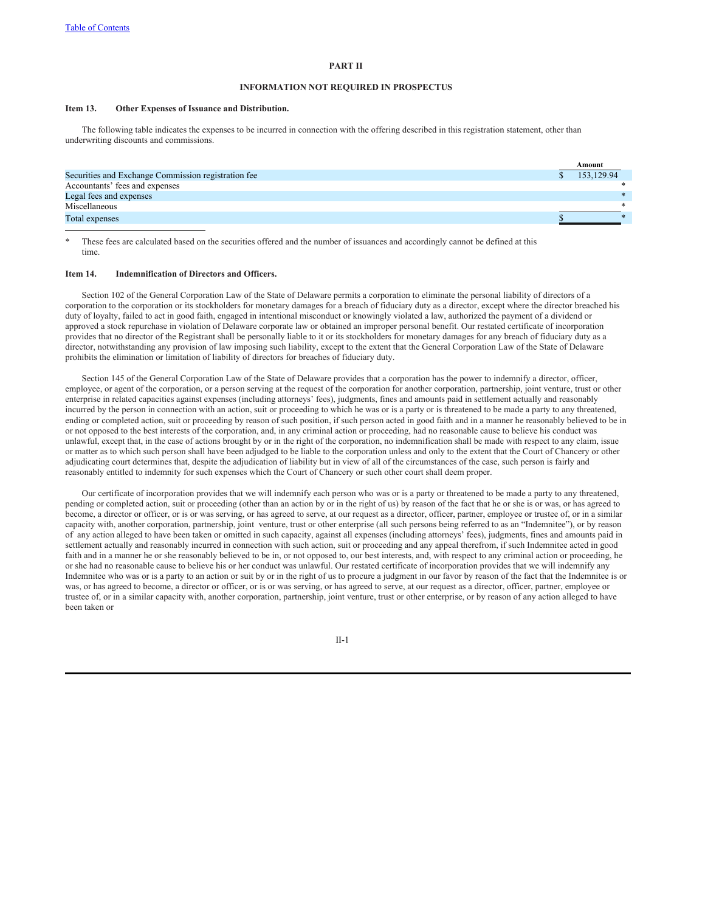## PART II

## INFORMATION NOT REQUIRED IN PROSPECTUS

### Item 13. Other Expenses of Issuance and Distribution.

The following table indicates the expenses to be incurred in connection with the offering described in this registration statement, other than underwriting discounts and commissions.

| | Amount |
|---|---|
| Securities and Exchange Commission registration fee | $ 153,129.94 |
| Accountants' fees and expenses | * |
| Legal fees and expenses | * |
| Miscellaneous | * |
| Total expenses | $ * |

\* These fees are calculated based on the securities offered and the number of issuances and accordingly cannot be defined at this time.

### Item 14. Indemnification of Directors and Officers.

Section 102 of the General Corporation Law of the State of Delaware permits a corporation to eliminate the personal liability of directors of a corporation to the corporation or its stockholders for monetary damages for a breach of fiduciary duty as a director, except where the director breached his duty of loyalty, failed to act in good faith, engaged in intentional misconduct or knowingly violated a law, authorized the payment of a dividend or approved a stock repurchase in violation of Delaware corporate law or obtained an improper personal benefit. Our restated certificate of incorporation provides that no director of the Registrant shall be personally liable to it or its stockholders for monetary damages for any breach of fiduciary duty as a director, notwithstanding any provision of law imposing such liability, except to the extent that the General Corporation Law of the State of Delaware prohibits the elimination or limitation of liability of directors for breaches of fiduciary duty.

Section 145 of the General Corporation Law of the State of Delaware provides that a corporation has the power to indemnify a director, officer, employee, or agent of the corporation, or a person serving at the request of the corporation for another corporation, partnership, joint venture, trust or other enterprise in related capacities against expenses (including attorneys' fees), judgments, fines and amounts paid in settlement actually and reasonably incurred by the person in connection with an action, suit or proceeding to which he was or is a party or is threatened to be made a party to any threatened, ending or completed action, suit or proceeding by reason of such position, if such person acted in good faith and in a manner he reasonably believed to be in or not opposed to the best interests of the corporation, and, in any criminal action or proceeding, had no reasonable cause to believe his conduct was unlawful, except that, in the case of actions brought by or in the right of the corporation, no indemnification shall be made with respect to any claim, issue or matter as to which such person shall have been adjudged to be liable to the corporation unless and only to the extent that the Court of Chancery or other adjudicating court determines that, despite the adjudication of liability but in view of all of the circumstances of the case, such person is fairly and reasonably entitled to indemnity for such expenses which the Court of Chancery or such other court shall deem proper.

Our certificate of incorporation provides that we will indemnify each person who was or is a party or threatened to be made a party to any threatened, pending or completed action, suit or proceeding (other than an action by or in the right of us) by reason of the fact that he or she is or was, or has agreed to become, a director or officer, or is or was serving, or has agreed to serve, at our request as a director, officer, partner, employee or trustee of, or in a similar capacity with, another corporation, partnership, joint venture, trust or other enterprise (all such persons being referred to as an "Indemnitee"), or by reason of any action alleged to have been taken or omitted in such capacity, against all expenses (including attorneys' fees), judgments, fines and amounts paid in settlement actually and reasonably incurred in connection with such action, suit or proceeding and any appeal therefrom, if such Indemnitee acted in good faith and in a manner he or she reasonably believed to be in, or not opposed to, our best interests, and, with respect to any criminal action or proceeding, he or she had no reasonable cause to believe his or her conduct was unlawful. Our restated certificate of incorporation provides that we will indemnify any Indemnitee who was or is a party to an action or suit by or in the right of us to procure a judgment in our favor by reason of the fact that the Indemnitee is or was, or has agreed to become, a director or officer, or is or was serving, or has agreed to serve, at our request as a director, officer, partner, employee or trustee of, or in a similar capacity with, another corporation, partnership, joint venture, trust or other enterprise, or by reason of any action alleged to have been taken or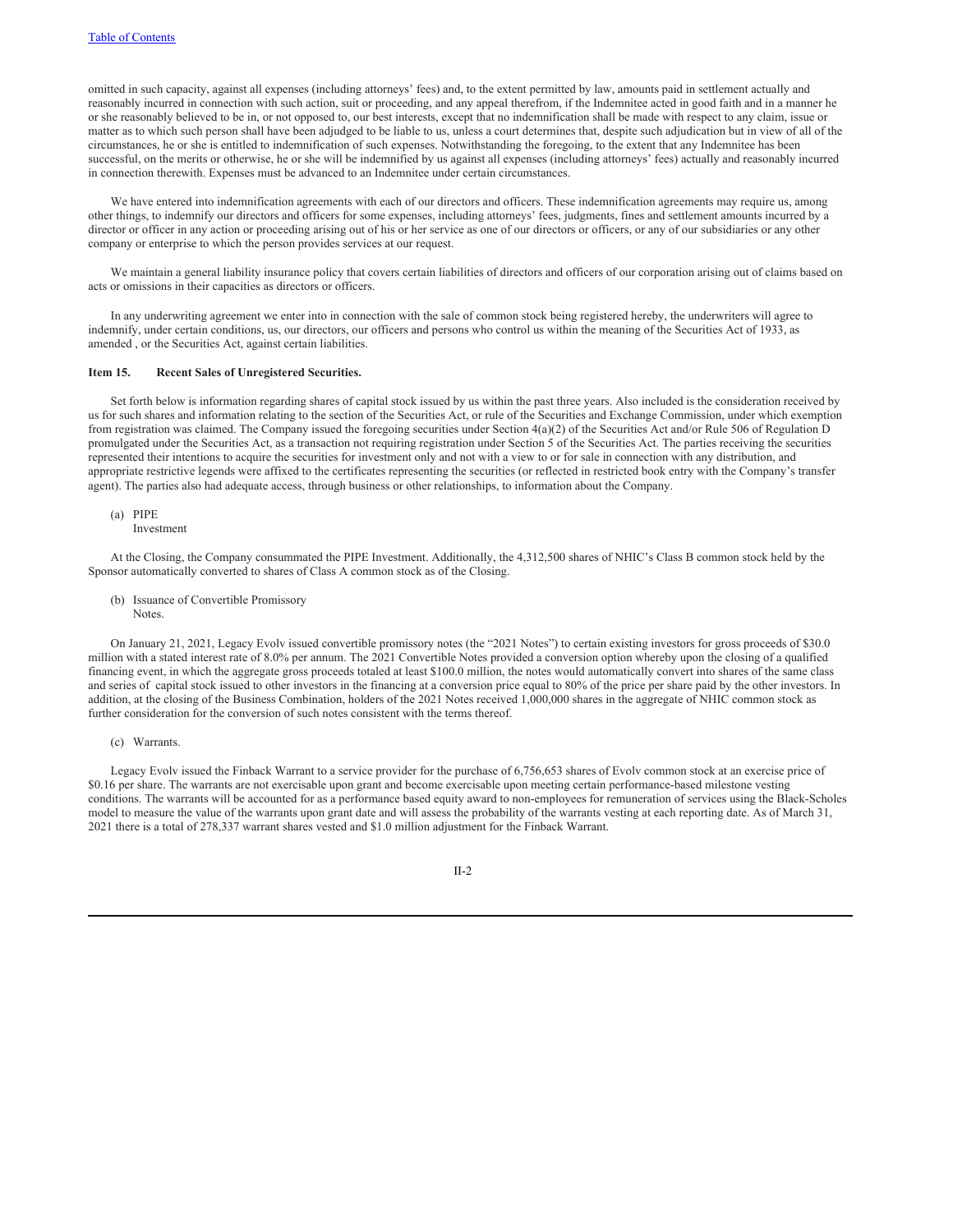omitted in such capacity, against all expenses (including attorneys' fees) and, to the extent permitted by law, amounts paid in settlement actually and reasonably incurred in connection with such action, suit or proceeding, and any appeal therefrom, if the Indemnitee acted in good faith and in a manner he or she reasonably believed to be in, or not opposed to, our best interests, except that no indemnification shall be made with respect to any claim, issue or matter as to which such person shall have been adjudged to be liable to us, unless a court determines that, despite such adjudication but in view of all of the circumstances, he or she is entitled to indemnification of such expenses. Notwithstanding the foregoing, to the extent that any Indemnitee has been successful, on the merits or otherwise, he or she will be indemnified by us against all expenses (including attorneys' fees) actually and reasonably incurred in connection therewith. Expenses must be advanced to an Indemnitee under certain circumstances.

We have entered into indemnification agreements with each of our directors and officers. These indemnification agreements may require us, among other things, to indemnify our directors and officers for some expenses, including attorneys' fees, judgments, fines and settlement amounts incurred by a director or officer in any action or proceeding arising out of his or her service as one of our directors or officers, or any of our subsidiaries or any other company or enterprise to which the person provides services at our request.

We maintain a general liability insurance policy that covers certain liabilities of directors and officers of our corporation arising out of claims based on acts or omissions in their capacities as directors or officers.

In any underwriting agreement we enter into in connection with the sale of common stock being registered hereby, the underwriters will agree to indemnify, under certain conditions, us, our directors, our officers and persons who control us within the meaning of the Securities Act of 1933, as amended , or the Securities Act, against certain liabilities.

### Item 15. Recent Sales of Unregistered Securities.

Set forth below is information regarding shares of capital stock issued by us within the past three years. Also included is the consideration received by us for such shares and information relating to the section of the Securities Act, or rule of the Securities and Exchange Commission, under which exemption from registration was claimed. The Company issued the foregoing securities under Section 4(a)(2) of the Securities Act and/or Rule 506 of Regulation D promulgated under the Securities Act, as a transaction not requiring registration under Section 5 of the Securities Act. The parties receiving the securities represented their intentions to acquire the securities for investment only and not with a view to or for sale in connection with any distribution, and appropriate restrictive legends were affixed to the certificates representing the securities (or reflected in restricted book entry with the Company's transfer agent). The parties also had adequate access, through business or other relationships, to information about the Company.

(a) PIPE Investment

At the Closing, the Company consummated the PIPE Investment. Additionally, the 4,312,500 shares of NHIC's Class B common stock held by the Sponsor automatically converted to shares of Class A common stock as of the Closing.

(b) Issuance of Convertible Promissory Notes.

On January 21, 2021, Legacy Evolv issued convertible promissory notes (the "2021 Notes") to certain existing investors for gross proceeds of $30.0 million with a stated interest rate of 8.0% per annum. The 2021 Convertible Notes provided a conversion option whereby upon the closing of a qualified financing event, in which the aggregate gross proceeds totaled at least $100.0 million, the notes would automatically convert into shares of the same class and series of capital stock issued to other investors in the financing at a conversion price equal to 80% of the price per share paid by the other investors. In addition, at the closing of the Business Combination, holders of the 2021 Notes received 1,000,000 shares in the aggregate of NHIC common stock as further consideration for the conversion of such notes consistent with the terms thereof.

(c) Warrants.

Legacy Evolv issued the Finback Warrant to a service provider for the purchase of 6,756,653 shares of Evolv common stock at an exercise price of $0.16 per share. The warrants are not exercisable upon grant and become exercisable upon meeting certain performance-based milestone vesting conditions. The warrants will be accounted for as a performance based equity award to non-employees for remuneration of services using the Black-Scholes model to measure the value of the warrants upon grant date and will assess the probability of the warrants vesting at each reporting date. As of March 31, 2021 there is a total of 278,337 warrant shares vested and $1.0 million adjustment for the Finback Warrant.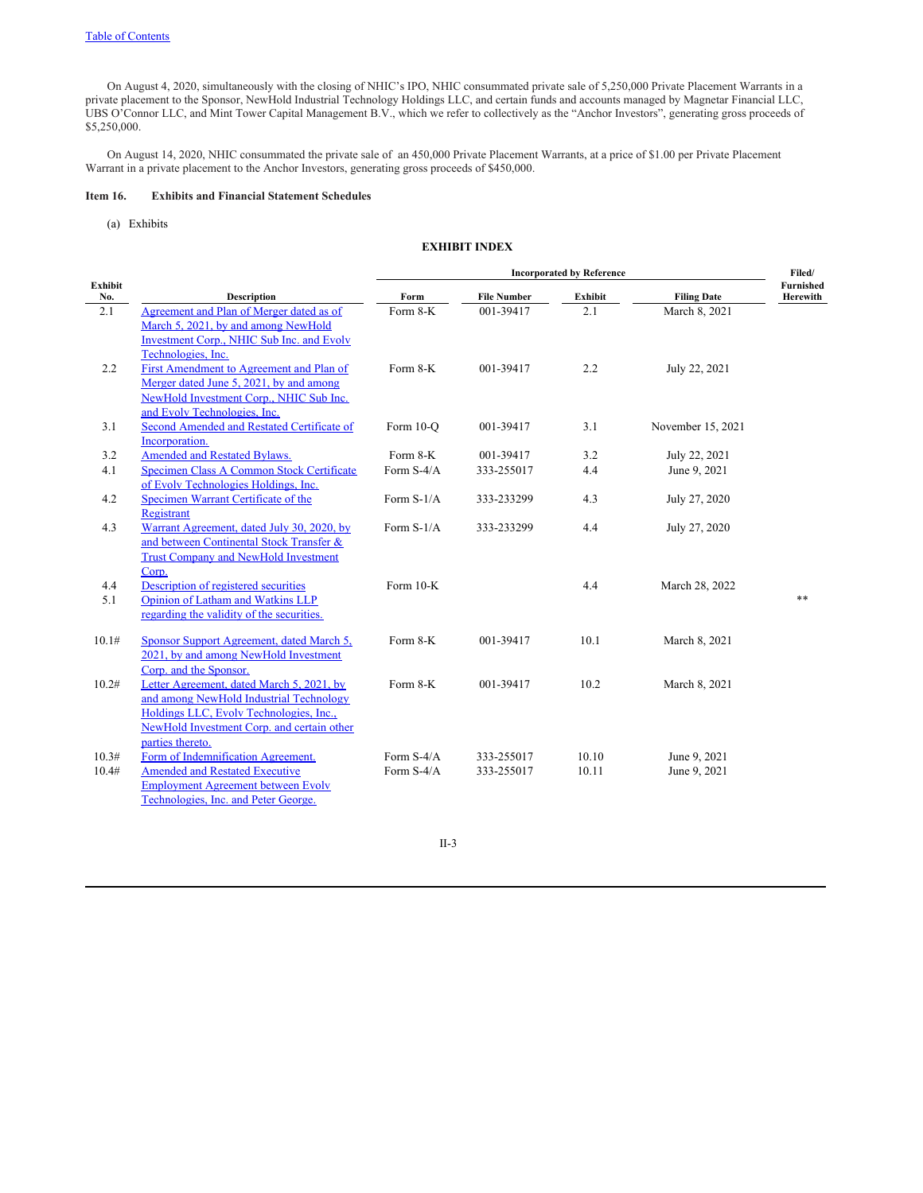On August 4, 2020, simultaneously with the closing of NHIC's IPO, NHIC consummated private sale of 5,250,000 Private Placement Warrants in a private placement to the Sponsor, NewHold Industrial Technology Holdings LLC, and certain funds and accounts managed by Magnetar Financial LLC, UBS O'Connor LLC, and Mint Tower Capital Management B.V., which we refer to collectively as the "Anchor Investors", generating gross proceeds of $5,250,000.

On August 14, 2020, NHIC consummated the private sale of an 450,000 Private Placement Warrants, at a price of $1.00 per Private Placement Warrant in a private placement to the Anchor Investors, generating gross proceeds of $450,000.

**Item 16. Exhibits and Financial Statement Schedules**

(a) Exhibits

**EXHIBIT INDEX**

| Exhibit No. | Description | Incorporated by Reference | | | | Filed/ Furnished Herewith |
|---|---|---|---|---|---|---|
| | | Form | File Number | Exhibit | Filing Date | |
| 2.1 | Agreement and Plan of Merger dated as of March 5, 2021, by and among NewHold Investment Corp., NHIC Sub Inc. and Evolv Technologies, Inc. | Form 8-K | 001-39417 | 2.1 | March 8, 2021 | |
| 2.2 | First Amendment to Agreement and Plan of Merger dated June 5, 2021, by and among NewHold Investment Corp., NHIC Sub Inc. and Evolv Technologies, Inc. | Form 8-K | 001-39417 | 2.2 | July 22, 2021 | |
| 3.1 | Second Amended and Restated Certificate of Incorporation. | Form 10-Q | 001-39417 | 3.1 | November 15, 2021 | |
| 3.2 | Amended and Restated Bylaws. | Form 8-K | 001-39417 | 3.2 | July 22, 2021 | |
| 4.1 | Specimen Class A Common Stock Certificate of Evolv Technologies Holdings, Inc. | Form S-4/A | 333-255017 | 4.4 | June 9, 2021 | |
| 4.2 | Specimen Warrant Certificate of the Registrant | Form S-1/A | 333-233299 | 4.3 | July 27, 2020 | |
| 4.3 | Warrant Agreement, dated July 30, 2020, by and between Continental Stock Transfer & Trust Company and NewHold Investment Corp. | Form S-1/A | 333-233299 | 4.4 | July 27, 2020 | |
| 4.4 | Description of registered securities | Form 10-K | | 4.4 | March 28, 2022 | |
| 5.1 | Opinion of Latham and Watkins LLP regarding the validity of the securities. | | | | | ** |
| 10.1# | Sponsor Support Agreement, dated March 5, 2021, by and among NewHold Investment Corp. and the Sponsor. | Form 8-K | 001-39417 | 10.1 | March 8, 2021 | |
| 10.2# | Letter Agreement, dated March 5, 2021, by and among NewHold Industrial Technology Holdings LLC, Evolv Technologies, Inc., NewHold Investment Corp. and certain other parties thereto. | Form 8-K | 001-39417 | 10.2 | March 8, 2021 | |
| 10.3# | Form of Indemnification Agreement. | Form S-4/A | 333-255017 | 10.10 | June 9, 2021 | |
| 10.4# | Amended and Restated Executive Employment Agreement between Evolv Technologies, Inc. and Peter George. | Form S-4/A | 333-255017 | 10.11 | June 9, 2021 | |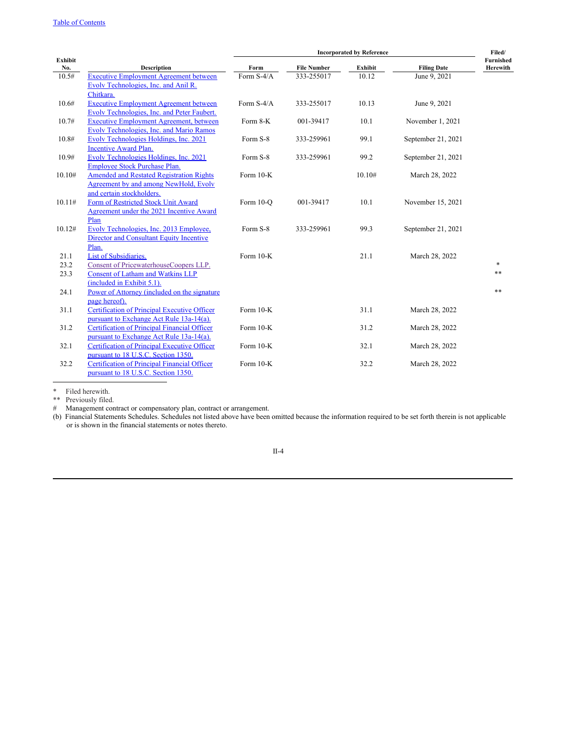| Exhibit No. | Description | Incorporated by Reference | | | | Filed/ Furnished Herewith |
|---|---|---|---|---|---|---|
| | | Form | File Number | Exhibit | Filing Date | |
| 10.5# | Executive Employment Agreement between Evolv Technologies, Inc. and Anil R. Chitkara. | Form S-4/A | 333-255017 | 10.12 | June 9, 2021 | |
| 10.6# | Executive Employment Agreement between Evolv Technologies, Inc. and Peter Faubert. | Form S-4/A | 333-255017 | 10.13 | June 9, 2021 | |
| 10.7# | Executive Employment Agreement, between Evolv Technologies, Inc. and Mario Ramos | Form 8-K | 001-39417 | 10.1 | November 1, 2021 | |
| 10.8# | Evolv Technologies Holdings, Inc. 2021 Incentive Award Plan. | Form S-8 | 333-259961 | 99.1 | September 21, 2021 | |
| 10.9# | Evolv Technologies Holdings, Inc. 2021 Employee Stock Purchase Plan. | Form S-8 | 333-259961 | 99.2 | September 21, 2021 | |
| 10.10# | Amended and Restated Registration Rights Agreement by and among NewHold, Evolv and certain stockholders. | Form 10-K | | 10.10# | March 28, 2022 | |
| 10.11# | Form of Restricted Stock Unit Award Agreement under the 2021 Incentive Award Plan | Form 10-Q | 001-39417 | 10.1 | November 15, 2021 | |
| 10.12# | Evolv Technologies, Inc. 2013 Employee, Director and Consultant Equity Incentive Plan. | Form S-8 | 333-259961 | 99.3 | September 21, 2021 | |
| 21.1 | List of Subsidiaries. | Form 10-K | | 21.1 | March 28, 2022 | |
| 23.2 | Consent of PricewaterhouseCoopers LLP. | | | | | * |
| 23.3 | Consent of Latham and Watkins LLP (included in Exhibit 5.1). | | | | | ** |
| 24.1 | Power of Attorney (included on the signature page hereof). | | | | | ** |
| 31.1 | Certification of Principal Executive Officer pursuant to Exchange Act Rule 13a-14(a). | Form 10-K | | 31.1 | March 28, 2022 | |
| 31.2 | Certification of Principal Financial Officer pursuant to Exchange Act Rule 13a-14(a). | Form 10-K | | 31.2 | March 28, 2022 | |
| 32.1 | Certification of Principal Executive Officer pursuant to 18 U.S.C. Section 1350. | Form 10-K | | 32.1 | March 28, 2022 | |
| 32.2 | Certification of Principal Financial Officer pursuant to 18 U.S.C. Section 1350. | Form 10-K | | 32.2 | March 28, 2022 | |

\* Filed herewith.
** Previously filed.
# Management contract or compensatory plan, contract or arrangement.

(b) Financial Statements Schedules. Schedules not listed above have been omitted because the information required to be set forth therein is not applicable or is shown in the financial statements or notes thereto.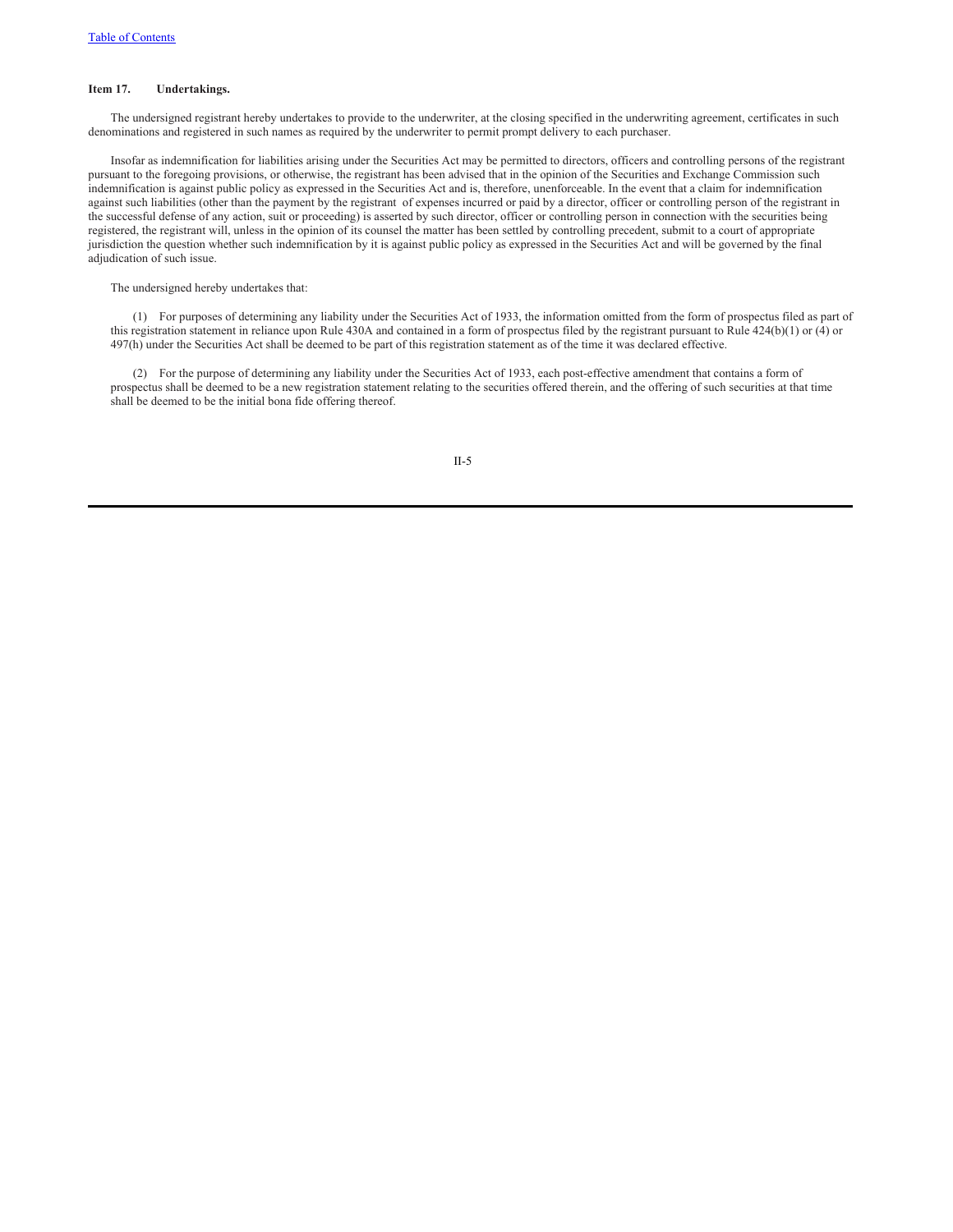**Item 17. Undertakings.**

The undersigned registrant hereby undertakes to provide to the underwriter, at the closing specified in the underwriting agreement, certificates in such denominations and registered in such names as required by the underwriter to permit prompt delivery to each purchaser.

Insofar as indemnification for liabilities arising under the Securities Act may be permitted to directors, officers and controlling persons of the registrant pursuant to the foregoing provisions, or otherwise, the registrant has been advised that in the opinion of the Securities and Exchange Commission such indemnification is against public policy as expressed in the Securities Act and is, therefore, unenforceable. In the event that a claim for indemnification against such liabilities (other than the payment by the registrant of expenses incurred or paid by a director, officer or controlling person of the registrant in the successful defense of any action, suit or proceeding) is asserted by such director, officer or controlling person in connection with the securities being registered, the registrant will, unless in the opinion of its counsel the matter has been settled by controlling precedent, submit to a court of appropriate jurisdiction the question whether such indemnification by it is against public policy as expressed in the Securities Act and will be governed by the final adjudication of such issue.

The undersigned hereby undertakes that:

(1) For purposes of determining any liability under the Securities Act of 1933, the information omitted from the form of prospectus filed as part of this registration statement in reliance upon Rule 430A and contained in a form of prospectus filed by the registrant pursuant to Rule 424(b)(1) or (4) or 497(h) under the Securities Act shall be deemed to be part of this registration statement as of the time it was declared effective.

(2) For the purpose of determining any liability under the Securities Act of 1933, each post-effective amendment that contains a form of prospectus shall be deemed to be a new registration statement relating to the securities offered therein, and the offering of such securities at that time shall be deemed to be the initial bona fide offering thereof.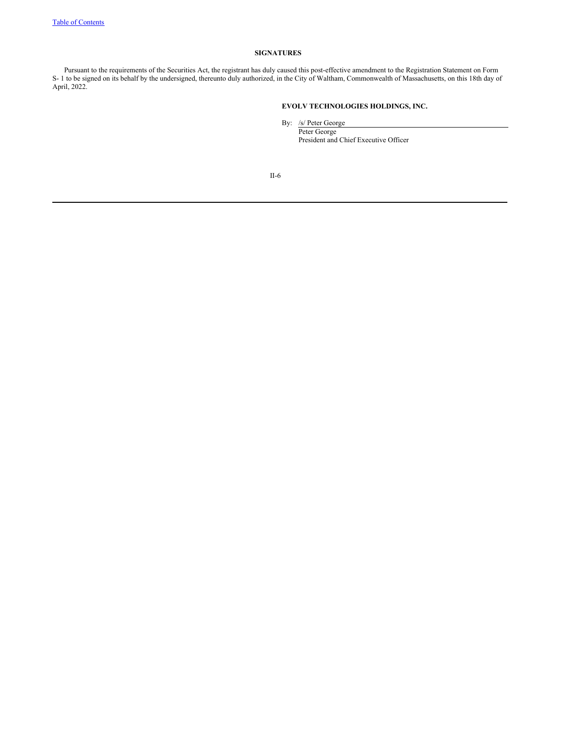## SIGNATURES

Pursuant to the requirements of the Securities Act, the registrant has duly caused this post-effective amendment to the Registration Statement on Form S- 1 to be signed on its behalf by the undersigned, thereunto duly authorized, in the City of Waltham, Commonwealth of Massachusetts, on this 18th day of April, 2022.

**EVOLV TECHNOLOGIES HOLDINGS, INC.**

By: /s/ Peter George
Peter George
President and Chief Executive Officer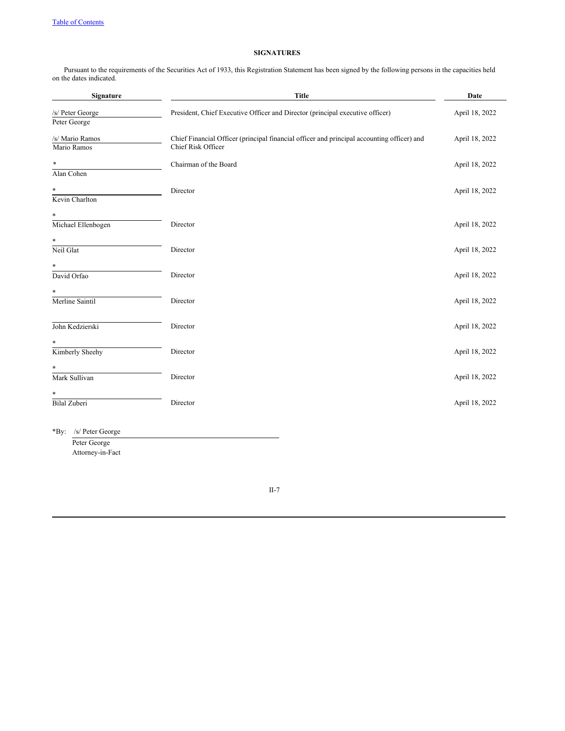## SIGNATURES

Pursuant to the requirements of the Securities Act of 1933, this Registration Statement has been signed by the following persons in the capacities held on the dates indicated.

| Signature | Title | Date |
|---|---|---|
| /s/ Peter George<br>Peter George | President, Chief Executive Officer and Director (principal executive officer) | April 18, 2022 |
| /s/ Mario Ramos<br>Mario Ramos | Chief Financial Officer (principal financial officer and principal accounting officer) and Chief Risk Officer | April 18, 2022 |
| *<br>Alan Cohen | Chairman of the Board | April 18, 2022 |
| *<br>Kevin Charlton | Director | April 18, 2022 |
| *<br>Michael Ellenbogen | Director | April 18, 2022 |
| *<br>Neil Glat | Director | April 18, 2022 |
| *<br>David Orfao | Director | April 18, 2022 |
| *<br>Merline Saintil | Director | April 18, 2022 |
| John Kedzierski | Director | April 18, 2022 |
| *<br>Kimberly Sheehy | Director | April 18, 2022 |
| *<br>Mark Sullivan | Director | April 18, 2022 |
| *<br>Bilal Zuberi | Director | April 18, 2022 |

*By: /s/ Peter George
Peter George
Attorney-in-Fact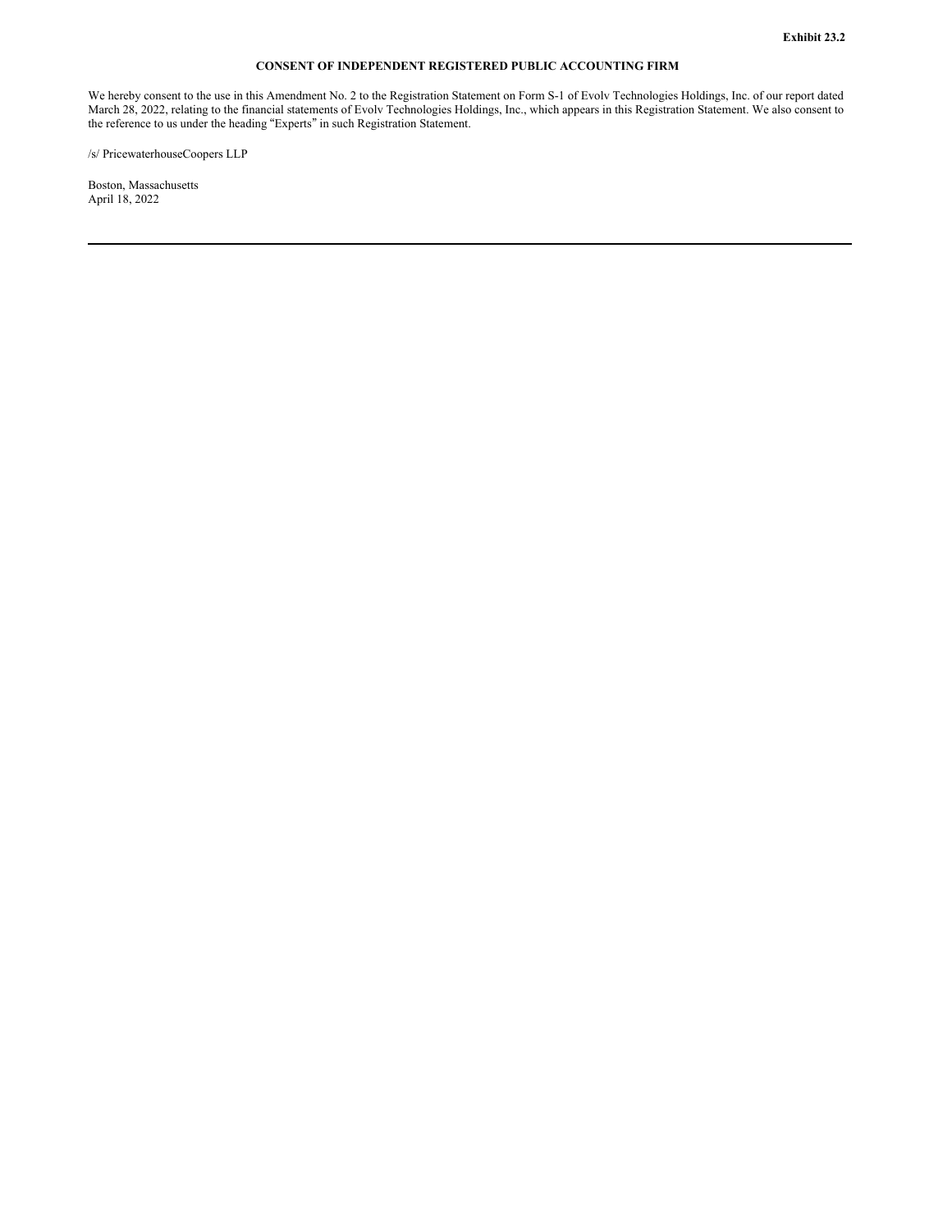**Exhibit 23.2**

**CONSENT OF INDEPENDENT REGISTERED PUBLIC ACCOUNTING FIRM**

We hereby consent to the use in this Amendment No. 2 to the Registration Statement on Form S-1 of Evolv Technologies Holdings, Inc. of our report dated March 28, 2022, relating to the financial statements of Evolv Technologies Holdings, Inc., which appears in this Registration Statement. We also consent to the reference to us under the heading “Experts” in such Registration Statement.

/s/ PricewaterhouseCoopers LLP

Boston, Massachusetts
April 18, 2022